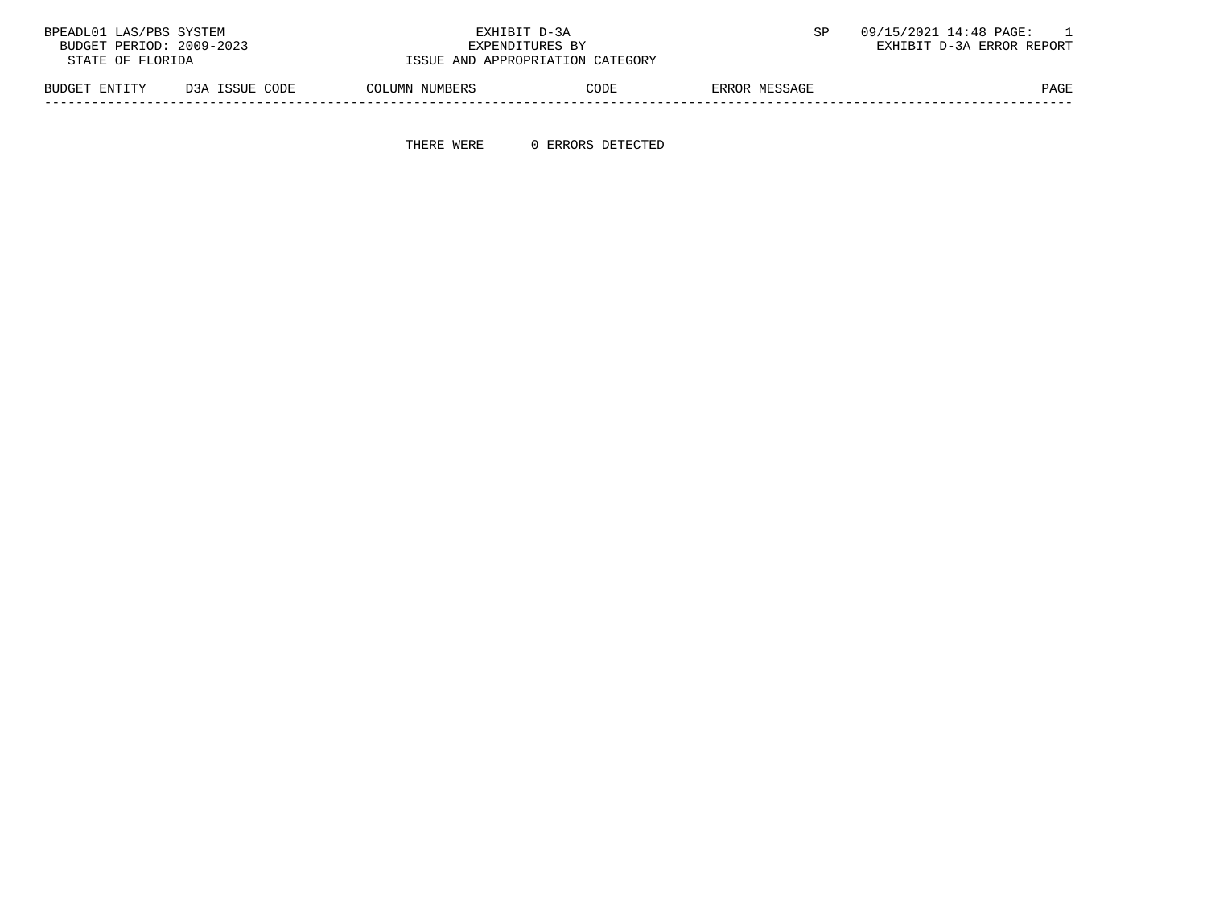BPEADL01 LAS/PBS SYSTEM EXHIBIT D-3A SP 09/15/2021 14:48 PAGE: 1
BUDGET PERIOD: 2009-2023 EXPENDITURES BY EXHIBIT D-3A ERROR REPORT
STATE OF FLORIDA ISSUE AND APPROPRIATION CATEGORY

| BUDGET ENTITY | D3A ISSUE CODE | COLUMN NUMBERS | CODE | ERROR MESSAGE | PAGE |
|---|---|---|---|---|---|

THERE WERE 0 ERRORS DETECTED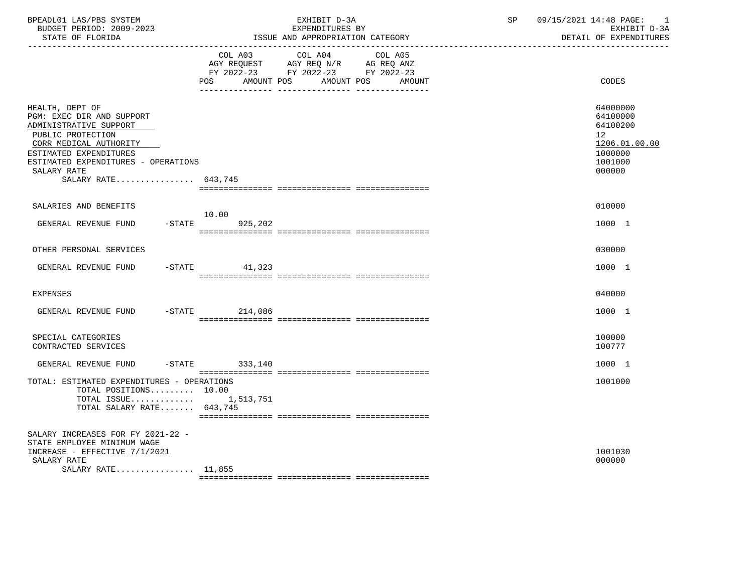BPEADL01 LAS/PBS SYSTEM | EXHIBIT D-3A | SP 09/15/2021 14:48

BUDGET PERIOD: 2009-2023 | EXPENDITURES BY | EXHIBIT D-3A

STATE OF FLORIDA | ISSUE AND APPROPRIATION CATEGORY | DETAIL OF EXPENDITURES

| | COL A03 AGY REQUEST FY 2022-23 POS AMOUNT | COL A04 AGY REQ N/R FY 2022-23 POS AMOUNT | COL A05 AG REQ ANZ FY 2022-23 POS AMOUNT | CODES |
|---|---|---|---|---|
| HEALTH, DEPT OF | | | | 64000000 |
| PGM: EXEC DIR AND SUPPORT | | | | 64100000 |
| ADMINISTRATIVE SUPPORT | | | | 64100200 |
| PUBLIC PROTECTION | | | | 12 |
| CORR MEDICAL AUTHORITY | | | | 1206.01.00.00 |
| ESTIMATED EXPENDITURES | | | | 1000000 |
| ESTIMATED EXPENDITURES - OPERATIONS | | | | 1001000 |
| SALARY RATE | | | | 000000 |
| SALARY RATE................ 643,745 | | | | |
| SALARIES AND BENEFITS | | | | 010000 |
| GENERAL REVENUE FUND -STATE | 10.00 925,202 | | | 1000 1 |
| OTHER PERSONAL SERVICES | | | | 030000 |
| GENERAL REVENUE FUND -STATE | 41,323 | | | 1000 1 |
| EXPENSES | | | | 040000 |
| GENERAL REVENUE FUND -STATE | 214,086 | | | 1000 1 |
| SPECIAL CATEGORIES | | | | 100000 |
| CONTRACTED SERVICES | | | | 100777 |
| GENERAL REVENUE FUND -STATE | 333,140 | | | 1000 1 |
| TOTAL: ESTIMATED EXPENDITURES - OPERATIONS | | | | 1001000 |
| TOTAL POSITIONS......... 10.00 | | | | |
| TOTAL ISSUE............. | 1,513,751 | | | |
| TOTAL SALARY RATE....... 643,745 | | | | |
| SALARY INCREASES FOR FY 2021-22 - STATE EMPLOYEE MINIMUM WAGE INCREASE - EFFECTIVE 7/1/2021 | | | | 1001030 |
| SALARY RATE | | | | 000000 |
| SALARY RATE................ 11,855 | | | | |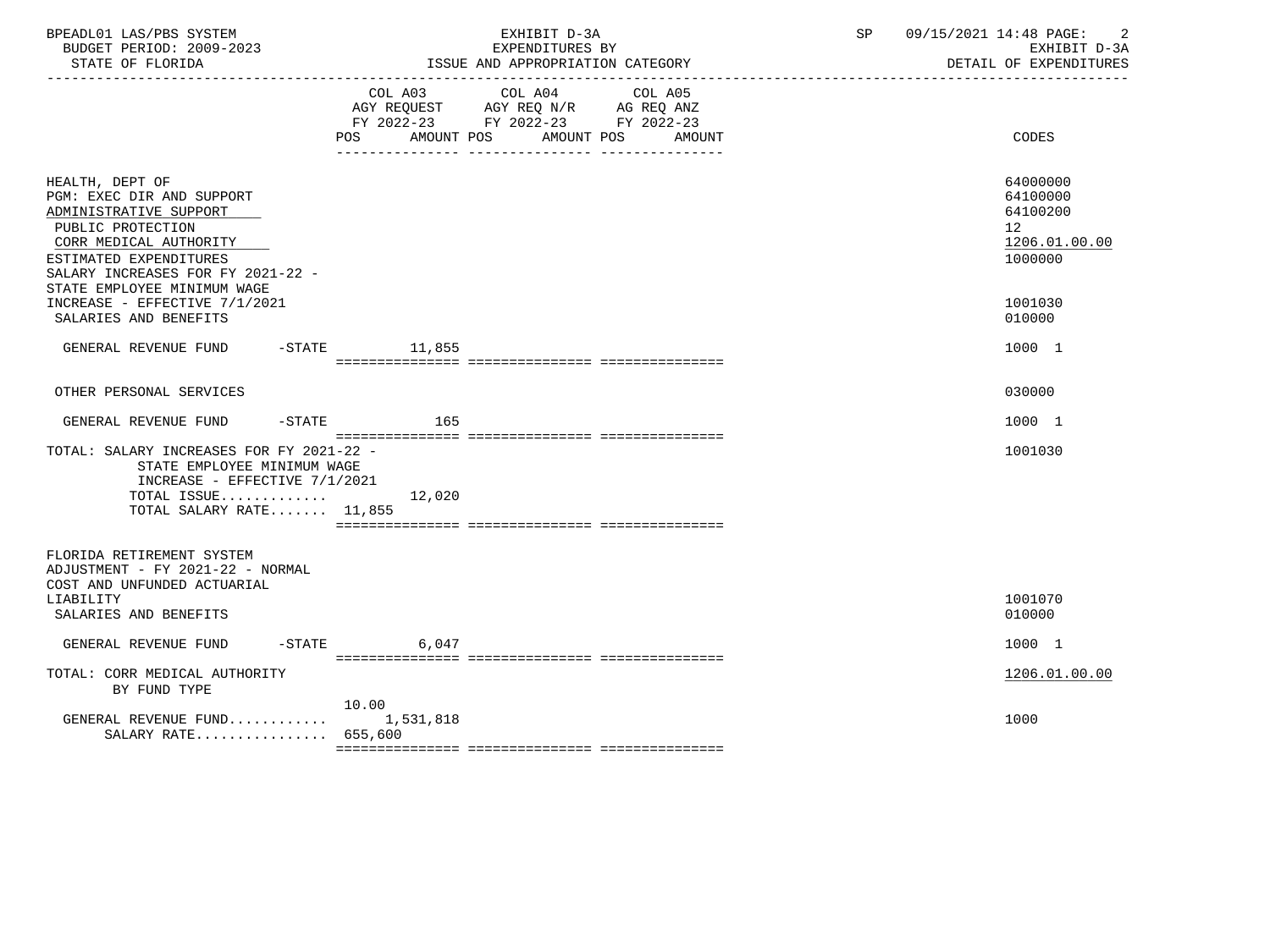BPEADL01 LAS/PBS SYSTEM | EXHIBIT D-3A | SP 09/15/2021 14:48
BUDGET PERIOD: 2009-2023 | EXPENDITURES BY | EXHIBIT D-3A
STATE OF FLORIDA | ISSUE AND APPROPRIATION CATEGORY | DETAIL OF EXPENDITURES

| | COL A03 AGY REQUEST FY 2022-23 POS AMOUNT | COL A04 AGY REQ N/R FY 2022-23 POS AMOUNT | COL A05 AG REQ ANZ FY 2022-23 POS AMOUNT | CODES |
|---|---|---|---|---|
| HEALTH, DEPT OF | | | | 64000000 |
| PGM: EXEC DIR AND SUPPORT | | | | 64100000 |
| ADMINISTRATIVE SUPPORT | | | | 64100200 |
| PUBLIC PROTECTION | | | | 12 |
| CORR MEDICAL AUTHORITY | | | | 1206.01.00.00 |
| ESTIMATED EXPENDITURES | | | | 1000000 |
| SALARY INCREASES FOR FY 2021-22 - STATE EMPLOYEE MINIMUM WAGE INCREASE - EFFECTIVE 7/1/2021 | | | | 1001030 |
| SALARIES AND BENEFITS | | | | 010000 |
| GENERAL REVENUE FUND -STATE | 11,855 | | | 1000 1 |
| OTHER PERSONAL SERVICES | | | | 030000 |
| GENERAL REVENUE FUND -STATE | 165 | | | 1000 1 |
| TOTAL: SALARY INCREASES FOR FY 2021-22 - STATE EMPLOYEE MINIMUM WAGE INCREASE - EFFECTIVE 7/1/2021 | | | | 1001030 |
| TOTAL ISSUE............. | 12,020 | | | |
| TOTAL SALARY RATE....... 11,855 | | | | |
| FLORIDA RETIREMENT SYSTEM ADJUSTMENT - FY 2021-22 - NORMAL COST AND UNFUNDED ACTUARIAL LIABILITY | | | | 1001070 |
| SALARIES AND BENEFITS | | | | 010000 |
| GENERAL REVENUE FUND -STATE | 6,047 | | | 1000 1 |
| TOTAL: CORR MEDICAL AUTHORITY BY FUND TYPE | | | | 1206.01.00.00 |
| | 10.00 | | | |
| GENERAL REVENUE FUND........... | 1,531,818 | | | 1000 |
| SALARY RATE................ 655,600 | | | | |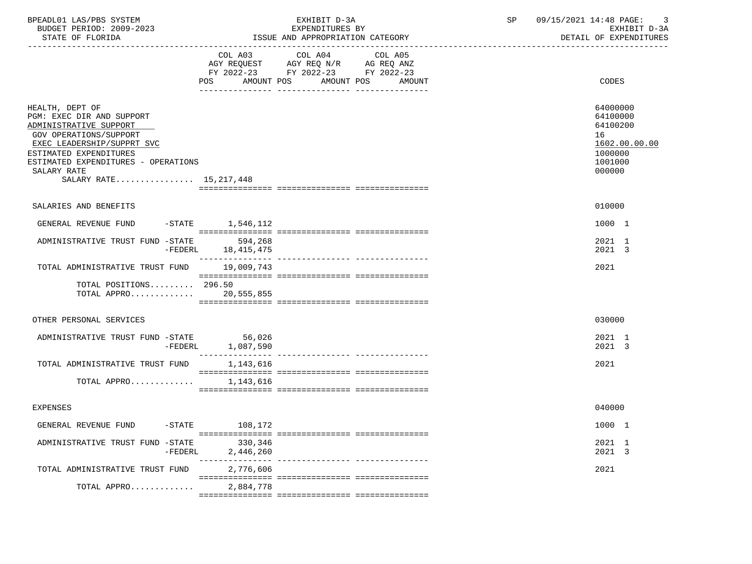BPEADL01 LAS/PBS SYSTEM | EXHIBIT D-3A | SP 09/15/2021 14:48
BUDGET PERIOD: 2009-2023 | EXPENDITURES BY | EXHIBIT D-3A
STATE OF FLORIDA | ISSUE AND APPROPRIATION CATEGORY | DETAIL OF EXPENDITURES

| | COL A03 AGY REQUEST FY 2022-23 POS AMOUNT | COL A04 AGY REQ N/R FY 2022-23 POS AMOUNT | COL A05 AG REQ ANZ FY 2022-23 POS AMOUNT | CODES |
|---|---|---|---|---|
| HEALTH, DEPT OF | | | | 64000000 |
| PGM: EXEC DIR AND SUPPORT | | | | 64100000 |
| ADMINISTRATIVE SUPPORT | | | | 64100200 |
| GOV OPERATIONS/SUPPORT | | | | 16 |
| EXEC LEADERSHIP/SUPPRT SVC | | | | 1602.00.00.00 |
| ESTIMATED EXPENDITURES | | | | 1000000 |
| ESTIMATED EXPENDITURES - OPERATIONS | | | | 1001000 |
| SALARY RATE | | | | 000000 |
| SALARY RATE................ | 15,217,448 | | | |
| SALARIES AND BENEFITS | | | | 010000 |
| GENERAL REVENUE FUND -STATE | 1,546,112 | | | 1000 1 |
| ADMINISTRATIVE TRUST FUND -STATE | 594,268 | | | 2021 1 |
| -FEDERL | 18,415,475 | | | 2021 3 |
| TOTAL ADMINISTRATIVE TRUST FUND | 19,009,743 | | | 2021 |
| TOTAL POSITIONS......... | 296.50 | | | |
| TOTAL APPRO............. | 20,555,855 | | | |
| OTHER PERSONAL SERVICES | | | | 030000 |
| ADMINISTRATIVE TRUST FUND -STATE | 56,026 | | | 2021 1 |
| -FEDERL | 1,087,590 | | | 2021 3 |
| TOTAL ADMINISTRATIVE TRUST FUND | 1,143,616 | | | 2021 |
| TOTAL APPRO............. | 1,143,616 | | | |
| EXPENSES | | | | 040000 |
| GENERAL REVENUE FUND -STATE | 108,172 | | | 1000 1 |
| ADMINISTRATIVE TRUST FUND -STATE | 330,346 | | | 2021 1 |
| -FEDERL | 2,446,260 | | | 2021 3 |
| TOTAL ADMINISTRATIVE TRUST FUND | 2,776,606 | | | 2021 |
| TOTAL APPRO............. | 2,884,778 | | | |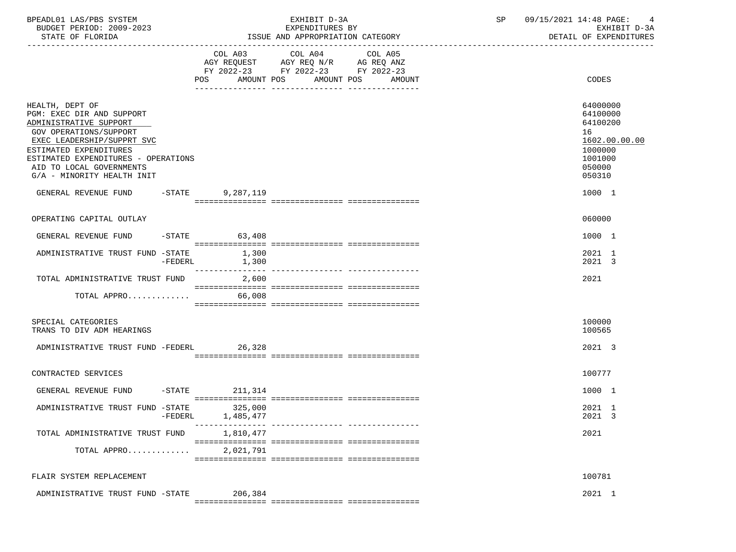BPEADL01 LAS/PBS SYSTEM — BUDGET PERIOD: 2009-2023 — STATE OF FLORIDA

EXHIBIT D-3A — EXPENDITURES BY ISSUE AND APPROPRIATION CATEGORY

SP 09/15/2021 14:48 — EXHIBIT D-3A — DETAIL OF EXPENDITURES

| | COL A03 AGY REQUEST FY 2022-23 POS AMOUNT | COL A04 AGY REQ N/R FY 2022-23 POS AMOUNT | COL A05 AG REQ ANZ FY 2022-23 POS AMOUNT | CODES |
|---|---|---|---|---|
| HEALTH, DEPT OF | | | | 64000000 |
| PGM: EXEC DIR AND SUPPORT | | | | 64100000 |
| ADMINISTRATIVE SUPPORT | | | | 64100200 |
| GOV OPERATIONS/SUPPORT | | | | 16 |
| EXEC LEADERSHIP/SUPPRT SVC | | | | 1602.00.00.00 |
| ESTIMATED EXPENDITURES | | | | 1000000 |
| ESTIMATED EXPENDITURES - OPERATIONS | | | | 1001000 |
| AID TO LOCAL GOVERNMENTS | | | | 050000 |
| G/A - MINORITY HEALTH INIT | | | | 050310 |
| GENERAL REVENUE FUND -STATE | 9,287,119 | | | 1000 1 |
| OPERATING CAPITAL OUTLAY | | | | 060000 |
| GENERAL REVENUE FUND -STATE | 63,408 | | | 1000 1 |
| ADMINISTRATIVE TRUST FUND -STATE | 1,300 | | | 2021 1 |
| -FEDERL | 1,300 | | | 2021 3 |
| TOTAL ADMINISTRATIVE TRUST FUND | 2,600 | | | 2021 |
| TOTAL APPRO............ | 66,008 | | | |
| SPECIAL CATEGORIES | | | | 100000 |
| TRANS TO DIV ADM HEARINGS | | | | 100565 |
| ADMINISTRATIVE TRUST FUND -FEDERL | 26,328 | | | 2021 3 |
| CONTRACTED SERVICES | | | | 100777 |
| GENERAL REVENUE FUND -STATE | 211,314 | | | 1000 1 |
| ADMINISTRATIVE TRUST FUND -STATE | 325,000 | | | 2021 1 |
| -FEDERL | 1,485,477 | | | 2021 3 |
| TOTAL ADMINISTRATIVE TRUST FUND | 1,810,477 | | | 2021 |
| TOTAL APPRO............ | 2,021,791 | | | |
| FLAIR SYSTEM REPLACEMENT | | | | 100781 |
| ADMINISTRATIVE TRUST FUND -STATE | 206,384 | | | 2021 1 |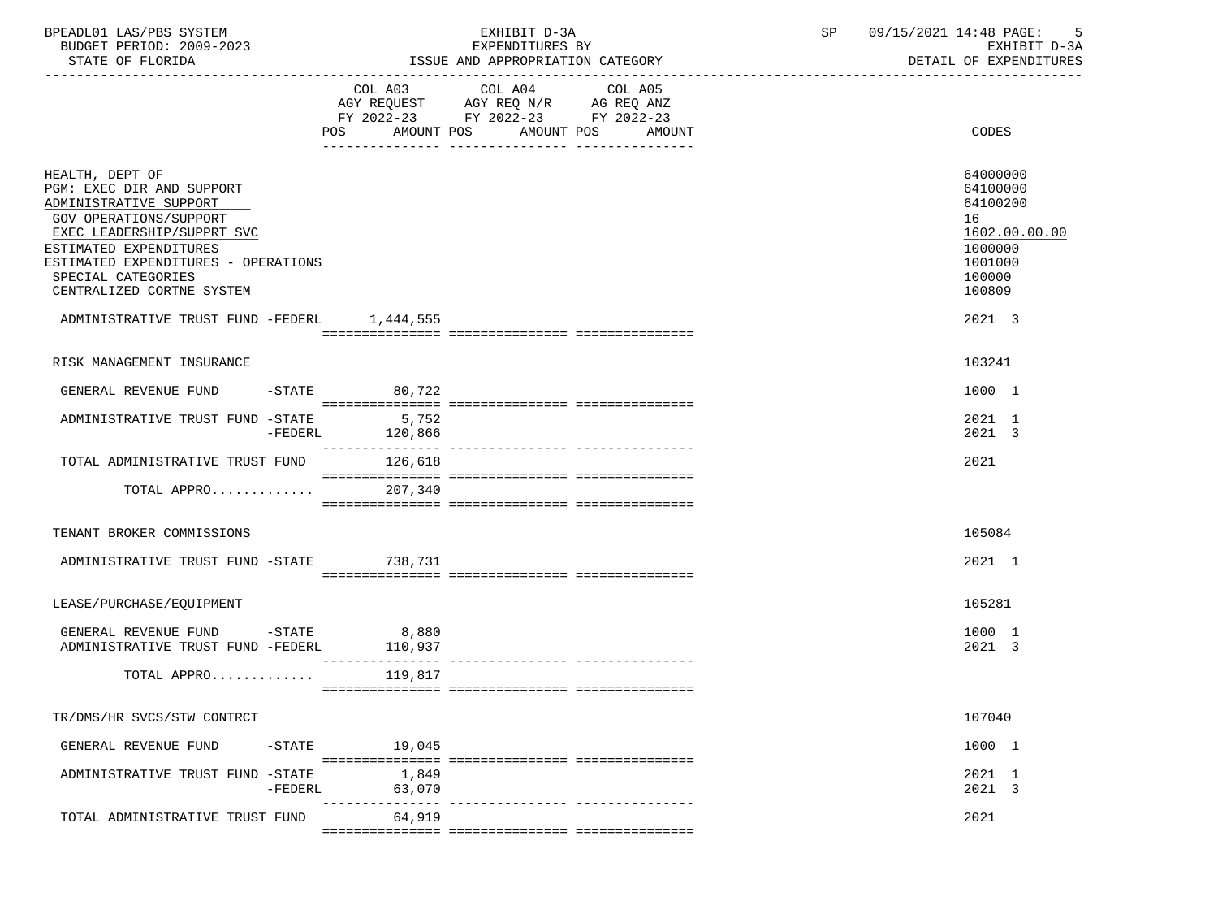BPEADL01 LAS/PBS SYSTEM — EXHIBIT D-3A — EXPENDITURES BY ISSUE AND APPROPRIATION CATEGORY
BUDGET PERIOD: 2009-2023 — STATE OF FLORIDA
SP 09/15/2021 14:48 — EXHIBIT D-3A — DETAIL OF EXPENDITURES

| | COL A03 AGY REQUEST FY 2022-23 POS AMOUNT | COL A04 AGY REQ N/R FY 2022-23 POS AMOUNT | COL A05 AG REQ ANZ FY 2022-23 POS AMOUNT | CODES |
|---|---|---|---|---|
| HEALTH, DEPT OF | | | | 64000000 |
| PGM: EXEC DIR AND SUPPORT | | | | 64100000 |
| ADMINISTRATIVE SUPPORT | | | | 64100200 |
| GOV OPERATIONS/SUPPORT | | | | 16 |
| EXEC LEADERSHIP/SUPPRT SVC | | | | 1602.00.00.00 |
| ESTIMATED EXPENDITURES | | | | 1000000 |
| ESTIMATED EXPENDITURES - OPERATIONS | | | | 1001000 |
| SPECIAL CATEGORIES | | | | 100000 |
| CENTRALIZED CORTNE SYSTEM | | | | 100809 |
| ADMINISTRATIVE TRUST FUND -FEDERL | 1,444,555 | | | 2021 3 |
| RISK MANAGEMENT INSURANCE | | | | 103241 |
| GENERAL REVENUE FUND -STATE | 80,722 | | | 1000 1 |
| ADMINISTRATIVE TRUST FUND -STATE | 5,752 | | | 2021 1 |
| -FEDERL | 120,866 | | | 2021 3 |
| TOTAL ADMINISTRATIVE TRUST FUND | 126,618 | | | 2021 |
| TOTAL APPRO............ | 207,340 | | | |
| TENANT BROKER COMMISSIONS | | | | 105084 |
| ADMINISTRATIVE TRUST FUND -STATE | 738,731 | | | 2021 1 |
| LEASE/PURCHASE/EQUIPMENT | | | | 105281 |
| GENERAL REVENUE FUND -STATE | 8,880 | | | 1000 1 |
| ADMINISTRATIVE TRUST FUND -FEDERL | 110,937 | | | 2021 3 |
| TOTAL APPRO............ | 119,817 | | | |
| TR/DMS/HR SVCS/STW CONTRCT | | | | 107040 |
| GENERAL REVENUE FUND -STATE | 19,045 | | | 1000 1 |
| ADMINISTRATIVE TRUST FUND -STATE | 1,849 | | | 2021 1 |
| -FEDERL | 63,070 | | | 2021 3 |
| TOTAL ADMINISTRATIVE TRUST FUND | 64,919 | | | 2021 |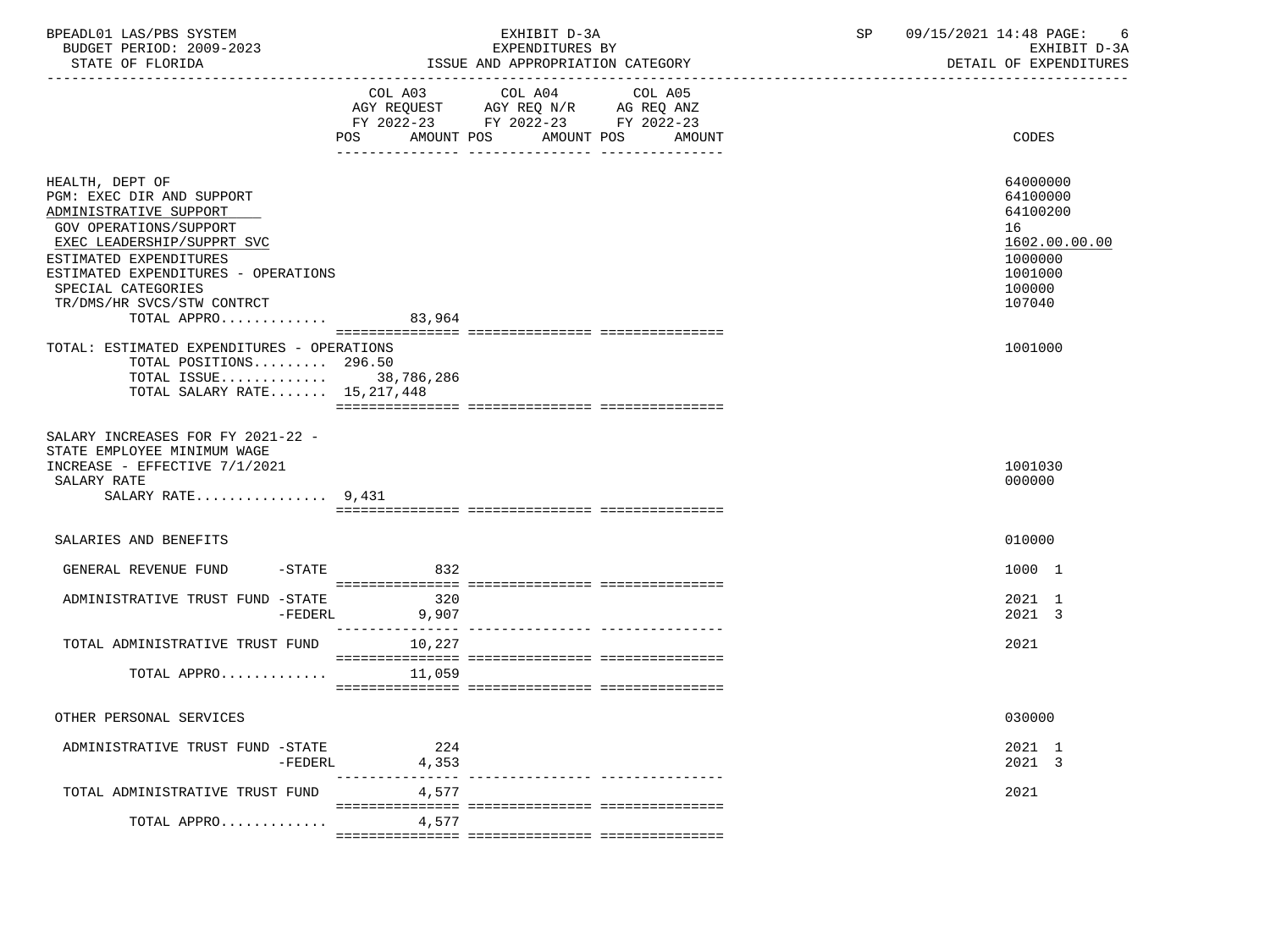| | COL A03 AGY REQUEST FY 2022-23 POS AMOUNT | COL A04 AGY REQ N/R FY 2022-23 POS AMOUNT | COL A05 AG REQ ANZ FY 2022-23 POS AMOUNT | CODES |
|---|---|---|---|---|
| HEALTH, DEPT OF | | | | 64000000 |
| PGM: EXEC DIR AND SUPPORT | | | | 64100000 |
| ADMINISTRATIVE SUPPORT | | | | 64100200 |
| GOV OPERATIONS/SUPPORT | | | | 16 |
| EXEC LEADERSHIP/SUPPRT SVC | | | | 1602.00.00.00 |
| ESTIMATED EXPENDITURES | | | | 1000000 |
| ESTIMATED EXPENDITURES - OPERATIONS | | | | 1001000 |
| SPECIAL CATEGORIES | | | | 100000 |
| TR/DMS/HR SVCS/STW CONTRCT | | | | 107040 |
| TOTAL APPRO............ | 83,964 | | | |
| TOTAL: ESTIMATED EXPENDITURES - OPERATIONS | | | | 1001000 |
| TOTAL POSITIONS......... | 296.50 | | | |
| TOTAL ISSUE............ | 38,786,286 | | | |
| TOTAL SALARY RATE....... | 15,217,448 | | | |
| SALARY INCREASES FOR FY 2021-22 - STATE EMPLOYEE MINIMUM WAGE INCREASE - EFFECTIVE 7/1/2021 | | | | 1001030 |
| SALARY RATE | | | | 000000 |
| SALARY RATE................ | 9,431 | | | |
| SALARIES AND BENEFITS | | | | 010000 |
| GENERAL REVENUE FUND -STATE | 832 | | | 1000 1 |
| ADMINISTRATIVE TRUST FUND -STATE | 320 | | | 2021 1 |
| -FEDERL | 9,907 | | | 2021 3 |
| TOTAL ADMINISTRATIVE TRUST FUND | 10,227 | | | 2021 |
| TOTAL APPRO............ | 11,059 | | | |
| OTHER PERSONAL SERVICES | | | | 030000 |
| ADMINISTRATIVE TRUST FUND -STATE | 224 | | | 2021 1 |
| -FEDERL | 4,353 | | | 2021 3 |
| TOTAL ADMINISTRATIVE TRUST FUND | 4,577 | | | 2021 |
| TOTAL APPRO............ | 4,577 | | | |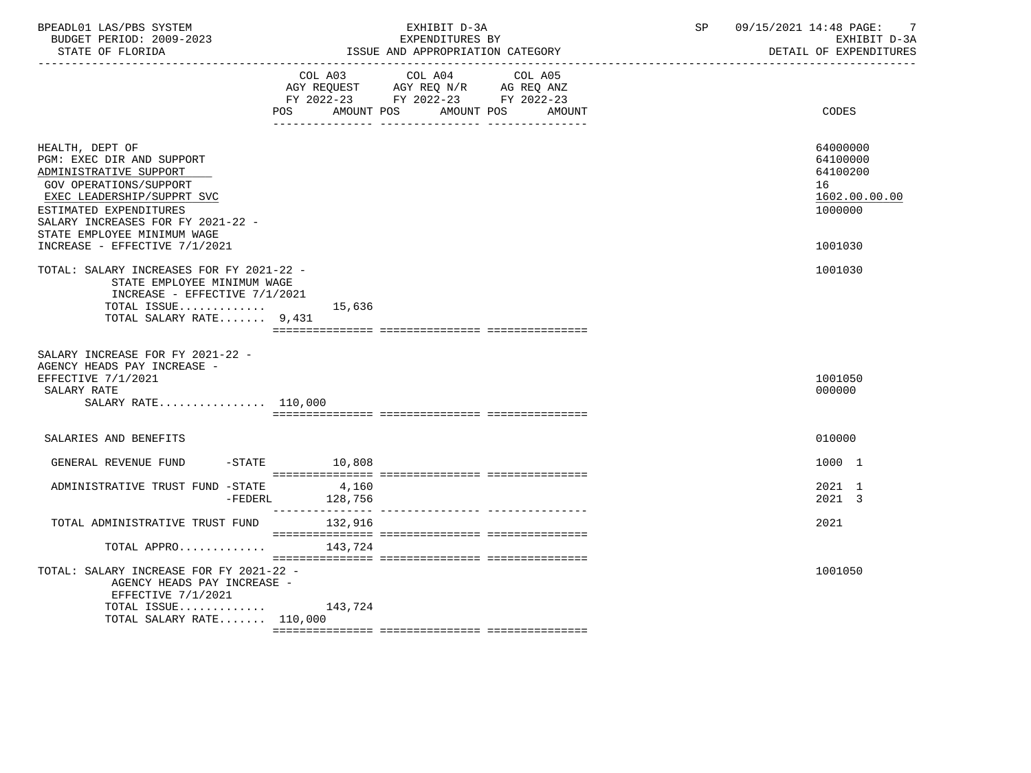| | COL A03 AGY REQUEST FY 2022-23 POS AMOUNT | COL A04 AGY REQ N/R FY 2022-23 POS AMOUNT | COL A05 AG REQ ANZ FY 2022-23 POS AMOUNT | CODES |
|---|---|---|---|---|
| HEALTH, DEPT OF | | | | 64000000 |
| PGM: EXEC DIR AND SUPPORT | | | | 64100000 |
| ADMINISTRATIVE SUPPORT | | | | 64100200 |
| GOV OPERATIONS/SUPPORT | | | | 16 |
| EXEC LEADERSHIP/SUPPRT SVC | | | | 1602.00.00.00 |
| ESTIMATED EXPENDITURES | | | | 1000000 |
| SALARY INCREASES FOR FY 2021-22 - STATE EMPLOYEE MINIMUM WAGE INCREASE - EFFECTIVE 7/1/2021 | | | | 1001030 |
| TOTAL: SALARY INCREASES FOR FY 2021-22 - STATE EMPLOYEE MINIMUM WAGE INCREASE - EFFECTIVE 7/1/2021 | | | | 1001030 |
| TOTAL ISSUE............. | 15,636 | | | |
| TOTAL SALARY RATE....... 9,431 | | | | |
| SALARY INCREASE FOR FY 2021-22 - AGENCY HEADS PAY INCREASE - EFFECTIVE 7/1/2021 | | | | 1001050 |
| SALARY RATE | | | | 000000 |
| SALARY RATE................ 110,000 | | | | |
| SALARIES AND BENEFITS | | | | 010000 |
| GENERAL REVENUE FUND -STATE | 10,808 | | | 1000 1 |
| ADMINISTRATIVE TRUST FUND -STATE | 4,160 | | | 2021 1 |
| -FEDERL | 128,756 | | | 2021 3 |
| TOTAL ADMINISTRATIVE TRUST FUND | 132,916 | | | 2021 |
| TOTAL APPRO............. | 143,724 | | | |
| TOTAL: SALARY INCREASE FOR FY 2021-22 - AGENCY HEADS PAY INCREASE - EFFECTIVE 7/1/2021 | | | | 1001050 |
| TOTAL ISSUE............. | 143,724 | | | |
| TOTAL SALARY RATE....... 110,000 | | | | |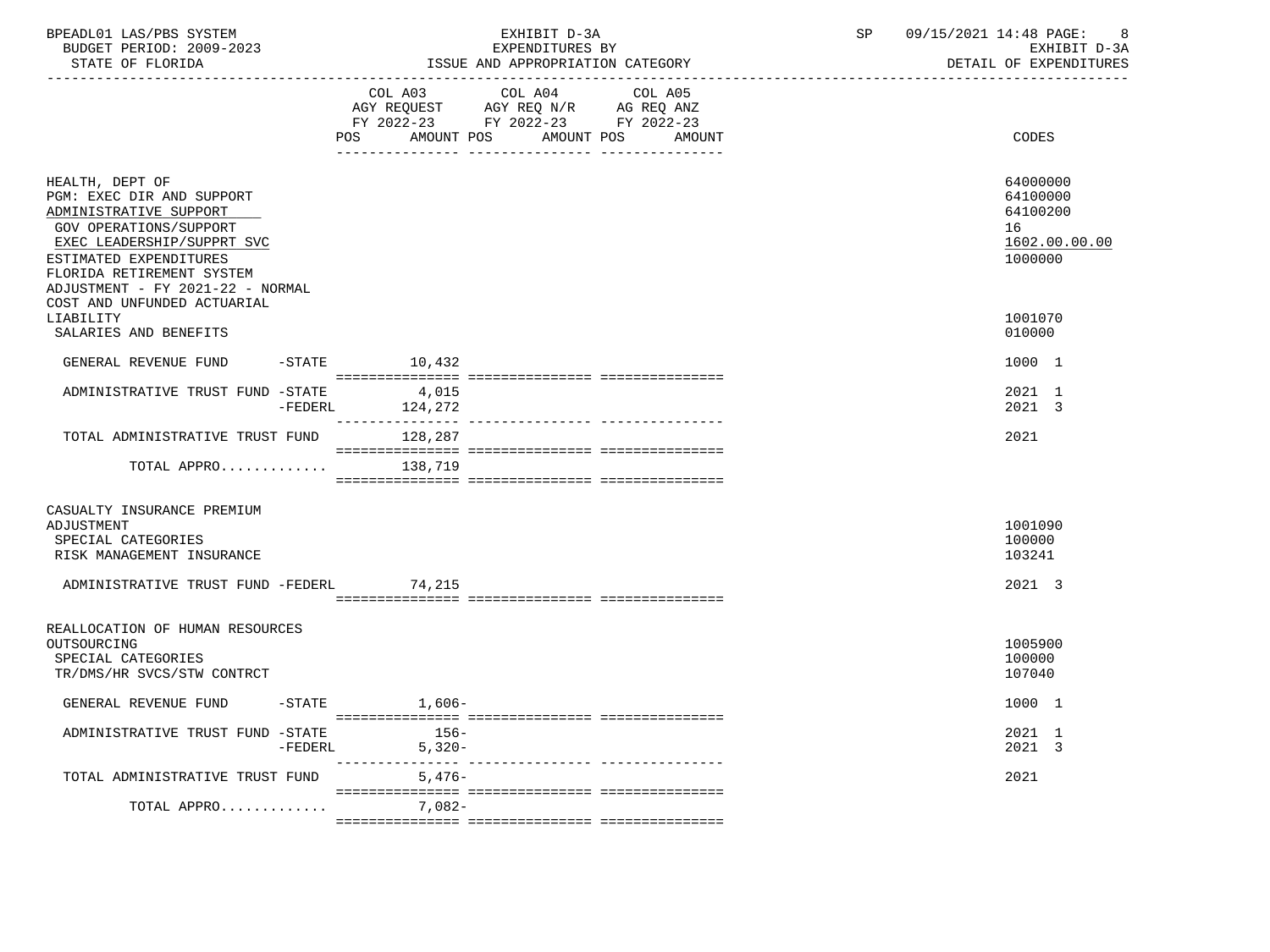BPEADL01 LAS/PBS SYSTEM | EXHIBIT D-3A | SP 09/15/2021 14:48

BUDGET PERIOD: 2009-2023 | EXPENDITURES BY | EXHIBIT D-3A

STATE OF FLORIDA | ISSUE AND APPROPRIATION CATEGORY | DETAIL OF EXPENDITURES

| | COL A03 AGY REQUEST FY 2022-23 POS AMOUNT | COL A04 AGY REQ N/R FY 2022-23 POS AMOUNT | COL A05 AG REQ ANZ FY 2022-23 POS AMOUNT | CODES |
|---|---|---|---|---|
| HEALTH, DEPT OF | | | | 64000000 |
| PGM: EXEC DIR AND SUPPORT | | | | 64100000 |
| ADMINISTRATIVE SUPPORT | | | | 64100200 |
| GOV OPERATIONS/SUPPORT | | | | 16 |
| EXEC LEADERSHIP/SUPPRT SVC | | | | 1602.00.00.00 |
| ESTIMATED EXPENDITURES | | | | 1000000 |
| FLORIDA RETIREMENT SYSTEM ADJUSTMENT - FY 2021-22 - NORMAL COST AND UNFUNDED ACTUARIAL LIABILITY | | | | 1001070 |
| SALARIES AND BENEFITS | | | | 010000 |
| GENERAL REVENUE FUND -STATE | 10,432 | | | 1000 1 |
| ADMINISTRATIVE TRUST FUND -STATE | 4,015 | | | 2021 1 |
| -FEDERL | 124,272 | | | 2021 3 |
| TOTAL ADMINISTRATIVE TRUST FUND | 128,287 | | | 2021 |
| TOTAL APPRO............ | 138,719 | | | |
| CASUALTY INSURANCE PREMIUM ADJUSTMENT | | | | 1001090 |
| SPECIAL CATEGORIES | | | | 100000 |
| RISK MANAGEMENT INSURANCE | | | | 103241 |
| ADMINISTRATIVE TRUST FUND -FEDERL | 74,215 | | | 2021 3 |
| REALLOCATION OF HUMAN RESOURCES OUTSOURCING | | | | 1005900 |
| SPECIAL CATEGORIES | | | | 100000 |
| TR/DMS/HR SVCS/STW CONTRCT | | | | 107040 |
| GENERAL REVENUE FUND -STATE | 1,606- | | | 1000 1 |
| ADMINISTRATIVE TRUST FUND -STATE | 156- | | | 2021 1 |
| -FEDERL | 5,320- | | | 2021 3 |
| TOTAL ADMINISTRATIVE TRUST FUND | 5,476- | | | 2021 |
| TOTAL APPRO............ | 7,082- | | | |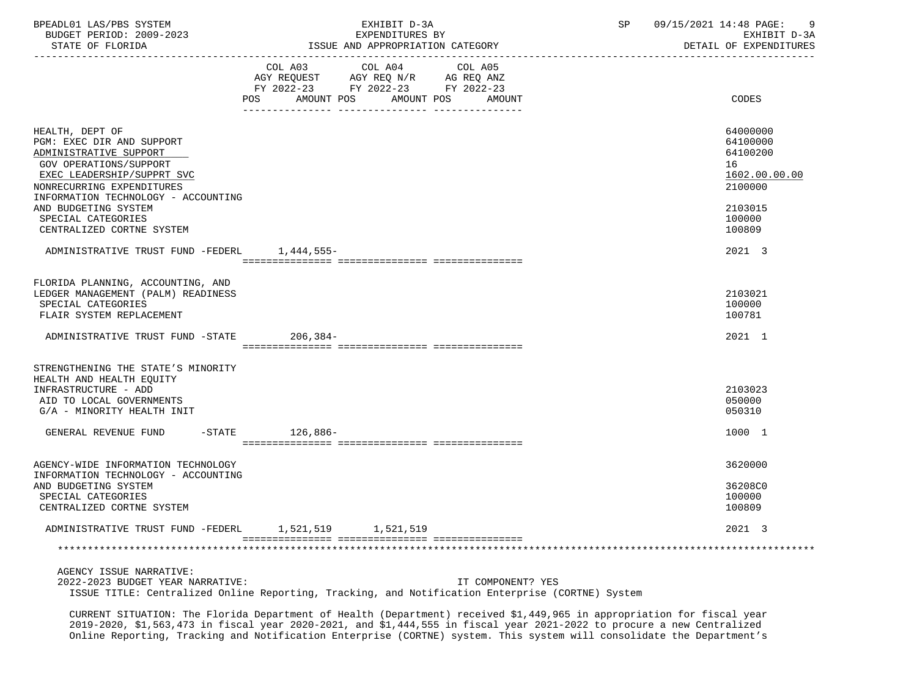EXHIBIT D-3A
EXPENDITURES BY
ISSUE AND APPROPRIATION CATEGORY

BUDGET PERIOD: 2009-2023
STATE OF FLORIDA

EXHIBIT D-3A
DETAIL OF EXPENDITURES

| | COL A03 AGY REQUEST FY 2022-23 POS AMOUNT | COL A04 AGY REQ N/R FY 2022-23 POS AMOUNT | COL A05 AG REQ ANZ FY 2022-23 POS AMOUNT | CODES |
|---|---|---|---|---|
| HEALTH, DEPT OF | | | | 64000000 |
| PGM: EXEC DIR AND SUPPORT | | | | 64100000 |
| ADMINISTRATIVE SUPPORT | | | | 64100200 |
| GOV OPERATIONS/SUPPORT | | | | 16 |
| EXEC LEADERSHIP/SUPPRT SVC | | | | 1602.00.00.00 |
| NONRECURRING EXPENDITURES | | | | 2100000 |
| INFORMATION TECHNOLOGY - ACCOUNTING AND BUDGETING SYSTEM | | | | 2103015 |
| SPECIAL CATEGORIES | | | | 100000 |
| CENTRALIZED CORTNE SYSTEM | | | | 100809 |
| ADMINISTRATIVE TRUST FUND -FEDERL | 1,444,555- | | | 2021 3 |
| FLORIDA PLANNING, ACCOUNTING, AND LEDGER MANAGEMENT (PALM) READINESS | | | | 2103021 |
| SPECIAL CATEGORIES | | | | 100000 |
| FLAIR SYSTEM REPLACEMENT | | | | 100781 |
| ADMINISTRATIVE TRUST FUND -STATE | 206,384- | | | 2021 1 |
| STRENGTHENING THE STATE'S MINORITY HEALTH AND HEALTH EQUITY INFRASTRUCTURE - ADD | | | | 2103023 |
| AID TO LOCAL GOVERNMENTS | | | | 050000 |
| G/A - MINORITY HEALTH INIT | | | | 050310 |
| GENERAL REVENUE FUND -STATE | 126,886- | | | 1000 1 |
| AGENCY-WIDE INFORMATION TECHNOLOGY | | | | 3620000 |
| INFORMATION TECHNOLOGY - ACCOUNTING AND BUDGETING SYSTEM | | | | 36208C0 |
| SPECIAL CATEGORIES | | | | 100000 |
| CENTRALIZED CORTNE SYSTEM | | | | 100809 |
| ADMINISTRATIVE TRUST FUND -FEDERL | 1,521,519 | 1,521,519 | | 2021 3 |

AGENCY ISSUE NARRATIVE:

2022-2023 BUDGET YEAR NARRATIVE: IT COMPONENT? YES

ISSUE TITLE: Centralized Online Reporting, Tracking, and Notification Enterprise (CORTNE) System

CURRENT SITUATION: The Florida Department of Health (Department) received $1,449,965 in appropriation for fiscal year 2019-2020, $1,563,473 in fiscal year 2020-2021, and $1,444,555 in fiscal year 2021-2022 to procure a new Centralized Online Reporting, Tracking and Notification Enterprise (CORTNE) system. This system will consolidate the Department's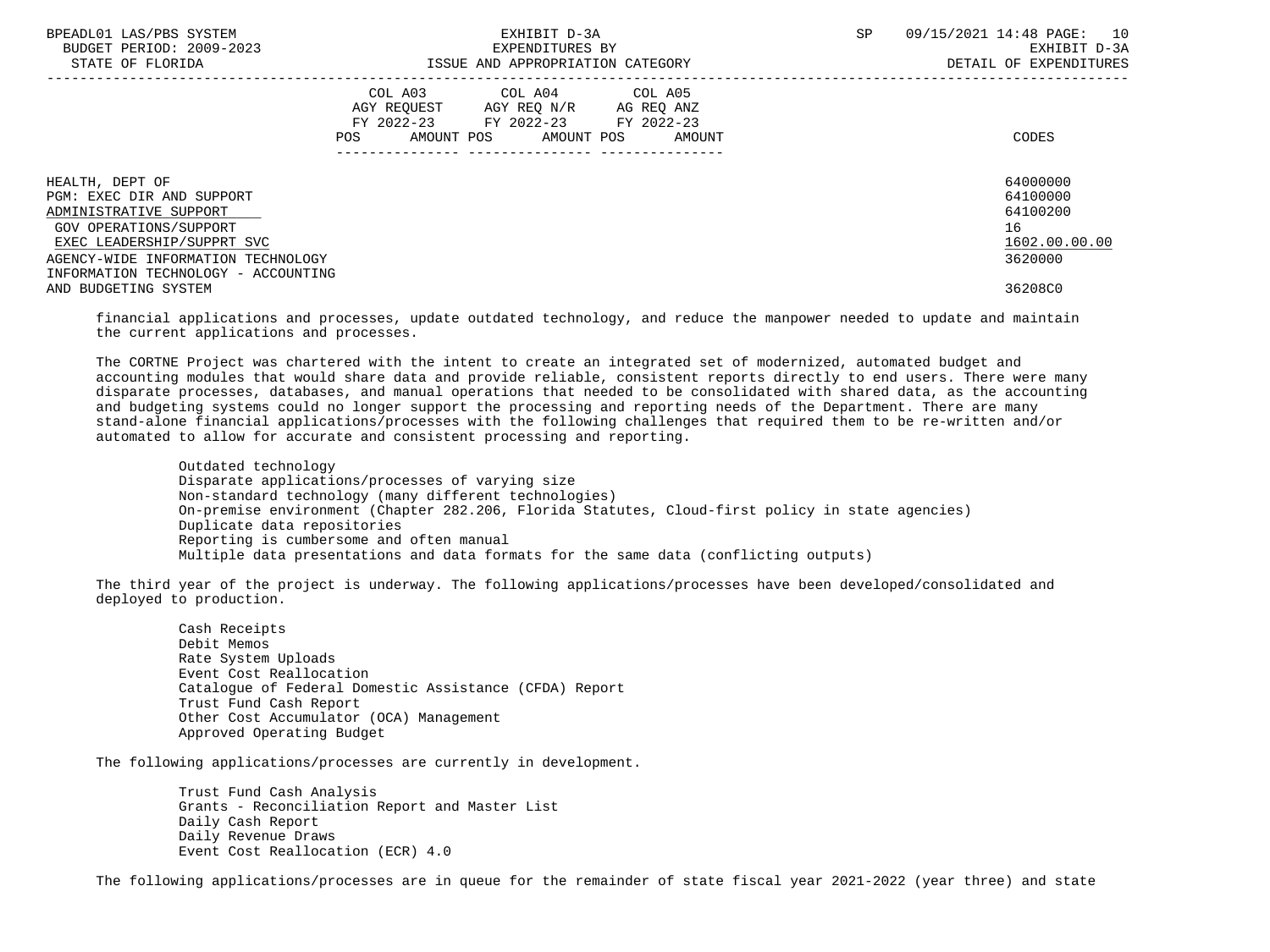| | COL A03 AGY REQUEST FY 2022-23 POS AMOUNT | COL A04 AGY REQ N/R FY 2022-23 POS AMOUNT | COL A05 AG REQ ANZ FY 2022-23 POS AMOUNT | CODES |
|---|---|---|---|---|
| HEALTH, DEPT OF | | | | 64000000 |
| PGM: EXEC DIR AND SUPPORT | | | | 64100000 |
| ADMINISTRATIVE SUPPORT | | | | 64100200 |
| GOV OPERATIONS/SUPPORT | | | | 16 |
| EXEC LEADERSHIP/SUPPRT SVC | | | | 1602.00.00.00 |
| AGENCY-WIDE INFORMATION TECHNOLOGY | | | | 3620000 |
| INFORMATION TECHNOLOGY - ACCOUNTING AND BUDGETING SYSTEM | | | | 36208C0 |

financial applications and processes, update outdated technology, and reduce the manpower needed to update and maintain the current applications and processes.

The CORTNE Project was chartered with the intent to create an integrated set of modernized, automated budget and accounting modules that would share data and provide reliable, consistent reports directly to end users. There were many disparate processes, databases, and manual operations that needed to be consolidated with shared data, as the accounting and budgeting systems could no longer support the processing and reporting needs of the Department. There are many stand-alone financial applications/processes with the following challenges that required them to be re-written and/or automated to allow for accurate and consistent processing and reporting.

- Outdated technology
- Disparate applications/processes of varying size
- Non-standard technology (many different technologies)
- On-premise environment (Chapter 282.206, Florida Statutes, Cloud-first policy in state agencies)
- Duplicate data repositories
- Reporting is cumbersome and often manual
- Multiple data presentations and data formats for the same data (conflicting outputs)

The third year of the project is underway. The following applications/processes have been developed/consolidated and deployed to production.

- Cash Receipts
- Debit Memos
- Rate System Uploads
- Event Cost Reallocation
- Catalogue of Federal Domestic Assistance (CFDA) Report
- Trust Fund Cash Report
- Other Cost Accumulator (OCA) Management
- Approved Operating Budget

The following applications/processes are currently in development.

- Trust Fund Cash Analysis
- Grants - Reconciliation Report and Master List
- Daily Cash Report
- Daily Revenue Draws
- Event Cost Reallocation (ECR) 4.0

The following applications/processes are in queue for the remainder of state fiscal year 2021-2022 (year three) and state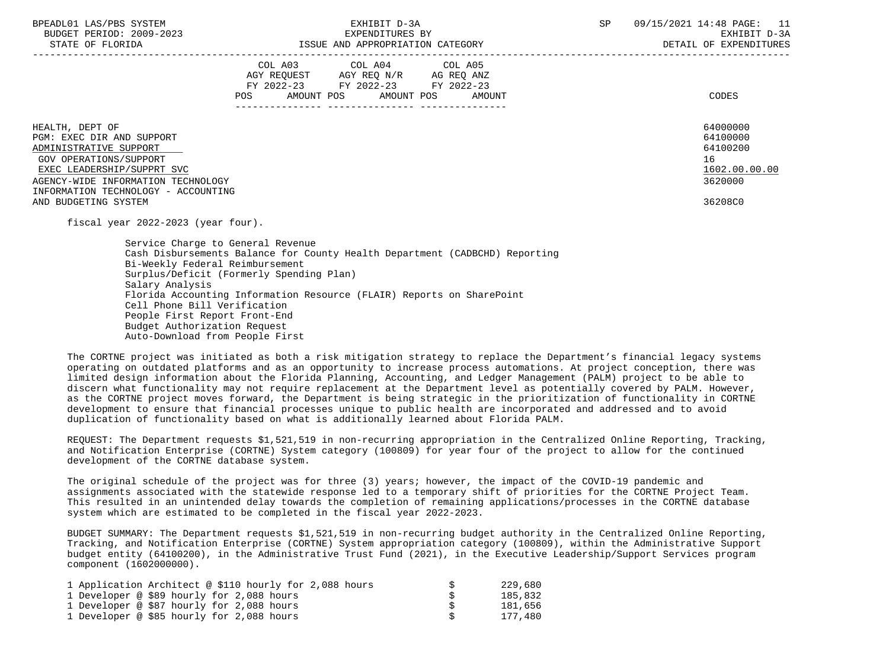| | COL A03 AGY REQUEST FY 2022-23 POS AMOUNT | COL A04 AGY REQ N/R FY 2022-23 POS AMOUNT | COL A05 AG REQ ANZ FY 2022-23 POS AMOUNT | CODES |
|---|---|---|---|---|
| HEALTH, DEPT OF | | | | 64000000 |
| PGM: EXEC DIR AND SUPPORT | | | | 64100000 |
| ADMINISTRATIVE SUPPORT | | | | 64100200 |
| GOV OPERATIONS/SUPPORT | | | | 16 |
| EXEC LEADERSHIP/SUPPRT SVC | | | | 1602.00.00.00 |
| AGENCY-WIDE INFORMATION TECHNOLOGY | | | | 3620000 |
| INFORMATION TECHNOLOGY - ACCOUNTING AND BUDGETING SYSTEM | | | | 36208C0 |

fiscal year 2022-2023 (year four).

- Service Charge to General Revenue
- Cash Disbursements Balance for County Health Department (CADBCHD) Reporting
- Bi-Weekly Federal Reimbursement
- Surplus/Deficit (Formerly Spending Plan)
- Salary Analysis
- Florida Accounting Information Resource (FLAIR) Reports on SharePoint
- Cell Phone Bill Verification
- People First Report Front-End
- Budget Authorization Request
- Auto-Download from People First

The CORTNE project was initiated as both a risk mitigation strategy to replace the Department's financial legacy systems operating on outdated platforms and as an opportunity to increase process automations. At project conception, there was limited design information about the Florida Planning, Accounting, and Ledger Management (PALM) project to be able to discern what functionality may not require replacement at the Department level as potentially covered by PALM. However, as the CORTNE project moves forward, the Department is being strategic in the prioritization of functionality in CORTNE development to ensure that financial processes unique to public health are incorporated and addressed and to avoid duplication of functionality based on what is additionally learned about Florida PALM.

REQUEST: The Department requests $1,521,519 in non-recurring appropriation in the Centralized Online Reporting, Tracking, and Notification Enterprise (CORTNE) System category (100809) for year four of the project to allow for the continued development of the CORTNE database system.

The original schedule of the project was for three (3) years; however, the impact of the COVID-19 pandemic and assignments associated with the statewide response led to a temporary shift of priorities for the CORTNE Project Team. This resulted in an unintended delay towards the completion of remaining applications/processes in the CORTNE database system which are estimated to be completed in the fiscal year 2022-2023.

BUDGET SUMMARY: The Department requests $1,521,519 in non-recurring budget authority in the Centralized Online Reporting, Tracking, and Notification Enterprise (CORTNE) System appropriation category (100809), within the Administrative Support budget entity (64100200), in the Administrative Trust Fund (2021), in the Executive Leadership/Support Services program component (1602000000).

| | | |
|---|---|---|
| 1 Application Architect @ $110 hourly for 2,088 hours | $ | 229,680 |
| 1 Developer @ $89 hourly for 2,088 hours | $ | 185,832 |
| 1 Developer @ $87 hourly for 2,088 hours | $ | 181,656 |
| 1 Developer @ $85 hourly for 2,088 hours | $ | 177,480 |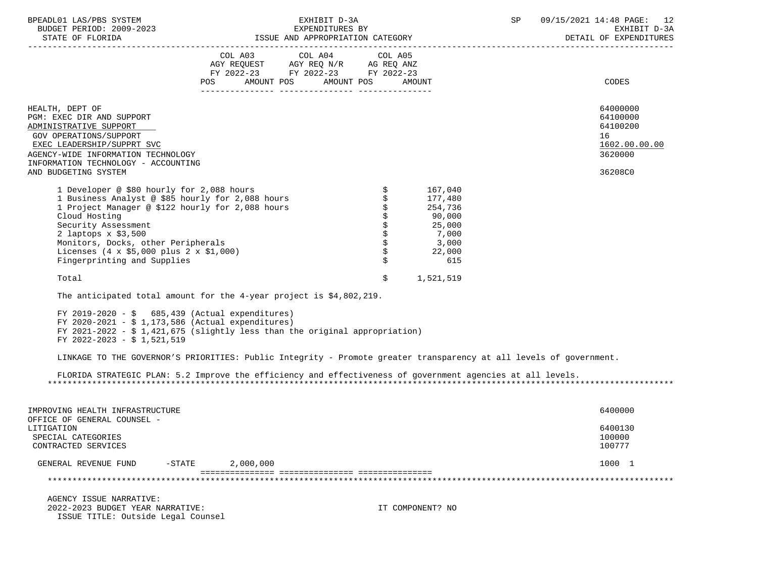| | COL A03 AGY REQUEST FY 2022-23 POS AMOUNT | COL A04 AGY REQ N/R FY 2022-23 POS AMOUNT | COL A05 AG REQ ANZ FY 2022-23 POS AMOUNT | CODES |
|---|---|---|---|---|
| HEALTH, DEPT OF | | | | 64000000 |
| PGM: EXEC DIR AND SUPPORT | | | | 64100000 |
| ADMINISTRATIVE SUPPORT | | | | 64100200 |
| GOV OPERATIONS/SUPPORT | | | | 16 |
| EXEC LEADERSHIP/SUPPRT SVC | | | | 1602.00.00.00 |
| AGENCY-WIDE INFORMATION TECHNOLOGY | | | | 3620000 |
| INFORMATION TECHNOLOGY - ACCOUNTING AND BUDGETING SYSTEM | | | | 36208C0 |

| Item | Amount |
|---|---|
| 1 Developer @ $80 hourly for 2,088 hours | $ 167,040 |
| 1 Business Analyst @ $85 hourly for 2,088 hours | $ 177,480 |
| 1 Project Manager @ $122 hourly for 2,088 hours | $ 254,736 |
| Cloud Hosting | $ 90,000 |
| Security Assessment | $ 25,000 |
| 2 laptops x $3,500 | $ 7,000 |
| Monitors, Docks, other Peripherals | $ 3,000 |
| Licenses (4 x $5,000 plus 2 x $1,000) | $ 22,000 |
| Fingerprinting and Supplies | $ 615 |
| Total | $ 1,521,519 |

The anticipated total amount for the 4-year project is $4,802,219.

FY 2019-2020 - $ 685,439 (Actual expenditures)
FY 2020-2021 - $ 1,173,586 (Actual expenditures)
FY 2021-2022 - $ 1,421,675 (slightly less than the original appropriation)
FY 2022-2023 - $ 1,521,519

LINKAGE TO THE GOVERNOR'S PRIORITIES: Public Integrity - Promote greater transparency at all levels of government.

FLORIDA STRATEGIC PLAN: 5.2 Improve the efficiency and effectiveness of government agencies at all levels.

| | COL A03 | COL A04 | COL A05 | CODES |
|---|---|---|---|---|
| IMPROVING HEALTH INFRASTRUCTURE | | | | 6400000 |
| OFFICE OF GENERAL COUNSEL - LITIGATION | | | | 6400130 |
| SPECIAL CATEGORIES | | | | 100000 |
| CONTRACTED SERVICES | | | | 100777 |
| GENERAL REVENUE FUND -STATE | 2,000,000 | | | 1000 1 |

AGENCY ISSUE NARRATIVE:
2022-2023 BUDGET YEAR NARRATIVE: IT COMPONENT? NO
ISSUE TITLE: Outside Legal Counsel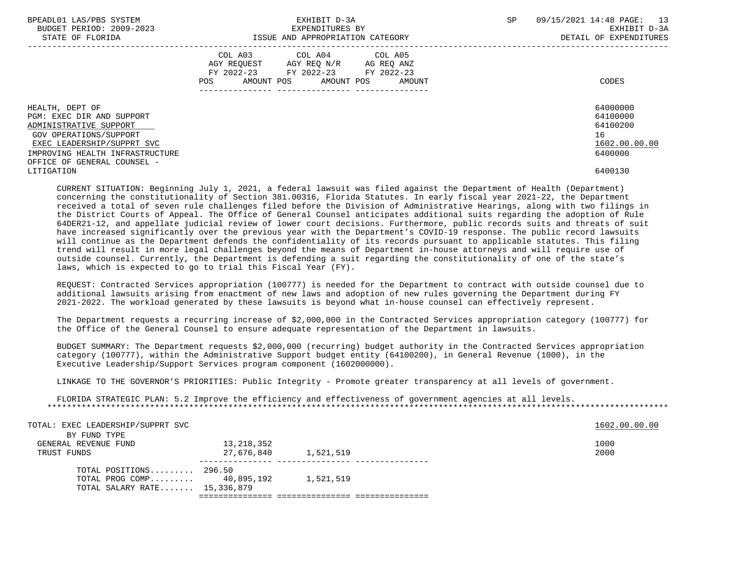BPEADL01 LAS/PBS SYSTEM | EXHIBIT D-3A | SP 09/15/2021 14:48

BUDGET PERIOD: 2009-2023 | EXPENDITURES BY | EXHIBIT D-3A

STATE OF FLORIDA | ISSUE AND APPROPRIATION CATEGORY | DETAIL OF EXPENDITURES

| | COL A03 AGY REQUEST FY 2022-23 POS AMOUNT | COL A04 AGY REQ N/R FY 2022-23 POS AMOUNT | COL A05 AG REQ ANZ FY 2022-23 POS AMOUNT | CODES |
|---|---|---|---|---|
| HEALTH, DEPT OF | | | | 64000000 |
| PGM: EXEC DIR AND SUPPORT | | | | 64100000 |
| ADMINISTRATIVE SUPPORT | | | | 64100200 |
| GOV OPERATIONS/SUPPORT | | | | 16 |
| EXEC LEADERSHIP/SUPPRT SVC | | | | 1602.00.00.00 |
| IMPROVING HEALTH INFRASTRUCTURE | | | | 6400000 |
| OFFICE OF GENERAL COUNSEL - LITIGATION | | | | 6400130 |

CURRENT SITUATION: Beginning July 1, 2021, a federal lawsuit was filed against the Department of Health (Department) concerning the constitutionality of Section 381.00316, Florida Statutes. In early fiscal year 2021-22, the Department received a total of seven rule challenges filed before the Division of Administrative Hearings, along with two filings in the District Courts of Appeal. The Office of General Counsel anticipates additional suits regarding the adoption of Rule 64DER21-12, and appellate judicial review of lower court decisions. Furthermore, public records suits and threats of suit have increased significantly over the previous year with the Department's COVID-19 response. The public record lawsuits will continue as the Department defends the confidentiality of its records pursuant to applicable statutes. This filing trend will result in more legal challenges beyond the means of Department in-house attorneys and will require use of outside counsel. Currently, the Department is defending a suit regarding the constitutionality of one of the state's laws, which is expected to go to trial this Fiscal Year (FY).

REQUEST: Contracted Services appropriation (100777) is needed for the Department to contract with outside counsel due to additional lawsuits arising from enactment of new laws and adoption of new rules governing the Department during FY 2021-2022. The workload generated by these lawsuits is beyond what in-house counsel can effectively represent.

The Department requests a recurring increase of $2,000,000 in the Contracted Services appropriation category (100777) for the Office of the General Counsel to ensure adequate representation of the Department in lawsuits.

BUDGET SUMMARY: The Department requests $2,000,000 (recurring) budget authority in the Contracted Services appropriation category (100777), within the Administrative Support budget entity (64100200), in General Revenue (1000), in the Executive Leadership/Support Services program component (1602000000).

LINKAGE TO THE GOVERNOR'S PRIORITIES: Public Integrity - Promote greater transparency at all levels of government.

FLORIDA STRATEGIC PLAN: 5.2 Improve the efficiency and effectiveness of government agencies at all levels.

*****************************************************************************************************************************

| | COL A03 | COL A04 | COL A05 | CODES |
|---|---|---|---|---|
| TOTAL: EXEC LEADERSHIP/SUPPRT SVC | | | | 1602.00.00.00 |
| BY FUND TYPE | | | | |
| GENERAL REVENUE FUND | 13,218,352 | | | 1000 |
| TRUST FUNDS | 27,676,840 | 1,521,519 | | 2000 |
| TOTAL POSITIONS......... | 296.50 | | | |
| TOTAL PROG COMP......... | 40,895,192 | 1,521,519 | | |
| TOTAL SALARY RATE....... | 15,336,879 | | | |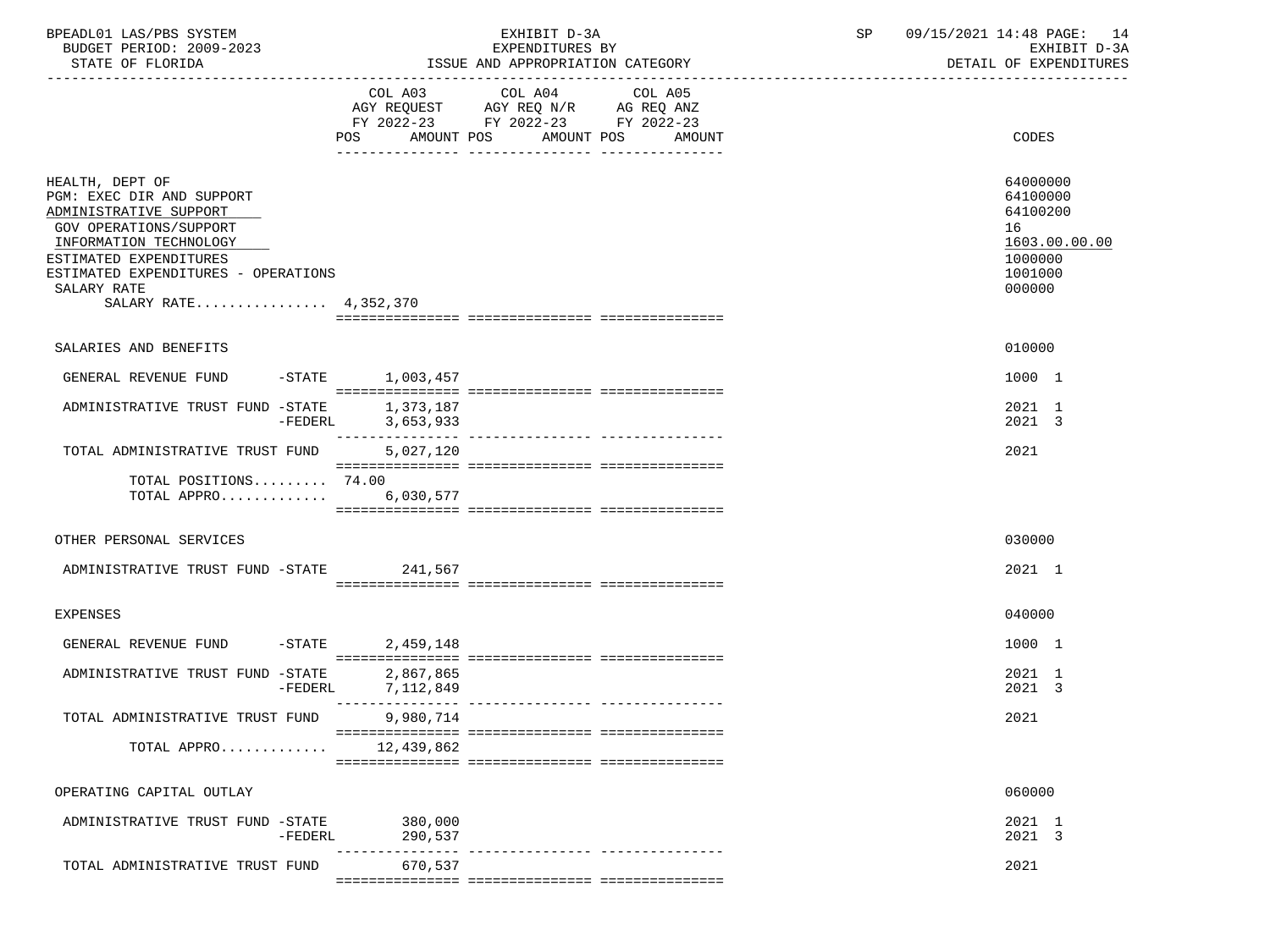BPEADL01 LAS/PBS SYSTEM
BUDGET PERIOD: 2009-2023
STATE OF FLORIDA

EXHIBIT D-3A
EXPENDITURES BY
ISSUE AND APPROPRIATION CATEGORY

SP 09/15/2021 14:48
EXHIBIT D-3A
DETAIL OF EXPENDITURES

| | COL A03 AGY REQUEST FY 2022-23 POS AMOUNT | COL A04 AGY REQ N/R FY 2022-23 POS AMOUNT | COL A05 AG REQ ANZ FY 2022-23 POS AMOUNT | CODES |
|---|---|---|---|---|
| HEALTH, DEPT OF | | | | 64000000 |
| PGM: EXEC DIR AND SUPPORT | | | | 64100000 |
| ADMINISTRATIVE SUPPORT | | | | 64100200 |
| GOV OPERATIONS/SUPPORT | | | | 16 |
| INFORMATION TECHNOLOGY | | | | 1603.00.00.00 |
| ESTIMATED EXPENDITURES | | | | 1000000 |
| ESTIMATED EXPENDITURES - OPERATIONS | | | | 1001000 |
| SALARY RATE | | | | 000000 |
| SALARY RATE................ 4,352,370 | | | | |
| SALARIES AND BENEFITS | | | | 010000 |
| GENERAL REVENUE FUND -STATE | 1,003,457 | | | 1000 1 |
| ADMINISTRATIVE TRUST FUND -STATE | 1,373,187 | | | 2021 1 |
| -FEDERL | 3,653,933 | | | 2021 3 |
| TOTAL ADMINISTRATIVE TRUST FUND | 5,027,120 | | | 2021 |
| TOTAL POSITIONS......... 74.00 | | | | |
| TOTAL APPRO............. | 6,030,577 | | | |
| OTHER PERSONAL SERVICES | | | | 030000 |
| ADMINISTRATIVE TRUST FUND -STATE | 241,567 | | | 2021 1 |
| EXPENSES | | | | 040000 |
| GENERAL REVENUE FUND -STATE | 2,459,148 | | | 1000 1 |
| ADMINISTRATIVE TRUST FUND -STATE | 2,867,865 | | | 2021 1 |
| -FEDERL | 7,112,849 | | | 2021 3 |
| TOTAL ADMINISTRATIVE TRUST FUND | 9,980,714 | | | 2021 |
| TOTAL APPRO............. | 12,439,862 | | | |
| OPERATING CAPITAL OUTLAY | | | | 060000 |
| ADMINISTRATIVE TRUST FUND -STATE | 380,000 | | | 2021 1 |
| -FEDERL | 290,537 | | | 2021 3 |
| TOTAL ADMINISTRATIVE TRUST FUND | 670,537 | | | 2021 |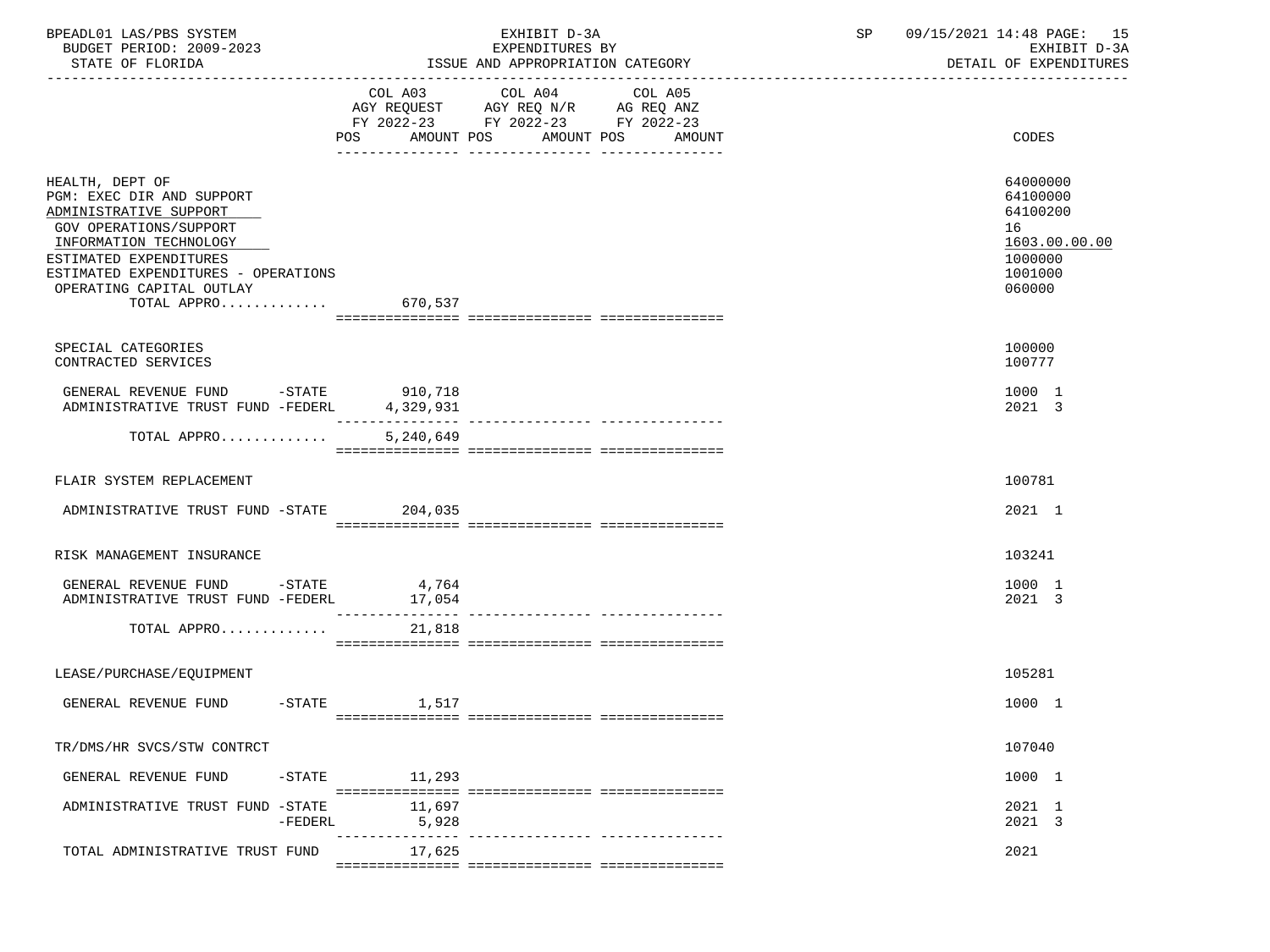BPEADL01 LAS/PBS SYSTEM | EXHIBIT D-3A | SP 09/15/2021 14:48 PAGE: 15
BUDGET PERIOD: 2009-2023 | EXPENDITURES BY | EXHIBIT D-3A
STATE OF FLORIDA | ISSUE AND APPROPRIATION CATEGORY | DETAIL OF EXPENDITURES

| | COL A03 AGY REQUEST FY 2022-23 POS AMOUNT | COL A04 AGY REQ N/R FY 2022-23 POS AMOUNT | COL A05 AG REQ ANZ FY 2022-23 POS AMOUNT | CODES |
|---|---|---|---|---|
| HEALTH, DEPT OF | | | | 64000000 |
| PGM: EXEC DIR AND SUPPORT | | | | 64100000 |
| ADMINISTRATIVE SUPPORT | | | | 64100200 |
| GOV OPERATIONS/SUPPORT | | | | 16 |
| INFORMATION TECHNOLOGY | | | | 1603.00.00.00 |
| ESTIMATED EXPENDITURES | | | | 1000000 |
| ESTIMATED EXPENDITURES - OPERATIONS | | | | 1001000 |
| OPERATING CAPITAL OUTLAY | | | | 060000 |
| TOTAL APPRO............ | 670,537 | | | |
| SPECIAL CATEGORIES | | | | 100000 |
| CONTRACTED SERVICES | | | | 100777 |
| GENERAL REVENUE FUND -STATE | 910,718 | | | 1000 1 |
| ADMINISTRATIVE TRUST FUND -FEDERL | 4,329,931 | | | 2021 3 |
| TOTAL APPRO............ | 5,240,649 | | | |
| FLAIR SYSTEM REPLACEMENT | | | | 100781 |
| ADMINISTRATIVE TRUST FUND -STATE | 204,035 | | | 2021 1 |
| RISK MANAGEMENT INSURANCE | | | | 103241 |
| GENERAL REVENUE FUND -STATE | 4,764 | | | 1000 1 |
| ADMINISTRATIVE TRUST FUND -FEDERL | 17,054 | | | 2021 3 |
| TOTAL APPRO............ | 21,818 | | | |
| LEASE/PURCHASE/EQUIPMENT | | | | 105281 |
| GENERAL REVENUE FUND -STATE | 1,517 | | | 1000 1 |
| TR/DMS/HR SVCS/STW CONTRCT | | | | 107040 |
| GENERAL REVENUE FUND -STATE | 11,293 | | | 1000 1 |
| ADMINISTRATIVE TRUST FUND -STATE | 11,697 | | | 2021 1 |
| -FEDERL | 5,928 | | | 2021 3 |
| TOTAL ADMINISTRATIVE TRUST FUND | 17,625 | | | 2021 |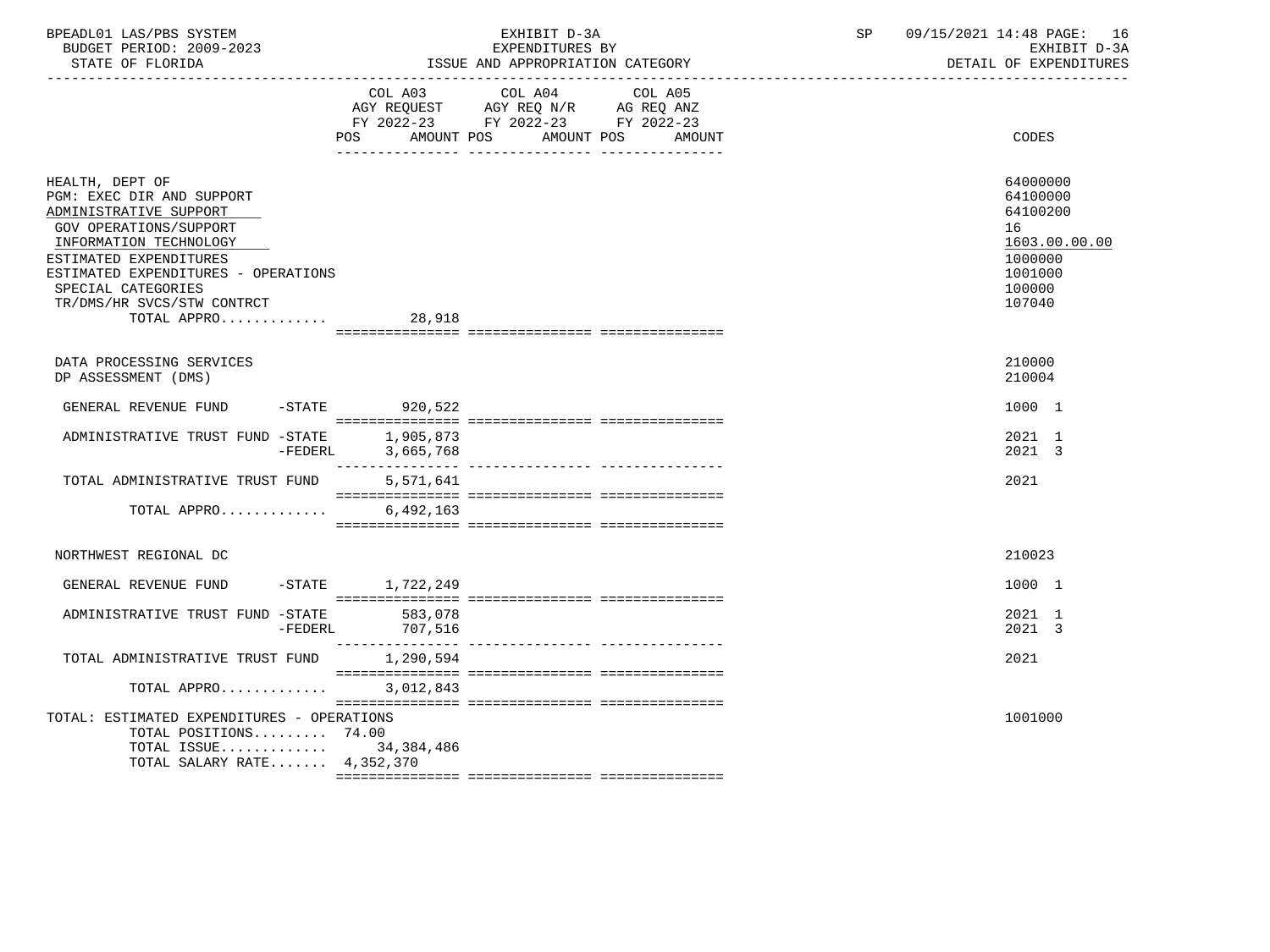| | COL A03 AGY REQUEST FY 2022-23 POS AMOUNT | COL A04 AGY REQ N/R FY 2022-23 POS AMOUNT | COL A05 AG REQ ANZ FY 2022-23 POS AMOUNT | CODES |
|---|---|---|---|---|
| HEALTH, DEPT OF | | | | 64000000 |
| PGM: EXEC DIR AND SUPPORT | | | | 64100000 |
| ADMINISTRATIVE SUPPORT | | | | 64100200 |
| GOV OPERATIONS/SUPPORT | | | | 16 |
| INFORMATION TECHNOLOGY | | | | 1603.00.00.00 |
| ESTIMATED EXPENDITURES | | | | 1000000 |
| ESTIMATED EXPENDITURES - OPERATIONS | | | | 1001000 |
| SPECIAL CATEGORIES | | | | 100000 |
| TR/DMS/HR SVCS/STW CONTRCT | | | | 107040 |
| TOTAL APPRO............ | 28,918 | | | |
| DATA PROCESSING SERVICES | | | | 210000 |
| DP ASSESSMENT (DMS) | | | | 210004 |
| GENERAL REVENUE FUND -STATE | 920,522 | | | 1000 1 |
| ADMINISTRATIVE TRUST FUND -STATE | 1,905,873 | | | 2021 1 |
| -FEDERL | 3,665,768 | | | 2021 3 |
| TOTAL ADMINISTRATIVE TRUST FUND | 5,571,641 | | | 2021 |
| TOTAL APPRO............ | 6,492,163 | | | |
| NORTHWEST REGIONAL DC | | | | 210023 |
| GENERAL REVENUE FUND -STATE | 1,722,249 | | | 1000 1 |
| ADMINISTRATIVE TRUST FUND -STATE | 583,078 | | | 2021 1 |
| -FEDERL | 707,516 | | | 2021 3 |
| TOTAL ADMINISTRATIVE TRUST FUND | 1,290,594 | | | 2021 |
| TOTAL APPRO............ | 3,012,843 | | | |
| TOTAL: ESTIMATED EXPENDITURES - OPERATIONS | | | | 1001000 |
| TOTAL POSITIONS......... | 74.00 | | | |
| TOTAL ISSUE............ | 34,384,486 | | | |
| TOTAL SALARY RATE....... | 4,352,370 | | | |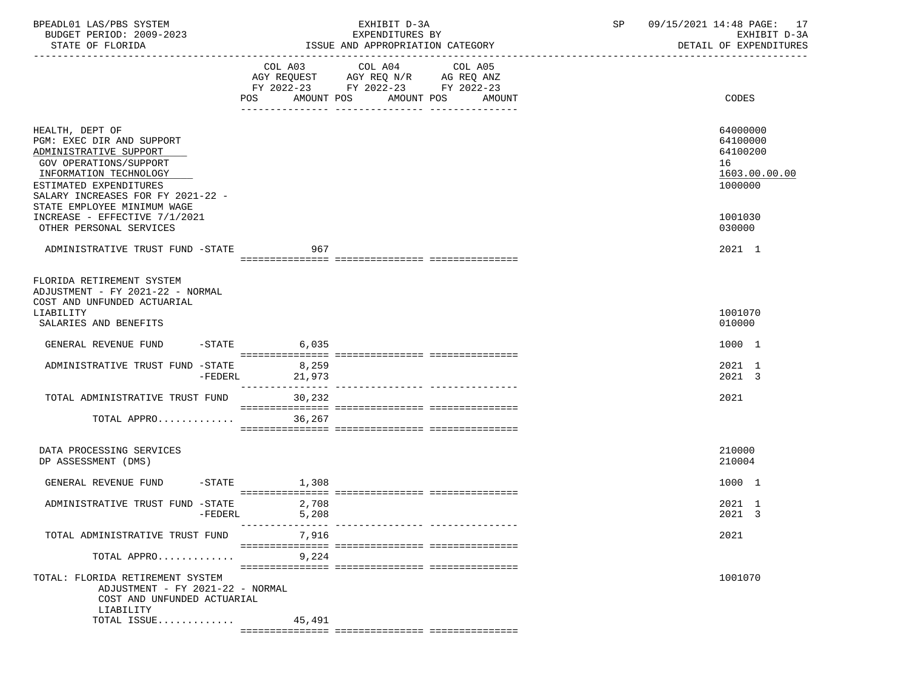BPEADL01 LAS/PBS SYSTEM — EXHIBIT D-3A — EXPENDITURES BY ISSUE AND APPROPRIATION CATEGORY — BUDGET PERIOD: 2009-2023 — STATE OF FLORIDA — SP 09/15/2021 14:48 — EXHIBIT D-3A DETAIL OF EXPENDITURES

| | COL A03 AGY REQUEST FY 2022-23 POS AMOUNT | COL A04 AGY REQ N/R FY 2022-23 POS AMOUNT | COL A05 AG REQ ANZ FY 2022-23 POS AMOUNT | CODES |
|---|---|---|---|---|
| HEALTH, DEPT OF | | | | 64000000 |
| PGM: EXEC DIR AND SUPPORT | | | | 64100000 |
| ADMINISTRATIVE SUPPORT | | | | 64100200 |
| GOV OPERATIONS/SUPPORT | | | | 16 |
| INFORMATION TECHNOLOGY | | | | 1603.00.00.00 |
| ESTIMATED EXPENDITURES | | | | 1000000 |
| SALARY INCREASES FOR FY 2021-22 - STATE EMPLOYEE MINIMUM WAGE INCREASE - EFFECTIVE 7/1/2021 | | | | 1001030 |
| OTHER PERSONAL SERVICES | | | | 030000 |
| ADMINISTRATIVE TRUST FUND -STATE | 967 | | | 2021 1 |
| FLORIDA RETIREMENT SYSTEM ADJUSTMENT - FY 2021-22 - NORMAL COST AND UNFUNDED ACTUARIAL LIABILITY | | | | 1001070 |
| SALARIES AND BENEFITS | | | | 010000 |
| GENERAL REVENUE FUND -STATE | 6,035 | | | 1000 1 |
| ADMINISTRATIVE TRUST FUND -STATE | 8,259 | | | 2021 1 |
| -FEDERL | 21,973 | | | 2021 3 |
| TOTAL ADMINISTRATIVE TRUST FUND | 30,232 | | | 2021 |
| TOTAL APPRO............. | 36,267 | | | |
| DATA PROCESSING SERVICES | | | | 210000 |
| DP ASSESSMENT (DMS) | | | | 210004 |
| GENERAL REVENUE FUND -STATE | 1,308 | | | 1000 1 |
| ADMINISTRATIVE TRUST FUND -STATE | 2,708 | | | 2021 1 |
| -FEDERL | 5,208 | | | 2021 3 |
| TOTAL ADMINISTRATIVE TRUST FUND | 7,916 | | | 2021 |
| TOTAL APPRO............. | 9,224 | | | |
| TOTAL: FLORIDA RETIREMENT SYSTEM ADJUSTMENT - FY 2021-22 - NORMAL COST AND UNFUNDED ACTUARIAL LIABILITY | | | | 1001070 |
| TOTAL ISSUE............. | 45,491 | | | |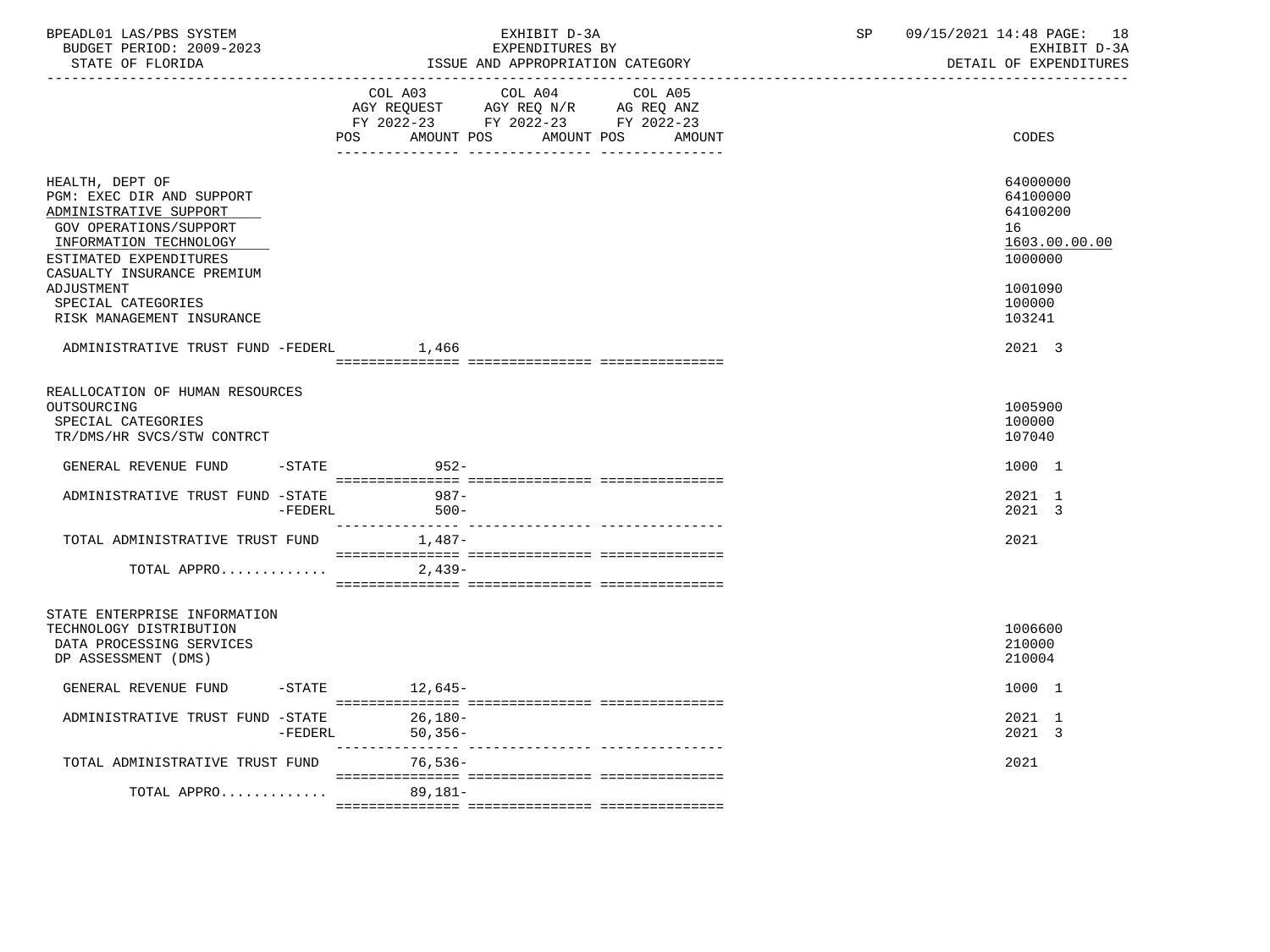BPEADL01 LAS/PBS SYSTEM | EXHIBIT D-3A | SP 09/15/2021 14:48 PAGE: 18
BUDGET PERIOD: 2009-2023 | EXPENDITURES BY | EXHIBIT D-3A
STATE OF FLORIDA | ISSUE AND APPROPRIATION CATEGORY | DETAIL OF EXPENDITURES

| | COL A03 AGY REQUEST FY 2022-23 POS AMOUNT | COL A04 AGY REQ N/R FY 2022-23 POS AMOUNT | COL A05 AG REQ ANZ FY 2022-23 POS AMOUNT | CODES |
|---|---|---|---|---|
| HEALTH, DEPT OF | | | | 64000000 |
| PGM: EXEC DIR AND SUPPORT | | | | 64100000 |
| ADMINISTRATIVE SUPPORT | | | | 64100200 |
| GOV OPERATIONS/SUPPORT | | | | 16 |
| INFORMATION TECHNOLOGY | | | | 1603.00.00.00 |
| ESTIMATED EXPENDITURES | | | | 1000000 |
| CASUALTY INSURANCE PREMIUM ADJUSTMENT | | | | 1001090 |
| SPECIAL CATEGORIES | | | | 100000 |
| RISK MANAGEMENT INSURANCE | | | | 103241 |
| ADMINISTRATIVE TRUST FUND -FEDERL | 1,466 | | | 2021 3 |
| REALLOCATION OF HUMAN RESOURCES OUTSOURCING | | | | 1005900 |
| SPECIAL CATEGORIES | | | | 100000 |
| TR/DMS/HR SVCS/STW CONTRCT | | | | 107040 |
| GENERAL REVENUE FUND -STATE | 952- | | | 1000 1 |
| ADMINISTRATIVE TRUST FUND -STATE | 987- | | | 2021 1 |
| -FEDERL | 500- | | | 2021 3 |
| TOTAL ADMINISTRATIVE TRUST FUND | 1,487- | | | 2021 |
| TOTAL APPRO............ | 2,439- | | | |
| STATE ENTERPRISE INFORMATION TECHNOLOGY DISTRIBUTION | | | | 1006600 |
| DATA PROCESSING SERVICES | | | | 210000 |
| DP ASSESSMENT (DMS) | | | | 210004 |
| GENERAL REVENUE FUND -STATE | 12,645- | | | 1000 1 |
| ADMINISTRATIVE TRUST FUND -STATE | 26,180- | | | 2021 1 |
| -FEDERL | 50,356- | | | 2021 3 |
| TOTAL ADMINISTRATIVE TRUST FUND | 76,536- | | | 2021 |
| TOTAL APPRO............ | 89,181- | | | |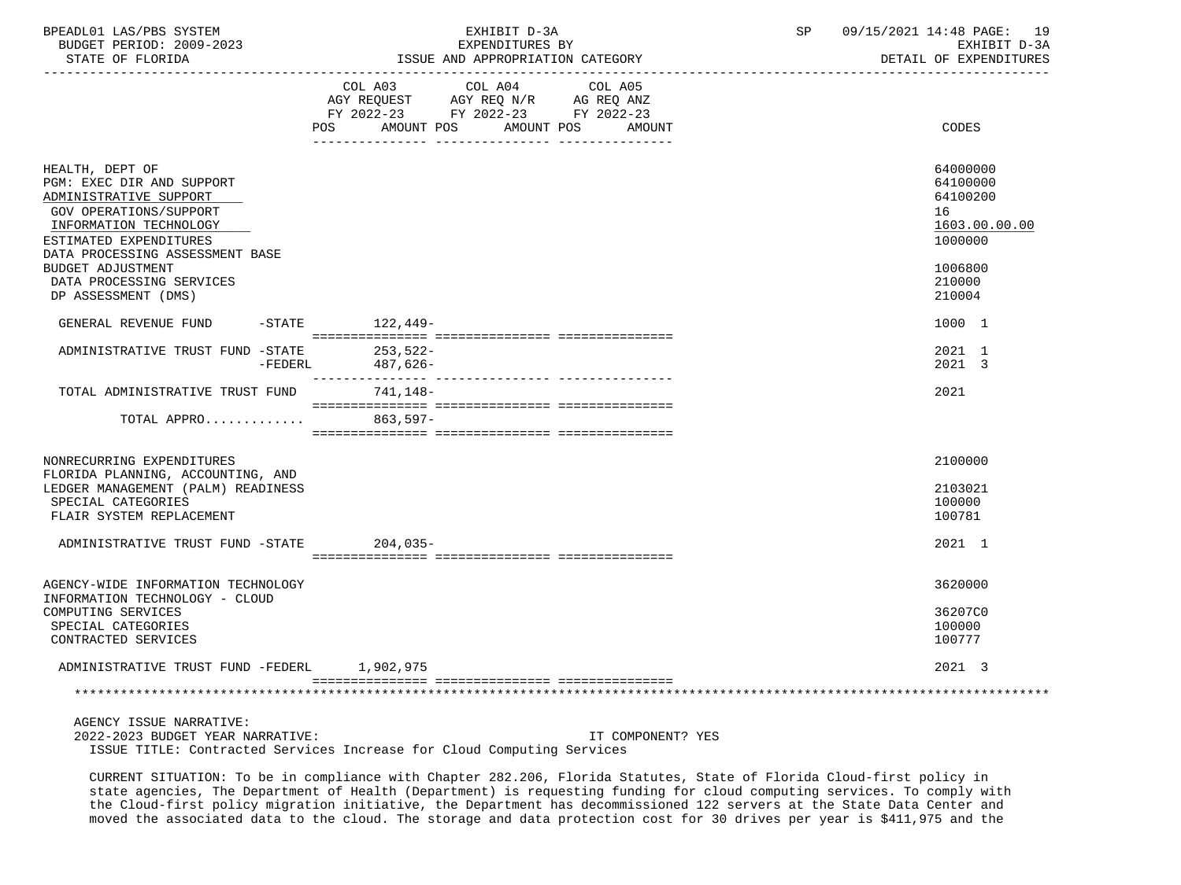EXHIBIT D-3A
EXPENDITURES BY
ISSUE AND APPROPRIATION CATEGORY

BUDGET PERIOD: 2009-2023
STATE OF FLORIDA

EXHIBIT D-3A
DETAIL OF EXPENDITURES

| | COL A03 AGY REQUEST FY 2022-23 POS AMOUNT | COL A04 AGY REQ N/R FY 2022-23 POS AMOUNT | COL A05 AG REQ ANZ FY 2022-23 POS AMOUNT | CODES |
|---|---|---|---|---|
| HEALTH, DEPT OF | | | | 64000000 |
| PGM: EXEC DIR AND SUPPORT | | | | 64100000 |
| ADMINISTRATIVE SUPPORT | | | | 64100200 |
| GOV OPERATIONS/SUPPORT | | | | 16 |
| INFORMATION TECHNOLOGY | | | | 1603.00.00.00 |
| ESTIMATED EXPENDITURES | | | | 1000000 |
| DATA PROCESSING ASSESSMENT BASE BUDGET ADJUSTMENT | | | | 1006800 |
| DATA PROCESSING SERVICES | | | | 210000 |
| DP ASSESSMENT (DMS) | | | | 210004 |
| GENERAL REVENUE FUND -STATE | 122,449- | | | 1000 1 |
| ADMINISTRATIVE TRUST FUND -STATE | 253,522- | | | 2021 1 |
| -FEDERL | 487,626- | | | 2021 3 |
| TOTAL ADMINISTRATIVE TRUST FUND | 741,148- | | | 2021 |
| TOTAL APPRO............ | 863,597- | | | |
| NONRECURRING EXPENDITURES | | | | 2100000 |
| FLORIDA PLANNING, ACCOUNTING, AND LEDGER MANAGEMENT (PALM) READINESS | | | | 2103021 |
| SPECIAL CATEGORIES | | | | 100000 |
| FLAIR SYSTEM REPLACEMENT | | | | 100781 |
| ADMINISTRATIVE TRUST FUND -STATE | 204,035- | | | 2021 1 |
| AGENCY-WIDE INFORMATION TECHNOLOGY | | | | 3620000 |
| INFORMATION TECHNOLOGY - CLOUD COMPUTING SERVICES | | | | 36207C0 |
| SPECIAL CATEGORIES | | | | 100000 |
| CONTRACTED SERVICES | | | | 100777 |
| ADMINISTRATIVE TRUST FUND -FEDERL | 1,902,975 | | | 2021 3 |

AGENCY ISSUE NARRATIVE:
2022-2023 BUDGET YEAR NARRATIVE: IT COMPONENT? YES
ISSUE TITLE: Contracted Services Increase for Cloud Computing Services

CURRENT SITUATION: To be in compliance with Chapter 282.206, Florida Statutes, State of Florida Cloud-first policy in state agencies, The Department of Health (Department) is requesting funding for cloud computing services. To comply with the Cloud-first policy migration initiative, the Department has decommissioned 122 servers at the State Data Center and moved the associated data to the cloud. The storage and data protection cost for 30 drives per year is $411,975 and the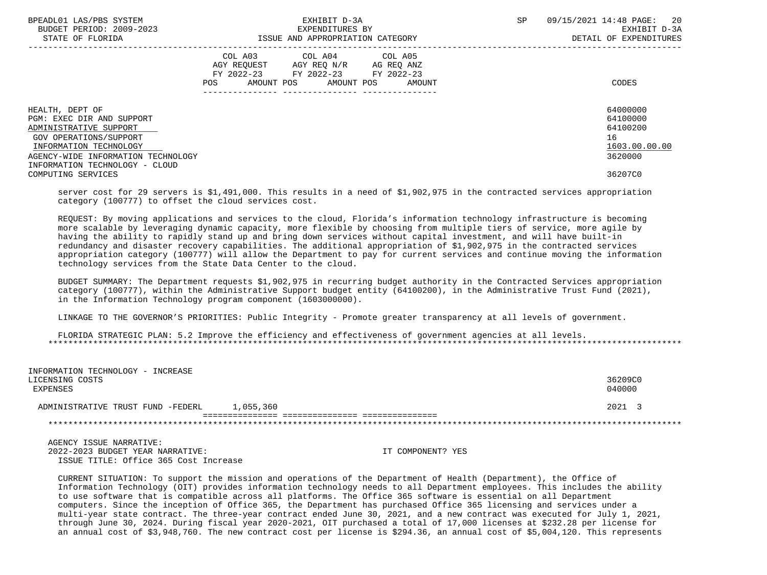| | COL A03 AGY REQUEST FY 2022-23 POS AMOUNT | COL A04 AGY REQ N/R FY 2022-23 POS AMOUNT | COL A05 AG REQ ANZ FY 2022-23 POS AMOUNT | CODES |
|---|---|---|---|---|
| HEALTH, DEPT OF | | | | 64000000 |
| PGM: EXEC DIR AND SUPPORT | | | | 64100000 |
| ADMINISTRATIVE SUPPORT | | | | 64100200 |
| GOV OPERATIONS/SUPPORT | | | | 16 |
| INFORMATION TECHNOLOGY | | | | 1603.00.00.00 |
| AGENCY-WIDE INFORMATION TECHNOLOGY | | | | 3620000 |
| INFORMATION TECHNOLOGY - CLOUD COMPUTING SERVICES | | | | 36207C0 |

server cost for 29 servers is $1,491,000. This results in a need of $1,902,975 in the contracted services appropriation category (100777) to offset the cloud services cost.

REQUEST: By moving applications and services to the cloud, Florida's information technology infrastructure is becoming more scalable by leveraging dynamic capacity, more flexible by choosing from multiple tiers of service, more agile by having the ability to rapidly stand up and bring down services without capital investment, and will have built-in redundancy and disaster recovery capabilities. The additional appropriation of $1,902,975 in the contracted services appropriation category (100777) will allow the Department to pay for current services and continue moving the information technology services from the State Data Center to the cloud.

BUDGET SUMMARY: The Department requests $1,902,975 in recurring budget authority in the Contracted Services appropriation category (100777), within the Administrative Support budget entity (64100200), in the Administrative Trust Fund (2021), in the Information Technology program component (1603000000).

LINKAGE TO THE GOVERNOR'S PRIORITIES: Public Integrity - Promote greater transparency at all levels of government.

FLORIDA STRATEGIC PLAN: 5.2 Improve the efficiency and effectiveness of government agencies at all levels.

*****************************************************************************************************************************

| | COL A03 | COL A04 | COL A05 | CODES |
|---|---|---|---|---|
| INFORMATION TECHNOLOGY - INCREASE LICENSING COSTS | | | | 36209C0 |
| EXPENSES | | | | 040000 |
| ADMINISTRATIVE TRUST FUND -FEDERL | 1,055,360 | | | 2021 3 |

*****************************************************************************************************************************

AGENCY ISSUE NARRATIVE:
2022-2023 BUDGET YEAR NARRATIVE: IT COMPONENT? YES
ISSUE TITLE: Office 365 Cost Increase

CURRENT SITUATION: To support the mission and operations of the Department of Health (Department), the Office of Information Technology (OIT) provides information technology needs to all Department employees. This includes the ability to use software that is compatible across all platforms. The Office 365 software is essential on all Department computers. Since the inception of Office 365, the Department has purchased Office 365 licensing and services under a multi-year state contract. The three-year contract ended June 30, 2021, and a new contract was executed for July 1, 2021, through June 30, 2024. During fiscal year 2020-2021, OIT purchased a total of 17,000 licenses at $232.28 per license for an annual cost of $3,948,760. The new contract cost per license is $294.36, an annual cost of $5,004,120. This represents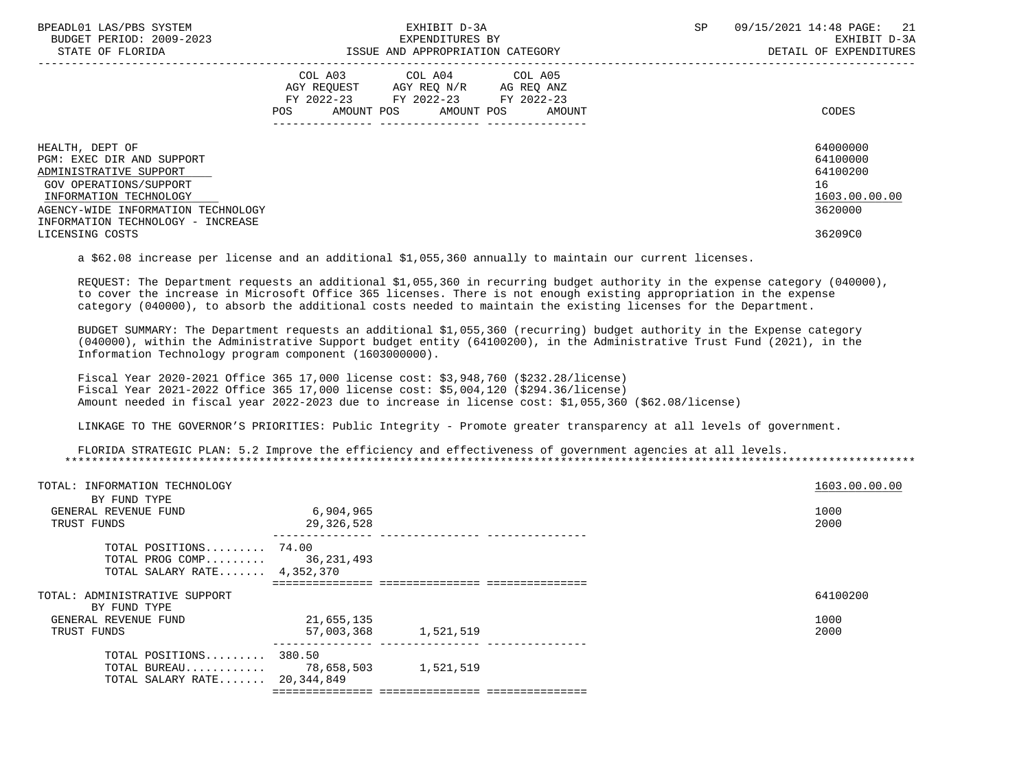| | COL A03 AGY REQUEST FY 2022-23 POS AMOUNT | COL A04 AGY REQ N/R FY 2022-23 POS AMOUNT | COL A05 AG REQ ANZ FY 2022-23 POS AMOUNT | CODES |
|---|---|---|---|---|
| HEALTH, DEPT OF | | | | 64000000 |
| PGM: EXEC DIR AND SUPPORT | | | | 64100000 |
| ADMINISTRATIVE SUPPORT | | | | 64100200 |
| GOV OPERATIONS/SUPPORT | | | | 16 |
| INFORMATION TECHNOLOGY | | | | 1603.00.00.00 |
| AGENCY-WIDE INFORMATION TECHNOLOGY | | | | 3620000 |
| INFORMATION TECHNOLOGY - INCREASE LICENSING COSTS | | | | 36209C0 |

a $62.08 increase per license and an additional $1,055,360 annually to maintain our current licenses.

REQUEST: The Department requests an additional $1,055,360 in recurring budget authority in the expense category (040000), to cover the increase in Microsoft Office 365 licenses. There is not enough existing appropriation in the expense category (040000), to absorb the additional costs needed to maintain the existing licenses for the Department.

BUDGET SUMMARY: The Department requests an additional $1,055,360 (recurring) budget authority in the Expense category (040000), within the Administrative Support budget entity (64100200), in the Administrative Trust Fund (2021), in the Information Technology program component (1603000000).

Fiscal Year 2020-2021 Office 365 17,000 license cost: $3,948,760 ($232.28/license)
Fiscal Year 2021-2022 Office 365 17,000 license cost: $5,004,120 ($294.36/license)
Amount needed in fiscal year 2022-2023 due to increase in license cost: $1,055,360 ($62.08/license)

LINKAGE TO THE GOVERNOR'S PRIORITIES: Public Integrity - Promote greater transparency at all levels of government.

FLORIDA STRATEGIC PLAN: 5.2 Improve the efficiency and effectiveness of government agencies at all levels.

| | COL A03 | COL A04 | COL A05 | CODES |
|---|---|---|---|---|
| TOTAL: INFORMATION TECHNOLOGY | | | | 1603.00.00.00 |
| BY FUND TYPE | | | | |
| GENERAL REVENUE FUND | 6,904,965 | | | 1000 |
| TRUST FUNDS | 29,326,528 | | | 2000 |
| TOTAL POSITIONS | 74.00 | | | |
| TOTAL PROG COMP | 36,231,493 | | | |
| TOTAL SALARY RATE | 4,352,370 | | | |
| TOTAL: ADMINISTRATIVE SUPPORT | | | | 64100200 |
| BY FUND TYPE | | | | |
| GENERAL REVENUE FUND | 21,655,135 | | | 1000 |
| TRUST FUNDS | 57,003,368 | 1,521,519 | | 2000 |
| TOTAL POSITIONS | 380.50 | | | |
| TOTAL BUREAU | 78,658,503 | 1,521,519 | | |
| TOTAL SALARY RATE | 20,344,849 | | | |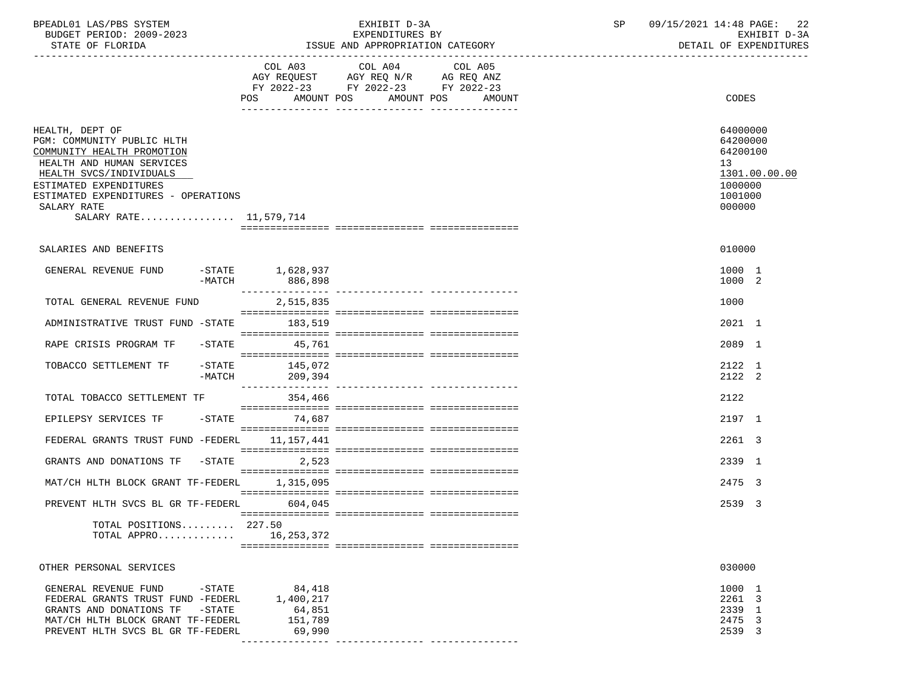BPEADL01 LAS/PBS SYSTEM | EXHIBIT D-3A | SP 09/15/2021 14:48
BUDGET PERIOD: 2009-2023 | EXPENDITURES BY | EXHIBIT D-3A
STATE OF FLORIDA | ISSUE AND APPROPRIATION CATEGORY | DETAIL OF EXPENDITURES

| | COL A03 AGY REQUEST FY 2022-23 POS AMOUNT | COL A04 AGY REQ N/R FY 2022-23 POS AMOUNT | COL A05 AG REQ ANZ FY 2022-23 POS AMOUNT | CODES |
|---|---|---|---|---|
| HEALTH, DEPT OF | | | | 64000000 |
| PGM: COMMUNITY PUBLIC HLTH | | | | 64200000 |
| COMMUNITY HEALTH PROMOTION | | | | 64200100 |
| HEALTH AND HUMAN SERVICES | | | | 13 |
| HEALTH SVCS/INDIVIDUALS | | | | 1301.00.00.00 |
| ESTIMATED EXPENDITURES | | | | 1000000 |
| ESTIMATED EXPENDITURES - OPERATIONS | | | | 1001000 |
| SALARY RATE | | | | 000000 |
| SALARY RATE................ 11,579,714 | | | | |
| SALARIES AND BENEFITS | | | | 010000 |
| GENERAL REVENUE FUND -STATE | 1,628,937 | | | 1000 1 |
| -MATCH | 886,898 | | | 1000 2 |
| TOTAL GENERAL REVENUE FUND | 2,515,835 | | | 1000 |
| ADMINISTRATIVE TRUST FUND -STATE | 183,519 | | | 2021 1 |
| RAPE CRISIS PROGRAM TF -STATE | 45,761 | | | 2089 1 |
| TOBACCO SETTLEMENT TF -STATE | 145,072 | | | 2122 1 |
| -MATCH | 209,394 | | | 2122 2 |
| TOTAL TOBACCO SETTLEMENT TF | 354,466 | | | 2122 |
| EPILEPSY SERVICES TF -STATE | 74,687 | | | 2197 1 |
| FEDERAL GRANTS TRUST FUND -FEDERL | 11,157,441 | | | 2261 3 |
| GRANTS AND DONATIONS TF -STATE | 2,523 | | | 2339 1 |
| MAT/CH HLTH BLOCK GRANT TF-FEDERL | 1,315,095 | | | 2475 3 |
| PREVENT HLTH SVCS BL GR TF-FEDERL | 604,045 | | | 2539 3 |
| TOTAL POSITIONS......... | 227.50 | | | |
| TOTAL APPRO............ | 16,253,372 | | | |
| OTHER PERSONAL SERVICES | | | | 030000 |
| GENERAL REVENUE FUND -STATE | 84,418 | | | 1000 1 |
| FEDERAL GRANTS TRUST FUND -FEDERL | 1,400,217 | | | 2261 3 |
| GRANTS AND DONATIONS TF -STATE | 64,851 | | | 2339 1 |
| MAT/CH HLTH BLOCK GRANT TF-FEDERL | 151,789 | | | 2475 3 |
| PREVENT HLTH SVCS BL GR TF-FEDERL | 69,990 | | | 2539 3 |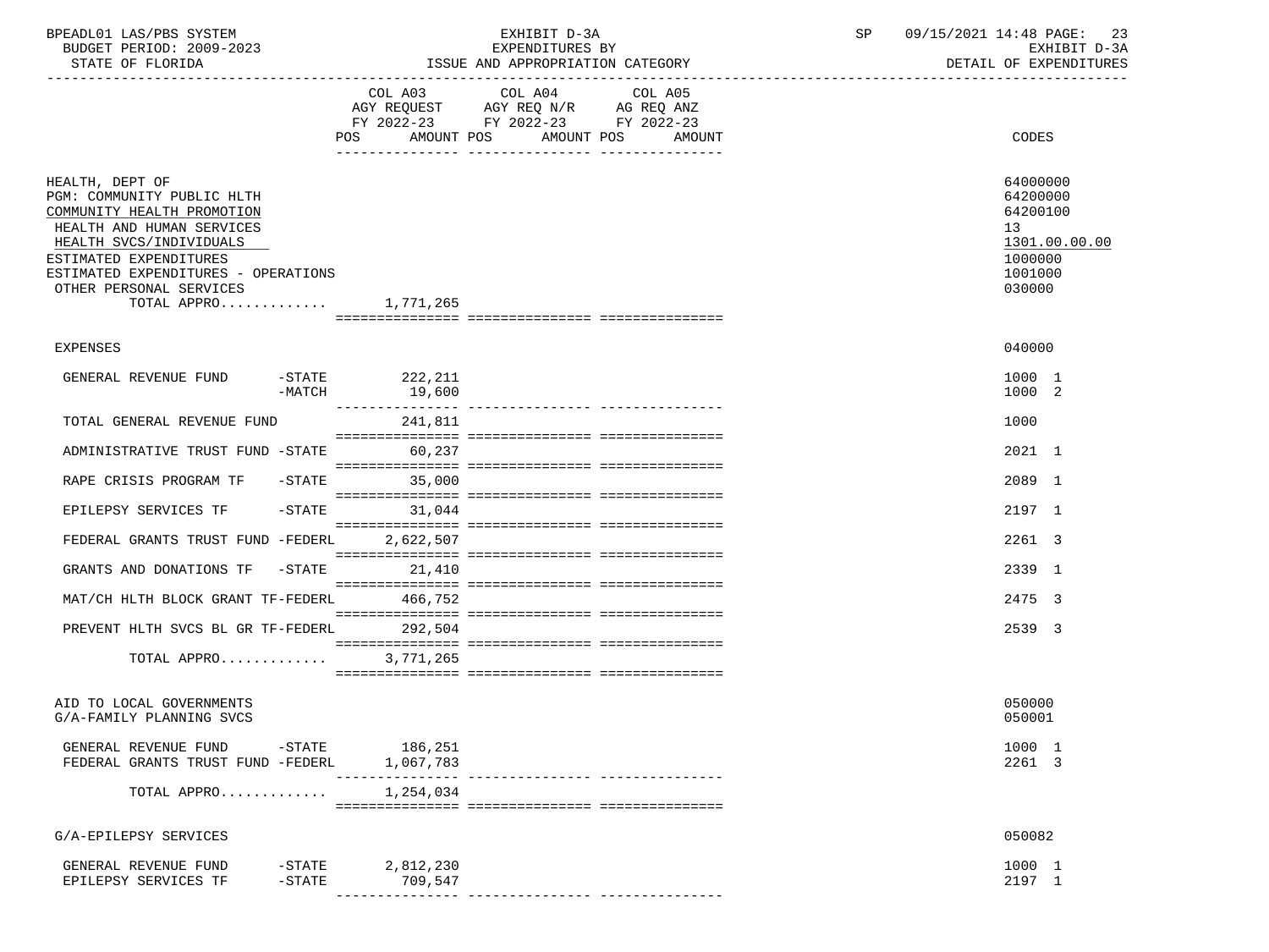EXHIBIT D-3A
EXPENDITURES BY
ISSUE AND APPROPRIATION CATEGORY

BUDGET PERIOD: 2009-2023
STATE OF FLORIDA

DETAIL OF EXPENDITURES

| | COL A03 AGY REQUEST FY 2022-23 POS AMOUNT | COL A04 AGY REQ N/R FY 2022-23 POS AMOUNT | COL A05 AG REQ ANZ FY 2022-23 POS AMOUNT | CODES |
|---|---|---|---|---|
| HEALTH, DEPT OF | | | | 64000000 |
| PGM: COMMUNITY PUBLIC HLTH | | | | 64200000 |
| COMMUNITY HEALTH PROMOTION | | | | 64200100 |
| HEALTH AND HUMAN SERVICES | | | | 13 |
| HEALTH SVCS/INDIVIDUALS | | | | 1301.00.00.00 |
| ESTIMATED EXPENDITURES | | | | 1000000 |
| ESTIMATED EXPENDITURES - OPERATIONS | | | | 1001000 |
| OTHER PERSONAL SERVICES | | | | 030000 |
| TOTAL APPRO............ | 1,771,265 | | | |
| EXPENSES | | | | 040000 |
| GENERAL REVENUE FUND -STATE | 222,211 | | | 1000 1 |
| -MATCH | 19,600 | | | 1000 2 |
| TOTAL GENERAL REVENUE FUND | 241,811 | | | 1000 |
| ADMINISTRATIVE TRUST FUND -STATE | 60,237 | | | 2021 1 |
| RAPE CRISIS PROGRAM TF -STATE | 35,000 | | | 2089 1 |
| EPILEPSY SERVICES TF -STATE | 31,044 | | | 2197 1 |
| FEDERAL GRANTS TRUST FUND -FEDERL | 2,622,507 | | | 2261 3 |
| GRANTS AND DONATIONS TF -STATE | 21,410 | | | 2339 1 |
| MAT/CH HLTH BLOCK GRANT TF-FEDERL | 466,752 | | | 2475 3 |
| PREVENT HLTH SVCS BL GR TF-FEDERL | 292,504 | | | 2539 3 |
| TOTAL APPRO............ | 3,771,265 | | | |
| AID TO LOCAL GOVERNMENTS | | | | 050000 |
| G/A-FAMILY PLANNING SVCS | | | | 050001 |
| GENERAL REVENUE FUND -STATE | 186,251 | | | 1000 1 |
| FEDERAL GRANTS TRUST FUND -FEDERL | 1,067,783 | | | 2261 3 |
| TOTAL APPRO............ | 1,254,034 | | | |
| G/A-EPILEPSY SERVICES | | | | 050082 |
| GENERAL REVENUE FUND -STATE | 2,812,230 | | | 1000 1 |
| EPILEPSY SERVICES TF -STATE | 709,547 | | | 2197 1 |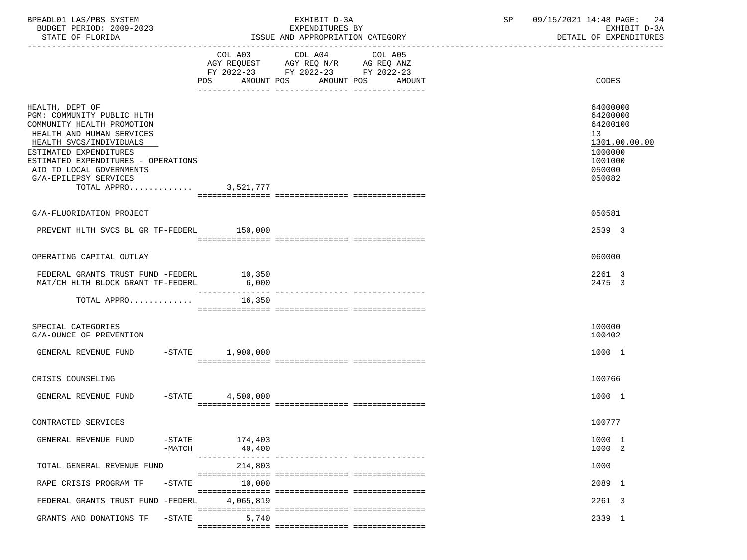BPEADL01 LAS/PBS SYSTEM — EXHIBIT D-3A — SP 09/15/2021 14:48 PAGE: 24
BUDGET PERIOD: 2009-2023 — EXPENDITURES BY — EXHIBIT D-3A
STATE OF FLORIDA — ISSUE AND APPROPRIATION CATEGORY — DETAIL OF EXPENDITURES

| | COL A03 AGY REQUEST FY 2022-23 POS AMOUNT | COL A04 AGY REQ N/R FY 2022-23 POS AMOUNT | COL A05 AG REQ ANZ FY 2022-23 POS AMOUNT | CODES |
|---|---|---|---|---|
| HEALTH, DEPT OF | | | | 64000000 |
| PGM: COMMUNITY PUBLIC HLTH | | | | 64200000 |
| COMMUNITY HEALTH PROMOTION | | | | 64200100 |
| HEALTH AND HUMAN SERVICES | | | | 13 |
| HEALTH SVCS/INDIVIDUALS | | | | 1301.00.00.00 |
| ESTIMATED EXPENDITURES | | | | 1000000 |
| ESTIMATED EXPENDITURES - OPERATIONS | | | | 1001000 |
| AID TO LOCAL GOVERNMENTS | | | | 050000 |
| G/A-EPILEPSY SERVICES | | | | 050082 |
| TOTAL APPRO............ | 3,521,777 | | | |
| G/A-FLUORIDATION PROJECT | | | | 050581 |
| PREVENT HLTH SVCS BL GR TF-FEDERL | 150,000 | | | 2539 3 |
| OPERATING CAPITAL OUTLAY | | | | 060000 |
| FEDERAL GRANTS TRUST FUND -FEDERL | 10,350 | | | 2261 3 |
| MAT/CH HLTH BLOCK GRANT TF-FEDERL | 6,000 | | | 2475 3 |
| TOTAL APPRO............ | 16,350 | | | |
| SPECIAL CATEGORIES | | | | 100000 |
| G/A-OUNCE OF PREVENTION | | | | 100402 |
| GENERAL REVENUE FUND -STATE | 1,900,000 | | | 1000 1 |
| CRISIS COUNSELING | | | | 100766 |
| GENERAL REVENUE FUND -STATE | 4,500,000 | | | 1000 1 |
| CONTRACTED SERVICES | | | | 100777 |
| GENERAL REVENUE FUND -STATE | 174,403 | | | 1000 1 |
| -MATCH | 40,400 | | | 1000 2 |
| TOTAL GENERAL REVENUE FUND | 214,803 | | | 1000 |
| RAPE CRISIS PROGRAM TF -STATE | 10,000 | | | 2089 1 |
| FEDERAL GRANTS TRUST FUND -FEDERL | 4,065,819 | | | 2261 3 |
| GRANTS AND DONATIONS TF -STATE | 5,740 | | | 2339 1 |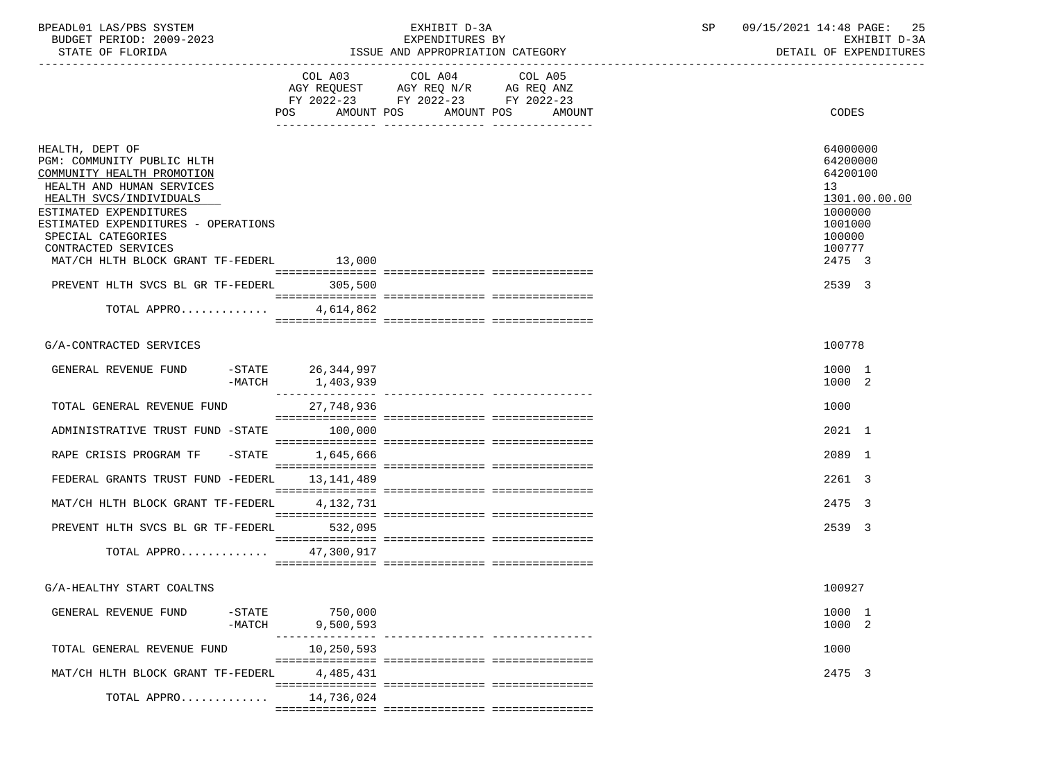| | COL A03 AGY REQUEST FY 2022-23 POS AMOUNT | COL A04 AGY REQ N/R FY 2022-23 POS AMOUNT | COL A05 AG REQ ANZ FY 2022-23 POS AMOUNT | CODES |
|---|---|---|---|---|
| HEALTH, DEPT OF | | | | 64000000 |
| PGM: COMMUNITY PUBLIC HLTH | | | | 64200000 |
| COMMUNITY HEALTH PROMOTION | | | | 64200100 |
| HEALTH AND HUMAN SERVICES | | | | 13 |
| HEALTH SVCS/INDIVIDUALS | | | | 1301.00.00.00 |
| ESTIMATED EXPENDITURES | | | | 1000000 |
| ESTIMATED EXPENDITURES - OPERATIONS | | | | 1001000 |
| SPECIAL CATEGORIES | | | | 100000 |
| CONTRACTED SERVICES | | | | 100777 |
| MAT/CH HLTH BLOCK GRANT TF-FEDERL | 13,000 | | | 2475 3 |
| PREVENT HLTH SVCS BL GR TF-FEDERL | 305,500 | | | 2539 3 |
| TOTAL APPRO............ | 4,614,862 | | | |
| G/A-CONTRACTED SERVICES | | | | 100778 |
| GENERAL REVENUE FUND -STATE | 26,344,997 | | | 1000 1 |
| -MATCH | 1,403,939 | | | 1000 2 |
| TOTAL GENERAL REVENUE FUND | 27,748,936 | | | 1000 |
| ADMINISTRATIVE TRUST FUND -STATE | 100,000 | | | 2021 1 |
| RAPE CRISIS PROGRAM TF -STATE | 1,645,666 | | | 2089 1 |
| FEDERAL GRANTS TRUST FUND -FEDERL | 13,141,489 | | | 2261 3 |
| MAT/CH HLTH BLOCK GRANT TF-FEDERL | 4,132,731 | | | 2475 3 |
| PREVENT HLTH SVCS BL GR TF-FEDERL | 532,095 | | | 2539 3 |
| TOTAL APPRO............ | 47,300,917 | | | |
| G/A-HEALTHY START COALTNS | | | | 100927 |
| GENERAL REVENUE FUND -STATE | 750,000 | | | 1000 1 |
| -MATCH | 9,500,593 | | | 1000 2 |
| TOTAL GENERAL REVENUE FUND | 10,250,593 | | | 1000 |
| MAT/CH HLTH BLOCK GRANT TF-FEDERL | 4,485,431 | | | 2475 3 |
| TOTAL APPRO............ | 14,736,024 | | | |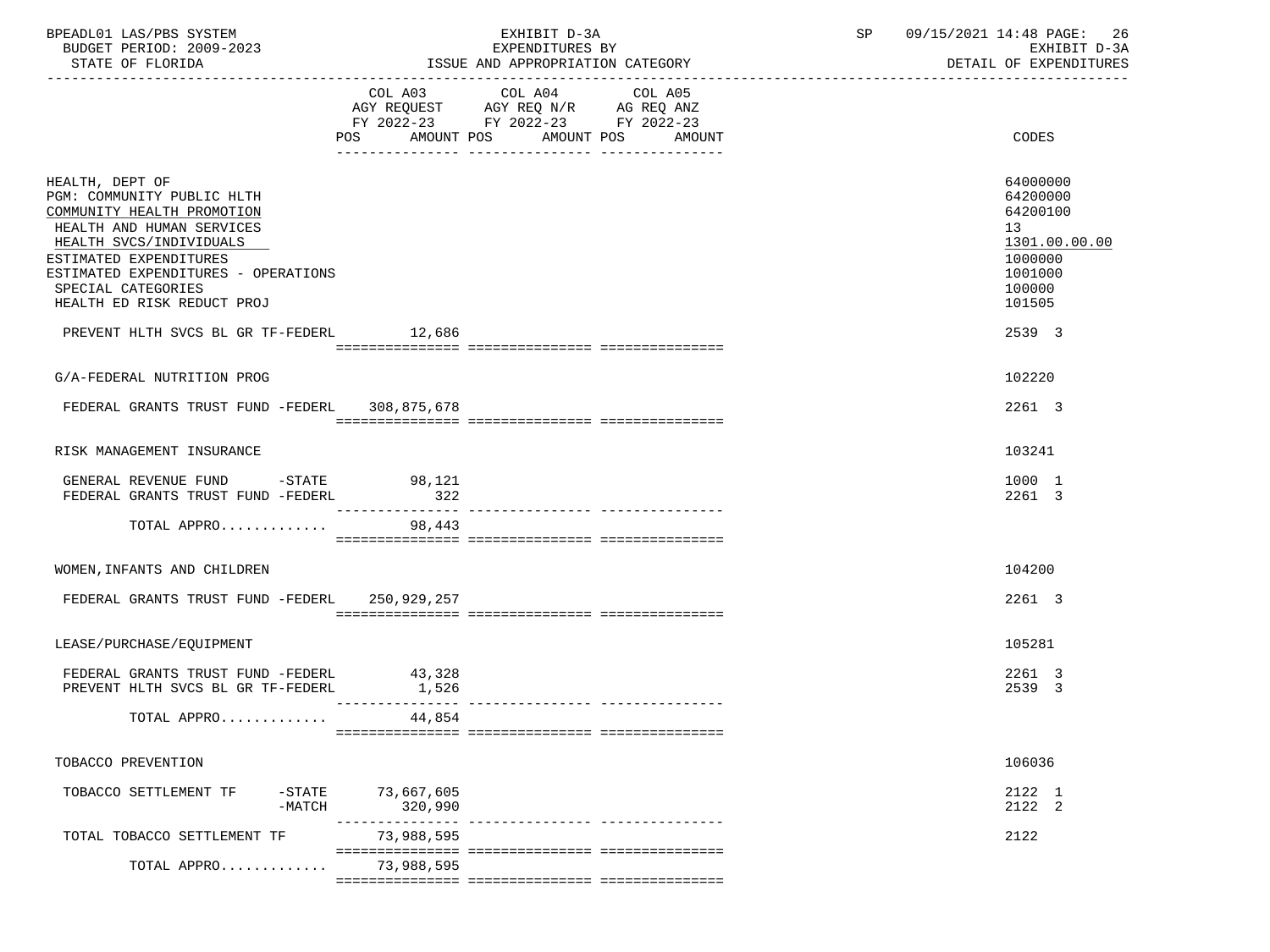BPEADL01 LAS/PBS SYSTEM — EXHIBIT D-3A — EXPENDITURES BY ISSUE AND APPROPRIATION CATEGORY
BUDGET PERIOD: 2009-2023 — STATE OF FLORIDA
SP 09/15/2021 14:48 — EXHIBIT D-3A — DETAIL OF EXPENDITURES

| | COL A03 AGY REQUEST FY 2022-23 POS AMOUNT | COL A04 AGY REQ N/R FY 2022-23 POS AMOUNT | COL A05 AG REQ ANZ FY 2022-23 POS AMOUNT | CODES |
|---|---|---|---|---|
| HEALTH, DEPT OF | | | | 64000000 |
| PGM: COMMUNITY PUBLIC HLTH | | | | 64200000 |
| COMMUNITY HEALTH PROMOTION | | | | 64200100 |
| HEALTH AND HUMAN SERVICES | | | | 13 |
| HEALTH SVCS/INDIVIDUALS | | | | 1301.00.00.00 |
| ESTIMATED EXPENDITURES | | | | 1000000 |
| ESTIMATED EXPENDITURES - OPERATIONS | | | | 1001000 |
| SPECIAL CATEGORIES | | | | 100000 |
| HEALTH ED RISK REDUCT PROJ | | | | 101505 |
| PREVENT HLTH SVCS BL GR TF-FEDERL | 12,686 | | | 2539 3 |
| G/A-FEDERAL NUTRITION PROG | | | | 102220 |
| FEDERAL GRANTS TRUST FUND -FEDERL | 308,875,678 | | | 2261 3 |
| RISK MANAGEMENT INSURANCE | | | | 103241 |
| GENERAL REVENUE FUND -STATE | 98,121 | | | 1000 1 |
| FEDERAL GRANTS TRUST FUND -FEDERL | 322 | | | 2261 3 |
| TOTAL APPRO............ | 98,443 | | | |
| WOMEN,INFANTS AND CHILDREN | | | | 104200 |
| FEDERAL GRANTS TRUST FUND -FEDERL | 250,929,257 | | | 2261 3 |
| LEASE/PURCHASE/EQUIPMENT | | | | 105281 |
| FEDERAL GRANTS TRUST FUND -FEDERL | 43,328 | | | 2261 3 |
| PREVENT HLTH SVCS BL GR TF-FEDERL | 1,526 | | | 2539 3 |
| TOTAL APPRO............ | 44,854 | | | |
| TOBACCO PREVENTION | | | | 106036 |
| TOBACCO SETTLEMENT TF -STATE | 73,667,605 | | | 2122 1 |
| TOBACCO SETTLEMENT TF -MATCH | 320,990 | | | 2122 2 |
| TOTAL TOBACCO SETTLEMENT TF | 73,988,595 | | | 2122 |
| TOTAL APPRO............ | 73,988,595 | | | |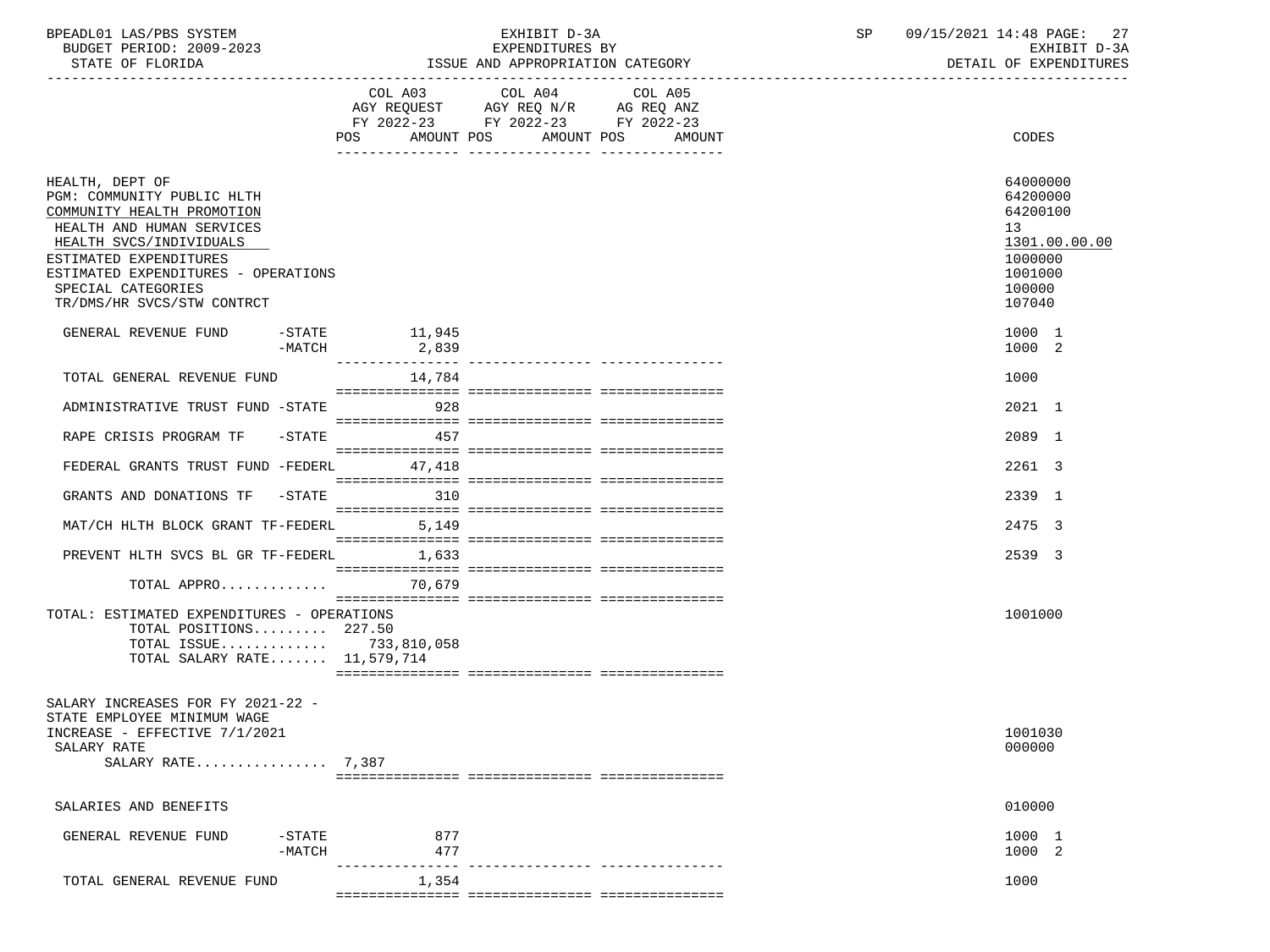| | COL A03 AGY REQUEST FY 2022-23 POS AMOUNT | COL A04 AGY REQ N/R FY 2022-23 POS AMOUNT | COL A05 AG REQ ANZ FY 2022-23 POS AMOUNT | CODES |
|---|---|---|---|---|
| HEALTH, DEPT OF | | | | 64000000 |
| PGM: COMMUNITY PUBLIC HLTH | | | | 64200000 |
| COMMUNITY HEALTH PROMOTION | | | | 64200100 |
| HEALTH AND HUMAN SERVICES | | | | 13 |
| HEALTH SVCS/INDIVIDUALS | | | | 1301.00.00.00 |
| ESTIMATED EXPENDITURES | | | | 1000000 |
| ESTIMATED EXPENDITURES - OPERATIONS | | | | 1001000 |
| SPECIAL CATEGORIES | | | | 100000 |
| TR/DMS/HR SVCS/STW CONTRCT | | | | 107040 |
| GENERAL REVENUE FUND -STATE | 11,945 | | | 1000 1 |
| -MATCH | 2,839 | | | 1000 2 |
| TOTAL GENERAL REVENUE FUND | 14,784 | | | 1000 |
| ADMINISTRATIVE TRUST FUND -STATE | 928 | | | 2021 1 |
| RAPE CRISIS PROGRAM TF -STATE | 457 | | | 2089 1 |
| FEDERAL GRANTS TRUST FUND -FEDERL | 47,418 | | | 2261 3 |
| GRANTS AND DONATIONS TF -STATE | 310 | | | 2339 1 |
| MAT/CH HLTH BLOCK GRANT TF-FEDERL | 5,149 | | | 2475 3 |
| PREVENT HLTH SVCS BL GR TF-FEDERL | 1,633 | | | 2539 3 |
| TOTAL APPRO............. | 70,679 | | | |
| TOTAL: ESTIMATED EXPENDITURES - OPERATIONS | | | | 1001000 |
| TOTAL POSITIONS......... 227.50 | | | | |
| TOTAL ISSUE............. 733,810,058 | | | | |
| TOTAL SALARY RATE....... 11,579,714 | | | | |
| SALARY INCREASES FOR FY 2021-22 - STATE EMPLOYEE MINIMUM WAGE INCREASE - EFFECTIVE 7/1/2021 | | | | 1001030 |
| SALARY RATE | | | | 000000 |
| SALARY RATE................ 7,387 | | | | |
| SALARIES AND BENEFITS | | | | 010000 |
| GENERAL REVENUE FUND -STATE | 877 | | | 1000 1 |
| -MATCH | 477 | | | 1000 2 |
| TOTAL GENERAL REVENUE FUND | 1,354 | | | 1000 |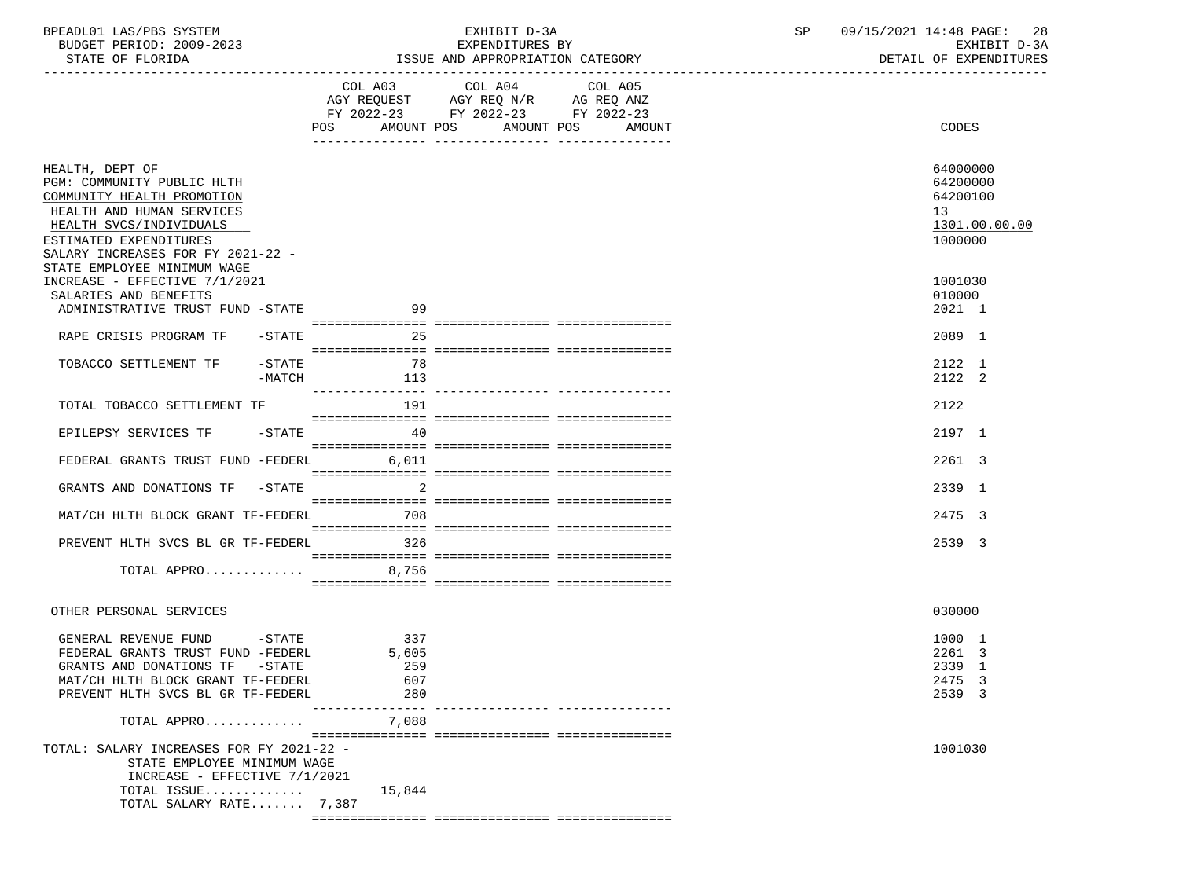BPEADL01 LAS/PBS SYSTEM | EXHIBIT D-3A | SP 09/15/2021 14:48 PAGE: 28
BUDGET PERIOD: 2009-2023 | EXPENDITURES BY | EXHIBIT D-3A
STATE OF FLORIDA | ISSUE AND APPROPRIATION CATEGORY | DETAIL OF EXPENDITURES

| | COL A03 AGY REQUEST FY 2022-23 POS AMOUNT | COL A04 AGY REQ N/R FY 2022-23 POS AMOUNT | COL A05 AG REQ ANZ FY 2022-23 POS AMOUNT | CODES |
|---|---|---|---|---|
| HEALTH, DEPT OF | | | | 64000000 |
| PGM: COMMUNITY PUBLIC HLTH | | | | 64200000 |
| COMMUNITY HEALTH PROMOTION | | | | 64200100 |
| HEALTH AND HUMAN SERVICES | | | | 13 |
| HEALTH SVCS/INDIVIDUALS | | | | 1301.00.00.00 |
| ESTIMATED EXPENDITURES | | | | 1000000 |
| SALARY INCREASES FOR FY 2021-22 - STATE EMPLOYEE MINIMUM WAGE INCREASE - EFFECTIVE 7/1/2021 | | | | 1001030 |
| SALARIES AND BENEFITS | | | | 010000 |
| ADMINISTRATIVE TRUST FUND -STATE | 99 | | | 2021 1 |
| RAPE CRISIS PROGRAM TF -STATE | 25 | | | 2089 1 |
| TOBACCO SETTLEMENT TF -STATE | 78 | | | 2122 1 |
| -MATCH | 113 | | | 2122 2 |
| TOTAL TOBACCO SETTLEMENT TF | 191 | | | 2122 |
| EPILEPSY SERVICES TF -STATE | 40 | | | 2197 1 |
| FEDERAL GRANTS TRUST FUND -FEDERL | 6,011 | | | 2261 3 |
| GRANTS AND DONATIONS TF -STATE | 2 | | | 2339 1 |
| MAT/CH HLTH BLOCK GRANT TF-FEDERL | 708 | | | 2475 3 |
| PREVENT HLTH SVCS BL GR TF-FEDERL | 326 | | | 2539 3 |
| TOTAL APPRO............ | 8,756 | | | |
| OTHER PERSONAL SERVICES | | | | 030000 |
| GENERAL REVENUE FUND -STATE | 337 | | | 1000 1 |
| FEDERAL GRANTS TRUST FUND -FEDERL | 5,605 | | | 2261 3 |
| GRANTS AND DONATIONS TF -STATE | 259 | | | 2339 1 |
| MAT/CH HLTH BLOCK GRANT TF-FEDERL | 607 | | | 2475 3 |
| PREVENT HLTH SVCS BL GR TF-FEDERL | 280 | | | 2539 3 |
| TOTAL APPRO............ | 7,088 | | | |
| TOTAL: SALARY INCREASES FOR FY 2021-22 - STATE EMPLOYEE MINIMUM WAGE INCREASE - EFFECTIVE 7/1/2021 | | | | 1001030 |
| TOTAL ISSUE............ | 15,844 | | | |
| TOTAL SALARY RATE....... | 7,387 | | | |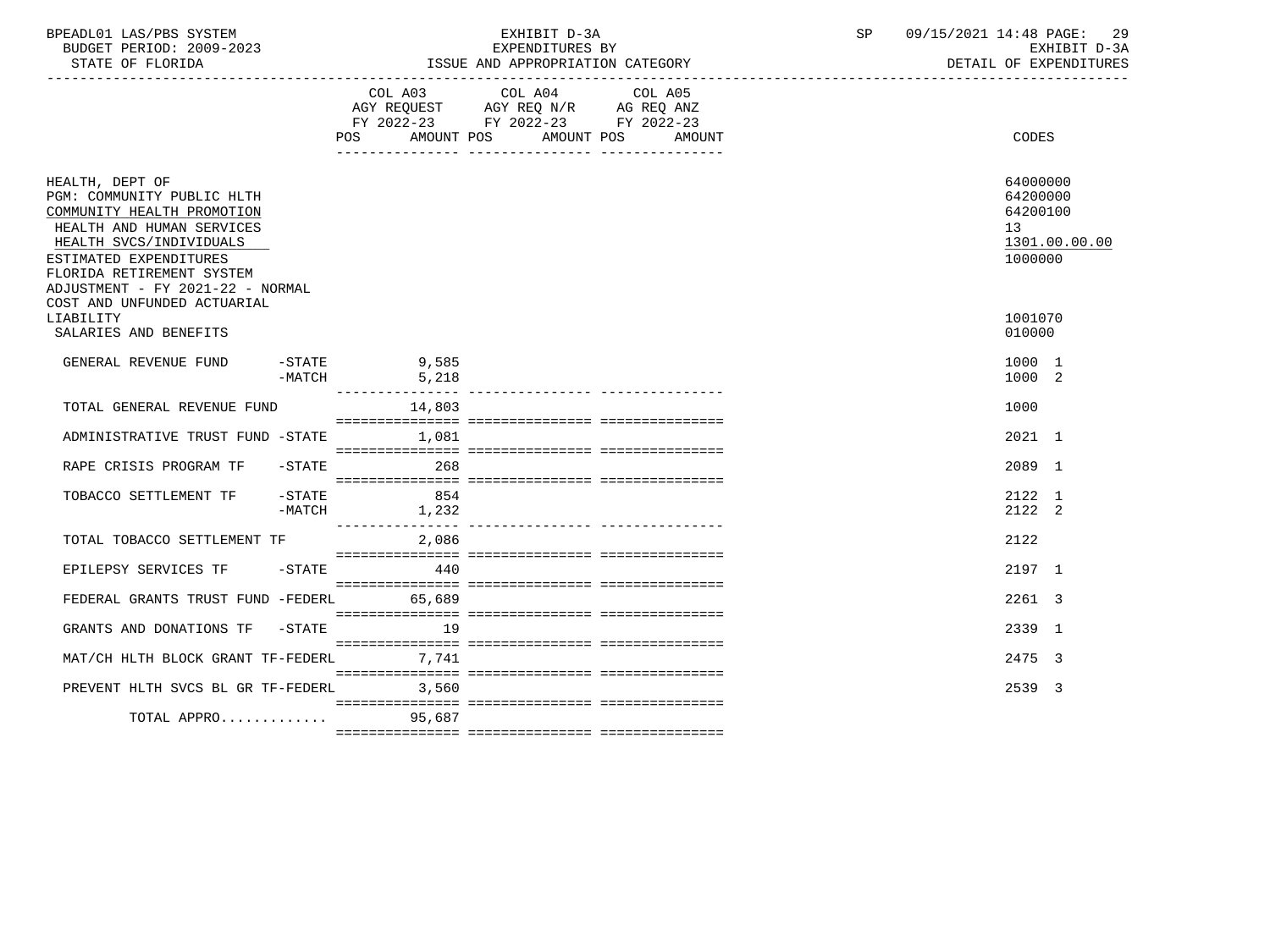BPEADL01 LAS/PBS SYSTEM | EXHIBIT D-3A | SP 09/15/2021 14:48 PAGE: 29
BUDGET PERIOD: 2009-2023 | EXPENDITURES BY | EXHIBIT D-3A
STATE OF FLORIDA | ISSUE AND APPROPRIATION CATEGORY | DETAIL OF EXPENDITURES

| | COL A03 AGY REQUEST FY 2022-23 POS AMOUNT | COL A04 AGY REQ N/R FY 2022-23 POS AMOUNT | COL A05 AG REQ ANZ FY 2022-23 POS AMOUNT | CODES |
|---|---|---|---|---|
| HEALTH, DEPT OF | | | | 64000000 |
| PGM: COMMUNITY PUBLIC HLTH | | | | 64200000 |
| COMMUNITY HEALTH PROMOTION | | | | 64200100 |
| HEALTH AND HUMAN SERVICES | | | | 13 |
| HEALTH SVCS/INDIVIDUALS | | | | 1301.00.00.00 |
| ESTIMATED EXPENDITURES | | | | 1000000 |
| FLORIDA RETIREMENT SYSTEM ADJUSTMENT - FY 2021-22 - NORMAL COST AND UNFUNDED ACTUARIAL LIABILITY | | | | 1001070 |
| SALARIES AND BENEFITS | | | | 010000 |
| GENERAL REVENUE FUND -STATE | 9,585 | | | 1000 1 |
| GENERAL REVENUE FUND -MATCH | 5,218 | | | 1000 2 |
| TOTAL GENERAL REVENUE FUND | 14,803 | | | 1000 |
| ADMINISTRATIVE TRUST FUND -STATE | 1,081 | | | 2021 1 |
| RAPE CRISIS PROGRAM TF -STATE | 268 | | | 2089 1 |
| TOBACCO SETTLEMENT TF -STATE | 854 | | | 2122 1 |
| TOBACCO SETTLEMENT TF -MATCH | 1,232 | | | 2122 2 |
| TOTAL TOBACCO SETTLEMENT TF | 2,086 | | | 2122 |
| EPILEPSY SERVICES TF -STATE | 440 | | | 2197 1 |
| FEDERAL GRANTS TRUST FUND -FEDERL | 65,689 | | | 2261 3 |
| GRANTS AND DONATIONS TF -STATE | 19 | | | 2339 1 |
| MAT/CH HLTH BLOCK GRANT TF-FEDERL | 7,741 | | | 2475 3 |
| PREVENT HLTH SVCS BL GR TF-FEDERL | 3,560 | | | 2539 3 |
| TOTAL APPRO............. | 95,687 | | | |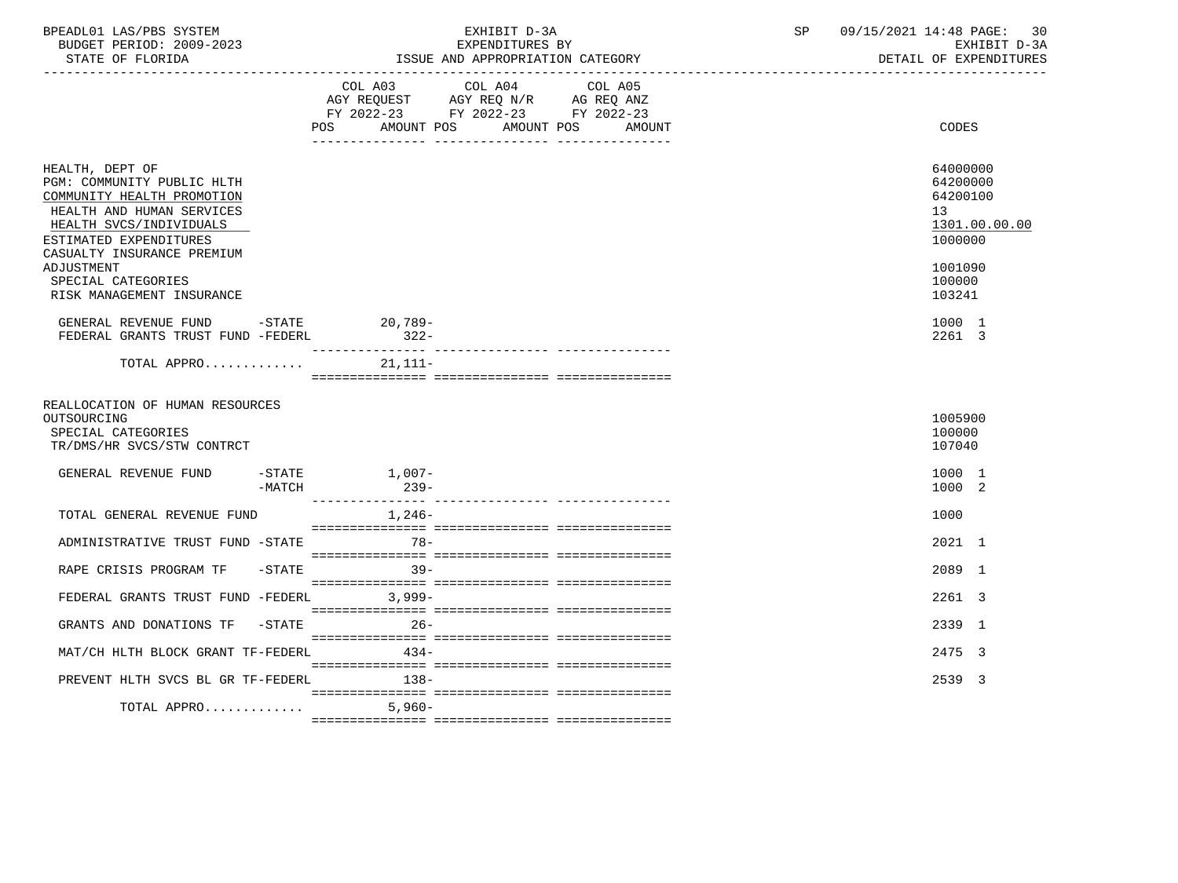BPEADL01 LAS/PBS SYSTEM — BUDGET PERIOD: 2009-2023 — STATE OF FLORIDA

EXHIBIT D-3A — EXPENDITURES BY ISSUE AND APPROPRIATION CATEGORY

SP 09/15/2021 14:48 — EXHIBIT D-3A — DETAIL OF EXPENDITURES

| | COL A03 AGY REQUEST FY 2022-23 POS | AMOUNT | COL A04 AGY REQ N/R FY 2022-23 POS | AMOUNT | COL A05 AG REQ ANZ FY 2022-23 POS | AMOUNT | CODES |
|---|---|---|---|---|---|---|---|
| HEALTH, DEPT OF | | | | | | | 64000000 |
| PGM: COMMUNITY PUBLIC HLTH | | | | | | | 64200000 |
| COMMUNITY HEALTH PROMOTION | | | | | | | 64200100 |
| HEALTH AND HUMAN SERVICES | | | | | | | 13 |
| HEALTH SVCS/INDIVIDUALS | | | | | | | 1301.00.00.00 |
| ESTIMATED EXPENDITURES | | | | | | | 1000000 |
| CASUALTY INSURANCE PREMIUM ADJUSTMENT | | | | | | | 1001090 |
| SPECIAL CATEGORIES | | | | | | | 100000 |
| RISK MANAGEMENT INSURANCE | | | | | | | 103241 |
| GENERAL REVENUE FUND -STATE | | 20,789- | | | | | 1000 1 |
| FEDERAL GRANTS TRUST FUND -FEDERL | | 322- | | | | | 2261 3 |
| TOTAL APPRO............ | | 21,111- | | | | | |
| REALLOCATION OF HUMAN RESOURCES OUTSOURCING | | | | | | | 1005900 |
| SPECIAL CATEGORIES | | | | | | | 100000 |
| TR/DMS/HR SVCS/STW CONTRCT | | | | | | | 107040 |
| GENERAL REVENUE FUND -STATE | | 1,007- | | | | | 1000 1 |
| -MATCH | | 239- | | | | | 1000 2 |
| TOTAL GENERAL REVENUE FUND | | 1,246- | | | | | 1000 |
| ADMINISTRATIVE TRUST FUND -STATE | | 78- | | | | | 2021 1 |
| RAPE CRISIS PROGRAM TF -STATE | | 39- | | | | | 2089 1 |
| FEDERAL GRANTS TRUST FUND -FEDERL | | 3,999- | | | | | 2261 3 |
| GRANTS AND DONATIONS TF -STATE | | 26- | | | | | 2339 1 |
| MAT/CH HLTH BLOCK GRANT TF-FEDERL | | 434- | | | | | 2475 3 |
| PREVENT HLTH SVCS BL GR TF-FEDERL | | 138- | | | | | 2539 3 |
| TOTAL APPRO............ | | 5,960- | | | | | |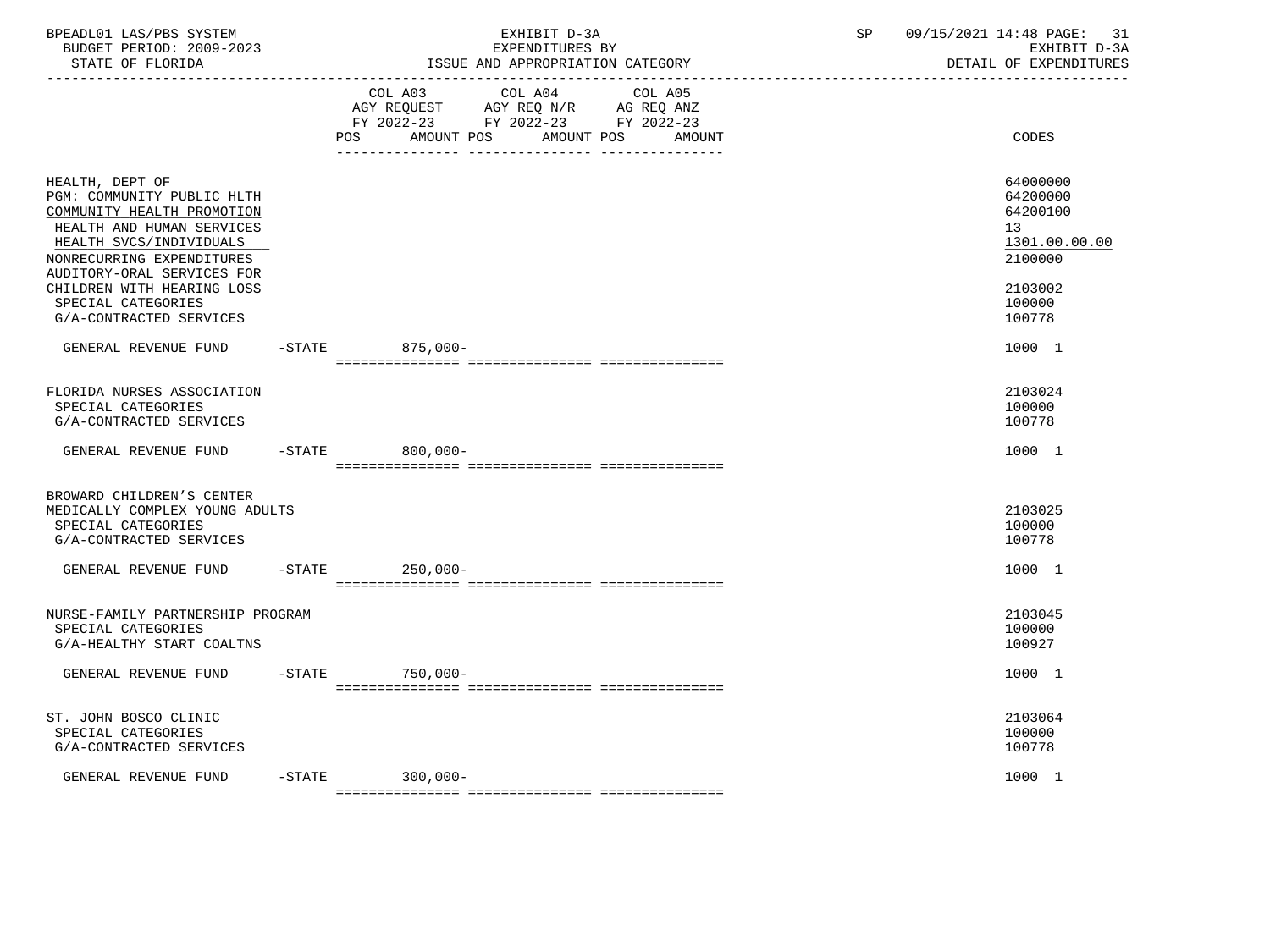| | COL A03 AGY REQUEST FY 2022-23 POS AMOUNT | COL A04 AGY REQ N/R FY 2022-23 POS AMOUNT | COL A05 AG REQ ANZ FY 2022-23 POS AMOUNT | CODES |
|---|---|---|---|---|
| HEALTH, DEPT OF | | | | 64000000 |
| PGM: COMMUNITY PUBLIC HLTH | | | | 64200000 |
| COMMUNITY HEALTH PROMOTION | | | | 64200100 |
| HEALTH AND HUMAN SERVICES | | | | 13 |
| HEALTH SVCS/INDIVIDUALS | | | | 1301.00.00.00 |
| NONRECURRING EXPENDITURES | | | | 2100000 |
| AUDITORY-ORAL SERVICES FOR CHILDREN WITH HEARING LOSS | | | | 2103002 |
| SPECIAL CATEGORIES | | | | 100000 |
| G/A-CONTRACTED SERVICES | | | | 100778 |
| GENERAL REVENUE FUND -STATE | 875,000- | | | 1000 1 |
| FLORIDA NURSES ASSOCIATION | | | | 2103024 |
| SPECIAL CATEGORIES | | | | 100000 |
| G/A-CONTRACTED SERVICES | | | | 100778 |
| GENERAL REVENUE FUND -STATE | 800,000- | | | 1000 1 |
| BROWARD CHILDREN'S CENTER MEDICALLY COMPLEX YOUNG ADULTS | | | | 2103025 |
| SPECIAL CATEGORIES | | | | 100000 |
| G/A-CONTRACTED SERVICES | | | | 100778 |
| GENERAL REVENUE FUND -STATE | 250,000- | | | 1000 1 |
| NURSE-FAMILY PARTNERSHIP PROGRAM | | | | 2103045 |
| SPECIAL CATEGORIES | | | | 100000 |
| G/A-HEALTHY START COALTNS | | | | 100927 |
| GENERAL REVENUE FUND -STATE | 750,000- | | | 1000 1 |
| ST. JOHN BOSCO CLINIC | | | | 2103064 |
| SPECIAL CATEGORIES | | | | 100000 |
| G/A-CONTRACTED SERVICES | | | | 100778 |
| GENERAL REVENUE FUND -STATE | 300,000- | | | 1000 1 |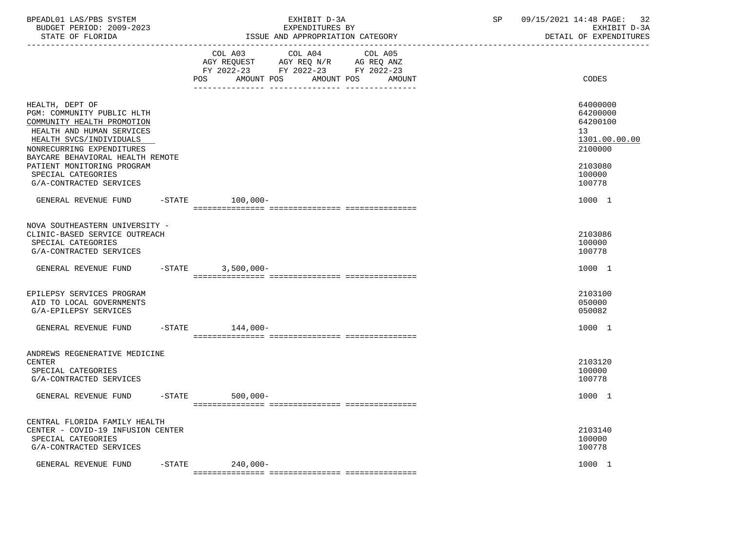| | COL A03 AGY REQUEST FY 2022-23 POS AMOUNT | COL A04 AGY REQ N/R FY 2022-23 POS AMOUNT | COL A05 AG REQ ANZ FY 2022-23 POS AMOUNT | CODES |
|---|---|---|---|---|
| HEALTH, DEPT OF | | | | 64000000 |
| PGM: COMMUNITY PUBLIC HLTH | | | | 64200000 |
| COMMUNITY HEALTH PROMOTION | | | | 64200100 |
| HEALTH AND HUMAN SERVICES | | | | 13 |
| HEALTH SVCS/INDIVIDUALS | | | | 1301.00.00.00 |
| NONRECURRING EXPENDITURES | | | | 2100000 |
| BAYCARE BEHAVIORAL HEALTH REMOTE PATIENT MONITORING PROGRAM | | | | 2103080 |
| SPECIAL CATEGORIES | | | | 100000 |
| G/A-CONTRACTED SERVICES | | | | 100778 |
| GENERAL REVENUE FUND -STATE | 100,000- | | | 1000 1 |
| NOVA SOUTHEASTERN UNIVERSITY - CLINIC-BASED SERVICE OUTREACH | | | | 2103086 |
| SPECIAL CATEGORIES | | | | 100000 |
| G/A-CONTRACTED SERVICES | | | | 100778 |
| GENERAL REVENUE FUND -STATE | 3,500,000- | | | 1000 1 |
| EPILEPSY SERVICES PROGRAM | | | | 2103100 |
| AID TO LOCAL GOVERNMENTS | | | | 050000 |
| G/A-EPILEPSY SERVICES | | | | 050082 |
| GENERAL REVENUE FUND -STATE | 144,000- | | | 1000 1 |
| ANDREWS REGENERATIVE MEDICINE CENTER | | | | 2103120 |
| SPECIAL CATEGORIES | | | | 100000 |
| G/A-CONTRACTED SERVICES | | | | 100778 |
| GENERAL REVENUE FUND -STATE | 500,000- | | | 1000 1 |
| CENTRAL FLORIDA FAMILY HEALTH CENTER - COVID-19 INFUSION CENTER | | | | 2103140 |
| SPECIAL CATEGORIES | | | | 100000 |
| G/A-CONTRACTED SERVICES | | | | 100778 |
| GENERAL REVENUE FUND -STATE | 240,000- | | | 1000 1 |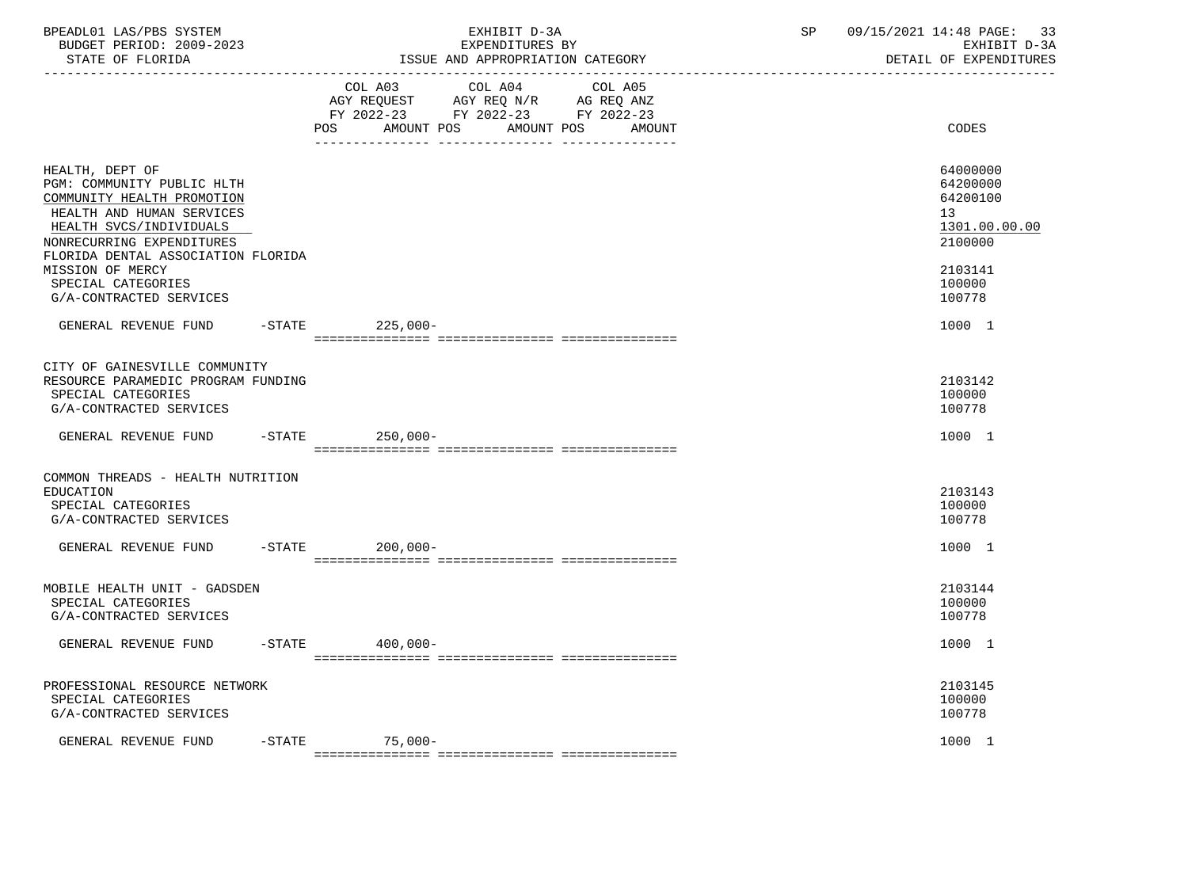| | COL A03 AGY REQUEST FY 2022-23 POS AMOUNT | COL A04 AGY REQ N/R FY 2022-23 POS AMOUNT | COL A05 AG REQ ANZ FY 2022-23 POS AMOUNT | CODES |
|---|---|---|---|---|
| HEALTH, DEPT OF | | | | 64000000 |
| PGM: COMMUNITY PUBLIC HLTH | | | | 64200000 |
| COMMUNITY HEALTH PROMOTION | | | | 64200100 |
| HEALTH AND HUMAN SERVICES | | | | 13 |
| HEALTH SVCS/INDIVIDUALS | | | | 1301.00.00.00 |
| NONRECURRING EXPENDITURES | | | | 2100000 |
| FLORIDA DENTAL ASSOCIATION FLORIDA MISSION OF MERCY | | | | 2103141 |
| SPECIAL CATEGORIES | | | | 100000 |
| G/A-CONTRACTED SERVICES | | | | 100778 |
| GENERAL REVENUE FUND -STATE | 225,000- | | | 1000 1 |
| CITY OF GAINESVILLE COMMUNITY RESOURCE PARAMEDIC PROGRAM FUNDING | | | | 2103142 |
| SPECIAL CATEGORIES | | | | 100000 |
| G/A-CONTRACTED SERVICES | | | | 100778 |
| GENERAL REVENUE FUND -STATE | 250,000- | | | 1000 1 |
| COMMON THREADS - HEALTH NUTRITION EDUCATION | | | | 2103143 |
| SPECIAL CATEGORIES | | | | 100000 |
| G/A-CONTRACTED SERVICES | | | | 100778 |
| GENERAL REVENUE FUND -STATE | 200,000- | | | 1000 1 |
| MOBILE HEALTH UNIT - GADSDEN | | | | 2103144 |
| SPECIAL CATEGORIES | | | | 100000 |
| G/A-CONTRACTED SERVICES | | | | 100778 |
| GENERAL REVENUE FUND -STATE | 400,000- | | | 1000 1 |
| PROFESSIONAL RESOURCE NETWORK | | | | 2103145 |
| SPECIAL CATEGORIES | | | | 100000 |
| G/A-CONTRACTED SERVICES | | | | 100778 |
| GENERAL REVENUE FUND -STATE | 75,000- | | | 1000 1 |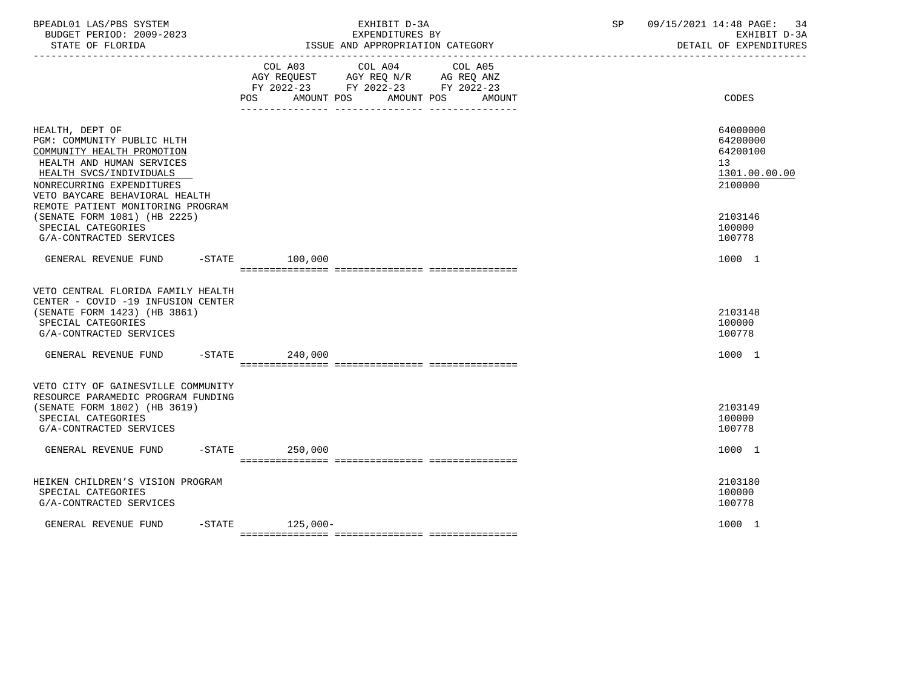BPEADL01 LAS/PBS SYSTEM — EXHIBIT D-3A — SP 09/15/2021 14:48

BUDGET PERIOD: 2009-2023 — EXPENDITURES BY — EXHIBIT D-3A

STATE OF FLORIDA — ISSUE AND APPROPRIATION CATEGORY — DETAIL OF EXPENDITURES

| | COL A03 AGY REQUEST FY 2022-23 POS AMOUNT | COL A04 AGY REQ N/R FY 2022-23 POS AMOUNT | COL A05 AG REQ ANZ FY 2022-23 POS AMOUNT | CODES |
|---|---|---|---|---|
| HEALTH, DEPT OF | | | | 64000000 |
| PGM: COMMUNITY PUBLIC HLTH | | | | 64200000 |
| COMMUNITY HEALTH PROMOTION | | | | 64200100 |
| HEALTH AND HUMAN SERVICES | | | | 13 |
| HEALTH SVCS/INDIVIDUALS | | | | 1301.00.00.00 |
| NONRECURRING EXPENDITURES | | | | 2100000 |
| VETO BAYCARE BEHAVIORAL HEALTH REMOTE PATIENT MONITORING PROGRAM (SENATE FORM 1081) (HB 2225) | | | | 2103146 |
| SPECIAL CATEGORIES | | | | 100000 |
| G/A-CONTRACTED SERVICES | | | | 100778 |
| GENERAL REVENUE FUND -STATE | 100,000 | | | 1000 1 |
| VETO CENTRAL FLORIDA FAMILY HEALTH CENTER - COVID -19 INFUSION CENTER (SENATE FORM 1423) (HB 3861) | | | | 2103148 |
| SPECIAL CATEGORIES | | | | 100000 |
| G/A-CONTRACTED SERVICES | | | | 100778 |
| GENERAL REVENUE FUND -STATE | 240,000 | | | 1000 1 |
| VETO CITY OF GAINESVILLE COMMUNITY RESOURCE PARAMEDIC PROGRAM FUNDING (SENATE FORM 1802) (HB 3619) | | | | 2103149 |
| SPECIAL CATEGORIES | | | | 100000 |
| G/A-CONTRACTED SERVICES | | | | 100778 |
| GENERAL REVENUE FUND -STATE | 250,000 | | | 1000 1 |
| HEIKEN CHILDREN'S VISION PROGRAM | | | | 2103180 |
| SPECIAL CATEGORIES | | | | 100000 |
| G/A-CONTRACTED SERVICES | | | | 100778 |
| GENERAL REVENUE FUND -STATE | 125,000- | | | 1000 1 |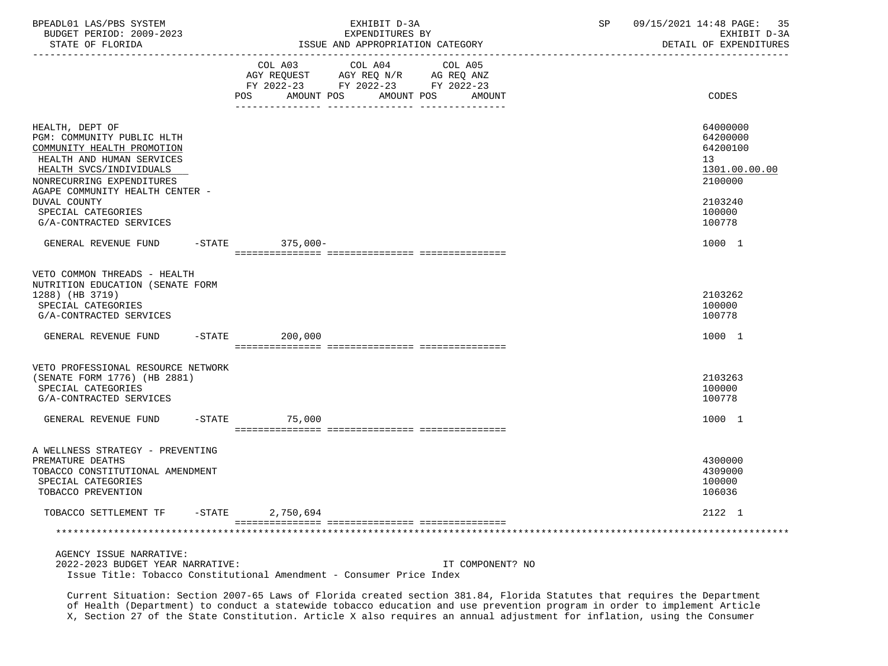| | COL A03 AGY REQUEST FY 2022-23 POS AMOUNT | COL A04 AGY REQ N/R FY 2022-23 POS AMOUNT | COL A05 AG REQ ANZ FY 2022-23 POS AMOUNT | CODES |
|---|---|---|---|---|
| HEALTH, DEPT OF | | | | 64000000 |
| PGM: COMMUNITY PUBLIC HLTH | | | | 64200000 |
| COMMUNITY HEALTH PROMOTION | | | | 64200100 |
| HEALTH AND HUMAN SERVICES | | | | 13 |
| HEALTH SVCS/INDIVIDUALS | | | | 1301.00.00.00 |
| NONRECURRING EXPENDITURES | | | | 2100000 |
| AGAPE COMMUNITY HEALTH CENTER - DUVAL COUNTY | | | | 2103240 |
| SPECIAL CATEGORIES | | | | 100000 |
| G/A-CONTRACTED SERVICES | | | | 100778 |
| GENERAL REVENUE FUND -STATE | 375,000- | | | 1000 1 |
| VETO COMMON THREADS - HEALTH NUTRITION EDUCATION (SENATE FORM 1288) (HB 3719) | | | | 2103262 |
| SPECIAL CATEGORIES | | | | 100000 |
| G/A-CONTRACTED SERVICES | | | | 100778 |
| GENERAL REVENUE FUND -STATE | 200,000 | | | 1000 1 |
| VETO PROFESSIONAL RESOURCE NETWORK (SENATE FORM 1776) (HB 2881) | | | | 2103263 |
| SPECIAL CATEGORIES | | | | 100000 |
| G/A-CONTRACTED SERVICES | | | | 100778 |
| GENERAL REVENUE FUND -STATE | 75,000 | | | 1000 1 |
| A WELLNESS STRATEGY - PREVENTING PREMATURE DEATHS | | | | 4300000 |
| TOBACCO CONSTITUTIONAL AMENDMENT | | | | 4309000 |
| SPECIAL CATEGORIES | | | | 100000 |
| TOBACCO PREVENTION | | | | 106036 |
| TOBACCO SETTLEMENT TF -STATE | 2,750,694 | | | 2122 1 |

AGENCY ISSUE NARRATIVE:

2022-2023 BUDGET YEAR NARRATIVE: IT COMPONENT? NO

Issue Title: Tobacco Constitutional Amendment - Consumer Price Index

Current Situation: Section 2007-65 Laws of Florida created section 381.84, Florida Statutes that requires the Department of Health (Department) to conduct a statewide tobacco education and use prevention program in order to implement Article X, Section 27 of the State Constitution. Article X also requires an annual adjustment for inflation, using the Consumer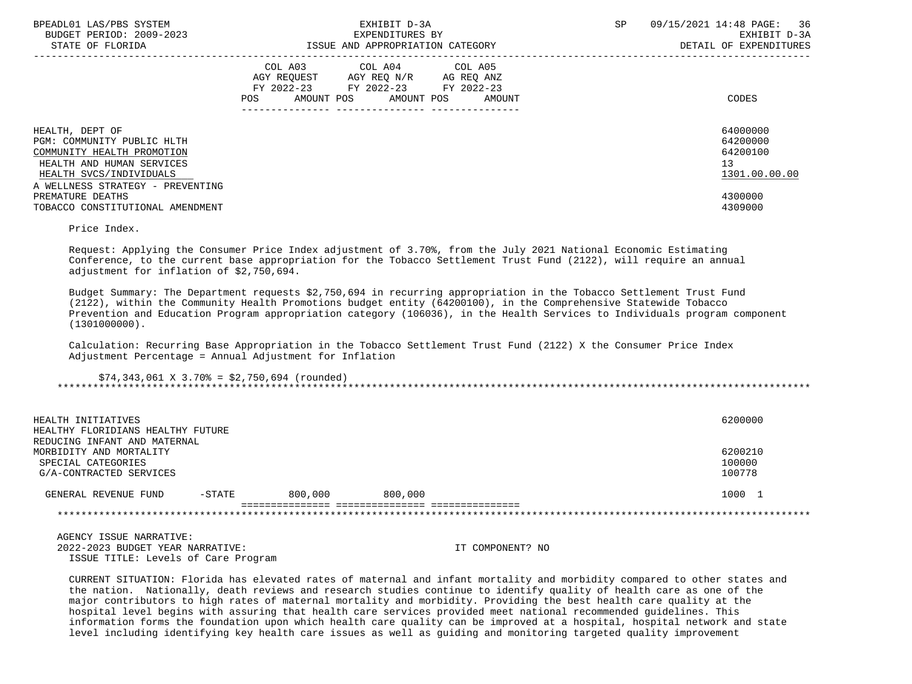| | COL A03 AGY REQUEST FY 2022-23 POS AMOUNT | COL A04 AGY REQ N/R FY 2022-23 POS AMOUNT | COL A05 AG REQ ANZ FY 2022-23 POS AMOUNT | CODES |
|---|---|---|---|---|
| HEALTH, DEPT OF | | | | 64000000 |
| PGM: COMMUNITY PUBLIC HLTH | | | | 64200000 |
| COMMUNITY HEALTH PROMOTION | | | | 64200100 |
| HEALTH AND HUMAN SERVICES | | | | 13 |
| HEALTH SVCS/INDIVIDUALS | | | | 1301.00.00.00 |
| A WELLNESS STRATEGY - PREVENTING PREMATURE DEATHS | | | | 4300000 |
| TOBACCO CONSTITUTIONAL AMENDMENT | | | | 4309000 |

Price Index.

Request: Applying the Consumer Price Index adjustment of 3.70%, from the July 2021 National Economic Estimating Conference, to the current base appropriation for the Tobacco Settlement Trust Fund (2122), will require an annual adjustment for inflation of $2,750,694.

Budget Summary: The Department requests $2,750,694 in recurring appropriation in the Tobacco Settlement Trust Fund (2122), within the Community Health Promotions budget entity (64200100), in the Comprehensive Statewide Tobacco Prevention and Education Program appropriation category (106036), in the Health Services to Individuals program component (1301000000).

Calculation: Recurring Base Appropriation in the Tobacco Settlement Trust Fund (2122) X the Consumer Price Index Adjustment Percentage = Annual Adjustment for Inflation

$74,343,061 X 3.70% = $2,750,694 (rounded)

*******************************************************************************************************************

| | COL A03 | COL A04 | COL A05 | CODES |
|---|---|---|---|---|
| HEALTH INITIATIVES | | | | 6200000 |
| HEALTHY FLORIDIANS HEALTHY FUTURE | | | | |
| REDUCING INFANT AND MATERNAL MORBIDITY AND MORTALITY | | | | 6200210 |
| SPECIAL CATEGORIES | | | | 100000 |
| G/A-CONTRACTED SERVICES | | | | 100778 |
| GENERAL REVENUE FUND -STATE | 800,000 | 800,000 | | 1000 1 |

*******************************************************************************************************************

AGENCY ISSUE NARRATIVE:
2022-2023 BUDGET YEAR NARRATIVE: IT COMPONENT? NO
ISSUE TITLE: Levels of Care Program

CURRENT SITUATION: Florida has elevated rates of maternal and infant mortality and morbidity compared to other states and the nation. Nationally, death reviews and research studies continue to identify quality of health care as one of the major contributors to high rates of maternal mortality and morbidity. Providing the best health care quality at the hospital level begins with assuring that health care services provided meet national recommended guidelines. This information forms the foundation upon which health care quality can be improved at a hospital, hospital network and state level including identifying key health care issues as well as guiding and monitoring targeted quality improvement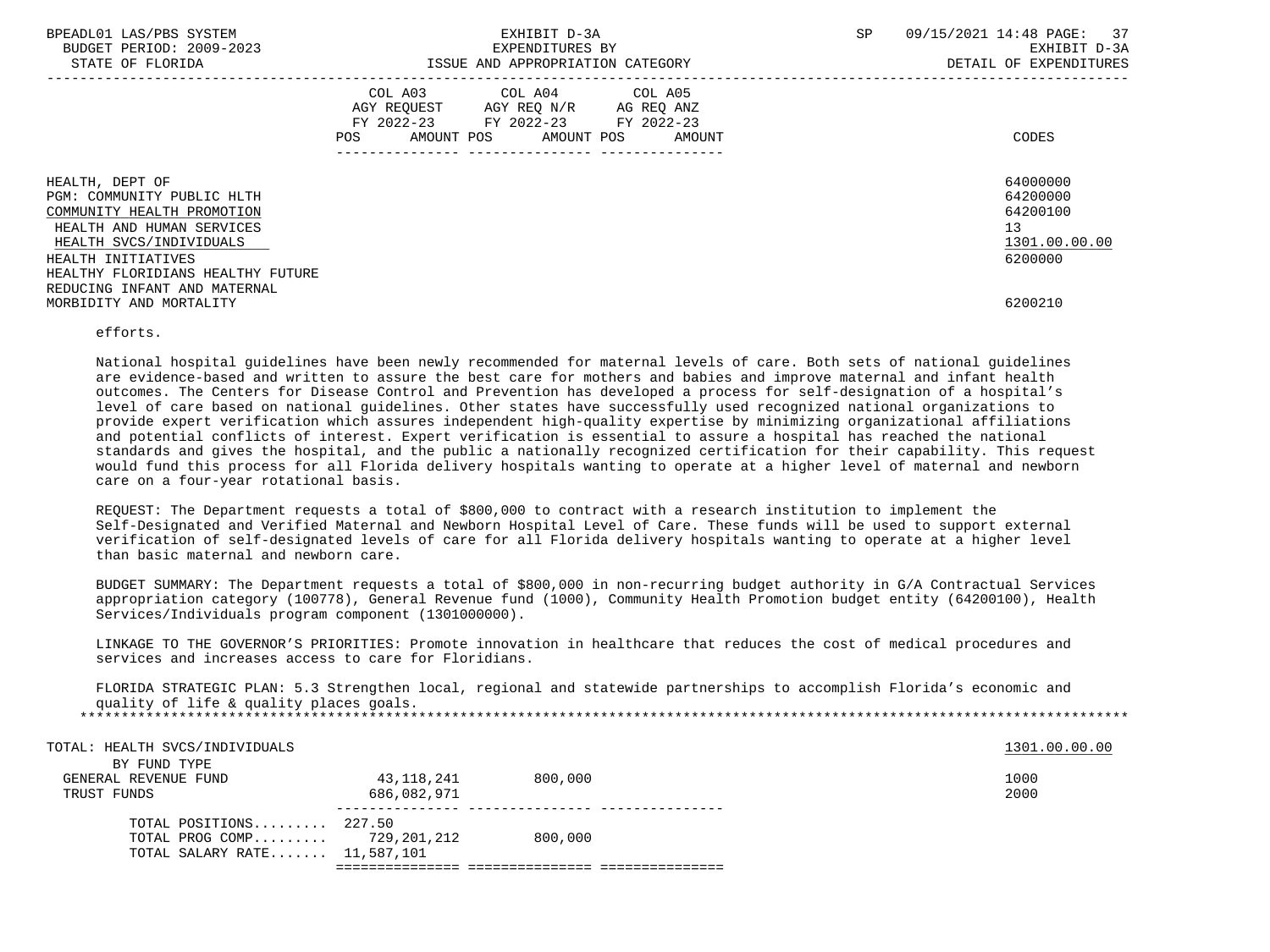| | COL A03 AGY REQUEST FY 2022-23 POS AMOUNT | COL A04 AGY REQ N/R FY 2022-23 POS AMOUNT | COL A05 AG REQ ANZ FY 2022-23 POS AMOUNT | CODES |
|---|---|---|---|---|
| HEALTH, DEPT OF | | | | 64000000 |
| PGM: COMMUNITY PUBLIC HLTH | | | | 64200000 |
| COMMUNITY HEALTH PROMOTION | | | | 64200100 |
| HEALTH AND HUMAN SERVICES | | | | 13 |
| HEALTH SVCS/INDIVIDUALS | | | | 1301.00.00.00 |
| HEALTH INITIATIVES | | | | 6200000 |
| HEALTHY FLORIDIANS HEALTHY FUTURE | | | | |
| REDUCING INFANT AND MATERNAL MORBIDITY AND MORTALITY | | | | 6200210 |

efforts.

National hospital guidelines have been newly recommended for maternal levels of care. Both sets of national guidelines are evidence-based and written to assure the best care for mothers and babies and improve maternal and infant health outcomes. The Centers for Disease Control and Prevention has developed a process for self-designation of a hospital's level of care based on national guidelines. Other states have successfully used recognized national organizations to provide expert verification which assures independent high-quality expertise by minimizing organizational affiliations and potential conflicts of interest. Expert verification is essential to assure a hospital has reached the national standards and gives the hospital, and the public a nationally recognized certification for their capability. This request would fund this process for all Florida delivery hospitals wanting to operate at a higher level of maternal and newborn care on a four-year rotational basis.

REQUEST: The Department requests a total of $800,000 to contract with a research institution to implement the Self-Designated and Verified Maternal and Newborn Hospital Level of Care. These funds will be used to support external verification of self-designated levels of care for all Florida delivery hospitals wanting to operate at a higher level than basic maternal and newborn care.

BUDGET SUMMARY: The Department requests a total of $800,000 in non-recurring budget authority in G/A Contractual Services appropriation category (100778), General Revenue fund (1000), Community Health Promotion budget entity (64200100), Health Services/Individuals program component (1301000000).

LINKAGE TO THE GOVERNOR'S PRIORITIES: Promote innovation in healthcare that reduces the cost of medical procedures and services and increases access to care for Floridians.

FLORIDA STRATEGIC PLAN: 5.3 Strengthen local, regional and statewide partnerships to accomplish Florida's economic and quality of life & quality places goals.

| | COL A03 | COL A04 | COL A05 | CODES |
|---|---|---|---|---|
| TOTAL: HEALTH SVCS/INDIVIDUALS | | | | 1301.00.00.00 |
| BY FUND TYPE | | | | |
| GENERAL REVENUE FUND | 43,118,241 | 800,000 | | 1000 |
| TRUST FUNDS | 686,082,971 | | | 2000 |
| TOTAL POSITIONS......... | 227.50 | | | |
| TOTAL PROG COMP......... | 729,201,212 | 800,000 | | |
| TOTAL SALARY RATE....... | 11,587,101 | | | |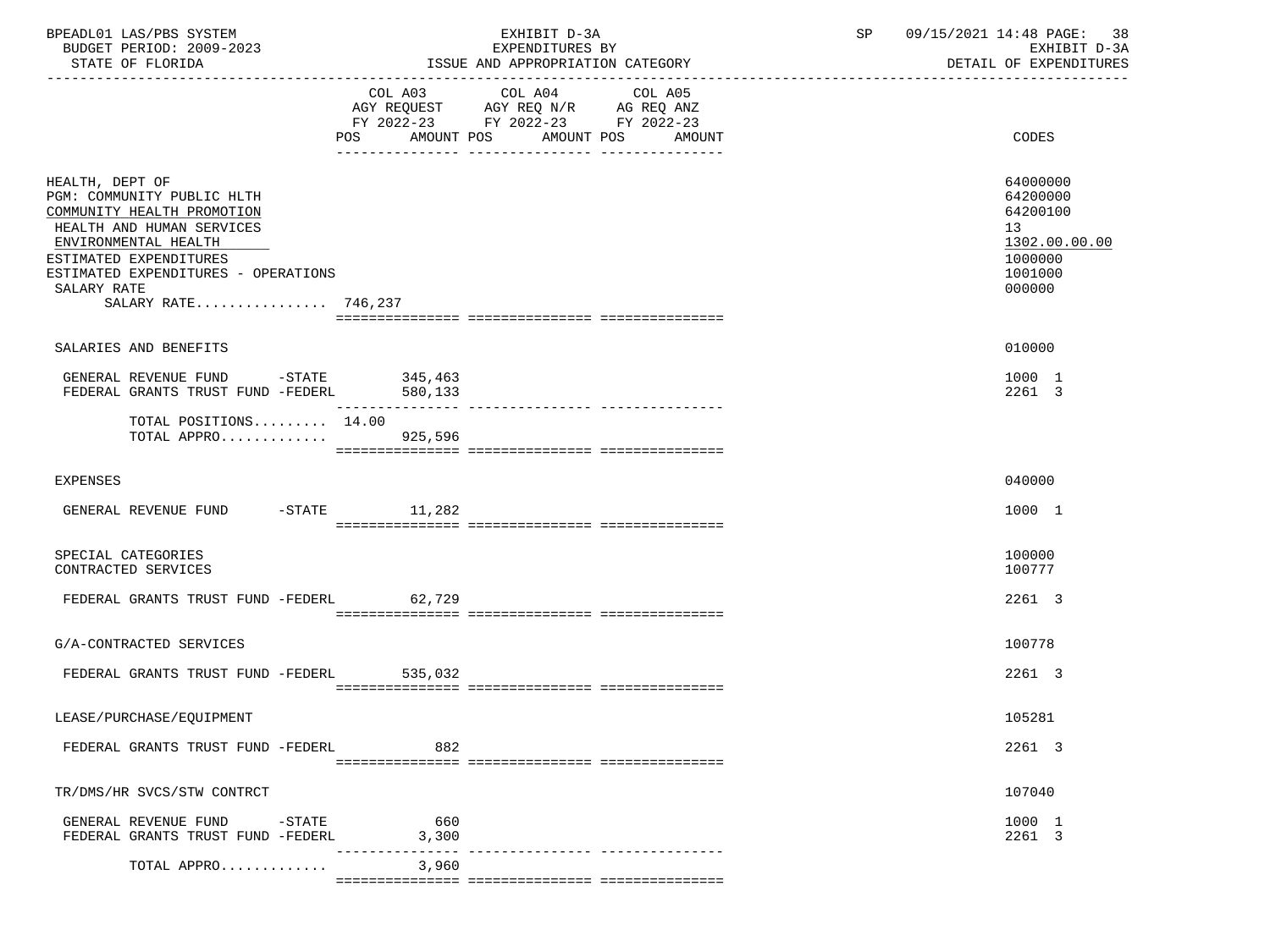BPEADL01 LAS/PBS SYSTEM — EXHIBIT D-3A — SP 09/15/2021 14:48 PAGE: 38
BUDGET PERIOD: 2009-2023 — EXPENDITURES BY — EXHIBIT D-3A
STATE OF FLORIDA — ISSUE AND APPROPRIATION CATEGORY — DETAIL OF EXPENDITURES

| | COL A03 AGY REQUEST FY 2022-23 POS AMOUNT | COL A04 AGY REQ N/R FY 2022-23 POS AMOUNT | COL A05 AG REQ ANZ FY 2022-23 POS AMOUNT | CODES |
|---|---|---|---|---|
| HEALTH, DEPT OF | | | | 64000000 |
| PGM: COMMUNITY PUBLIC HLTH | | | | 64200000 |
| COMMUNITY HEALTH PROMOTION | | | | 64200100 |
| HEALTH AND HUMAN SERVICES | | | | 13 |
| ENVIRONMENTAL HEALTH | | | | 1302.00.00.00 |
| ESTIMATED EXPENDITURES | | | | 1000000 |
| ESTIMATED EXPENDITURES - OPERATIONS | | | | 1001000 |
| SALARY RATE | | | | 000000 |
| SALARY RATE................ | 746,237 | | | |
| SALARIES AND BENEFITS | | | | 010000 |
| GENERAL REVENUE FUND -STATE | 345,463 | | | 1000 1 |
| FEDERAL GRANTS TRUST FUND -FEDERL | 580,133 | | | 2261 3 |
| TOTAL POSITIONS......... | 14.00 | | | |
| TOTAL APPRO............. | 925,596 | | | |
| EXPENSES | | | | 040000 |
| GENERAL REVENUE FUND -STATE | 11,282 | | | 1000 1 |
| SPECIAL CATEGORIES | | | | 100000 |
| CONTRACTED SERVICES | | | | 100777 |
| FEDERAL GRANTS TRUST FUND -FEDERL | 62,729 | | | 2261 3 |
| G/A-CONTRACTED SERVICES | | | | 100778 |
| FEDERAL GRANTS TRUST FUND -FEDERL | 535,032 | | | 2261 3 |
| LEASE/PURCHASE/EQUIPMENT | | | | 105281 |
| FEDERAL GRANTS TRUST FUND -FEDERL | 882 | | | 2261 3 |
| TR/DMS/HR SVCS/STW CONTRCT | | | | 107040 |
| GENERAL REVENUE FUND -STATE | 660 | | | 1000 1 |
| FEDERAL GRANTS TRUST FUND -FEDERL | 3,300 | | | 2261 3 |
| TOTAL APPRO............. | 3,960 | | | |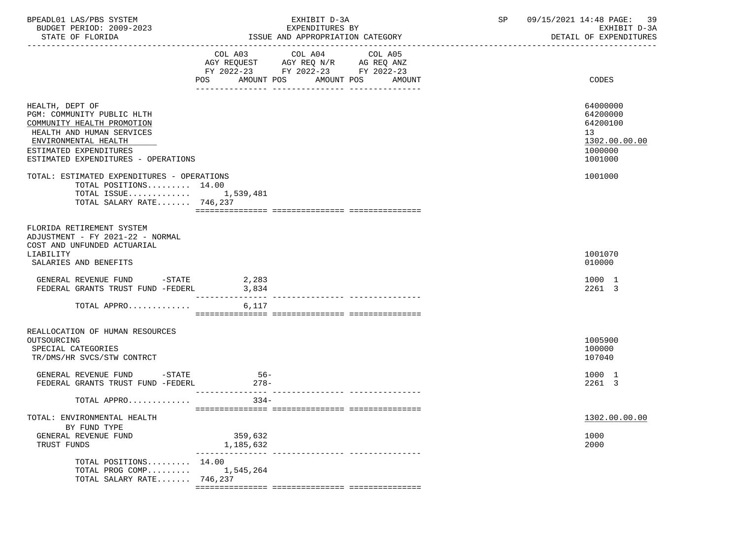| | COL A03 AGY REQUEST FY 2022-23 POS | AMOUNT | COL A04 AGY REQ N/R FY 2022-23 POS | AMOUNT | COL A05 AG REQ ANZ FY 2022-23 POS | AMOUNT | CODES |
|---|---|---|---|---|---|---|---|
| HEALTH, DEPT OF | | | | | | | 64000000 |
| PGM: COMMUNITY PUBLIC HLTH | | | | | | | 64200000 |
| COMMUNITY HEALTH PROMOTION | | | | | | | 64200100 |
| HEALTH AND HUMAN SERVICES | | | | | | | 13 |
| ENVIRONMENTAL HEALTH | | | | | | | 1302.00.00.00 |
| ESTIMATED EXPENDITURES | | | | | | | 1000000 |
| ESTIMATED EXPENDITURES - OPERATIONS | | | | | | | 1001000 |
| TOTAL: ESTIMATED EXPENDITURES - OPERATIONS | | | | | | | 1001000 |
| TOTAL POSITIONS......... | 14.00 | | | | | | |
| TOTAL ISSUE............ | | 1,539,481 | | | | | |
| TOTAL SALARY RATE....... | | 746,237 | | | | | |
| FLORIDA RETIREMENT SYSTEM ADJUSTMENT - FY 2021-22 - NORMAL COST AND UNFUNDED ACTUARIAL LIABILITY | | | | | | | 1001070 |
| SALARIES AND BENEFITS | | | | | | | 010000 |
| GENERAL REVENUE FUND -STATE | | 2,283 | | | | | 1000 1 |
| FEDERAL GRANTS TRUST FUND -FEDERL | | 3,834 | | | | | 2261 3 |
| TOTAL APPRO............ | | 6,117 | | | | | |
| REALLOCATION OF HUMAN RESOURCES OUTSOURCING | | | | | | | 1005900 |
| SPECIAL CATEGORIES | | | | | | | 100000 |
| TR/DMS/HR SVCS/STW CONTRCT | | | | | | | 107040 |
| GENERAL REVENUE FUND -STATE | | 56- | | | | | 1000 1 |
| FEDERAL GRANTS TRUST FUND -FEDERL | | 278- | | | | | 2261 3 |
| TOTAL APPRO............ | | 334- | | | | | |
| TOTAL: ENVIRONMENTAL HEALTH | | | | | | | 1302.00.00.00 |
| BY FUND TYPE | | | | | | | |
| GENERAL REVENUE FUND | | 359,632 | | | | | 1000 |
| TRUST FUNDS | | 1,185,632 | | | | | 2000 |
| TOTAL POSITIONS......... | 14.00 | | | | | | |
| TOTAL PROG COMP......... | | 1,545,264 | | | | | |
| TOTAL SALARY RATE....... | | 746,237 | | | | | |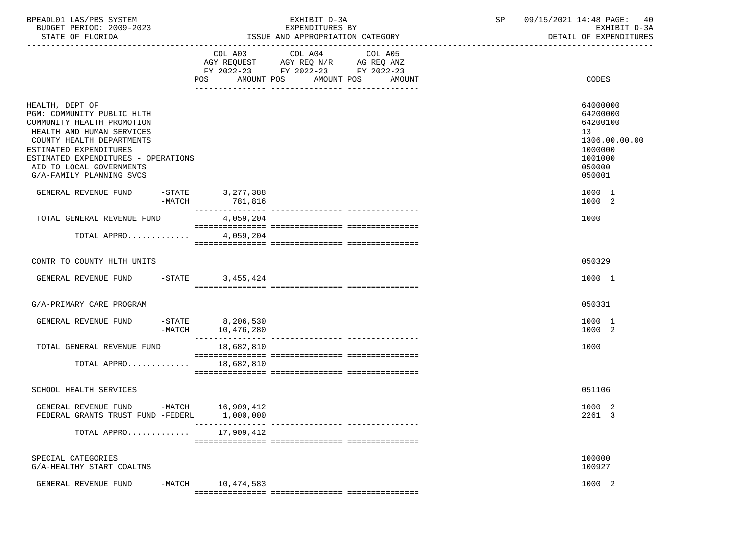BPEADL01 LAS/PBS SYSTEM — EXHIBIT D-3A — EXPENDITURES BY ISSUE AND APPROPRIATION CATEGORY
BUDGET PERIOD: 2009-2023 — STATE OF FLORIDA
SP 09/15/2021 14:48 — EXHIBIT D-3A DETAIL OF EXPENDITURES

| | COL A03 AGY REQUEST FY 2022-23 POS AMOUNT | COL A04 AGY REQ N/R FY 2022-23 POS AMOUNT | COL A05 AG REQ ANZ FY 2022-23 POS AMOUNT | CODES |
|---|---|---|---|---|
| HEALTH, DEPT OF | | | | 64000000 |
| PGM: COMMUNITY PUBLIC HLTH | | | | 64200000 |
| COMMUNITY HEALTH PROMOTION | | | | 64200100 |
| HEALTH AND HUMAN SERVICES | | | | 13 |
| COUNTY HEALTH DEPARTMENTS | | | | 1306.00.00.00 |
| ESTIMATED EXPENDITURES | | | | 1000000 |
| ESTIMATED EXPENDITURES - OPERATIONS | | | | 1001000 |
| AID TO LOCAL GOVERNMENTS | | | | 050000 |
| G/A-FAMILY PLANNING SVCS | | | | 050001 |
| GENERAL REVENUE FUND -STATE | 3,277,388 | | | 1000 1 |
| -MATCH | 781,816 | | | 1000 2 |
| TOTAL GENERAL REVENUE FUND | 4,059,204 | | | 1000 |
| TOTAL APPRO............ | 4,059,204 | | | |
| CONTR TO COUNTY HLTH UNITS | | | | 050329 |
| GENERAL REVENUE FUND -STATE | 3,455,424 | | | 1000 1 |
| G/A-PRIMARY CARE PROGRAM | | | | 050331 |
| GENERAL REVENUE FUND -STATE | 8,206,530 | | | 1000 1 |
| -MATCH | 10,476,280 | | | 1000 2 |
| TOTAL GENERAL REVENUE FUND | 18,682,810 | | | 1000 |
| TOTAL APPRO............ | 18,682,810 | | | |
| SCHOOL HEALTH SERVICES | | | | 051106 |
| GENERAL REVENUE FUND -MATCH | 16,909,412 | | | 1000 2 |
| FEDERAL GRANTS TRUST FUND -FEDERL | 1,000,000 | | | 2261 3 |
| TOTAL APPRO............ | 17,909,412 | | | |
| SPECIAL CATEGORIES | | | | 100000 |
| G/A-HEALTHY START COALTNS | | | | 100927 |
| GENERAL REVENUE FUND -MATCH | 10,474,583 | | | 1000 2 |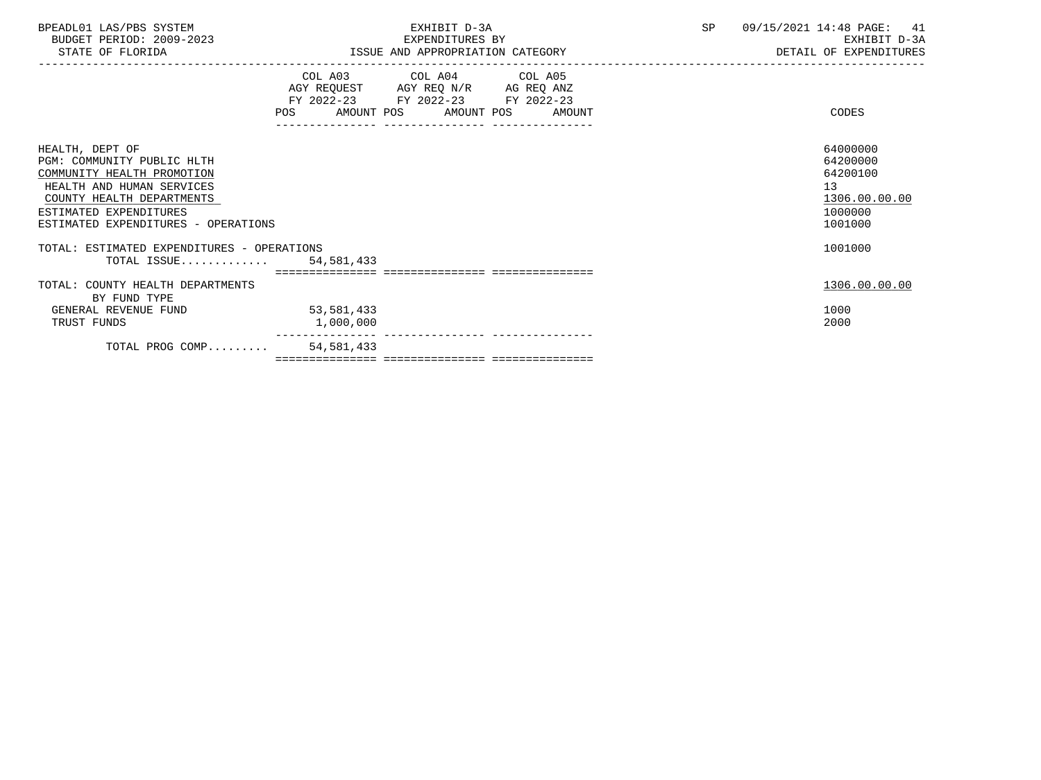BPEADL01 LAS/PBS SYSTEM — EXHIBIT D-3A — EXPENDITURES BY ISSUE AND APPROPRIATION CATEGORY
BUDGET PERIOD: 2009-2023
STATE OF FLORIDA
SP 09/15/2021 14:48 PAGE: 41
EXHIBIT D-3A
DETAIL OF EXPENDITURES

| | COL A03 AGY REQUEST FY 2022-23 POS AMOUNT | COL A04 AGY REQ N/R FY 2022-23 POS AMOUNT | COL A05 AG REQ ANZ FY 2022-23 POS AMOUNT | CODES |
|---|---|---|---|---|
| HEALTH, DEPT OF | | | | 64000000 |
| PGM: COMMUNITY PUBLIC HLTH | | | | 64200000 |
| COMMUNITY HEALTH PROMOTION | | | | 64200100 |
| HEALTH AND HUMAN SERVICES | | | | 13 |
| COUNTY HEALTH DEPARTMENTS | | | | 1306.00.00.00 |
| ESTIMATED EXPENDITURES | | | | 1000000 |
| ESTIMATED EXPENDITURES - OPERATIONS | | | | 1001000 |
| TOTAL: ESTIMATED EXPENDITURES - OPERATIONS | | | | 1001000 |
| TOTAL ISSUE............. | 54,581,433 | | | |
| TOTAL: COUNTY HEALTH DEPARTMENTS | | | | 1306.00.00.00 |
| BY FUND TYPE | | | | |
| GENERAL REVENUE FUND | 53,581,433 | | | 1000 |
| TRUST FUNDS | 1,000,000 | | | 2000 |
| TOTAL PROG COMP......... | 54,581,433 | | | |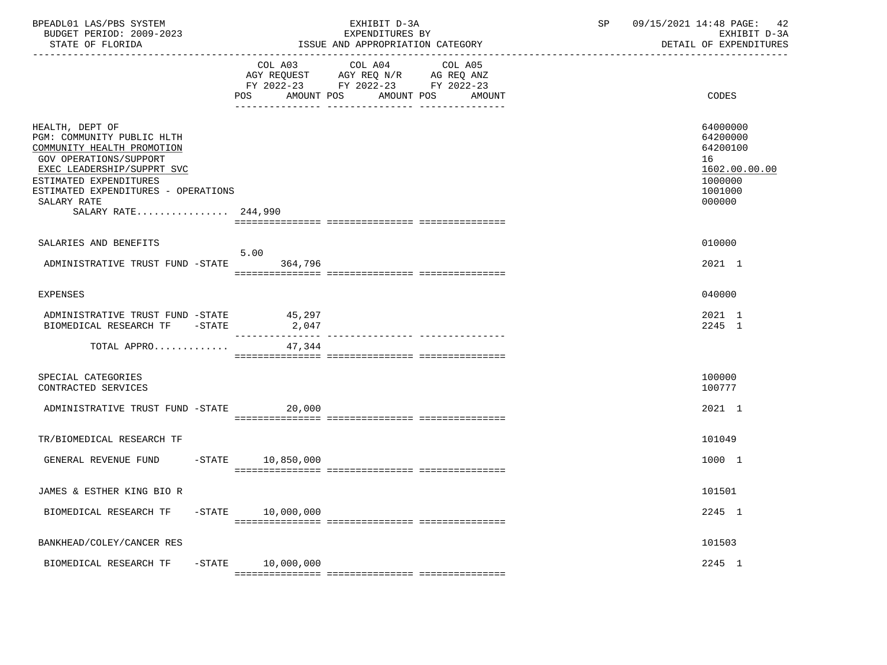BPEADL01 LAS/PBS SYSTEM | EXHIBIT D-3A | SP 09/15/2021 14:48 PAGE: 42
BUDGET PERIOD: 2009-2023 | EXPENDITURES BY | EXHIBIT D-3A
STATE OF FLORIDA | ISSUE AND APPROPRIATION CATEGORY | DETAIL OF EXPENDITURES

| | COL A03 AGY REQUEST FY 2022-23 POS AMOUNT | COL A04 AGY REQ N/R FY 2022-23 POS AMOUNT | COL A05 AG REQ ANZ FY 2022-23 POS AMOUNT | CODES |
|---|---|---|---|---|
| HEALTH, DEPT OF | | | | 64000000 |
| PGM: COMMUNITY PUBLIC HLTH | | | | 64200000 |
| COMMUNITY HEALTH PROMOTION | | | | 64200100 |
| GOV OPERATIONS/SUPPORT | | | | 16 |
| EXEC LEADERSHIP/SUPPRT SVC | | | | 1602.00.00.00 |
| ESTIMATED EXPENDITURES | | | | 1000000 |
| ESTIMATED EXPENDITURES - OPERATIONS | | | | 1001000 |
| SALARY RATE | | | | 000000 |
| SALARY RATE................ | 244,990 | | | |
| SALARIES AND BENEFITS | | | | 010000 |
| ADMINISTRATIVE TRUST FUND -STATE | 5.00 364,796 | | | 2021 1 |
| EXPENSES | | | | 040000 |
| ADMINISTRATIVE TRUST FUND -STATE | 45,297 | | | 2021 1 |
| BIOMEDICAL RESEARCH TF -STATE | 2,047 | | | 2245 1 |
| TOTAL APPRO............ | 47,344 | | | |
| SPECIAL CATEGORIES | | | | 100000 |
| CONTRACTED SERVICES | | | | 100777 |
| ADMINISTRATIVE TRUST FUND -STATE | 20,000 | | | 2021 1 |
| TR/BIOMEDICAL RESEARCH TF | | | | 101049 |
| GENERAL REVENUE FUND -STATE | 10,850,000 | | | 1000 1 |
| JAMES & ESTHER KING BIO R | | | | 101501 |
| BIOMEDICAL RESEARCH TF -STATE | 10,000,000 | | | 2245 1 |
| BANKHEAD/COLEY/CANCER RES | | | | 101503 |
| BIOMEDICAL RESEARCH TF -STATE | 10,000,000 | | | 2245 1 |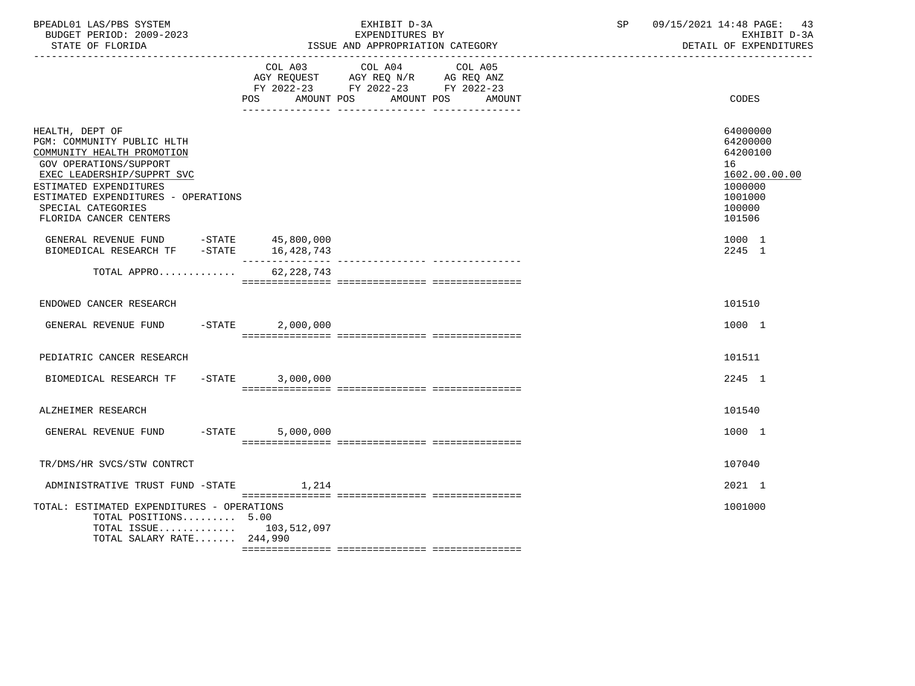BPEADL01 LAS/PBS SYSTEM — EXHIBIT D-3A — SP 09/15/2021 14:48 PAGE: 43
BUDGET PERIOD: 2009-2023 — EXPENDITURES BY — EXHIBIT D-3A
STATE OF FLORIDA — ISSUE AND APPROPRIATION CATEGORY — DETAIL OF EXPENDITURES

| | COL A03 AGY REQUEST FY 2022-23 POS AMOUNT | COL A04 AGY REQ N/R FY 2022-23 POS AMOUNT | COL A05 AG REQ ANZ FY 2022-23 POS AMOUNT | CODES |
|---|---|---|---|---|
| HEALTH, DEPT OF | | | | 64000000 |
| PGM: COMMUNITY PUBLIC HLTH | | | | 64200000 |
| COMMUNITY HEALTH PROMOTION | | | | 64200100 |
| GOV OPERATIONS/SUPPORT | | | | 16 |
| EXEC LEADERSHIP/SUPPRT SVC | | | | 1602.00.00.00 |
| ESTIMATED EXPENDITURES | | | | 1000000 |
| ESTIMATED EXPENDITURES - OPERATIONS | | | | 1001000 |
| SPECIAL CATEGORIES | | | | 100000 |
| FLORIDA CANCER CENTERS | | | | 101506 |
| GENERAL REVENUE FUND -STATE | 45,800,000 | | | 1000 1 |
| BIOMEDICAL RESEARCH TF -STATE | 16,428,743 | | | 2245 1 |
| TOTAL APPRO............ | 62,228,743 | | | |
| ENDOWED CANCER RESEARCH | | | | 101510 |
| GENERAL REVENUE FUND -STATE | 2,000,000 | | | 1000 1 |
| PEDIATRIC CANCER RESEARCH | | | | 101511 |
| BIOMEDICAL RESEARCH TF -STATE | 3,000,000 | | | 2245 1 |
| ALZHEIMER RESEARCH | | | | 101540 |
| GENERAL REVENUE FUND -STATE | 5,000,000 | | | 1000 1 |
| TR/DMS/HR SVCS/STW CONTRCT | | | | 107040 |
| ADMINISTRATIVE TRUST FUND -STATE | 1,214 | | | 2021 1 |
| TOTAL: ESTIMATED EXPENDITURES - OPERATIONS | | | | 1001000 |
| TOTAL POSITIONS......... | 5.00 | | | |
| TOTAL ISSUE............ | 103,512,097 | | | |
| TOTAL SALARY RATE....... | 244,990 | | | |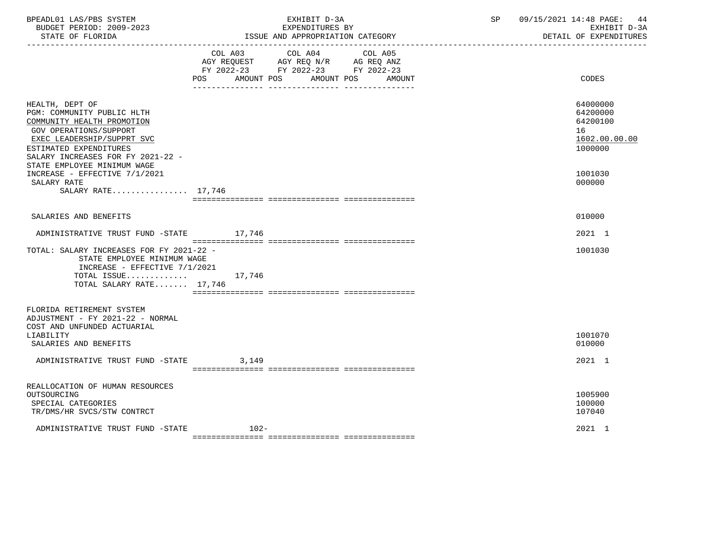BPEADL01 LAS/PBS SYSTEM — EXHIBIT D-3A — EXPENDITURES BY ISSUE AND APPROPRIATION CATEGORY
BUDGET PERIOD: 2009-2023 — STATE OF FLORIDA — DETAIL OF EXPENDITURES
SP 09/15/2021 14:48

| | COL A03 AGY REQUEST FY 2022-23 POS AMOUNT | COL A04 AGY REQ N/R FY 2022-23 POS AMOUNT | COL A05 AG REQ ANZ FY 2022-23 POS AMOUNT | CODES |
|---|---|---|---|---|
| HEALTH, DEPT OF | | | | 64000000 |
| PGM: COMMUNITY PUBLIC HLTH | | | | 64200000 |
| COMMUNITY HEALTH PROMOTION | | | | 64200100 |
| GOV OPERATIONS/SUPPORT | | | | 16 |
| EXEC LEADERSHIP/SUPPRT SVC | | | | 1602.00.00.00 |
| ESTIMATED EXPENDITURES | | | | 1000000 |
| SALARY INCREASES FOR FY 2021-22 - STATE EMPLOYEE MINIMUM WAGE INCREASE - EFFECTIVE 7/1/2021 | | | | 1001030 |
| SALARY RATE | | | | 000000 |
| SALARY RATE................ 17,746 | | | | |
| SALARIES AND BENEFITS | | | | 010000 |
| ADMINISTRATIVE TRUST FUND -STATE | 17,746 | | | 2021 1 |
| TOTAL: SALARY INCREASES FOR FY 2021-22 - STATE EMPLOYEE MINIMUM WAGE INCREASE - EFFECTIVE 7/1/2021 | | | | 1001030 |
| TOTAL ISSUE............. | 17,746 | | | |
| TOTAL SALARY RATE....... 17,746 | | | | |
| FLORIDA RETIREMENT SYSTEM ADJUSTMENT - FY 2021-22 - NORMAL COST AND UNFUNDED ACTUARIAL LIABILITY | | | | 1001070 |
| SALARIES AND BENEFITS | | | | 010000 |
| ADMINISTRATIVE TRUST FUND -STATE | 3,149 | | | 2021 1 |
| REALLOCATION OF HUMAN RESOURCES OUTSOURCING | | | | 1005900 |
| SPECIAL CATEGORIES | | | | 100000 |
| TR/DMS/HR SVCS/STW CONTRCT | | | | 107040 |
| ADMINISTRATIVE TRUST FUND -STATE | 102- | | | 2021 1 |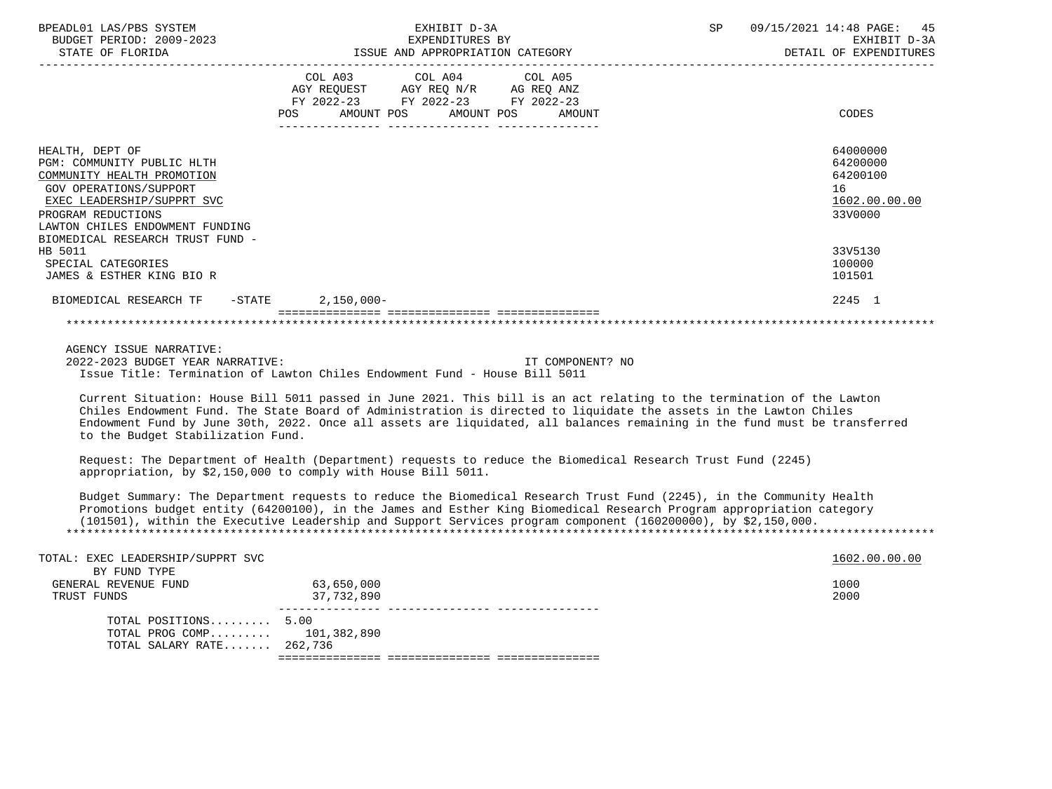| | COL A03 AGY REQUEST FY 2022-23 POS AMOUNT | COL A04 AGY REQ N/R FY 2022-23 POS AMOUNT | COL A05 AG REQ ANZ FY 2022-23 POS AMOUNT | CODES |
|---|---|---|---|---|
| HEALTH, DEPT OF | | | | 64000000 |
| PGM: COMMUNITY PUBLIC HLTH | | | | 64200000 |
| COMMUNITY HEALTH PROMOTION | | | | 64200100 |
| GOV OPERATIONS/SUPPORT | | | | 16 |
| EXEC LEADERSHIP/SUPPRT SVC | | | | 1602.00.00.00 |
| PROGRAM REDUCTIONS | | | | 33V0000 |
| LAWTON CHILES ENDOWMENT FUNDING BIOMEDICAL RESEARCH TRUST FUND - HB 5011 | | | | 33V5130 |
| SPECIAL CATEGORIES | | | | 100000 |
| JAMES & ESTHER KING BIO R | | | | 101501 |
| BIOMEDICAL RESEARCH TF -STATE | 2,150,000- | | | 2245 1 |

AGENCY ISSUE NARRATIVE:

2022-2023 BUDGET YEAR NARRATIVE: IT COMPONENT? NO

Issue Title: Termination of Lawton Chiles Endowment Fund - House Bill 5011

Current Situation: House Bill 5011 passed in June 2021. This bill is an act relating to the termination of the Lawton Chiles Endowment Fund. The State Board of Administration is directed to liquidate the assets in the Lawton Chiles Endowment Fund by June 30th, 2022. Once all assets are liquidated, all balances remaining in the fund must be transferred to the Budget Stabilization Fund.

Request: The Department of Health (Department) requests to reduce the Biomedical Research Trust Fund (2245) appropriation, by $2,150,000 to comply with House Bill 5011.

Budget Summary: The Department requests to reduce the Biomedical Research Trust Fund (2245), in the Community Health Promotions budget entity (64200100), in the James and Esther King Biomedical Research Program appropriation category (101501), within the Executive Leadership and Support Services program component (160200000), by $2,150,000.

| | COL A03 | COL A04 | COL A05 | CODES |
|---|---|---|---|---|
| TOTAL: EXEC LEADERSHIP/SUPPRT SVC | | | | 1602.00.00.00 |
| BY FUND TYPE | | | | |
| GENERAL REVENUE FUND | 63,650,000 | | | 1000 |
| TRUST FUNDS | 37,732,890 | | | 2000 |
| TOTAL POSITIONS......... | 5.00 | | | |
| TOTAL PROG COMP......... | 101,382,890 | | | |
| TOTAL SALARY RATE....... | 262,736 | | | |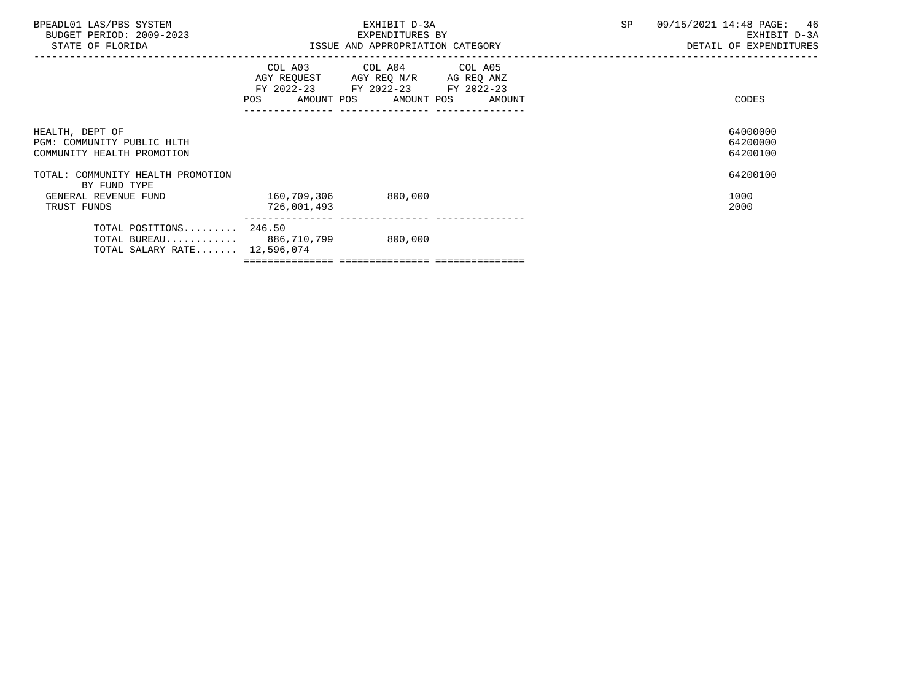| | COL A03 AGY REQUEST FY 2022-23 POS AMOUNT | COL A04 AGY REQ N/R FY 2022-23 POS AMOUNT | COL A05 AG REQ ANZ FY 2022-23 POS AMOUNT | CODES |
|---|---|---|---|---|
| HEALTH, DEPT OF | | | | 64000000 |
| PGM: COMMUNITY PUBLIC HLTH | | | | 64200000 |
| COMMUNITY HEALTH PROMOTION | | | | 64200100 |
| TOTAL: COMMUNITY HEALTH PROMOTION | | | | 64200100 |
| BY FUND TYPE | | | | |
| GENERAL REVENUE FUND | 160,709,306 | 800,000 | | 1000 |
| TRUST FUNDS | 726,001,493 | | | 2000 |
| TOTAL POSITIONS......... | 246.50 | | | |
| TOTAL BUREAU............ | 886,710,799 | 800,000 | | |
| TOTAL SALARY RATE....... | 12,596,074 | | | |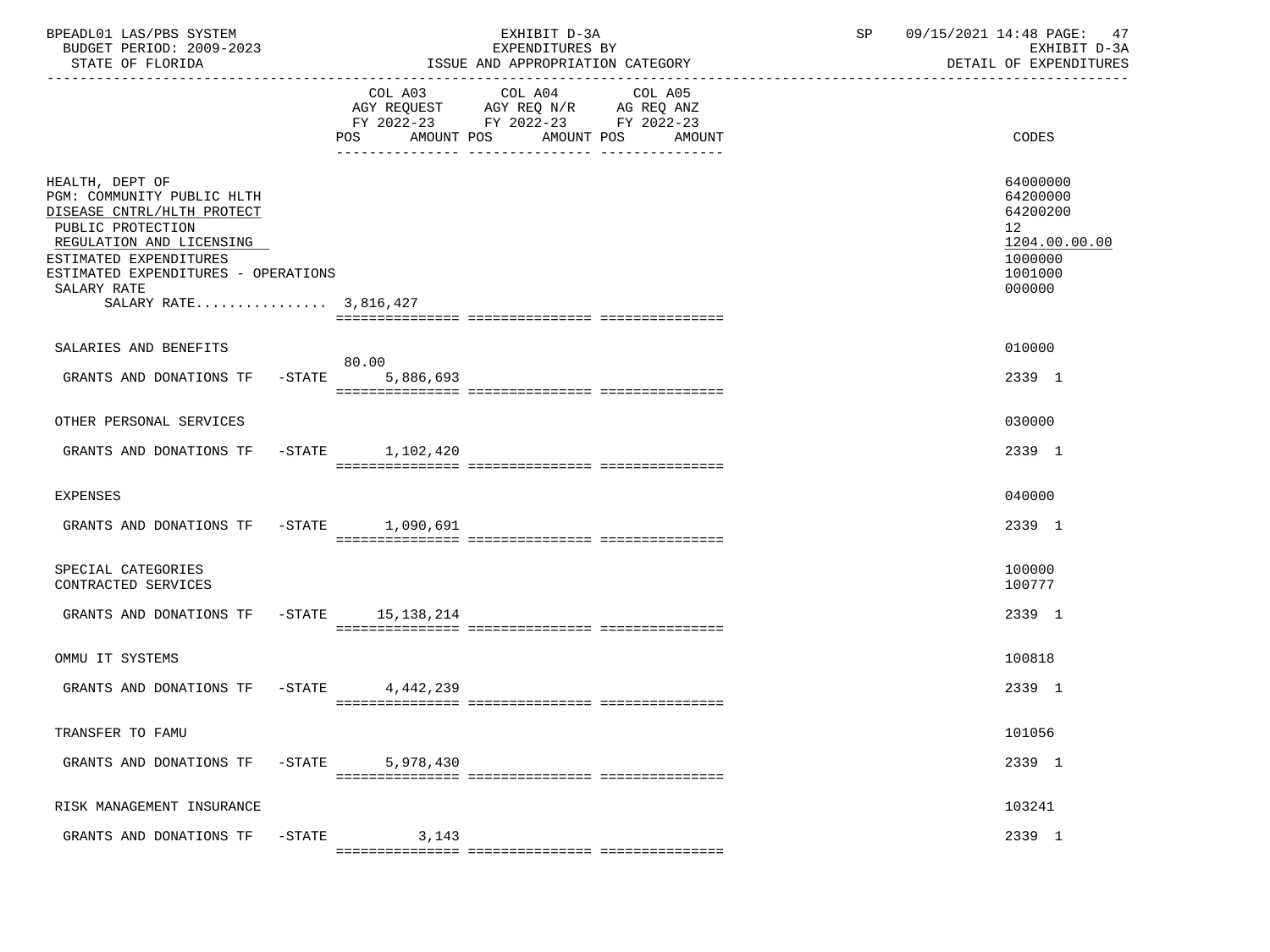BPEADL01 LAS/PBS SYSTEM
BUDGET PERIOD: 2009-2023
STATE OF FLORIDA

EXHIBIT D-3A
EXPENDITURES BY
ISSUE AND APPROPRIATION CATEGORY

SP 09/15/2021 14:48
EXHIBIT D-3A
DETAIL OF EXPENDITURES

| | COL A03 AGY REQUEST FY 2022-23 POS | AMOUNT | COL A04 AGY REQ N/R FY 2022-23 POS | AMOUNT | COL A05 AG REQ ANZ FY 2022-23 POS | AMOUNT | CODES |
|---|---|---|---|---|---|---|---|
| HEALTH, DEPT OF | | | | | | | 64000000 |
| PGM: COMMUNITY PUBLIC HLTH | | | | | | | 64200000 |
| DISEASE CNTRL/HLTH PROTECT | | | | | | | 64200200 |
| PUBLIC PROTECTION | | | | | | | 12 |
| REGULATION AND LICENSING | | | | | | | 1204.00.00.00 |
| ESTIMATED EXPENDITURES | | | | | | | 1000000 |
| ESTIMATED EXPENDITURES - OPERATIONS | | | | | | | 1001000 |
| SALARY RATE | | | | | | | 000000 |
| SALARY RATE................ 3,816,427 | | | | | | | |
| SALARIES AND BENEFITS | | | | | | | 010000 |
| GRANTS AND DONATIONS TF -STATE | 80.00 | 5,886,693 | | | | | 2339 1 |
| OTHER PERSONAL SERVICES | | | | | | | 030000 |
| GRANTS AND DONATIONS TF -STATE | | 1,102,420 | | | | | 2339 1 |
| EXPENSES | | | | | | | 040000 |
| GRANTS AND DONATIONS TF -STATE | | 1,090,691 | | | | | 2339 1 |
| SPECIAL CATEGORIES | | | | | | | 100000 |
| CONTRACTED SERVICES | | | | | | | 100777 |
| GRANTS AND DONATIONS TF -STATE | | 15,138,214 | | | | | 2339 1 |
| OMMU IT SYSTEMS | | | | | | | 100818 |
| GRANTS AND DONATIONS TF -STATE | | 4,442,239 | | | | | 2339 1 |
| TRANSFER TO FAMU | | | | | | | 101056 |
| GRANTS AND DONATIONS TF -STATE | | 5,978,430 | | | | | 2339 1 |
| RISK MANAGEMENT INSURANCE | | | | | | | 103241 |
| GRANTS AND DONATIONS TF -STATE | | 3,143 | | | | | 2339 1 |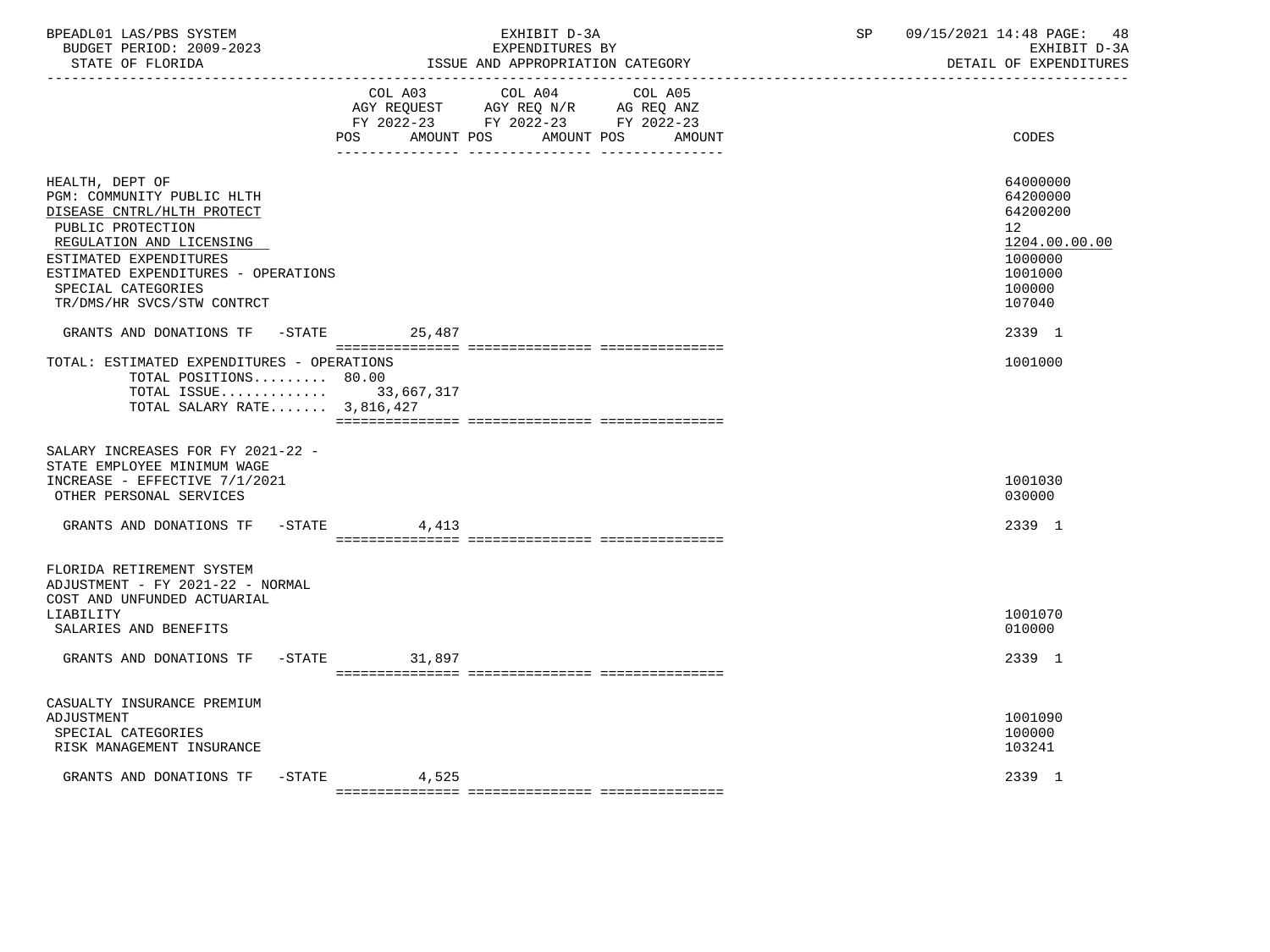BPEADL01 LAS/PBS SYSTEM — EXHIBIT D-3A — EXPENDITURES BY ISSUE AND APPROPRIATION CATEGORY — BUDGET PERIOD: 2009-2023 — STATE OF FLORIDA — SP 09/15/2021 14:48 — DETAIL OF EXPENDITURES

| | COL A03 AGY REQUEST FY 2022-23 POS AMOUNT | COL A04 AGY REQ N/R FY 2022-23 POS AMOUNT | COL A05 AG REQ ANZ FY 2022-23 POS AMOUNT | CODES |
|---|---|---|---|---|
| HEALTH, DEPT OF | | | | 64000000 |
| PGM: COMMUNITY PUBLIC HLTH | | | | 64200000 |
| DISEASE CNTRL/HLTH PROTECT | | | | 64200200 |
| PUBLIC PROTECTION | | | | 12 |
| REGULATION AND LICENSING | | | | 1204.00.00.00 |
| ESTIMATED EXPENDITURES | | | | 1000000 |
| ESTIMATED EXPENDITURES - OPERATIONS | | | | 1001000 |
| SPECIAL CATEGORIES | | | | 100000 |
| TR/DMS/HR SVCS/STW CONTRCT | | | | 107040 |
| GRANTS AND DONATIONS TF -STATE | 25,487 | | | 2339 1 |
| TOTAL: ESTIMATED EXPENDITURES - OPERATIONS | | | | 1001000 |
| TOTAL POSITIONS......... | 80.00 | | | |
| TOTAL ISSUE............. | 33,667,317 | | | |
| TOTAL SALARY RATE....... | 3,816,427 | | | |
| SALARY INCREASES FOR FY 2021-22 - STATE EMPLOYEE MINIMUM WAGE INCREASE - EFFECTIVE 7/1/2021 | | | | 1001030 |
| OTHER PERSONAL SERVICES | | | | 030000 |
| GRANTS AND DONATIONS TF -STATE | 4,413 | | | 2339 1 |
| FLORIDA RETIREMENT SYSTEM ADJUSTMENT - FY 2021-22 - NORMAL COST AND UNFUNDED ACTUARIAL LIABILITY | | | | 1001070 |
| SALARIES AND BENEFITS | | | | 010000 |
| GRANTS AND DONATIONS TF -STATE | 31,897 | | | 2339 1 |
| CASUALTY INSURANCE PREMIUM ADJUSTMENT | | | | 1001090 |
| SPECIAL CATEGORIES | | | | 100000 |
| RISK MANAGEMENT INSURANCE | | | | 103241 |
| GRANTS AND DONATIONS TF -STATE | 4,525 | | | 2339 1 |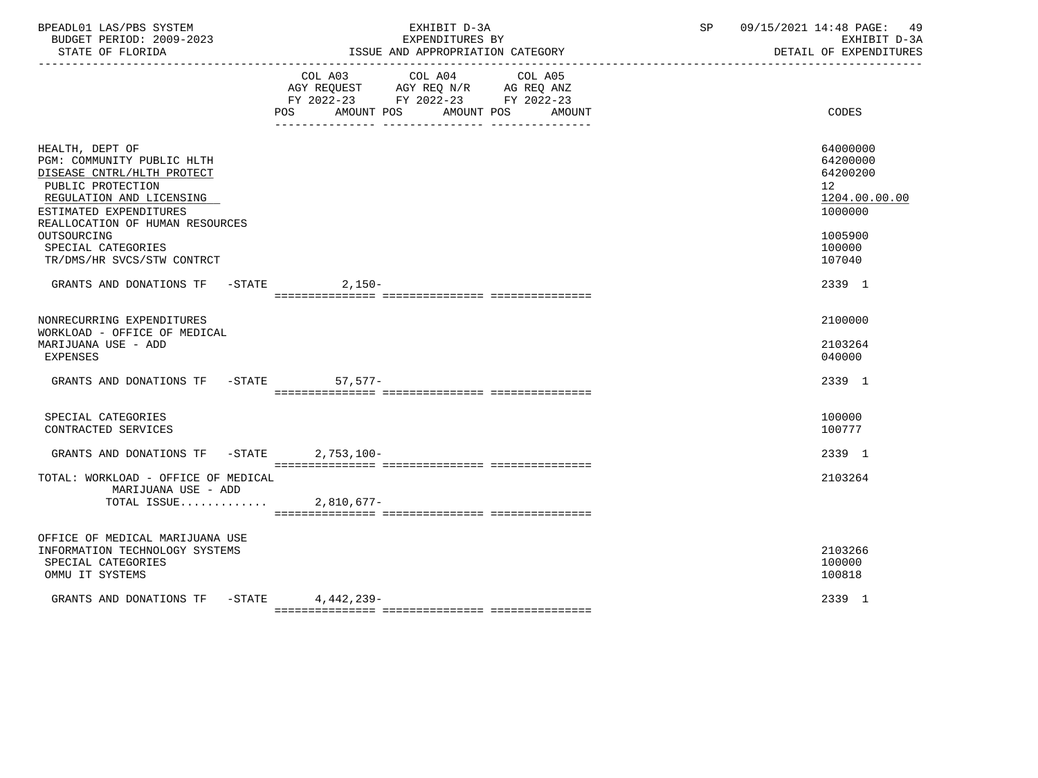| | COL A03 AGY REQUEST FY 2022-23 POS AMOUNT | COL A04 AGY REQ N/R FY 2022-23 POS AMOUNT | COL A05 AG REQ ANZ FY 2022-23 POS AMOUNT | CODES |
|---|---|---|---|---|
| HEALTH, DEPT OF | | | | 64000000 |
| PGM: COMMUNITY PUBLIC HLTH | | | | 64200000 |
| DISEASE CNTRL/HLTH PROTECT | | | | 64200200 |
| PUBLIC PROTECTION | | | | 12 |
| REGULATION AND LICENSING | | | | 1204.00.00.00 |
| ESTIMATED EXPENDITURES | | | | 1000000 |
| REALLOCATION OF HUMAN RESOURCES OUTSOURCING | | | | 1005900 |
| SPECIAL CATEGORIES | | | | 100000 |
| TR/DMS/HR SVCS/STW CONTRCT | | | | 107040 |
| GRANTS AND DONATIONS TF -STATE | 2,150- | | | 2339 1 |
| NONRECURRING EXPENDITURES | | | | 2100000 |
| WORKLOAD - OFFICE OF MEDICAL MARIJUANA USE - ADD | | | | 2103264 |
| EXPENSES | | | | 040000 |
| GRANTS AND DONATIONS TF -STATE | 57,577- | | | 2339 1 |
| SPECIAL CATEGORIES | | | | 100000 |
| CONTRACTED SERVICES | | | | 100777 |
| GRANTS AND DONATIONS TF -STATE | 2,753,100- | | | 2339 1 |
| TOTAL: WORKLOAD - OFFICE OF MEDICAL MARIJUANA USE - ADD | | | | 2103264 |
| TOTAL ISSUE............ | 2,810,677- | | | |
| OFFICE OF MEDICAL MARIJUANA USE INFORMATION TECHNOLOGY SYSTEMS | | | | 2103266 |
| SPECIAL CATEGORIES | | | | 100000 |
| OMMU IT SYSTEMS | | | | 100818 |
| GRANTS AND DONATIONS TF -STATE | 4,442,239- | | | 2339 1 |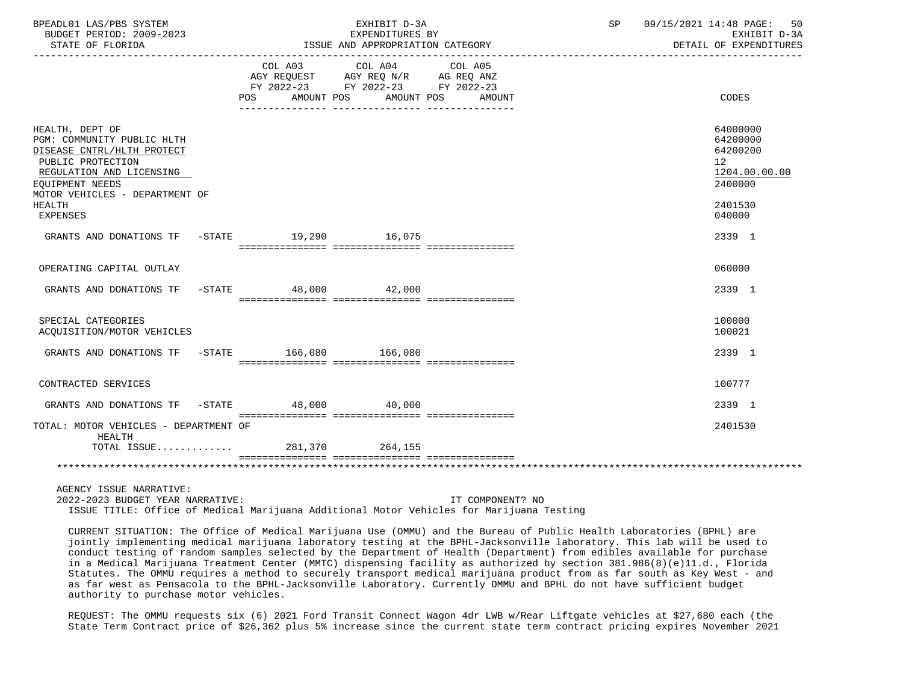BPEADL01 LAS/PBS SYSTEM | EXHIBIT D-3A | SP 09/15/2021 14:48
BUDGET PERIOD: 2009-2023 | EXPENDITURES BY | EXHIBIT D-3A
STATE OF FLORIDA | ISSUE AND APPROPRIATION CATEGORY | DETAIL OF EXPENDITURES

| | COL A03 AGY REQUEST FY 2022-23 POS AMOUNT | COL A04 AGY REQ N/R FY 2022-23 POS AMOUNT | COL A05 AG REQ ANZ FY 2022-23 POS AMOUNT | CODES |
|---|---|---|---|---|
| HEALTH, DEPT OF | | | | 64000000 |
| PGM: COMMUNITY PUBLIC HLTH | | | | 64200000 |
| DISEASE CNTRL/HLTH PROTECT | | | | 64200200 |
| PUBLIC PROTECTION | | | | 12 |
| REGULATION AND LICENSING | | | | 1204.00.00.00 |
| EQUIPMENT NEEDS | | | | 2400000 |
| MOTOR VEHICLES - DEPARTMENT OF HEALTH | | | | 2401530 |
| EXPENSES | | | | 040000 |
| GRANTS AND DONATIONS TF -STATE | 19,290 | 16,075 | | 2339 1 |
| OPERATING CAPITAL OUTLAY | | | | 060000 |
| GRANTS AND DONATIONS TF -STATE | 48,000 | 42,000 | | 2339 1 |
| SPECIAL CATEGORIES | | | | 100000 |
| ACQUISITION/MOTOR VEHICLES | | | | 100021 |
| GRANTS AND DONATIONS TF -STATE | 166,080 | 166,080 | | 2339 1 |
| CONTRACTED SERVICES | | | | 100777 |
| GRANTS AND DONATIONS TF -STATE | 48,000 | 40,000 | | 2339 1 |
| TOTAL: MOTOR VEHICLES - DEPARTMENT OF HEALTH | | | | 2401530 |
| TOTAL ISSUE............ | 281,370 | 264,155 | | |

AGENCY ISSUE NARRATIVE:

2022-2023 BUDGET YEAR NARRATIVE: IT COMPONENT? NO

ISSUE TITLE: Office of Medical Marijuana Additional Motor Vehicles for Marijuana Testing

CURRENT SITUATION: The Office of Medical Marijuana Use (OMMU) and the Bureau of Public Health Laboratories (BPHL) are jointly implementing medical marijuana laboratory testing at the BPHL-Jacksonville laboratory. This lab will be used to conduct testing of random samples selected by the Department of Health (Department) from edibles available for purchase in a Medical Marijuana Treatment Center (MMTC) dispensing facility as authorized by section 381.986(8)(e)11.d., Florida Statutes. The OMMU requires a method to securely transport medical marijuana product from as far south as Key West - and as far west as Pensacola to the BPHL-Jacksonville Laboratory. Currently OMMU and BPHL do not have sufficient budget authority to purchase motor vehicles.

REQUEST: The OMMU requests six (6) 2021 Ford Transit Connect Wagon 4dr LWB w/Rear Liftgate vehicles at $27,680 each (the State Term Contract price of $26,362 plus 5% increase since the current state term contract pricing expires November 2021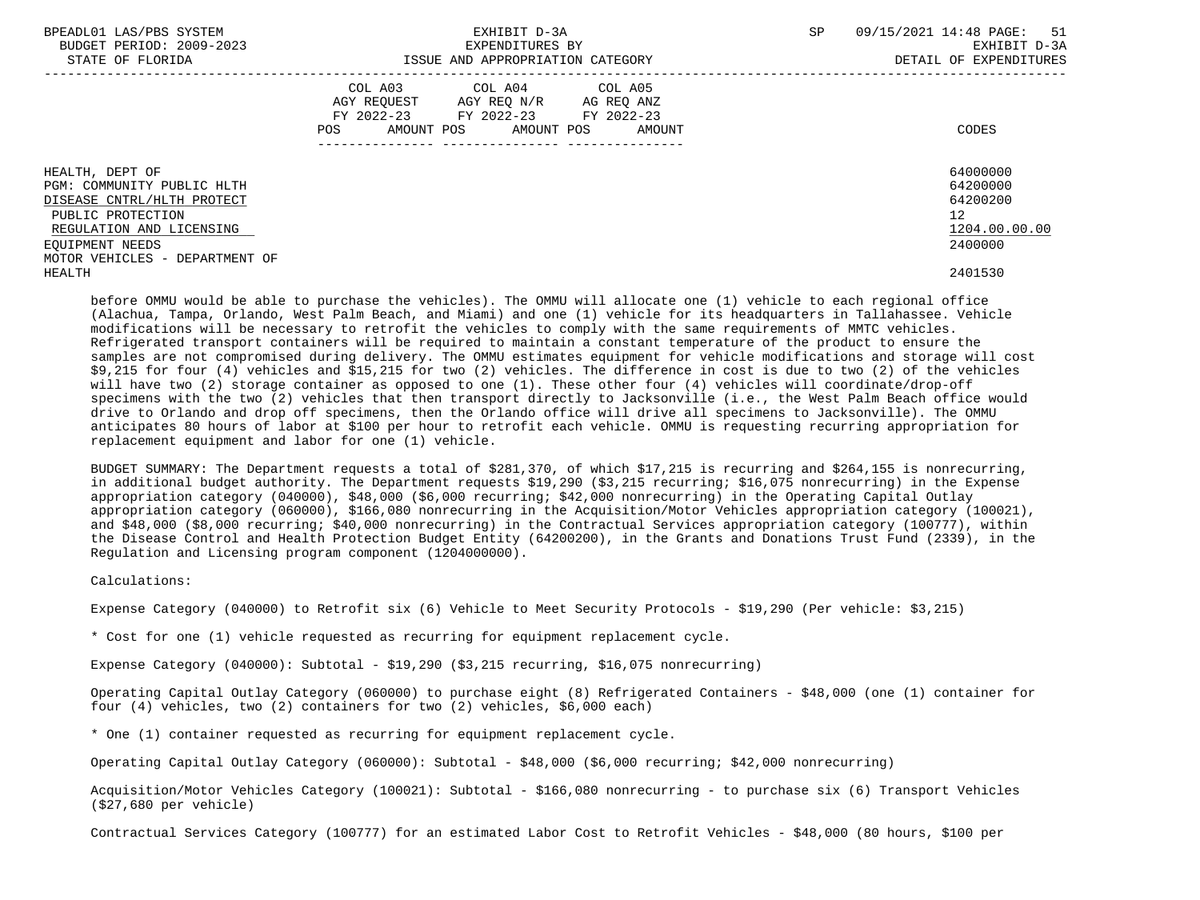| | COL A03 AGY REQUEST FY 2022-23 POS AMOUNT | COL A04 AGY REQ N/R FY 2022-23 POS AMOUNT | COL A05 AG REQ ANZ FY 2022-23 POS AMOUNT | CODES |
|---|---|---|---|---|
| HEALTH, DEPT OF | | | | 64000000 |
| PGM: COMMUNITY PUBLIC HLTH | | | | 64200000 |
| DISEASE CNTRL/HLTH PROTECT | | | | 64200200 |
| PUBLIC PROTECTION | | | | 12 |
| REGULATION AND LICENSING | | | | 1204.00.00.00 |
| EQUIPMENT NEEDS | | | | 2400000 |
| MOTOR VEHICLES - DEPARTMENT OF HEALTH | | | | 2401530 |

before OMMU would be able to purchase the vehicles). The OMMU will allocate one (1) vehicle to each regional office (Alachua, Tampa, Orlando, West Palm Beach, and Miami) and one (1) vehicle for its headquarters in Tallahassee. Vehicle modifications will be necessary to retrofit the vehicles to comply with the same requirements of MMTC vehicles. Refrigerated transport containers will be required to maintain a constant temperature of the product to ensure the samples are not compromised during delivery. The OMMU estimates equipment for vehicle modifications and storage will cost $9,215 for four (4) vehicles and $15,215 for two (2) vehicles. The difference in cost is due to two (2) of the vehicles will have two (2) storage container as opposed to one (1). These other four (4) vehicles will coordinate/drop-off specimens with the two (2) vehicles that then transport directly to Jacksonville (i.e., the West Palm Beach office would drive to Orlando and drop off specimens, then the Orlando office will drive all specimens to Jacksonville). The OMMU anticipates 80 hours of labor at $100 per hour to retrofit each vehicle. OMMU is requesting recurring appropriation for replacement equipment and labor for one (1) vehicle.

BUDGET SUMMARY: The Department requests a total of $281,370, of which $17,215 is recurring and $264,155 is nonrecurring, in additional budget authority. The Department requests $19,290 ($3,215 recurring; $16,075 nonrecurring) in the Expense appropriation category (040000), $48,000 ($6,000 recurring; $42,000 nonrecurring) in the Operating Capital Outlay appropriation category (060000), $166,080 nonrecurring in the Acquisition/Motor Vehicles appropriation category (100021), and $48,000 ($8,000 recurring; $40,000 nonrecurring) in the Contractual Services appropriation category (100777), within the Disease Control and Health Protection Budget Entity (64200200), in the Grants and Donations Trust Fund (2339), in the Regulation and Licensing program component (1204000000).

Calculations:

Expense Category (040000) to Retrofit six (6) Vehicle to Meet Security Protocols - $19,290 (Per vehicle: $3,215)

* Cost for one (1) vehicle requested as recurring for equipment replacement cycle.

Expense Category (040000): Subtotal - $19,290 ($3,215 recurring, $16,075 nonrecurring)

Operating Capital Outlay Category (060000) to purchase eight (8) Refrigerated Containers - $48,000 (one (1) container for four (4) vehicles, two (2) containers for two (2) vehicles, $6,000 each)

* One (1) container requested as recurring for equipment replacement cycle.

Operating Capital Outlay Category (060000): Subtotal - $48,000 ($6,000 recurring; $42,000 nonrecurring)

Acquisition/Motor Vehicles Category (100021): Subtotal - $166,080 nonrecurring - to purchase six (6) Transport Vehicles ($27,680 per vehicle)

Contractual Services Category (100777) for an estimated Labor Cost to Retrofit Vehicles - $48,000 (80 hours, $100 per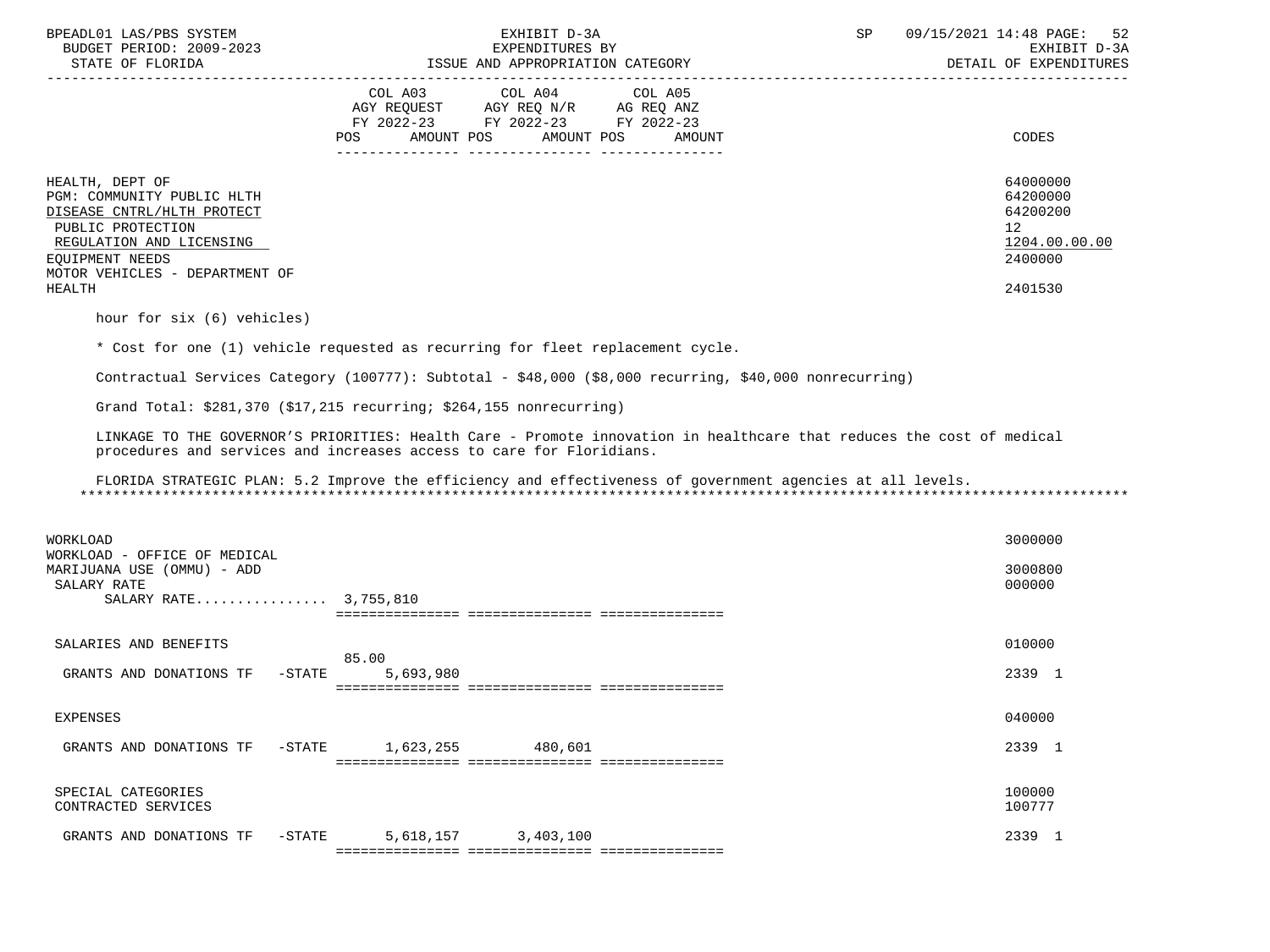| | COL A03 AGY REQUEST FY 2022-23 POS AMOUNT | COL A04 AGY REQ N/R FY 2022-23 POS AMOUNT | COL A05 AG REQ ANZ FY 2022-23 POS AMOUNT | CODES |
|---|---|---|---|---|
| HEALTH, DEPT OF | | | | 64000000 |
| PGM: COMMUNITY PUBLIC HLTH | | | | 64200000 |
| DISEASE CNTRL/HLTH PROTECT | | | | 64200200 |
| PUBLIC PROTECTION | | | | 12 |
| REGULATION AND LICENSING | | | | 1204.00.00.00 |
| EQUIPMENT NEEDS | | | | 2400000 |
| MOTOR VEHICLES - DEPARTMENT OF HEALTH | | | | 2401530 |

hour for six (6) vehicles)

* Cost for one (1) vehicle requested as recurring for fleet replacement cycle.

Contractual Services Category (100777): Subtotal - $48,000 ($8,000 recurring, $40,000 nonrecurring)

Grand Total: $281,370 ($17,215 recurring; $264,155 nonrecurring)

LINKAGE TO THE GOVERNOR'S PRIORITIES: Health Care - Promote innovation in healthcare that reduces the cost of medical procedures and services and increases access to care for Floridians.

FLORIDA STRATEGIC PLAN: 5.2 Improve the efficiency and effectiveness of government agencies at all levels.

*******************************************************************************************************************************

| | COL A03 | COL A04 | COL A05 | CODES |
|---|---|---|---|---|
| WORKLOAD | | | | 3000000 |
| WORKLOAD - OFFICE OF MEDICAL MARIJUANA USE (OMMU) - ADD | | | | 3000800 |
| SALARY RATE | | | | 000000 |
| SALARY RATE................ | 3,755,810 | | | |
| SALARIES AND BENEFITS | | | | 010000 |
| GRANTS AND DONATIONS TF -STATE | 85.00 5,693,980 | | | 2339 1 |
| EXPENSES | | | | 040000 |
| GRANTS AND DONATIONS TF -STATE | 1,623,255 | 480,601 | | 2339 1 |
| SPECIAL CATEGORIES | | | | 100000 |
| CONTRACTED SERVICES | | | | 100777 |
| GRANTS AND DONATIONS TF -STATE | 5,618,157 | 3,403,100 | | 2339 1 |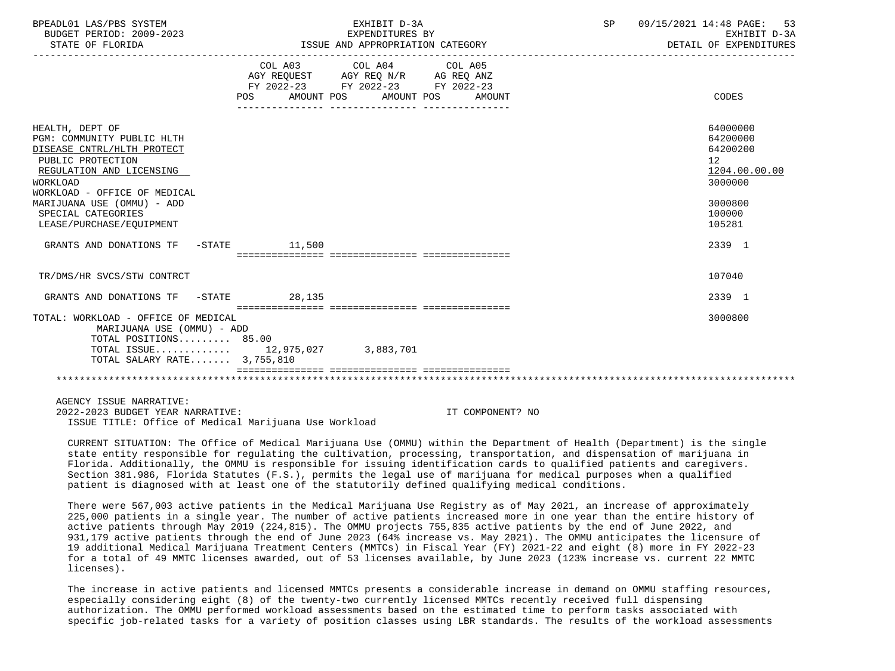| | COL A03 AGY REQUEST FY 2022-23 POS AMOUNT | COL A04 AGY REQ N/R FY 2022-23 POS AMOUNT | COL A05 AG REQ ANZ FY 2022-23 POS AMOUNT | CODES |
|---|---|---|---|---|
| HEALTH, DEPT OF | | | | 64000000 |
| PGM: COMMUNITY PUBLIC HLTH | | | | 64200000 |
| DISEASE CNTRL/HLTH PROTECT | | | | 64200200 |
| PUBLIC PROTECTION | | | | 12 |
| REGULATION AND LICENSING | | | | 1204.00.00.00 |
| WORKLOAD | | | | 3000000 |
| WORKLOAD - OFFICE OF MEDICAL MARIJUANA USE (OMMU) - ADD | | | | 3000800 |
| SPECIAL CATEGORIES | | | | 100000 |
| LEASE/PURCHASE/EQUIPMENT | | | | 105281 |
| GRANTS AND DONATIONS TF -STATE | 11,500 | | | 2339 1 |
| TR/DMS/HR SVCS/STW CONTRCT | | | | 107040 |
| GRANTS AND DONATIONS TF -STATE | 28,135 | | | 2339 1 |
| TOTAL: WORKLOAD - OFFICE OF MEDICAL MARIJUANA USE (OMMU) - ADD | | | | 3000800 |
| TOTAL POSITIONS......... 85.00 | | | | |
| TOTAL ISSUE............ | 12,975,027 | 3,883,701 | | |
| TOTAL SALARY RATE....... 3,755,810 | | | | |

AGENCY ISSUE NARRATIVE:

2022-2023 BUDGET YEAR NARRATIVE: IT COMPONENT? NO

ISSUE TITLE: Office of Medical Marijuana Use Workload

CURRENT SITUATION: The Office of Medical Marijuana Use (OMMU) within the Department of Health (Department) is the single state entity responsible for regulating the cultivation, processing, transportation, and dispensation of marijuana in Florida. Additionally, the OMMU is responsible for issuing identification cards to qualified patients and caregivers. Section 381.986, Florida Statutes (F.S.), permits the legal use of marijuana for medical purposes when a qualified patient is diagnosed with at least one of the statutorily defined qualifying medical conditions.

There were 567,003 active patients in the Medical Marijuana Use Registry as of May 2021, an increase of approximately 225,000 patients in a single year. The number of active patients increased more in one year than the entire history of active patients through May 2019 (224,815). The OMMU projects 755,835 active patients by the end of June 2022, and 931,179 active patients through the end of June 2023 (64% increase vs. May 2021). The OMMU anticipates the licensure of 19 additional Medical Marijuana Treatment Centers (MMTCs) in Fiscal Year (FY) 2021-22 and eight (8) more in FY 2022-23 for a total of 49 MMTC licenses awarded, out of 53 licenses available, by June 2023 (123% increase vs. current 22 MMTC licenses).

The increase in active patients and licensed MMTCs presents a considerable increase in demand on OMMU staffing resources, especially considering eight (8) of the twenty-two currently licensed MMTCs recently received full dispensing authorization. The OMMU performed workload assessments based on the estimated time to perform tasks associated with specific job-related tasks for a variety of position classes using LBR standards. The results of the workload assessments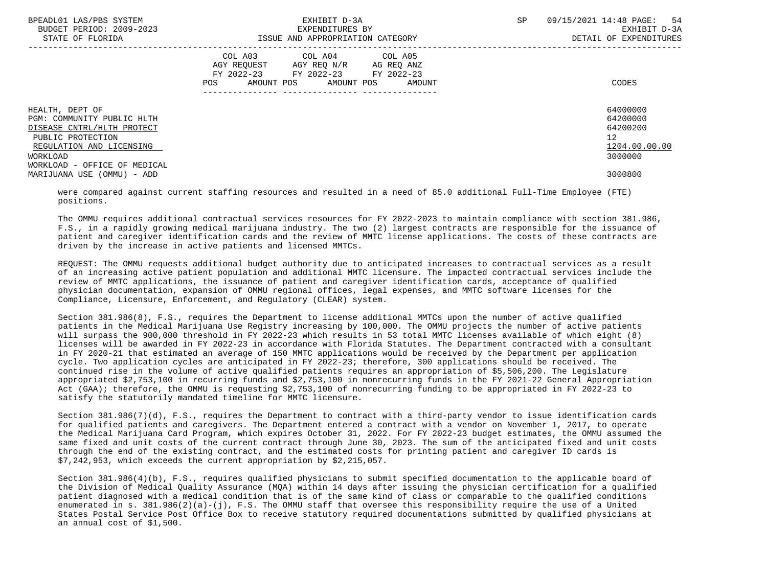| | COL A03 AGY REQUEST FY 2022-23 POS AMOUNT | COL A04 AGY REQ N/R FY 2022-23 POS AMOUNT | COL A05 AG REQ ANZ FY 2022-23 POS AMOUNT | CODES |
|---|---|---|---|---|
| HEALTH, DEPT OF | | | | 64000000 |
| PGM: COMMUNITY PUBLIC HLTH | | | | 64200000 |
| DISEASE CNTRL/HLTH PROTECT | | | | 64200200 |
| PUBLIC PROTECTION | | | | 12 |
| REGULATION AND LICENSING | | | | 1204.00.00.00 |
| WORKLOAD | | | | 3000000 |
| WORKLOAD - OFFICE OF MEDICAL MARIJUANA USE (OMMU) - ADD | | | | 3000800 |

were compared against current staffing resources and resulted in a need of 85.0 additional Full-Time Employee (FTE) positions.

The OMMU requires additional contractual services resources for FY 2022-2023 to maintain compliance with section 381.986, F.S., in a rapidly growing medical marijuana industry. The two (2) largest contracts are responsible for the issuance of patient and caregiver identification cards and the review of MMTC license applications. The costs of these contracts are driven by the increase in active patients and licensed MMTCs.

REQUEST: The OMMU requests additional budget authority due to anticipated increases to contractual services as a result of an increasing active patient population and additional MMTC licensure. The impacted contractual services include the review of MMTC applications, the issuance of patient and caregiver identification cards, acceptance of qualified physician documentation, expansion of OMMU regional offices, legal expenses, and MMTC software licenses for the Compliance, Licensure, Enforcement, and Regulatory (CLEAR) system.

Section 381.986(8), F.S., requires the Department to license additional MMTCs upon the number of active qualified patients in the Medical Marijuana Use Registry increasing by 100,000. The OMMU projects the number of active patients will surpass the 900,000 threshold in FY 2022-23 which results in 53 total MMTC licenses available of which eight (8) licenses will be awarded in FY 2022-23 in accordance with Florida Statutes. The Department contracted with a consultant in FY 2020-21 that estimated an average of 150 MMTC applications would be received by the Department per application cycle. Two application cycles are anticipated in FY 2022-23; therefore, 300 applications should be received. The continued rise in the volume of active qualified patients requires an appropriation of $5,506,200. The Legislature appropriated $2,753,100 in recurring funds and $2,753,100 in nonrecurring funds in the FY 2021-22 General Appropriation Act (GAA); therefore, the OMMU is requesting $2,753,100 of nonrecurring funding to be appropriated in FY 2022-23 to satisfy the statutorily mandated timeline for MMTC licensure.

Section 381.986(7)(d), F.S., requires the Department to contract with a third-party vendor to issue identification cards for qualified patients and caregivers. The Department entered a contract with a vendor on November 1, 2017, to operate the Medical Marijuana Card Program, which expires October 31, 2022. For FY 2022-23 budget estimates, the OMMU assumed the same fixed and unit costs of the current contract through June 30, 2023. The sum of the anticipated fixed and unit costs through the end of the existing contract, and the estimated costs for printing patient and caregiver ID cards is $7,242,953, which exceeds the current appropriation by $2,215,057.

Section 381.986(4)(b), F.S., requires qualified physicians to submit specified documentation to the applicable board of the Division of Medical Quality Assurance (MQA) within 14 days after issuing the physician certification for a qualified patient diagnosed with a medical condition that is of the same kind of class or comparable to the qualified conditions enumerated in s. 381.986(2)(a)-(j), F.S. The OMMU staff that oversee this responsibility require the use of a United States Postal Service Post Office Box to receive statutory required documentations submitted by qualified physicians at an annual cost of $1,500.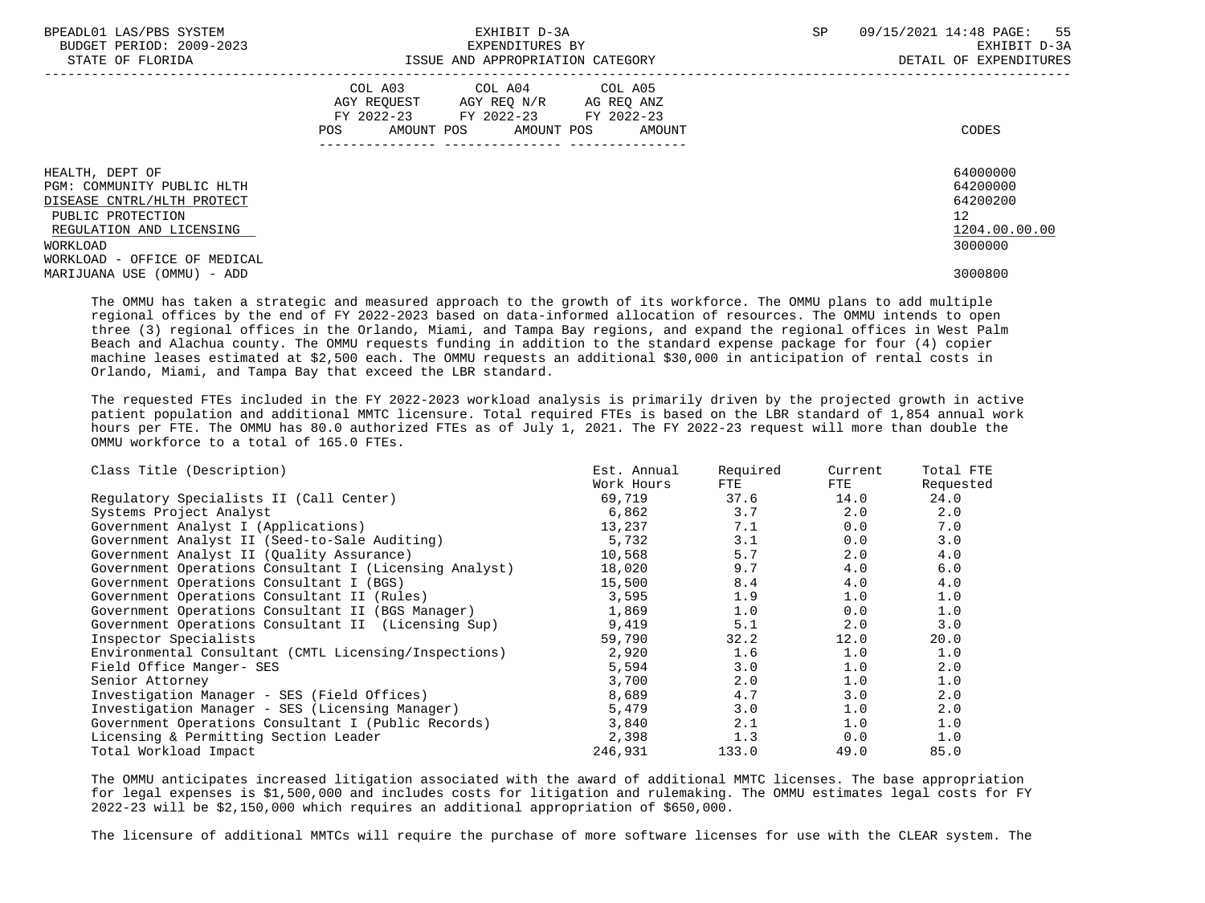| | COL A03 AGY REQUEST FY 2022-23 POS AMOUNT | COL A04 AGY REQ N/R FY 2022-23 POS AMOUNT | COL A05 AG REQ ANZ FY 2022-23 POS AMOUNT | CODES |
|---|---|---|---|---|
| HEALTH, DEPT OF | | | | 64000000 |
| PGM: COMMUNITY PUBLIC HLTH | | | | 64200000 |
| DISEASE CNTRL/HLTH PROTECT | | | | 64200200 |
| PUBLIC PROTECTION | | | | 12 |
| REGULATION AND LICENSING | | | | 1204.00.00.00 |
| WORKLOAD | | | | 3000000 |
| WORKLOAD - OFFICE OF MEDICAL MARIJUANA USE (OMMU) - ADD | | | | 3000800 |

The OMMU has taken a strategic and measured approach to the growth of its workforce. The OMMU plans to add multiple regional offices by the end of FY 2022-2023 based on data-informed allocation of resources. The OMMU intends to open three (3) regional offices in the Orlando, Miami, and Tampa Bay regions, and expand the regional offices in West Palm Beach and Alachua county. The OMMU requests funding in addition to the standard expense package for four (4) copier machine leases estimated at $2,500 each. The OMMU requests an additional $30,000 in anticipation of rental costs in Orlando, Miami, and Tampa Bay that exceed the LBR standard.

The requested FTEs included in the FY 2022-2023 workload analysis is primarily driven by the projected growth in active patient population and additional MMTC licensure. Total required FTEs is based on the LBR standard of 1,854 annual work hours per FTE. The OMMU has 80.0 authorized FTEs as of July 1, 2021. The FY 2022-23 request will more than double the OMMU workforce to a total of 165.0 FTEs.

| Class Title (Description) | Est. Annual Work Hours | Required FTE | Current FTE | Total FTE Requested |
|---|---|---|---|---|
| Regulatory Specialists II (Call Center) | 69,719 | 37.6 | 14.0 | 24.0 |
| Systems Project Analyst | 6,862 | 3.7 | 2.0 | 2.0 |
| Government Analyst I (Applications) | 13,237 | 7.1 | 0.0 | 7.0 |
| Government Analyst II (Seed-to-Sale Auditing) | 5,732 | 3.1 | 0.0 | 3.0 |
| Government Analyst II (Quality Assurance) | 10,568 | 5.7 | 2.0 | 4.0 |
| Government Operations Consultant I (Licensing Analyst) | 18,020 | 9.7 | 4.0 | 6.0 |
| Government Operations Consultant I (BGS) | 15,500 | 8.4 | 4.0 | 4.0 |
| Government Operations Consultant II (Rules) | 3,595 | 1.9 | 1.0 | 1.0 |
| Government Operations Consultant II (BGS Manager) | 1,869 | 1.0 | 0.0 | 1.0 |
| Government Operations Consultant II (Licensing Sup) | 9,419 | 5.1 | 2.0 | 3.0 |
| Inspector Specialists | 59,790 | 32.2 | 12.0 | 20.0 |
| Environmental Consultant (CMTL Licensing/Inspections) | 2,920 | 1.6 | 1.0 | 1.0 |
| Field Office Manger- SES | 5,594 | 3.0 | 1.0 | 2.0 |
| Senior Attorney | 3,700 | 2.0 | 1.0 | 1.0 |
| Investigation Manager - SES (Field Offices) | 8,689 | 4.7 | 3.0 | 2.0 |
| Investigation Manager - SES (Licensing Manager) | 5,479 | 3.0 | 1.0 | 2.0 |
| Government Operations Consultant I (Public Records) | 3,840 | 2.1 | 1.0 | 1.0 |
| Licensing & Permitting Section Leader | 2,398 | 1.3 | 0.0 | 1.0 |
| Total Workload Impact | 246,931 | 133.0 | 49.0 | 85.0 |

The OMMU anticipates increased litigation associated with the award of additional MMTC licenses. The base appropriation for legal expenses is $1,500,000 and includes costs for litigation and rulemaking. The OMMU estimates legal costs for FY 2022-23 will be $2,150,000 which requires an additional appropriation of $650,000.

The licensure of additional MMTCs will require the purchase of more software licenses for use with the CLEAR system. The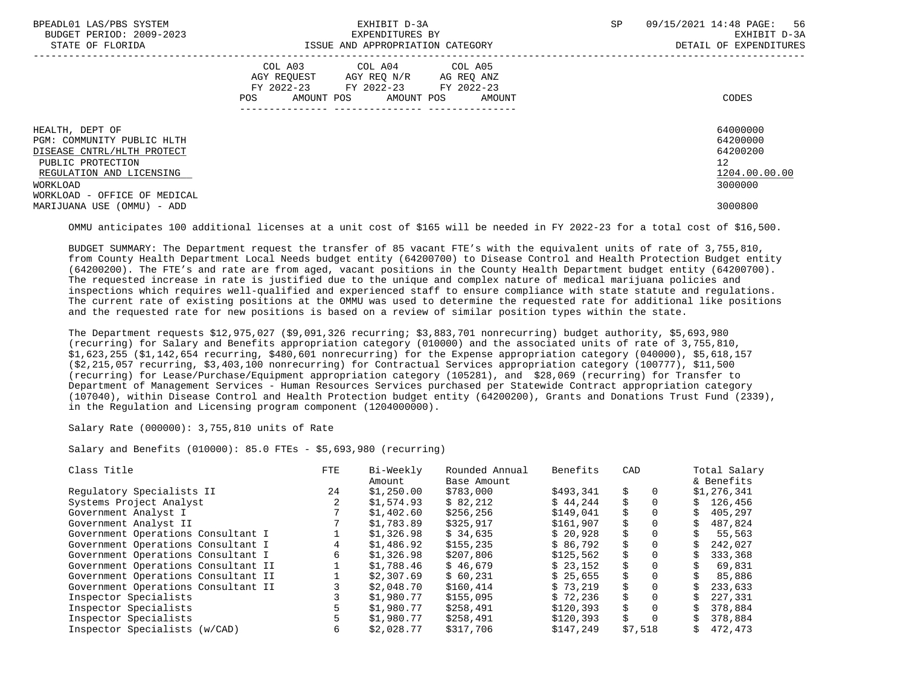| | COL A03 AGY REQUEST FY 2022-23 POS AMOUNT | COL A04 AGY REQ N/R FY 2022-23 POS AMOUNT | COL A05 AG REQ ANZ FY 2022-23 POS AMOUNT | CODES |
|---|---|---|---|---|
| HEALTH, DEPT OF | | | | 64000000 |
| PGM: COMMUNITY PUBLIC HLTH | | | | 64200000 |
| DISEASE CNTRL/HLTH PROTECT | | | | 64200200 |
| PUBLIC PROTECTION | | | | 12 |
| REGULATION AND LICENSING | | | | 1204.00.00.00 |
| WORKLOAD | | | | 3000000 |
| WORKLOAD - OFFICE OF MEDICAL MARIJUANA USE (OMMU) - ADD | | | | 3000800 |

OMMU anticipates 100 additional licenses at a unit cost of $165 will be needed in FY 2022-23 for a total cost of $16,500.

BUDGET SUMMARY: The Department request the transfer of 85 vacant FTE's with the equivalent units of rate of 3,755,810, from County Health Department Local Needs budget entity (64200700) to Disease Control and Health Protection Budget entity (64200200). The FTE's and rate are from aged, vacant positions in the County Health Department budget entity (64200700). The requested increase in rate is justified due to the unique and complex nature of medical marijuana policies and inspections which requires well-qualified and experienced staff to ensure compliance with state statute and regulations. The current rate of existing positions at the OMMU was used to determine the requested rate for additional like positions and the requested rate for new positions is based on a review of similar position types within the state.

The Department requests $12,975,027 ($9,091,326 recurring; $3,883,701 nonrecurring) budget authority, $5,693,980 (recurring) for Salary and Benefits appropriation category (010000) and the associated units of rate of 3,755,810, $1,623,255 ($1,142,654 recurring, $480,601 nonrecurring) for the Expense appropriation category (040000), $5,618,157 ($2,215,057 recurring, $3,403,100 nonrecurring) for Contractual Services appropriation category (100777), $11,500 (recurring) for Lease/Purchase/Equipment appropriation category (105281), and $28,069 (recurring) for Transfer to Department of Management Services - Human Resources Services purchased per Statewide Contract appropriation category (107040), within Disease Control and Health Protection budget entity (64200200), Grants and Donations Trust Fund (2339), in the Regulation and Licensing program component (1204000000).

Salary Rate (000000): 3,755,810 units of Rate

Salary and Benefits (010000): 85.0 FTEs - $5,693,980 (recurring)

| Class Title | FTE | Bi-Weekly Amount | Rounded Annual Base Amount | Benefits | CAD | Total Salary & Benefits |
|---|---|---|---|---|---|---|
| Regulatory Specialists II | 24 | $1,250.00 | $783,000 | $493,341 | $ 0 | $1,276,341 |
| Systems Project Analyst | 2 | $1,574.93 | $ 82,212 | $ 44,244 | $ 0 | $ 126,456 |
| Government Analyst I | 7 | $1,402.60 | $256,256 | $149,041 | $ 0 | $ 405,297 |
| Government Analyst II | 7 | $1,783.89 | $325,917 | $161,907 | $ 0 | $ 487,824 |
| Government Operations Consultant I | 1 | $1,326.98 | $ 34,635 | $ 20,928 | $ 0 | $ 55,563 |
| Government Operations Consultant I | 4 | $1,486.92 | $155,235 | $ 86,792 | $ 0 | $ 242,027 |
| Government Operations Consultant I | 6 | $1,326.98 | $207,806 | $125,562 | $ 0 | $ 333,368 |
| Government Operations Consultant II | 1 | $1,788.46 | $ 46,679 | $ 23,152 | $ 0 | $ 69,831 |
| Government Operations Consultant II | 1 | $2,307.69 | $ 60,231 | $ 25,655 | $ 0 | $ 85,886 |
| Government Operations Consultant II | 3 | $2,048.70 | $160,414 | $ 73,219 | $ 0 | $ 233,633 |
| Inspector Specialists | 3 | $1,980.77 | $155,095 | $ 72,236 | $ 0 | $ 227,331 |
| Inspector Specialists | 5 | $1,980.77 | $258,491 | $120,393 | $ 0 | $ 378,884 |
| Inspector Specialists | 5 | $1,980.77 | $258,491 | $120,393 | $ 0 | $ 378,884 |
| Inspector Specialists (w/CAD) | 6 | $2,028.77 | $317,706 | $147,249 | $7,518 | $ 472,473 |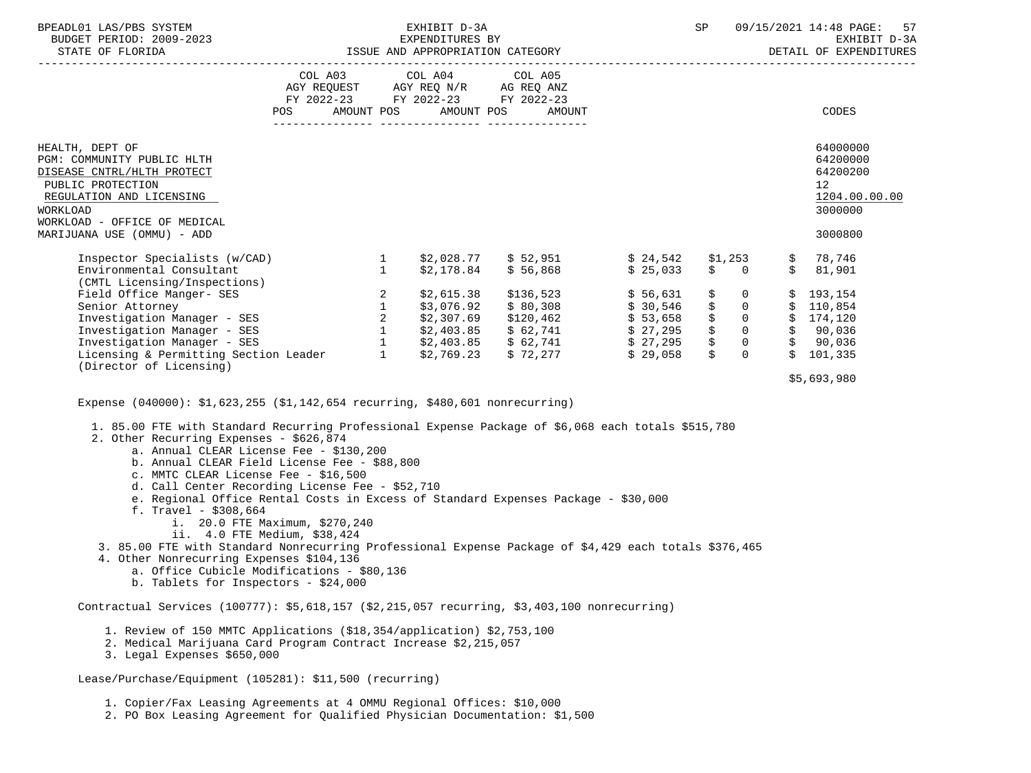| | COL A03 AGY REQUEST FY 2022-23 | | COL A04 AGY REQ N/R FY 2022-23 | | COL A05 AG REQ ANZ FY 2022-23 | | CODES |
|---|---|---|---|---|---|---|---|
| | POS | AMOUNT | POS | AMOUNT | POS | AMOUNT | |

HEALTH, DEPT OF — 64000000
PGM: COMMUNITY PUBLIC HLTH — 64200000
DISEASE CNTRL/HLTH PROTECT — 64200200
PUBLIC PROTECTION — 12
REGULATION AND LICENSING — 1204.00.00.00
WORKLOAD — 3000000
WORKLOAD - OFFICE OF MEDICAL MARIJUANA USE (OMMU) - ADD — 3000800

| Position | # | Biweekly | Salary | Benefits | Other | Total |
|---|---|---|---|---|---|---|
| Inspector Specialists (w/CAD) | 1 | $2,028.77 | $ 52,951 | $ 24,542 | $1,253 | $ 78,746 |
| Environmental Consultant (CMTL Licensing/Inspections) | 1 | $2,178.84 | $ 56,868 | $ 25,033 | $ 0 | $ 81,901 |
| Field Office Manger- SES | 2 | $2,615.38 | $136,523 | $ 56,631 | $ 0 | $ 193,154 |
| Senior Attorney | 1 | $3,076.92 | $ 80,308 | $ 30,546 | $ 0 | $ 110,854 |
| Investigation Manager - SES | 2 | $2,307.69 | $120,462 | $ 53,658 | $ 0 | $ 174,120 |
| Investigation Manager - SES | 1 | $2,403.85 | $ 62,741 | $ 27,295 | $ 0 | $ 90,036 |
| Investigation Manager - SES | 1 | $2,403.85 | $ 62,741 | $ 27,295 | $ 0 | $ 90,036 |
| Licensing & Permitting Section Leader (Director of Licensing) | 1 | $2,769.23 | $ 72,277 | $ 29,058 | $ 0 | $ 101,335 |
| | | | | | | $5,693,980 |

Expense (040000): $1,623,255 ($1,142,654 recurring, $480,601 nonrecurring)

1. 85.00 FTE with Standard Recurring Professional Expense Package of $6,068 each totals $515,780
2. Other Recurring Expenses - $626,874
   a. Annual CLEAR License Fee - $130,200
   b. Annual CLEAR Field License Fee - $88,800
   c. MMTC CLEAR License Fee - $16,500
   d. Call Center Recording License Fee - $52,710
   e. Regional Office Rental Costs in Excess of Standard Expenses Package - $30,000
   f. Travel - $308,664
      i. 20.0 FTE Maximum, $270,240
      ii. 4.0 FTE Medium, $38,424
3. 85.00 FTE with Standard Nonrecurring Professional Expense Package of $4,429 each totals $376,465
4. Other Nonrecurring Expenses $104,136
   a. Office Cubicle Modifications - $80,136
   b. Tablets for Inspectors - $24,000

Contractual Services (100777): $5,618,157 ($2,215,057 recurring, $3,403,100 nonrecurring)

1. Review of 150 MMTC Applications ($18,354/application) $2,753,100
2. Medical Marijuana Card Program Contract Increase $2,215,057
3. Legal Expenses $650,000

Lease/Purchase/Equipment (105281): $11,500 (recurring)

1. Copier/Fax Leasing Agreements at 4 OMMU Regional Offices: $10,000
2. PO Box Leasing Agreement for Qualified Physician Documentation: $1,500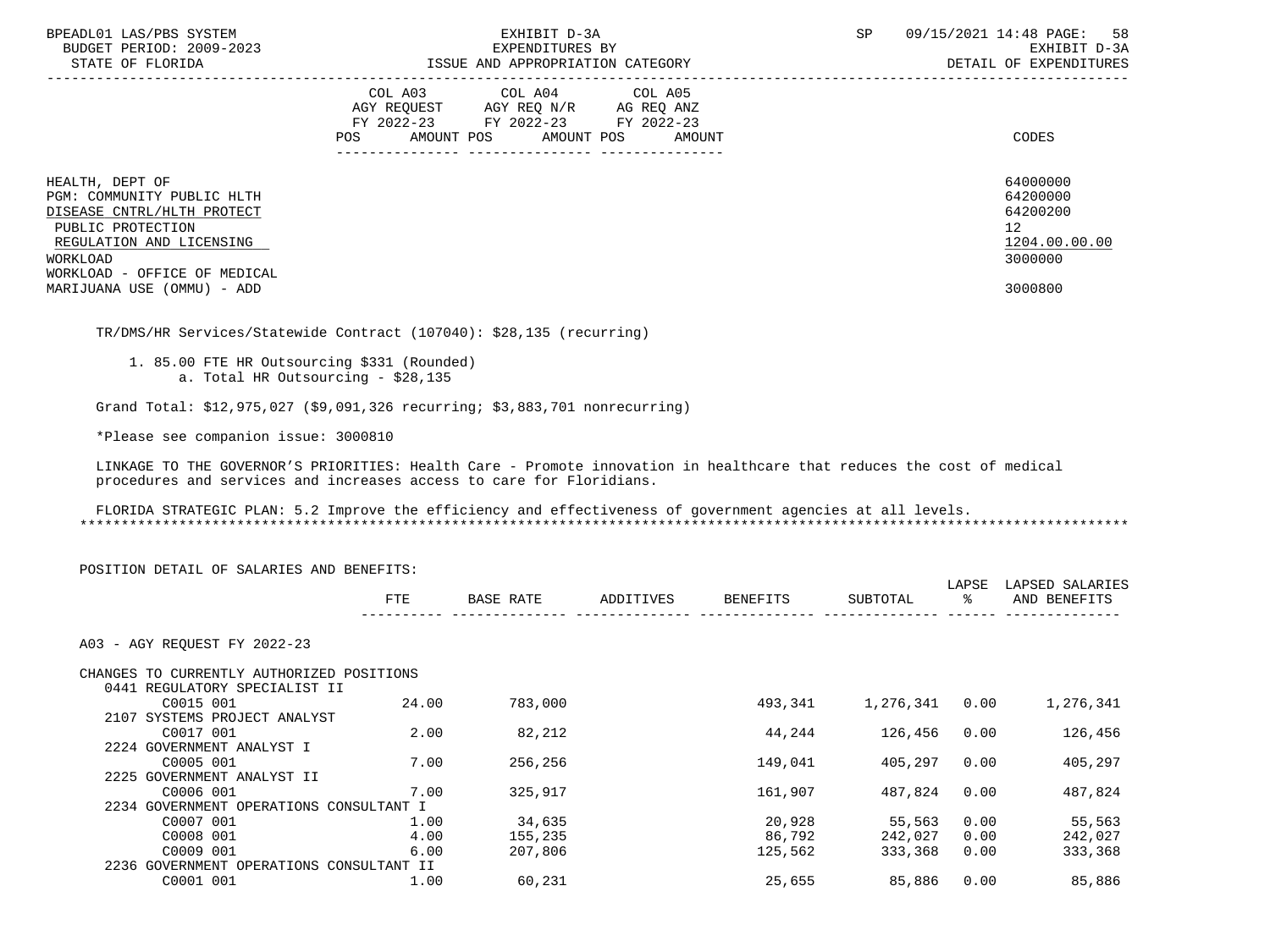| | COL A03 AGY REQUEST FY 2022-23 POS AMOUNT | COL A04 AGY REQ N/R FY 2022-23 POS AMOUNT | COL A05 AG REQ ANZ FY 2022-23 POS AMOUNT | CODES |
|---|---|---|---|---|
| HEALTH, DEPT OF | | | | 64000000 |
| PGM: COMMUNITY PUBLIC HLTH | | | | 64200000 |
| DISEASE CNTRL/HLTH PROTECT | | | | 64200200 |
| PUBLIC PROTECTION | | | | 12 |
| REGULATION AND LICENSING | | | | 1204.00.00.00 |
| WORKLOAD | | | | 3000000 |
| WORKLOAD - OFFICE OF MEDICAL MARIJUANA USE (OMMU) - ADD | | | | 3000800 |

TR/DMS/HR Services/Statewide Contract (107040): $28,135 (recurring)

1. 85.00 FTE HR Outsourcing $331 (Rounded)
   a. Total HR Outsourcing - $28,135

Grand Total: $12,975,027 ($9,091,326 recurring; $3,883,701 nonrecurring)

*Please see companion issue: 3000810

LINKAGE TO THE GOVERNOR'S PRIORITIES: Health Care - Promote innovation in healthcare that reduces the cost of medical procedures and services and increases access to care for Floridians.

FLORIDA STRATEGIC PLAN: 5.2 Improve the efficiency and effectiveness of government agencies at all levels.

POSITION DETAIL OF SALARIES AND BENEFITS:

| | FTE | BASE RATE | ADDITIVES | BENEFITS | SUBTOTAL | LAPSE % | LAPSED SALARIES AND BENEFITS |
|---|---|---|---|---|---|---|---|
| A03 - AGY REQUEST FY 2022-23 | | | | | | | |
| CHANGES TO CURRENTLY AUTHORIZED POSITIONS | | | | | | | |
| 0441 REGULATORY SPECIALIST II | | | | | | | |
| C0015 001 | 24.00 | 783,000 | | 493,341 | 1,276,341 | 0.00 | 1,276,341 |
| 2107 SYSTEMS PROJECT ANALYST | | | | | | | |
| C0017 001 | 2.00 | 82,212 | | 44,244 | 126,456 | 0.00 | 126,456 |
| 2224 GOVERNMENT ANALYST I | | | | | | | |
| C0005 001 | 7.00 | 256,256 | | 149,041 | 405,297 | 0.00 | 405,297 |
| 2225 GOVERNMENT ANALYST II | | | | | | | |
| C0006 001 | 7.00 | 325,917 | | 161,907 | 487,824 | 0.00 | 487,824 |
| 2234 GOVERNMENT OPERATIONS CONSULTANT I | | | | | | | |
| C0007 001 | 1.00 | 34,635 | | 20,928 | 55,563 | 0.00 | 55,563 |
| C0008 001 | 4.00 | 155,235 | | 86,792 | 242,027 | 0.00 | 242,027 |
| C0009 001 | 6.00 | 207,806 | | 125,562 | 333,368 | 0.00 | 333,368 |
| 2236 GOVERNMENT OPERATIONS CONSULTANT II | | | | | | | |
| C0001 001 | 1.00 | 60,231 | | 25,655 | 85,886 | 0.00 | 85,886 |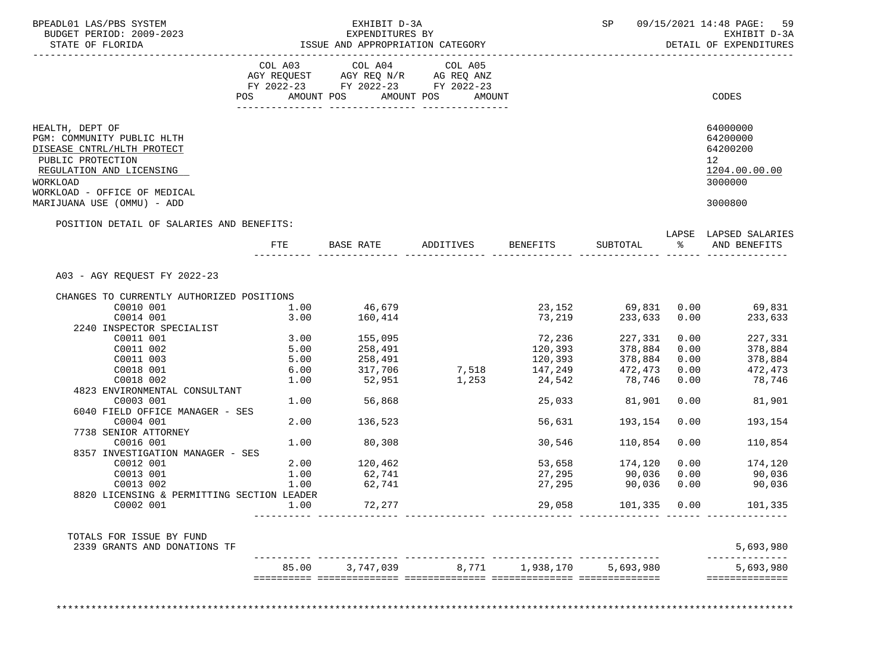BPEADL01 LAS/PBS SYSTEM — EXHIBIT D-3A — EXPENDITURES BY ISSUE AND APPROPRIATION CATEGORY — DETAIL OF EXPENDITURES

BUDGET PERIOD: 2009-2023

STATE OF FLORIDA

SP 09/15/2021 14:48

| | COL A03 AGY REQUEST FY 2022-23 POS AMOUNT | COL A04 AGY REQ N/R FY 2022-23 POS AMOUNT | COL A05 AG REQ ANZ FY 2022-23 POS AMOUNT | CODES |
|---|---|---|---|---|
| HEALTH, DEPT OF | | | | 64000000 |
| PGM: COMMUNITY PUBLIC HLTH | | | | 64200000 |
| DISEASE CNTRL/HLTH PROTECT | | | | 64200200 |
| PUBLIC PROTECTION | | | | 12 |
| REGULATION AND LICENSING | | | | 1204.00.00.00 |
| WORKLOAD | | | | 3000000 |
| WORKLOAD - OFFICE OF MEDICAL MARIJUANA USE (OMMU) - ADD | | | | 3000800 |

POSITION DETAIL OF SALARIES AND BENEFITS:

| | FTE | BASE RATE | ADDITIVES | BENEFITS | SUBTOTAL | LAPSE % | LAPSED SALARIES AND BENEFITS |
|---|---|---|---|---|---|---|---|
| A03 - AGY REQUEST FY 2022-23 | | | | | | | |
| CHANGES TO CURRENTLY AUTHORIZED POSITIONS | | | | | | | |
| C0010 001 | 1.00 | 46,679 | | 23,152 | 69,831 | 0.00 | 69,831 |
| C0014 001 | 3.00 | 160,414 | | 73,219 | 233,633 | 0.00 | 233,633 |
| 2240 INSPECTOR SPECIALIST | | | | | | | |
| C0011 001 | 3.00 | 155,095 | | 72,236 | 227,331 | 0.00 | 227,331 |
| C0011 002 | 5.00 | 258,491 | | 120,393 | 378,884 | 0.00 | 378,884 |
| C0011 003 | 5.00 | 258,491 | | 120,393 | 378,884 | 0.00 | 378,884 |
| C0018 001 | 6.00 | 317,706 | 7,518 | 147,249 | 472,473 | 0.00 | 472,473 |
| C0018 002 | 1.00 | 52,951 | 1,253 | 24,542 | 78,746 | 0.00 | 78,746 |
| 4823 ENVIRONMENTAL CONSULTANT | | | | | | | |
| C0003 001 | 1.00 | 56,868 | | 25,033 | 81,901 | 0.00 | 81,901 |
| 6040 FIELD OFFICE MANAGER - SES | | | | | | | |
| C0004 001 | 2.00 | 136,523 | | 56,631 | 193,154 | 0.00 | 193,154 |
| 7738 SENIOR ATTORNEY | | | | | | | |
| C0016 001 | 1.00 | 80,308 | | 30,546 | 110,854 | 0.00 | 110,854 |
| 8357 INVESTIGATION MANAGER - SES | | | | | | | |
| C0012 001 | 2.00 | 120,462 | | 53,658 | 174,120 | 0.00 | 174,120 |
| C0013 001 | 1.00 | 62,741 | | 27,295 | 90,036 | 0.00 | 90,036 |
| C0013 002 | 1.00 | 62,741 | | 27,295 | 90,036 | 0.00 | 90,036 |
| 8820 LICENSING & PERMITTING SECTION LEADER | | | | | | | |
| C0002 001 | 1.00 | 72,277 | | 29,058 | 101,335 | 0.00 | 101,335 |
| TOTALS FOR ISSUE BY FUND | | | | | | | |
| 2339 GRANTS AND DONATIONS TF | | | | | | | 5,693,980 |
| | 85.00 | 3,747,039 | 8,771 | 1,938,170 | 5,693,980 | | 5,693,980 |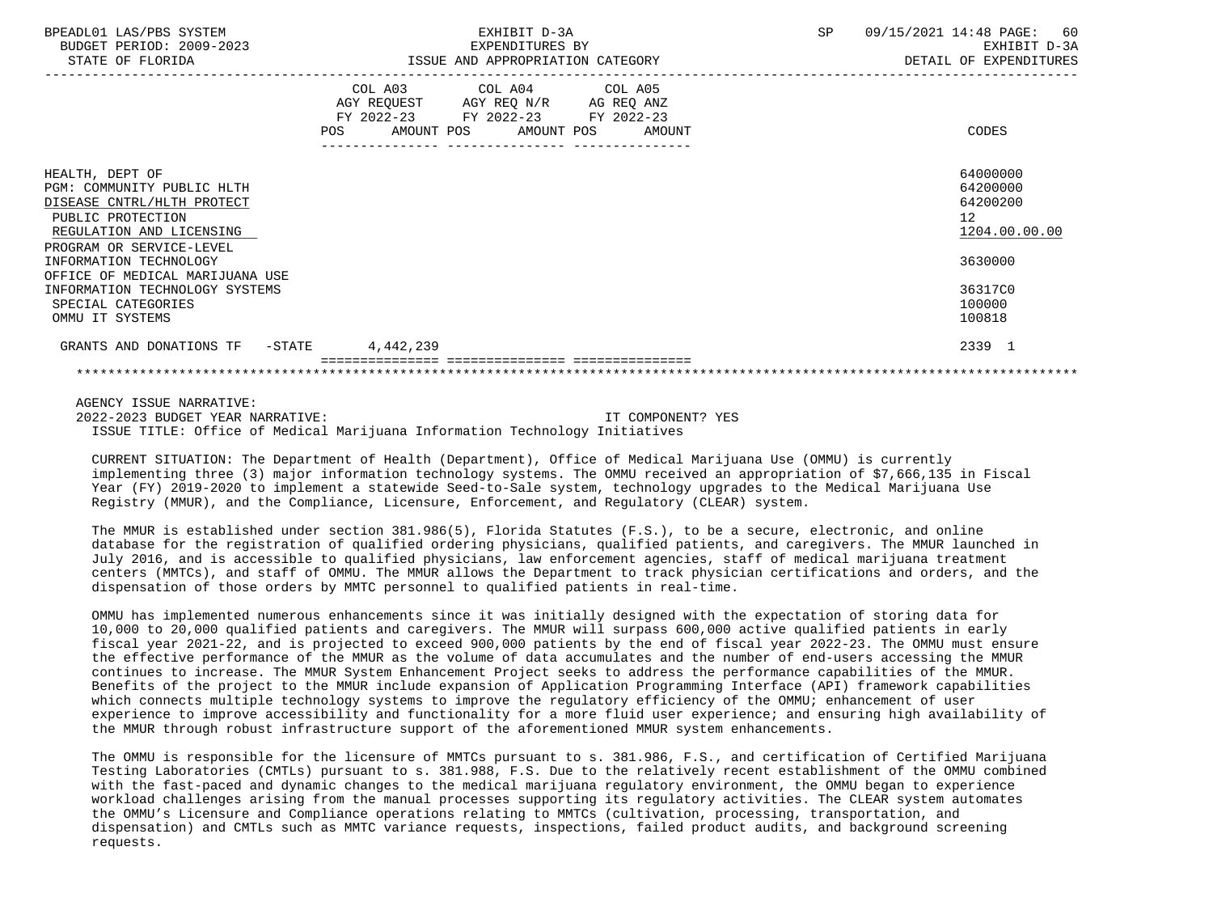BPEADL01 LAS/PBS SYSTEM — EXHIBIT D-3A — EXPENDITURES BY ISSUE AND APPROPRIATION CATEGORY — SP 09/15/2021 14:48 PAGE: 60
BUDGET PERIOD: 2009-2023 — EXHIBIT D-3A
STATE OF FLORIDA — DETAIL OF EXPENDITURES

| | COL A03 AGY REQUEST FY 2022-23 POS AMOUNT | COL A04 AGY REQ N/R FY 2022-23 POS AMOUNT | COL A05 AG REQ ANZ FY 2022-23 POS AMOUNT | CODES |
|---|---|---|---|---|
| HEALTH, DEPT OF | | | | 64000000 |
| PGM: COMMUNITY PUBLIC HLTH | | | | 64200000 |
| DISEASE CNTRL/HLTH PROTECT | | | | 64200200 |
| PUBLIC PROTECTION | | | | 12 |
| REGULATION AND LICENSING | | | | 1204.00.00.00 |
| PROGRAM OR SERVICE-LEVEL | | | | |
| INFORMATION TECHNOLOGY | | | | 3630000 |
| OFFICE OF MEDICAL MARIJUANA USE | | | | |
| INFORMATION TECHNOLOGY SYSTEMS | | | | 36317C0 |
| SPECIAL CATEGORIES | | | | 100000 |
| OMMU IT SYSTEMS | | | | 100818 |
| GRANTS AND DONATIONS TF -STATE | 4,442,239 | | | 2339 1 |

AGENCY ISSUE NARRATIVE:
2022-2023 BUDGET YEAR NARRATIVE: IT COMPONENT? YES
ISSUE TITLE: Office of Medical Marijuana Information Technology Initiatives

CURRENT SITUATION: The Department of Health (Department), Office of Medical Marijuana Use (OMMU) is currently implementing three (3) major information technology systems. The OMMU received an appropriation of $7,666,135 in Fiscal Year (FY) 2019-2020 to implement a statewide Seed-to-Sale system, technology upgrades to the Medical Marijuana Use Registry (MMUR), and the Compliance, Licensure, Enforcement, and Regulatory (CLEAR) system.

The MMUR is established under section 381.986(5), Florida Statutes (F.S.), to be a secure, electronic, and online database for the registration of qualified ordering physicians, qualified patients, and caregivers. The MMUR launched in July 2016, and is accessible to qualified physicians, law enforcement agencies, staff of medical marijuana treatment centers (MMTCs), and staff of OMMU. The MMUR allows the Department to track physician certifications and orders, and the dispensation of those orders by MMTC personnel to qualified patients in real-time.

OMMU has implemented numerous enhancements since it was initially designed with the expectation of storing data for 10,000 to 20,000 qualified patients and caregivers. The MMUR will surpass 600,000 active qualified patients in early fiscal year 2021-22, and is projected to exceed 900,000 patients by the end of fiscal year 2022-23. The OMMU must ensure the effective performance of the MMUR as the volume of data accumulates and the number of end-users accessing the MMUR continues to increase. The MMUR System Enhancement Project seeks to address the performance capabilities of the MMUR. Benefits of the project to the MMUR include expansion of Application Programming Interface (API) framework capabilities which connects multiple technology systems to improve the regulatory efficiency of the OMMU; enhancement of user experience to improve accessibility and functionality for a more fluid user experience; and ensuring high availability of the MMUR through robust infrastructure support of the aforementioned MMUR system enhancements.

The OMMU is responsible for the licensure of MMTCs pursuant to s. 381.986, F.S., and certification of Certified Marijuana Testing Laboratories (CMTLs) pursuant to s. 381.988, F.S. Due to the relatively recent establishment of the OMMU combined with the fast-paced and dynamic changes to the medical marijuana regulatory environment, the OMMU began to experience workload challenges arising from the manual processes supporting its regulatory activities. The CLEAR system automates the OMMU's Licensure and Compliance operations relating to MMTCs (cultivation, processing, transportation, and dispensation) and CMTLs such as MMTC variance requests, inspections, failed product audits, and background screening requests.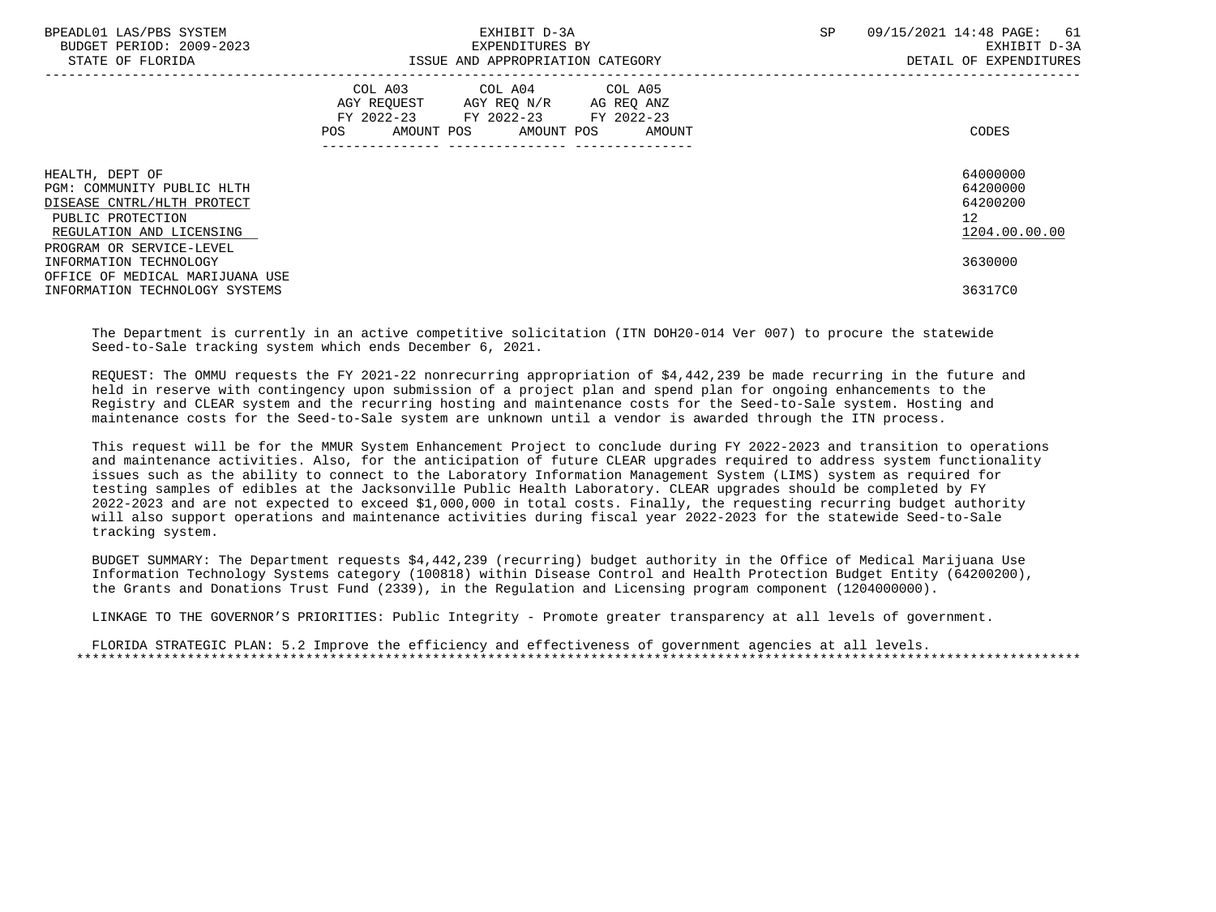| | COL A03 AGY REQUEST FY 2022-23 POS AMOUNT | COL A04 AGY REQ N/R FY 2022-23 POS AMOUNT | COL A05 AG REQ ANZ FY 2022-23 POS AMOUNT | CODES |
|---|---|---|---|---|
| HEALTH, DEPT OF | | | | 64000000 |
| PGM: COMMUNITY PUBLIC HLTH | | | | 64200000 |
| DISEASE CNTRL/HLTH PROTECT | | | | 64200200 |
| PUBLIC PROTECTION | | | | 12 |
| REGULATION AND LICENSING | | | | 1204.00.00.00 |
| PROGRAM OR SERVICE-LEVEL | | | | |
| INFORMATION TECHNOLOGY | | | | 3630000 |
| OFFICE OF MEDICAL MARIJUANA USE | | | | |
| INFORMATION TECHNOLOGY SYSTEMS | | | | 36317C0 |

The Department is currently in an active competitive solicitation (ITN DOH20-014 Ver 007) to procure the statewide Seed-to-Sale tracking system which ends December 6, 2021.

REQUEST: The OMMU requests the FY 2021-22 nonrecurring appropriation of $4,442,239 be made recurring in the future and held in reserve with contingency upon submission of a project plan and spend plan for ongoing enhancements to the Registry and CLEAR system and the recurring hosting and maintenance costs for the Seed-to-Sale system. Hosting and maintenance costs for the Seed-to-Sale system are unknown until a vendor is awarded through the ITN process.

This request will be for the MMUR System Enhancement Project to conclude during FY 2022-2023 and transition to operations and maintenance activities. Also, for the anticipation of future CLEAR upgrades required to address system functionality issues such as the ability to connect to the Laboratory Information Management System (LIMS) system as required for testing samples of edibles at the Jacksonville Public Health Laboratory. CLEAR upgrades should be completed by FY 2022-2023 and are not expected to exceed $1,000,000 in total costs. Finally, the requesting recurring budget authority will also support operations and maintenance activities during fiscal year 2022-2023 for the statewide Seed-to-Sale tracking system.

BUDGET SUMMARY: The Department requests $4,442,239 (recurring) budget authority in the Office of Medical Marijuana Use Information Technology Systems category (100818) within Disease Control and Health Protection Budget Entity (64200200), the Grants and Donations Trust Fund (2339), in the Regulation and Licensing program component (1204000000).

LINKAGE TO THE GOVERNOR’S PRIORITIES: Public Integrity - Promote greater transparency at all levels of government.

FLORIDA STRATEGIC PLAN: 5.2 Improve the efficiency and effectiveness of government agencies at all levels.

*******************************************************************************************************************************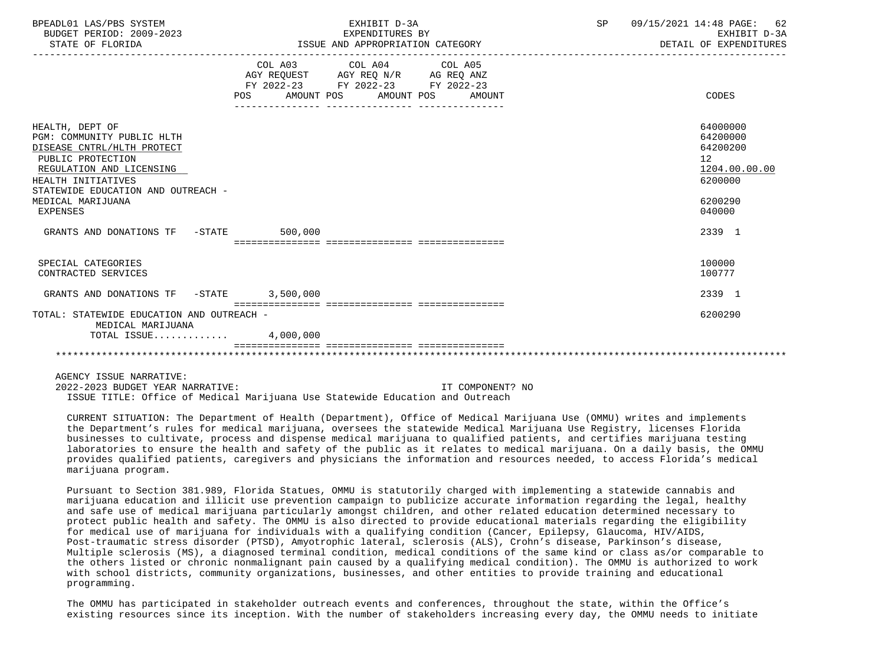| | COL A03 AGY REQUEST FY 2022-23 POS AMOUNT | COL A04 AGY REQ N/R FY 2022-23 POS AMOUNT | COL A05 AG REQ ANZ FY 2022-23 POS AMOUNT | CODES |
|---|---|---|---|---|
| HEALTH, DEPT OF | | | | 64000000 |
| PGM: COMMUNITY PUBLIC HLTH | | | | 64200000 |
| DISEASE CNTRL/HLTH PROTECT | | | | 64200200 |
| PUBLIC PROTECTION | | | | 12 |
| REGULATION AND LICENSING | | | | 1204.00.00.00 |
| HEALTH INITIATIVES | | | | 6200000 |
| STATEWIDE EDUCATION AND OUTREACH - MEDICAL MARIJUANA | | | | 6200290 |
| EXPENSES | | | | 040000 |
| GRANTS AND DONATIONS TF -STATE | 500,000 | | | 2339 1 |
| SPECIAL CATEGORIES | | | | 100000 |
| CONTRACTED SERVICES | | | | 100777 |
| GRANTS AND DONATIONS TF -STATE | 3,500,000 | | | 2339 1 |
| TOTAL: STATEWIDE EDUCATION AND OUTREACH - MEDICAL MARIJUANA | | | | 6200290 |
| TOTAL ISSUE............ | 4,000,000 | | | |

AGENCY ISSUE NARRATIVE:

2022-2023 BUDGET YEAR NARRATIVE: IT COMPONENT? NO

ISSUE TITLE: Office of Medical Marijuana Use Statewide Education and Outreach

CURRENT SITUATION: The Department of Health (Department), Office of Medical Marijuana Use (OMMU) writes and implements the Department's rules for medical marijuana, oversees the statewide Medical Marijuana Use Registry, licenses Florida businesses to cultivate, process and dispense medical marijuana to qualified patients, and certifies marijuana testing laboratories to ensure the health and safety of the public as it relates to medical marijuana. On a daily basis, the OMMU provides qualified patients, caregivers and physicians the information and resources needed, to access Florida's medical marijuana program.

Pursuant to Section 381.989, Florida Statues, OMMU is statutorily charged with implementing a statewide cannabis and marijuana education and illicit use prevention campaign to publicize accurate information regarding the legal, healthy and safe use of medical marijuana particularly amongst children, and other related education determined necessary to protect public health and safety. The OMMU is also directed to provide educational materials regarding the eligibility for medical use of marijuana for individuals with a qualifying condition (Cancer, Epilepsy, Glaucoma, HIV/AIDS, Post-traumatic stress disorder (PTSD), Amyotrophic lateral, sclerosis (ALS), Crohn's disease, Parkinson's disease, Multiple sclerosis (MS), a diagnosed terminal condition, medical conditions of the same kind or class as/or comparable to the others listed or chronic nonmalignant pain caused by a qualifying medical condition). The OMMU is authorized to work with school districts, community organizations, businesses, and other entities to provide training and educational programming.

The OMMU has participated in stakeholder outreach events and conferences, throughout the state, within the Office's existing resources since its inception. With the number of stakeholders increasing every day, the OMMU needs to initiate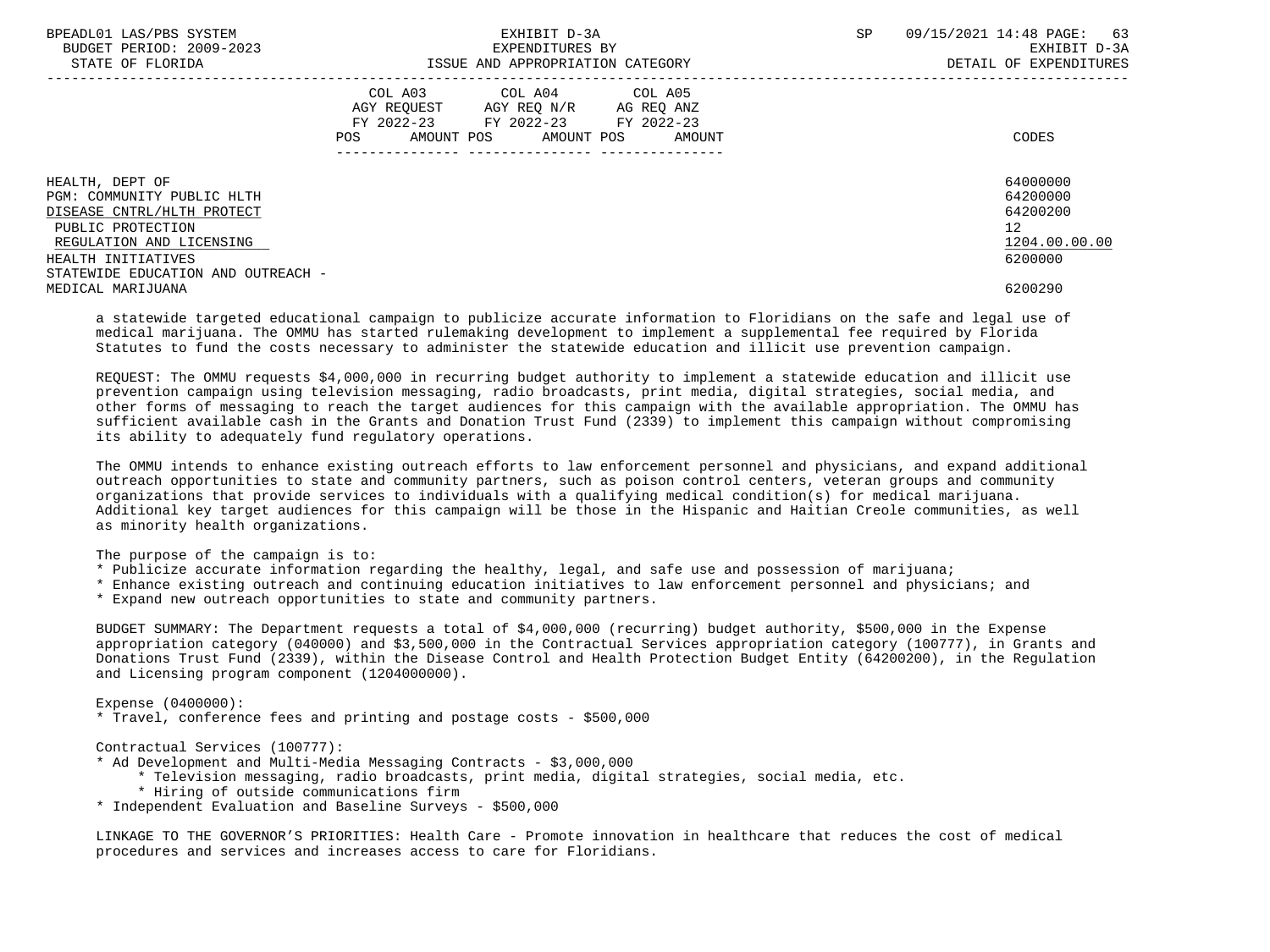| | COL A03 AGY REQUEST FY 2022-23 POS AMOUNT | COL A04 AGY REQ N/R FY 2022-23 POS AMOUNT | COL A05 AG REQ ANZ FY 2022-23 POS AMOUNT | CODES |
|---|---|---|---|---|
| HEALTH, DEPT OF | | | | 64000000 |
| PGM: COMMUNITY PUBLIC HLTH | | | | 64200000 |
| DISEASE CNTRL/HLTH PROTECT | | | | 64200200 |
| PUBLIC PROTECTION | | | | 12 |
| REGULATION AND LICENSING | | | | 1204.00.00.00 |
| HEALTH INITIATIVES | | | | 6200000 |
| STATEWIDE EDUCATION AND OUTREACH - MEDICAL MARIJUANA | | | | 6200290 |

a statewide targeted educational campaign to publicize accurate information to Floridians on the safe and legal use of medical marijuana. The OMMU has started rulemaking development to implement a supplemental fee required by Florida Statutes to fund the costs necessary to administer the statewide education and illicit use prevention campaign.

REQUEST: The OMMU requests $4,000,000 in recurring budget authority to implement a statewide education and illicit use prevention campaign using television messaging, radio broadcasts, print media, digital strategies, social media, and other forms of messaging to reach the target audiences for this campaign with the available appropriation. The OMMU has sufficient available cash in the Grants and Donation Trust Fund (2339) to implement this campaign without compromising its ability to adequately fund regulatory operations.

The OMMU intends to enhance existing outreach efforts to law enforcement personnel and physicians, and expand additional outreach opportunities to state and community partners, such as poison control centers, veteran groups and community organizations that provide services to individuals with a qualifying medical condition(s) for medical marijuana. Additional key target audiences for this campaign will be those in the Hispanic and Haitian Creole communities, as well as minority health organizations.

The purpose of the campaign is to:

* Publicize accurate information regarding the healthy, legal, and safe use and possession of marijuana;
* Enhance existing outreach and continuing education initiatives to law enforcement personnel and physicians; and
* Expand new outreach opportunities to state and community partners.

BUDGET SUMMARY: The Department requests a total of $4,000,000 (recurring) budget authority, $500,000 in the Expense appropriation category (040000) and $3,500,000 in the Contractual Services appropriation category (100777), in Grants and Donations Trust Fund (2339), within the Disease Control and Health Protection Budget Entity (64200200), in the Regulation and Licensing program component (1204000000).

Expense (0400000):

* Travel, conference fees and printing and postage costs - $500,000

Contractual Services (100777):

* Ad Development and Multi-Media Messaging Contracts - $3,000,000
  * Television messaging, radio broadcasts, print media, digital strategies, social media, etc.
  * Hiring of outside communications firm
* Independent Evaluation and Baseline Surveys - $500,000

LINKAGE TO THE GOVERNOR'S PRIORITIES: Health Care - Promote innovation in healthcare that reduces the cost of medical procedures and services and increases access to care for Floridians.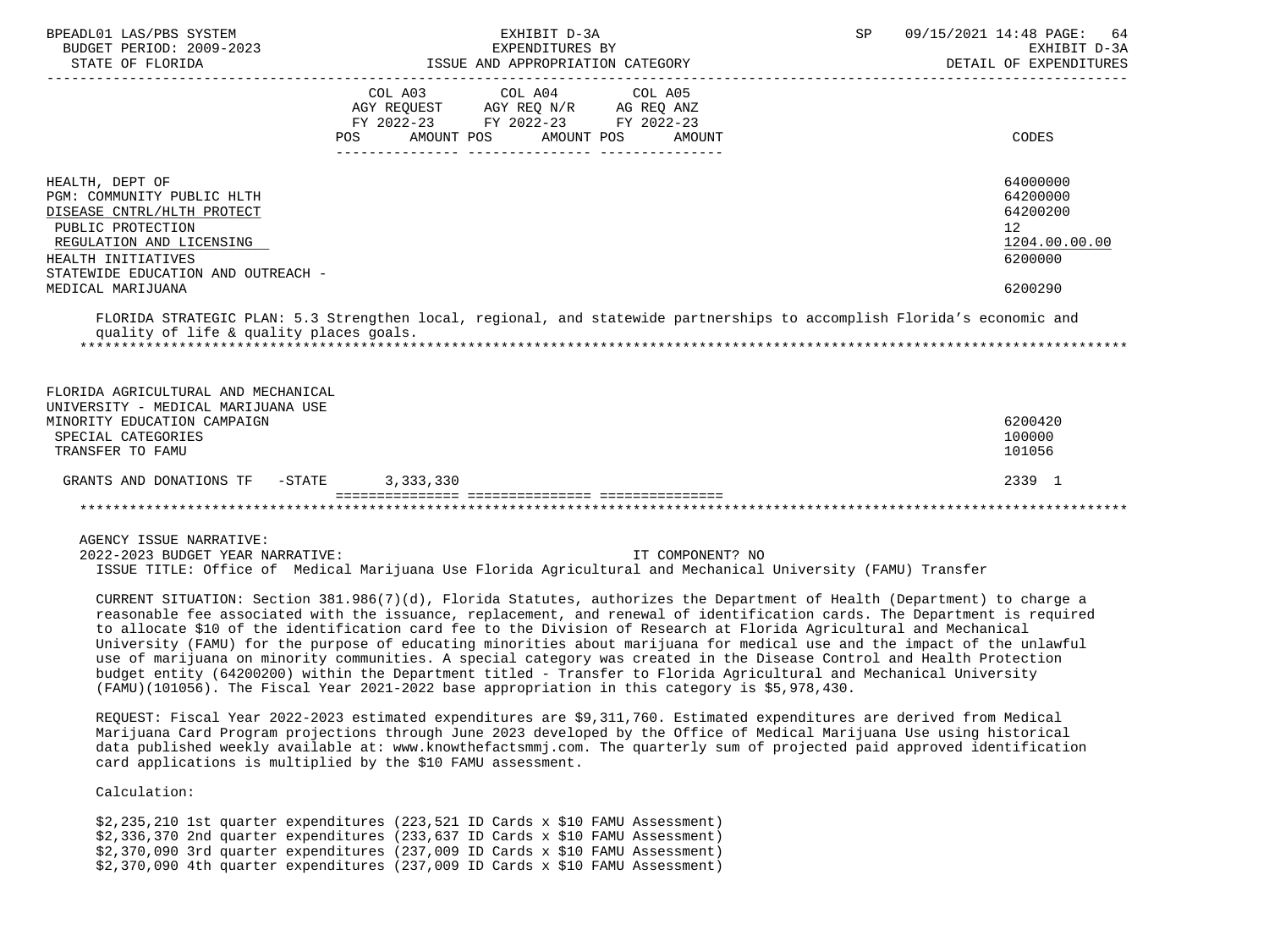| | COL A03 AGY REQUEST FY 2022-23 POS AMOUNT | COL A04 AGY REQ N/R FY 2022-23 POS AMOUNT | COL A05 AG REQ ANZ FY 2022-23 POS AMOUNT | CODES |
|---|---|---|---|---|
| HEALTH, DEPT OF | | | | 64000000 |
| PGM: COMMUNITY PUBLIC HLTH | | | | 64200000 |
| DISEASE CNTRL/HLTH PROTECT | | | | 64200200 |
| PUBLIC PROTECTION | | | | 12 |
| REGULATION AND LICENSING | | | | 1204.00.00.00 |
| HEALTH INITIATIVES | | | | 6200000 |
| STATEWIDE EDUCATION AND OUTREACH - MEDICAL MARIJUANA | | | | 6200290 |

FLORIDA STRATEGIC PLAN: 5.3 Strengthen local, regional, and statewide partnerships to accomplish Florida's economic and quality of life & quality places goals.

| | COL A03 | COL A04 | COL A05 | CODES |
|---|---|---|---|---|
| FLORIDA AGRICULTURAL AND MECHANICAL UNIVERSITY - MEDICAL MARIJUANA USE MINORITY EDUCATION CAMPAIGN | | | | 6200420 |
| SPECIAL CATEGORIES | | | | 100000 |
| TRANSFER TO FAMU | | | | 101056 |
| GRANTS AND DONATIONS TF -STATE | 3,333,330 | | | 2339 1 |

AGENCY ISSUE NARRATIVE:

2022-2023 BUDGET YEAR NARRATIVE: IT COMPONENT? NO

ISSUE TITLE: Office of Medical Marijuana Use Florida Agricultural and Mechanical University (FAMU) Transfer

CURRENT SITUATION: Section 381.986(7)(d), Florida Statutes, authorizes the Department of Health (Department) to charge a reasonable fee associated with the issuance, replacement, and renewal of identification cards. The Department is required to allocate $10 of the identification card fee to the Division of Research at Florida Agricultural and Mechanical University (FAMU) for the purpose of educating minorities about marijuana for medical use and the impact of the unlawful use of marijuana on minority communities. A special category was created in the Disease Control and Health Protection budget entity (64200200) within the Department titled - Transfer to Florida Agricultural and Mechanical University (FAMU)(101056). The Fiscal Year 2021-2022 base appropriation in this category is $5,978,430.

REQUEST: Fiscal Year 2022-2023 estimated expenditures are $9,311,760. Estimated expenditures are derived from Medical Marijuana Card Program projections through June 2023 developed by the Office of Medical Marijuana Use using historical data published weekly available at: www.knowthefactsmmj.com. The quarterly sum of projected paid approved identification card applications is multiplied by the $10 FAMU assessment.

Calculation:

$2,235,210 1st quarter expenditures (223,521 ID Cards x $10 FAMU Assessment)
$2,336,370 2nd quarter expenditures (233,637 ID Cards x $10 FAMU Assessment)
$2,370,090 3rd quarter expenditures (237,009 ID Cards x $10 FAMU Assessment)
$2,370,090 4th quarter expenditures (237,009 ID Cards x $10 FAMU Assessment)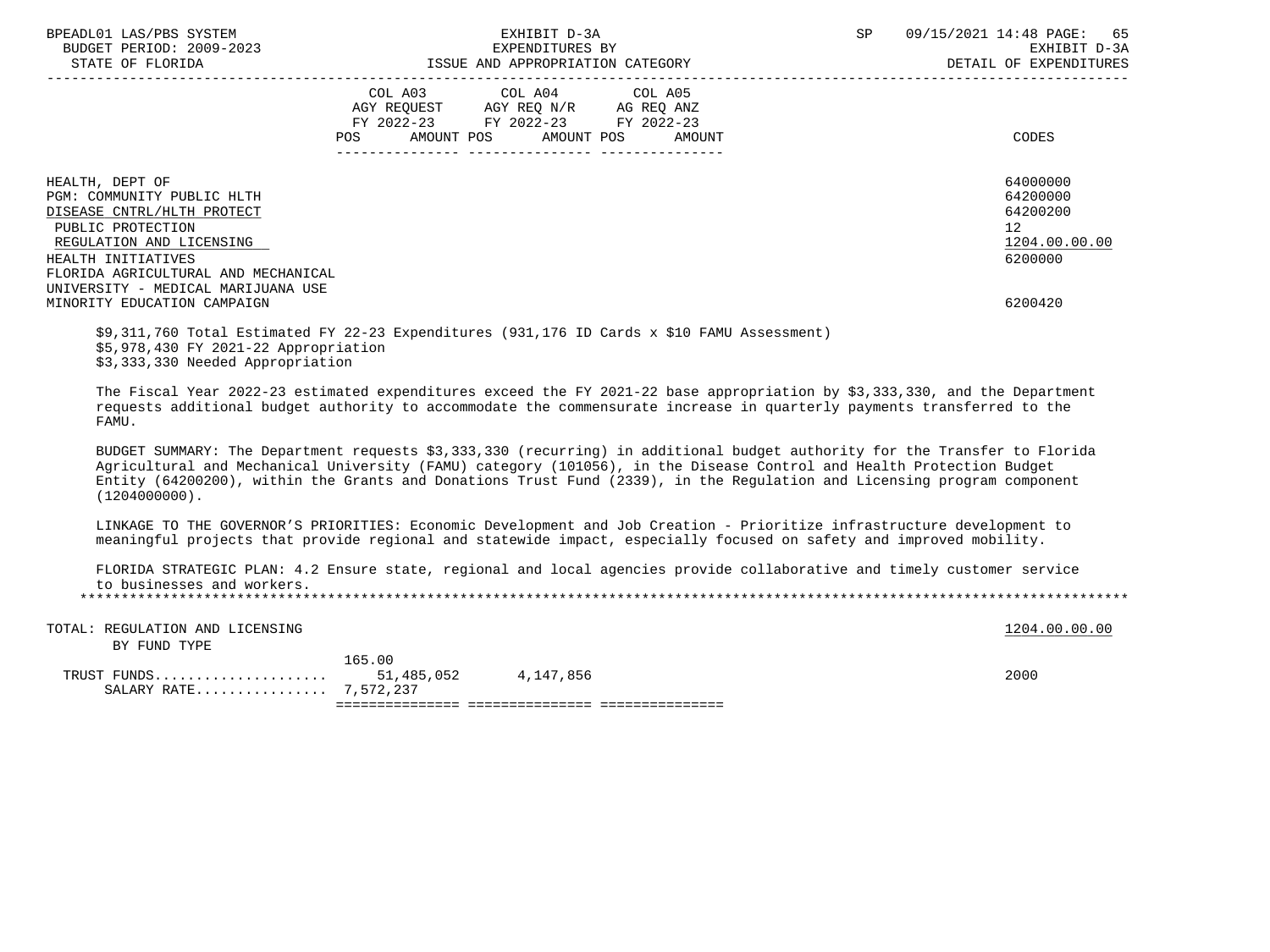BPEADL01 LAS/PBS SYSTEM | EXHIBIT D-3A | SP 09/15/2021 14:48 PAGE: 65
BUDGET PERIOD: 2009-2023 | EXPENDITURES BY | EXHIBIT D-3A
STATE OF FLORIDA | ISSUE AND APPROPRIATION CATEGORY | DETAIL OF EXPENDITURES

| | COL A03 AGY REQUEST FY 2022-23 POS AMOUNT | COL A04 AGY REQ N/R FY 2022-23 POS AMOUNT | COL A05 AG REQ ANZ FY 2022-23 POS AMOUNT | CODES |
|---|---|---|---|---|
| HEALTH, DEPT OF | | | | 64000000 |
| PGM: COMMUNITY PUBLIC HLTH | | | | 64200000 |
| DISEASE CNTRL/HLTH PROTECT | | | | 64200200 |
| PUBLIC PROTECTION | | | | 12 |
| REGULATION AND LICENSING | | | | 1204.00.00.00 |
| HEALTH INITIATIVES | | | | 6200000 |
| FLORIDA AGRICULTURAL AND MECHANICAL UNIVERSITY - MEDICAL MARIJUANA USE MINORITY EDUCATION CAMPAIGN | | | | 6200420 |

$9,311,760 Total Estimated FY 22-23 Expenditures (931,176 ID Cards x $10 FAMU Assessment)
$5,978,430 FY 2021-22 Appropriation
$3,333,330 Needed Appropriation

The Fiscal Year 2022-23 estimated expenditures exceed the FY 2021-22 base appropriation by $3,333,330, and the Department requests additional budget authority to accommodate the commensurate increase in quarterly payments transferred to the FAMU.

BUDGET SUMMARY: The Department requests $3,333,330 (recurring) in additional budget authority for the Transfer to Florida Agricultural and Mechanical University (FAMU) category (101056), in the Disease Control and Health Protection Budget Entity (64200200), within the Grants and Donations Trust Fund (2339), in the Regulation and Licensing program component (1204000000).

LINKAGE TO THE GOVERNOR'S PRIORITIES: Economic Development and Job Creation - Prioritize infrastructure development to meaningful projects that provide regional and statewide impact, especially focused on safety and improved mobility.

FLORIDA STRATEGIC PLAN: 4.2 Ensure state, regional and local agencies provide collaborative and timely customer service to businesses and workers.

*******************************************************************************************************************************

| | COL A03 | COL A04 | COL A05 | CODES |
|---|---|---|---|---|
| TOTAL: REGULATION AND LICENSING | | | | 1204.00.00.00 |
| BY FUND TYPE | | | | |
| | 165.00 | | | |
| TRUST FUNDS.................... | 51,485,052 | 4,147,856 | | 2000 |
| SALARY RATE................ | 7,572,237 | | | |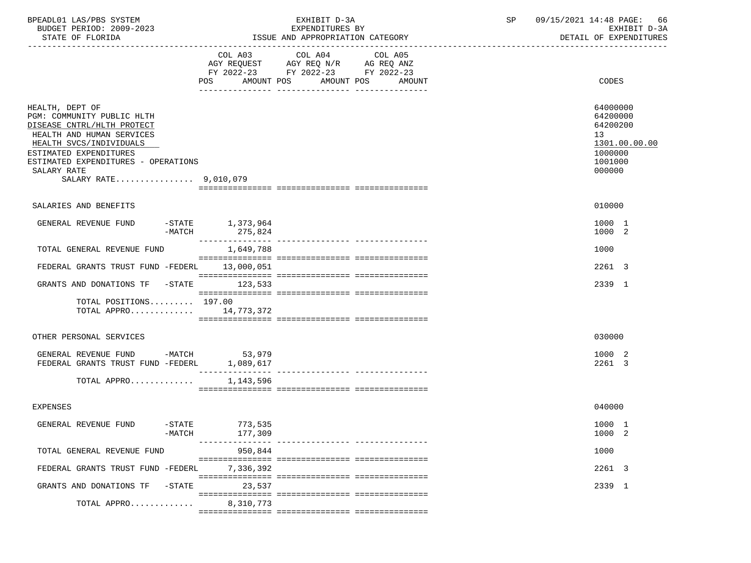BPEADL01 LAS/PBS SYSTEM
BUDGET PERIOD: 2009-2023
STATE OF FLORIDA

EXHIBIT D-3A
EXPENDITURES BY
ISSUE AND APPROPRIATION CATEGORY

SP 09/15/2021 14:48 PAGE: 66
EXHIBIT D-3A
DETAIL OF EXPENDITURES

| | COL A03 AGY REQUEST FY 2022-23 POS AMOUNT | COL A04 AGY REQ N/R FY 2022-23 POS AMOUNT | COL A05 AG REQ ANZ FY 2022-23 POS AMOUNT | CODES |
|---|---|---|---|---|
| HEALTH, DEPT OF | | | | 64000000 |
| PGM: COMMUNITY PUBLIC HLTH | | | | 64200000 |
| DISEASE CNTRL/HLTH PROTECT | | | | 64200200 |
| HEALTH AND HUMAN SERVICES | | | | 13 |
| HEALTH SVCS/INDIVIDUALS | | | | 1301.00.00.00 |
| ESTIMATED EXPENDITURES | | | | 1000000 |
| ESTIMATED EXPENDITURES - OPERATIONS | | | | 1001000 |
| SALARY RATE | | | | 000000 |
| SALARY RATE................ 9,010,079 | | | | |
| SALARIES AND BENEFITS | | | | 010000 |
| GENERAL REVENUE FUND -STATE | 1,373,964 | | | 1000 1 |
| -MATCH | 275,824 | | | 1000 2 |
| TOTAL GENERAL REVENUE FUND | 1,649,788 | | | 1000 |
| FEDERAL GRANTS TRUST FUND -FEDERL | 13,000,051 | | | 2261 3 |
| GRANTS AND DONATIONS TF -STATE | 123,533 | | | 2339 1 |
| TOTAL POSITIONS......... 197.00 | | | | |
| TOTAL APPRO............. | 14,773,372 | | | |
| OTHER PERSONAL SERVICES | | | | 030000 |
| GENERAL REVENUE FUND -MATCH | 53,979 | | | 1000 2 |
| FEDERAL GRANTS TRUST FUND -FEDERL | 1,089,617 | | | 2261 3 |
| TOTAL APPRO............. | 1,143,596 | | | |
| EXPENSES | | | | 040000 |
| GENERAL REVENUE FUND -STATE | 773,535 | | | 1000 1 |
| -MATCH | 177,309 | | | 1000 2 |
| TOTAL GENERAL REVENUE FUND | 950,844 | | | 1000 |
| FEDERAL GRANTS TRUST FUND -FEDERL | 7,336,392 | | | 2261 3 |
| GRANTS AND DONATIONS TF -STATE | 23,537 | | | 2339 1 |
| TOTAL APPRO............. | 8,310,773 | | | |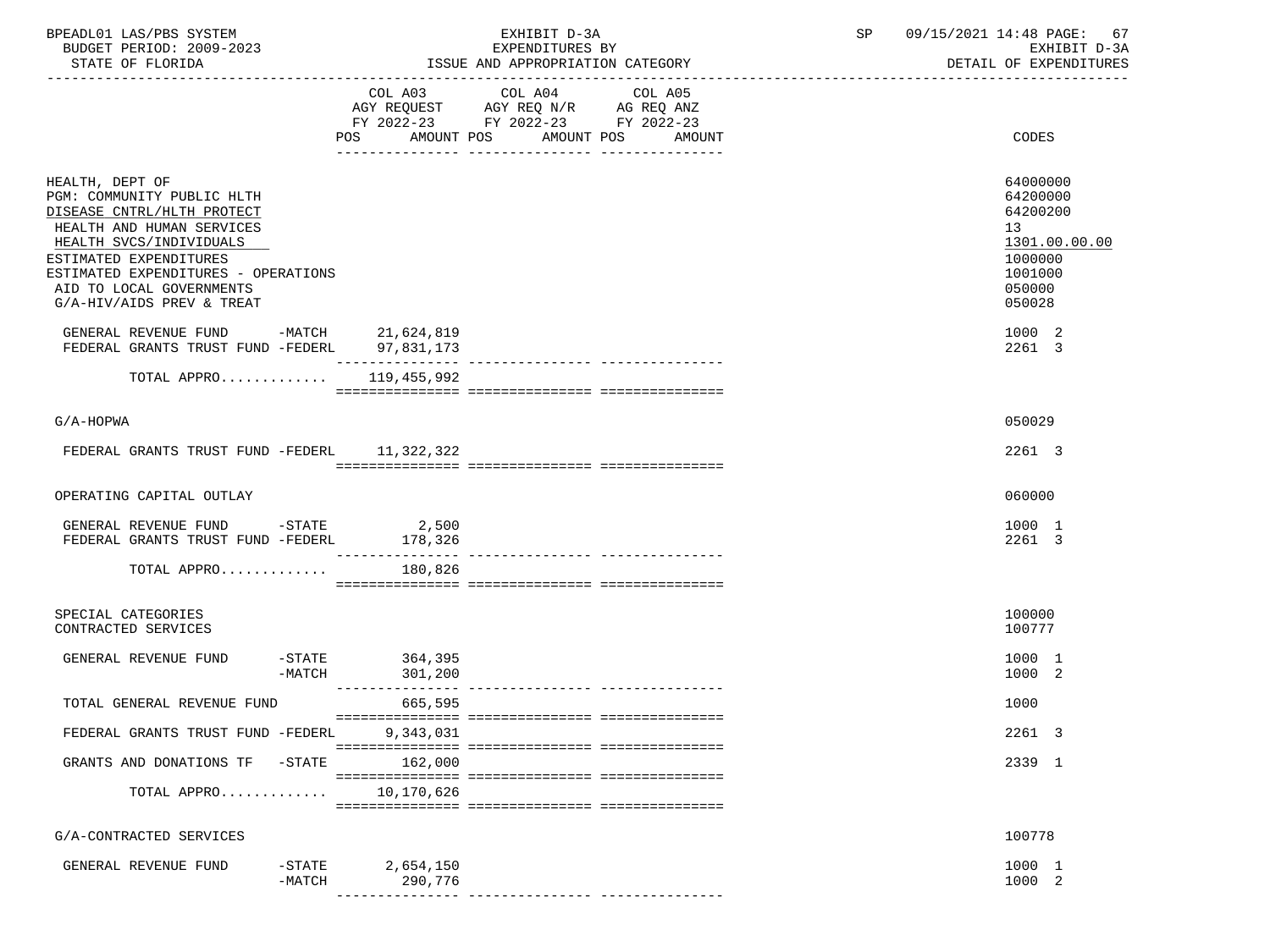| | COL A03 AGY REQUEST FY 2022-23 POS AMOUNT | COL A04 AGY REQ N/R FY 2022-23 POS AMOUNT | COL A05 AG REQ ANZ FY 2022-23 POS AMOUNT | CODES |
|---|---|---|---|---|
| HEALTH, DEPT OF | | | | 64000000 |
| PGM: COMMUNITY PUBLIC HLTH | | | | 64200000 |
| DISEASE CNTRL/HLTH PROTECT | | | | 64200200 |
| HEALTH AND HUMAN SERVICES | | | | 13 |
| HEALTH SVCS/INDIVIDUALS | | | | 1301.00.00.00 |
| ESTIMATED EXPENDITURES | | | | 1000000 |
| ESTIMATED EXPENDITURES - OPERATIONS | | | | 1001000 |
| AID TO LOCAL GOVERNMENTS | | | | 050000 |
| G/A-HIV/AIDS PREV & TREAT | | | | 050028 |
| GENERAL REVENUE FUND -MATCH | 21,624,819 | | | 1000 2 |
| FEDERAL GRANTS TRUST FUND -FEDERL | 97,831,173 | | | 2261 3 |
| TOTAL APPRO............ | 119,455,992 | | | |
| G/A-HOPWA | | | | 050029 |
| FEDERAL GRANTS TRUST FUND -FEDERL | 11,322,322 | | | 2261 3 |
| OPERATING CAPITAL OUTLAY | | | | 060000 |
| GENERAL REVENUE FUND -STATE | 2,500 | | | 1000 1 |
| FEDERAL GRANTS TRUST FUND -FEDERL | 178,326 | | | 2261 3 |
| TOTAL APPRO............ | 180,826 | | | |
| SPECIAL CATEGORIES | | | | 100000 |
| CONTRACTED SERVICES | | | | 100777 |
| GENERAL REVENUE FUND -STATE | 364,395 | | | 1000 1 |
| -MATCH | 301,200 | | | 1000 2 |
| TOTAL GENERAL REVENUE FUND | 665,595 | | | 1000 |
| FEDERAL GRANTS TRUST FUND -FEDERL | 9,343,031 | | | 2261 3 |
| GRANTS AND DONATIONS TF -STATE | 162,000 | | | 2339 1 |
| TOTAL APPRO............ | 10,170,626 | | | |
| G/A-CONTRACTED SERVICES | | | | 100778 |
| GENERAL REVENUE FUND -STATE | 2,654,150 | | | 1000 1 |
| -MATCH | 290,776 | | | 1000 2 |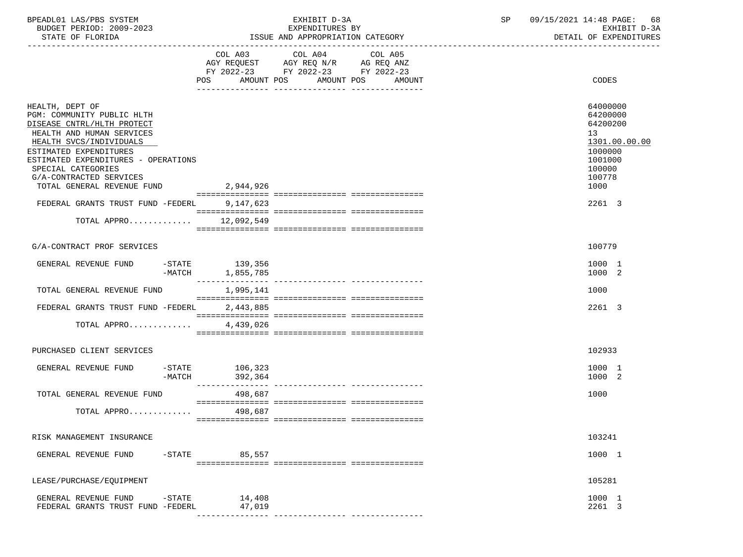| | COL A03 AGY REQUEST FY 2022-23 POS AMOUNT | COL A04 AGY REQ N/R FY 2022-23 POS AMOUNT | COL A05 AG REQ ANZ FY 2022-23 POS AMOUNT | CODES |
|---|---|---|---|---|
| HEALTH, DEPT OF | | | | 64000000 |
| PGM: COMMUNITY PUBLIC HLTH | | | | 64200000 |
| DISEASE CNTRL/HLTH PROTECT | | | | 64200200 |
| HEALTH AND HUMAN SERVICES | | | | 13 |
| HEALTH SVCS/INDIVIDUALS | | | | 1301.00.00.00 |
| ESTIMATED EXPENDITURES | | | | 1000000 |
| ESTIMATED EXPENDITURES - OPERATIONS | | | | 1001000 |
| SPECIAL CATEGORIES | | | | 100000 |
| G/A-CONTRACTED SERVICES | | | | 100778 |
| TOTAL GENERAL REVENUE FUND | 2,944,926 | | | 1000 |
| FEDERAL GRANTS TRUST FUND -FEDERL | 9,147,623 | | | 2261 3 |
| TOTAL APPRO............ | 12,092,549 | | | |
| G/A-CONTRACT PROF SERVICES | | | | 100779 |
| GENERAL REVENUE FUND -STATE | 139,356 | | | 1000 1 |
| -MATCH | 1,855,785 | | | 1000 2 |
| TOTAL GENERAL REVENUE FUND | 1,995,141 | | | 1000 |
| FEDERAL GRANTS TRUST FUND -FEDERL | 2,443,885 | | | 2261 3 |
| TOTAL APPRO............ | 4,439,026 | | | |
| PURCHASED CLIENT SERVICES | | | | 102933 |
| GENERAL REVENUE FUND -STATE | 106,323 | | | 1000 1 |
| -MATCH | 392,364 | | | 1000 2 |
| TOTAL GENERAL REVENUE FUND | 498,687 | | | 1000 |
| TOTAL APPRO............ | 498,687 | | | |
| RISK MANAGEMENT INSURANCE | | | | 103241 |
| GENERAL REVENUE FUND -STATE | 85,557 | | | 1000 1 |
| LEASE/PURCHASE/EQUIPMENT | | | | 105281 |
| GENERAL REVENUE FUND -STATE | 14,408 | | | 1000 1 |
| FEDERAL GRANTS TRUST FUND -FEDERL | 47,019 | | | 2261 3 |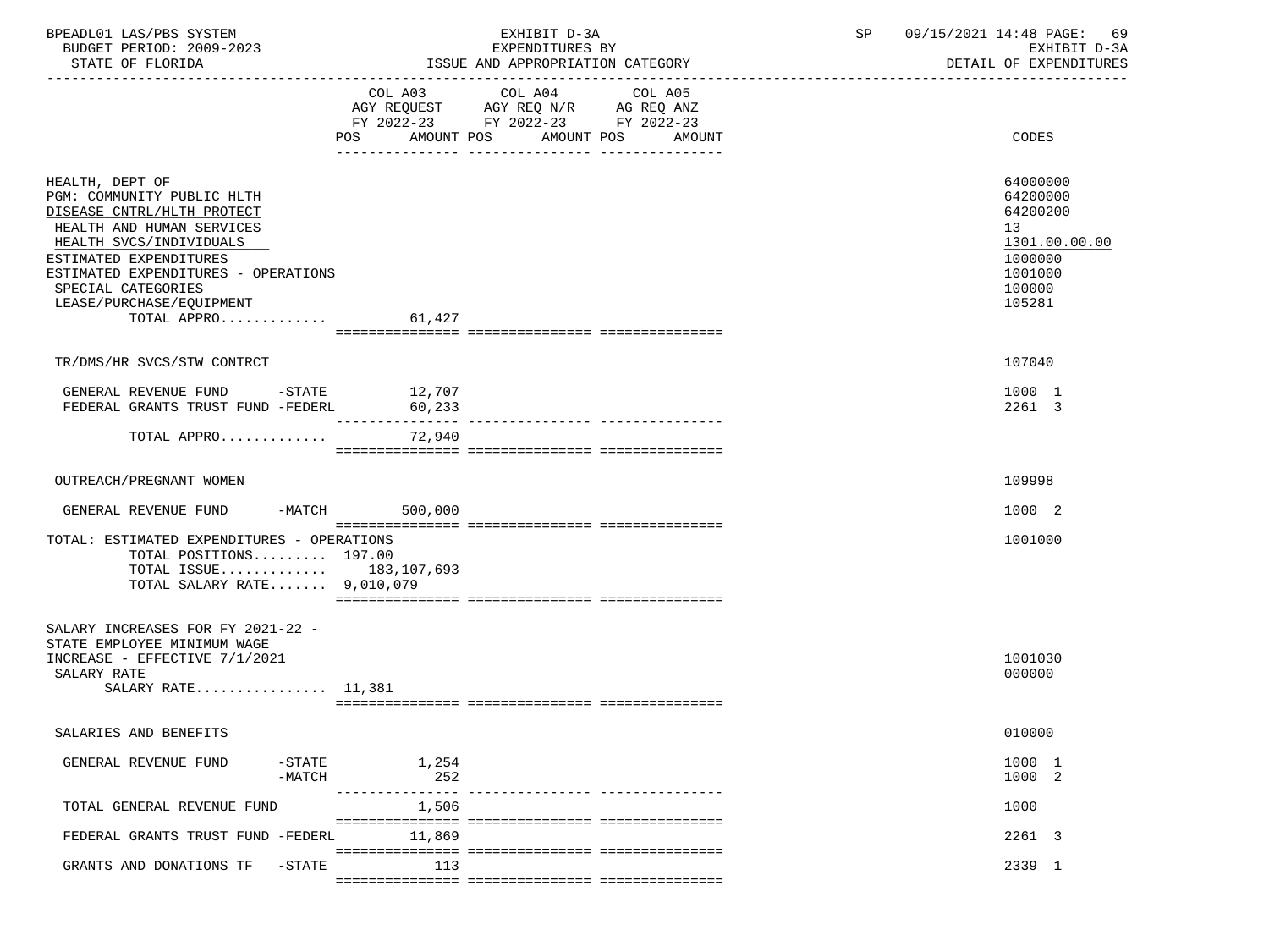| | COL A03 AGY REQUEST FY 2022-23 POS AMOUNT | COL A04 AGY REQ N/R FY 2022-23 POS AMOUNT | COL A05 AG REQ ANZ FY 2022-23 POS AMOUNT | CODES |
|---|---|---|---|---|
| HEALTH, DEPT OF | | | | 64000000 |
| PGM: COMMUNITY PUBLIC HLTH | | | | 64200000 |
| DISEASE CNTRL/HLTH PROTECT | | | | 64200200 |
| HEALTH AND HUMAN SERVICES | | | | 13 |
| HEALTH SVCS/INDIVIDUALS | | | | 1301.00.00.00 |
| ESTIMATED EXPENDITURES | | | | 1000000 |
| ESTIMATED EXPENDITURES - OPERATIONS | | | | 1001000 |
| SPECIAL CATEGORIES | | | | 100000 |
| LEASE/PURCHASE/EQUIPMENT | | | | 105281 |
| TOTAL APPRO............ | 61,427 | | | |
| TR/DMS/HR SVCS/STW CONTRCT | | | | 107040 |
| GENERAL REVENUE FUND -STATE | 12,707 | | | 1000 1 |
| FEDERAL GRANTS TRUST FUND -FEDERL | 60,233 | | | 2261 3 |
| TOTAL APPRO............ | 72,940 | | | |
| OUTREACH/PREGNANT WOMEN | | | | 109998 |
| GENERAL REVENUE FUND -MATCH | 500,000 | | | 1000 2 |
| TOTAL: ESTIMATED EXPENDITURES - OPERATIONS | | | | 1001000 |
| TOTAL POSITIONS......... | 197.00 | | | |
| TOTAL ISSUE............ | 183,107,693 | | | |
| TOTAL SALARY RATE....... | 9,010,079 | | | |
| SALARY INCREASES FOR FY 2021-22 - STATE EMPLOYEE MINIMUM WAGE INCREASE - EFFECTIVE 7/1/2021 | | | | 1001030 |
| SALARY RATE | | | | 000000 |
| SALARY RATE................ | 11,381 | | | |
| SALARIES AND BENEFITS | | | | 010000 |
| GENERAL REVENUE FUND -STATE | 1,254 | | | 1000 1 |
| -MATCH | 252 | | | 1000 2 |
| TOTAL GENERAL REVENUE FUND | 1,506 | | | 1000 |
| FEDERAL GRANTS TRUST FUND -FEDERL | 11,869 | | | 2261 3 |
| GRANTS AND DONATIONS TF -STATE | 113 | | | 2339 1 |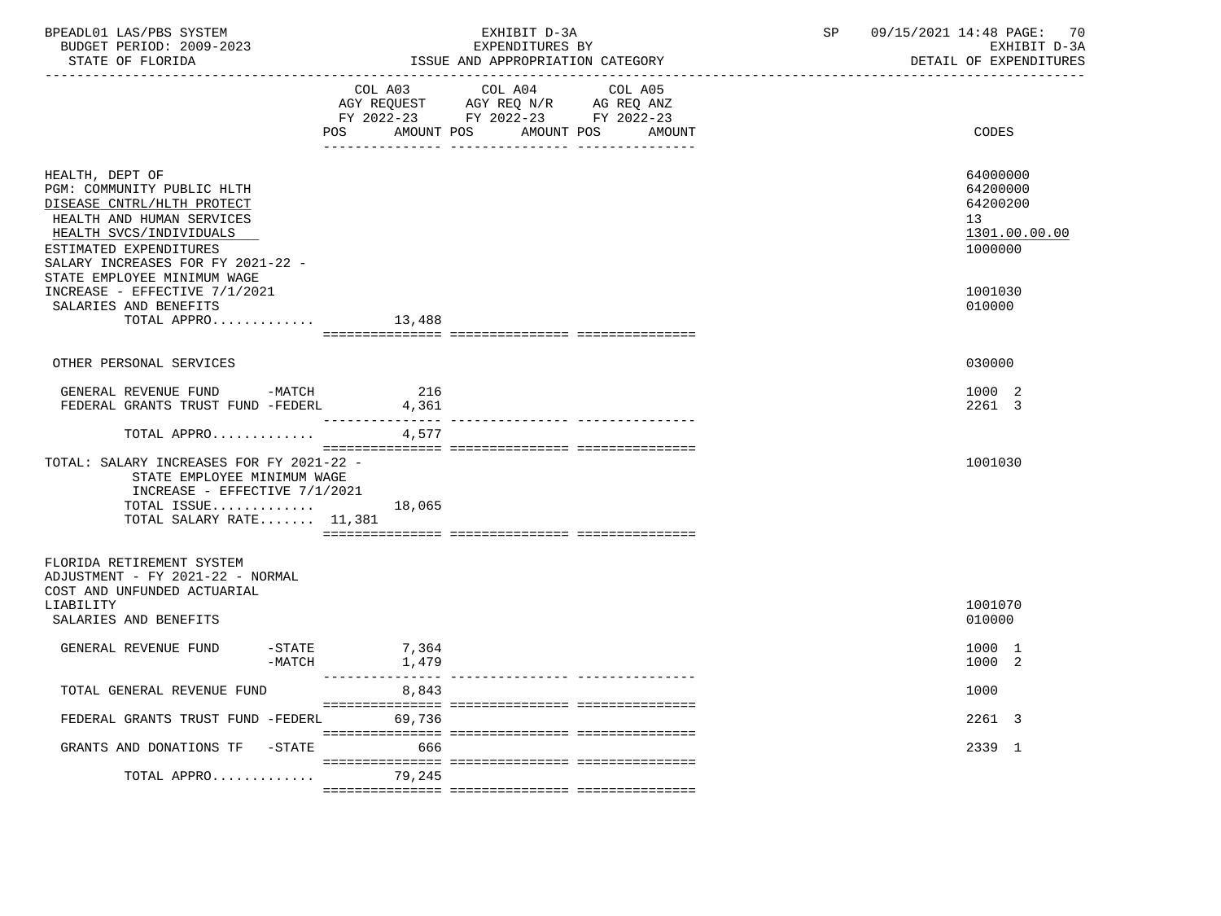BPEADL01 LAS/PBS SYSTEM — EXHIBIT D-3A — EXPENDITURES BY ISSUE AND APPROPRIATION CATEGORY — BUDGET PERIOD: 2009-2023 — STATE OF FLORIDA — SP 09/15/2021 14:48 — EXHIBIT D-3A DETAIL OF EXPENDITURES

| | COL A03 AGY REQUEST FY 2022-23 POS AMOUNT | COL A04 AGY REQ N/R FY 2022-23 POS AMOUNT | COL A05 AG REQ ANZ FY 2022-23 POS AMOUNT | CODES |
|---|---|---|---|---|
| HEALTH, DEPT OF | | | | 64000000 |
| PGM: COMMUNITY PUBLIC HLTH | | | | 64200000 |
| DISEASE CNTRL/HLTH PROTECT | | | | 64200200 |
| HEALTH AND HUMAN SERVICES | | | | 13 |
| HEALTH SVCS/INDIVIDUALS | | | | 1301.00.00.00 |
| ESTIMATED EXPENDITURES | | | | 1000000 |
| SALARY INCREASES FOR FY 2021-22 - STATE EMPLOYEE MINIMUM WAGE INCREASE - EFFECTIVE 7/1/2021 | | | | 1001030 |
| SALARIES AND BENEFITS | | | | 010000 |
| TOTAL APPRO............ | 13,488 | | | |
| OTHER PERSONAL SERVICES | | | | 030000 |
| GENERAL REVENUE FUND -MATCH | 216 | | | 1000 2 |
| FEDERAL GRANTS TRUST FUND -FEDERL | 4,361 | | | 2261 3 |
| TOTAL APPRO............ | 4,577 | | | |
| TOTAL: SALARY INCREASES FOR FY 2021-22 - STATE EMPLOYEE MINIMUM WAGE INCREASE - EFFECTIVE 7/1/2021 | | | | 1001030 |
| TOTAL ISSUE............ | 18,065 | | | |
| TOTAL SALARY RATE....... 11,381 | | | | |
| FLORIDA RETIREMENT SYSTEM ADJUSTMENT - FY 2021-22 - NORMAL COST AND UNFUNDED ACTUARIAL LIABILITY | | | | 1001070 |
| SALARIES AND BENEFITS | | | | 010000 |
| GENERAL REVENUE FUND -STATE | 7,364 | | | 1000 1 |
| -MATCH | 1,479 | | | 1000 2 |
| TOTAL GENERAL REVENUE FUND | 8,843 | | | 1000 |
| FEDERAL GRANTS TRUST FUND -FEDERL | 69,736 | | | 2261 3 |
| GRANTS AND DONATIONS TF -STATE | 666 | | | 2339 1 |
| TOTAL APPRO............ | 79,245 | | | |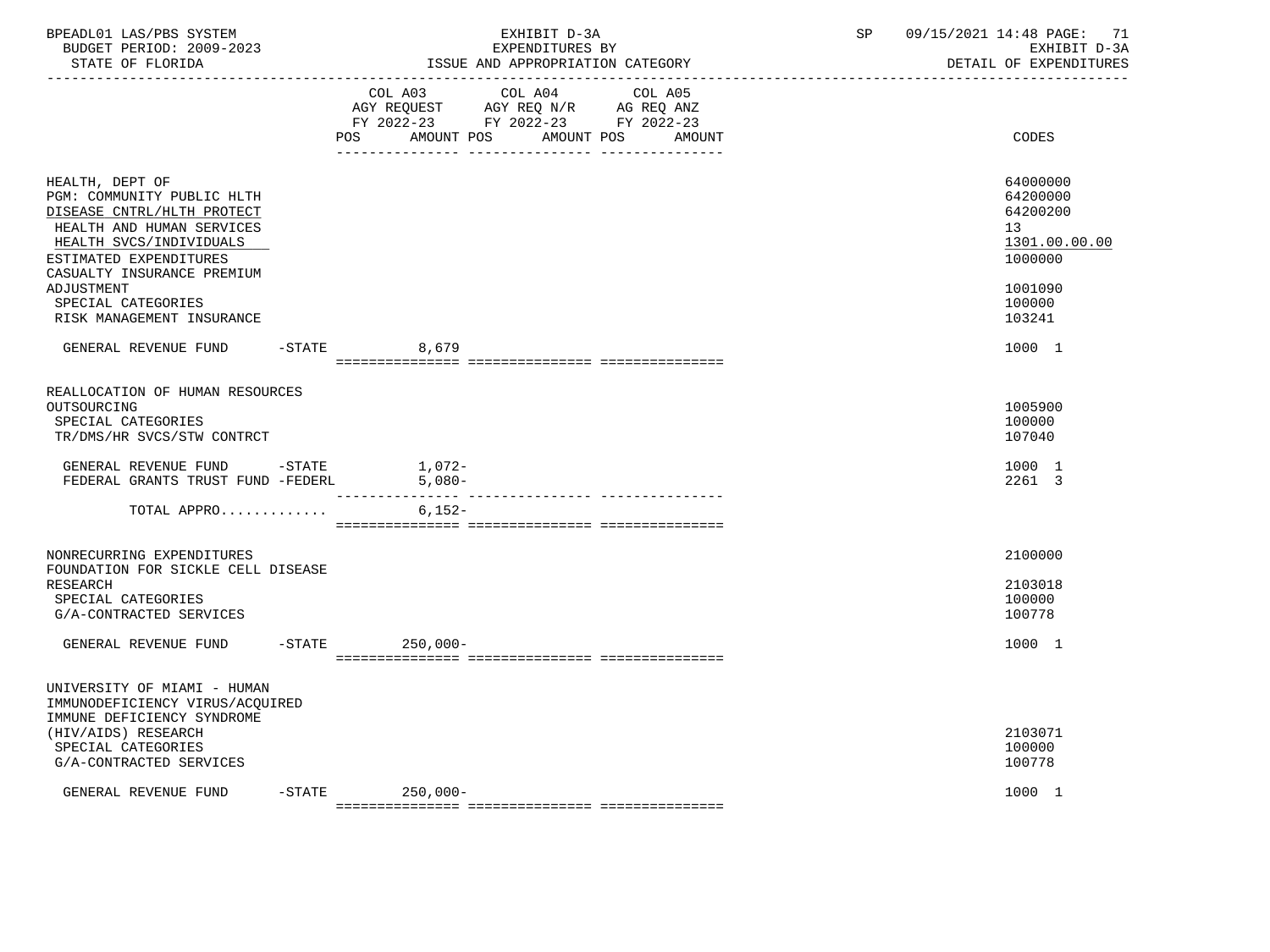| | COL A03 AGY REQUEST FY 2022-23 POS AMOUNT | COL A04 AGY REQ N/R FY 2022-23 POS AMOUNT | COL A05 AG REQ ANZ FY 2022-23 POS AMOUNT | CODES |
|---|---|---|---|---|
| HEALTH, DEPT OF | | | | 64000000 |
| PGM: COMMUNITY PUBLIC HLTH | | | | 64200000 |
| DISEASE CNTRL/HLTH PROTECT | | | | 64200200 |
| HEALTH AND HUMAN SERVICES | | | | 13 |
| HEALTH SVCS/INDIVIDUALS | | | | 1301.00.00.00 |
| ESTIMATED EXPENDITURES | | | | 1000000 |
| CASUALTY INSURANCE PREMIUM ADJUSTMENT | | | | 1001090 |
| SPECIAL CATEGORIES | | | | 100000 |
| RISK MANAGEMENT INSURANCE | | | | 103241 |
| GENERAL REVENUE FUND -STATE | 8,679 | | | 1000 1 |
| REALLOCATION OF HUMAN RESOURCES OUTSOURCING | | | | 1005900 |
| SPECIAL CATEGORIES | | | | 100000 |
| TR/DMS/HR SVCS/STW CONTRCT | | | | 107040 |
| GENERAL REVENUE FUND -STATE | 1,072- | | | 1000 1 |
| FEDERAL GRANTS TRUST FUND -FEDERL | 5,080- | | | 2261 3 |
| TOTAL APPRO............ | 6,152- | | | |
| NONRECURRING EXPENDITURES | | | | 2100000 |
| FOUNDATION FOR SICKLE CELL DISEASE RESEARCH | | | | 2103018 |
| SPECIAL CATEGORIES | | | | 100000 |
| G/A-CONTRACTED SERVICES | | | | 100778 |
| GENERAL REVENUE FUND -STATE | 250,000- | | | 1000 1 |
| UNIVERSITY OF MIAMI - HUMAN IMMUNODEFICIENCY VIRUS/ACQUIRED IMMUNE DEFICIENCY SYNDROME (HIV/AIDS) RESEARCH | | | | 2103071 |
| SPECIAL CATEGORIES | | | | 100000 |
| G/A-CONTRACTED SERVICES | | | | 100778 |
| GENERAL REVENUE FUND -STATE | 250,000- | | | 1000 1 |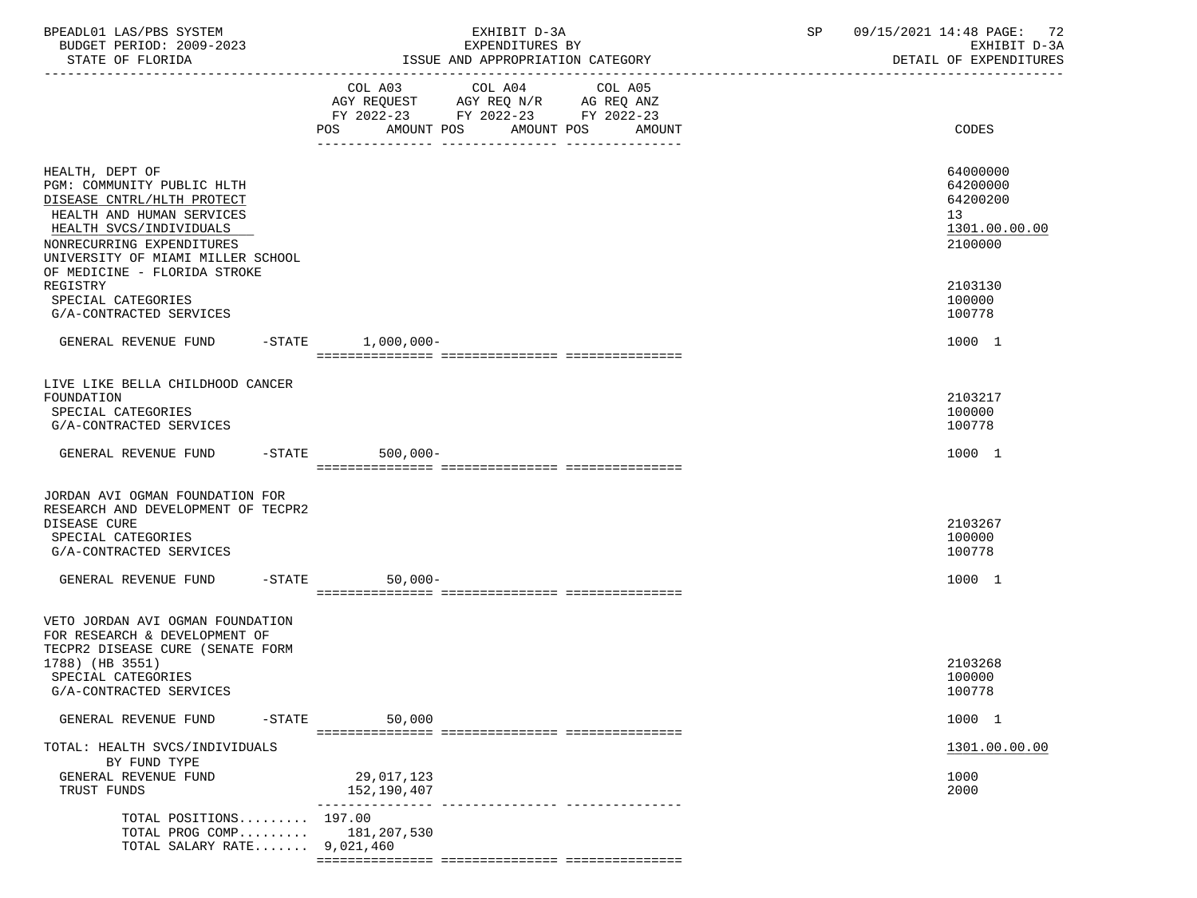BPEADL01 LAS/PBS SYSTEM | EXHIBIT D-3A | SP 09/15/2021 14:48 PAGE: 72
BUDGET PERIOD: 2009-2023 | EXPENDITURES BY | EXHIBIT D-3A
STATE OF FLORIDA | ISSUE AND APPROPRIATION CATEGORY | DETAIL OF EXPENDITURES

| | COL A03 AGY REQUEST FY 2022-23 POS AMOUNT | COL A04 AGY REQ N/R FY 2022-23 POS AMOUNT | COL A05 AG REQ ANZ FY 2022-23 POS AMOUNT | CODES |
|---|---|---|---|---|
| HEALTH, DEPT OF | | | | 64000000 |
| PGM: COMMUNITY PUBLIC HLTH | | | | 64200000 |
| DISEASE CNTRL/HLTH PROTECT | | | | 64200200 |
| HEALTH AND HUMAN SERVICES | | | | 13 |
| HEALTH SVCS/INDIVIDUALS | | | | 1301.00.00.00 |
| NONRECURRING EXPENDITURES | | | | 2100000 |
| UNIVERSITY OF MIAMI MILLER SCHOOL OF MEDICINE - FLORIDA STROKE REGISTRY | | | | 2103130 |
| SPECIAL CATEGORIES | | | | 100000 |
| G/A-CONTRACTED SERVICES | | | | 100778 |
| GENERAL REVENUE FUND -STATE | 1,000,000- | | | 1000 1 |
| LIVE LIKE BELLA CHILDHOOD CANCER FOUNDATION | | | | 2103217 |
| SPECIAL CATEGORIES | | | | 100000 |
| G/A-CONTRACTED SERVICES | | | | 100778 |
| GENERAL REVENUE FUND -STATE | 500,000- | | | 1000 1 |
| JORDAN AVI OGMAN FOUNDATION FOR RESEARCH AND DEVELOPMENT OF TECPR2 DISEASE CURE | | | | 2103267 |
| SPECIAL CATEGORIES | | | | 100000 |
| G/A-CONTRACTED SERVICES | | | | 100778 |
| GENERAL REVENUE FUND -STATE | 50,000- | | | 1000 1 |
| VETO JORDAN AVI OGMAN FOUNDATION FOR RESEARCH & DEVELOPMENT OF TECPR2 DISEASE CURE (SENATE FORM 1788) (HB 3551) | | | | 2103268 |
| SPECIAL CATEGORIES | | | | 100000 |
| G/A-CONTRACTED SERVICES | | | | 100778 |
| GENERAL REVENUE FUND -STATE | 50,000 | | | 1000 1 |
| TOTAL: HEALTH SVCS/INDIVIDUALS | | | | 1301.00.00.00 |
| BY FUND TYPE | | | | |
| GENERAL REVENUE FUND | 29,017,123 | | | 1000 |
| TRUST FUNDS | 152,190,407 | | | 2000 |
| TOTAL POSITIONS......... | 197.00 | | | |
| TOTAL PROG COMP......... | 181,207,530 | | | |
| TOTAL SALARY RATE....... | 9,021,460 | | | |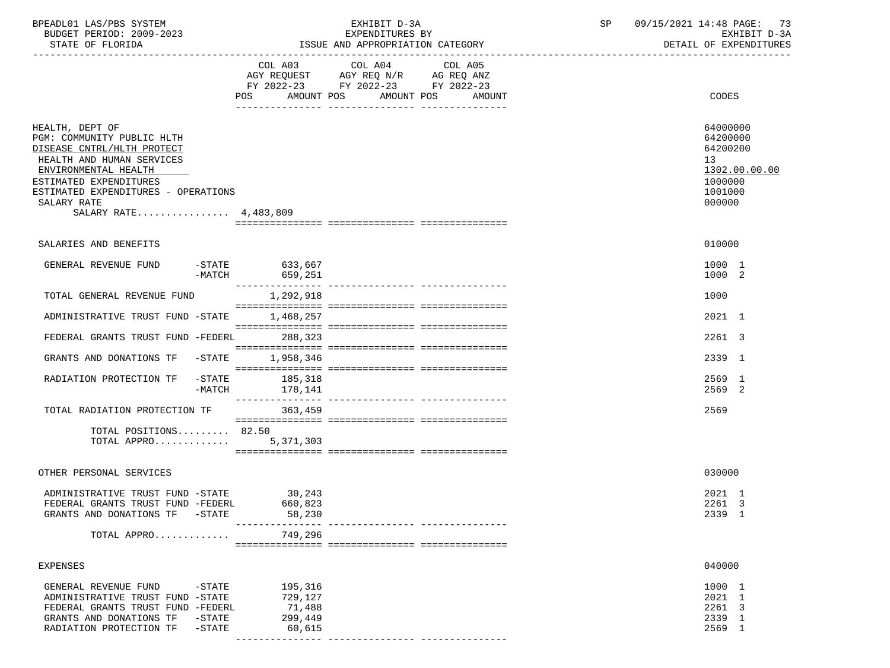BPEADL01 LAS/PBS SYSTEM | EXHIBIT D-3A | SP 09/15/2021 14:48

BUDGET PERIOD: 2009-2023 | EXPENDITURES BY | EXHIBIT D-3A

STATE OF FLORIDA | ISSUE AND APPROPRIATION CATEGORY | DETAIL OF EXPENDITURES

| | COL A03 AGY REQUEST FY 2022-23 POS AMOUNT | COL A04 AGY REQ N/R FY 2022-23 POS AMOUNT | COL A05 AG REQ ANZ FY 2022-23 POS AMOUNT | CODES |
|---|---|---|---|---|
| HEALTH, DEPT OF | | | | 64000000 |
| PGM: COMMUNITY PUBLIC HLTH | | | | 64200000 |
| DISEASE CNTRL/HLTH PROTECT | | | | 64200200 |
| HEALTH AND HUMAN SERVICES | | | | 13 |
| ENVIRONMENTAL HEALTH | | | | 1302.00.00.00 |
| ESTIMATED EXPENDITURES | | | | 1000000 |
| ESTIMATED EXPENDITURES - OPERATIONS | | | | 1001000 |
| SALARY RATE | | | | 000000 |
| SALARY RATE................ 4,483,809 | | | | |
| SALARIES AND BENEFITS | | | | 010000 |
| GENERAL REVENUE FUND -STATE | 633,667 | | | 1000 1 |
| -MATCH | 659,251 | | | 1000 2 |
| TOTAL GENERAL REVENUE FUND | 1,292,918 | | | 1000 |
| ADMINISTRATIVE TRUST FUND -STATE | 1,468,257 | | | 2021 1 |
| FEDERAL GRANTS TRUST FUND -FEDERL | 288,323 | | | 2261 3 |
| GRANTS AND DONATIONS TF -STATE | 1,958,346 | | | 2339 1 |
| RADIATION PROTECTION TF -STATE | 185,318 | | | 2569 1 |
| -MATCH | 178,141 | | | 2569 2 |
| TOTAL RADIATION PROTECTION TF | 363,459 | | | 2569 |
| TOTAL POSITIONS......... 82.50 | | | | |
| TOTAL APPRO............ | 5,371,303 | | | |
| OTHER PERSONAL SERVICES | | | | 030000 |
| ADMINISTRATIVE TRUST FUND -STATE | 30,243 | | | 2021 1 |
| FEDERAL GRANTS TRUST FUND -FEDERL | 660,823 | | | 2261 3 |
| GRANTS AND DONATIONS TF -STATE | 58,230 | | | 2339 1 |
| TOTAL APPRO............ | 749,296 | | | |
| EXPENSES | | | | 040000 |
| GENERAL REVENUE FUND -STATE | 195,316 | | | 1000 1 |
| ADMINISTRATIVE TRUST FUND -STATE | 729,127 | | | 2021 1 |
| FEDERAL GRANTS TRUST FUND -FEDERL | 71,488 | | | 2261 3 |
| GRANTS AND DONATIONS TF -STATE | 299,449 | | | 2339 1 |
| RADIATION PROTECTION TF -STATE | 60,615 | | | 2569 1 |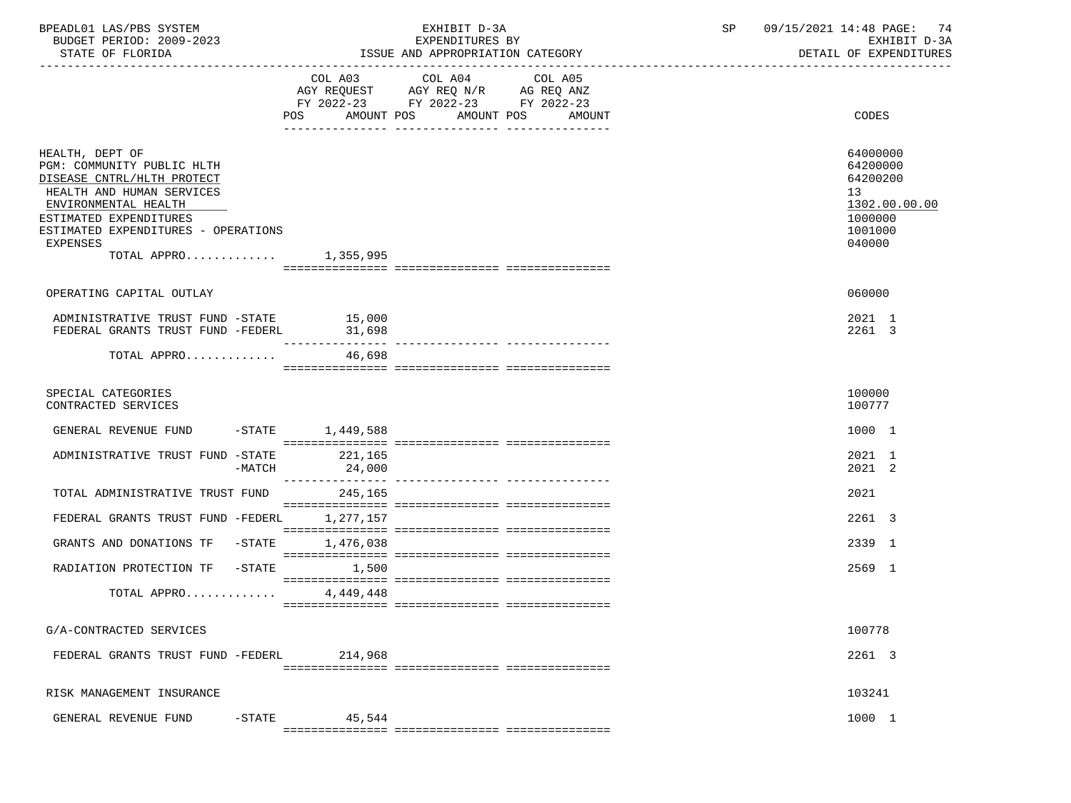BPEADL01 LAS/PBS SYSTEM | EXHIBIT D-3A | SP 09/15/2021 14:48
BUDGET PERIOD: 2009-2023 | EXPENDITURES BY | EXHIBIT D-3A
STATE OF FLORIDA | ISSUE AND APPROPRIATION CATEGORY | DETAIL OF EXPENDITURES

| | COL A03 AGY REQUEST FY 2022-23 POS AMOUNT | COL A04 AGY REQ N/R FY 2022-23 POS AMOUNT | COL A05 AG REQ ANZ FY 2022-23 POS AMOUNT | CODES |
|---|---|---|---|---|
| HEALTH, DEPT OF | | | | 64000000 |
| PGM: COMMUNITY PUBLIC HLTH | | | | 64200000 |
| DISEASE CNTRL/HLTH PROTECT | | | | 64200200 |
| HEALTH AND HUMAN SERVICES | | | | 13 |
| ENVIRONMENTAL HEALTH | | | | 1302.00.00.00 |
| ESTIMATED EXPENDITURES | | | | 1000000 |
| ESTIMATED EXPENDITURES - OPERATIONS | | | | 1001000 |
| EXPENSES | | | | 040000 |
| TOTAL APPRO............ | 1,355,995 | | | |
| OPERATING CAPITAL OUTLAY | | | | 060000 |
| ADMINISTRATIVE TRUST FUND -STATE | 15,000 | | | 2021 1 |
| FEDERAL GRANTS TRUST FUND -FEDERL | 31,698 | | | 2261 3 |
| TOTAL APPRO............ | 46,698 | | | |
| SPECIAL CATEGORIES | | | | 100000 |
| CONTRACTED SERVICES | | | | 100777 |
| GENERAL REVENUE FUND -STATE | 1,449,588 | | | 1000 1 |
| ADMINISTRATIVE TRUST FUND -STATE | 221,165 | | | 2021 1 |
| -MATCH | 24,000 | | | 2021 2 |
| TOTAL ADMINISTRATIVE TRUST FUND | 245,165 | | | 2021 |
| FEDERAL GRANTS TRUST FUND -FEDERL | 1,277,157 | | | 2261 3 |
| GRANTS AND DONATIONS TF -STATE | 1,476,038 | | | 2339 1 |
| RADIATION PROTECTION TF -STATE | 1,500 | | | 2569 1 |
| TOTAL APPRO............ | 4,449,448 | | | |
| G/A-CONTRACTED SERVICES | | | | 100778 |
| FEDERAL GRANTS TRUST FUND -FEDERL | 214,968 | | | 2261 3 |
| RISK MANAGEMENT INSURANCE | | | | 103241 |
| GENERAL REVENUE FUND -STATE | 45,544 | | | 1000 1 |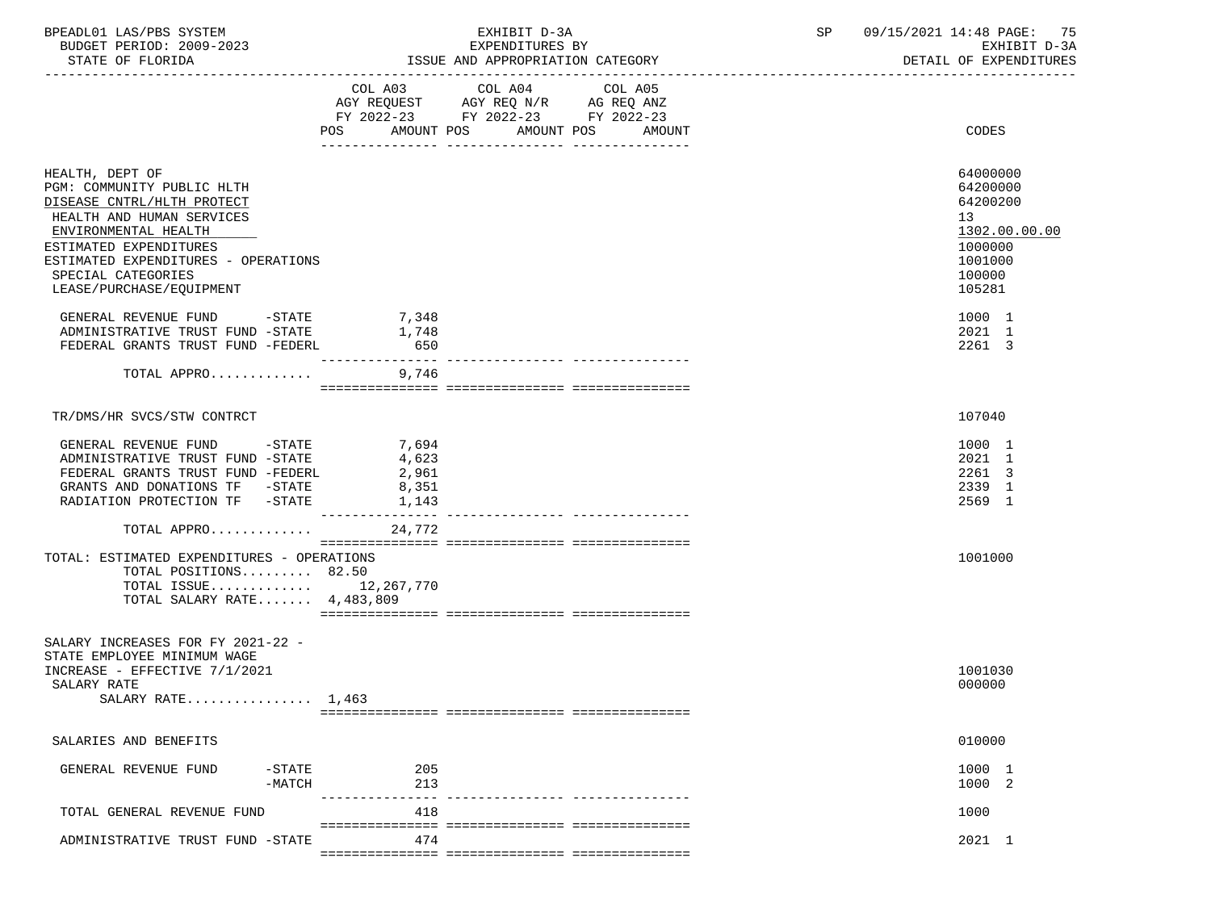BPEADL01 LAS/PBS SYSTEM | EXHIBIT D-3A | SP 09/15/2021 14:48 PAGE: 75
BUDGET PERIOD: 2009-2023 | EXPENDITURES BY | EXHIBIT D-3A
STATE OF FLORIDA | ISSUE AND APPROPRIATION CATEGORY | DETAIL OF EXPENDITURES

| | COL A03 AGY REQUEST FY 2022-23 POS AMOUNT | COL A04 AGY REQ N/R FY 2022-23 POS AMOUNT | COL A05 AG REQ ANZ FY 2022-23 POS AMOUNT | CODES |
|---|---|---|---|---|
| HEALTH, DEPT OF | | | | 64000000 |
| PGM: COMMUNITY PUBLIC HLTH | | | | 64200000 |
| DISEASE CNTRL/HLTH PROTECT | | | | 64200200 |
| HEALTH AND HUMAN SERVICES | | | | 13 |
| ENVIRONMENTAL HEALTH | | | | 1302.00.00.00 |
| ESTIMATED EXPENDITURES | | | | 1000000 |
| ESTIMATED EXPENDITURES - OPERATIONS | | | | 1001000 |
| SPECIAL CATEGORIES | | | | 100000 |
| LEASE/PURCHASE/EQUIPMENT | | | | 105281 |
| GENERAL REVENUE FUND -STATE | 7,348 | | | 1000 1 |
| ADMINISTRATIVE TRUST FUND -STATE | 1,748 | | | 2021 1 |
| FEDERAL GRANTS TRUST FUND -FEDERL | 650 | | | 2261 3 |
| TOTAL APPRO............. | 9,746 | | | |
| TR/DMS/HR SVCS/STW CONTRCT | | | | 107040 |
| GENERAL REVENUE FUND -STATE | 7,694 | | | 1000 1 |
| ADMINISTRATIVE TRUST FUND -STATE | 4,623 | | | 2021 1 |
| FEDERAL GRANTS TRUST FUND -FEDERL | 2,961 | | | 2261 3 |
| GRANTS AND DONATIONS TF -STATE | 8,351 | | | 2339 1 |
| RADIATION PROTECTION TF -STATE | 1,143 | | | 2569 1 |
| TOTAL APPRO............. | 24,772 | | | |
| TOTAL: ESTIMATED EXPENDITURES - OPERATIONS | | | | 1001000 |
| TOTAL POSITIONS......... | 82.50 | | | |
| TOTAL ISSUE............. | 12,267,770 | | | |
| TOTAL SALARY RATE....... | 4,483,809 | | | |
| SALARY INCREASES FOR FY 2021-22 - STATE EMPLOYEE MINIMUM WAGE INCREASE - EFFECTIVE 7/1/2021 | | | | 1001030 |
| SALARY RATE | | | | 000000 |
| SALARY RATE................ | 1,463 | | | |
| SALARIES AND BENEFITS | | | | 010000 |
| GENERAL REVENUE FUND -STATE | 205 | | | 1000 1 |
| -MATCH | 213 | | | 1000 2 |
| TOTAL GENERAL REVENUE FUND | 418 | | | 1000 |
| ADMINISTRATIVE TRUST FUND -STATE | 474 | | | 2021 1 |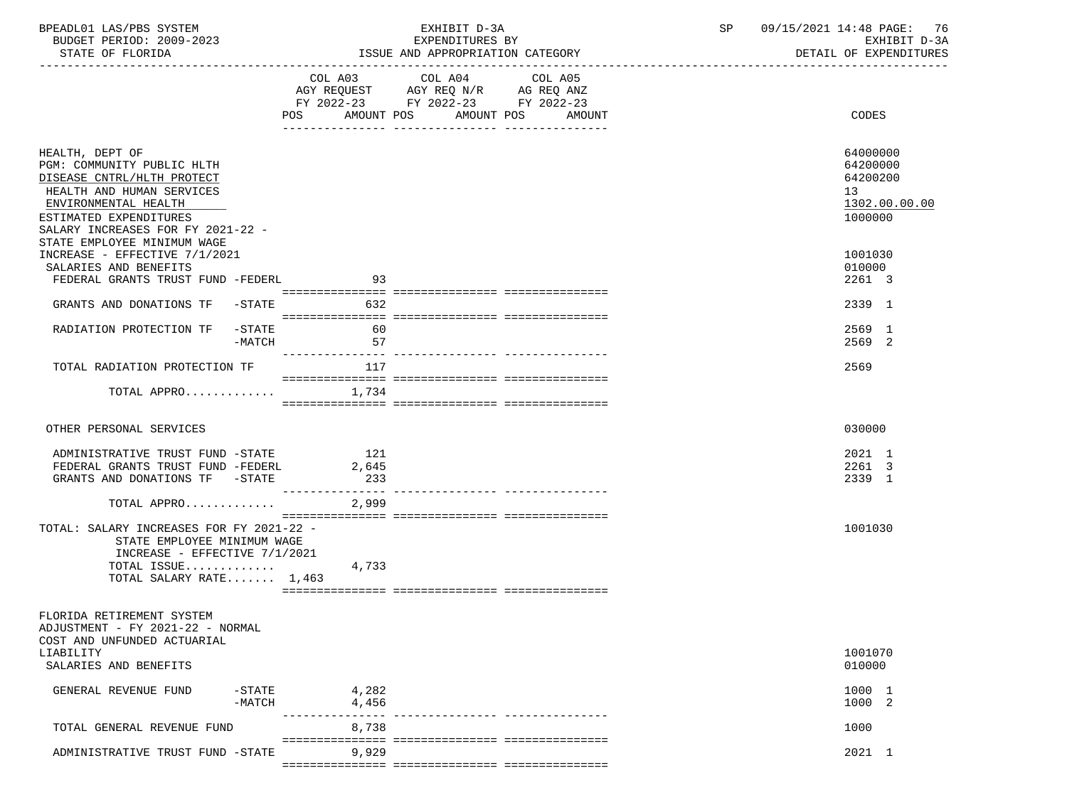BPEADL01 LAS/PBS SYSTEM — EXHIBIT D-3A — EXPENDITURES BY ISSUE AND APPROPRIATION CATEGORY — DETAIL OF EXPENDITURES

BUDGET PERIOD: 2009-2023 — STATE OF FLORIDA — SP 09/15/2021 14:48

| | COL A03 AGY REQUEST FY 2022-23 POS AMOUNT | COL A04 AGY REQ N/R FY 2022-23 POS AMOUNT | COL A05 AG REQ ANZ FY 2022-23 POS AMOUNT | CODES |
|---|---|---|---|---|
| HEALTH, DEPT OF | | | | 64000000 |
| PGM: COMMUNITY PUBLIC HLTH | | | | 64200000 |
| DISEASE CNTRL/HLTH PROTECT | | | | 64200200 |
| HEALTH AND HUMAN SERVICES | | | | 13 |
| ENVIRONMENTAL HEALTH | | | | 1302.00.00.00 |
| ESTIMATED EXPENDITURES | | | | 1000000 |
| SALARY INCREASES FOR FY 2021-22 - STATE EMPLOYEE MINIMUM WAGE INCREASE - EFFECTIVE 7/1/2021 | | | | 1001030 |
| SALARIES AND BENEFITS | | | | 010000 |
| FEDERAL GRANTS TRUST FUND -FEDERL | 93 | | | 2261 3 |
| GRANTS AND DONATIONS TF -STATE | 632 | | | 2339 1 |
| RADIATION PROTECTION TF -STATE | 60 | | | 2569 1 |
| -MATCH | 57 | | | 2569 2 |
| TOTAL RADIATION PROTECTION TF | 117 | | | 2569 |
| TOTAL APPRO............. | 1,734 | | | |
| OTHER PERSONAL SERVICES | | | | 030000 |
| ADMINISTRATIVE TRUST FUND -STATE | 121 | | | 2021 1 |
| FEDERAL GRANTS TRUST FUND -FEDERL | 2,645 | | | 2261 3 |
| GRANTS AND DONATIONS TF -STATE | 233 | | | 2339 1 |
| TOTAL APPRO............. | 2,999 | | | |
| TOTAL: SALARY INCREASES FOR FY 2021-22 - STATE EMPLOYEE MINIMUM WAGE INCREASE - EFFECTIVE 7/1/2021 | | | | 1001030 |
| TOTAL ISSUE............. | 4,733 | | | |
| TOTAL SALARY RATE....... 1,463 | | | | |
| FLORIDA RETIREMENT SYSTEM ADJUSTMENT - FY 2021-22 - NORMAL COST AND UNFUNDED ACTUARIAL LIABILITY | | | | 1001070 |
| SALARIES AND BENEFITS | | | | 010000 |
| GENERAL REVENUE FUND -STATE | 4,282 | | | 1000 1 |
| -MATCH | 4,456 | | | 1000 2 |
| TOTAL GENERAL REVENUE FUND | 8,738 | | | 1000 |
| ADMINISTRATIVE TRUST FUND -STATE | 9,929 | | | 2021 1 |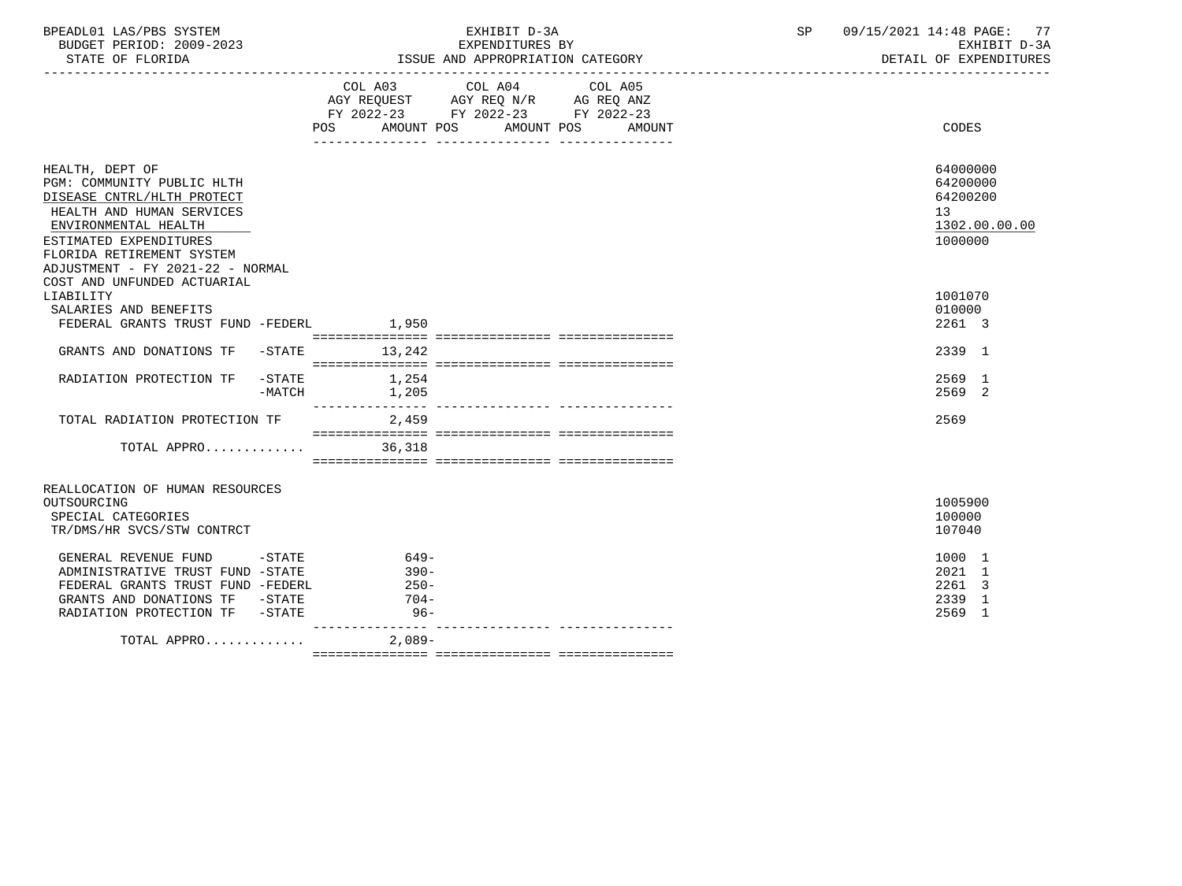| | COL A03 AGY REQUEST FY 2022-23 POS AMOUNT | COL A04 AGY REQ N/R FY 2022-23 POS AMOUNT | COL A05 AG REQ ANZ FY 2022-23 POS AMOUNT | CODES |
|---|---|---|---|---|
| HEALTH, DEPT OF | | | | 64000000 |
| PGM: COMMUNITY PUBLIC HLTH | | | | 64200000 |
| DISEASE CNTRL/HLTH PROTECT | | | | 64200200 |
| HEALTH AND HUMAN SERVICES | | | | 13 |
| ENVIRONMENTAL HEALTH | | | | 1302.00.00.00 |
| ESTIMATED EXPENDITURES | | | | 1000000 |
| FLORIDA RETIREMENT SYSTEM ADJUSTMENT - FY 2021-22 - NORMAL COST AND UNFUNDED ACTUARIAL LIABILITY | | | | 1001070 |
| SALARIES AND BENEFITS | | | | 010000 |
| FEDERAL GRANTS TRUST FUND -FEDERL | 1,950 | | | 2261 3 |
| GRANTS AND DONATIONS TF -STATE | 13,242 | | | 2339 1 |
| RADIATION PROTECTION TF -STATE | 1,254 | | | 2569 1 |
| -MATCH | 1,205 | | | 2569 2 |
| TOTAL RADIATION PROTECTION TF | 2,459 | | | 2569 |
| TOTAL APPRO............ | 36,318 | | | |
| REALLOCATION OF HUMAN RESOURCES OUTSOURCING | | | | 1005900 |
| SPECIAL CATEGORIES | | | | 100000 |
| TR/DMS/HR SVCS/STW CONTRCT | | | | 107040 |
| GENERAL REVENUE FUND -STATE | 649- | | | 1000 1 |
| ADMINISTRATIVE TRUST FUND -STATE | 390- | | | 2021 1 |
| FEDERAL GRANTS TRUST FUND -FEDERL | 250- | | | 2261 3 |
| GRANTS AND DONATIONS TF -STATE | 704- | | | 2339 1 |
| RADIATION PROTECTION TF -STATE | 96- | | | 2569 1 |
| TOTAL APPRO............ | 2,089- | | | |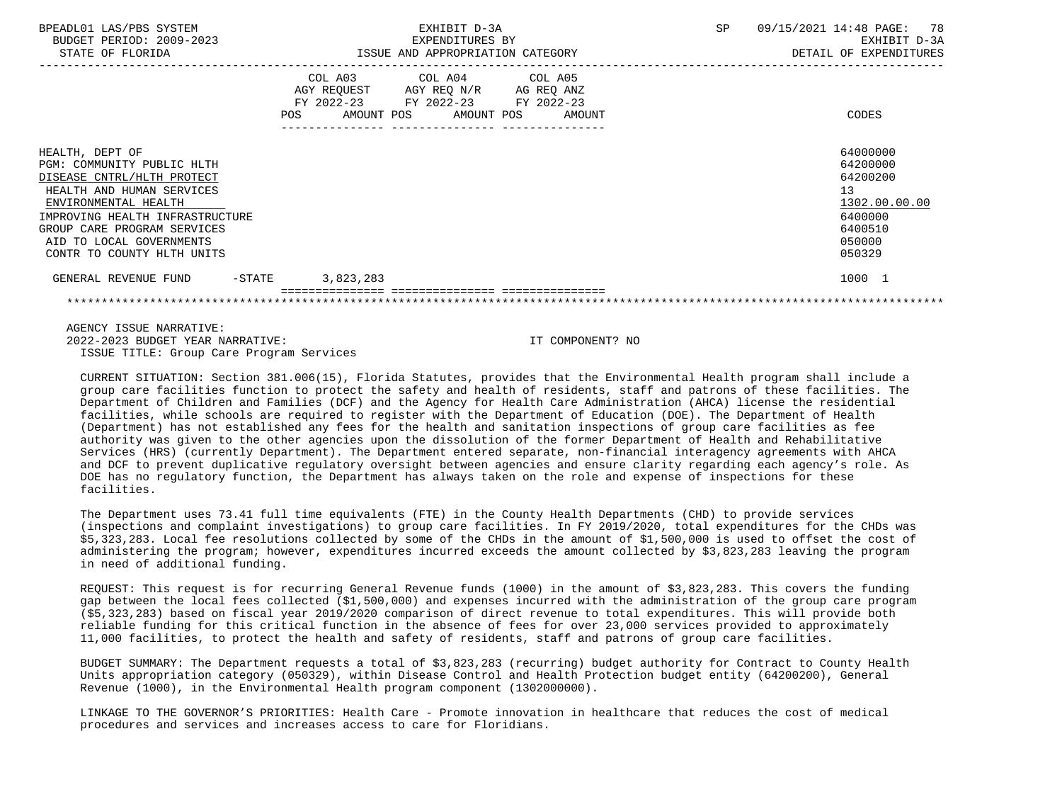| | COL A03 AGY REQUEST FY 2022-23 POS AMOUNT | COL A04 AGY REQ N/R FY 2022-23 POS AMOUNT | COL A05 AG REQ ANZ FY 2022-23 POS AMOUNT | CODES |
|---|---|---|---|---|
| HEALTH, DEPT OF | | | | 64000000 |
| PGM: COMMUNITY PUBLIC HLTH | | | | 64200000 |
| DISEASE CNTRL/HLTH PROTECT | | | | 64200200 |
| HEALTH AND HUMAN SERVICES | | | | 13 |
| ENVIRONMENTAL HEALTH | | | | 1302.00.00.00 |
| IMPROVING HEALTH INFRASTRUCTURE | | | | 6400000 |
| GROUP CARE PROGRAM SERVICES | | | | 6400510 |
| AID TO LOCAL GOVERNMENTS | | | | 050000 |
| CONTR TO COUNTY HLTH UNITS | | | | 050329 |
| GENERAL REVENUE FUND -STATE | 3,823,283 | | | 1000 1 |

AGENCY ISSUE NARRATIVE:
2022-2023 BUDGET YEAR NARRATIVE: IT COMPONENT? NO
ISSUE TITLE: Group Care Program Services

CURRENT SITUATION: Section 381.006(15), Florida Statutes, provides that the Environmental Health program shall include a group care facilities function to protect the safety and health of residents, staff and patrons of these facilities. The Department of Children and Families (DCF) and the Agency for Health Care Administration (AHCA) license the residential facilities, while schools are required to register with the Department of Education (DOE). The Department of Health (Department) has not established any fees for the health and sanitation inspections of group care facilities as fee authority was given to the other agencies upon the dissolution of the former Department of Health and Rehabilitative Services (HRS) (currently Department). The Department entered separate, non-financial interagency agreements with AHCA and DCF to prevent duplicative regulatory oversight between agencies and ensure clarity regarding each agency's role. As DOE has no regulatory function, the Department has always taken on the role and expense of inspections for these facilities.

The Department uses 73.41 full time equivalents (FTE) in the County Health Departments (CHD) to provide services (inspections and complaint investigations) to group care facilities. In FY 2019/2020, total expenditures for the CHDs was $5,323,283. Local fee resolutions collected by some of the CHDs in the amount of $1,500,000 is used to offset the cost of administering the program; however, expenditures incurred exceeds the amount collected by $3,823,283 leaving the program in need of additional funding.

REQUEST: This request is for recurring General Revenue funds (1000) in the amount of $3,823,283. This covers the funding gap between the local fees collected ($1,500,000) and expenses incurred with the administration of the group care program ($5,323,283) based on fiscal year 2019/2020 comparison of direct revenue to total expenditures. This will provide both reliable funding for this critical function in the absence of fees for over 23,000 services provided to approximately 11,000 facilities, to protect the health and safety of residents, staff and patrons of group care facilities.

BUDGET SUMMARY: The Department requests a total of $3,823,283 (recurring) budget authority for Contract to County Health Units appropriation category (050329), within Disease Control and Health Protection budget entity (64200200), General Revenue (1000), in the Environmental Health program component (1302000000).

LINKAGE TO THE GOVERNOR'S PRIORITIES: Health Care - Promote innovation in healthcare that reduces the cost of medical procedures and services and increases access to care for Floridians.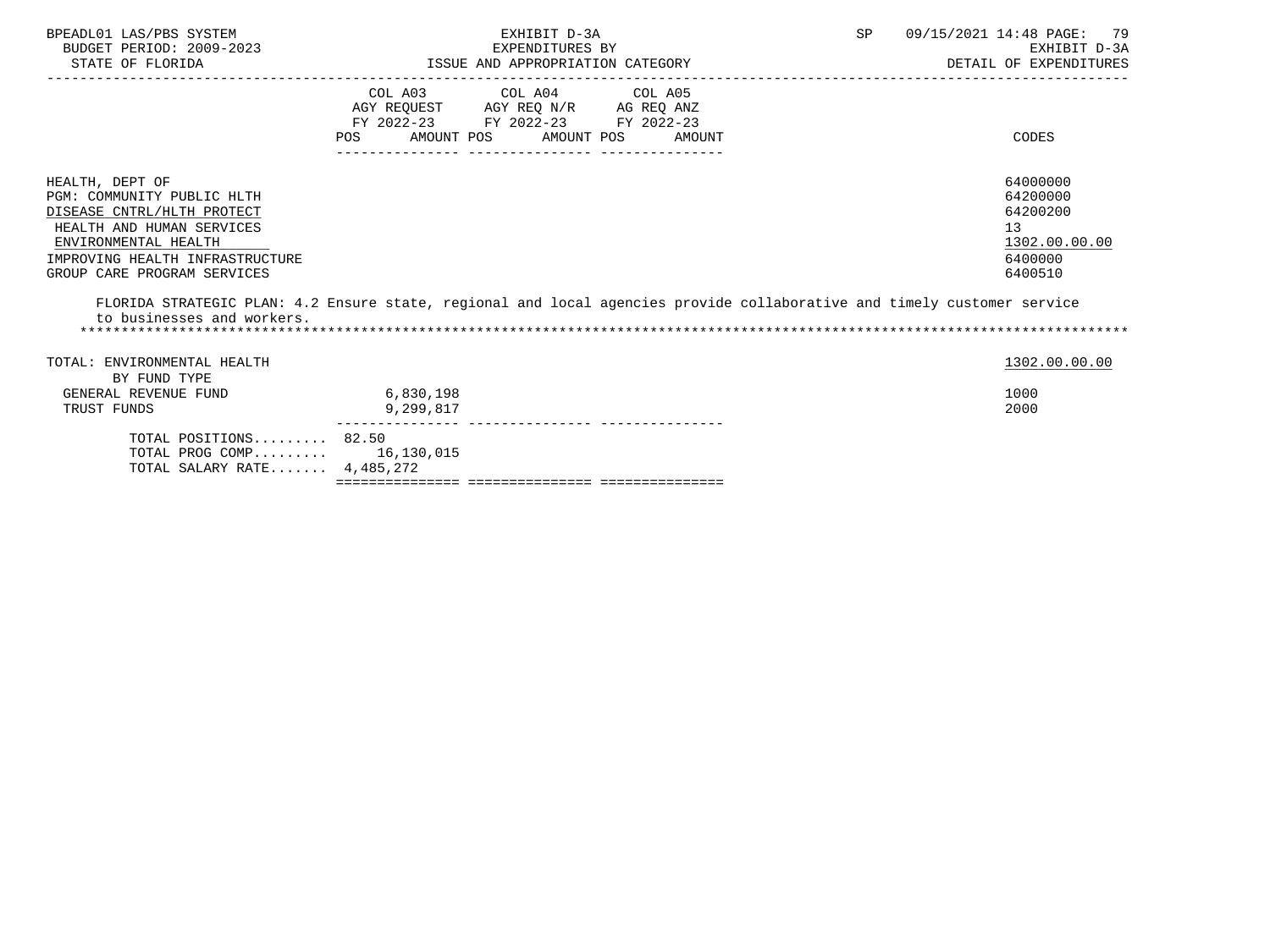| | COL A03 AGY REQUEST FY 2022-23 POS AMOUNT | COL A04 AGY REQ N/R FY 2022-23 POS AMOUNT | COL A05 AG REQ ANZ FY 2022-23 POS AMOUNT | CODES |
|---|---|---|---|---|
| HEALTH, DEPT OF | | | | 64000000 |
| PGM: COMMUNITY PUBLIC HLTH | | | | 64200000 |
| DISEASE CNTRL/HLTH PROTECT | | | | 64200200 |
| HEALTH AND HUMAN SERVICES | | | | 13 |
| ENVIRONMENTAL HEALTH | | | | 1302.00.00.00 |
| IMPROVING HEALTH INFRASTRUCTURE | | | | 6400000 |
| GROUP CARE PROGRAM SERVICES | | | | 6400510 |

FLORIDA STRATEGIC PLAN: 4.2 Ensure state, regional and local agencies provide collaborative and timely customer service to businesses and workers.

| | COL A03 | COL A04 | COL A05 | CODES |
|---|---|---|---|---|
| TOTAL: ENVIRONMENTAL HEALTH | | | | 1302.00.00.00 |
| BY FUND TYPE | | | | |
| GENERAL REVENUE FUND | 6,830,198 | | | 1000 |
| TRUST FUNDS | 9,299,817 | | | 2000 |
| TOTAL POSITIONS......... | 82.50 | | | |
| TOTAL PROG COMP......... | 16,130,015 | | | |
| TOTAL SALARY RATE....... | 4,485,272 | | | |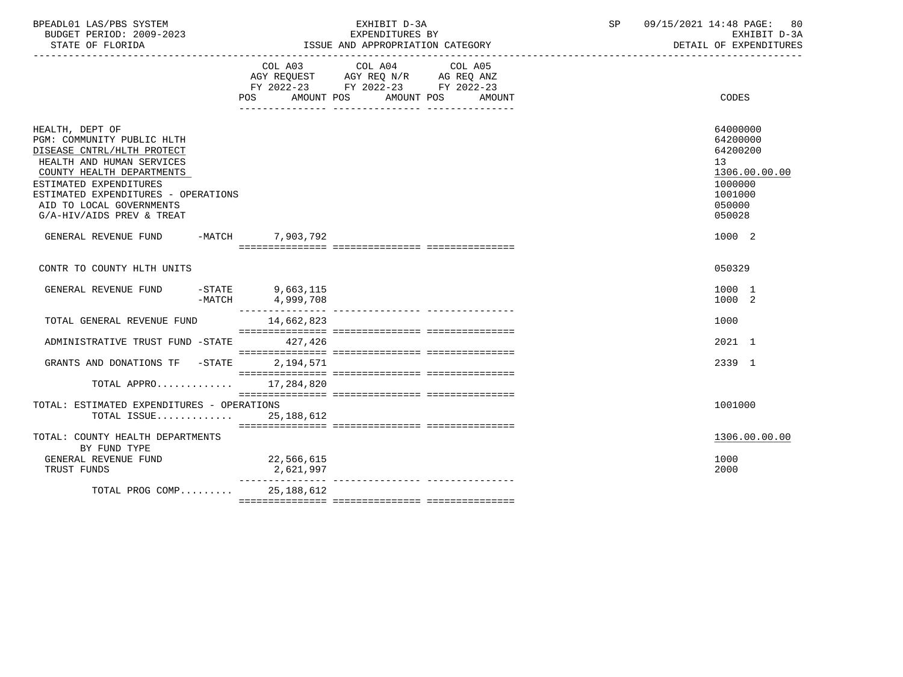BPEADL01 LAS/PBS SYSTEM
BUDGET PERIOD: 2009-2023
STATE OF FLORIDA

EXHIBIT D-3A
EXPENDITURES BY
ISSUE AND APPROPRIATION CATEGORY

SP 09/15/2021 14:48 PAGE: 80
EXHIBIT D-3A
DETAIL OF EXPENDITURES

| | COL A03 AGY REQUEST FY 2022-23 POS AMOUNT | COL A04 AGY REQ N/R FY 2022-23 POS AMOUNT | COL A05 AG REQ ANZ FY 2022-23 POS AMOUNT | CODES |
|---|---|---|---|---|
| HEALTH, DEPT OF | | | | 64000000 |
| PGM: COMMUNITY PUBLIC HLTH | | | | 64200000 |
| DISEASE CNTRL/HLTH PROTECT | | | | 64200200 |
| HEALTH AND HUMAN SERVICES | | | | 13 |
| COUNTY HEALTH DEPARTMENTS | | | | 1306.00.00.00 |
| ESTIMATED EXPENDITURES | | | | 1000000 |
| ESTIMATED EXPENDITURES - OPERATIONS | | | | 1001000 |
| AID TO LOCAL GOVERNMENTS | | | | 050000 |
| G/A-HIV/AIDS PREV & TREAT | | | | 050028 |
| GENERAL REVENUE FUND -MATCH | 7,903,792 | | | 1000 2 |
| CONTR TO COUNTY HLTH UNITS | | | | 050329 |
| GENERAL REVENUE FUND -STATE | 9,663,115 | | | 1000 1 |
| -MATCH | 4,999,708 | | | 1000 2 |
| TOTAL GENERAL REVENUE FUND | 14,662,823 | | | 1000 |
| ADMINISTRATIVE TRUST FUND -STATE | 427,426 | | | 2021 1 |
| GRANTS AND DONATIONS TF -STATE | 2,194,571 | | | 2339 1 |
| TOTAL APPRO............. | 17,284,820 | | | |
| TOTAL: ESTIMATED EXPENDITURES - OPERATIONS | | | | 1001000 |
| TOTAL ISSUE............. | 25,188,612 | | | |
| TOTAL: COUNTY HEALTH DEPARTMENTS | | | | 1306.00.00.00 |
| BY FUND TYPE | | | | |
| GENERAL REVENUE FUND | 22,566,615 | | | 1000 |
| TRUST FUNDS | 2,621,997 | | | 2000 |
| TOTAL PROG COMP......... | 25,188,612 | | | |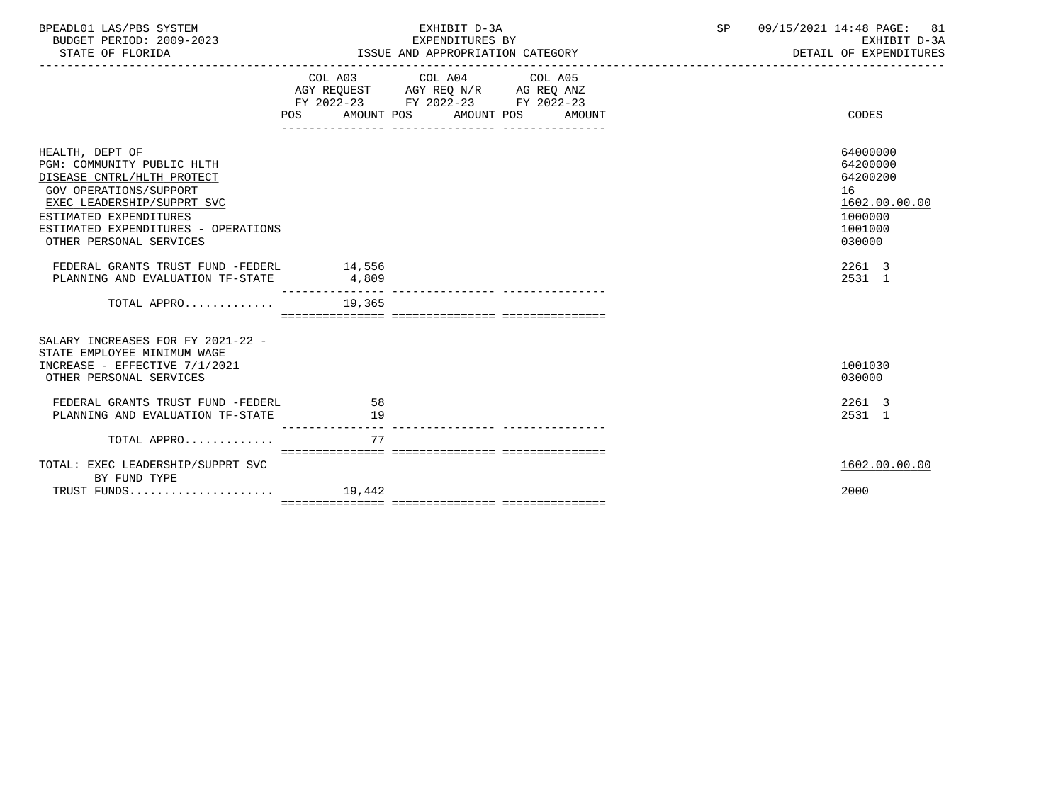| | COL A03 AGY REQUEST FY 2022-23 POS AMOUNT | COL A04 AGY REQ N/R FY 2022-23 POS AMOUNT | COL A05 AG REQ ANZ FY 2022-23 POS AMOUNT | CODES |
|---|---|---|---|---|
| HEALTH, DEPT OF | | | | 64000000 |
| PGM: COMMUNITY PUBLIC HLTH | | | | 64200000 |
| DISEASE CNTRL/HLTH PROTECT | | | | 64200200 |
| GOV OPERATIONS/SUPPORT | | | | 16 |
| EXEC LEADERSHIP/SUPPRT SVC | | | | 1602.00.00.00 |
| ESTIMATED EXPENDITURES | | | | 1000000 |
| ESTIMATED EXPENDITURES - OPERATIONS | | | | 1001000 |
| OTHER PERSONAL SERVICES | | | | 030000 |
| FEDERAL GRANTS TRUST FUND -FEDERL | 14,556 | | | 2261 3 |
| PLANNING AND EVALUATION TF-STATE | 4,809 | | | 2531 1 |
| TOTAL APPRO............. | 19,365 | | | |
| SALARY INCREASES FOR FY 2021-22 - STATE EMPLOYEE MINIMUM WAGE INCREASE - EFFECTIVE 7/1/2021 | | | | 1001030 |
| OTHER PERSONAL SERVICES | | | | 030000 |
| FEDERAL GRANTS TRUST FUND -FEDERL | 58 | | | 2261 3 |
| PLANNING AND EVALUATION TF-STATE | 19 | | | 2531 1 |
| TOTAL APPRO............. | 77 | | | |
| TOTAL: EXEC LEADERSHIP/SUPPRT SVC | | | | 1602.00.00.00 |
| BY FUND TYPE | | | | |
| TRUST FUNDS..................... | 19,442 | | | 2000 |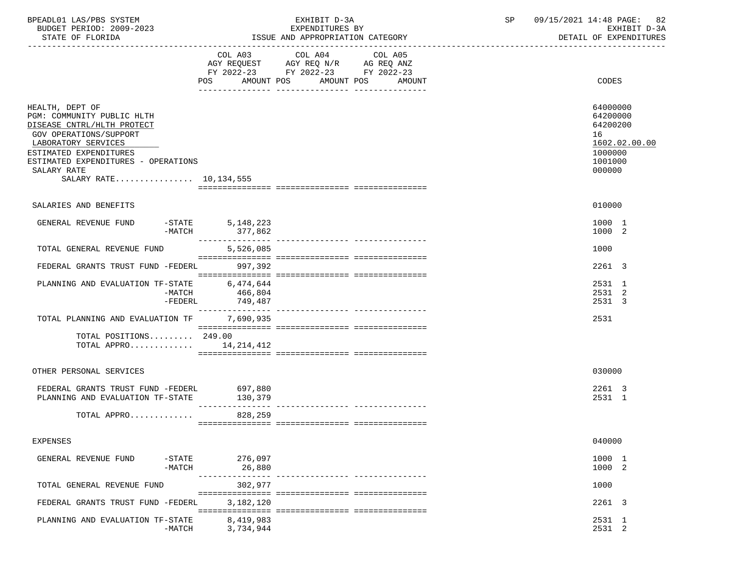BPEADL01 LAS/PBS SYSTEM — EXHIBIT D-3A — SP 09/15/2021 14:48

BUDGET PERIOD: 2009-2023 — EXPENDITURES BY — EXHIBIT D-3A

STATE OF FLORIDA — ISSUE AND APPROPRIATION CATEGORY — DETAIL OF EXPENDITURES

| | COL A03 AGY REQUEST FY 2022-23 POS AMOUNT | COL A04 AGY REQ N/R FY 2022-23 POS AMOUNT | COL A05 AG REQ ANZ FY 2022-23 POS AMOUNT | CODES |
|---|---|---|---|---|
| HEALTH, DEPT OF | | | | 64000000 |
| PGM: COMMUNITY PUBLIC HLTH | | | | 64200000 |
| DISEASE CNTRL/HLTH PROTECT | | | | 64200200 |
| GOV OPERATIONS/SUPPORT | | | | 16 |
| LABORATORY SERVICES | | | | 1602.02.00.00 |
| ESTIMATED EXPENDITURES | | | | 1000000 |
| ESTIMATED EXPENDITURES - OPERATIONS | | | | 1001000 |
| SALARY RATE | | | | 000000 |
| SALARY RATE................ 10,134,555 | | | | |
| SALARIES AND BENEFITS | | | | 010000 |
| GENERAL REVENUE FUND -STATE | 5,148,223 | | | 1000 1 |
| -MATCH | 377,862 | | | 1000 2 |
| TOTAL GENERAL REVENUE FUND | 5,526,085 | | | 1000 |
| FEDERAL GRANTS TRUST FUND -FEDERL | 997,392 | | | 2261 3 |
| PLANNING AND EVALUATION TF-STATE | 6,474,644 | | | 2531 1 |
| -MATCH | 466,804 | | | 2531 2 |
| -FEDERL | 749,487 | | | 2531 3 |
| TOTAL PLANNING AND EVALUATION TF | 7,690,935 | | | 2531 |
| TOTAL POSITIONS......... 249.00 | | | | |
| TOTAL APPRO............. | 14,214,412 | | | |
| OTHER PERSONAL SERVICES | | | | 030000 |
| FEDERAL GRANTS TRUST FUND -FEDERL | 697,880 | | | 2261 3 |
| PLANNING AND EVALUATION TF-STATE | 130,379 | | | 2531 1 |
| TOTAL APPRO............. | 828,259 | | | |
| EXPENSES | | | | 040000 |
| GENERAL REVENUE FUND -STATE | 276,097 | | | 1000 1 |
| -MATCH | 26,880 | | | 1000 2 |
| TOTAL GENERAL REVENUE FUND | 302,977 | | | 1000 |
| FEDERAL GRANTS TRUST FUND -FEDERL | 3,182,120 | | | 2261 3 |
| PLANNING AND EVALUATION TF-STATE | 8,419,983 | | | 2531 1 |
| -MATCH | 3,734,944 | | | 2531 2 |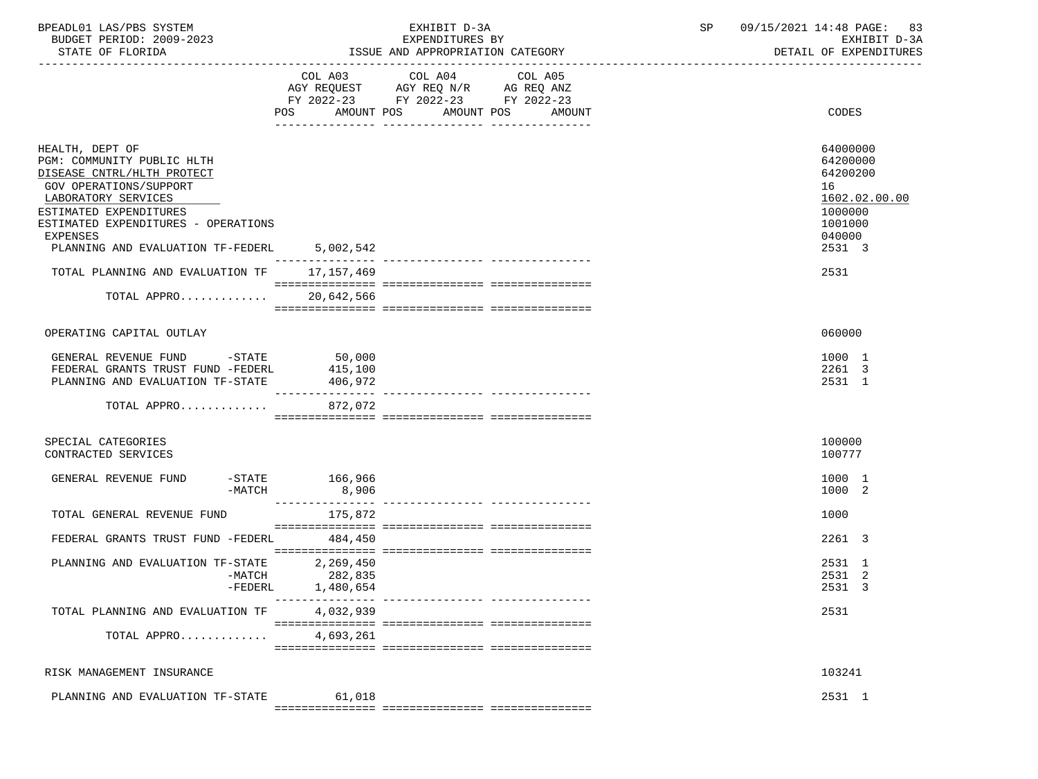BPEADL01 LAS/PBS SYSTEM | EXHIBIT D-3A | SP 09/15/2021 14:48 PAGE: 83
BUDGET PERIOD: 2009-2023 | EXPENDITURES BY | EXHIBIT D-3A
STATE OF FLORIDA | ISSUE AND APPROPRIATION CATEGORY | DETAIL OF EXPENDITURES

| | COL A03 AGY REQUEST FY 2022-23 POS AMOUNT | COL A04 AGY REQ N/R FY 2022-23 POS AMOUNT | COL A05 AG REQ ANZ FY 2022-23 POS AMOUNT | CODES |
|---|---|---|---|---|
| HEALTH, DEPT OF | | | | 64000000 |
| PGM: COMMUNITY PUBLIC HLTH | | | | 64200000 |
| DISEASE CNTRL/HLTH PROTECT | | | | 64200200 |
| GOV OPERATIONS/SUPPORT | | | | 16 |
| LABORATORY SERVICES | | | | 1602.02.00.00 |
| ESTIMATED EXPENDITURES | | | | 1000000 |
| ESTIMATED EXPENDITURES - OPERATIONS | | | | 1001000 |
| EXPENSES | | | | 040000 |
| PLANNING AND EVALUATION TF-FEDERL | 5,002,542 | | | 2531 3 |
| TOTAL PLANNING AND EVALUATION TF | 17,157,469 | | | 2531 |
| TOTAL APPRO............ | 20,642,566 | | | |
| OPERATING CAPITAL OUTLAY | | | | 060000 |
| GENERAL REVENUE FUND -STATE | 50,000 | | | 1000 1 |
| FEDERAL GRANTS TRUST FUND -FEDERL | 415,100 | | | 2261 3 |
| PLANNING AND EVALUATION TF-STATE | 406,972 | | | 2531 1 |
| TOTAL APPRO............ | 872,072 | | | |
| SPECIAL CATEGORIES | | | | 100000 |
| CONTRACTED SERVICES | | | | 100777 |
| GENERAL REVENUE FUND -STATE | 166,966 | | | 1000 1 |
| -MATCH | 8,906 | | | 1000 2 |
| TOTAL GENERAL REVENUE FUND | 175,872 | | | 1000 |
| FEDERAL GRANTS TRUST FUND -FEDERL | 484,450 | | | 2261 3 |
| PLANNING AND EVALUATION TF-STATE | 2,269,450 | | | 2531 1 |
| -MATCH | 282,835 | | | 2531 2 |
| -FEDERL | 1,480,654 | | | 2531 3 |
| TOTAL PLANNING AND EVALUATION TF | 4,032,939 | | | 2531 |
| TOTAL APPRO............ | 4,693,261 | | | |
| RISK MANAGEMENT INSURANCE | | | | 103241 |
| PLANNING AND EVALUATION TF-STATE | 61,018 | | | 2531 1 |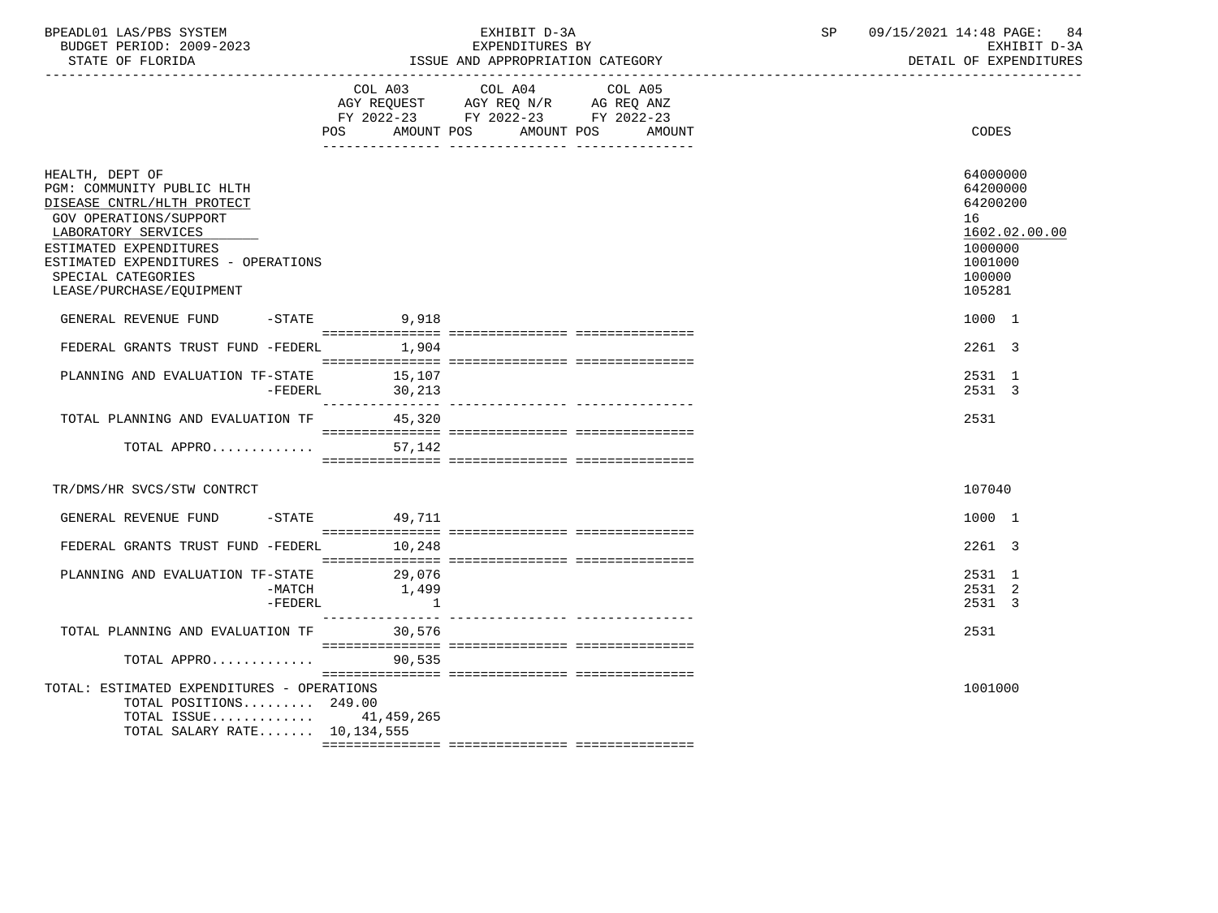BPEADL01 LAS/PBS SYSTEM | EXHIBIT D-3A | SP 09/15/2021 14:48

BUDGET PERIOD: 2009-2023 | EXPENDITURES BY | EXHIBIT D-3A

STATE OF FLORIDA | ISSUE AND APPROPRIATION CATEGORY | DETAIL OF EXPENDITURES

| | COL A03 AGY REQUEST FY 2022-23 POS AMOUNT | COL A04 AGY REQ N/R FY 2022-23 POS AMOUNT | COL A05 AG REQ ANZ FY 2022-23 POS AMOUNT | CODES |
|---|---|---|---|---|
| HEALTH, DEPT OF | | | | 64000000 |
| PGM: COMMUNITY PUBLIC HLTH | | | | 64200000 |
| DISEASE CNTRL/HLTH PROTECT | | | | 64200200 |
| GOV OPERATIONS/SUPPORT | | | | 16 |
| LABORATORY SERVICES | | | | 1602.02.00.00 |
| ESTIMATED EXPENDITURES | | | | 1000000 |
| ESTIMATED EXPENDITURES - OPERATIONS | | | | 1001000 |
| SPECIAL CATEGORIES | | | | 100000 |
| LEASE/PURCHASE/EQUIPMENT | | | | 105281 |
| GENERAL REVENUE FUND -STATE | 9,918 | | | 1000 1 |
| FEDERAL GRANTS TRUST FUND -FEDERL | 1,904 | | | 2261 3 |
| PLANNING AND EVALUATION TF-STATE | 15,107 | | | 2531 1 |
| -FEDERL | 30,213 | | | 2531 3 |
| TOTAL PLANNING AND EVALUATION TF | 45,320 | | | 2531 |
| TOTAL APPRO............ | 57,142 | | | |
| TR/DMS/HR SVCS/STW CONTRCT | | | | 107040 |
| GENERAL REVENUE FUND -STATE | 49,711 | | | 1000 1 |
| FEDERAL GRANTS TRUST FUND -FEDERL | 10,248 | | | 2261 3 |
| PLANNING AND EVALUATION TF-STATE | 29,076 | | | 2531 1 |
| -MATCH | 1,499 | | | 2531 2 |
| -FEDERL | 1 | | | 2531 3 |
| TOTAL PLANNING AND EVALUATION TF | 30,576 | | | 2531 |
| TOTAL APPRO............ | 90,535 | | | |
| TOTAL: ESTIMATED EXPENDITURES - OPERATIONS | | | | 1001000 |
| TOTAL POSITIONS......... | 249.00 | | | |
| TOTAL ISSUE............ | 41,459,265 | | | |
| TOTAL SALARY RATE....... | 10,134,555 | | | |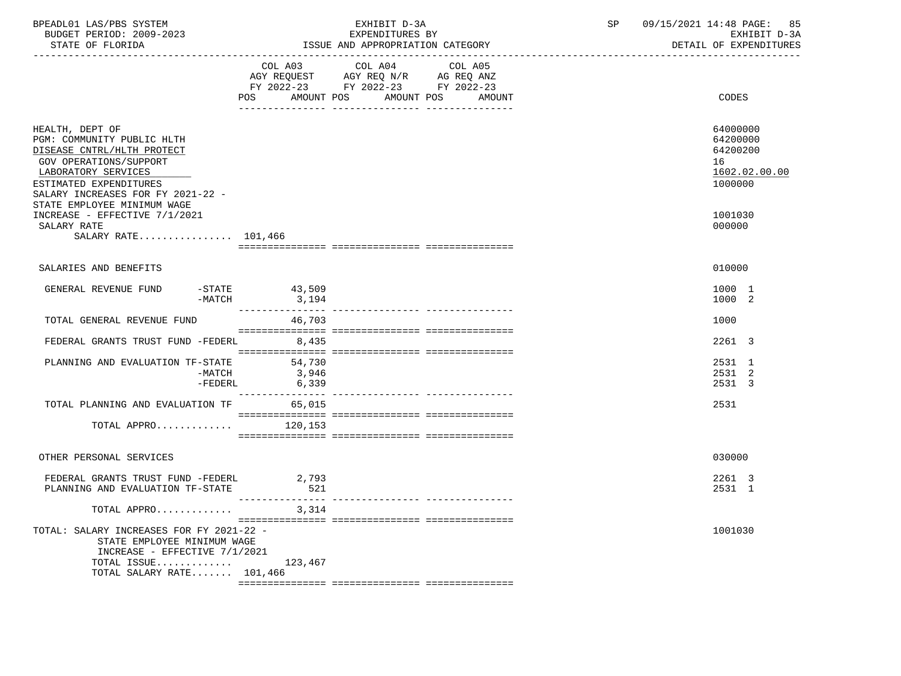BPEADL01 LAS/PBS SYSTEM — EXHIBIT D-3A — EXPENDITURES BY ISSUE AND APPROPRIATION CATEGORY
BUDGET PERIOD: 2009-2023 — STATE OF FLORIDA
SP 09/15/2021 14:48 — EXHIBIT D-3A — DETAIL OF EXPENDITURES

| | COL A03 AGY REQUEST FY 2022-23 POS AMOUNT | COL A04 AGY REQ N/R FY 2022-23 POS AMOUNT | COL A05 AG REQ ANZ FY 2022-23 POS AMOUNT | CODES |
|---|---|---|---|---|
| HEALTH, DEPT OF | | | | 64000000 |
| PGM: COMMUNITY PUBLIC HLTH | | | | 64200000 |
| DISEASE CNTRL/HLTH PROTECT | | | | 64200200 |
| GOV OPERATIONS/SUPPORT | | | | 16 |
| LABORATORY SERVICES | | | | 1602.02.00.00 |
| ESTIMATED EXPENDITURES | | | | 1000000 |
| SALARY INCREASES FOR FY 2021-22 - STATE EMPLOYEE MINIMUM WAGE INCREASE - EFFECTIVE 7/1/2021 | | | | 1001030 |
| SALARY RATE | | | | 000000 |
| SALARY RATE................ 101,466 | | | | |
| SALARIES AND BENEFITS | | | | 010000 |
| GENERAL REVENUE FUND -STATE | 43,509 | | | 1000 1 |
| -MATCH | 3,194 | | | 1000 2 |
| TOTAL GENERAL REVENUE FUND | 46,703 | | | 1000 |
| FEDERAL GRANTS TRUST FUND -FEDERL | 8,435 | | | 2261 3 |
| PLANNING AND EVALUATION TF-STATE | 54,730 | | | 2531 1 |
| -MATCH | 3,946 | | | 2531 2 |
| -FEDERL | 6,339 | | | 2531 3 |
| TOTAL PLANNING AND EVALUATION TF | 65,015 | | | 2531 |
| TOTAL APPRO............. | 120,153 | | | |
| OTHER PERSONAL SERVICES | | | | 030000 |
| FEDERAL GRANTS TRUST FUND -FEDERL | 2,793 | | | 2261 3 |
| PLANNING AND EVALUATION TF-STATE | 521 | | | 2531 1 |
| TOTAL APPRO............. | 3,314 | | | |
| TOTAL: SALARY INCREASES FOR FY 2021-22 - STATE EMPLOYEE MINIMUM WAGE INCREASE - EFFECTIVE 7/1/2021 | | | | 1001030 |
| TOTAL ISSUE............. | 123,467 | | | |
| TOTAL SALARY RATE....... 101,466 | | | | |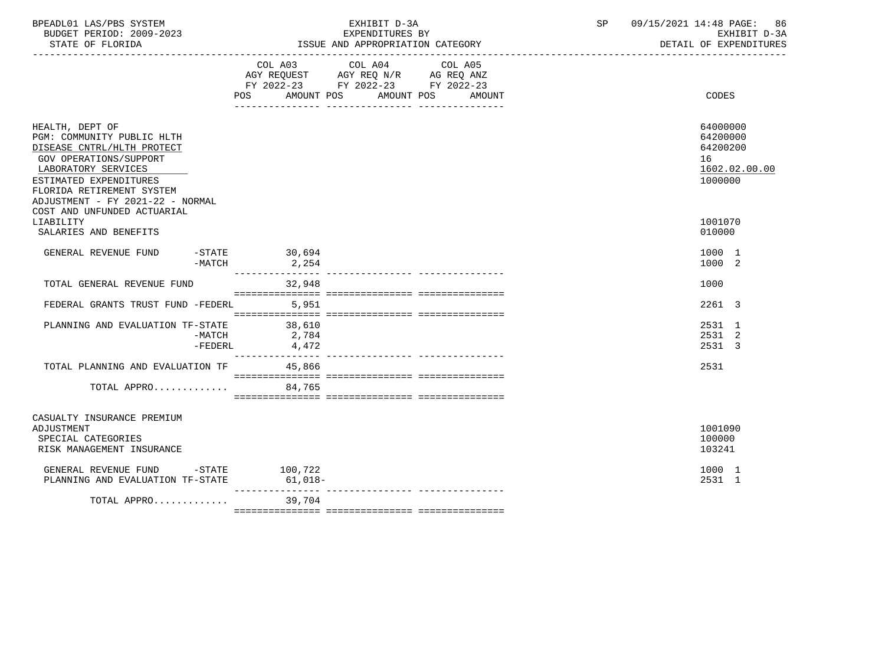BPEADL01 LAS/PBS SYSTEM — EXHIBIT D-3A — EXPENDITURES BY ISSUE AND APPROPRIATION CATEGORY — DETAIL OF EXPENDITURES

BUDGET PERIOD: 2009-2023

STATE OF FLORIDA

SP 09/15/2021 14:48

| | COL A03 AGY REQUEST FY 2022-23 POS AMOUNT | COL A04 AGY REQ N/R FY 2022-23 POS AMOUNT | COL A05 AG REQ ANZ FY 2022-23 POS AMOUNT | CODES |
|---|---|---|---|---|
| HEALTH, DEPT OF | | | | 64000000 |
| PGM: COMMUNITY PUBLIC HLTH | | | | 64200000 |
| DISEASE CNTRL/HLTH PROTECT | | | | 64200200 |
| GOV OPERATIONS/SUPPORT | | | | 16 |
| LABORATORY SERVICES | | | | 1602.02.00.00 |
| ESTIMATED EXPENDITURES | | | | 1000000 |
| FLORIDA RETIREMENT SYSTEM ADJUSTMENT - FY 2021-22 - NORMAL COST AND UNFUNDED ACTUARIAL LIABILITY | | | | 1001070 |
| SALARIES AND BENEFITS | | | | 010000 |
| GENERAL REVENUE FUND -STATE | 30,694 | | | 1000 1 |
| -MATCH | 2,254 | | | 1000 2 |
| TOTAL GENERAL REVENUE FUND | 32,948 | | | 1000 |
| FEDERAL GRANTS TRUST FUND -FEDERL | 5,951 | | | 2261 3 |
| PLANNING AND EVALUATION TF-STATE | 38,610 | | | 2531 1 |
| -MATCH | 2,784 | | | 2531 2 |
| -FEDERL | 4,472 | | | 2531 3 |
| TOTAL PLANNING AND EVALUATION TF | 45,866 | | | 2531 |
| TOTAL APPRO............. | 84,765 | | | |
| CASUALTY INSURANCE PREMIUM ADJUSTMENT | | | | 1001090 |
| SPECIAL CATEGORIES | | | | 100000 |
| RISK MANAGEMENT INSURANCE | | | | 103241 |
| GENERAL REVENUE FUND -STATE | 100,722 | | | 1000 1 |
| PLANNING AND EVALUATION TF-STATE | 61,018- | | | 2531 1 |
| TOTAL APPRO............. | 39,704 | | | |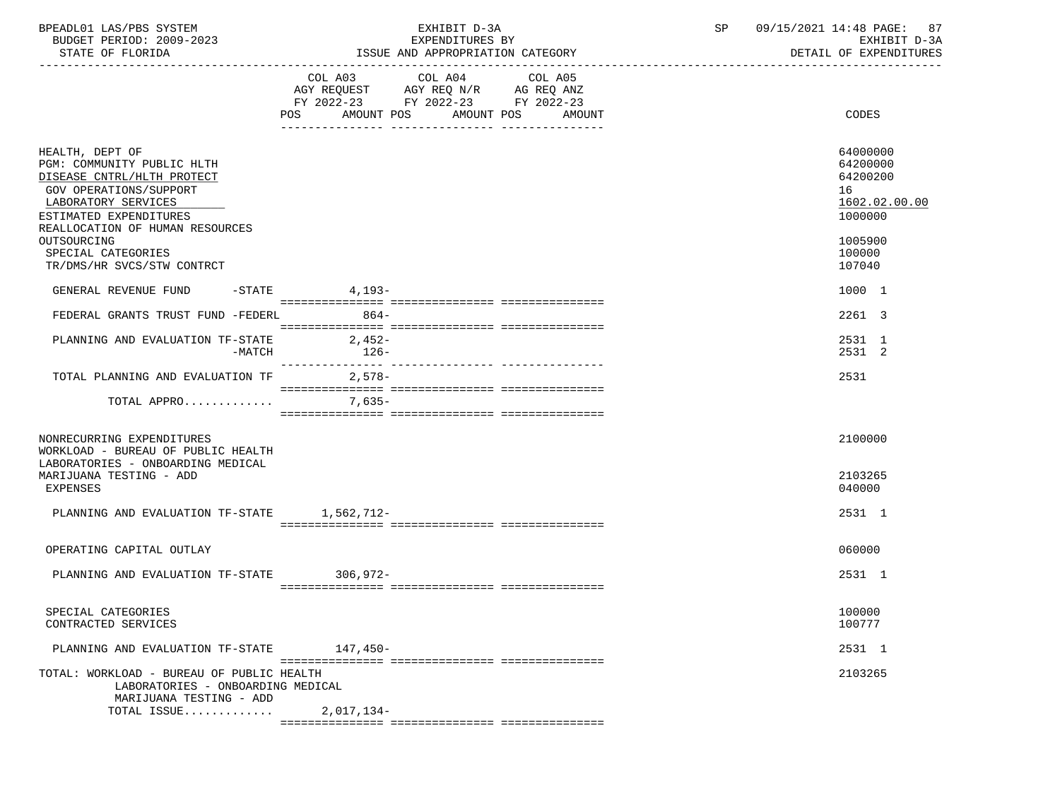BPEADL01 LAS/PBS SYSTEM | EXHIBIT D-3A | SP 09/15/2021 14:48 PAGE: 87
BUDGET PERIOD: 2009-2023 | EXPENDITURES BY | EXHIBIT D-3A
STATE OF FLORIDA | ISSUE AND APPROPRIATION CATEGORY | DETAIL OF EXPENDITURES

| | COL A03 AGY REQUEST FY 2022-23 POS AMOUNT | COL A04 AGY REQ N/R FY 2022-23 POS AMOUNT | COL A05 AG REQ ANZ FY 2022-23 POS AMOUNT | CODES |
|---|---|---|---|---|
| HEALTH, DEPT OF | | | | 64000000 |
| PGM: COMMUNITY PUBLIC HLTH | | | | 64200000 |
| DISEASE CNTRL/HLTH PROTECT | | | | 64200200 |
| GOV OPERATIONS/SUPPORT | | | | 16 |
| LABORATORY SERVICES | | | | 1602.02.00.00 |
| ESTIMATED EXPENDITURES | | | | 1000000 |
| REALLOCATION OF HUMAN RESOURCES OUTSOURCING | | | | 1005900 |
| SPECIAL CATEGORIES | | | | 100000 |
| TR/DMS/HR SVCS/STW CONTRCT | | | | 107040 |
| GENERAL REVENUE FUND -STATE | 4,193- | | | 1000 1 |
| FEDERAL GRANTS TRUST FUND -FEDERL | 864- | | | 2261 3 |
| PLANNING AND EVALUATION TF-STATE | 2,452- | | | 2531 1 |
| -MATCH | 126- | | | 2531 2 |
| TOTAL PLANNING AND EVALUATION TF | 2,578- | | | 2531 |
| TOTAL APPRO............. | 7,635- | | | |
| NONRECURRING EXPENDITURES | | | | 2100000 |
| WORKLOAD - BUREAU OF PUBLIC HEALTH LABORATORIES - ONBOARDING MEDICAL MARIJUANA TESTING - ADD | | | | 2103265 |
| EXPENSES | | | | 040000 |
| PLANNING AND EVALUATION TF-STATE | 1,562,712- | | | 2531 1 |
| OPERATING CAPITAL OUTLAY | | | | 060000 |
| PLANNING AND EVALUATION TF-STATE | 306,972- | | | 2531 1 |
| SPECIAL CATEGORIES | | | | 100000 |
| CONTRACTED SERVICES | | | | 100777 |
| PLANNING AND EVALUATION TF-STATE | 147,450- | | | 2531 1 |
| TOTAL: WORKLOAD - BUREAU OF PUBLIC HEALTH LABORATORIES - ONBOARDING MEDICAL MARIJUANA TESTING - ADD | | | | 2103265 |
| TOTAL ISSUE............. | 2,017,134- | | | |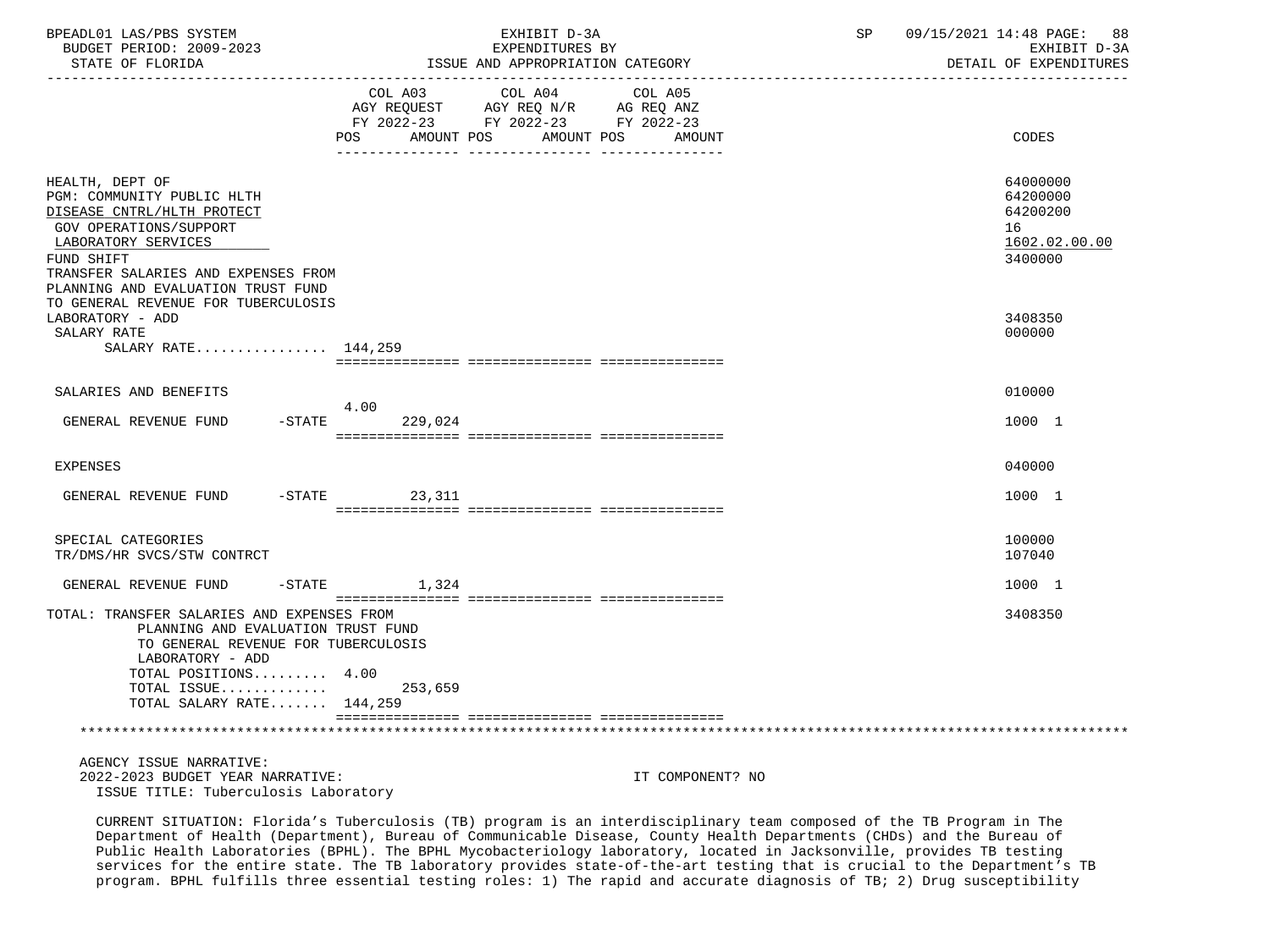| | COL A03 AGY REQUEST FY 2022-23 POS | AMOUNT | COL A04 AGY REQ N/R FY 2022-23 POS | AMOUNT | COL A05 AG REQ ANZ FY 2022-23 POS | AMOUNT | CODES |
|---|---|---|---|---|---|---|---|
| HEALTH, DEPT OF | | | | | | | 64000000 |
| PGM: COMMUNITY PUBLIC HLTH | | | | | | | 64200000 |
| DISEASE CNTRL/HLTH PROTECT | | | | | | | 64200200 |
| GOV OPERATIONS/SUPPORT | | | | | | | 16 |
| LABORATORY SERVICES | | | | | | | 1602.02.00.00 |
| FUND SHIFT | | | | | | | 3400000 |
| TRANSFER SALARIES AND EXPENSES FROM PLANNING AND EVALUATION TRUST FUND TO GENERAL REVENUE FOR TUBERCULOSIS LABORATORY - ADD | | | | | | | 3408350 |
| SALARY RATE | | | | | | | 000000 |
| SALARY RATE................ | 144,259 | | | | | | |
| SALARIES AND BENEFITS | | | | | | | 010000 |
| GENERAL REVENUE FUND -STATE | 4.00 | 229,024 | | | | | 1000 1 |
| EXPENSES | | | | | | | 040000 |
| GENERAL REVENUE FUND -STATE | | 23,311 | | | | | 1000 1 |
| SPECIAL CATEGORIES | | | | | | | 100000 |
| TR/DMS/HR SVCS/STW CONTRCT | | | | | | | 107040 |
| GENERAL REVENUE FUND -STATE | | 1,324 | | | | | 1000 1 |
| TOTAL: TRANSFER SALARIES AND EXPENSES FROM PLANNING AND EVALUATION TRUST FUND TO GENERAL REVENUE FOR TUBERCULOSIS LABORATORY - ADD | | | | | | | 3408350 |
| TOTAL POSITIONS......... | 4.00 | | | | | | |
| TOTAL ISSUE............. | | 253,659 | | | | | |
| TOTAL SALARY RATE....... | 144,259 | | | | | | |

AGENCY ISSUE NARRATIVE:

2022-2023 BUDGET YEAR NARRATIVE: IT COMPONENT? NO

ISSUE TITLE: Tuberculosis Laboratory

CURRENT SITUATION: Florida's Tuberculosis (TB) program is an interdisciplinary team composed of the TB Program in The Department of Health (Department), Bureau of Communicable Disease, County Health Departments (CHDs) and the Bureau of Public Health Laboratories (BPHL). The BPHL Mycobacteriology laboratory, located in Jacksonville, provides TB testing services for the entire state. The TB laboratory provides state-of-the-art testing that is crucial to the Department's TB program. BPHL fulfills three essential testing roles: 1) The rapid and accurate diagnosis of TB; 2) Drug susceptibility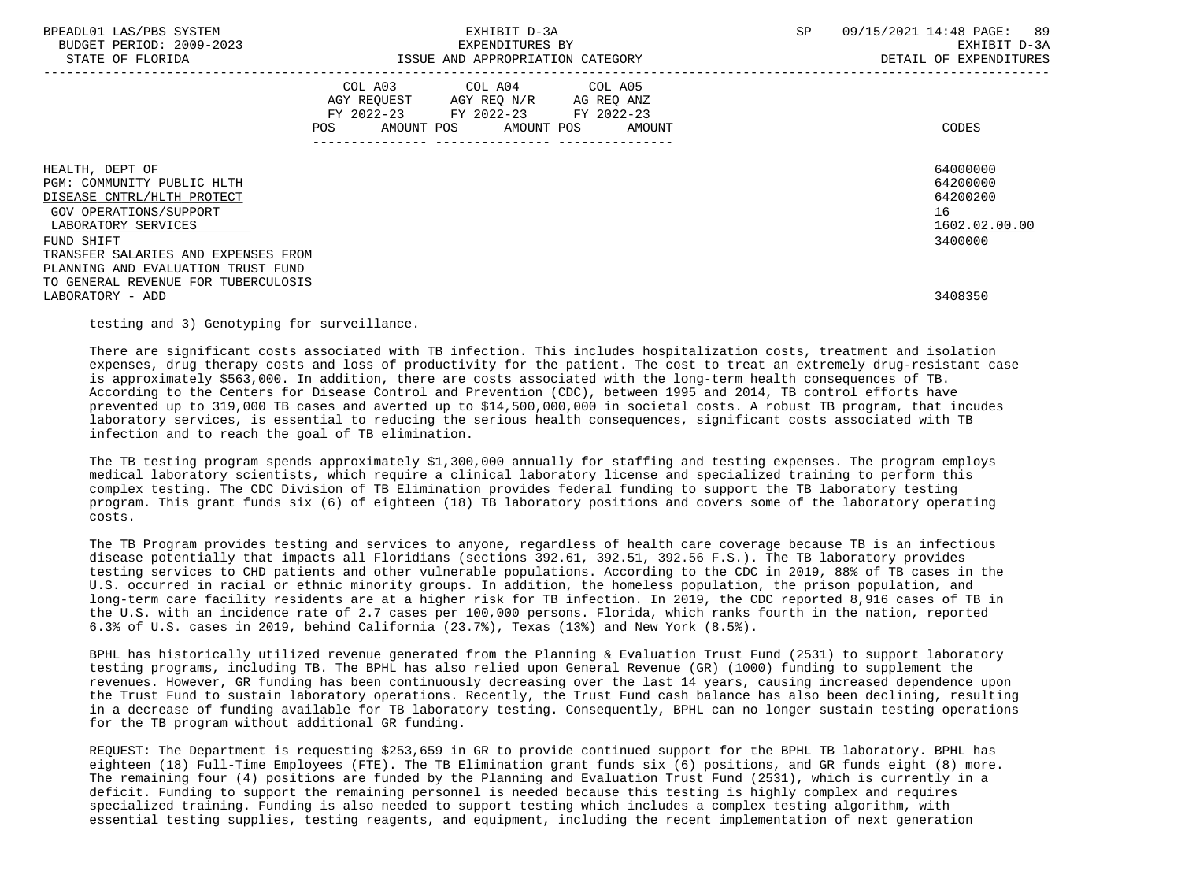| | COL A03 AGY REQUEST FY 2022-23 POS AMOUNT | COL A04 AGY REQ N/R FY 2022-23 POS AMOUNT | COL A05 AG REQ ANZ FY 2022-23 POS AMOUNT | CODES |
|---|---|---|---|---|
| HEALTH, DEPT OF | | | | 64000000 |
| PGM: COMMUNITY PUBLIC HLTH | | | | 64200000 |
| DISEASE CNTRL/HLTH PROTECT | | | | 64200200 |
| GOV OPERATIONS/SUPPORT | | | | 16 |
| LABORATORY SERVICES | | | | 1602.02.00.00 |
| FUND SHIFT | | | | 3400000 |
| TRANSFER SALARIES AND EXPENSES FROM PLANNING AND EVALUATION TRUST FUND TO GENERAL REVENUE FOR TUBERCULOSIS LABORATORY - ADD | | | | 3408350 |

testing and 3) Genotyping for surveillance.

There are significant costs associated with TB infection. This includes hospitalization costs, treatment and isolation expenses, drug therapy costs and loss of productivity for the patient. The cost to treat an extremely drug-resistant case is approximately $563,000. In addition, there are costs associated with the long-term health consequences of TB. According to the Centers for Disease Control and Prevention (CDC), between 1995 and 2014, TB control efforts have prevented up to 319,000 TB cases and averted up to $14,500,000,000 in societal costs. A robust TB program, that incudes laboratory services, is essential to reducing the serious health consequences, significant costs associated with TB infection and to reach the goal of TB elimination.

The TB testing program spends approximately $1,300,000 annually for staffing and testing expenses. The program employs medical laboratory scientists, which require a clinical laboratory license and specialized training to perform this complex testing. The CDC Division of TB Elimination provides federal funding to support the TB laboratory testing program. This grant funds six (6) of eighteen (18) TB laboratory positions and covers some of the laboratory operating costs.

The TB Program provides testing and services to anyone, regardless of health care coverage because TB is an infectious disease potentially that impacts all Floridians (sections 392.61, 392.51, 392.56 F.S.). The TB laboratory provides testing services to CHD patients and other vulnerable populations. According to the CDC in 2019, 88% of TB cases in the U.S. occurred in racial or ethnic minority groups. In addition, the homeless population, the prison population, and long-term care facility residents are at a higher risk for TB infection. In 2019, the CDC reported 8,916 cases of TB in the U.S. with an incidence rate of 2.7 cases per 100,000 persons. Florida, which ranks fourth in the nation, reported 6.3% of U.S. cases in 2019, behind California (23.7%), Texas (13%) and New York (8.5%).

BPHL has historically utilized revenue generated from the Planning & Evaluation Trust Fund (2531) to support laboratory testing programs, including TB. The BPHL has also relied upon General Revenue (GR) (1000) funding to supplement the revenues. However, GR funding has been continuously decreasing over the last 14 years, causing increased dependence upon the Trust Fund to sustain laboratory operations. Recently, the Trust Fund cash balance has also been declining, resulting in a decrease of funding available for TB laboratory testing. Consequently, BPHL can no longer sustain testing operations for the TB program without additional GR funding.

REQUEST: The Department is requesting $253,659 in GR to provide continued support for the BPHL TB laboratory. BPHL has eighteen (18) Full-Time Employees (FTE). The TB Elimination grant funds six (6) positions, and GR funds eight (8) more. The remaining four (4) positions are funded by the Planning and Evaluation Trust Fund (2531), which is currently in a deficit. Funding to support the remaining personnel is needed because this testing is highly complex and requires specialized training. Funding is also needed to support testing which includes a complex testing algorithm, with essential testing supplies, testing reagents, and equipment, including the recent implementation of next generation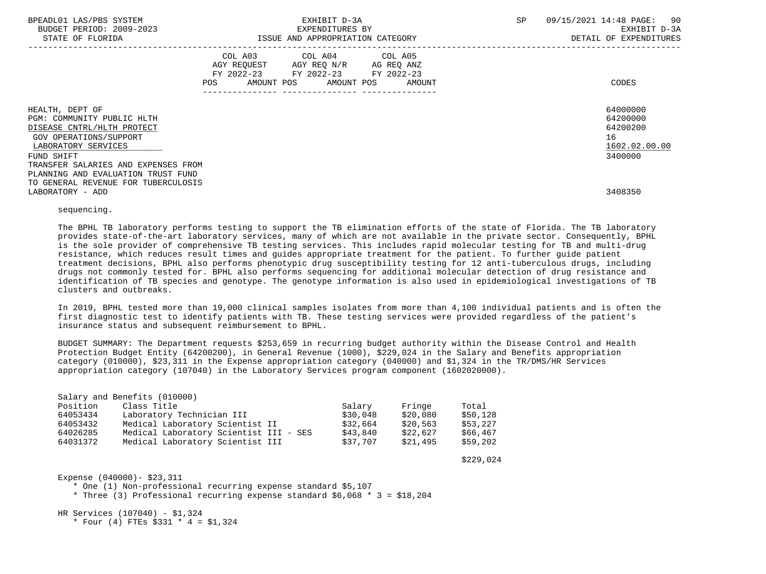| | COL A03 AGY REQUEST FY 2022-23 | | COL A04 AGY REQ N/R FY 2022-23 | | COL A05 AG REQ ANZ FY 2022-23 | | |
|---|---|---|---|---|---|---|---|
| | POS | AMOUNT | POS | AMOUNT | POS | AMOUNT | CODES |
| HEALTH, DEPT OF | | | | | | | 64000000 |
| PGM: COMMUNITY PUBLIC HLTH | | | | | | | 64200000 |
| DISEASE CNTRL/HLTH PROTECT | | | | | | | 64200200 |
| GOV OPERATIONS/SUPPORT | | | | | | | 16 |
| LABORATORY SERVICES | | | | | | | 1602.02.00.00 |
| FUND SHIFT | | | | | | | 3400000 |
| TRANSFER SALARIES AND EXPENSES FROM PLANNING AND EVALUATION TRUST FUND TO GENERAL REVENUE FOR TUBERCULOSIS LABORATORY - ADD | | | | | | | 3408350 |

sequencing.

The BPHL TB laboratory performs testing to support the TB elimination efforts of the state of Florida. The TB laboratory provides state-of-the-art laboratory services, many of which are not available in the private sector. Consequently, BPHL is the sole provider of comprehensive TB testing services. This includes rapid molecular testing for TB and multi-drug resistance, which reduces result times and guides appropriate treatment for the patient. To further guide patient treatment decisions, BPHL also performs phenotypic drug susceptibility testing for 12 anti-tuberculous drugs, including drugs not commonly tested for. BPHL also performs sequencing for additional molecular detection of drug resistance and identification of TB species and genotype. The genotype information is also used in epidemiological investigations of TB clusters and outbreaks.

In 2019, BPHL tested more than 19,000 clinical samples isolates from more than 4,100 individual patients and is often the first diagnostic test to identify patients with TB. These testing services were provided regardless of the patient's insurance status and subsequent reimbursement to BPHL.

BUDGET SUMMARY: The Department requests $253,659 in recurring budget authority within the Disease Control and Health Protection Budget Entity (64200200), in General Revenue (1000), $229,024 in the Salary and Benefits appropriation category (010000), $23,311 in the Expense appropriation category (040000) and $1,324 in the TR/DMS/HR Services appropriation category (107040) in the Laboratory Services program component (1602020000).

Salary and Benefits (010000)

| Position | Class Title | Salary | Fringe | Total |
|---|---|---|---|---|
| 64053434 | Laboratory Technician III | $30,048 | $20,080 | $50,128 |
| 64053432 | Medical Laboratory Scientist II | $32,664 | $20,563 | $53,227 |
| 64026285 | Medical Laboratory Scientist III - SES | $43,840 | $22,627 | $66,467 |
| 64031372 | Medical Laboratory Scientist III | $37,707 | $21,495 | $59,202 |
| | | | | $229,024 |

Expense (040000)- $23,311
- * One (1) Non-professional recurring expense standard $5,107
- * Three (3) Professional recurring expense standard $6,068 * 3 = $18,204

HR Services (107040) - $1,324
- * Four (4) FTEs $331 * 4 = $1,324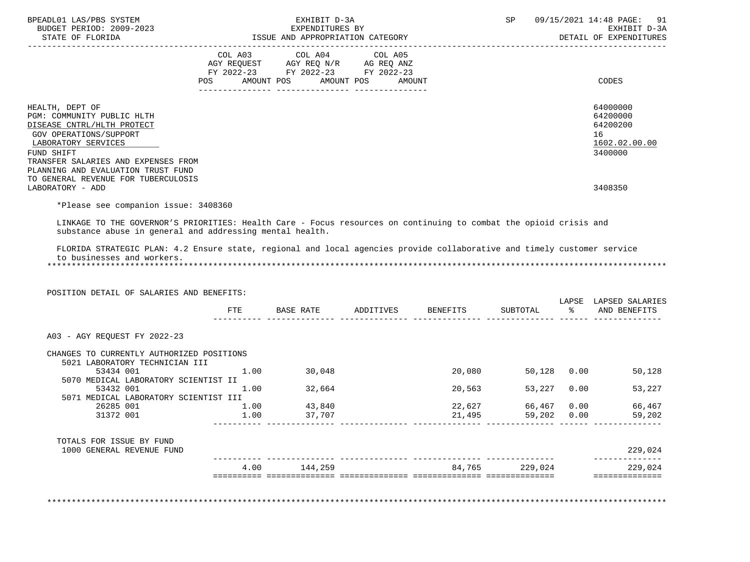| | COL A03 AGY REQUEST FY 2022-23 POS AMOUNT | COL A04 AGY REQ N/R FY 2022-23 POS AMOUNT | COL A05 AG REQ ANZ FY 2022-23 POS AMOUNT | CODES |
|---|---|---|---|---|
| HEALTH, DEPT OF | | | | 64000000 |
| PGM: COMMUNITY PUBLIC HLTH | | | | 64200000 |
| DISEASE CNTRL/HLTH PROTECT | | | | 64200200 |
| GOV OPERATIONS/SUPPORT | | | | 16 |
| LABORATORY SERVICES | | | | 1602.02.00.00 |
| FUND SHIFT | | | | 3400000 |
| TRANSFER SALARIES AND EXPENSES FROM PLANNING AND EVALUATION TRUST FUND TO GENERAL REVENUE FOR TUBERCULOSIS LABORATORY - ADD | | | | 3408350 |

*Please see companion issue: 3408360

LINKAGE TO THE GOVERNOR'S PRIORITIES: Health Care - Focus resources on continuing to combat the opioid crisis and substance abuse in general and addressing mental health.

FLORIDA STRATEGIC PLAN: 4.2 Ensure state, regional and local agencies provide collaborative and timely customer service to businesses and workers.

POSITION DETAIL OF SALARIES AND BENEFITS:

| | FTE | BASE RATE | ADDITIVES | BENEFITS | SUBTOTAL | LAPSE % | LAPSED SALARIES AND BENEFITS |
|---|---|---|---|---|---|---|---|
| A03 - AGY REQUEST FY 2022-23 | | | | | | | |
| CHANGES TO CURRENTLY AUTHORIZED POSITIONS | | | | | | | |
| 5021 LABORATORY TECHNICIAN III | | | | | | | |
| 53434 001 | 1.00 | 30,048 | | 20,080 | 50,128 | 0.00 | 50,128 |
| 5070 MEDICAL LABORATORY SCIENTIST II | | | | | | | |
| 53432 001 | 1.00 | 32,664 | | 20,563 | 53,227 | 0.00 | 53,227 |
| 5071 MEDICAL LABORATORY SCIENTIST III | | | | | | | |
| 26285 001 | 1.00 | 43,840 | | 22,627 | 66,467 | 0.00 | 66,467 |
| 31372 001 | 1.00 | 37,707 | | 21,495 | 59,202 | 0.00 | 59,202 |
| TOTALS FOR ISSUE BY FUND | | | | | | | |
| 1000 GENERAL REVENUE FUND | | | | | | | 229,024 |
| | 4.00 | 144,259 | | 84,765 | 229,024 | | 229,024 |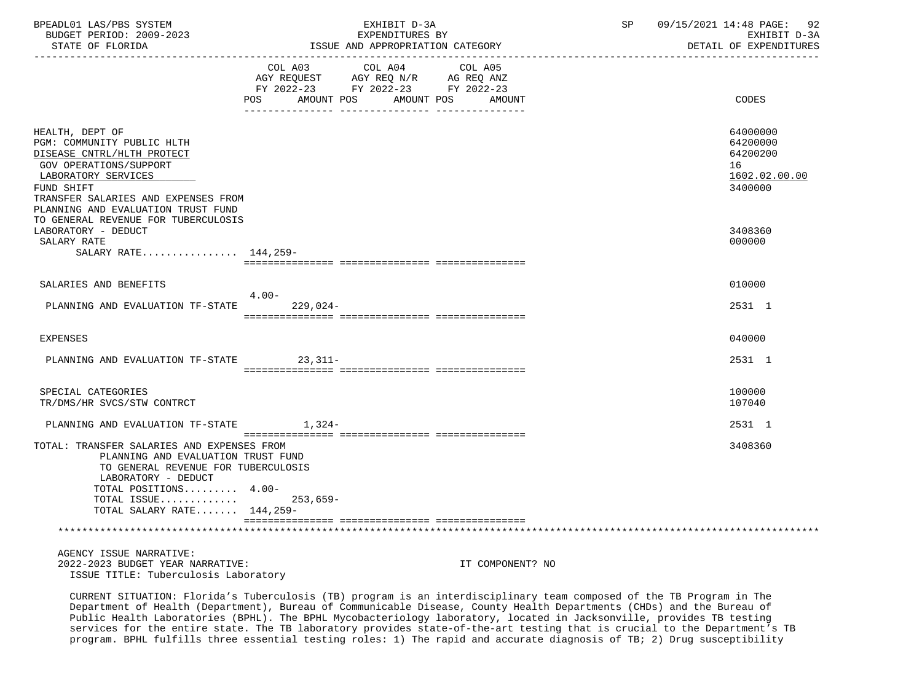HEALTH, DEPT OF — 64000000
PGM: COMMUNITY PUBLIC HLTH — 64200000
DISEASE CNTRL/HLTH PROTECT — 64200200
GOV OPERATIONS/SUPPORT — 16
LABORATORY SERVICES — 1602.02.00.00
FUND SHIFT — 3400000
TRANSFER SALARIES AND EXPENSES FROM PLANNING AND EVALUATION TRUST FUND TO GENERAL REVENUE FOR TUBERCULOSIS LABORATORY - DEDUCT — 3408360

| | COL A03 AGY REQUEST FY 2022-23 POS | AMOUNT | COL A04 AGY REQ N/R FY 2022-23 POS | AMOUNT | COL A05 AG REQ ANZ FY 2022-23 POS | AMOUNT | CODES |
|---|---|---|---|---|---|---|---|
| SALARY RATE | | | | | | | 000000 |
| SALARY RATE................ | 144,259- | | | | | | |
| SALARIES AND BENEFITS | | | | | | | 010000 |
| PLANNING AND EVALUATION TF-STATE | 4.00- | 229,024- | | | | | 2531 1 |
| EXPENSES | | | | | | | 040000 |
| PLANNING AND EVALUATION TF-STATE | | 23,311- | | | | | 2531 1 |
| SPECIAL CATEGORIES | | | | | | | 100000 |
| TR/DMS/HR SVCS/STW CONTRCT | | | | | | | 107040 |
| PLANNING AND EVALUATION TF-STATE | | 1,324- | | | | | 2531 1 |

TOTAL: TRANSFER SALARIES AND EXPENSES FROM PLANNING AND EVALUATION TRUST FUND TO GENERAL REVENUE FOR TUBERCULOSIS LABORATORY - DEDUCT — 3408360

| | POS | AMOUNT |
|---|---|---|
| TOTAL POSITIONS......... | 4.00- | |
| TOTAL ISSUE............. | | 253,659- |
| TOTAL SALARY RATE....... | 144,259- | |

AGENCY ISSUE NARRATIVE:
2022-2023 BUDGET YEAR NARRATIVE: IT COMPONENT? NO
ISSUE TITLE: Tuberculosis Laboratory

CURRENT SITUATION: Florida's Tuberculosis (TB) program is an interdisciplinary team composed of the TB Program in The Department of Health (Department), Bureau of Communicable Disease, County Health Departments (CHDs) and the Bureau of Public Health Laboratories (BPHL). The BPHL Mycobacteriology laboratory, located in Jacksonville, provides TB testing services for the entire state. The TB laboratory provides state-of-the-art testing that is crucial to the Department's TB program. BPHL fulfills three essential testing roles: 1) The rapid and accurate diagnosis of TB; 2) Drug susceptibility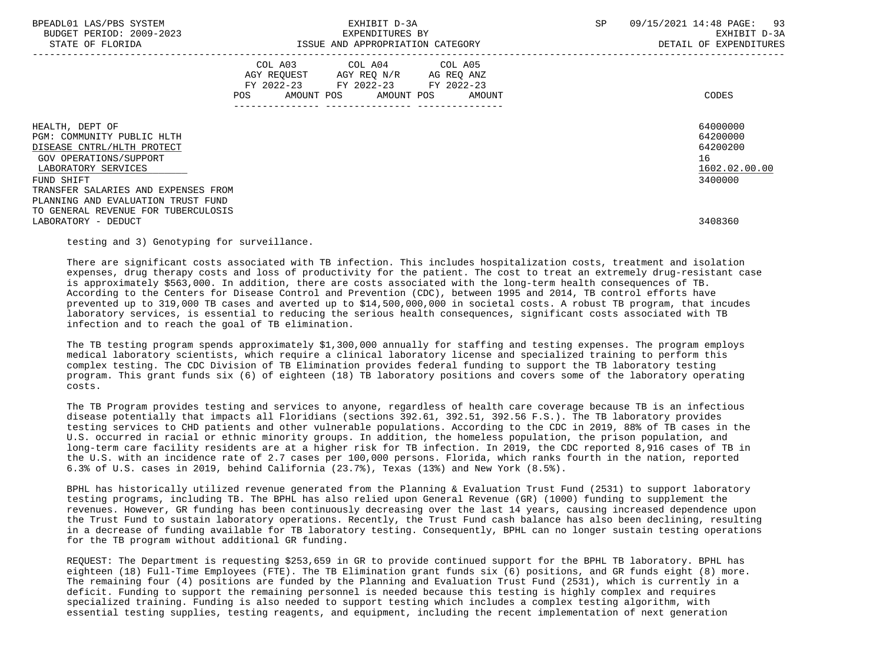| | COL A03 AGY REQUEST FY 2022-23 POS AMOUNT | COL A04 AGY REQ N/R FY 2022-23 POS AMOUNT | COL A05 AG REQ ANZ FY 2022-23 POS AMOUNT | CODES |
|---|---|---|---|---|
| HEALTH, DEPT OF | | | | 64000000 |
| PGM: COMMUNITY PUBLIC HLTH | | | | 64200000 |
| DISEASE CNTRL/HLTH PROTECT | | | | 64200200 |
| GOV OPERATIONS/SUPPORT | | | | 16 |
| LABORATORY SERVICES | | | | 1602.02.00.00 |
| FUND SHIFT | | | | 3400000 |
| TRANSFER SALARIES AND EXPENSES FROM PLANNING AND EVALUATION TRUST FUND TO GENERAL REVENUE FOR TUBERCULOSIS LABORATORY - DEDUCT | | | | 3408360 |

testing and 3) Genotyping for surveillance.

There are significant costs associated with TB infection. This includes hospitalization costs, treatment and isolation expenses, drug therapy costs and loss of productivity for the patient. The cost to treat an extremely drug-resistant case is approximately $563,000. In addition, there are costs associated with the long-term health consequences of TB. According to the Centers for Disease Control and Prevention (CDC), between 1995 and 2014, TB control efforts have prevented up to 319,000 TB cases and averted up to $14,500,000,000 in societal costs. A robust TB program, that incudes laboratory services, is essential to reducing the serious health consequences, significant costs associated with TB infection and to reach the goal of TB elimination.

The TB testing program spends approximately $1,300,000 annually for staffing and testing expenses. The program employs medical laboratory scientists, which require a clinical laboratory license and specialized training to perform this complex testing. The CDC Division of TB Elimination provides federal funding to support the TB laboratory testing program. This grant funds six (6) of eighteen (18) TB laboratory positions and covers some of the laboratory operating costs.

The TB Program provides testing and services to anyone, regardless of health care coverage because TB is an infectious disease potentially that impacts all Floridians (sections 392.61, 392.51, 392.56 F.S.). The TB laboratory provides testing services to CHD patients and other vulnerable populations. According to the CDC in 2019, 88% of TB cases in the U.S. occurred in racial or ethnic minority groups. In addition, the homeless population, the prison population, and long-term care facility residents are at a higher risk for TB infection. In 2019, the CDC reported 8,916 cases of TB in the U.S. with an incidence rate of 2.7 cases per 100,000 persons. Florida, which ranks fourth in the nation, reported 6.3% of U.S. cases in 2019, behind California (23.7%), Texas (13%) and New York (8.5%).

BPHL has historically utilized revenue generated from the Planning & Evaluation Trust Fund (2531) to support laboratory testing programs, including TB. The BPHL has also relied upon General Revenue (GR) (1000) funding to supplement the revenues. However, GR funding has been continuously decreasing over the last 14 years, causing increased dependence upon the Trust Fund to sustain laboratory operations. Recently, the Trust Fund cash balance has also been declining, resulting in a decrease of funding available for TB laboratory testing. Consequently, BPHL can no longer sustain testing operations for the TB program without additional GR funding.

REQUEST: The Department is requesting $253,659 in GR to provide continued support for the BPHL TB laboratory. BPHL has eighteen (18) Full-Time Employees (FTE). The TB Elimination grant funds six (6) positions, and GR funds eight (8) more. The remaining four (4) positions are funded by the Planning and Evaluation Trust Fund (2531), which is currently in a deficit. Funding to support the remaining personnel is needed because this testing is highly complex and requires specialized training. Funding is also needed to support testing which includes a complex testing algorithm, with essential testing supplies, testing reagents, and equipment, including the recent implementation of next generation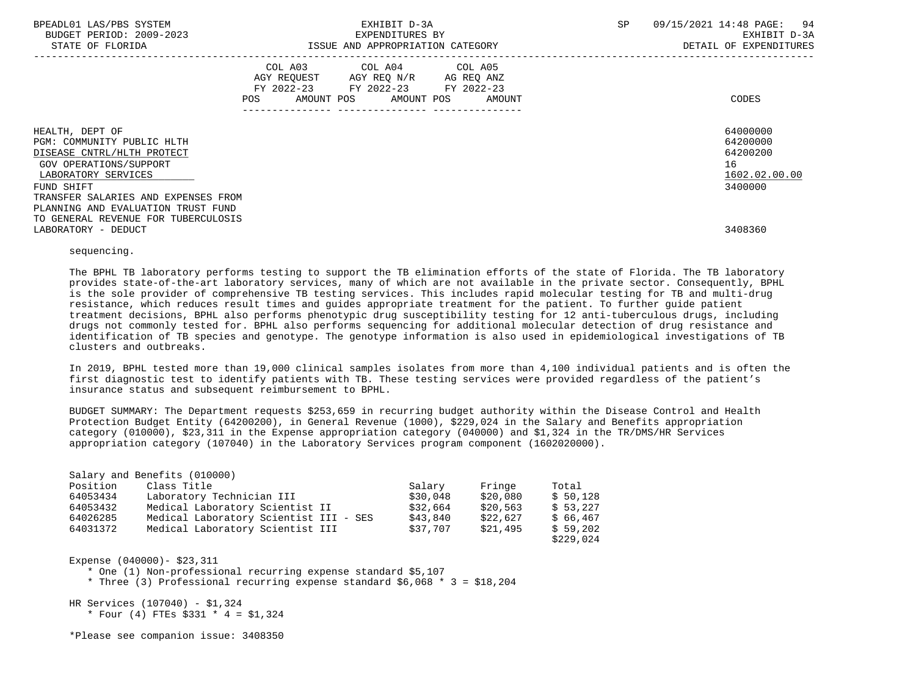| | COL A03 AGY REQUEST FY 2022-23 POS AMOUNT | COL A04 AGY REQ N/R FY 2022-23 POS AMOUNT | COL A05 AG REQ ANZ FY 2022-23 POS AMOUNT | CODES |
|---|---|---|---|---|
| HEALTH, DEPT OF | | | | 64000000 |
| PGM: COMMUNITY PUBLIC HLTH | | | | 64200000 |
| DISEASE CNTRL/HLTH PROTECT | | | | 64200200 |
| GOV OPERATIONS/SUPPORT | | | | 16 |
| LABORATORY SERVICES | | | | 1602.02.00.00 |
| FUND SHIFT | | | | 3400000 |
| TRANSFER SALARIES AND EXPENSES FROM PLANNING AND EVALUATION TRUST FUND TO GENERAL REVENUE FOR TUBERCULOSIS LABORATORY - DEDUCT | | | | 3408360 |

sequencing.

The BPHL TB laboratory performs testing to support the TB elimination efforts of the state of Florida. The TB laboratory provides state-of-the-art laboratory services, many of which are not available in the private sector. Consequently, BPHL is the sole provider of comprehensive TB testing services. This includes rapid molecular testing for TB and multi-drug resistance, which reduces result times and guides appropriate treatment for the patient. To further guide patient treatment decisions, BPHL also performs phenotypic drug susceptibility testing for 12 anti-tuberculous drugs, including drugs not commonly tested for. BPHL also performs sequencing for additional molecular detection of drug resistance and identification of TB species and genotype. The genotype information is also used in epidemiological investigations of TB clusters and outbreaks.

In 2019, BPHL tested more than 19,000 clinical samples isolates from more than 4,100 individual patients and is often the first diagnostic test to identify patients with TB. These testing services were provided regardless of the patient's insurance status and subsequent reimbursement to BPHL.

BUDGET SUMMARY: The Department requests $253,659 in recurring budget authority within the Disease Control and Health Protection Budget Entity (64200200), in General Revenue (1000), $229,024 in the Salary and Benefits appropriation category (010000), $23,311 in the Expense appropriation category (040000) and $1,324 in the TR/DMS/HR Services appropriation category (107040) in the Laboratory Services program component (1602020000).

Salary and Benefits (010000)

| Position | Class Title | Salary | Fringe | Total |
|---|---|---|---|---|
| 64053434 | Laboratory Technician III | $30,048 | $20,080 | $ 50,128 |
| 64053432 | Medical Laboratory Scientist II | $32,664 | $20,563 | $ 53,227 |
| 64026285 | Medical Laboratory Scientist III - SES | $43,840 | $22,627 | $ 66,467 |
| 64031372 | Medical Laboratory Scientist III | $37,707 | $21,495 | $ 59,202 |
| | | | | $229,024 |

Expense (040000)- $23,311
* One (1) Non-professional recurring expense standard $5,107
* Three (3) Professional recurring expense standard $6,068 * 3 = $18,204

HR Services (107040) - $1,324
* Four (4) FTEs $331 * 4 = $1,324

*Please see companion issue: 3408350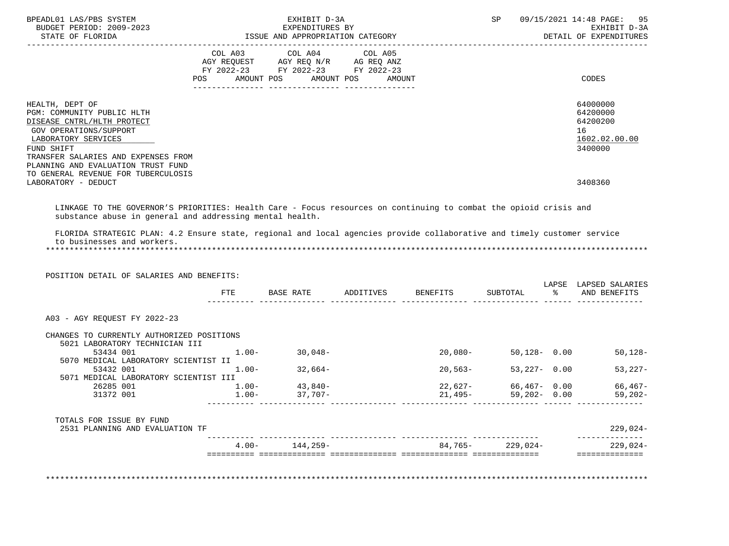| | COL A03 AGY REQUEST FY 2022-23 POS AMOUNT | COL A04 AGY REQ N/R FY 2022-23 POS AMOUNT | COL A05 AG REQ ANZ FY 2022-23 POS AMOUNT | CODES |
|---|---|---|---|---|
| HEALTH, DEPT OF | | | | 64000000 |
| PGM: COMMUNITY PUBLIC HLTH | | | | 64200000 |
| DISEASE CNTRL/HLTH PROTECT | | | | 64200200 |
| GOV OPERATIONS/SUPPORT | | | | 16 |
| LABORATORY SERVICES | | | | 1602.02.00.00 |
| FUND SHIFT | | | | 3400000 |
| TRANSFER SALARIES AND EXPENSES FROM PLANNING AND EVALUATION TRUST FUND TO GENERAL REVENUE FOR TUBERCULOSIS LABORATORY - DEDUCT | | | | 3408360 |

LINKAGE TO THE GOVERNOR'S PRIORITIES: Health Care - Focus resources on continuing to combat the opioid crisis and substance abuse in general and addressing mental health.

FLORIDA STRATEGIC PLAN: 4.2 Ensure state, regional and local agencies provide collaborative and timely customer service to businesses and workers.

********************************************************************************************************************

POSITION DETAIL OF SALARIES AND BENEFITS:

| | FTE | BASE RATE | ADDITIVES | BENEFITS | SUBTOTAL | LAPSE % | LAPSED SALARIES AND BENEFITS |
|---|---|---|---|---|---|---|---|
| A03 - AGY REQUEST FY 2022-23 | | | | | | | |
| CHANGES TO CURRENTLY AUTHORIZED POSITIONS | | | | | | | |
| 5021 LABORATORY TECHNICIAN III | | | | | | | |
| 53434 001 | 1.00- | 30,048- | | 20,080- | 50,128- | 0.00 | 50,128- |
| 5070 MEDICAL LABORATORY SCIENTIST II | | | | | | | |
| 53432 001 | 1.00- | 32,664- | | 20,563- | 53,227- | 0.00 | 53,227- |
| 5071 MEDICAL LABORATORY SCIENTIST III | | | | | | | |
| 26285 001 | 1.00- | 43,840- | | 22,627- | 66,467- | 0.00 | 66,467- |
| 31372 001 | 1.00- | 37,707- | | 21,495- | 59,202- | 0.00 | 59,202- |
| TOTALS FOR ISSUE BY FUND | | | | | | | |
| 2531 PLANNING AND EVALUATION TF | | | | | | | 229,024- |
| | 4.00- | 144,259- | | 84,765- | 229,024- | | 229,024- |

********************************************************************************************************************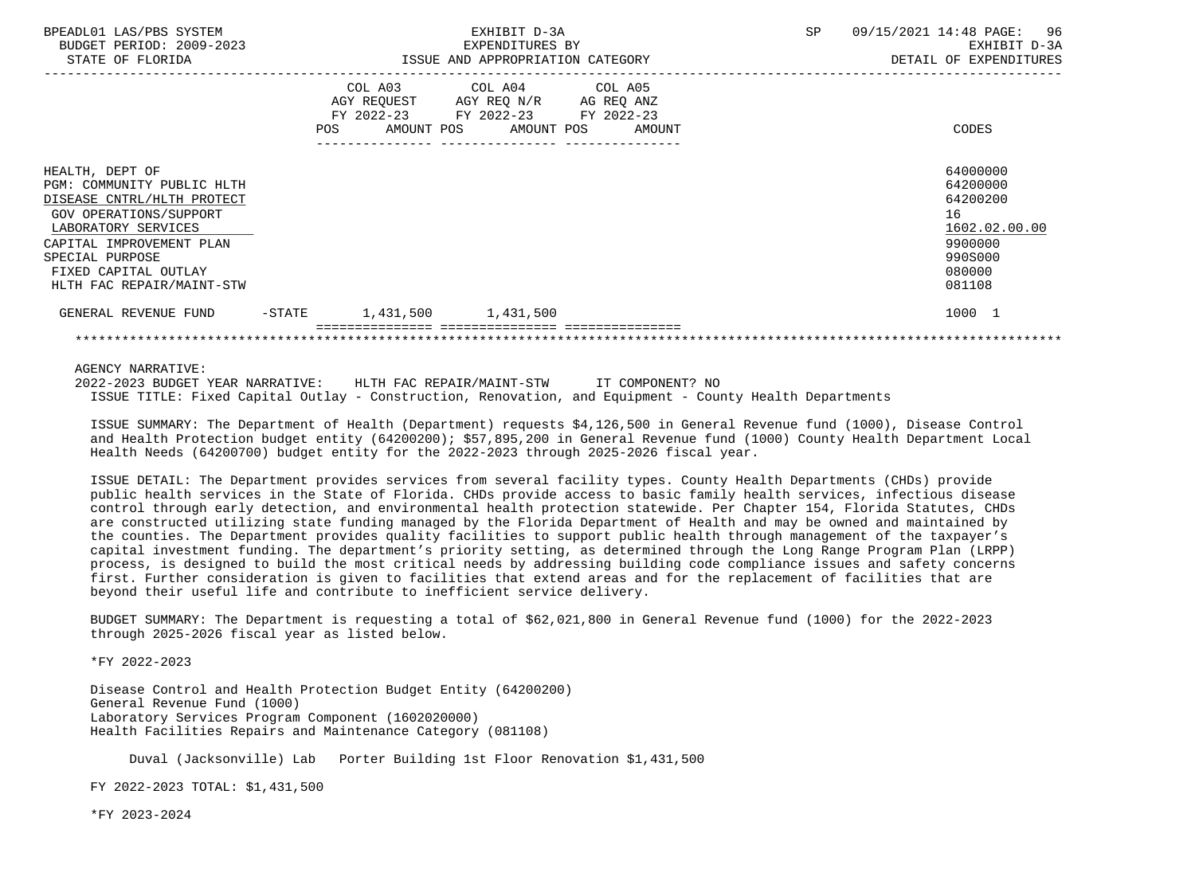| | COL A03 AGY REQUEST FY 2022-23 POS AMOUNT | COL A04 AGY REQ N/R FY 2022-23 POS AMOUNT | COL A05 AG REQ ANZ FY 2022-23 POS AMOUNT | CODES |
|---|---|---|---|---|
| HEALTH, DEPT OF | | | | 64000000 |
| PGM: COMMUNITY PUBLIC HLTH | | | | 64200000 |
| DISEASE CNTRL/HLTH PROTECT | | | | 64200200 |
| GOV OPERATIONS/SUPPORT | | | | 16 |
| LABORATORY SERVICES | | | | 1602.02.00.00 |
| CAPITAL IMPROVEMENT PLAN | | | | 9900000 |
| SPECIAL PURPOSE | | | | 990S000 |
| FIXED CAPITAL OUTLAY | | | | 080000 |
| HLTH FAC REPAIR/MAINT-STW | | | | 081108 |
| GENERAL REVENUE FUND -STATE | 1,431,500 | 1,431,500 | | 1000 1 |

AGENCY NARRATIVE:

2022-2023 BUDGET YEAR NARRATIVE: HLTH FAC REPAIR/MAINT-STW IT COMPONENT? NO

ISSUE TITLE: Fixed Capital Outlay - Construction, Renovation, and Equipment - County Health Departments

ISSUE SUMMARY: The Department of Health (Department) requests $4,126,500 in General Revenue fund (1000), Disease Control and Health Protection budget entity (64200200); $57,895,200 in General Revenue fund (1000) County Health Department Local Health Needs (64200700) budget entity for the 2022-2023 through 2025-2026 fiscal year.

ISSUE DETAIL: The Department provides services from several facility types. County Health Departments (CHDs) provide public health services in the State of Florida. CHDs provide access to basic family health services, infectious disease control through early detection, and environmental health protection statewide. Per Chapter 154, Florida Statutes, CHDs are constructed utilizing state funding managed by the Florida Department of Health and may be owned and maintained by the counties. The Department provides quality facilities to support public health through management of the taxpayer's capital investment funding. The department's priority setting, as determined through the Long Range Program Plan (LRPP) process, is designed to build the most critical needs by addressing building code compliance issues and safety concerns first. Further consideration is given to facilities that extend areas and for the replacement of facilities that are beyond their useful life and contribute to inefficient service delivery.

BUDGET SUMMARY: The Department is requesting a total of $62,021,800 in General Revenue fund (1000) for the 2022-2023 through 2025-2026 fiscal year as listed below.

*FY 2022-2023

Disease Control and Health Protection Budget Entity (64200200)
General Revenue Fund (1000)
Laboratory Services Program Component (1602020000)
Health Facilities Repairs and Maintenance Category (081108)

Duval (Jacksonville) Lab Porter Building 1st Floor Renovation $1,431,500

FY 2022-2023 TOTAL: $1,431,500

*FY 2023-2024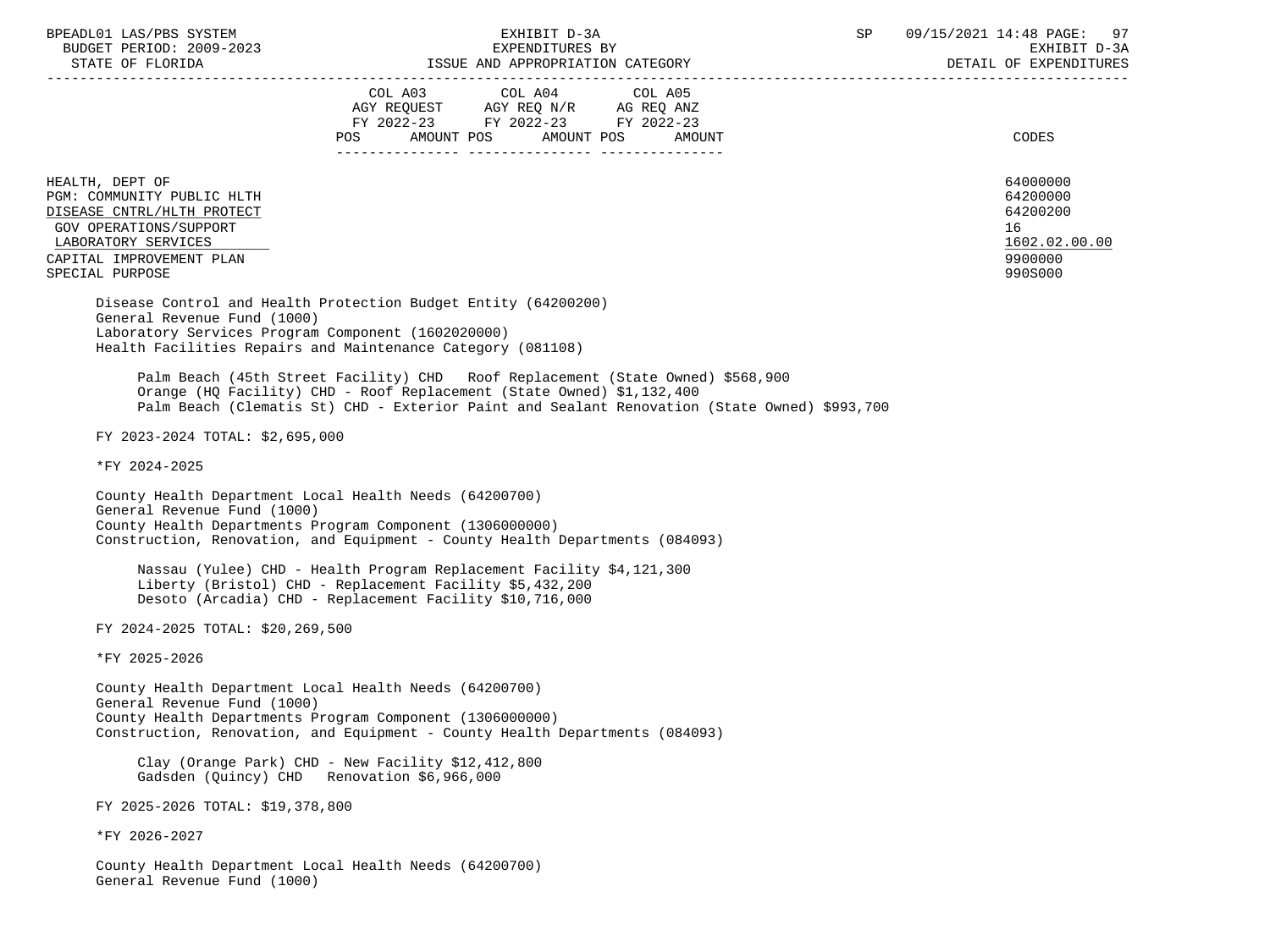| | COL A03 AGY REQUEST FY 2022-23 POS AMOUNT | COL A04 AGY REQ N/R FY 2022-23 POS AMOUNT | COL A05 AG REQ ANZ FY 2022-23 POS AMOUNT | CODES |
|---|---|---|---|---|
| HEALTH, DEPT OF | | | | 64000000 |
| PGM: COMMUNITY PUBLIC HLTH | | | | 64200000 |
| DISEASE CNTRL/HLTH PROTECT | | | | 64200200 |
| GOV OPERATIONS/SUPPORT | | | | 16 |
| LABORATORY SERVICES | | | | 1602.02.00.00 |
| CAPITAL IMPROVEMENT PLAN | | | | 9900000 |
| SPECIAL PURPOSE | | | | 990S000 |

Disease Control and Health Protection Budget Entity (64200200)
General Revenue Fund (1000)
Laboratory Services Program Component (1602020000)
Health Facilities Repairs and Maintenance Category (081108)

Palm Beach (45th Street Facility) CHD   Roof Replacement (State Owned) $568,900
Orange (HQ Facility) CHD - Roof Replacement (State Owned) $1,132,400
Palm Beach (Clematis St) CHD - Exterior Paint and Sealant Renovation (State Owned) $993,700

FY 2023-2024 TOTAL: $2,695,000

*FY 2024-2025

County Health Department Local Health Needs (64200700)
General Revenue Fund (1000)
County Health Departments Program Component (1306000000)
Construction, Renovation, and Equipment - County Health Departments (084093)

Nassau (Yulee) CHD - Health Program Replacement Facility $4,121,300
Liberty (Bristol) CHD - Replacement Facility $5,432,200
Desoto (Arcadia) CHD - Replacement Facility $10,716,000

FY 2024-2025 TOTAL: $20,269,500

*FY 2025-2026

County Health Department Local Health Needs (64200700)
General Revenue Fund (1000)
County Health Departments Program Component (1306000000)
Construction, Renovation, and Equipment - County Health Departments (084093)

Clay (Orange Park) CHD - New Facility $12,412,800
Gadsden (Quincy) CHD   Renovation $6,966,000

FY 2025-2026 TOTAL: $19,378,800

*FY 2026-2027

County Health Department Local Health Needs (64200700)
General Revenue Fund (1000)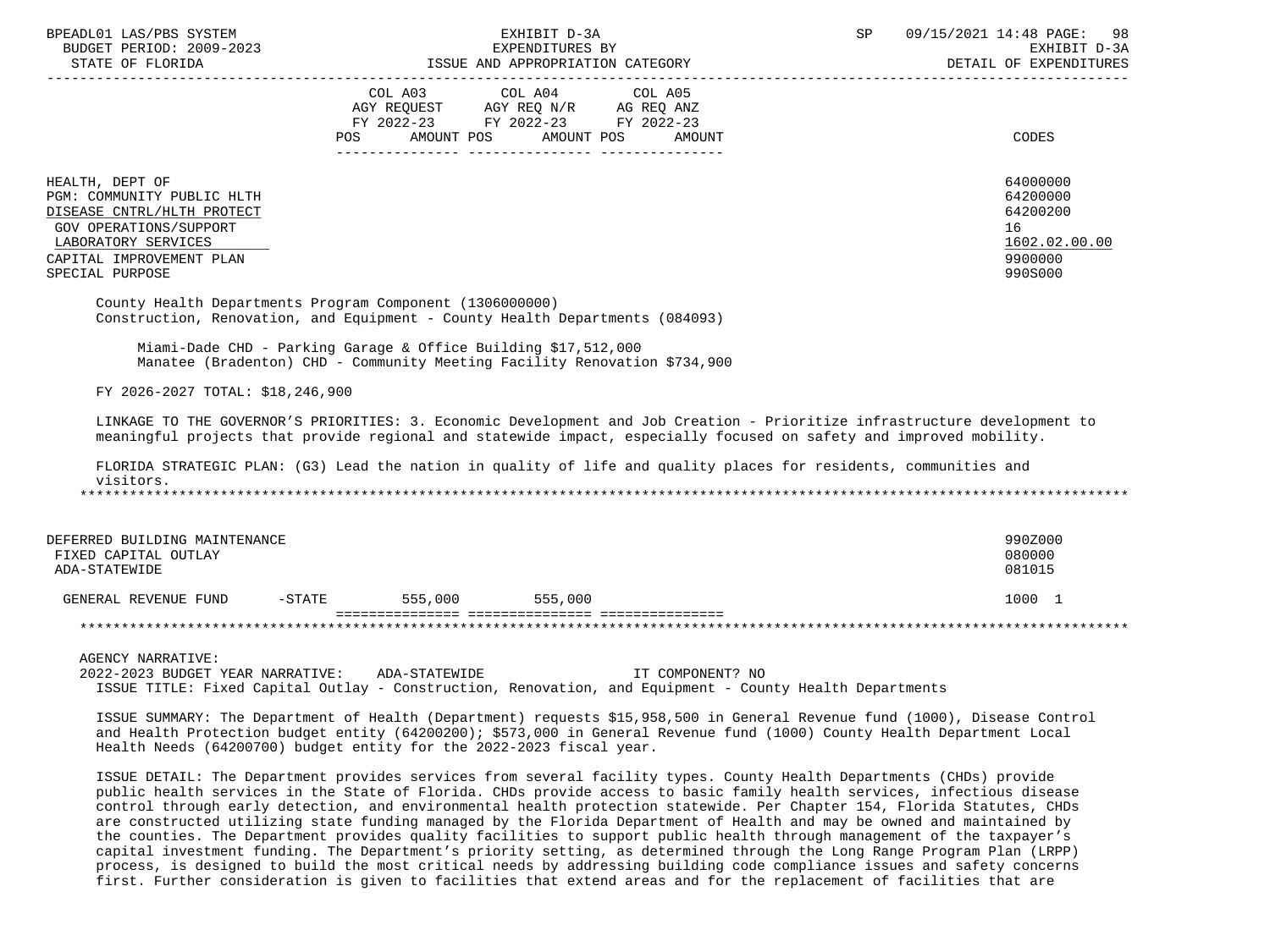| | COL A03 AGY REQUEST FY 2022-23 POS AMOUNT | COL A04 AGY REQ N/R FY 2022-23 POS AMOUNT | COL A05 AG REQ ANZ FY 2022-23 POS AMOUNT | CODES |
|---|---|---|---|---|
| HEALTH, DEPT OF | | | | 64000000 |
| PGM: COMMUNITY PUBLIC HLTH | | | | 64200000 |
| DISEASE CNTRL/HLTH PROTECT | | | | 64200200 |
| GOV OPERATIONS/SUPPORT | | | | 16 |
| LABORATORY SERVICES | | | | 1602.02.00.00 |
| CAPITAL IMPROVEMENT PLAN | | | | 9900000 |
| SPECIAL PURPOSE | | | | 990S000 |

County Health Departments Program Component (1306000000)
Construction, Renovation, and Equipment - County Health Departments (084093)

Miami-Dade CHD - Parking Garage & Office Building $17,512,000
Manatee (Bradenton) CHD - Community Meeting Facility Renovation $734,900

FY 2026-2027 TOTAL: $18,246,900

LINKAGE TO THE GOVERNOR'S PRIORITIES: 3. Economic Development and Job Creation - Prioritize infrastructure development to meaningful projects that provide regional and statewide impact, especially focused on safety and improved mobility.

FLORIDA STRATEGIC PLAN: (G3) Lead the nation in quality of life and quality places for residents, communities and visitors.

*******************************************************************************************************************************

| | COL A03 | COL A04 | COL A05 | CODES |
|---|---|---|---|---|
| DEFERRED BUILDING MAINTENANCE | | | | 990Z000 |
| FIXED CAPITAL OUTLAY | | | | 080000 |
| ADA-STATEWIDE | | | | 081015 |
| GENERAL REVENUE FUND -STATE | 555,000 | 555,000 | | 1000 1 |

*******************************************************************************************************************************

AGENCY NARRATIVE:
2022-2023 BUDGET YEAR NARRATIVE: ADA-STATEWIDE IT COMPONENT? NO
ISSUE TITLE: Fixed Capital Outlay - Construction, Renovation, and Equipment - County Health Departments

ISSUE SUMMARY: The Department of Health (Department) requests $15,958,500 in General Revenue fund (1000), Disease Control and Health Protection budget entity (64200200); $573,000 in General Revenue fund (1000) County Health Department Local Health Needs (64200700) budget entity for the 2022-2023 fiscal year.

ISSUE DETAIL: The Department provides services from several facility types. County Health Departments (CHDs) provide public health services in the State of Florida. CHDs provide access to basic family health services, infectious disease control through early detection, and environmental health protection statewide. Per Chapter 154, Florida Statutes, CHDs are constructed utilizing state funding managed by the Florida Department of Health and may be owned and maintained by the counties. The Department provides quality facilities to support public health through management of the taxpayer's capital investment funding. The Department's priority setting, as determined through the Long Range Program Plan (LRPP) process, is designed to build the most critical needs by addressing building code compliance issues and safety concerns first. Further consideration is given to facilities that extend areas and for the replacement of facilities that are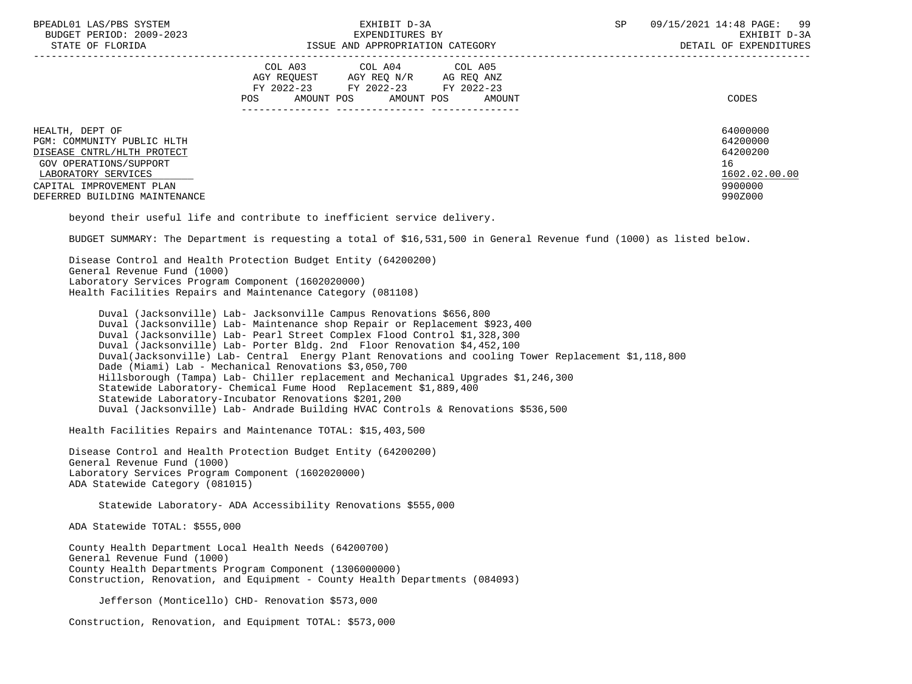| | COL A03 AGY REQUEST FY 2022-23 POS AMOUNT | COL A04 AGY REQ N/R FY 2022-23 POS AMOUNT | COL A05 AG REQ ANZ FY 2022-23 POS AMOUNT | CODES |
|---|---|---|---|---|
| HEALTH, DEPT OF | | | | 64000000 |
| PGM: COMMUNITY PUBLIC HLTH | | | | 64200000 |
| DISEASE CNTRL/HLTH PROTECT | | | | 64200200 |
| GOV OPERATIONS/SUPPORT | | | | 16 |
| LABORATORY SERVICES | | | | 1602.02.00.00 |
| CAPITAL IMPROVEMENT PLAN | | | | 9900000 |
| DEFERRED BUILDING MAINTENANCE | | | | 990Z000 |

beyond their useful life and contribute to inefficient service delivery.

BUDGET SUMMARY: The Department is requesting a total of $16,531,500 in General Revenue fund (1000) as listed below.

Disease Control and Health Protection Budget Entity (64200200)
General Revenue Fund (1000)
Laboratory Services Program Component (1602020000)
Health Facilities Repairs and Maintenance Category (081108)

- Duval (Jacksonville) Lab- Jacksonville Campus Renovations $656,800
- Duval (Jacksonville) Lab- Maintenance shop Repair or Replacement $923,400
- Duval (Jacksonville) Lab- Pearl Street Complex Flood Control $1,328,300
- Duval (Jacksonville) Lab- Porter Bldg. 2nd Floor Renovation $4,452,100
- Duval(Jacksonville) Lab- Central Energy Plant Renovations and cooling Tower Replacement $1,118,800
- Dade (Miami) Lab - Mechanical Renovations $3,050,700
- Hillsborough (Tampa) Lab- Chiller replacement and Mechanical Upgrades $1,246,300
- Statewide Laboratory- Chemical Fume Hood Replacement $1,889,400
- Statewide Laboratory-Incubator Renovations $201,200
- Duval (Jacksonville) Lab- Andrade Building HVAC Controls & Renovations $536,500

Health Facilities Repairs and Maintenance TOTAL: $15,403,500

Disease Control and Health Protection Budget Entity (64200200)
General Revenue Fund (1000)
Laboratory Services Program Component (1602020000)
ADA Statewide Category (081015)

- Statewide Laboratory- ADA Accessibility Renovations $555,000

ADA Statewide TOTAL: $555,000

County Health Department Local Health Needs (64200700)
General Revenue Fund (1000)
County Health Departments Program Component (1306000000)
Construction, Renovation, and Equipment - County Health Departments (084093)

- Jefferson (Monticello) CHD- Renovation $573,000

Construction, Renovation, and Equipment TOTAL: $573,000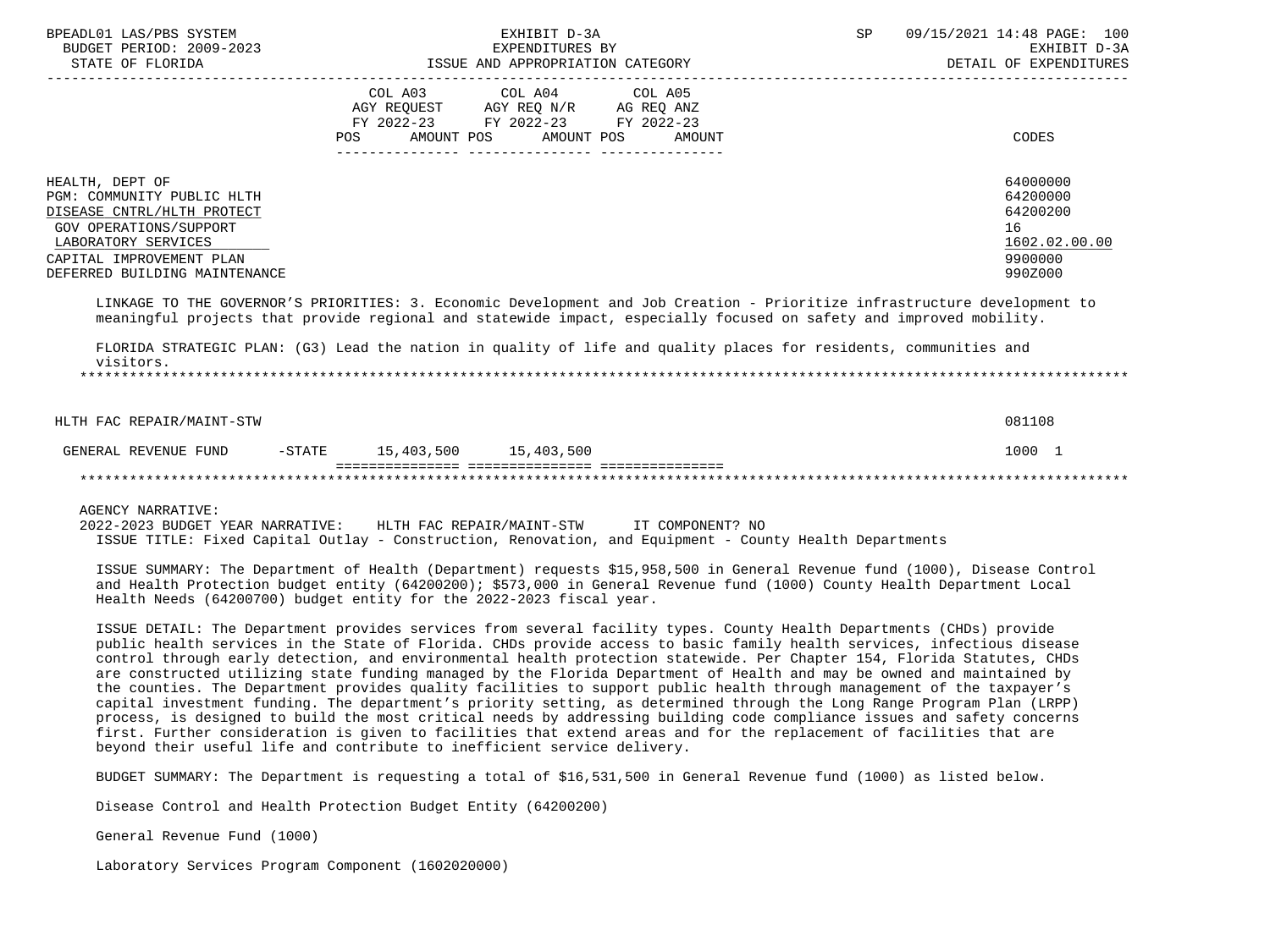| | COL A03 AGY REQUEST FY 2022-23 POS AMOUNT | COL A04 AGY REQ N/R FY 2022-23 POS AMOUNT | COL A05 AG REQ ANZ FY 2022-23 POS AMOUNT | CODES |
|---|---|---|---|---|
| HEALTH, DEPT OF | | | | 64000000 |
| PGM: COMMUNITY PUBLIC HLTH | | | | 64200000 |
| DISEASE CNTRL/HLTH PROTECT | | | | 64200200 |
| GOV OPERATIONS/SUPPORT | | | | 16 |
| LABORATORY SERVICES | | | | 1602.02.00.00 |
| CAPITAL IMPROVEMENT PLAN | | | | 9900000 |
| DEFERRED BUILDING MAINTENANCE | | | | 990Z000 |

LINKAGE TO THE GOVERNOR'S PRIORITIES: 3. Economic Development and Job Creation - Prioritize infrastructure development to meaningful projects that provide regional and statewide impact, especially focused on safety and improved mobility.

FLORIDA STRATEGIC PLAN: (G3) Lead the nation in quality of life and quality places for residents, communities and visitors.

| | COL A03 | COL A04 | COL A05 | CODES |
|---|---|---|---|---|
| HLTH FAC REPAIR/MAINT-STW | | | | 081108 |
| GENERAL REVENUE FUND -STATE | 15,403,500 | 15,403,500 | | 1000 1 |

AGENCY NARRATIVE:

2022-2023 BUDGET YEAR NARRATIVE: HLTH FAC REPAIR/MAINT-STW IT COMPONENT? NO

ISSUE TITLE: Fixed Capital Outlay - Construction, Renovation, and Equipment - County Health Departments

ISSUE SUMMARY: The Department of Health (Department) requests $15,958,500 in General Revenue fund (1000), Disease Control and Health Protection budget entity (64200200); $573,000 in General Revenue fund (1000) County Health Department Local Health Needs (64200700) budget entity for the 2022-2023 fiscal year.

ISSUE DETAIL: The Department provides services from several facility types. County Health Departments (CHDs) provide public health services in the State of Florida. CHDs provide access to basic family health services, infectious disease control through early detection, and environmental health protection statewide. Per Chapter 154, Florida Statutes, CHDs are constructed utilizing state funding managed by the Florida Department of Health and may be owned and maintained by the counties. The Department provides quality facilities to support public health through management of the taxpayer's capital investment funding. The department's priority setting, as determined through the Long Range Program Plan (LRPP) process, is designed to build the most critical needs by addressing building code compliance issues and safety concerns first. Further consideration is given to facilities that extend areas and for the replacement of facilities that are beyond their useful life and contribute to inefficient service delivery.

BUDGET SUMMARY: The Department is requesting a total of $16,531,500 in General Revenue fund (1000) as listed below.

Disease Control and Health Protection Budget Entity (64200200)

General Revenue Fund (1000)

Laboratory Services Program Component (1602020000)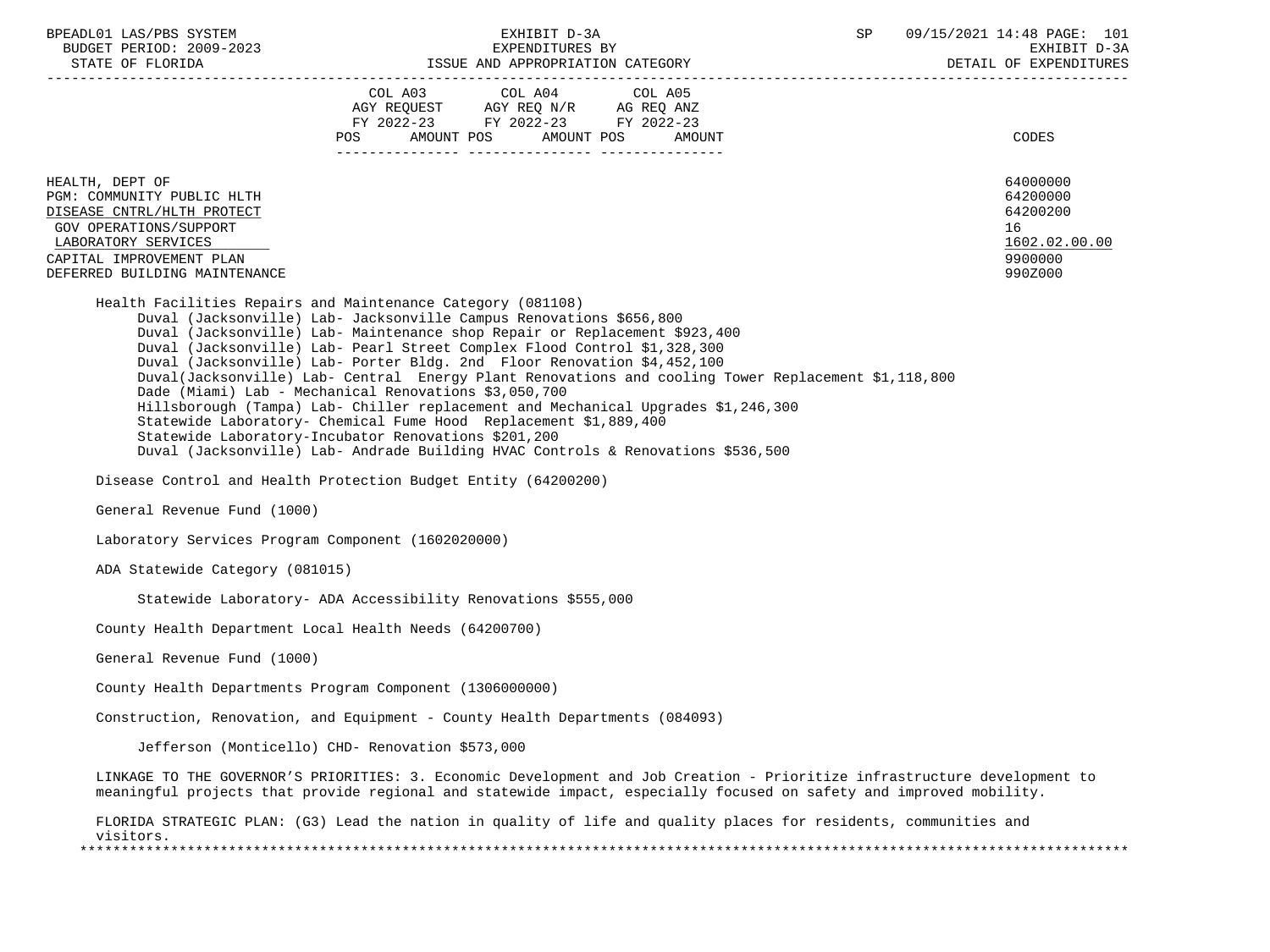| | COL A03 AGY REQUEST FY 2022-23 POS AMOUNT | COL A04 AGY REQ N/R FY 2022-23 POS AMOUNT | COL A05 AG REQ ANZ FY 2022-23 POS AMOUNT | CODES |
|---|---|---|---|---|

HEALTH, DEPT OF — 64000000
PGM: COMMUNITY PUBLIC HLTH — 64200000
DISEASE CNTRL/HLTH PROTECT — 64200200
GOV OPERATIONS/SUPPORT — 16
LABORATORY SERVICES — 1602.02.00.00
CAPITAL IMPROVEMENT PLAN — 9900000
DEFERRED BUILDING MAINTENANCE — 990Z000

Health Facilities Repairs and Maintenance Category (081108)

- Duval (Jacksonville) Lab- Jacksonville Campus Renovations $656,800
- Duval (Jacksonville) Lab- Maintenance shop Repair or Replacement $923,400
- Duval (Jacksonville) Lab- Pearl Street Complex Flood Control $1,328,300
- Duval (Jacksonville) Lab- Porter Bldg. 2nd Floor Renovation $4,452,100
- Duval(Jacksonville) Lab- Central Energy Plant Renovations and cooling Tower Replacement $1,118,800
- Dade (Miami) Lab - Mechanical Renovations $3,050,700
- Hillsborough (Tampa) Lab- Chiller replacement and Mechanical Upgrades $1,246,300
- Statewide Laboratory- Chemical Fume Hood Replacement $1,889,400
- Statewide Laboratory-Incubator Renovations $201,200
- Duval (Jacksonville) Lab- Andrade Building HVAC Controls & Renovations $536,500

Disease Control and Health Protection Budget Entity (64200200)

General Revenue Fund (1000)

Laboratory Services Program Component (1602020000)

ADA Statewide Category (081015)

- Statewide Laboratory- ADA Accessibility Renovations $555,000

County Health Department Local Health Needs (64200700)

General Revenue Fund (1000)

County Health Departments Program Component (1306000000)

Construction, Renovation, and Equipment - County Health Departments (084093)

- Jefferson (Monticello) CHD- Renovation $573,000

LINKAGE TO THE GOVERNOR'S PRIORITIES: 3. Economic Development and Job Creation - Prioritize infrastructure development to meaningful projects that provide regional and statewide impact, especially focused on safety and improved mobility.

FLORIDA STRATEGIC PLAN: (G3) Lead the nation in quality of life and quality places for residents, communities and visitors.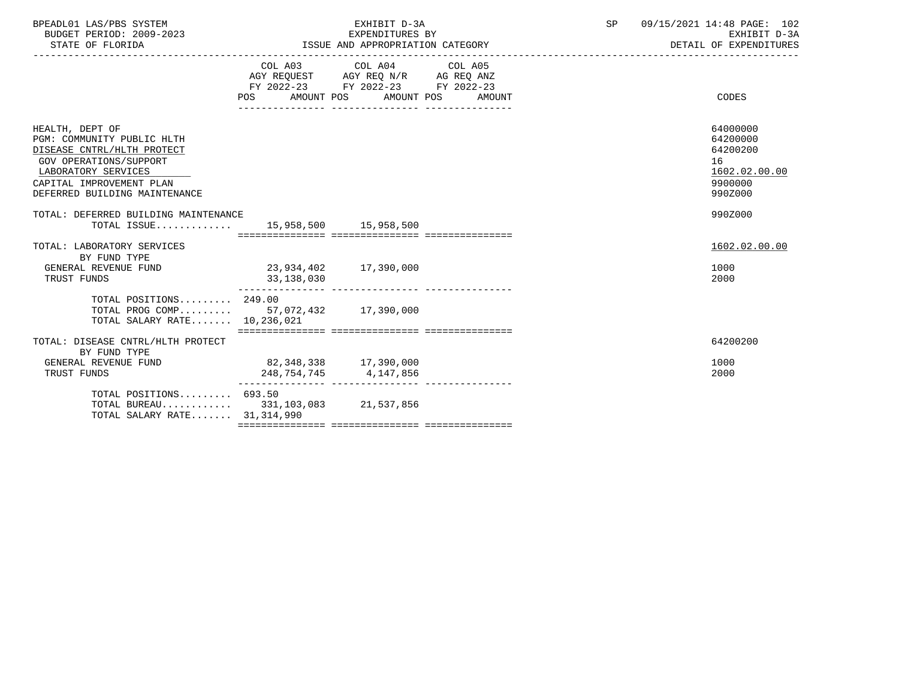BPEADL01 LAS/PBS SYSTEM
BUDGET PERIOD: 2009-2023
STATE OF FLORIDA

EXHIBIT D-3A
EXPENDITURES BY
ISSUE AND APPROPRIATION CATEGORY

SP 09/15/2021 14:48

EXHIBIT D-3A
DETAIL OF EXPENDITURES

| | COL A03 AGY REQUEST FY 2022-23 POS AMOUNT | COL A04 AGY REQ N/R FY 2022-23 POS AMOUNT | COL A05 AG REQ ANZ FY 2022-23 POS AMOUNT | CODES |
|---|---|---|---|---|
| HEALTH, DEPT OF | | | | 64000000 |
| PGM: COMMUNITY PUBLIC HLTH | | | | 64200000 |
| DISEASE CNTRL/HLTH PROTECT | | | | 64200200 |
| GOV OPERATIONS/SUPPORT | | | | 16 |
| LABORATORY SERVICES | | | | 1602.02.00.00 |
| CAPITAL IMPROVEMENT PLAN | | | | 9900000 |
| DEFERRED BUILDING MAINTENANCE | | | | 990Z000 |
| TOTAL: DEFERRED BUILDING MAINTENANCE | | | | 990Z000 |
| TOTAL ISSUE............. | 15,958,500 | 15,958,500 | | |
| TOTAL: LABORATORY SERVICES | | | | 1602.02.00.00 |
| BY FUND TYPE | | | | |
| GENERAL REVENUE FUND | 23,934,402 | 17,390,000 | | 1000 |
| TRUST FUNDS | 33,138,030 | | | 2000 |
| TOTAL POSITIONS......... | 249.00 | | | |
| TOTAL PROG COMP......... | 57,072,432 | 17,390,000 | | |
| TOTAL SALARY RATE....... | 10,236,021 | | | |
| TOTAL: DISEASE CNTRL/HLTH PROTECT | | | | 64200200 |
| BY FUND TYPE | | | | |
| GENERAL REVENUE FUND | 82,348,338 | 17,390,000 | | 1000 |
| TRUST FUNDS | 248,754,745 | 4,147,856 | | 2000 |
| TOTAL POSITIONS......... | 693.50 | | | |
| TOTAL BUREAU............ | 331,103,083 | 21,537,856 | | |
| TOTAL SALARY RATE....... | 31,314,990 | | | |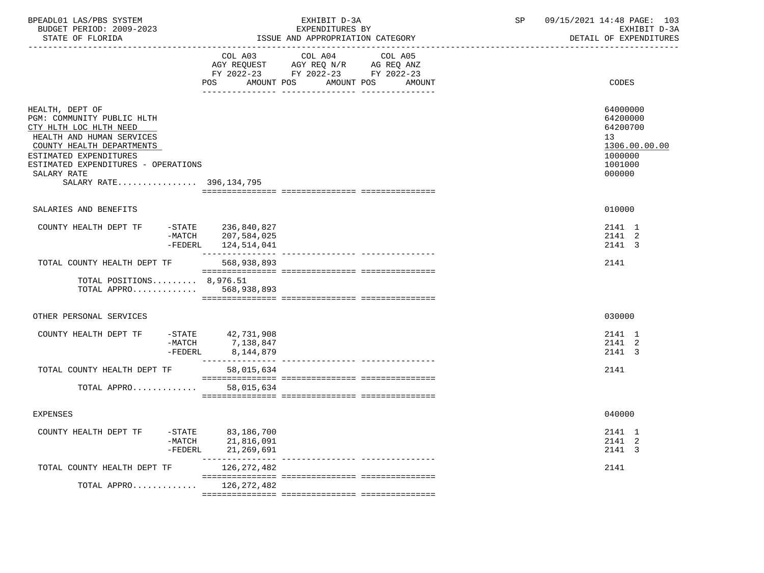BPEADL01 LAS/PBS SYSTEM | EXHIBIT D-3A | SP 09/15/2021 14:48 PAGE: 103
BUDGET PERIOD: 2009-2023 | EXPENDITURES BY | EXHIBIT D-3A
STATE OF FLORIDA | ISSUE AND APPROPRIATION CATEGORY | DETAIL OF EXPENDITURES

| | COL A03 AGY REQUEST FY 2022-23 POS AMOUNT | COL A04 AGY REQ N/R FY 2022-23 POS AMOUNT | COL A05 AG REQ ANZ FY 2022-23 POS AMOUNT | CODES |
|---|---|---|---|---|
| HEALTH, DEPT OF | | | | 64000000 |
| PGM: COMMUNITY PUBLIC HLTH | | | | 64200000 |
| CTY HLTH LOC HLTH NEED | | | | 64200700 |
| HEALTH AND HUMAN SERVICES | | | | 13 |
| COUNTY HEALTH DEPARTMENTS | | | | 1306.00.00.00 |
| ESTIMATED EXPENDITURES | | | | 1000000 |
| ESTIMATED EXPENDITURES - OPERATIONS | | | | 1001000 |
| SALARY RATE | | | | 000000 |
| SALARY RATE................ 396,134,795 | | | | |
| SALARIES AND BENEFITS | | | | 010000 |
| COUNTY HEALTH DEPT TF -STATE | 236,840,827 | | | 2141 1 |
| -MATCH | 207,584,025 | | | 2141 2 |
| -FEDERL | 124,514,041 | | | 2141 3 |
| TOTAL COUNTY HEALTH DEPT TF | 568,938,893 | | | 2141 |
| TOTAL POSITIONS......... 8,976.51 | | | | |
| TOTAL APPRO............. | 568,938,893 | | | |
| OTHER PERSONAL SERVICES | | | | 030000 |
| COUNTY HEALTH DEPT TF -STATE | 42,731,908 | | | 2141 1 |
| -MATCH | 7,138,847 | | | 2141 2 |
| -FEDERL | 8,144,879 | | | 2141 3 |
| TOTAL COUNTY HEALTH DEPT TF | 58,015,634 | | | 2141 |
| TOTAL APPRO............. | 58,015,634 | | | |
| EXPENSES | | | | 040000 |
| COUNTY HEALTH DEPT TF -STATE | 83,186,700 | | | 2141 1 |
| -MATCH | 21,816,091 | | | 2141 2 |
| -FEDERL | 21,269,691 | | | 2141 3 |
| TOTAL COUNTY HEALTH DEPT TF | 126,272,482 | | | 2141 |
| TOTAL APPRO............. | 126,272,482 | | | |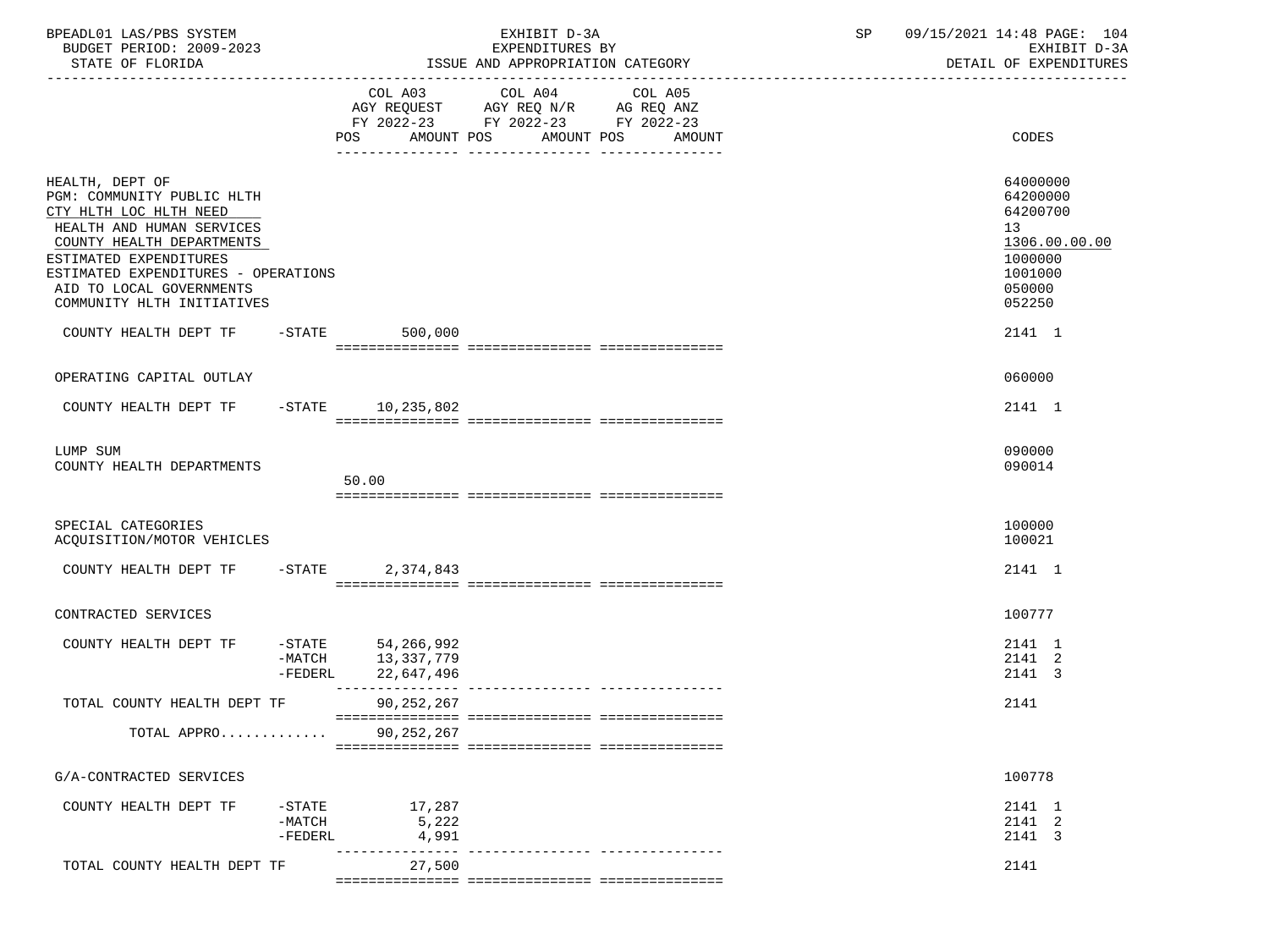BPEADL01 LAS/PBS SYSTEM
BUDGET PERIOD: 2009-2023
STATE OF FLORIDA

EXHIBIT D-3A
EXPENDITURES BY
ISSUE AND APPROPRIATION CATEGORY

SP 09/15/2021 14:48 PAGE: 104
EXHIBIT D-3A
DETAIL OF EXPENDITURES

| | | COL A03 AGY REQUEST FY 2022-23 POS AMOUNT | COL A04 AGY REQ N/R FY 2022-23 POS AMOUNT | COL A05 AG REQ ANZ FY 2022-23 POS AMOUNT | CODES |
|---|---|---|---|---|---|
| HEALTH, DEPT OF | | | | | 64000000 |
| PGM: COMMUNITY PUBLIC HLTH | | | | | 64200000 |
| CTY HLTH LOC HLTH NEED | | | | | 64200700 |
| HEALTH AND HUMAN SERVICES | | | | | 13 |
| COUNTY HEALTH DEPARTMENTS | | | | | 1306.00.00.00 |
| ESTIMATED EXPENDITURES | | | | | 1000000 |
| ESTIMATED EXPENDITURES - OPERATIONS | | | | | 1001000 |
| AID TO LOCAL GOVERNMENTS | | | | | 050000 |
| COMMUNITY HLTH INITIATIVES | | | | | 052250 |
| COUNTY HEALTH DEPT TF | -STATE | 500,000 | | | 2141 1 |
| OPERATING CAPITAL OUTLAY | | | | | 060000 |
| COUNTY HEALTH DEPT TF | -STATE | 10,235,802 | | | 2141 1 |
| LUMP SUM | | | | | 090000 |
| COUNTY HEALTH DEPARTMENTS | | 50.00 | | | 090014 |
| SPECIAL CATEGORIES | | | | | 100000 |
| ACQUISITION/MOTOR VEHICLES | | | | | 100021 |
| COUNTY HEALTH DEPT TF | -STATE | 2,374,843 | | | 2141 1 |
| CONTRACTED SERVICES | | | | | 100777 |
| COUNTY HEALTH DEPT TF | -STATE | 54,266,992 | | | 2141 1 |
| | -MATCH | 13,337,779 | | | 2141 2 |
| | -FEDERL | 22,647,496 | | | 2141 3 |
| TOTAL COUNTY HEALTH DEPT TF | | 90,252,267 | | | 2141 |
| TOTAL APPRO............ | | 90,252,267 | | | |
| G/A-CONTRACTED SERVICES | | | | | 100778 |
| COUNTY HEALTH DEPT TF | -STATE | 17,287 | | | 2141 1 |
| | -MATCH | 5,222 | | | 2141 2 |
| | -FEDERL | 4,991 | | | 2141 3 |
| TOTAL COUNTY HEALTH DEPT TF | | 27,500 | | | 2141 |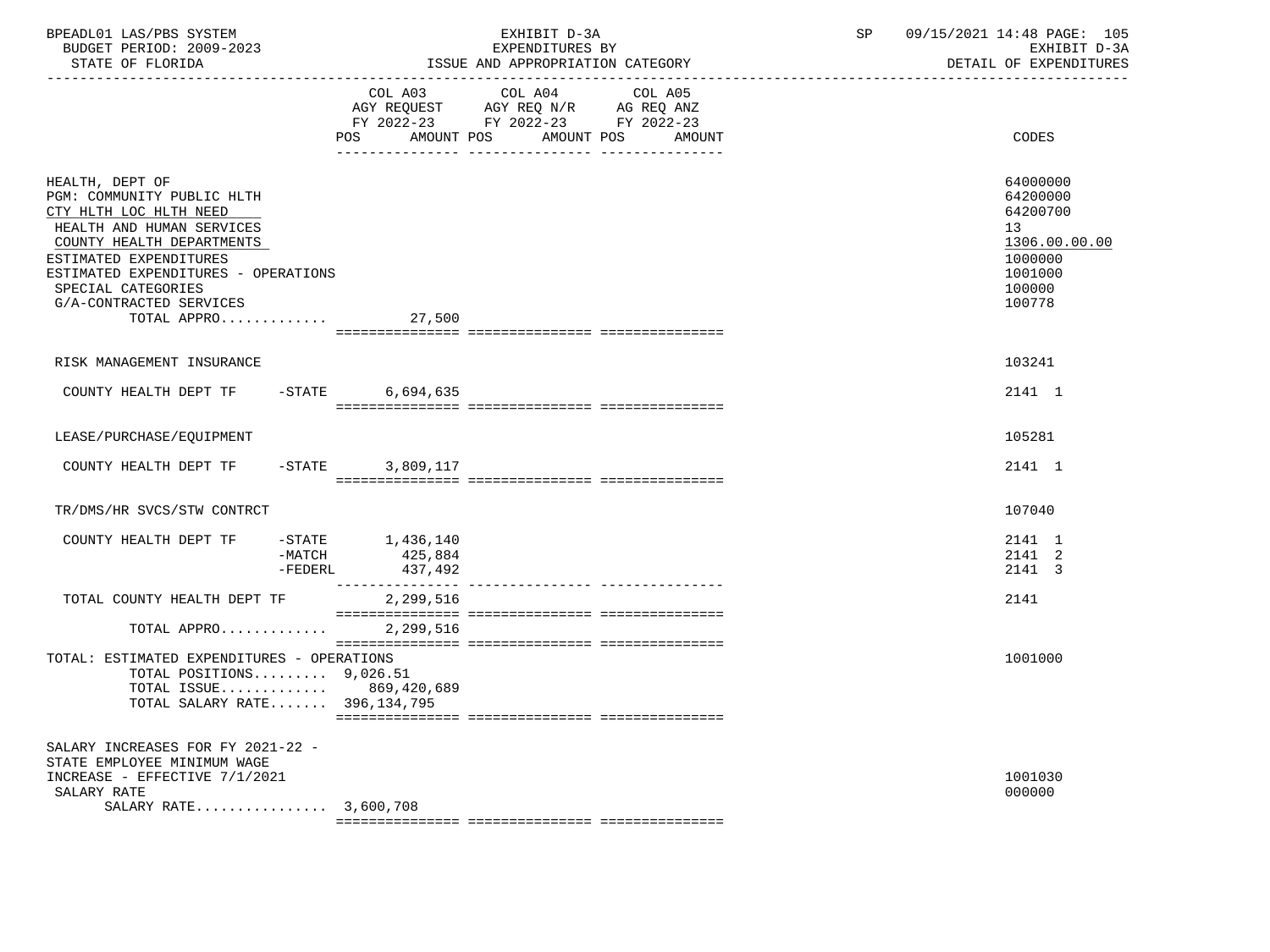| | COL A03 AGY REQUEST FY 2022-23 POS AMOUNT | COL A04 AGY REQ N/R FY 2022-23 POS AMOUNT | COL A05 AG REQ ANZ FY 2022-23 POS AMOUNT | CODES |
|---|---|---|---|---|
| HEALTH, DEPT OF | | | | 64000000 |
| PGM: COMMUNITY PUBLIC HLTH | | | | 64200000 |
| CTY HLTH LOC HLTH NEED | | | | 64200700 |
| HEALTH AND HUMAN SERVICES | | | | 13 |
| COUNTY HEALTH DEPARTMENTS | | | | 1306.00.00.00 |
| ESTIMATED EXPENDITURES | | | | 1000000 |
| ESTIMATED EXPENDITURES - OPERATIONS | | | | 1001000 |
| SPECIAL CATEGORIES | | | | 100000 |
| G/A-CONTRACTED SERVICES | | | | 100778 |
| TOTAL APPRO............. | 27,500 | | | |
| RISK MANAGEMENT INSURANCE | | | | 103241 |
| COUNTY HEALTH DEPT TF -STATE | 6,694,635 | | | 2141 1 |
| LEASE/PURCHASE/EQUIPMENT | | | | 105281 |
| COUNTY HEALTH DEPT TF -STATE | 3,809,117 | | | 2141 1 |
| TR/DMS/HR SVCS/STW CONTRCT | | | | 107040 |
| COUNTY HEALTH DEPT TF -STATE | 1,436,140 | | | 2141 1 |
| -MATCH | 425,884 | | | 2141 2 |
| -FEDERL | 437,492 | | | 2141 3 |
| TOTAL COUNTY HEALTH DEPT TF | 2,299,516 | | | 2141 |
| TOTAL APPRO............. | 2,299,516 | | | |
| TOTAL: ESTIMATED EXPENDITURES - OPERATIONS | | | | 1001000 |
| TOTAL POSITIONS......... | 9,026.51 | | | |
| TOTAL ISSUE............. | 869,420,689 | | | |
| TOTAL SALARY RATE....... | 396,134,795 | | | |
| SALARY INCREASES FOR FY 2021-22 - STATE EMPLOYEE MINIMUM WAGE INCREASE - EFFECTIVE 7/1/2021 | | | | 1001030 |
| SALARY RATE | | | | 000000 |
| SALARY RATE................ | 3,600,708 | | | |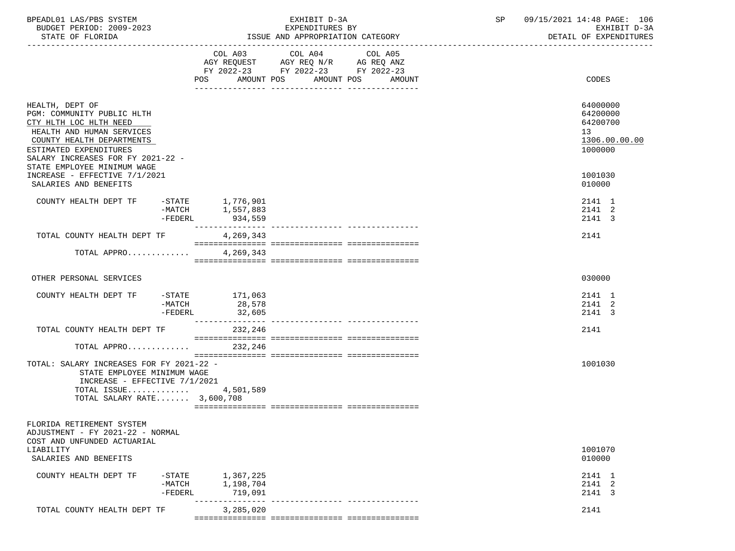BPEADL01 LAS/PBS SYSTEM | EXHIBIT D-3A | SP 09/15/2021 14:48

BUDGET PERIOD: 2009-2023 | EXPENDITURES BY | EXHIBIT D-3A

STATE OF FLORIDA | ISSUE AND APPROPRIATION CATEGORY | DETAIL OF EXPENDITURES

| | COL A03 AGY REQUEST FY 2022-23 POS AMOUNT | COL A04 AGY REQ N/R FY 2022-23 POS AMOUNT | COL A05 AG REQ ANZ FY 2022-23 POS AMOUNT | CODES |
|---|---|---|---|---|
| HEALTH, DEPT OF | | | | 64000000 |
| PGM: COMMUNITY PUBLIC HLTH | | | | 64200000 |
| CTY HLTH LOC HLTH NEED | | | | 64200700 |
| HEALTH AND HUMAN SERVICES | | | | 13 |
| COUNTY HEALTH DEPARTMENTS | | | | 1306.00.00.00 |
| ESTIMATED EXPENDITURES | | | | 1000000 |
| SALARY INCREASES FOR FY 2021-22 - STATE EMPLOYEE MINIMUM WAGE INCREASE - EFFECTIVE 7/1/2021 | | | | 1001030 |
| SALARIES AND BENEFITS | | | | 010000 |
| COUNTY HEALTH DEPT TF -STATE | 1,776,901 | | | 2141 1 |
| -MATCH | 1,557,883 | | | 2141 2 |
| -FEDERL | 934,559 | | | 2141 3 |
| TOTAL COUNTY HEALTH DEPT TF | 4,269,343 | | | 2141 |
| TOTAL APPRO............ | 4,269,343 | | | |
| OTHER PERSONAL SERVICES | | | | 030000 |
| COUNTY HEALTH DEPT TF -STATE | 171,063 | | | 2141 1 |
| -MATCH | 28,578 | | | 2141 2 |
| -FEDERL | 32,605 | | | 2141 3 |
| TOTAL COUNTY HEALTH DEPT TF | 232,246 | | | 2141 |
| TOTAL APPRO............ | 232,246 | | | |
| TOTAL: SALARY INCREASES FOR FY 2021-22 - STATE EMPLOYEE MINIMUM WAGE INCREASE - EFFECTIVE 7/1/2021 | | | | 1001030 |
| TOTAL ISSUE............ | 4,501,589 | | | |
| TOTAL SALARY RATE....... | 3,600,708 | | | |
| FLORIDA RETIREMENT SYSTEM ADJUSTMENT - FY 2021-22 - NORMAL COST AND UNFUNDED ACTUARIAL LIABILITY | | | | 1001070 |
| SALARIES AND BENEFITS | | | | 010000 |
| COUNTY HEALTH DEPT TF -STATE | 1,367,225 | | | 2141 1 |
| -MATCH | 1,198,704 | | | 2141 2 |
| -FEDERL | 719,091 | | | 2141 3 |
| TOTAL COUNTY HEALTH DEPT TF | 3,285,020 | | | 2141 |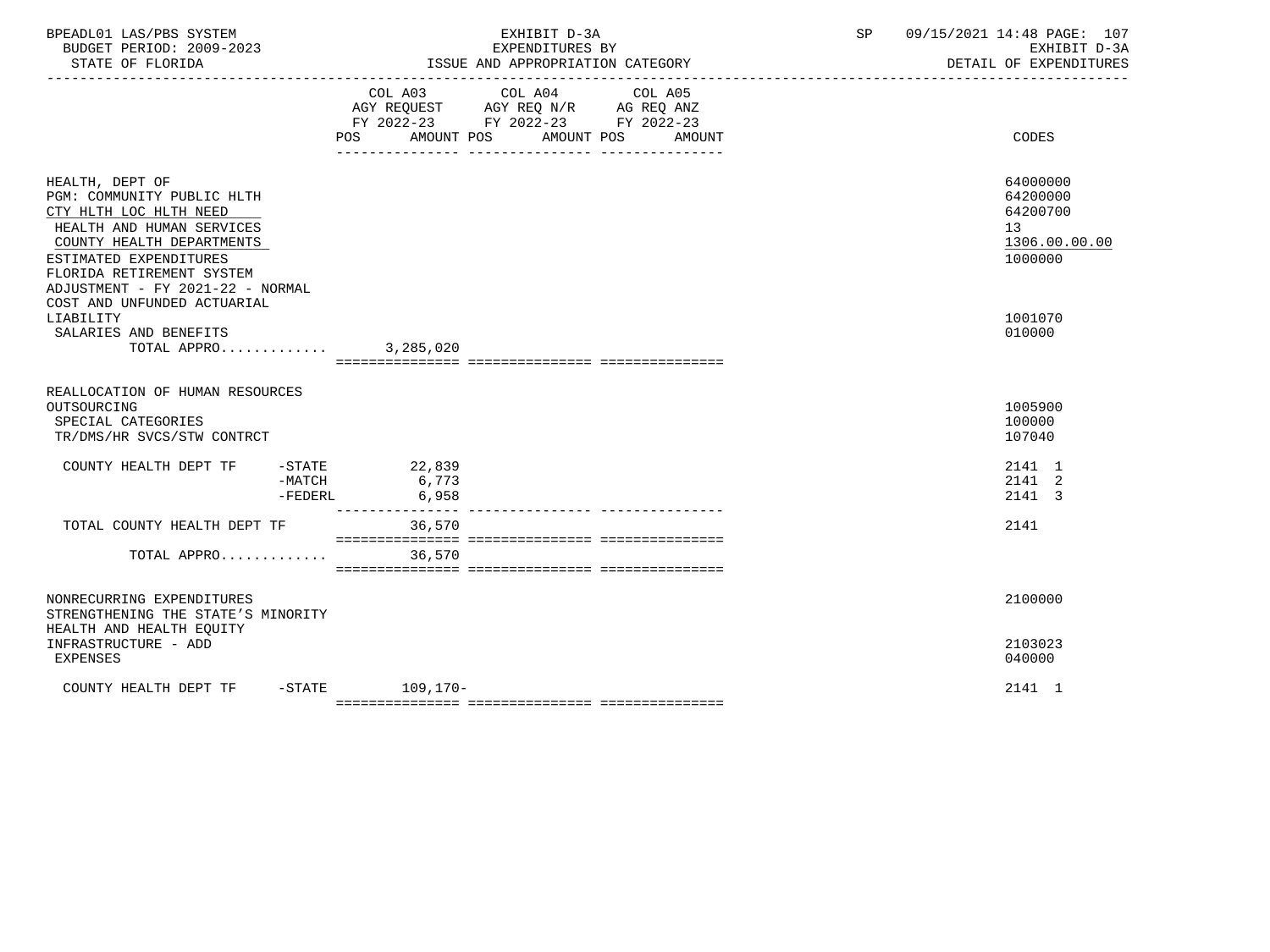| | COL A03 AGY REQUEST FY 2022-23 POS AMOUNT | COL A04 AGY REQ N/R FY 2022-23 POS AMOUNT | COL A05 AG REQ ANZ FY 2022-23 POS AMOUNT | CODES |
|---|---|---|---|---|
| HEALTH, DEPT OF | | | | 64000000 |
| PGM: COMMUNITY PUBLIC HLTH | | | | 64200000 |
| CTY HLTH LOC HLTH NEED | | | | 64200700 |
| HEALTH AND HUMAN SERVICES | | | | 13 |
| COUNTY HEALTH DEPARTMENTS | | | | 1306.00.00.00 |
| ESTIMATED EXPENDITURES | | | | 1000000 |
| FLORIDA RETIREMENT SYSTEM ADJUSTMENT - FY 2021-22 - NORMAL COST AND UNFUNDED ACTUARIAL LIABILITY | | | | 1001070 |
| SALARIES AND BENEFITS | | | | 010000 |
| TOTAL APPRO............ | 3,285,020 | | | |
| REALLOCATION OF HUMAN RESOURCES OUTSOURCING | | | | 1005900 |
| SPECIAL CATEGORIES | | | | 100000 |
| TR/DMS/HR SVCS/STW CONTRCT | | | | 107040 |
| COUNTY HEALTH DEPT TF -STATE | 22,839 | | | 2141 1 |
| -MATCH | 6,773 | | | 2141 2 |
| -FEDERL | 6,958 | | | 2141 3 |
| TOTAL COUNTY HEALTH DEPT TF | 36,570 | | | 2141 |
| TOTAL APPRO............ | 36,570 | | | |
| NONRECURRING EXPENDITURES | | | | 2100000 |
| STRENGTHENING THE STATE'S MINORITY HEALTH AND HEALTH EQUITY INFRASTRUCTURE - ADD | | | | 2103023 |
| EXPENSES | | | | 040000 |
| COUNTY HEALTH DEPT TF -STATE | 109,170- | | | 2141 1 |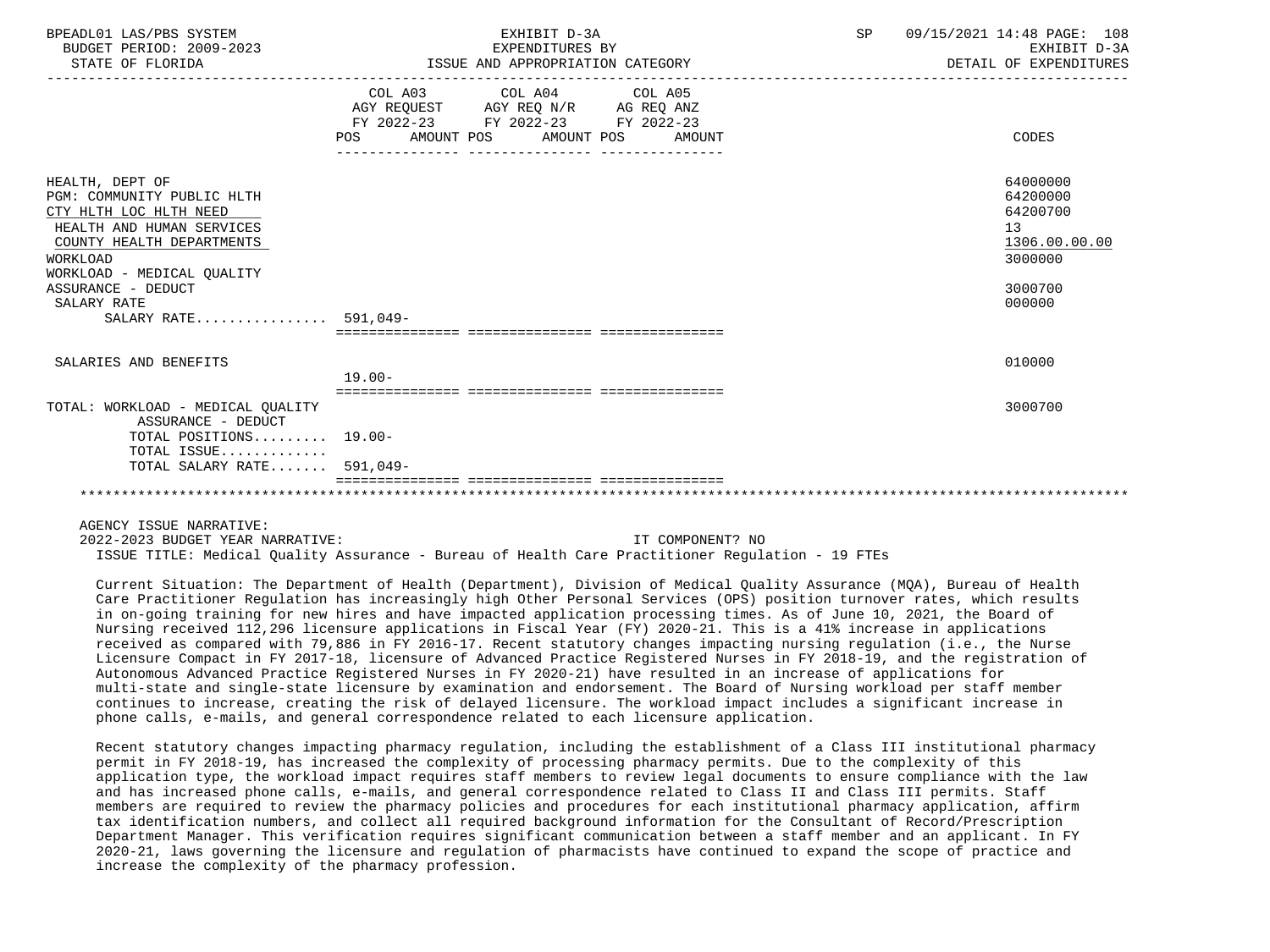| | COL A03 AGY REQUEST FY 2022-23 POS AMOUNT | COL A04 AGY REQ N/R FY 2022-23 POS AMOUNT | COL A05 AG REQ ANZ FY 2022-23 POS AMOUNT | CODES |
|---|---|---|---|---|
| HEALTH, DEPT OF | | | | 64000000 |
| PGM: COMMUNITY PUBLIC HLTH | | | | 64200000 |
| CTY HLTH LOC HLTH NEED | | | | 64200700 |
| HEALTH AND HUMAN SERVICES | | | | 13 |
| COUNTY HEALTH DEPARTMENTS | | | | 1306.00.00.00 |
| WORKLOAD | | | | 3000000 |
| WORKLOAD - MEDICAL QUALITY ASSURANCE - DEDUCT | | | | 3000700 |
| SALARY RATE | | | | 000000 |
| SALARY RATE................ | 591,049- | | | |
| SALARIES AND BENEFITS | 19.00- | | | 010000 |
| TOTAL: WORKLOAD - MEDICAL QUALITY ASSURANCE - DEDUCT | | | | 3000700 |
| TOTAL POSITIONS......... | 19.00- | | | |
| TOTAL ISSUE............. | | | | |
| TOTAL SALARY RATE....... | 591,049- | | | |

AGENCY ISSUE NARRATIVE:

2022-2023 BUDGET YEAR NARRATIVE: IT COMPONENT? NO

ISSUE TITLE: Medical Quality Assurance - Bureau of Health Care Practitioner Regulation - 19 FTEs

Current Situation: The Department of Health (Department), Division of Medical Quality Assurance (MQA), Bureau of Health Care Practitioner Regulation has increasingly high Other Personal Services (OPS) position turnover rates, which results in on-going training for new hires and have impacted application processing times. As of June 10, 2021, the Board of Nursing received 112,296 licensure applications in Fiscal Year (FY) 2020-21. This is a 41% increase in applications received as compared with 79,886 in FY 2016-17. Recent statutory changes impacting nursing regulation (i.e., the Nurse Licensure Compact in FY 2017-18, licensure of Advanced Practice Registered Nurses in FY 2018-19, and the registration of Autonomous Advanced Practice Registered Nurses in FY 2020-21) have resulted in an increase of applications for multi-state and single-state licensure by examination and endorsement. The Board of Nursing workload per staff member continues to increase, creating the risk of delayed licensure. The workload impact includes a significant increase in phone calls, e-mails, and general correspondence related to each licensure application.

Recent statutory changes impacting pharmacy regulation, including the establishment of a Class III institutional pharmacy permit in FY 2018-19, has increased the complexity of processing pharmacy permits. Due to the complexity of this application type, the workload impact requires staff members to review legal documents to ensure compliance with the law and has increased phone calls, e-mails, and general correspondence related to Class II and Class III permits. Staff members are required to review the pharmacy policies and procedures for each institutional pharmacy application, affirm tax identification numbers, and collect all required background information for the Consultant of Record/Prescription Department Manager. This verification requires significant communication between a staff member and an applicant. In FY 2020-21, laws governing the licensure and regulation of pharmacists have continued to expand the scope of practice and increase the complexity of the pharmacy profession.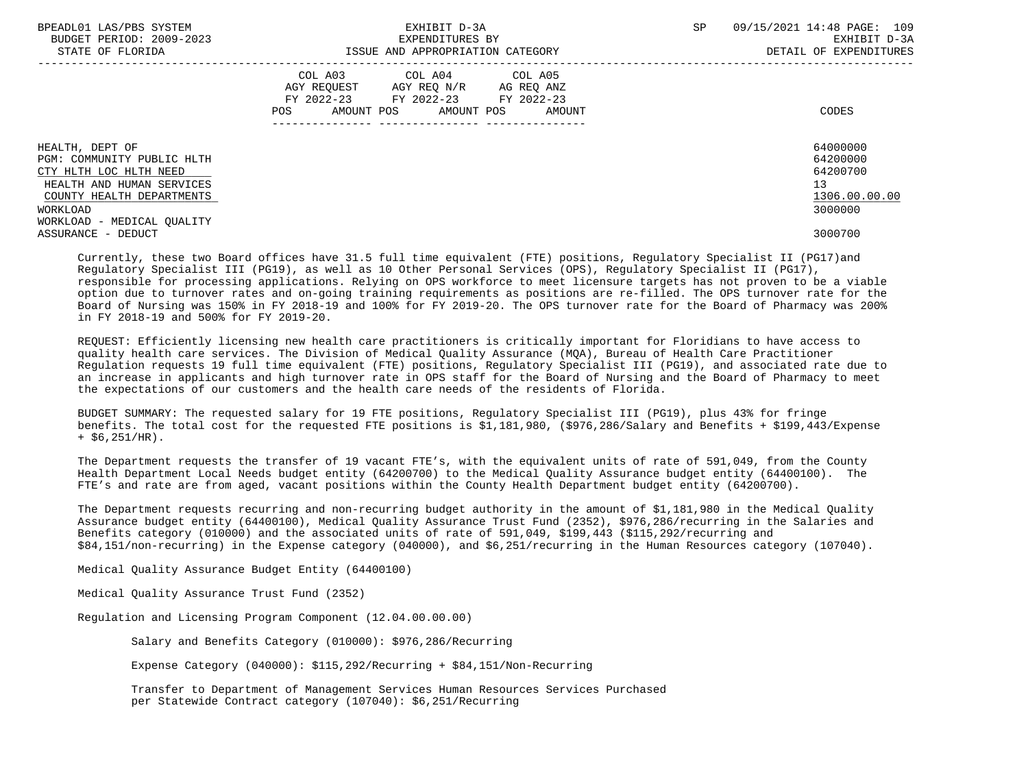| | COL A03 AGY REQUEST FY 2022-23 POS AMOUNT | COL A04 AGY REQ N/R FY 2022-23 POS AMOUNT | COL A05 AG REQ ANZ FY 2022-23 POS AMOUNT | CODES |
|---|---|---|---|---|
| HEALTH, DEPT OF | | | | 64000000 |
| PGM: COMMUNITY PUBLIC HLTH | | | | 64200000 |
| CTY HLTH LOC HLTH NEED | | | | 64200700 |
| HEALTH AND HUMAN SERVICES | | | | 13 |
| COUNTY HEALTH DEPARTMENTS | | | | 1306.00.00.00 |
| WORKLOAD | | | | 3000000 |
| WORKLOAD - MEDICAL QUALITY ASSURANCE - DEDUCT | | | | 3000700 |

Currently, these two Board offices have 31.5 full time equivalent (FTE) positions, Regulatory Specialist II (PG17)and Regulatory Specialist III (PG19), as well as 10 Other Personal Services (OPS), Regulatory Specialist II (PG17), responsible for processing applications. Relying on OPS workforce to meet licensure targets has not proven to be a viable option due to turnover rates and on-going training requirements as positions are re-filled. The OPS turnover rate for the Board of Nursing was 150% in FY 2018-19 and 100% for FY 2019-20. The OPS turnover rate for the Board of Pharmacy was 200% in FY 2018-19 and 500% for FY 2019-20.

REQUEST: Efficiently licensing new health care practitioners is critically important for Floridians to have access to quality health care services. The Division of Medical Quality Assurance (MQA), Bureau of Health Care Practitioner Regulation requests 19 full time equivalent (FTE) positions, Regulatory Specialist III (PG19), and associated rate due to an increase in applicants and high turnover rate in OPS staff for the Board of Nursing and the Board of Pharmacy to meet the expectations of our customers and the health care needs of the residents of Florida.

BUDGET SUMMARY: The requested salary for 19 FTE positions, Regulatory Specialist III (PG19), plus 43% for fringe benefits. The total cost for the requested FTE positions is $1,181,980, ($976,286/Salary and Benefits + $199,443/Expense + $6,251/HR).

The Department requests the transfer of 19 vacant FTE's, with the equivalent units of rate of 591,049, from the County Health Department Local Needs budget entity (64200700) to the Medical Quality Assurance budget entity (64400100). The FTE's and rate are from aged, vacant positions within the County Health Department budget entity (64200700).

The Department requests recurring and non-recurring budget authority in the amount of $1,181,980 in the Medical Quality Assurance budget entity (64400100), Medical Quality Assurance Trust Fund (2352), $976,286/recurring in the Salaries and Benefits category (010000) and the associated units of rate of 591,049, $199,443 ($115,292/recurring and $84,151/non-recurring) in the Expense category (040000), and $6,251/recurring in the Human Resources category (107040).

Medical Quality Assurance Budget Entity (64400100)

Medical Quality Assurance Trust Fund (2352)

Regulation and Licensing Program Component (12.04.00.00.00)

- Salary and Benefits Category (010000): $976,286/Recurring
- Expense Category (040000): $115,292/Recurring + $84,151/Non-Recurring
- Transfer to Department of Management Services Human Resources Services Purchased per Statewide Contract category (107040): $6,251/Recurring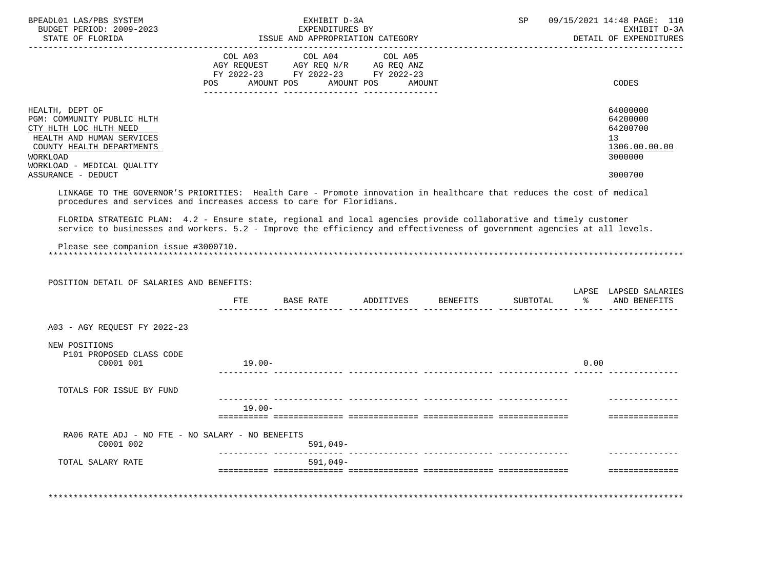BPEADL01 LAS/PBS SYSTEM — EXHIBIT D-3A — EXPENDITURES BY ISSUE AND APPROPRIATION CATEGORY — SP 09/15/2021 14:48

BUDGET PERIOD: 2009-2023 — STATE OF FLORIDA — EXHIBIT D-3A DETAIL OF EXPENDITURES

| | COL A03 AGY REQUEST FY 2022-23 POS AMOUNT | COL A04 AGY REQ N/R FY 2022-23 POS AMOUNT | COL A05 AG REQ ANZ FY 2022-23 POS AMOUNT | CODES |
|---|---|---|---|---|
| HEALTH, DEPT OF | | | | 64000000 |
| PGM: COMMUNITY PUBLIC HLTH | | | | 64200000 |
| CTY HLTH LOC HLTH NEED | | | | 64200700 |
| HEALTH AND HUMAN SERVICES | | | | 13 |
| COUNTY HEALTH DEPARTMENTS | | | | 1306.00.00.00 |
| WORKLOAD | | | | 3000000 |
| WORKLOAD - MEDICAL QUALITY ASSURANCE - DEDUCT | | | | 3000700 |

LINKAGE TO THE GOVERNOR'S PRIORITIES: Health Care - Promote innovation in healthcare that reduces the cost of medical procedures and services and increases access to care for Floridians.

FLORIDA STRATEGIC PLAN: 4.2 - Ensure state, regional and local agencies provide collaborative and timely customer service to businesses and workers. 5.2 - Improve the efficiency and effectiveness of government agencies at all levels.

Please see companion issue #3000710.

POSITION DETAIL OF SALARIES AND BENEFITS:

| | FTE | BASE RATE | ADDITIVES | BENEFITS | SUBTOTAL | LAPSE % | LAPSED SALARIES AND BENEFITS |
|---|---|---|---|---|---|---|---|
| A03 - AGY REQUEST FY 2022-23 | | | | | | | |
| NEW POSITIONS | | | | | | | |
| P101 PROPOSED CLASS CODE C0001 001 | 19.00- | | | | | 0.00 | |
| TOTALS FOR ISSUE BY FUND | 19.00- | | | | | | |
| RA06 RATE ADJ - NO FTE - NO SALARY - NO BENEFITS C0001 002 | | 591,049- | | | | | |
| TOTAL SALARY RATE | | 591,049- | | | | | |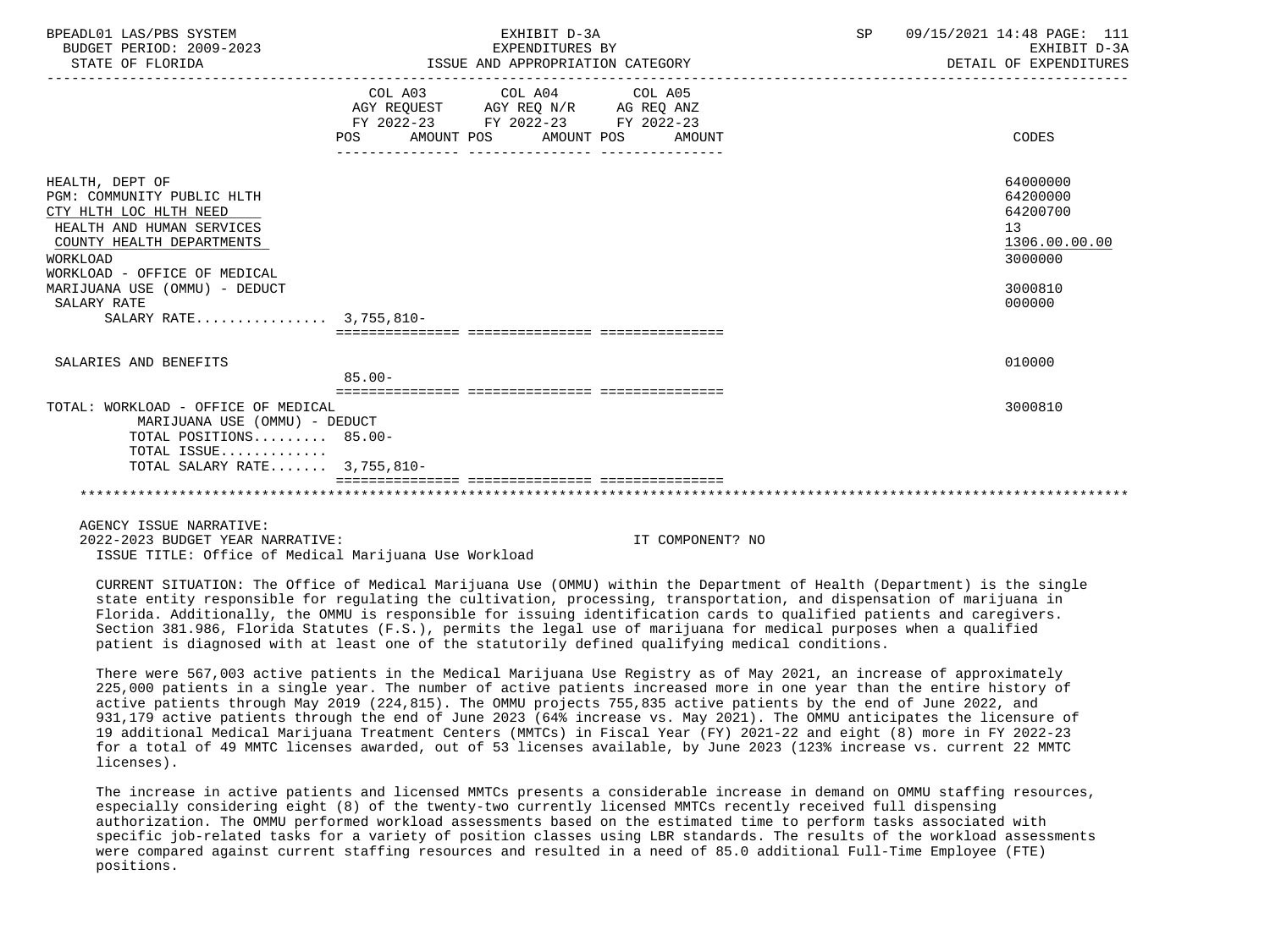| | COL A03 AGY REQUEST FY 2022-23 POS AMOUNT | COL A04 AGY REQ N/R FY 2022-23 POS AMOUNT | COL A05 AG REQ ANZ FY 2022-23 POS AMOUNT | CODES |
|---|---|---|---|---|
| HEALTH, DEPT OF | | | | 64000000 |
| PGM: COMMUNITY PUBLIC HLTH | | | | 64200000 |
| CTY HLTH LOC HLTH NEED | | | | 64200700 |
| HEALTH AND HUMAN SERVICES | | | | 13 |
| COUNTY HEALTH DEPARTMENTS | | | | 1306.00.00.00 |
| WORKLOAD | | | | 3000000 |
| WORKLOAD - OFFICE OF MEDICAL MARIJUANA USE (OMMU) - DEDUCT | | | | 3000810 |
| SALARY RATE | | | | 000000 |
| SALARY RATE................ | 3,755,810- | | | |
| SALARIES AND BENEFITS | | | | 010000 |
| | 85.00- | | | |
| TOTAL: WORKLOAD - OFFICE OF MEDICAL MARIJUANA USE (OMMU) - DEDUCT | | | | 3000810 |
| TOTAL POSITIONS......... | 85.00- | | | |
| TOTAL ISSUE............. | | | | |
| TOTAL SALARY RATE....... | 3,755,810- | | | |

AGENCY ISSUE NARRATIVE:

2022-2023 BUDGET YEAR NARRATIVE: IT COMPONENT? NO

ISSUE TITLE: Office of Medical Marijuana Use Workload

CURRENT SITUATION: The Office of Medical Marijuana Use (OMMU) within the Department of Health (Department) is the single state entity responsible for regulating the cultivation, processing, transportation, and dispensation of marijuana in Florida. Additionally, the OMMU is responsible for issuing identification cards to qualified patients and caregivers. Section 381.986, Florida Statutes (F.S.), permits the legal use of marijuana for medical purposes when a qualified patient is diagnosed with at least one of the statutorily defined qualifying medical conditions.

There were 567,003 active patients in the Medical Marijuana Use Registry as of May 2021, an increase of approximately 225,000 patients in a single year. The number of active patients increased more in one year than the entire history of active patients through May 2019 (224,815). The OMMU projects 755,835 active patients by the end of June 2022, and 931,179 active patients through the end of June 2023 (64% increase vs. May 2021). The OMMU anticipates the licensure of 19 additional Medical Marijuana Treatment Centers (MMTCs) in Fiscal Year (FY) 2021-22 and eight (8) more in FY 2022-23 for a total of 49 MMTC licenses awarded, out of 53 licenses available, by June 2023 (123% increase vs. current 22 MMTC licenses).

The increase in active patients and licensed MMTCs presents a considerable increase in demand on OMMU staffing resources, especially considering eight (8) of the twenty-two currently licensed MMTCs recently received full dispensing authorization. The OMMU performed workload assessments based on the estimated time to perform tasks associated with specific job-related tasks for a variety of position classes using LBR standards. The results of the workload assessments were compared against current staffing resources and resulted in a need of 85.0 additional Full-Time Employee (FTE) positions.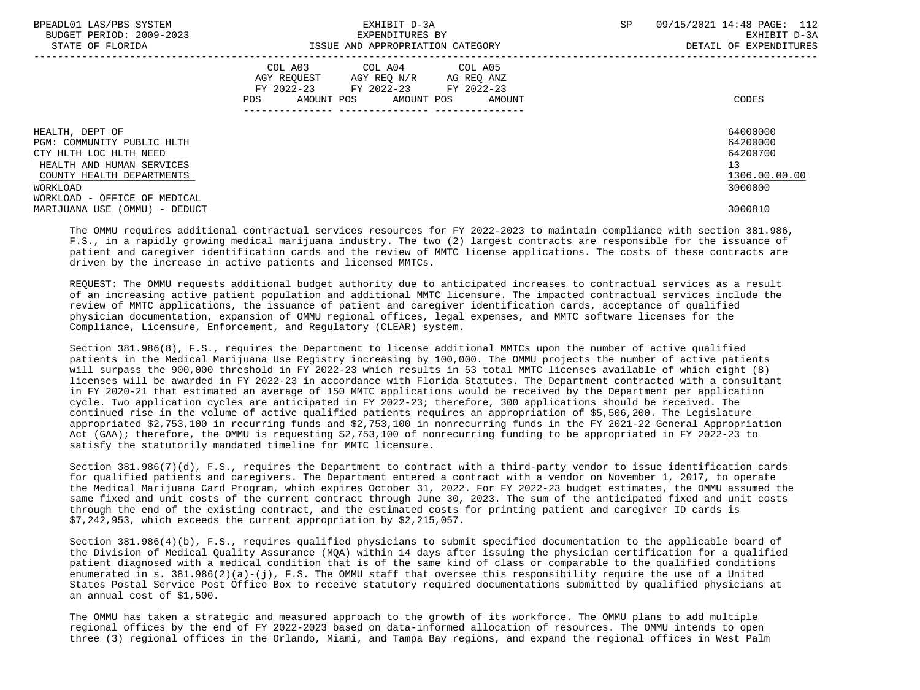| | COL A03 AGY REQUEST FY 2022-23 POS AMOUNT | COL A04 AGY REQ N/R FY 2022-23 POS AMOUNT | COL A05 AG REQ ANZ FY 2022-23 POS AMOUNT | CODES |
|---|---|---|---|---|
| HEALTH, DEPT OF | | | | 64000000 |
| PGM: COMMUNITY PUBLIC HLTH | | | | 64200000 |
| CTY HLTH LOC HLTH NEED | | | | 64200700 |
| HEALTH AND HUMAN SERVICES | | | | 13 |
| COUNTY HEALTH DEPARTMENTS | | | | 1306.00.00.00 |
| WORKLOAD | | | | 3000000 |
| WORKLOAD - OFFICE OF MEDICAL MARIJUANA USE (OMMU) - DEDUCT | | | | 3000810 |

The OMMU requires additional contractual services resources for FY 2022-2023 to maintain compliance with section 381.986, F.S., in a rapidly growing medical marijuana industry. The two (2) largest contracts are responsible for the issuance of patient and caregiver identification cards and the review of MMTC license applications. The costs of these contracts are driven by the increase in active patients and licensed MMTCs.

REQUEST: The OMMU requests additional budget authority due to anticipated increases to contractual services as a result of an increasing active patient population and additional MMTC licensure. The impacted contractual services include the review of MMTC applications, the issuance of patient and caregiver identification cards, acceptance of qualified physician documentation, expansion of OMMU regional offices, legal expenses, and MMTC software licenses for the Compliance, Licensure, Enforcement, and Regulatory (CLEAR) system.

Section 381.986(8), F.S., requires the Department to license additional MMTCs upon the number of active qualified patients in the Medical Marijuana Use Registry increasing by 100,000. The OMMU projects the number of active patients will surpass the 900,000 threshold in FY 2022-23 which results in 53 total MMTC licenses available of which eight (8) licenses will be awarded in FY 2022-23 in accordance with Florida Statutes. The Department contracted with a consultant in FY 2020-21 that estimated an average of 150 MMTC applications would be received by the Department per application cycle. Two application cycles are anticipated in FY 2022-23; therefore, 300 applications should be received. The continued rise in the volume of active qualified patients requires an appropriation of $5,506,200. The Legislature appropriated $2,753,100 in recurring funds and $2,753,100 in nonrecurring funds in the FY 2021-22 General Appropriation Act (GAA); therefore, the OMMU is requesting $2,753,100 of nonrecurring funding to be appropriated in FY 2022-23 to satisfy the statutorily mandated timeline for MMTC licensure.

Section 381.986(7)(d), F.S., requires the Department to contract with a third-party vendor to issue identification cards for qualified patients and caregivers. The Department entered a contract with a vendor on November 1, 2017, to operate the Medical Marijuana Card Program, which expires October 31, 2022. For FY 2022-23 budget estimates, the OMMU assumed the same fixed and unit costs of the current contract through June 30, 2023. The sum of the anticipated fixed and unit costs through the end of the existing contract, and the estimated costs for printing patient and caregiver ID cards is $7,242,953, which exceeds the current appropriation by $2,215,057.

Section 381.986(4)(b), F.S., requires qualified physicians to submit specified documentation to the applicable board of the Division of Medical Quality Assurance (MQA) within 14 days after issuing the physician certification for a qualified patient diagnosed with a medical condition that is of the same kind of class or comparable to the qualified conditions enumerated in s. 381.986(2)(a)-(j), F.S. The OMMU staff that oversee this responsibility require the use of a United States Postal Service Post Office Box to receive statutory required documentations submitted by qualified physicians at an annual cost of $1,500.

The OMMU has taken a strategic and measured approach to the growth of its workforce. The OMMU plans to add multiple regional offices by the end of FY 2022-2023 based on data-informed allocation of resources. The OMMU intends to open three (3) regional offices in the Orlando, Miami, and Tampa Bay regions, and expand the regional offices in West Palm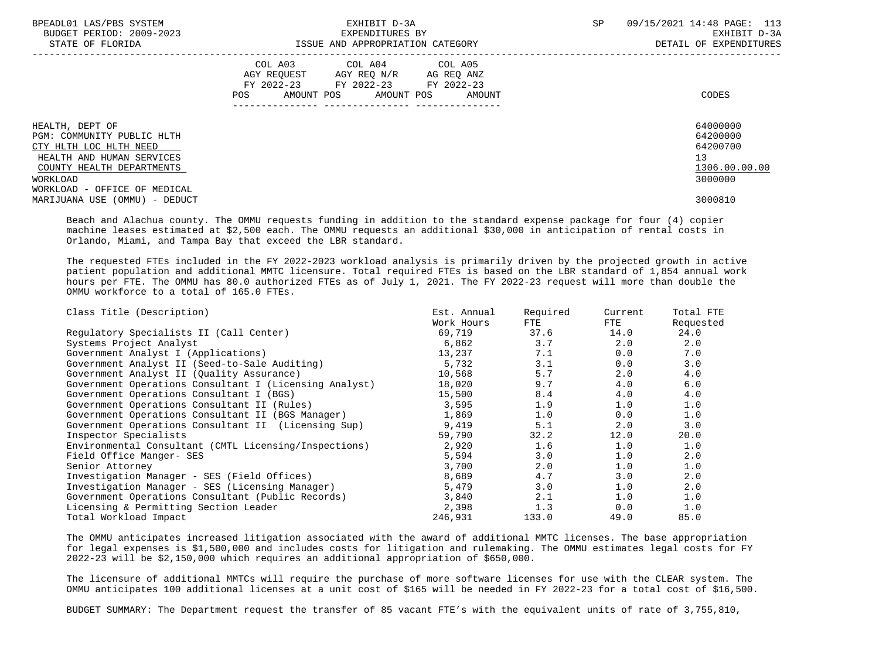HEALTH, DEPT OF 64000000
PGM: COMMUNITY PUBLIC HLTH 64200000
CTY HLTH LOC HLTH NEED 64200700
HEALTH AND HUMAN SERVICES 13
COUNTY HEALTH DEPARTMENTS 1306.00.00.00
WORKLOAD 3000000
WORKLOAD - OFFICE OF MEDICAL MARIJUANA USE (OMMU) - DEDUCT 3000810

| | COL A03 AGY REQUEST FY 2022-23 POS AMOUNT | COL A04 AGY REQ N/R FY 2022-23 POS AMOUNT | COL A05 AG REQ ANZ FY 2022-23 POS AMOUNT | CODES |
|---|---|---|---|---|

Beach and Alachua county. The OMMU requests funding in addition to the standard expense package for four (4) copier machine leases estimated at $2,500 each. The OMMU requests an additional $30,000 in anticipation of rental costs in Orlando, Miami, and Tampa Bay that exceed the LBR standard.

The requested FTEs included in the FY 2022-2023 workload analysis is primarily driven by the projected growth in active patient population and additional MMTC licensure. Total required FTEs is based on the LBR standard of 1,854 annual work hours per FTE. The OMMU has 80.0 authorized FTEs as of July 1, 2021. The FY 2022-23 request will more than double the OMMU workforce to a total of 165.0 FTEs.

| Class Title (Description) | Est. Annual Work Hours | Required FTE | Current FTE | Total FTE Requested |
|---|---|---|---|---|
| Regulatory Specialists II (Call Center) | 69,719 | 37.6 | 14.0 | 24.0 |
| Systems Project Analyst | 6,862 | 3.7 | 2.0 | 2.0 |
| Government Analyst I (Applications) | 13,237 | 7.1 | 0.0 | 7.0 |
| Government Analyst II (Seed-to-Sale Auditing) | 5,732 | 3.1 | 0.0 | 3.0 |
| Government Analyst II (Quality Assurance) | 10,568 | 5.7 | 2.0 | 4.0 |
| Government Operations Consultant I (Licensing Analyst) | 18,020 | 9.7 | 4.0 | 6.0 |
| Government Operations Consultant I (BGS) | 15,500 | 8.4 | 4.0 | 4.0 |
| Government Operations Consultant II (Rules) | 3,595 | 1.9 | 1.0 | 1.0 |
| Government Operations Consultant II (BGS Manager) | 1,869 | 1.0 | 0.0 | 1.0 |
| Government Operations Consultant II (Licensing Sup) | 9,419 | 5.1 | 2.0 | 3.0 |
| Inspector Specialists | 59,790 | 32.2 | 12.0 | 20.0 |
| Environmental Consultant (CMTL Licensing/Inspections) | 2,920 | 1.6 | 1.0 | 1.0 |
| Field Office Manger- SES | 5,594 | 3.0 | 1.0 | 2.0 |
| Senior Attorney | 3,700 | 2.0 | 1.0 | 1.0 |
| Investigation Manager - SES (Field Offices) | 8,689 | 4.7 | 3.0 | 2.0 |
| Investigation Manager - SES (Licensing Manager) | 5,479 | 3.0 | 1.0 | 2.0 |
| Government Operations Consultant (Public Records) | 3,840 | 2.1 | 1.0 | 1.0 |
| Licensing & Permitting Section Leader | 2,398 | 1.3 | 0.0 | 1.0 |
| Total Workload Impact | 246,931 | 133.0 | 49.0 | 85.0 |

The OMMU anticipates increased litigation associated with the award of additional MMTC licenses. The base appropriation for legal expenses is $1,500,000 and includes costs for litigation and rulemaking. The OMMU estimates legal costs for FY 2022-23 will be $2,150,000 which requires an additional appropriation of $650,000.

The licensure of additional MMTCs will require the purchase of more software licenses for use with the CLEAR system. The OMMU anticipates 100 additional licenses at a unit cost of $165 will be needed in FY 2022-23 for a total cost of $16,500.

BUDGET SUMMARY: The Department request the transfer of 85 vacant FTE's with the equivalent units of rate of 3,755,810,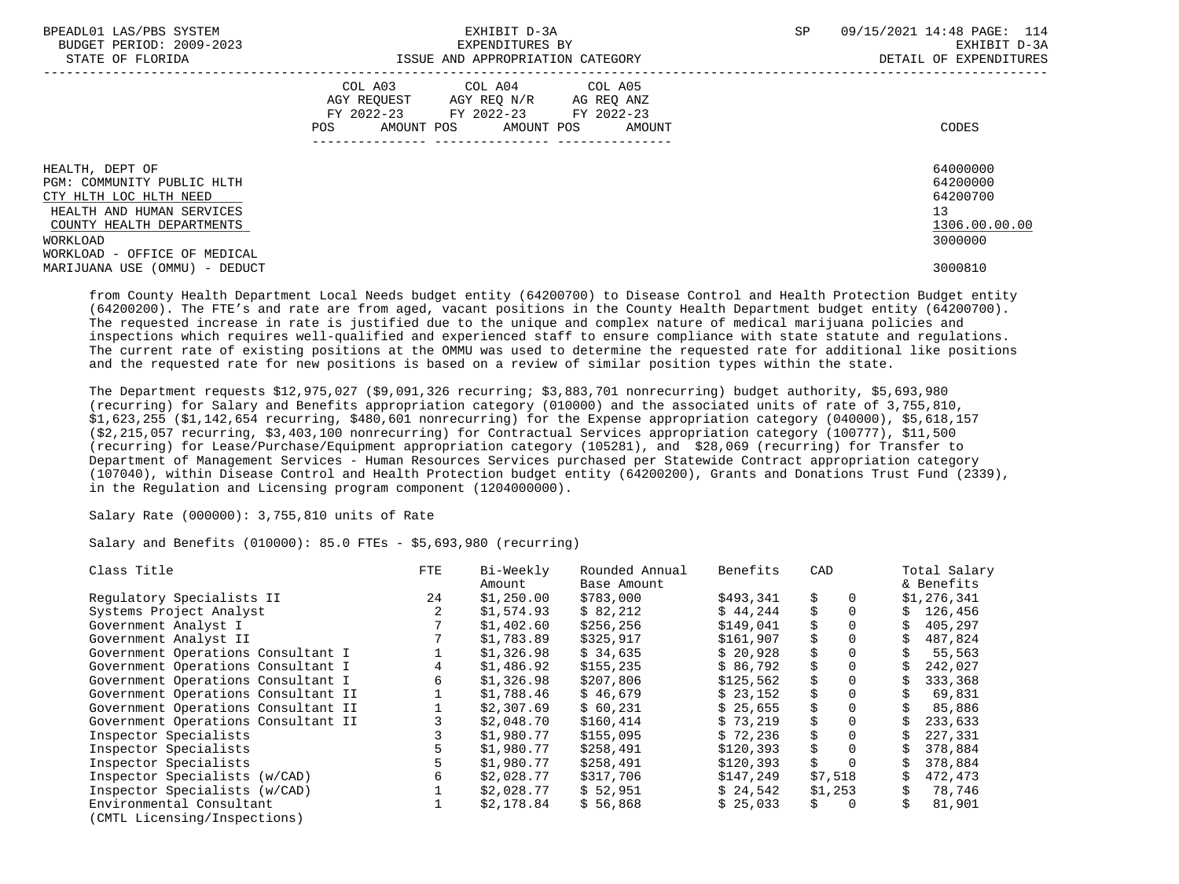| | COL A03 AGY REQUEST FY 2022-23 POS AMOUNT | COL A04 AGY REQ N/R FY 2022-23 POS AMOUNT | COL A05 AG REQ ANZ FY 2022-23 POS AMOUNT | CODES |
|---|---|---|---|---|
| HEALTH, DEPT OF | | | | 64000000 |
| PGM: COMMUNITY PUBLIC HLTH | | | | 64200000 |
| CTY HLTH LOC HLTH NEED | | | | 64200700 |
| HEALTH AND HUMAN SERVICES | | | | 13 |
| COUNTY HEALTH DEPARTMENTS | | | | 1306.00.00.00 |
| WORKLOAD | | | | 3000000 |
| WORKLOAD - OFFICE OF MEDICAL MARIJUANA USE (OMMU) - DEDUCT | | | | 3000810 |

from County Health Department Local Needs budget entity (64200700) to Disease Control and Health Protection Budget entity (64200200). The FTE's and rate are from aged, vacant positions in the County Health Department budget entity (64200700). The requested increase in rate is justified due to the unique and complex nature of medical marijuana policies and inspections which requires well-qualified and experienced staff to ensure compliance with state statute and regulations. The current rate of existing positions at the OMMU was used to determine the requested rate for additional like positions and the requested rate for new positions is based on a review of similar position types within the state.

The Department requests $12,975,027 ($9,091,326 recurring; $3,883,701 nonrecurring) budget authority, $5,693,980 (recurring) for Salary and Benefits appropriation category (010000) and the associated units of rate of 3,755,810, $1,623,255 ($1,142,654 recurring, $480,601 nonrecurring) for the Expense appropriation category (040000), $5,618,157 ($2,215,057 recurring, $3,403,100 nonrecurring) for Contractual Services appropriation category (100777), $11,500 (recurring) for Lease/Purchase/Equipment appropriation category (105281), and $28,069 (recurring) for Transfer to Department of Management Services - Human Resources Services purchased per Statewide Contract appropriation category (107040), within Disease Control and Health Protection budget entity (64200200), Grants and Donations Trust Fund (2339), in the Regulation and Licensing program component (1204000000).

Salary Rate (000000): 3,755,810 units of Rate

Salary and Benefits (010000): 85.0 FTEs - $5,693,980 (recurring)

| Class Title | FTE | Bi-Weekly Amount | Rounded Annual Base Amount | Benefits | CAD | Total Salary & Benefits |
|---|---|---|---|---|---|---|
| Regulatory Specialists II | 24 | $1,250.00 | $783,000 | $493,341 | $ 0 | $1,276,341 |
| Systems Project Analyst | 2 | $1,574.93 | $ 82,212 | $ 44,244 | $ 0 | $ 126,456 |
| Government Analyst I | 7 | $1,402.60 | $256,256 | $149,041 | $ 0 | $ 405,297 |
| Government Analyst II | 7 | $1,783.89 | $325,917 | $161,907 | $ 0 | $ 487,824 |
| Government Operations Consultant I | 1 | $1,326.98 | $ 34,635 | $ 20,928 | $ 0 | $ 55,563 |
| Government Operations Consultant I | 4 | $1,486.92 | $155,235 | $ 86,792 | $ 0 | $ 242,027 |
| Government Operations Consultant I | 6 | $1,326.98 | $207,806 | $125,562 | $ 0 | $ 333,368 |
| Government Operations Consultant II | 1 | $1,788.46 | $ 46,679 | $ 23,152 | $ 0 | $ 69,831 |
| Government Operations Consultant II | 1 | $2,307.69 | $ 60,231 | $ 25,655 | $ 0 | $ 85,886 |
| Government Operations Consultant II | 3 | $2,048.70 | $160,414 | $ 73,219 | $ 0 | $ 233,633 |
| Inspector Specialists | 3 | $1,980.77 | $155,095 | $ 72,236 | $ 0 | $ 227,331 |
| Inspector Specialists | 5 | $1,980.77 | $258,491 | $120,393 | $ 0 | $ 378,884 |
| Inspector Specialists | 5 | $1,980.77 | $258,491 | $120,393 | $ 0 | $ 378,884 |
| Inspector Specialists (w/CAD) | 6 | $2,028.77 | $317,706 | $147,249 | $7,518 | $ 472,473 |
| Inspector Specialists (w/CAD) | 1 | $2,028.77 | $ 52,951 | $ 24,542 | $1,253 | $ 78,746 |
| Environmental Consultant (CMTL Licensing/Inspections) | 1 | $2,178.84 | $ 56,868 | $ 25,033 | $ 0 | $ 81,901 |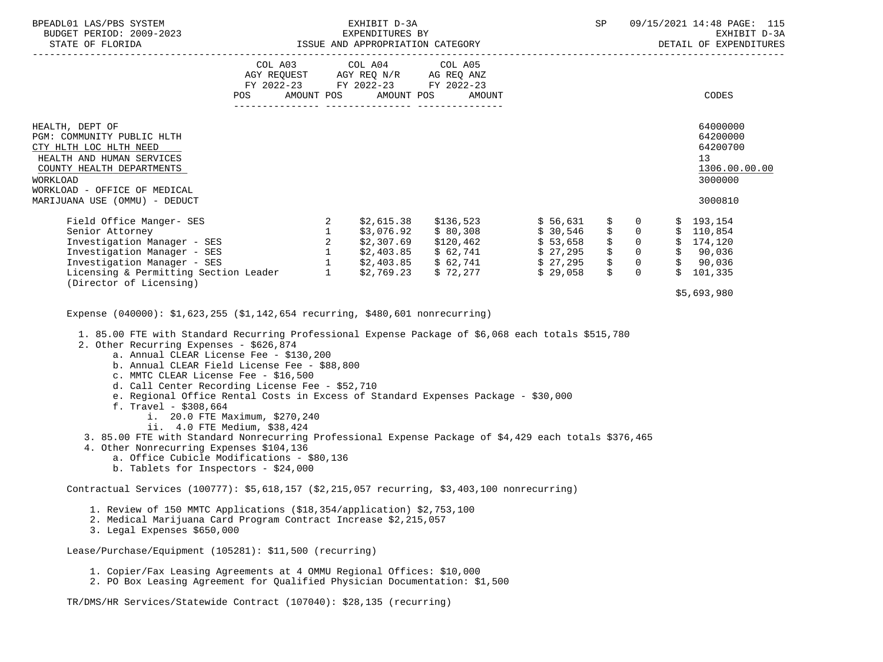| | COL A03 AGY REQUEST FY 2022-23 POS AMOUNT | COL A04 AGY REQ N/R FY 2022-23 POS AMOUNT | COL A05 AG REQ ANZ FY 2022-23 POS AMOUNT | CODES |
|---|---|---|---|---|
| HEALTH, DEPT OF | | | | 64000000 |
| PGM: COMMUNITY PUBLIC HLTH | | | | 64200000 |
| CTY HLTH LOC HLTH NEED | | | | 64200700 |
| HEALTH AND HUMAN SERVICES | | | | 13 |
| COUNTY HEALTH DEPARTMENTS | | | | 1306.00.00.00 |
| WORKLOAD | | | | 3000000 |
| WORKLOAD - OFFICE OF MEDICAL MARIJUANA USE (OMMU) - DEDUCT | | | | 3000810 |

| | | | | | | |
|---|---|---|---|---|---|---|
| Field Office Manger- SES | 2 | $2,615.38 | $136,523 | $ 56,631 | $ 0 | $ 193,154 |
| Senior Attorney | 1 | $3,076.92 | $ 80,308 | $ 30,546 | $ 0 | $ 110,854 |
| Investigation Manager - SES | 2 | $2,307.69 | $120,462 | $ 53,658 | $ 0 | $ 174,120 |
| Investigation Manager - SES | 1 | $2,403.85 | $ 62,741 | $ 27,295 | $ 0 | $ 90,036 |
| Investigation Manager - SES | 1 | $2,403.85 | $ 62,741 | $ 27,295 | $ 0 | $ 90,036 |
| Licensing & Permitting Section Leader (Director of Licensing) | 1 | $2,769.23 | $ 72,277 | $ 29,058 | $ 0 | $ 101,335 |
| | | | | | | $5,693,980 |

Expense (040000): $1,623,255 ($1,142,654 recurring, $480,601 nonrecurring)

1. 85.00 FTE with Standard Recurring Professional Expense Package of $6,068 each totals $515,780
2. Other Recurring Expenses - $626,874
   - a. Annual CLEAR License Fee - $130,200
   - b. Annual CLEAR Field License Fee - $88,800
   - c. MMTC CLEAR License Fee - $16,500
   - d. Call Center Recording License Fee - $52,710
   - e. Regional Office Rental Costs in Excess of Standard Expenses Package - $30,000
   - f. Travel - $308,664
     - i. 20.0 FTE Maximum, $270,240
     - ii. 4.0 FTE Medium, $38,424
3. 85.00 FTE with Standard Nonrecurring Professional Expense Package of $4,429 each totals $376,465
4. Other Nonrecurring Expenses $104,136
   - a. Office Cubicle Modifications - $80,136
   - b. Tablets for Inspectors - $24,000

Contractual Services (100777): $5,618,157 ($2,215,057 recurring, $3,403,100 nonrecurring)

1. Review of 150 MMTC Applications ($18,354/application) $2,753,100
2. Medical Marijuana Card Program Contract Increase $2,215,057
3. Legal Expenses $650,000

Lease/Purchase/Equipment (105281): $11,500 (recurring)

1. Copier/Fax Leasing Agreements at 4 OMMU Regional Offices: $10,000
2. PO Box Leasing Agreement for Qualified Physician Documentation: $1,500

TR/DMS/HR Services/Statewide Contract (107040): $28,135 (recurring)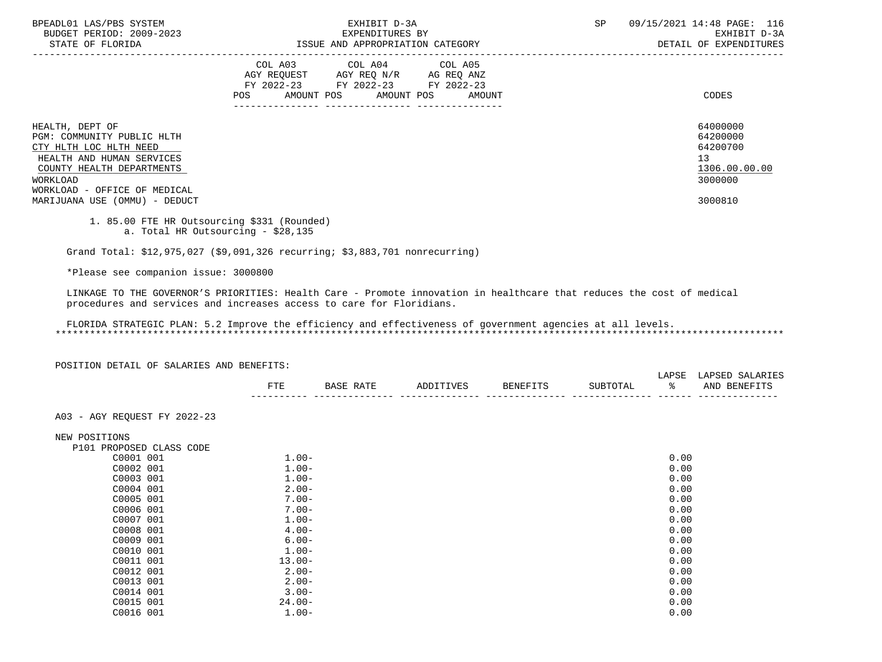| | COL A03 AGY REQUEST FY 2022-23 POS | AMOUNT | COL A04 AGY REQ N/R FY 2022-23 POS | AMOUNT | COL A05 AG REQ ANZ FY 2022-23 POS | AMOUNT | CODES |
|---|---|---|---|---|---|---|---|

HEALTH, DEPT OF — 64000000
PGM: COMMUNITY PUBLIC HLTH — 64200000
CTY HLTH LOC HLTH NEED — 64200700
HEALTH AND HUMAN SERVICES — 13
COUNTY HEALTH DEPARTMENTS — 1306.00.00.00
WORKLOAD — 3000000
WORKLOAD - OFFICE OF MEDICAL MARIJUANA USE (OMMU) - DEDUCT — 3000810

1. 85.00 FTE HR Outsourcing $331 (Rounded)
   a. Total HR Outsourcing - $28,135

Grand Total: $12,975,027 ($9,091,326 recurring; $3,883,701 nonrecurring)

*Please see companion issue: 3000800

LINKAGE TO THE GOVERNOR'S PRIORITIES: Health Care - Promote innovation in healthcare that reduces the cost of medical procedures and services and increases access to care for Floridians.

FLORIDA STRATEGIC PLAN: 5.2 Improve the efficiency and effectiveness of government agencies at all levels.

POSITION DETAIL OF SALARIES AND BENEFITS:

| | FTE | BASE RATE | ADDITIVES | BENEFITS | SUBTOTAL | LAPSE % | LAPSED SALARIES AND BENEFITS |
|---|---|---|---|---|---|---|---|
| A03 - AGY REQUEST FY 2022-23 | | | | | | | |
| NEW POSITIONS | | | | | | | |
| P101 PROPOSED CLASS CODE | | | | | | | |
| C0001 001 | 1.00- | | | | | 0.00 | |
| C0002 001 | 1.00- | | | | | 0.00 | |
| C0003 001 | 1.00- | | | | | 0.00 | |
| C0004 001 | 2.00- | | | | | 0.00 | |
| C0005 001 | 7.00- | | | | | 0.00 | |
| C0006 001 | 7.00- | | | | | 0.00 | |
| C0007 001 | 1.00- | | | | | 0.00 | |
| C0008 001 | 4.00- | | | | | 0.00 | |
| C0009 001 | 6.00- | | | | | 0.00 | |
| C0010 001 | 1.00- | | | | | 0.00 | |
| C0011 001 | 13.00- | | | | | 0.00 | |
| C0012 001 | 2.00- | | | | | 0.00 | |
| C0013 001 | 2.00- | | | | | 0.00 | |
| C0014 001 | 3.00- | | | | | 0.00 | |
| C0015 001 | 24.00- | | | | | 0.00 | |
| C0016 001 | 1.00- | | | | | 0.00 | |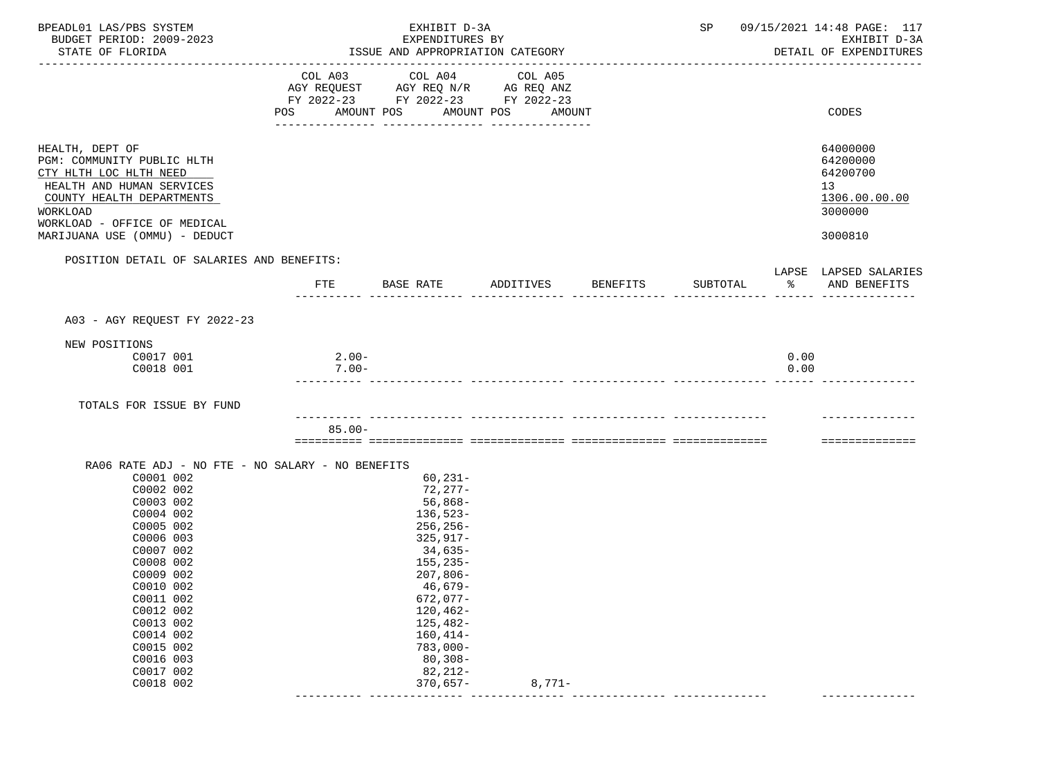BPEADL01 LAS/PBS SYSTEM | EXHIBIT D-3A | SP 09/15/2021 14:48
BUDGET PERIOD: 2009-2023 | EXPENDITURES BY | EXHIBIT D-3A
STATE OF FLORIDA | ISSUE AND APPROPRIATION CATEGORY | DETAIL OF EXPENDITURES

| | COL A03 AGY REQUEST FY 2022-23 POS AMOUNT | COL A04 AGY REQ N/R FY 2022-23 POS AMOUNT | COL A05 AG REQ ANZ FY 2022-23 POS AMOUNT | CODES |
|---|---|---|---|---|
| HEALTH, DEPT OF | | | | 64000000 |
| PGM: COMMUNITY PUBLIC HLTH | | | | 64200000 |
| CTY HLTH LOC HLTH NEED | | | | 64200700 |
| HEALTH AND HUMAN SERVICES | | | | 13 |
| COUNTY HEALTH DEPARTMENTS | | | | 1306.00.00.00 |
| WORKLOAD | | | | 3000000 |
| WORKLOAD - OFFICE OF MEDICAL MARIJUANA USE (OMMU) - DEDUCT | | | | 3000810 |

POSITION DETAIL OF SALARIES AND BENEFITS:

| | FTE | BASE RATE | ADDITIVES | BENEFITS | SUBTOTAL | LAPSE % | LAPSED SALARIES AND BENEFITS |
|---|---|---|---|---|---|---|---|
| A03 - AGY REQUEST FY 2022-23 | | | | | | | |
| NEW POSITIONS | | | | | | | |
| C0017 001 | 2.00- | | | | | 0.00 | |
| C0018 001 | 7.00- | | | | | 0.00 | |
| TOTALS FOR ISSUE BY FUND | | | | | | | |
| | 85.00- | | | | | | |
| RA06 RATE ADJ - NO FTE - NO SALARY - NO BENEFITS | | | | | | | |
| C0001 002 | | 60,231- | | | | | |
| C0002 002 | | 72,277- | | | | | |
| C0003 002 | | 56,868- | | | | | |
| C0004 002 | | 136,523- | | | | | |
| C0005 002 | | 256,256- | | | | | |
| C0006 003 | | 325,917- | | | | | |
| C0007 002 | | 34,635- | | | | | |
| C0008 002 | | 155,235- | | | | | |
| C0009 002 | | 207,806- | | | | | |
| C0010 002 | | 46,679- | | | | | |
| C0011 002 | | 672,077- | | | | | |
| C0012 002 | | 120,462- | | | | | |
| C0013 002 | | 125,482- | | | | | |
| C0014 002 | | 160,414- | | | | | |
| C0015 002 | | 783,000- | | | | | |
| C0016 003 | | 80,308- | | | | | |
| C0017 002 | | 82,212- | | | | | |
| C0018 002 | | 370,657- | 8,771- | | | | |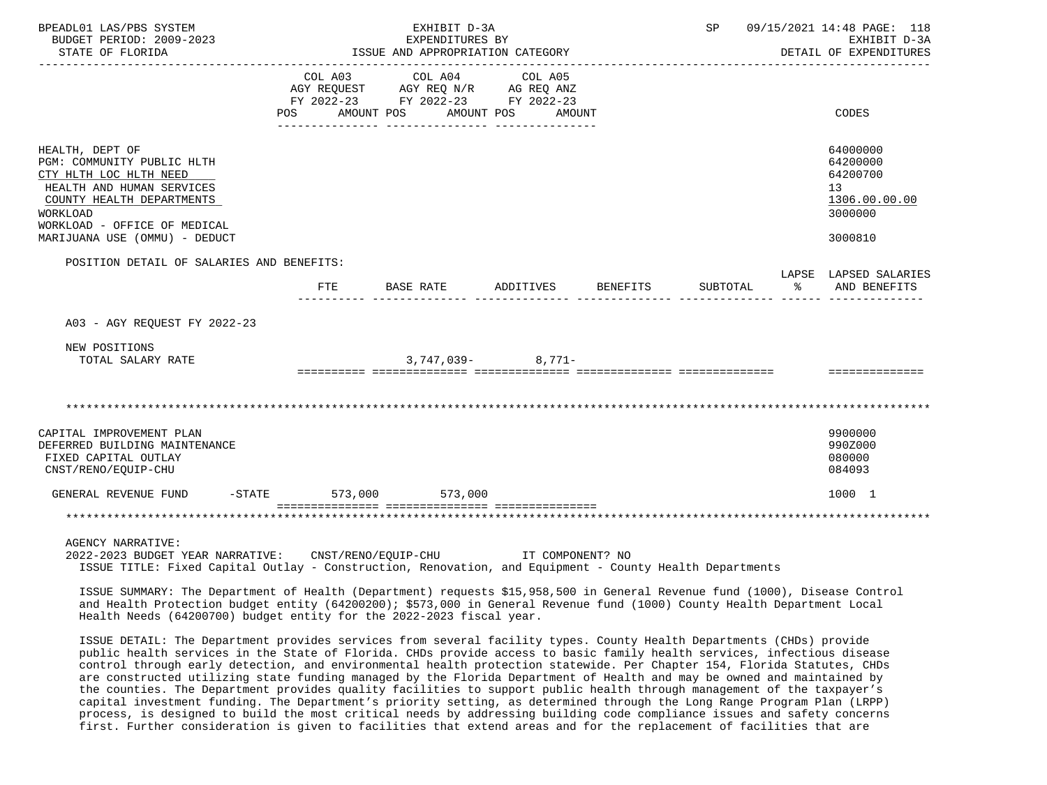| | COL A03 AGY REQUEST FY 2022-23 POS AMOUNT | COL A04 AGY REQ N/R FY 2022-23 POS AMOUNT | COL A05 AG REQ ANZ FY 2022-23 POS AMOUNT | CODES |
|---|---|---|---|---|
| HEALTH, DEPT OF | | | | 64000000 |
| PGM: COMMUNITY PUBLIC HLTH | | | | 64200000 |
| CTY HLTH LOC HLTH NEED | | | | 64200700 |
| HEALTH AND HUMAN SERVICES | | | | 13 |
| COUNTY HEALTH DEPARTMENTS | | | | 1306.00.00.00 |
| WORKLOAD | | | | 3000000 |
| WORKLOAD - OFFICE OF MEDICAL MARIJUANA USE (OMMU) - DEDUCT | | | | 3000810 |

POSITION DETAIL OF SALARIES AND BENEFITS:

| | FTE | BASE RATE | ADDITIVES | BENEFITS | SUBTOTAL | LAPSE % | LAPSED SALARIES AND BENEFITS |
|---|---|---|---|---|---|---|---|
| A03 - AGY REQUEST FY 2022-23 | | | | | | | |
| NEW POSITIONS | | | | | | | |
| TOTAL SALARY RATE | | 3,747,039- | 8,771- | | | | |

********************************************************************************

| | COL A03 | COL A04 | COL A05 | CODES |
|---|---|---|---|---|
| CAPITAL IMPROVEMENT PLAN | | | | 9900000 |
| DEFERRED BUILDING MAINTENANCE | | | | 990Z000 |
| FIXED CAPITAL OUTLAY | | | | 080000 |
| CNST/RENO/EQUIP-CHU | | | | 084093 |
| GENERAL REVENUE FUND -STATE | 573,000 | 573,000 | | 1000 1 |

********************************************************************************

AGENCY NARRATIVE:

2022-2023 BUDGET YEAR NARRATIVE: CNST/RENO/EQUIP-CHU IT COMPONENT? NO

ISSUE TITLE: Fixed Capital Outlay - Construction, Renovation, and Equipment - County Health Departments

ISSUE SUMMARY: The Department of Health (Department) requests $15,958,500 in General Revenue fund (1000), Disease Control and Health Protection budget entity (64200200); $573,000 in General Revenue fund (1000) County Health Department Local Health Needs (64200700) budget entity for the 2022-2023 fiscal year.

ISSUE DETAIL: The Department provides services from several facility types. County Health Departments (CHDs) provide public health services in the State of Florida. CHDs provide access to basic family health services, infectious disease control through early detection, and environmental health protection statewide. Per Chapter 154, Florida Statutes, CHDs are constructed utilizing state funding managed by the Florida Department of Health and may be owned and maintained by the counties. The Department provides quality facilities to support public health through management of the taxpayer's capital investment funding. The Department's priority setting, as determined through the Long Range Program Plan (LRPP) process, is designed to build the most critical needs by addressing building code compliance issues and safety concerns first. Further consideration is given to facilities that extend areas and for the replacement of facilities that are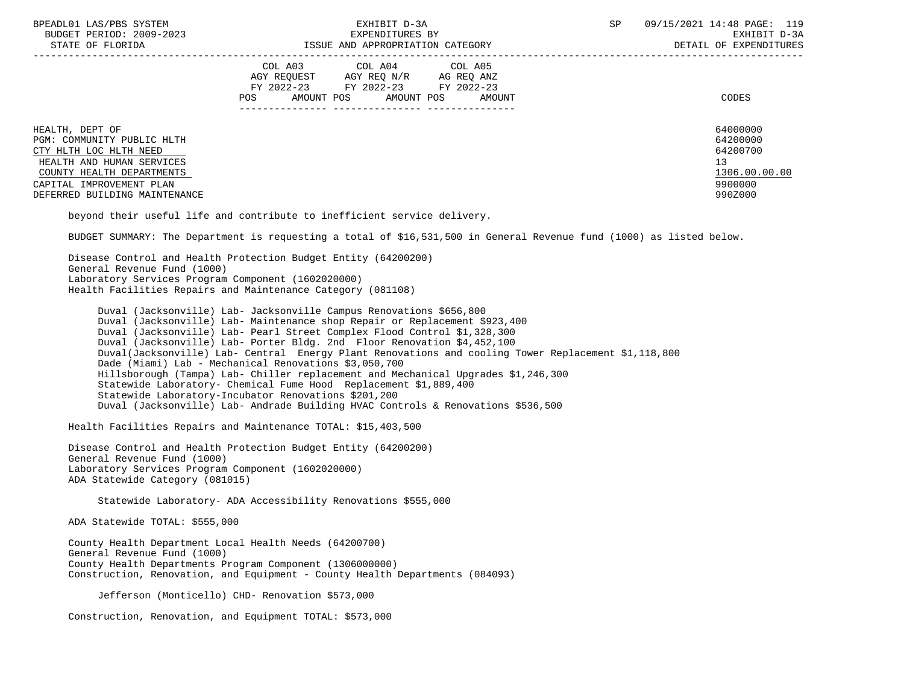HEALTH, DEPT OF — 64000000
PGM: COMMUNITY PUBLIC HLTH — 64200000
CTY HLTH LOC HLTH NEED — 64200700
HEALTH AND HUMAN SERVICES — 13
COUNTY HEALTH DEPARTMENTS — 1306.00.00.00
CAPITAL IMPROVEMENT PLAN — 9900000
DEFERRED BUILDING MAINTENANCE — 990Z000

| | COL A03 AGY REQUEST FY 2022-23 | | COL A04 AGY REQ N/R FY 2022-23 | | COL A05 AG REQ ANZ FY 2022-23 | | CODES |
|---|---|---|---|---|---|---|---|
| | POS | AMOUNT | POS | AMOUNT | POS | AMOUNT | |

beyond their useful life and contribute to inefficient service delivery.

BUDGET SUMMARY: The Department is requesting a total of $16,531,500 in General Revenue fund (1000) as listed below.

Disease Control and Health Protection Budget Entity (64200200)
General Revenue Fund (1000)
Laboratory Services Program Component (1602020000)
Health Facilities Repairs and Maintenance Category (081108)

- Duval (Jacksonville) Lab- Jacksonville Campus Renovations $656,800
- Duval (Jacksonville) Lab- Maintenance shop Repair or Replacement $923,400
- Duval (Jacksonville) Lab- Pearl Street Complex Flood Control $1,328,300
- Duval (Jacksonville) Lab- Porter Bldg. 2nd Floor Renovation $4,452,100
- Duval(Jacksonville) Lab- Central Energy Plant Renovations and cooling Tower Replacement $1,118,800
- Dade (Miami) Lab - Mechanical Renovations $3,050,700
- Hillsborough (Tampa) Lab- Chiller replacement and Mechanical Upgrades $1,246,300
- Statewide Laboratory- Chemical Fume Hood Replacement $1,889,400
- Statewide Laboratory-Incubator Renovations $201,200
- Duval (Jacksonville) Lab- Andrade Building HVAC Controls & Renovations $536,500

Health Facilities Repairs and Maintenance TOTAL: $15,403,500

Disease Control and Health Protection Budget Entity (64200200)
General Revenue Fund (1000)
Laboratory Services Program Component (1602020000)
ADA Statewide Category (081015)

- Statewide Laboratory- ADA Accessibility Renovations $555,000

ADA Statewide TOTAL: $555,000

County Health Department Local Health Needs (64200700)
General Revenue Fund (1000)
County Health Departments Program Component (1306000000)
Construction, Renovation, and Equipment - County Health Departments (084093)

- Jefferson (Monticello) CHD- Renovation $573,000

Construction, Renovation, and Equipment TOTAL: $573,000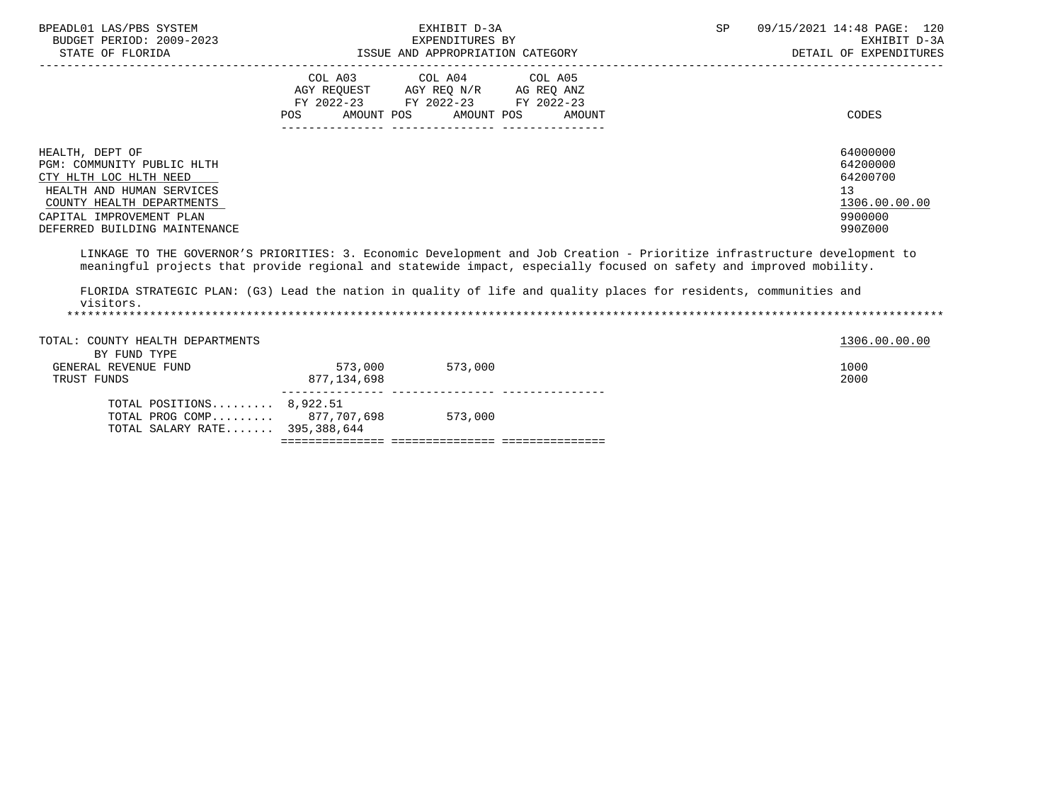| | COL A03 AGY REQUEST FY 2022-23 POS AMOUNT | COL A04 AGY REQ N/R FY 2022-23 POS AMOUNT | COL A05 AG REQ ANZ FY 2022-23 POS AMOUNT | CODES |
|---|---|---|---|---|
| HEALTH, DEPT OF | | | | 64000000 |
| PGM: COMMUNITY PUBLIC HLTH | | | | 64200000 |
| CTY HLTH LOC HLTH NEED | | | | 64200700 |
| HEALTH AND HUMAN SERVICES | | | | 13 |
| COUNTY HEALTH DEPARTMENTS | | | | 1306.00.00.00 |
| CAPITAL IMPROVEMENT PLAN | | | | 9900000 |
| DEFERRED BUILDING MAINTENANCE | | | | 990Z000 |

LINKAGE TO THE GOVERNOR'S PRIORITIES: 3. Economic Development and Job Creation - Prioritize infrastructure development to meaningful projects that provide regional and statewide impact, especially focused on safety and improved mobility.

FLORIDA STRATEGIC PLAN: (G3) Lead the nation in quality of life and quality places for residents, communities and visitors.

*******************************************************************************************************************************

| | COL A03 | COL A04 | COL A05 | CODES |
|---|---|---|---|---|
| TOTAL: COUNTY HEALTH DEPARTMENTS | | | | 1306.00.00.00 |
| BY FUND TYPE | | | | |
| GENERAL REVENUE FUND | 573,000 | 573,000 | | 1000 |
| TRUST FUNDS | 877,134,698 | | | 2000 |
| TOTAL POSITIONS......... | 8,922.51 | | | |
| TOTAL PROG COMP......... | 877,707,698 | 573,000 | | |
| TOTAL SALARY RATE....... | 395,388,644 | | | |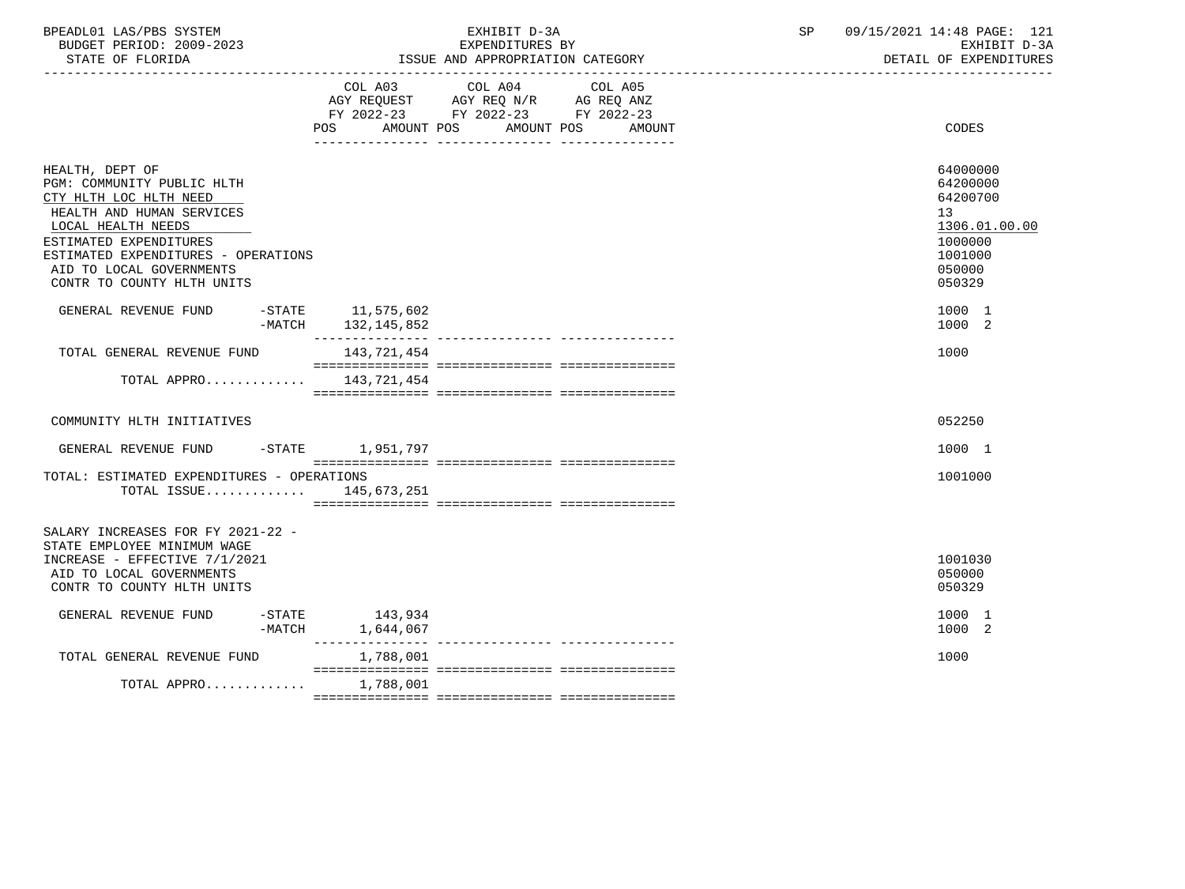BPEADL01 LAS/PBS SYSTEM | EXHIBIT D-3A | SP 09/15/2021 14:48
BUDGET PERIOD: 2009-2023 | EXPENDITURES BY | EXHIBIT D-3A
STATE OF FLORIDA | ISSUE AND APPROPRIATION CATEGORY | DETAIL OF EXPENDITURES

| | COL A03 AGY REQUEST FY 2022-23 POS AMOUNT | COL A04 AGY REQ N/R FY 2022-23 POS AMOUNT | COL A05 AG REQ ANZ FY 2022-23 POS AMOUNT | CODES |
|---|---|---|---|---|
| HEALTH, DEPT OF | | | | 64000000 |
| PGM: COMMUNITY PUBLIC HLTH | | | | 64200000 |
| CTY HLTH LOC HLTH NEED | | | | 64200700 |
| HEALTH AND HUMAN SERVICES | | | | 13 |
| LOCAL HEALTH NEEDS | | | | 1306.01.00.00 |
| ESTIMATED EXPENDITURES | | | | 1000000 |
| ESTIMATED EXPENDITURES - OPERATIONS | | | | 1001000 |
| AID TO LOCAL GOVERNMENTS | | | | 050000 |
| CONTR TO COUNTY HLTH UNITS | | | | 050329 |
| GENERAL REVENUE FUND -STATE | 11,575,602 | | | 1000 1 |
| -MATCH | 132,145,852 | | | 1000 2 |
| TOTAL GENERAL REVENUE FUND | 143,721,454 | | | 1000 |
| TOTAL APPRO............ | 143,721,454 | | | |
| COMMUNITY HLTH INITIATIVES | | | | 052250 |
| GENERAL REVENUE FUND -STATE | 1,951,797 | | | 1000 1 |
| TOTAL: ESTIMATED EXPENDITURES - OPERATIONS | | | | 1001000 |
| TOTAL ISSUE............ | 145,673,251 | | | |
| SALARY INCREASES FOR FY 2021-22 - STATE EMPLOYEE MINIMUM WAGE INCREASE - EFFECTIVE 7/1/2021 | | | | 1001030 |
| AID TO LOCAL GOVERNMENTS | | | | 050000 |
| CONTR TO COUNTY HLTH UNITS | | | | 050329 |
| GENERAL REVENUE FUND -STATE | 143,934 | | | 1000 1 |
| -MATCH | 1,644,067 | | | 1000 2 |
| TOTAL GENERAL REVENUE FUND | 1,788,001 | | | 1000 |
| TOTAL APPRO............ | 1,788,001 | | | |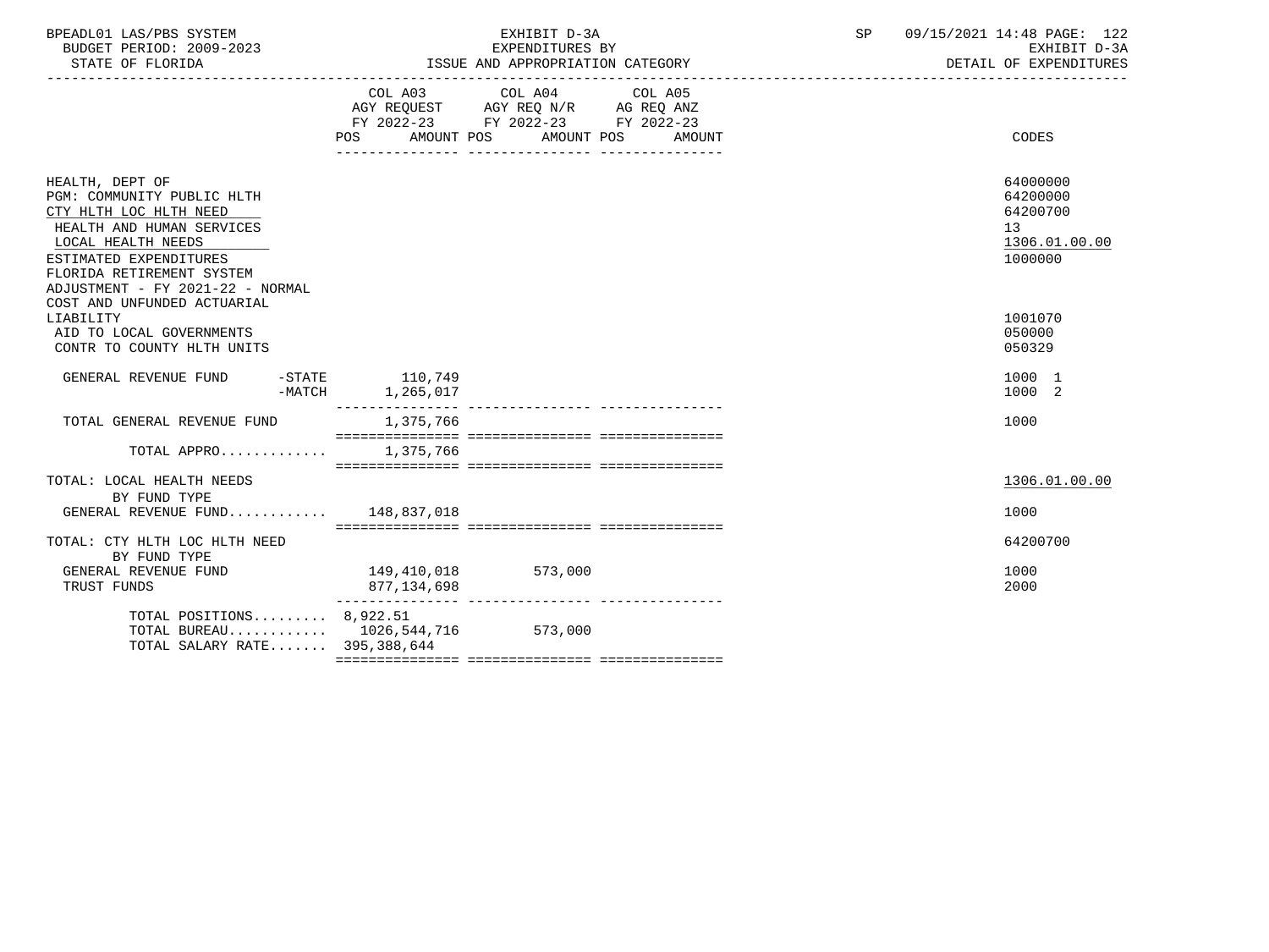BPEADL01 LAS/PBS SYSTEM | EXHIBIT D-3A | SP 09/15/2021 14:48 PAGE: 122
BUDGET PERIOD: 2009-2023 | EXPENDITURES BY | EXHIBIT D-3A
STATE OF FLORIDA | ISSUE AND APPROPRIATION CATEGORY | DETAIL OF EXPENDITURES

| | COL A03 AGY REQUEST FY 2022-23 POS AMOUNT | COL A04 AGY REQ N/R FY 2022-23 POS AMOUNT | COL A05 AG REQ ANZ FY 2022-23 POS AMOUNT | CODES |
|---|---|---|---|---|
| HEALTH, DEPT OF | | | | 64000000 |
| PGM: COMMUNITY PUBLIC HLTH | | | | 64200000 |
| CTY HLTH LOC HLTH NEED | | | | 64200700 |
| HEALTH AND HUMAN SERVICES | | | | 13 |
| LOCAL HEALTH NEEDS | | | | 1306.01.00.00 |
| ESTIMATED EXPENDITURES | | | | 1000000 |
| FLORIDA RETIREMENT SYSTEM ADJUSTMENT - FY 2021-22 - NORMAL COST AND UNFUNDED ACTUARIAL LIABILITY | | | | 1001070 |
| AID TO LOCAL GOVERNMENTS | | | | 050000 |
| CONTR TO COUNTY HLTH UNITS | | | | 050329 |
| GENERAL REVENUE FUND -STATE | 110,749 | | | 1000 1 |
| -MATCH | 1,265,017 | | | 1000 2 |
| TOTAL GENERAL REVENUE FUND | 1,375,766 | | | 1000 |
| TOTAL APPRO............ | 1,375,766 | | | |
| TOTAL: LOCAL HEALTH NEEDS | | | | 1306.01.00.00 |
| BY FUND TYPE | | | | |
| GENERAL REVENUE FUND........... | 148,837,018 | | | 1000 |
| TOTAL: CTY HLTH LOC HLTH NEED | | | | 64200700 |
| BY FUND TYPE | | | | |
| GENERAL REVENUE FUND | 149,410,018 | 573,000 | | 1000 |
| TRUST FUNDS | 877,134,698 | | | 2000 |
| TOTAL POSITIONS......... | 8,922.51 | | | |
| TOTAL BUREAU........... | 1026,544,716 | 573,000 | | |
| TOTAL SALARY RATE....... | 395,388,644 | | | |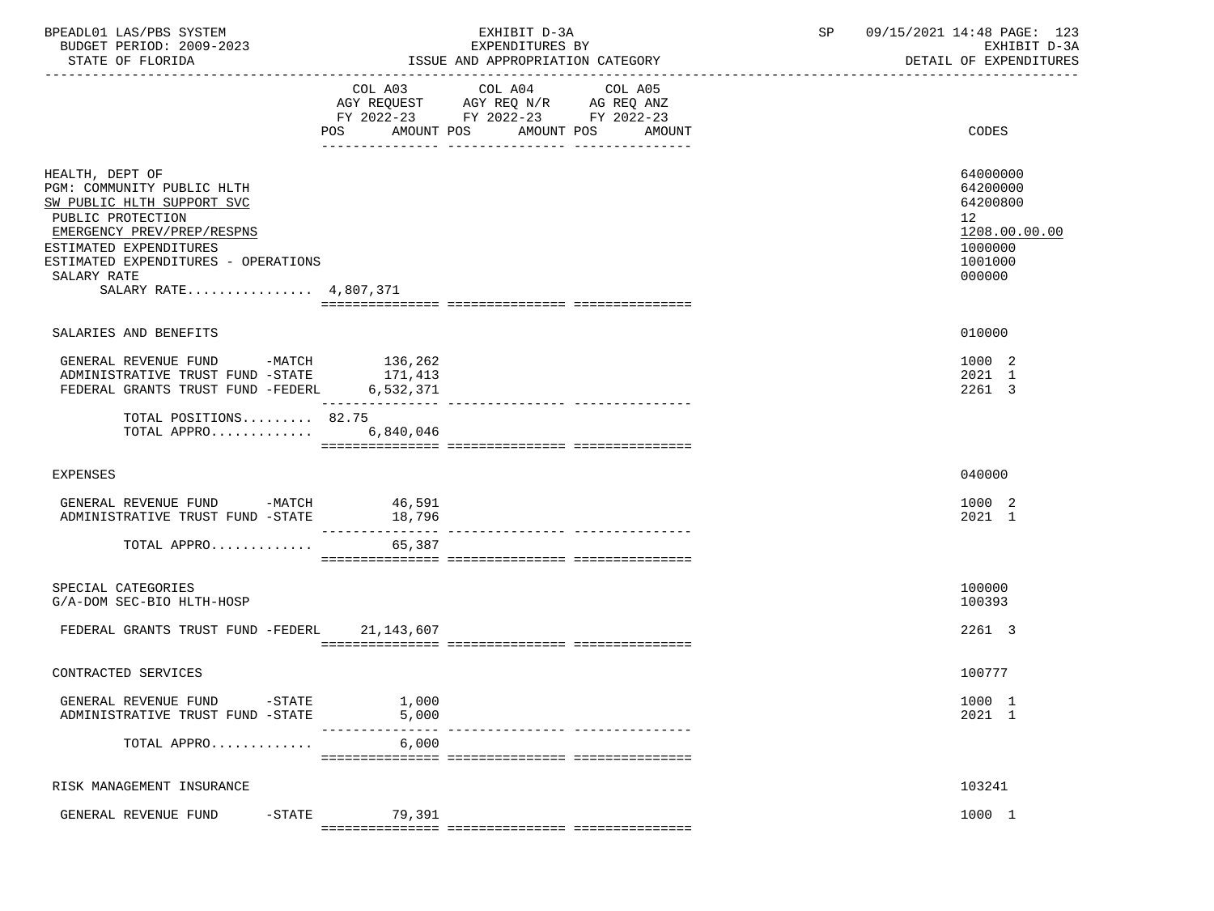BPEADL01 LAS/PBS SYSTEM — EXHIBIT D-3A — SP 09/15/2021 14:48

BUDGET PERIOD: 2009-2023 — EXPENDITURES BY — EXHIBIT D-3A

STATE OF FLORIDA — ISSUE AND APPROPRIATION CATEGORY — DETAIL OF EXPENDITURES

| | COL A03 AGY REQUEST FY 2022-23 POS AMOUNT | COL A04 AGY REQ N/R FY 2022-23 POS AMOUNT | COL A05 AG REQ ANZ FY 2022-23 POS AMOUNT | CODES |
|---|---|---|---|---|
| HEALTH, DEPT OF | | | | 64000000 |
| PGM: COMMUNITY PUBLIC HLTH | | | | 64200000 |
| SW PUBLIC HLTH SUPPORT SVC | | | | 64200800 |
| PUBLIC PROTECTION | | | | 12 |
| EMERGENCY PREV/PREP/RESPNS | | | | 1208.00.00.00 |
| ESTIMATED EXPENDITURES | | | | 1000000 |
| ESTIMATED EXPENDITURES - OPERATIONS | | | | 1001000 |
| SALARY RATE | | | | 000000 |
| SALARY RATE................ | 4,807,371 | | | |
| SALARIES AND BENEFITS | | | | 010000 |
| GENERAL REVENUE FUND -MATCH | 136,262 | | | 1000 2 |
| ADMINISTRATIVE TRUST FUND -STATE | 171,413 | | | 2021 1 |
| FEDERAL GRANTS TRUST FUND -FEDERL | 6,532,371 | | | 2261 3 |
| TOTAL POSITIONS......... | 82.75 | | | |
| TOTAL APPRO............. | 6,840,046 | | | |
| EXPENSES | | | | 040000 |
| GENERAL REVENUE FUND -MATCH | 46,591 | | | 1000 2 |
| ADMINISTRATIVE TRUST FUND -STATE | 18,796 | | | 2021 1 |
| TOTAL APPRO............. | 65,387 | | | |
| SPECIAL CATEGORIES | | | | 100000 |
| G/A-DOM SEC-BIO HLTH-HOSP | | | | 100393 |
| FEDERAL GRANTS TRUST FUND -FEDERL | 21,143,607 | | | 2261 3 |
| CONTRACTED SERVICES | | | | 100777 |
| GENERAL REVENUE FUND -STATE | 1,000 | | | 1000 1 |
| ADMINISTRATIVE TRUST FUND -STATE | 5,000 | | | 2021 1 |
| TOTAL APPRO............. | 6,000 | | | |
| RISK MANAGEMENT INSURANCE | | | | 103241 |
| GENERAL REVENUE FUND -STATE | 79,391 | | | 1000 1 |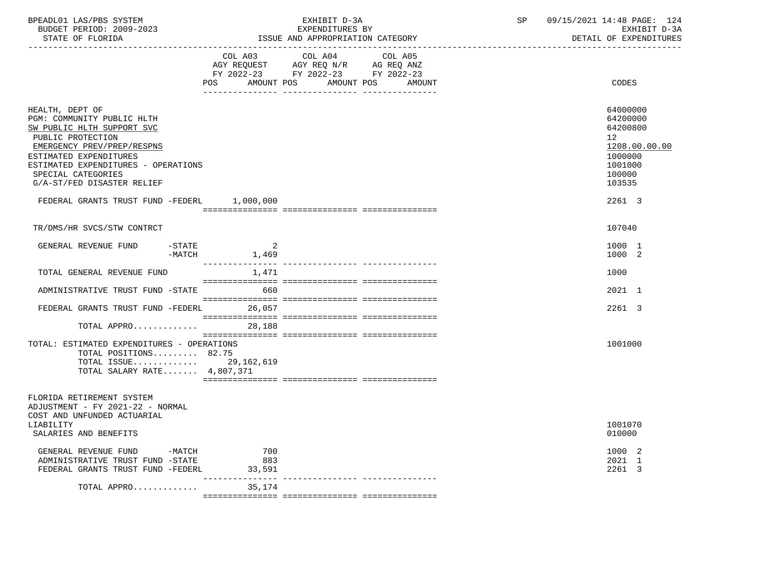BPEADL01 LAS/PBS SYSTEM | EXHIBIT D-3A | SP 09/15/2021 14:48 PAGE: 124
BUDGET PERIOD: 2009-2023 | EXPENDITURES BY | EXHIBIT D-3A
STATE OF FLORIDA | ISSUE AND APPROPRIATION CATEGORY | DETAIL OF EXPENDITURES

| | COL A03 AGY REQUEST FY 2022-23 POS AMOUNT | COL A04 AGY REQ N/R FY 2022-23 POS AMOUNT | COL A05 AG REQ ANZ FY 2022-23 POS AMOUNT | CODES |
|---|---|---|---|---|
| HEALTH, DEPT OF | | | | 64000000 |
| PGM: COMMUNITY PUBLIC HLTH | | | | 64200000 |
| SW PUBLIC HLTH SUPPORT SVC | | | | 64200800 |
| PUBLIC PROTECTION | | | | 12 |
| EMERGENCY PREV/PREP/RESPNS | | | | 1208.00.00.00 |
| ESTIMATED EXPENDITURES | | | | 1000000 |
| ESTIMATED EXPENDITURES - OPERATIONS | | | | 1001000 |
| SPECIAL CATEGORIES | | | | 100000 |
| G/A-ST/FED DISASTER RELIEF | | | | 103535 |
| FEDERAL GRANTS TRUST FUND -FEDERL | 1,000,000 | | | 2261 3 |
| TR/DMS/HR SVCS/STW CONTRCT | | | | 107040 |
| GENERAL REVENUE FUND -STATE | 2 | | | 1000 1 |
| -MATCH | 1,469 | | | 1000 2 |
| TOTAL GENERAL REVENUE FUND | 1,471 | | | 1000 |
| ADMINISTRATIVE TRUST FUND -STATE | 660 | | | 2021 1 |
| FEDERAL GRANTS TRUST FUND -FEDERL | 26,057 | | | 2261 3 |
| TOTAL APPRO............ | 28,188 | | | |
| TOTAL: ESTIMATED EXPENDITURES - OPERATIONS | | | | 1001000 |
| TOTAL POSITIONS......... 82.75 | | | | |
| TOTAL ISSUE............ | 29,162,619 | | | |
| TOTAL SALARY RATE....... 4,807,371 | | | | |
| FLORIDA RETIREMENT SYSTEM ADJUSTMENT - FY 2021-22 - NORMAL COST AND UNFUNDED ACTUARIAL LIABILITY | | | | 1001070 |
| SALARIES AND BENEFITS | | | | 010000 |
| GENERAL REVENUE FUND -MATCH | 700 | | | 1000 2 |
| ADMINISTRATIVE TRUST FUND -STATE | 883 | | | 2021 1 |
| FEDERAL GRANTS TRUST FUND -FEDERL | 33,591 | | | 2261 3 |
| TOTAL APPRO............ | 35,174 | | | |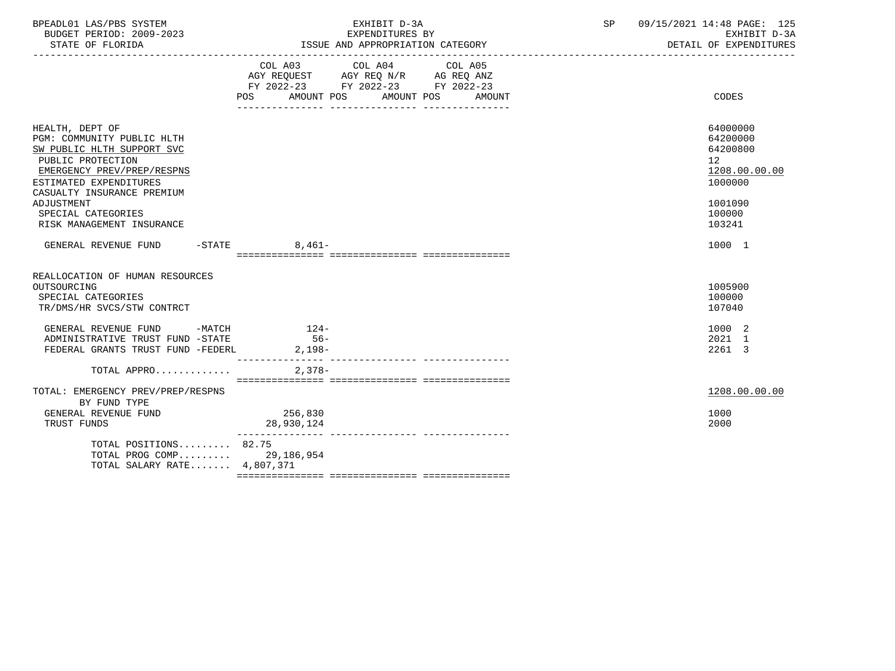BPEADL01 LAS/PBS SYSTEM — EXHIBIT D-3A — SP 09/15/2021 14:48 PAGE: 125
BUDGET PERIOD: 2009-2023 — EXPENDITURES BY — EXHIBIT D-3A
STATE OF FLORIDA — ISSUE AND APPROPRIATION CATEGORY — DETAIL OF EXPENDITURES

| | COL A03 AGY REQUEST FY 2022-23 POS AMOUNT | COL A04 AGY REQ N/R FY 2022-23 POS AMOUNT | COL A05 AG REQ ANZ FY 2022-23 POS AMOUNT | CODES |
|---|---|---|---|---|
| HEALTH, DEPT OF | | | | 64000000 |
| PGM: COMMUNITY PUBLIC HLTH | | | | 64200000 |
| SW PUBLIC HLTH SUPPORT SVC | | | | 64200800 |
| PUBLIC PROTECTION | | | | 12 |
| EMERGENCY PREV/PREP/RESPNS | | | | 1208.00.00.00 |
| ESTIMATED EXPENDITURES | | | | 1000000 |
| CASUALTY INSURANCE PREMIUM ADJUSTMENT | | | | 1001090 |
| SPECIAL CATEGORIES | | | | 100000 |
| RISK MANAGEMENT INSURANCE | | | | 103241 |
| GENERAL REVENUE FUND -STATE | 8,461- | | | 1000 1 |
| REALLOCATION OF HUMAN RESOURCES OUTSOURCING | | | | 1005900 |
| SPECIAL CATEGORIES | | | | 100000 |
| TR/DMS/HR SVCS/STW CONTRCT | | | | 107040 |
| GENERAL REVENUE FUND -MATCH | 124- | | | 1000 2 |
| ADMINISTRATIVE TRUST FUND -STATE | 56- | | | 2021 1 |
| FEDERAL GRANTS TRUST FUND -FEDERL | 2,198- | | | 2261 3 |
| TOTAL APPRO............. | 2,378- | | | |
| TOTAL: EMERGENCY PREV/PREP/RESPNS | | | | 1208.00.00.00 |
| BY FUND TYPE | | | | |
| GENERAL REVENUE FUND | 256,830 | | | 1000 |
| TRUST FUNDS | 28,930,124 | | | 2000 |
| TOTAL POSITIONS......... | 82.75 | | | |
| TOTAL PROG COMP......... | 29,186,954 | | | |
| TOTAL SALARY RATE....... | 4,807,371 | | | |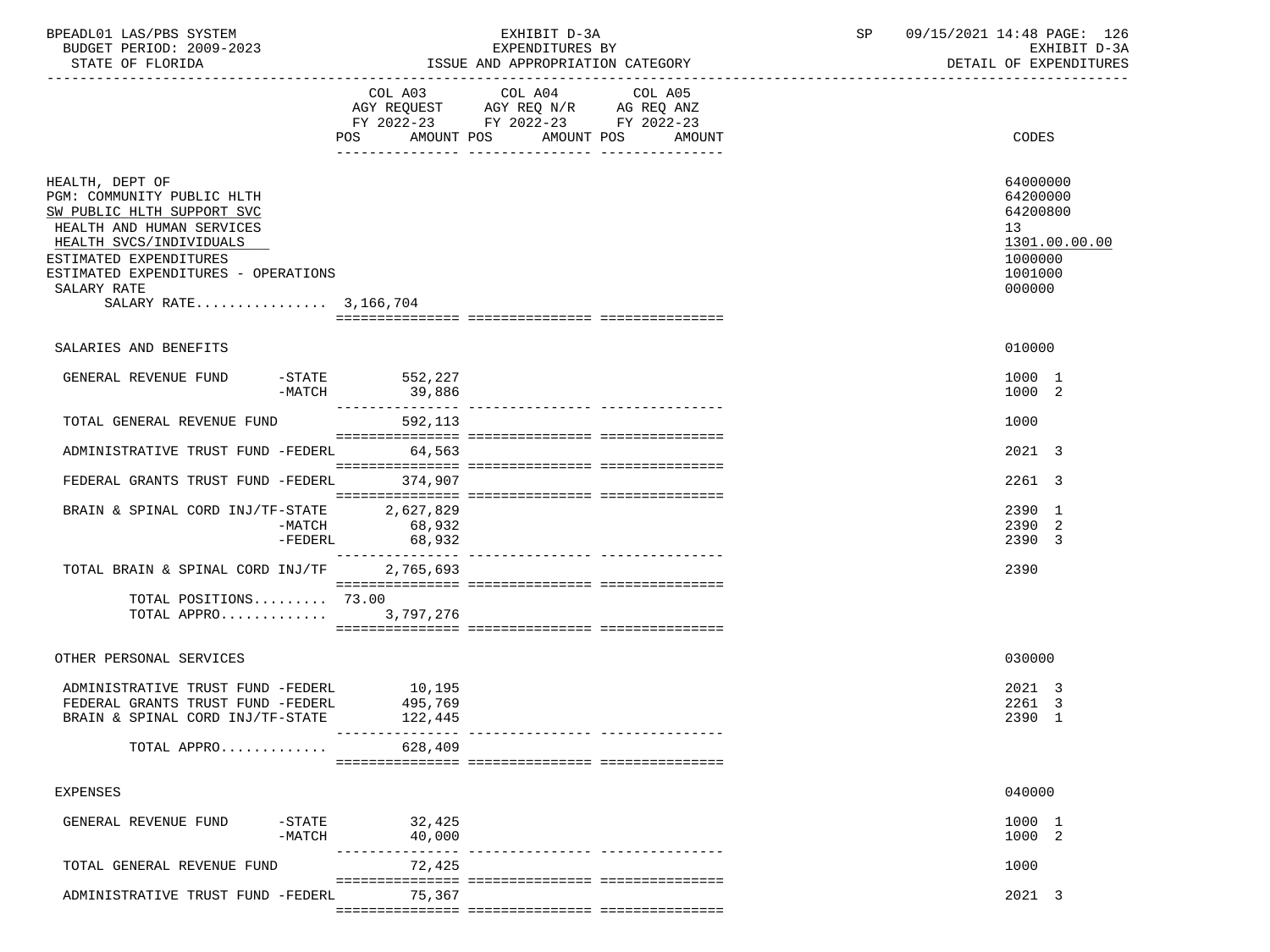| | COL A03 AGY REQUEST FY 2022-23 POS AMOUNT | COL A04 AGY REQ N/R FY 2022-23 POS AMOUNT | COL A05 AG REQ ANZ FY 2022-23 POS AMOUNT | CODES |
|---|---|---|---|---|
| HEALTH, DEPT OF | | | | 64000000 |
| PGM: COMMUNITY PUBLIC HLTH | | | | 64200000 |
| SW PUBLIC HLTH SUPPORT SVC | | | | 64200800 |
| HEALTH AND HUMAN SERVICES | | | | 13 |
| HEALTH SVCS/INDIVIDUALS | | | | 1301.00.00.00 |
| ESTIMATED EXPENDITURES | | | | 1000000 |
| ESTIMATED EXPENDITURES - OPERATIONS | | | | 1001000 |
| SALARY RATE | | | | 000000 |
| SALARY RATE................ 3,166,704 | | | | |
| SALARIES AND BENEFITS | | | | 010000 |
| GENERAL REVENUE FUND -STATE | 552,227 | | | 1000 1 |
| -MATCH | 39,886 | | | 1000 2 |
| TOTAL GENERAL REVENUE FUND | 592,113 | | | 1000 |
| ADMINISTRATIVE TRUST FUND -FEDERL | 64,563 | | | 2021 3 |
| FEDERAL GRANTS TRUST FUND -FEDERL | 374,907 | | | 2261 3 |
| BRAIN & SPINAL CORD INJ/TF-STATE | 2,627,829 | | | 2390 1 |
| -MATCH | 68,932 | | | 2390 2 |
| -FEDERL | 68,932 | | | 2390 3 |
| TOTAL BRAIN & SPINAL CORD INJ/TF | 2,765,693 | | | 2390 |
| TOTAL POSITIONS......... | 73.00 | | | |
| TOTAL APPRO............. | 3,797,276 | | | |
| OTHER PERSONAL SERVICES | | | | 030000 |
| ADMINISTRATIVE TRUST FUND -FEDERL | 10,195 | | | 2021 3 |
| FEDERAL GRANTS TRUST FUND -FEDERL | 495,769 | | | 2261 3 |
| BRAIN & SPINAL CORD INJ/TF-STATE | 122,445 | | | 2390 1 |
| TOTAL APPRO............. | 628,409 | | | |
| EXPENSES | | | | 040000 |
| GENERAL REVENUE FUND -STATE | 32,425 | | | 1000 1 |
| -MATCH | 40,000 | | | 1000 2 |
| TOTAL GENERAL REVENUE FUND | 72,425 | | | 1000 |
| ADMINISTRATIVE TRUST FUND -FEDERL | 75,367 | | | 2021 3 |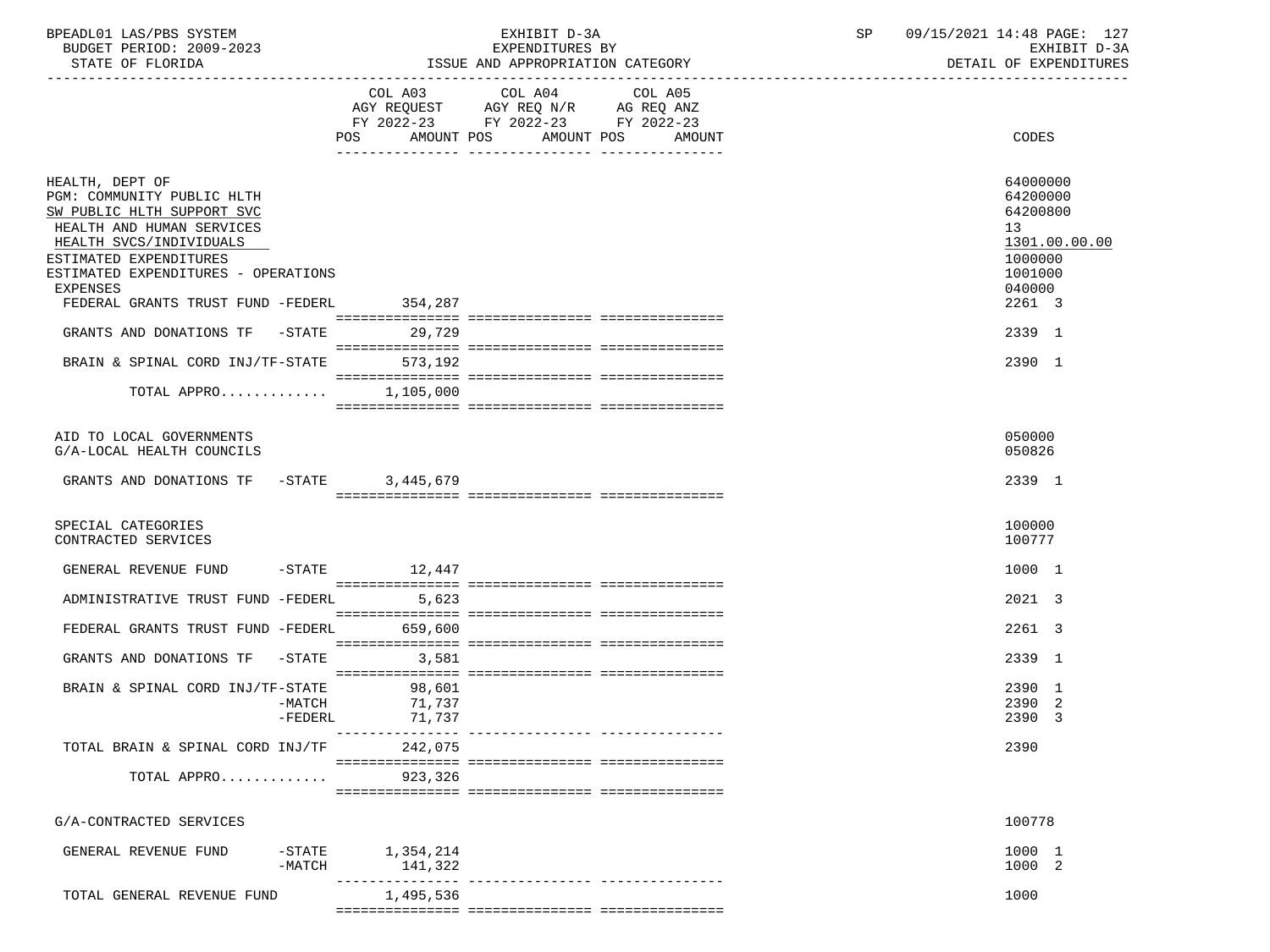BPEADL01 LAS/PBS SYSTEM — EXHIBIT D-3A — EXPENDITURES BY ISSUE AND APPROPRIATION CATEGORY
BUDGET PERIOD: 2009-2023
STATE OF FLORIDA
SP 09/15/2021 14:48 PAGE: 127
EXHIBIT D-3A
DETAIL OF EXPENDITURES

| | COL A03 AGY REQUEST FY 2022-23 POS AMOUNT | COL A04 AGY REQ N/R FY 2022-23 POS AMOUNT | COL A05 AG REQ ANZ FY 2022-23 POS AMOUNT | CODES |
|---|---|---|---|---|
| HEALTH, DEPT OF | | | | 64000000 |
| PGM: COMMUNITY PUBLIC HLTH | | | | 64200000 |
| SW PUBLIC HLTH SUPPORT SVC | | | | 64200800 |
| HEALTH AND HUMAN SERVICES | | | | 13 |
| HEALTH SVCS/INDIVIDUALS | | | | 1301.00.00.00 |
| ESTIMATED EXPENDITURES | | | | 1000000 |
| ESTIMATED EXPENDITURES - OPERATIONS | | | | 1001000 |
| EXPENSES | | | | 040000 |
| FEDERAL GRANTS TRUST FUND -FEDERL | 354,287 | | | 2261 3 |
| GRANTS AND DONATIONS TF -STATE | 29,729 | | | 2339 1 |
| BRAIN & SPINAL CORD INJ/TF-STATE | 573,192 | | | 2390 1 |
| TOTAL APPRO............ | 1,105,000 | | | |
| AID TO LOCAL GOVERNMENTS | | | | 050000 |
| G/A-LOCAL HEALTH COUNCILS | | | | 050826 |
| GRANTS AND DONATIONS TF -STATE | 3,445,679 | | | 2339 1 |
| SPECIAL CATEGORIES | | | | 100000 |
| CONTRACTED SERVICES | | | | 100777 |
| GENERAL REVENUE FUND -STATE | 12,447 | | | 1000 1 |
| ADMINISTRATIVE TRUST FUND -FEDERL | 5,623 | | | 2021 3 |
| FEDERAL GRANTS TRUST FUND -FEDERL | 659,600 | | | 2261 3 |
| GRANTS AND DONATIONS TF -STATE | 3,581 | | | 2339 1 |
| BRAIN & SPINAL CORD INJ/TF-STATE | 98,601 | | | 2390 1 |
| -MATCH | 71,737 | | | 2390 2 |
| -FEDERL | 71,737 | | | 2390 3 |
| TOTAL BRAIN & SPINAL CORD INJ/TF | 242,075 | | | 2390 |
| TOTAL APPRO............ | 923,326 | | | |
| G/A-CONTRACTED SERVICES | | | | 100778 |
| GENERAL REVENUE FUND -STATE | 1,354,214 | | | 1000 1 |
| -MATCH | 141,322 | | | 1000 2 |
| TOTAL GENERAL REVENUE FUND | 1,495,536 | | | 1000 |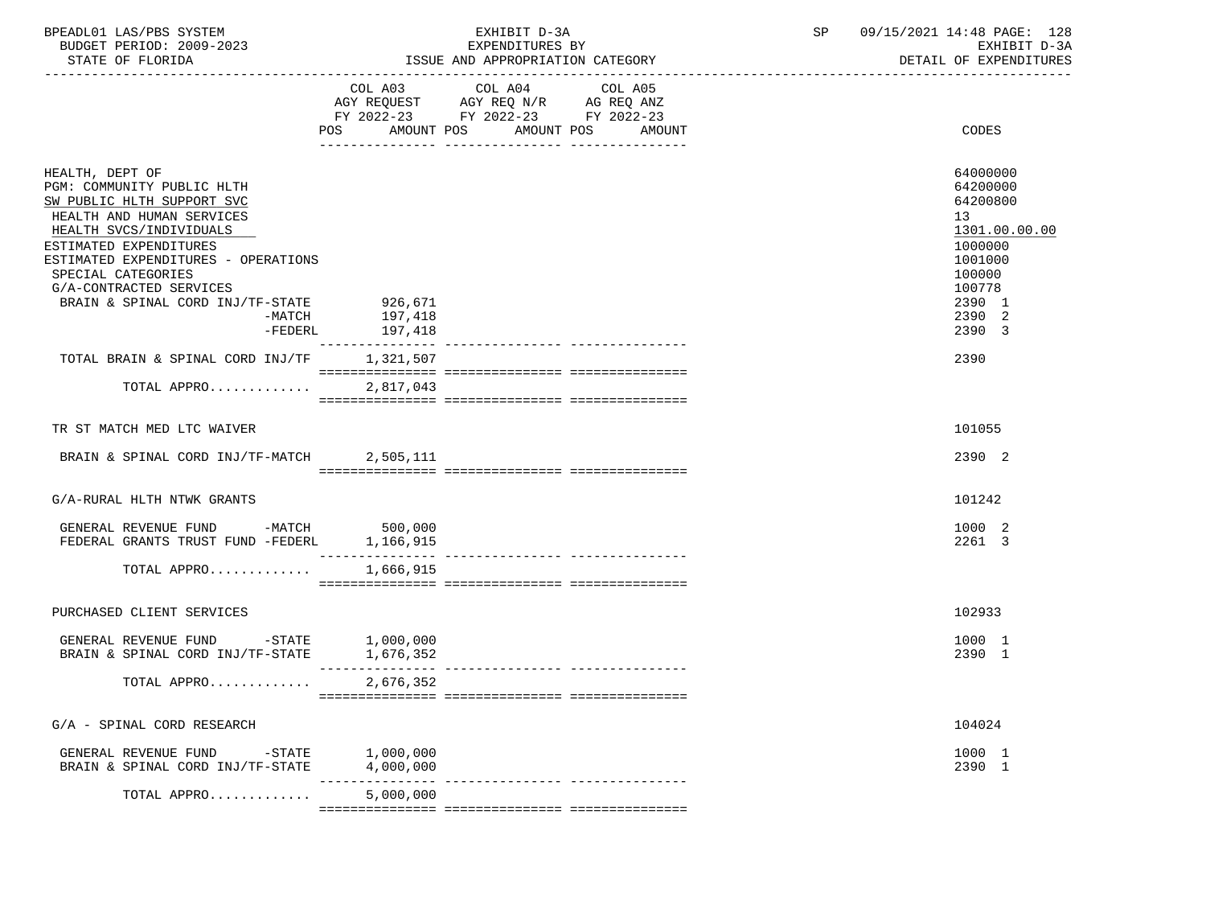BPEADL01 LAS/PBS SYSTEM — EXHIBIT D-3A — SP 09/15/2021 14:48 PAGE: 128
BUDGET PERIOD: 2009-2023 — EXPENDITURES BY — EXHIBIT D-3A
STATE OF FLORIDA — ISSUE AND APPROPRIATION CATEGORY — DETAIL OF EXPENDITURES

| | COL A03 AGY REQUEST FY 2022-23 POS AMOUNT | COL A04 AGY REQ N/R FY 2022-23 POS AMOUNT | COL A05 AG REQ ANZ FY 2022-23 POS AMOUNT | CODES |
|---|---|---|---|---|
| HEALTH, DEPT OF | | | | 64000000 |
| PGM: COMMUNITY PUBLIC HLTH | | | | 64200000 |
| SW PUBLIC HLTH SUPPORT SVC | | | | 64200800 |
| HEALTH AND HUMAN SERVICES | | | | 13 |
| HEALTH SVCS/INDIVIDUALS | | | | 1301.00.00.00 |
| ESTIMATED EXPENDITURES | | | | 1000000 |
| ESTIMATED EXPENDITURES - OPERATIONS | | | | 1001000 |
| SPECIAL CATEGORIES | | | | 100000 |
| G/A-CONTRACTED SERVICES | | | | 100778 |
| BRAIN & SPINAL CORD INJ/TF-STATE | 926,671 | | | 2390 1 |
| -MATCH | 197,418 | | | 2390 2 |
| -FEDERL | 197,418 | | | 2390 3 |
| TOTAL BRAIN & SPINAL CORD INJ/TF | 1,321,507 | | | 2390 |
| TOTAL APPRO............. | 2,817,043 | | | |
| TR ST MATCH MED LTC WAIVER | | | | 101055 |
| BRAIN & SPINAL CORD INJ/TF-MATCH | 2,505,111 | | | 2390 2 |
| G/A-RURAL HLTH NTWK GRANTS | | | | 101242 |
| GENERAL REVENUE FUND -MATCH | 500,000 | | | 1000 2 |
| FEDERAL GRANTS TRUST FUND -FEDERL | 1,166,915 | | | 2261 3 |
| TOTAL APPRO............. | 1,666,915 | | | |
| PURCHASED CLIENT SERVICES | | | | 102933 |
| GENERAL REVENUE FUND -STATE | 1,000,000 | | | 1000 1 |
| BRAIN & SPINAL CORD INJ/TF-STATE | 1,676,352 | | | 2390 1 |
| TOTAL APPRO............. | 2,676,352 | | | |
| G/A - SPINAL CORD RESEARCH | | | | 104024 |
| GENERAL REVENUE FUND -STATE | 1,000,000 | | | 1000 1 |
| BRAIN & SPINAL CORD INJ/TF-STATE | 4,000,000 | | | 2390 1 |
| TOTAL APPRO............. | 5,000,000 | | | |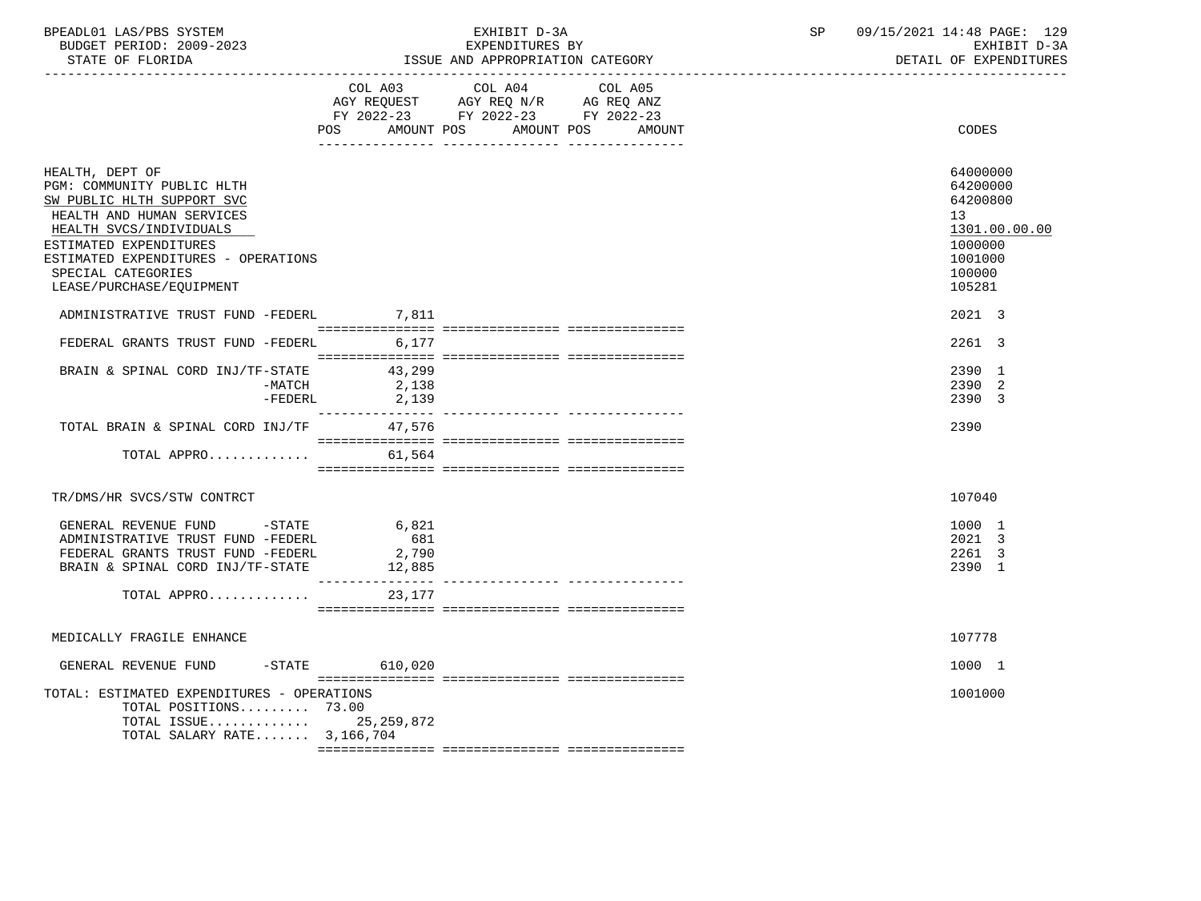| | COL A03 AGY REQUEST FY 2022-23 POS AMOUNT | COL A04 AGY REQ N/R FY 2022-23 POS AMOUNT | COL A05 AG REQ ANZ FY 2022-23 POS AMOUNT | CODES |
|---|---|---|---|---|
| HEALTH, DEPT OF | | | | 64000000 |
| PGM: COMMUNITY PUBLIC HLTH | | | | 64200000 |
| SW PUBLIC HLTH SUPPORT SVC | | | | 64200800 |
| HEALTH AND HUMAN SERVICES | | | | 13 |
| HEALTH SVCS/INDIVIDUALS | | | | 1301.00.00.00 |
| ESTIMATED EXPENDITURES | | | | 1000000 |
| ESTIMATED EXPENDITURES - OPERATIONS | | | | 1001000 |
| SPECIAL CATEGORIES | | | | 100000 |
| LEASE/PURCHASE/EQUIPMENT | | | | 105281 |
| ADMINISTRATIVE TRUST FUND -FEDERL | 7,811 | | | 2021 3 |
| FEDERAL GRANTS TRUST FUND -FEDERL | 6,177 | | | 2261 3 |
| BRAIN & SPINAL CORD INJ/TF-STATE | 43,299 | | | 2390 1 |
| -MATCH | 2,138 | | | 2390 2 |
| -FEDERL | 2,139 | | | 2390 3 |
| TOTAL BRAIN & SPINAL CORD INJ/TF | 47,576 | | | 2390 |
| TOTAL APPRO............ | 61,564 | | | |
| TR/DMS/HR SVCS/STW CONTRCT | | | | 107040 |
| GENERAL REVENUE FUND -STATE | 6,821 | | | 1000 1 |
| ADMINISTRATIVE TRUST FUND -FEDERL | 681 | | | 2021 3 |
| FEDERAL GRANTS TRUST FUND -FEDERL | 2,790 | | | 2261 3 |
| BRAIN & SPINAL CORD INJ/TF-STATE | 12,885 | | | 2390 1 |
| TOTAL APPRO............ | 23,177 | | | |
| MEDICALLY FRAGILE ENHANCE | | | | 107778 |
| GENERAL REVENUE FUND -STATE | 610,020 | | | 1000 1 |
| TOTAL: ESTIMATED EXPENDITURES - OPERATIONS | | | | 1001000 |
| TOTAL POSITIONS......... | 73.00 | | | |
| TOTAL ISSUE............ | 25,259,872 | | | |
| TOTAL SALARY RATE....... | 3,166,704 | | | |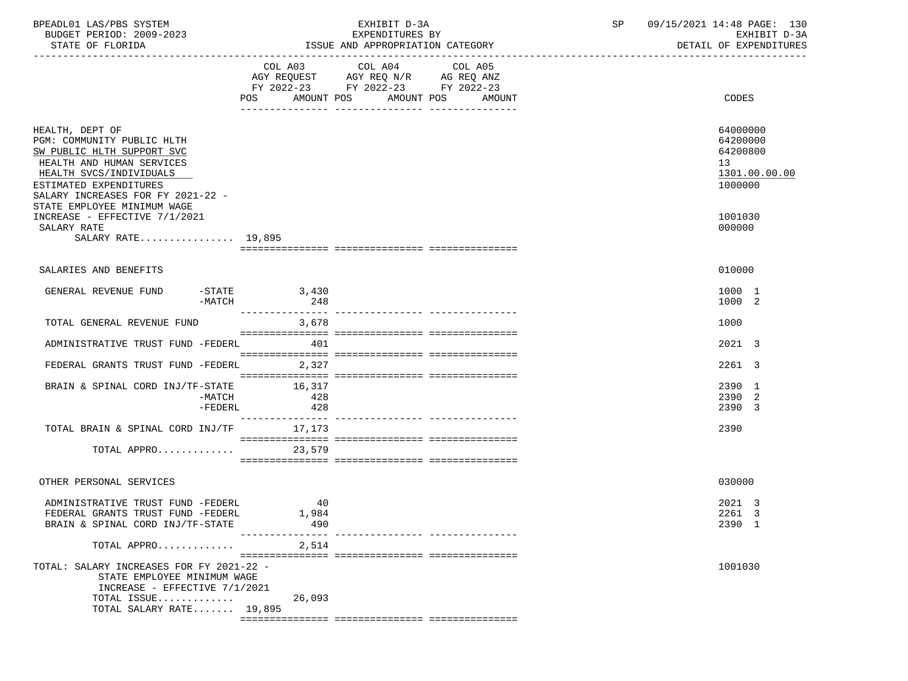BPEADL01 LAS/PBS SYSTEM — EXHIBIT D-3A — EXPENDITURES BY ISSUE AND APPROPRIATION CATEGORY
BUDGET PERIOD: 2009-2023 — STATE OF FLORIDA
SP 09/15/2021 14:48 — EXHIBIT D-3A DETAIL OF EXPENDITURES

| | COL A03 AGY REQUEST FY 2022-23 POS AMOUNT | COL A04 AGY REQ N/R FY 2022-23 POS AMOUNT | COL A05 AG REQ ANZ FY 2022-23 POS AMOUNT | CODES |
|---|---|---|---|---|
| HEALTH, DEPT OF | | | | 64000000 |
| PGM: COMMUNITY PUBLIC HLTH | | | | 64200000 |
| SW PUBLIC HLTH SUPPORT SVC | | | | 64200800 |
| HEALTH AND HUMAN SERVICES | | | | 13 |
| HEALTH SVCS/INDIVIDUALS | | | | 1301.00.00.00 |
| ESTIMATED EXPENDITURES | | | | 1000000 |
| SALARY INCREASES FOR FY 2021-22 - STATE EMPLOYEE MINIMUM WAGE INCREASE - EFFECTIVE 7/1/2021 | | | | 1001030 |
| SALARY RATE | | | | 000000 |
| SALARY RATE................ 19,895 | | | | |
| SALARIES AND BENEFITS | | | | 010000 |
| GENERAL REVENUE FUND -STATE | 3,430 | | | 1000 1 |
| -MATCH | 248 | | | 1000 2 |
| TOTAL GENERAL REVENUE FUND | 3,678 | | | 1000 |
| ADMINISTRATIVE TRUST FUND -FEDERL | 401 | | | 2021 3 |
| FEDERAL GRANTS TRUST FUND -FEDERL | 2,327 | | | 2261 3 |
| BRAIN & SPINAL CORD INJ/TF-STATE | 16,317 | | | 2390 1 |
| -MATCH | 428 | | | 2390 2 |
| -FEDERL | 428 | | | 2390 3 |
| TOTAL BRAIN & SPINAL CORD INJ/TF | 17,173 | | | 2390 |
| TOTAL APPRO............. | 23,579 | | | |
| OTHER PERSONAL SERVICES | | | | 030000 |
| ADMINISTRATIVE TRUST FUND -FEDERL | 40 | | | 2021 3 |
| FEDERAL GRANTS TRUST FUND -FEDERL | 1,984 | | | 2261 3 |
| BRAIN & SPINAL CORD INJ/TF-STATE | 490 | | | 2390 1 |
| TOTAL APPRO............. | 2,514 | | | |
| TOTAL: SALARY INCREASES FOR FY 2021-22 - STATE EMPLOYEE MINIMUM WAGE INCREASE - EFFECTIVE 7/1/2021 | | | | 1001030 |
| TOTAL ISSUE............. | 26,093 | | | |
| TOTAL SALARY RATE....... 19,895 | | | | |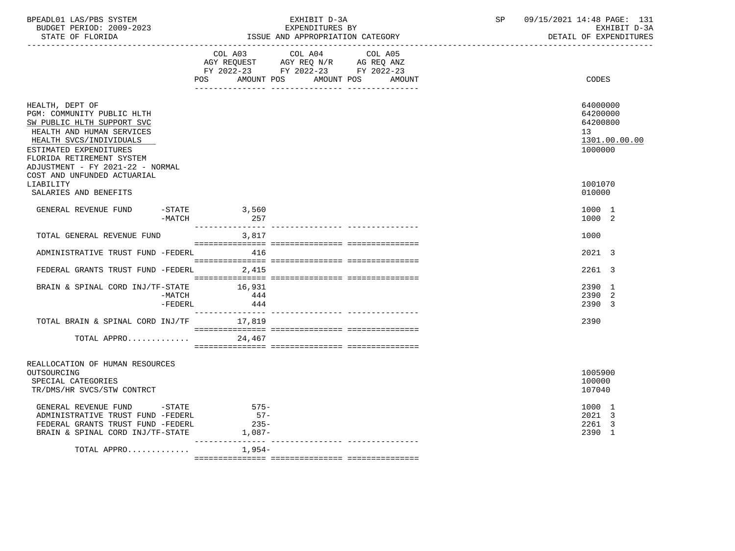BPEADL01 LAS/PBS SYSTEM — EXHIBIT D-3A — SP 09/15/2021 14:48

BUDGET PERIOD: 2009-2023 — EXPENDITURES BY — EXHIBIT D-3A

STATE OF FLORIDA — ISSUE AND APPROPRIATION CATEGORY — DETAIL OF EXPENDITURES

| | COL A03 AGY REQUEST FY 2022-23 POS AMOUNT | COL A04 AGY REQ N/R FY 2022-23 POS AMOUNT | COL A05 AG REQ ANZ FY 2022-23 POS AMOUNT | CODES |
|---|---|---|---|---|
| HEALTH, DEPT OF | | | | 64000000 |
| PGM: COMMUNITY PUBLIC HLTH | | | | 64200000 |
| SW PUBLIC HLTH SUPPORT SVC | | | | 64200800 |
| HEALTH AND HUMAN SERVICES | | | | 13 |
| HEALTH SVCS/INDIVIDUALS | | | | 1301.00.00.00 |
| ESTIMATED EXPENDITURES | | | | 1000000 |
| FLORIDA RETIREMENT SYSTEM ADJUSTMENT - FY 2021-22 - NORMAL COST AND UNFUNDED ACTUARIAL LIABILITY | | | | 1001070 |
| SALARIES AND BENEFITS | | | | 010000 |
| GENERAL REVENUE FUND -STATE | 3,560 | | | 1000 1 |
| -MATCH | 257 | | | 1000 2 |
| TOTAL GENERAL REVENUE FUND | 3,817 | | | 1000 |
| ADMINISTRATIVE TRUST FUND -FEDERL | 416 | | | 2021 3 |
| FEDERAL GRANTS TRUST FUND -FEDERL | 2,415 | | | 2261 3 |
| BRAIN & SPINAL CORD INJ/TF-STATE | 16,931 | | | 2390 1 |
| -MATCH | 444 | | | 2390 2 |
| -FEDERL | 444 | | | 2390 3 |
| TOTAL BRAIN & SPINAL CORD INJ/TF | 17,819 | | | 2390 |
| TOTAL APPRO............. | 24,467 | | | |
| REALLOCATION OF HUMAN RESOURCES OUTSOURCING | | | | 1005900 |
| SPECIAL CATEGORIES | | | | 100000 |
| TR/DMS/HR SVCS/STW CONTRCT | | | | 107040 |
| GENERAL REVENUE FUND -STATE | 575- | | | 1000 1 |
| ADMINISTRATIVE TRUST FUND -FEDERL | 57- | | | 2021 3 |
| FEDERAL GRANTS TRUST FUND -FEDERL | 235- | | | 2261 3 |
| BRAIN & SPINAL CORD INJ/TF-STATE | 1,087- | | | 2390 1 |
| TOTAL APPRO............. | 1,954- | | | |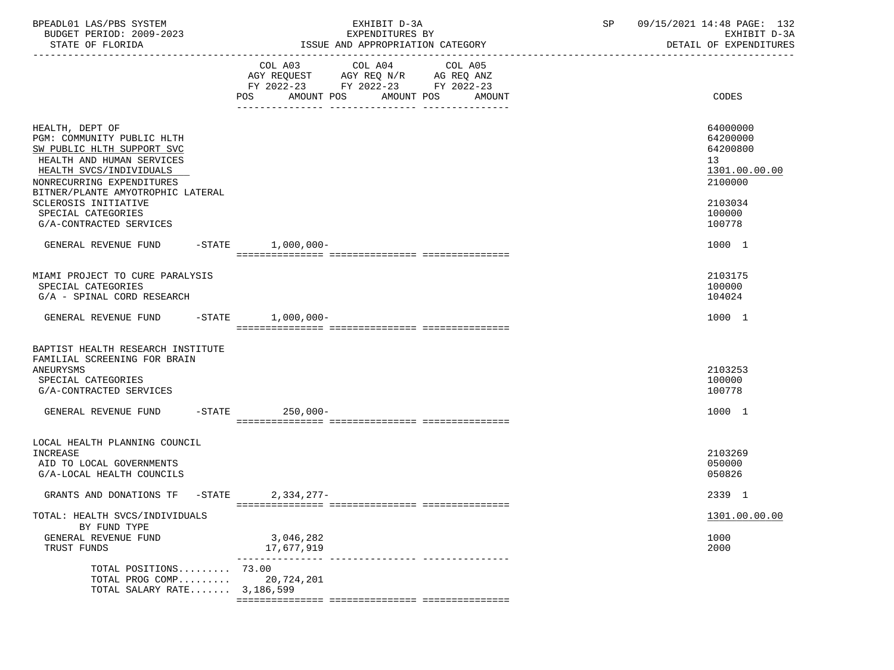| | COL A03 AGY REQUEST FY 2022-23 POS AMOUNT | COL A04 AGY REQ N/R FY 2022-23 POS AMOUNT | COL A05 AG REQ ANZ FY 2022-23 POS AMOUNT | CODES |
|---|---|---|---|---|
| HEALTH, DEPT OF | | | | 64000000 |
| PGM: COMMUNITY PUBLIC HLTH | | | | 64200000 |
| SW PUBLIC HLTH SUPPORT SVC | | | | 64200800 |
| HEALTH AND HUMAN SERVICES | | | | 13 |
| HEALTH SVCS/INDIVIDUALS | | | | 1301.00.00.00 |
| NONRECURRING EXPENDITURES | | | | 2100000 |
| BITNER/PLANTE AMYOTROPHIC LATERAL SCLEROSIS INITIATIVE | | | | 2103034 |
| SPECIAL CATEGORIES | | | | 100000 |
| G/A-CONTRACTED SERVICES | | | | 100778 |
| GENERAL REVENUE FUND -STATE | 1,000,000- | | | 1000 1 |
| MIAMI PROJECT TO CURE PARALYSIS | | | | 2103175 |
| SPECIAL CATEGORIES | | | | 100000 |
| G/A - SPINAL CORD RESEARCH | | | | 104024 |
| GENERAL REVENUE FUND -STATE | 1,000,000- | | | 1000 1 |
| BAPTIST HEALTH RESEARCH INSTITUTE FAMILIAL SCREENING FOR BRAIN ANEURYSMS | | | | 2103253 |
| SPECIAL CATEGORIES | | | | 100000 |
| G/A-CONTRACTED SERVICES | | | | 100778 |
| GENERAL REVENUE FUND -STATE | 250,000- | | | 1000 1 |
| LOCAL HEALTH PLANNING COUNCIL INCREASE | | | | 2103269 |
| AID TO LOCAL GOVERNMENTS | | | | 050000 |
| G/A-LOCAL HEALTH COUNCILS | | | | 050826 |
| GRANTS AND DONATIONS TF -STATE | 2,334,277- | | | 2339 1 |
| TOTAL: HEALTH SVCS/INDIVIDUALS | | | | 1301.00.00.00 |
| BY FUND TYPE | | | | |
| GENERAL REVENUE FUND | 3,046,282 | | | 1000 |
| TRUST FUNDS | 17,677,919 | | | 2000 |
| TOTAL POSITIONS......... | 73.00 | | | |
| TOTAL PROG COMP......... | 20,724,201 | | | |
| TOTAL SALARY RATE....... | 3,186,599 | | | |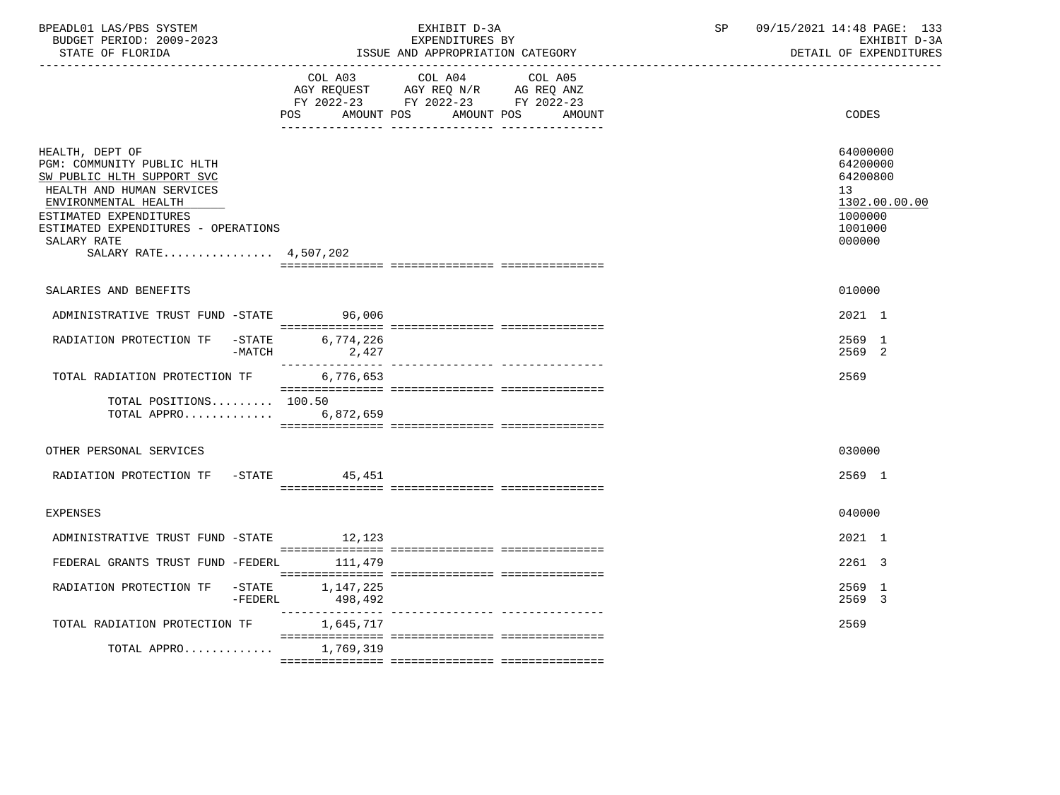BPEADL01 LAS/PBS SYSTEM — EXHIBIT D-3A — EXPENDITURES BY ISSUE AND APPROPRIATION CATEGORY
BUDGET PERIOD: 2009-2023 — STATE OF FLORIDA — SP 09/15/2021 14:48 — EXHIBIT D-3A DETAIL OF EXPENDITURES

| | COL A03 AGY REQUEST FY 2022-23 POS AMOUNT | COL A04 AGY REQ N/R FY 2022-23 POS AMOUNT | COL A05 AG REQ ANZ FY 2022-23 POS AMOUNT | CODES |
|---|---|---|---|---|
| HEALTH, DEPT OF | | | | 64000000 |
| PGM: COMMUNITY PUBLIC HLTH | | | | 64200000 |
| SW PUBLIC HLTH SUPPORT SVC | | | | 64200800 |
| HEALTH AND HUMAN SERVICES | | | | 13 |
| ENVIRONMENTAL HEALTH | | | | 1302.00.00.00 |
| ESTIMATED EXPENDITURES | | | | 1000000 |
| ESTIMATED EXPENDITURES - OPERATIONS | | | | 1001000 |
| SALARY RATE | | | | 000000 |
| SALARY RATE................ 4,507,202 | | | | |
| SALARIES AND BENEFITS | | | | 010000 |
| ADMINISTRATIVE TRUST FUND -STATE | 96,006 | | | 2021 1 |
| RADIATION PROTECTION TF -STATE | 6,774,226 | | | 2569 1 |
| -MATCH | 2,427 | | | 2569 2 |
| TOTAL RADIATION PROTECTION TF | 6,776,653 | | | 2569 |
| TOTAL POSITIONS......... 100.50 | | | | |
| TOTAL APPRO............. | 6,872,659 | | | |
| OTHER PERSONAL SERVICES | | | | 030000 |
| RADIATION PROTECTION TF -STATE | 45,451 | | | 2569 1 |
| EXPENSES | | | | 040000 |
| ADMINISTRATIVE TRUST FUND -STATE | 12,123 | | | 2021 1 |
| FEDERAL GRANTS TRUST FUND -FEDERL | 111,479 | | | 2261 3 |
| RADIATION PROTECTION TF -STATE | 1,147,225 | | | 2569 1 |
| -FEDERL | 498,492 | | | 2569 3 |
| TOTAL RADIATION PROTECTION TF | 1,645,717 | | | 2569 |
| TOTAL APPRO............. | 1,769,319 | | | |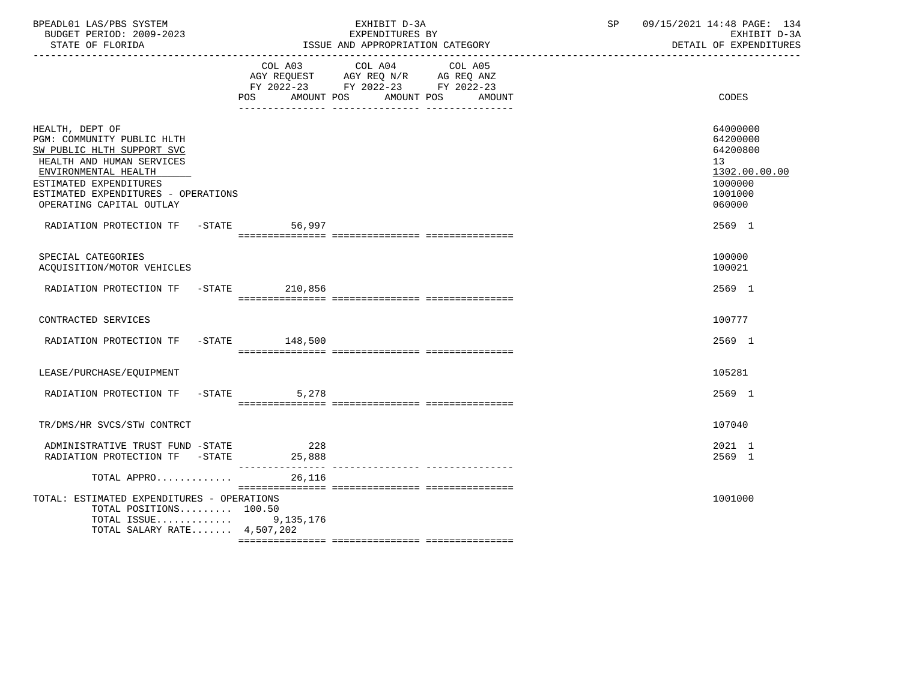BPEADL01 LAS/PBS SYSTEM | EXHIBIT D-3A | SP 09/15/2021 14:48 PAGE: 134
BUDGET PERIOD: 2009-2023 | EXPENDITURES BY | EXHIBIT D-3A
STATE OF FLORIDA | ISSUE AND APPROPRIATION CATEGORY | DETAIL OF EXPENDITURES

| | COL A03 AGY REQUEST FY 2022-23 POS AMOUNT | COL A04 AGY REQ N/R FY 2022-23 POS AMOUNT | COL A05 AG REQ ANZ FY 2022-23 POS AMOUNT | CODES |
|---|---|---|---|---|
| HEALTH, DEPT OF | | | | 64000000 |
| PGM: COMMUNITY PUBLIC HLTH | | | | 64200000 |
| SW PUBLIC HLTH SUPPORT SVC | | | | 64200800 |
| HEALTH AND HUMAN SERVICES | | | | 13 |
| ENVIRONMENTAL HEALTH | | | | 1302.00.00.00 |
| ESTIMATED EXPENDITURES | | | | 1000000 |
| ESTIMATED EXPENDITURES - OPERATIONS | | | | 1001000 |
| OPERATING CAPITAL OUTLAY | | | | 060000 |
| RADIATION PROTECTION TF -STATE | 56,997 | | | 2569 1 |
| SPECIAL CATEGORIES | | | | 100000 |
| ACQUISITION/MOTOR VEHICLES | | | | 100021 |
| RADIATION PROTECTION TF -STATE | 210,856 | | | 2569 1 |
| CONTRACTED SERVICES | | | | 100777 |
| RADIATION PROTECTION TF -STATE | 148,500 | | | 2569 1 |
| LEASE/PURCHASE/EQUIPMENT | | | | 105281 |
| RADIATION PROTECTION TF -STATE | 5,278 | | | 2569 1 |
| TR/DMS/HR SVCS/STW CONTRCT | | | | 107040 |
| ADMINISTRATIVE TRUST FUND -STATE | 228 | | | 2021 1 |
| RADIATION PROTECTION TF -STATE | 25,888 | | | 2569 1 |
| TOTAL APPRO............ | 26,116 | | | |
| TOTAL: ESTIMATED EXPENDITURES - OPERATIONS | | | | 1001000 |
| TOTAL POSITIONS......... | 100.50 | | | |
| TOTAL ISSUE............ | 9,135,176 | | | |
| TOTAL SALARY RATE....... | 4,507,202 | | | |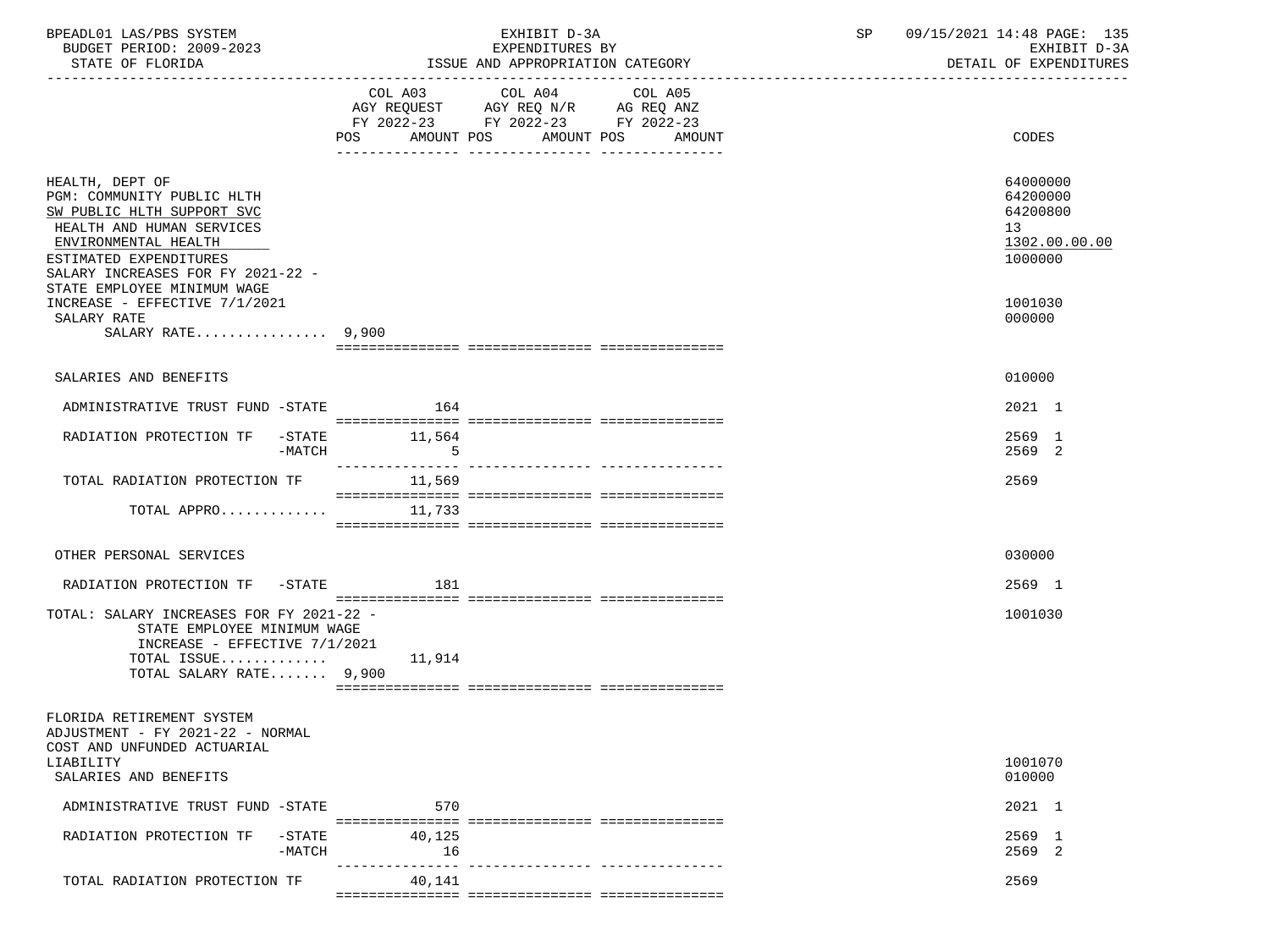BPEADL01 LAS/PBS SYSTEM | EXHIBIT D-3A | SP 09/15/2021 14:48 PAGE: 135
BUDGET PERIOD: 2009-2023 | EXPENDITURES BY | EXHIBIT D-3A
STATE OF FLORIDA | ISSUE AND APPROPRIATION CATEGORY | DETAIL OF EXPENDITURES

| | COL A03 AGY REQUEST FY 2022-23 POS AMOUNT | COL A04 AGY REQ N/R FY 2022-23 POS AMOUNT | COL A05 AG REQ ANZ FY 2022-23 POS AMOUNT | CODES |
|---|---|---|---|---|
| HEALTH, DEPT OF | | | | 64000000 |
| PGM: COMMUNITY PUBLIC HLTH | | | | 64200000 |
| SW PUBLIC HLTH SUPPORT SVC | | | | 64200800 |
| HEALTH AND HUMAN SERVICES | | | | 13 |
| ENVIRONMENTAL HEALTH | | | | 1302.00.00.00 |
| ESTIMATED EXPENDITURES | | | | 1000000 |
| SALARY INCREASES FOR FY 2021-22 - STATE EMPLOYEE MINIMUM WAGE INCREASE - EFFECTIVE 7/1/2021 | | | | 1001030 |
| SALARY RATE | | | | 000000 |
| SALARY RATE................ 9,900 | | | | |
| SALARIES AND BENEFITS | | | | 010000 |
| ADMINISTRATIVE TRUST FUND -STATE | 164 | | | 2021 1 |
| RADIATION PROTECTION TF -STATE | 11,564 | | | 2569 1 |
| -MATCH | 5 | | | 2569 2 |
| TOTAL RADIATION PROTECTION TF | 11,569 | | | 2569 |
| TOTAL APPRO............ | 11,733 | | | |
| OTHER PERSONAL SERVICES | | | | 030000 |
| RADIATION PROTECTION TF -STATE | 181 | | | 2569 1 |
| TOTAL: SALARY INCREASES FOR FY 2021-22 - STATE EMPLOYEE MINIMUM WAGE INCREASE - EFFECTIVE 7/1/2021 | | | | 1001030 |
| TOTAL ISSUE............ | 11,914 | | | |
| TOTAL SALARY RATE....... 9,900 | | | | |
| FLORIDA RETIREMENT SYSTEM ADJUSTMENT - FY 2021-22 - NORMAL COST AND UNFUNDED ACTUARIAL LIABILITY | | | | 1001070 |
| SALARIES AND BENEFITS | | | | 010000 |
| ADMINISTRATIVE TRUST FUND -STATE | 570 | | | 2021 1 |
| RADIATION PROTECTION TF -STATE | 40,125 | | | 2569 1 |
| -MATCH | 16 | | | 2569 2 |
| TOTAL RADIATION PROTECTION TF | 40,141 | | | 2569 |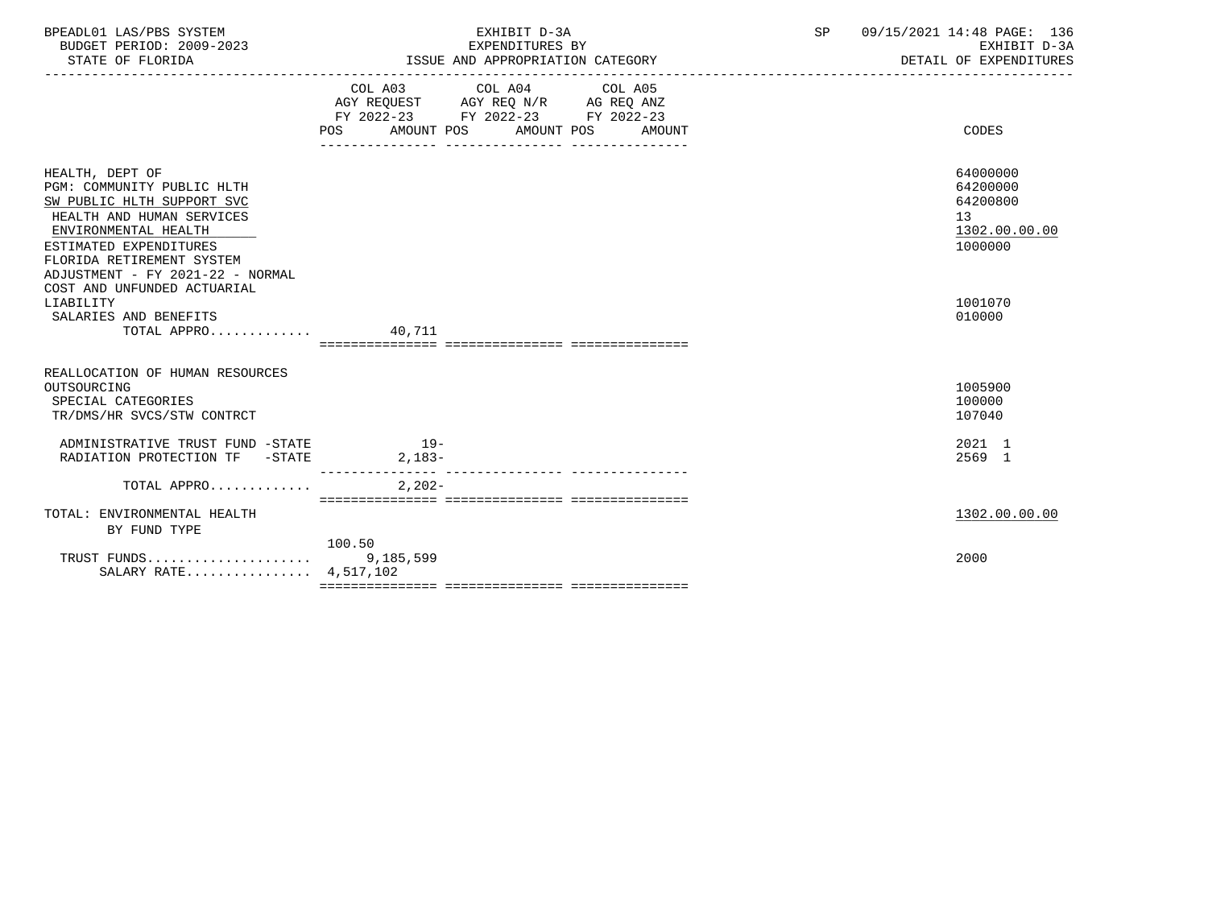BPEADL01 LAS/PBS SYSTEM | EXHIBIT D-3A | SP 09/15/2021 14:48

BUDGET PERIOD: 2009-2023 | EXPENDITURES BY | EXHIBIT D-3A

STATE OF FLORIDA | ISSUE AND APPROPRIATION CATEGORY | DETAIL OF EXPENDITURES

| | COL A03 AGY REQUEST FY 2022-23 POS AMOUNT | COL A04 AGY REQ N/R FY 2022-23 POS AMOUNT | COL A05 AG REQ ANZ FY 2022-23 POS AMOUNT | CODES |
|---|---|---|---|---|
| HEALTH, DEPT OF | | | | 64000000 |
| PGM: COMMUNITY PUBLIC HLTH | | | | 64200000 |
| SW PUBLIC HLTH SUPPORT SVC | | | | 64200800 |
| HEALTH AND HUMAN SERVICES | | | | 13 |
| ENVIRONMENTAL HEALTH | | | | 1302.00.00.00 |
| ESTIMATED EXPENDITURES | | | | 1000000 |
| FLORIDA RETIREMENT SYSTEM ADJUSTMENT - FY 2021-22 - NORMAL COST AND UNFUNDED ACTUARIAL LIABILITY | | | | 1001070 |
| SALARIES AND BENEFITS | | | | 010000 |
| TOTAL APPRO............. | 40,711 | | | |
| REALLOCATION OF HUMAN RESOURCES OUTSOURCING | | | | 1005900 |
| SPECIAL CATEGORIES | | | | 100000 |
| TR/DMS/HR SVCS/STW CONTRCT | | | | 107040 |
| ADMINISTRATIVE TRUST FUND -STATE | 19- | | | 2021 1 |
| RADIATION PROTECTION TF -STATE | 2,183- | | | 2569 1 |
| TOTAL APPRO............. | 2,202- | | | |
| TOTAL: ENVIRONMENTAL HEALTH | | | | 1302.00.00.00 |
| BY FUND TYPE | | | | |
| | 100.50 | | | |
| TRUST FUNDS..................... | 9,185,599 | | | 2000 |
| SALARY RATE................ | 4,517,102 | | | |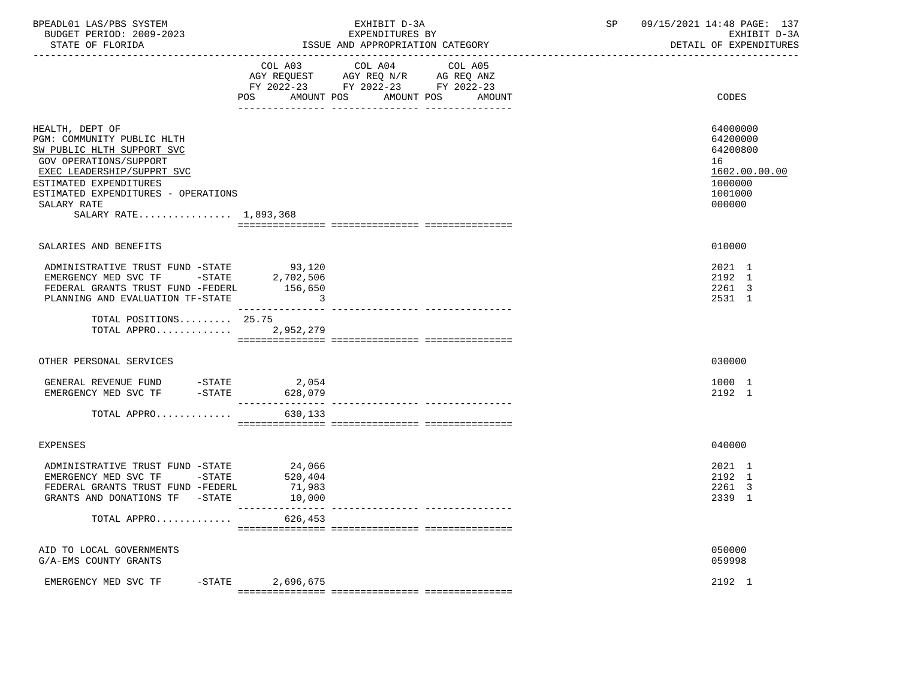BPEADL01 LAS/PBS SYSTEM — BUDGET PERIOD: 2009-2023 — STATE OF FLORIDA

EXHIBIT D-3A — EXPENDITURES BY ISSUE AND APPROPRIATION CATEGORY

SP 09/15/2021 14:48 — EXHIBIT D-3A — DETAIL OF EXPENDITURES

| | COL A03 AGY REQUEST FY 2022-23 POS AMOUNT | COL A04 AGY REQ N/R FY 2022-23 POS AMOUNT | COL A05 AG REQ ANZ FY 2022-23 POS AMOUNT | CODES |
|---|---|---|---|---|
| HEALTH, DEPT OF | | | | 64000000 |
| PGM: COMMUNITY PUBLIC HLTH | | | | 64200000 |
| SW PUBLIC HLTH SUPPORT SVC | | | | 64200800 |
| GOV OPERATIONS/SUPPORT | | | | 16 |
| EXEC LEADERSHIP/SUPPRT SVC | | | | 1602.00.00.00 |
| ESTIMATED EXPENDITURES | | | | 1000000 |
| ESTIMATED EXPENDITURES - OPERATIONS | | | | 1001000 |
| SALARY RATE | | | | 000000 |
| SALARY RATE................ 1,893,368 | | | | |
| SALARIES AND BENEFITS | | | | 010000 |
| ADMINISTRATIVE TRUST FUND -STATE | 93,120 | | | 2021 1 |
| EMERGENCY MED SVC TF -STATE | 2,702,506 | | | 2192 1 |
| FEDERAL GRANTS TRUST FUND -FEDERL | 156,650 | | | 2261 3 |
| PLANNING AND EVALUATION TF-STATE | 3 | | | 2531 1 |
| TOTAL POSITIONS......... | 25.75 | | | |
| TOTAL APPRO............. | 2,952,279 | | | |
| OTHER PERSONAL SERVICES | | | | 030000 |
| GENERAL REVENUE FUND -STATE | 2,054 | | | 1000 1 |
| EMERGENCY MED SVC TF -STATE | 628,079 | | | 2192 1 |
| TOTAL APPRO............. | 630,133 | | | |
| EXPENSES | | | | 040000 |
| ADMINISTRATIVE TRUST FUND -STATE | 24,066 | | | 2021 1 |
| EMERGENCY MED SVC TF -STATE | 520,404 | | | 2192 1 |
| FEDERAL GRANTS TRUST FUND -FEDERL | 71,983 | | | 2261 3 |
| GRANTS AND DONATIONS TF -STATE | 10,000 | | | 2339 1 |
| TOTAL APPRO............. | 626,453 | | | |
| AID TO LOCAL GOVERNMENTS | | | | 050000 |
| G/A-EMS COUNTY GRANTS | | | | 059998 |
| EMERGENCY MED SVC TF -STATE | 2,696,675 | | | 2192 1 |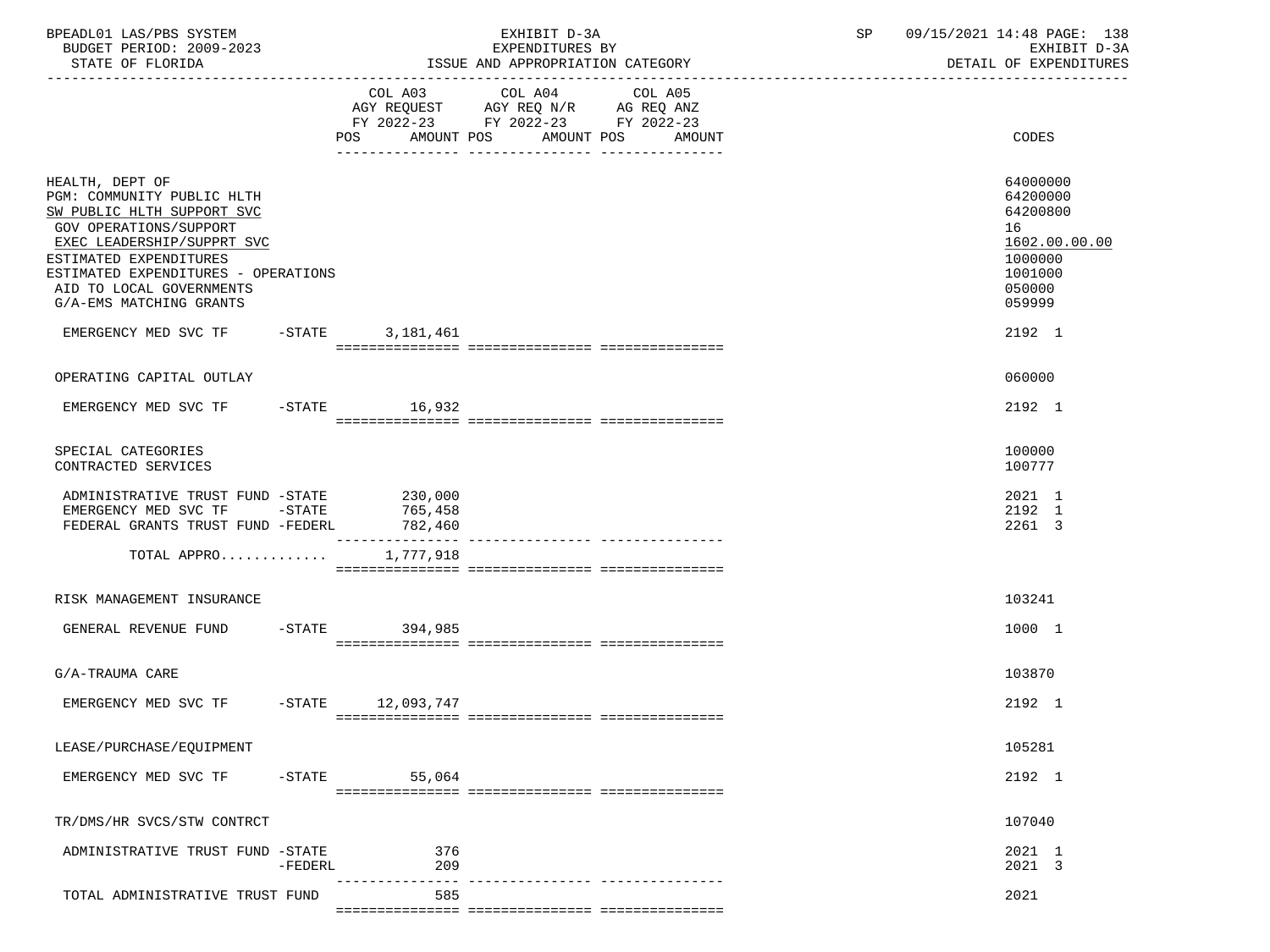| | COL A03 AGY REQUEST FY 2022-23 POS AMOUNT | COL A04 AGY REQ N/R FY 2022-23 POS AMOUNT | COL A05 AG REQ ANZ FY 2022-23 POS AMOUNT | CODES |
|---|---|---|---|---|
| HEALTH, DEPT OF | | | | 64000000 |
| PGM: COMMUNITY PUBLIC HLTH | | | | 64200000 |
| SW PUBLIC HLTH SUPPORT SVC | | | | 64200800 |
| GOV OPERATIONS/SUPPORT | | | | 16 |
| EXEC LEADERSHIP/SUPPRT SVC | | | | 1602.00.00.00 |
| ESTIMATED EXPENDITURES | | | | 1000000 |
| ESTIMATED EXPENDITURES - OPERATIONS | | | | 1001000 |
| AID TO LOCAL GOVERNMENTS | | | | 050000 |
| G/A-EMS MATCHING GRANTS | | | | 059999 |
| EMERGENCY MED SVC TF -STATE | 3,181,461 | | | 2192 1 |
| OPERATING CAPITAL OUTLAY | | | | 060000 |
| EMERGENCY MED SVC TF -STATE | 16,932 | | | 2192 1 |
| SPECIAL CATEGORIES | | | | 100000 |
| CONTRACTED SERVICES | | | | 100777 |
| ADMINISTRATIVE TRUST FUND -STATE | 230,000 | | | 2021 1 |
| EMERGENCY MED SVC TF -STATE | 765,458 | | | 2192 1 |
| FEDERAL GRANTS TRUST FUND -FEDERL | 782,460 | | | 2261 3 |
| TOTAL APPRO............ | 1,777,918 | | | |
| RISK MANAGEMENT INSURANCE | | | | 103241 |
| GENERAL REVENUE FUND -STATE | 394,985 | | | 1000 1 |
| G/A-TRAUMA CARE | | | | 103870 |
| EMERGENCY MED SVC TF -STATE | 12,093,747 | | | 2192 1 |
| LEASE/PURCHASE/EQUIPMENT | | | | 105281 |
| EMERGENCY MED SVC TF -STATE | 55,064 | | | 2192 1 |
| TR/DMS/HR SVCS/STW CONTRCT | | | | 107040 |
| ADMINISTRATIVE TRUST FUND -STATE | 376 | | | 2021 1 |
| -FEDERL | 209 | | | 2021 3 |
| TOTAL ADMINISTRATIVE TRUST FUND | 585 | | | 2021 |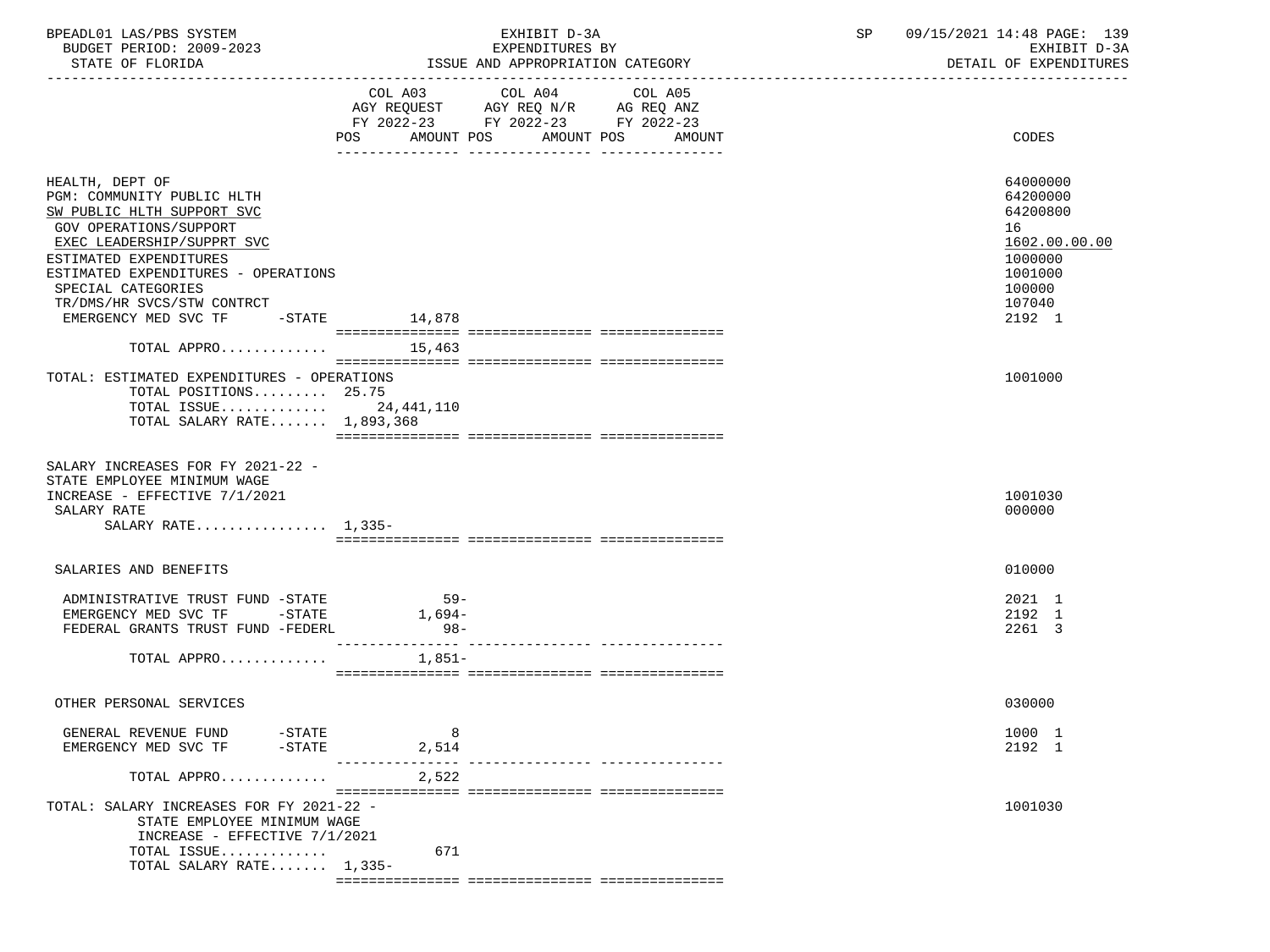BPEADL01 LAS/PBS SYSTEM — EXHIBIT D-3A — SP 09/15/2021 14:48 PAGE: 139
BUDGET PERIOD: 2009-2023 — EXPENDITURES BY — EXHIBIT D-3A
STATE OF FLORIDA — ISSUE AND APPROPRIATION CATEGORY — DETAIL OF EXPENDITURES

| | COL A03 AGY REQUEST FY 2022-23 POS AMOUNT | COL A04 AGY REQ N/R FY 2022-23 POS AMOUNT | COL A05 AG REQ ANZ FY 2022-23 POS AMOUNT | CODES |
|---|---|---|---|---|
| HEALTH, DEPT OF | | | | 64000000 |
| PGM: COMMUNITY PUBLIC HLTH | | | | 64200000 |
| SW PUBLIC HLTH SUPPORT SVC | | | | 64200800 |
| GOV OPERATIONS/SUPPORT | | | | 16 |
| EXEC LEADERSHIP/SUPPRT SVC | | | | 1602.00.00.00 |
| ESTIMATED EXPENDITURES | | | | 1000000 |
| ESTIMATED EXPENDITURES - OPERATIONS | | | | 1001000 |
| SPECIAL CATEGORIES | | | | 100000 |
| TR/DMS/HR SVCS/STW CONTRCT | | | | 107040 |
| EMERGENCY MED SVC TF -STATE | 14,878 | | | 2192 1 |
| TOTAL APPRO............. | 15,463 | | | |
| TOTAL: ESTIMATED EXPENDITURES - OPERATIONS | | | | 1001000 |
| TOTAL POSITIONS......... 25.75 | | | | |
| TOTAL ISSUE............. | 24,441,110 | | | |
| TOTAL SALARY RATE....... 1,893,368 | | | | |
| SALARY INCREASES FOR FY 2021-22 - STATE EMPLOYEE MINIMUM WAGE INCREASE - EFFECTIVE 7/1/2021 | | | | 1001030 |
| SALARY RATE | | | | 000000 |
| SALARY RATE................ 1,335- | | | | |
| SALARIES AND BENEFITS | | | | 010000 |
| ADMINISTRATIVE TRUST FUND -STATE | 59- | | | 2021 1 |
| EMERGENCY MED SVC TF -STATE | 1,694- | | | 2192 1 |
| FEDERAL GRANTS TRUST FUND -FEDERL | 98- | | | 2261 3 |
| TOTAL APPRO............. | 1,851- | | | |
| OTHER PERSONAL SERVICES | | | | 030000 |
| GENERAL REVENUE FUND -STATE | 8 | | | 1000 1 |
| EMERGENCY MED SVC TF -STATE | 2,514 | | | 2192 1 |
| TOTAL APPRO............. | 2,522 | | | |
| TOTAL: SALARY INCREASES FOR FY 2021-22 - STATE EMPLOYEE MINIMUM WAGE INCREASE - EFFECTIVE 7/1/2021 | | | | 1001030 |
| TOTAL ISSUE............. | 671 | | | |
| TOTAL SALARY RATE....... 1,335- | | | | |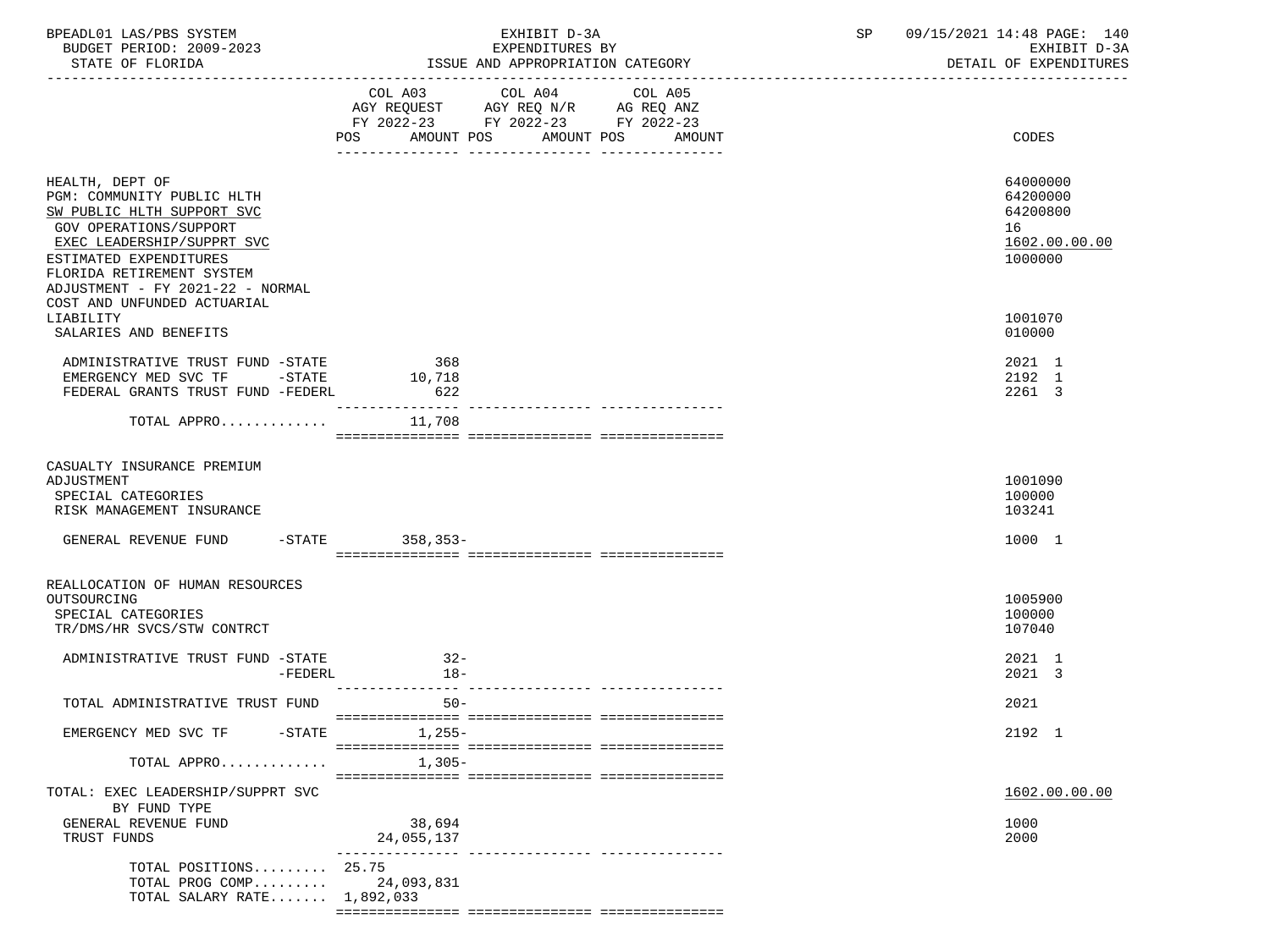BPEADL01 LAS/PBS SYSTEM — EXHIBIT D-3A — EXPENDITURES BY ISSUE AND APPROPRIATION CATEGORY — SP 09/15/2021 14:48
BUDGET PERIOD: 2009-2023 — EXHIBIT D-3A
STATE OF FLORIDA — DETAIL OF EXPENDITURES

| | COL A03 AGY REQUEST FY 2022-23 POS | AMOUNT | COL A04 AGY REQ N/R FY 2022-23 POS | AMOUNT | COL A05 AG REQ ANZ FY 2022-23 POS | AMOUNT | CODES |
|---|---|---|---|---|---|---|---|
| HEALTH, DEPT OF | | | | | | | 64000000 |
| PGM: COMMUNITY PUBLIC HLTH | | | | | | | 64200000 |
| SW PUBLIC HLTH SUPPORT SVC | | | | | | | 64200800 |
| GOV OPERATIONS/SUPPORT | | | | | | | 16 |
| EXEC LEADERSHIP/SUPPRT SVC | | | | | | | 1602.00.00.00 |
| ESTIMATED EXPENDITURES | | | | | | | 1000000 |
| FLORIDA RETIREMENT SYSTEM ADJUSTMENT - FY 2021-22 - NORMAL COST AND UNFUNDED ACTUARIAL LIABILITY | | | | | | | 1001070 |
| SALARIES AND BENEFITS | | | | | | | 010000 |
| ADMINISTRATIVE TRUST FUND -STATE | | 368 | | | | | 2021 1 |
| EMERGENCY MED SVC TF -STATE | | 10,718 | | | | | 2192 1 |
| FEDERAL GRANTS TRUST FUND -FEDERL | | 622 | | | | | 2261 3 |
| TOTAL APPRO............. | | 11,708 | | | | | |
| CASUALTY INSURANCE PREMIUM ADJUSTMENT | | | | | | | 1001090 |
| SPECIAL CATEGORIES | | | | | | | 100000 |
| RISK MANAGEMENT INSURANCE | | | | | | | 103241 |
| GENERAL REVENUE FUND -STATE | | 358,353- | | | | | 1000 1 |
| REALLOCATION OF HUMAN RESOURCES OUTSOURCING | | | | | | | 1005900 |
| SPECIAL CATEGORIES | | | | | | | 100000 |
| TR/DMS/HR SVCS/STW CONTRCT | | | | | | | 107040 |
| ADMINISTRATIVE TRUST FUND -STATE | | 32- | | | | | 2021 1 |
| -FEDERL | | 18- | | | | | 2021 3 |
| TOTAL ADMINISTRATIVE TRUST FUND | | 50- | | | | | 2021 |
| EMERGENCY MED SVC TF -STATE | | 1,255- | | | | | 2192 1 |
| TOTAL APPRO............. | | 1,305- | | | | | |
| TOTAL: EXEC LEADERSHIP/SUPPRT SVC | | | | | | | 1602.00.00.00 |
| BY FUND TYPE | | | | | | | |
| GENERAL REVENUE FUND | | 38,694 | | | | | 1000 |
| TRUST FUNDS | | 24,055,137 | | | | | 2000 |
| TOTAL POSITIONS......... | 25.75 | | | | | | |
| TOTAL PROG COMP......... | | 24,093,831 | | | | | |
| TOTAL SALARY RATE....... | | 1,892,033 | | | | | |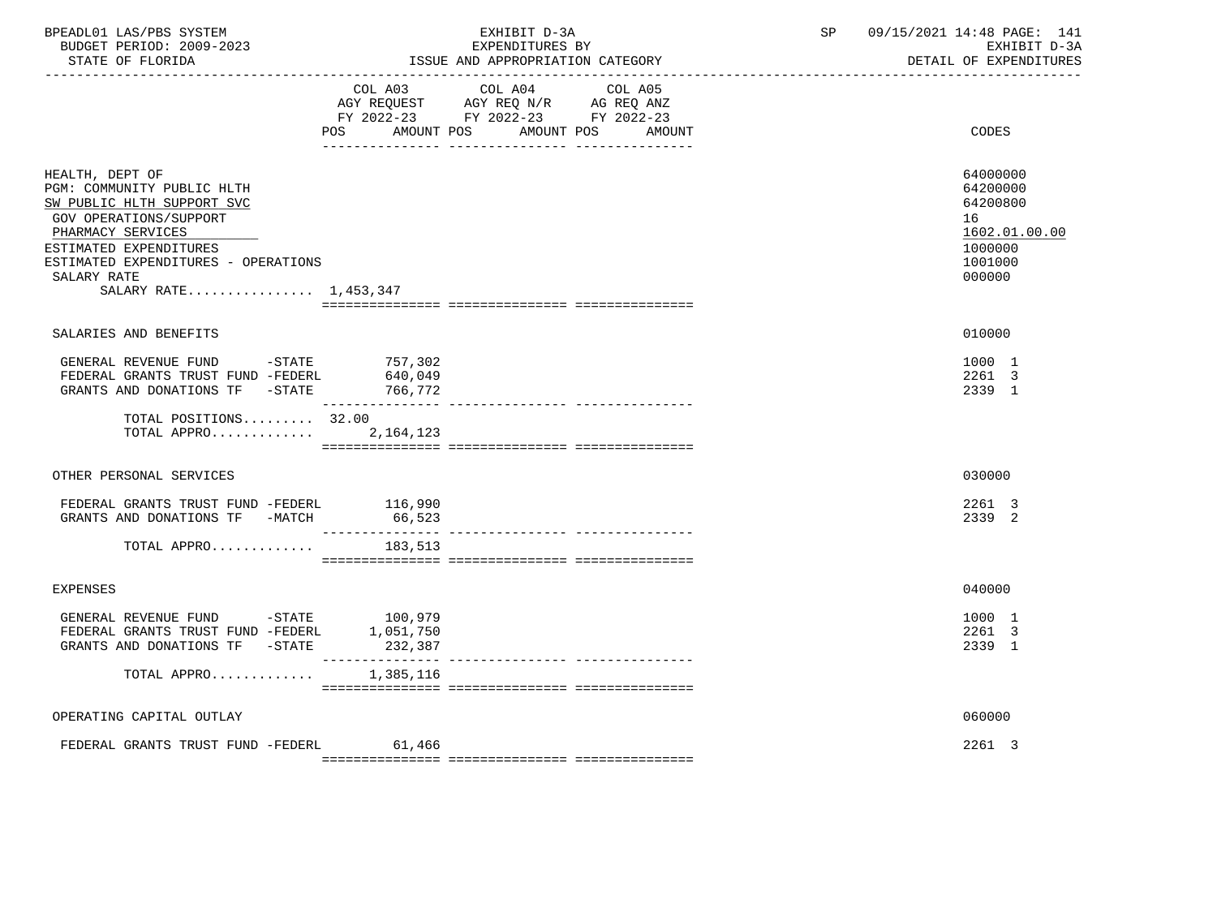BPEADL01 LAS/PBS SYSTEM — EXHIBIT D-3A — SP 09/15/2021 14:48
BUDGET PERIOD: 2009-2023 — EXPENDITURES BY — EXHIBIT D-3A
STATE OF FLORIDA — ISSUE AND APPROPRIATION CATEGORY — DETAIL OF EXPENDITURES

| | COL A03 AGY REQUEST FY 2022-23 POS AMOUNT | COL A04 AGY REQ N/R FY 2022-23 POS AMOUNT | COL A05 AG REQ ANZ FY 2022-23 POS AMOUNT | CODES |
|---|---|---|---|---|
| HEALTH, DEPT OF | | | | 64000000 |
| PGM: COMMUNITY PUBLIC HLTH | | | | 64200000 |
| SW PUBLIC HLTH SUPPORT SVC | | | | 64200800 |
| GOV OPERATIONS/SUPPORT | | | | 16 |
| PHARMACY SERVICES | | | | 1602.01.00.00 |
| ESTIMATED EXPENDITURES | | | | 1000000 |
| ESTIMATED EXPENDITURES - OPERATIONS | | | | 1001000 |
| SALARY RATE | | | | 000000 |
| SALARY RATE................ 1,453,347 | | | | |
| SALARIES AND BENEFITS | | | | 010000 |
| GENERAL REVENUE FUND -STATE | 757,302 | | | 1000 1 |
| FEDERAL GRANTS TRUST FUND -FEDERL | 640,049 | | | 2261 3 |
| GRANTS AND DONATIONS TF -STATE | 766,772 | | | 2339 1 |
| TOTAL POSITIONS......... | 32.00 | | | |
| TOTAL APPRO............ | 2,164,123 | | | |
| OTHER PERSONAL SERVICES | | | | 030000 |
| FEDERAL GRANTS TRUST FUND -FEDERL | 116,990 | | | 2261 3 |
| GRANTS AND DONATIONS TF -MATCH | 66,523 | | | 2339 2 |
| TOTAL APPRO............ | 183,513 | | | |
| EXPENSES | | | | 040000 |
| GENERAL REVENUE FUND -STATE | 100,979 | | | 1000 1 |
| FEDERAL GRANTS TRUST FUND -FEDERL | 1,051,750 | | | 2261 3 |
| GRANTS AND DONATIONS TF -STATE | 232,387 | | | 2339 1 |
| TOTAL APPRO............ | 1,385,116 | | | |
| OPERATING CAPITAL OUTLAY | | | | 060000 |
| FEDERAL GRANTS TRUST FUND -FEDERL | 61,466 | | | 2261 3 |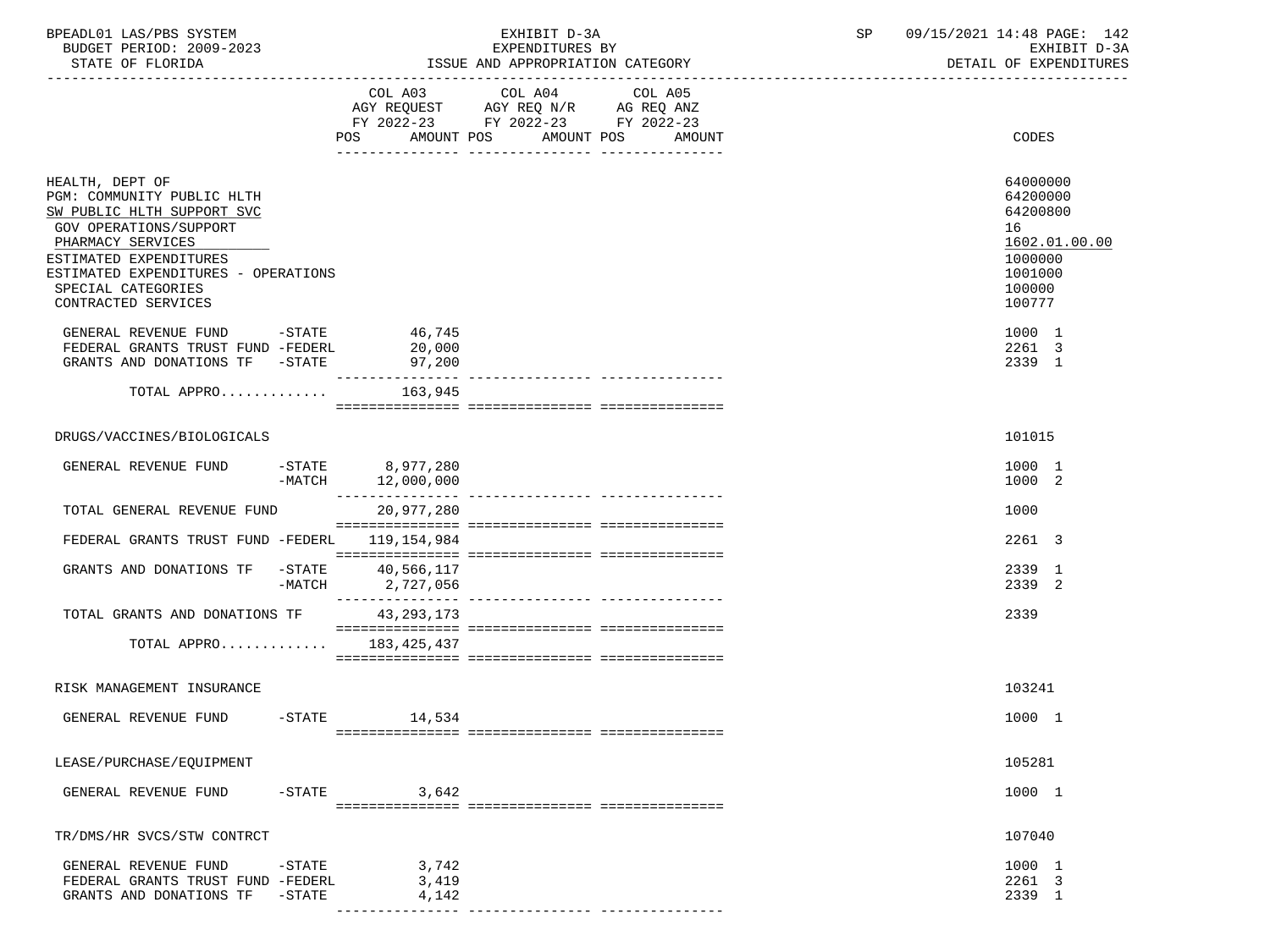BPEADL01 LAS/PBS SYSTEM — EXHIBIT D-3A — EXPENDITURES BY ISSUE AND APPROPRIATION CATEGORY
BUDGET PERIOD: 2009-2023 — STATE OF FLORIDA — SP 09/15/2021 14:48 — EXHIBIT D-3A DETAIL OF EXPENDITURES

| | COL A03 AGY REQUEST FY 2022-23 POS AMOUNT | COL A04 AGY REQ N/R FY 2022-23 POS AMOUNT | COL A05 AG REQ ANZ FY 2022-23 POS AMOUNT | CODES |
|---|---|---|---|---|
| HEALTH, DEPT OF | | | | 64000000 |
| PGM: COMMUNITY PUBLIC HLTH | | | | 64200000 |
| SW PUBLIC HLTH SUPPORT SVC | | | | 64200800 |
| GOV OPERATIONS/SUPPORT | | | | 16 |
| PHARMACY SERVICES | | | | 1602.01.00.00 |
| ESTIMATED EXPENDITURES | | | | 1000000 |
| ESTIMATED EXPENDITURES - OPERATIONS | | | | 1001000 |
| SPECIAL CATEGORIES | | | | 100000 |
| CONTRACTED SERVICES | | | | 100777 |
| GENERAL REVENUE FUND -STATE | 46,745 | | | 1000 1 |
| FEDERAL GRANTS TRUST FUND -FEDERL | 20,000 | | | 2261 3 |
| GRANTS AND DONATIONS TF -STATE | 97,200 | | | 2339 1 |
| TOTAL APPRO............ | 163,945 | | | |
| DRUGS/VACCINES/BIOLOGICALS | | | | 101015 |
| GENERAL REVENUE FUND -STATE | 8,977,280 | | | 1000 1 |
| -MATCH | 12,000,000 | | | 1000 2 |
| TOTAL GENERAL REVENUE FUND | 20,977,280 | | | 1000 |
| FEDERAL GRANTS TRUST FUND -FEDERL | 119,154,984 | | | 2261 3 |
| GRANTS AND DONATIONS TF -STATE | 40,566,117 | | | 2339 1 |
| -MATCH | 2,727,056 | | | 2339 2 |
| TOTAL GRANTS AND DONATIONS TF | 43,293,173 | | | 2339 |
| TOTAL APPRO............ | 183,425,437 | | | |
| RISK MANAGEMENT INSURANCE | | | | 103241 |
| GENERAL REVENUE FUND -STATE | 14,534 | | | 1000 1 |
| LEASE/PURCHASE/EQUIPMENT | | | | 105281 |
| GENERAL REVENUE FUND -STATE | 3,642 | | | 1000 1 |
| TR/DMS/HR SVCS/STW CONTRCT | | | | 107040 |
| GENERAL REVENUE FUND -STATE | 3,742 | | | 1000 1 |
| FEDERAL GRANTS TRUST FUND -FEDERL | 3,419 | | | 2261 3 |
| GRANTS AND DONATIONS TF -STATE | 4,142 | | | 2339 1 |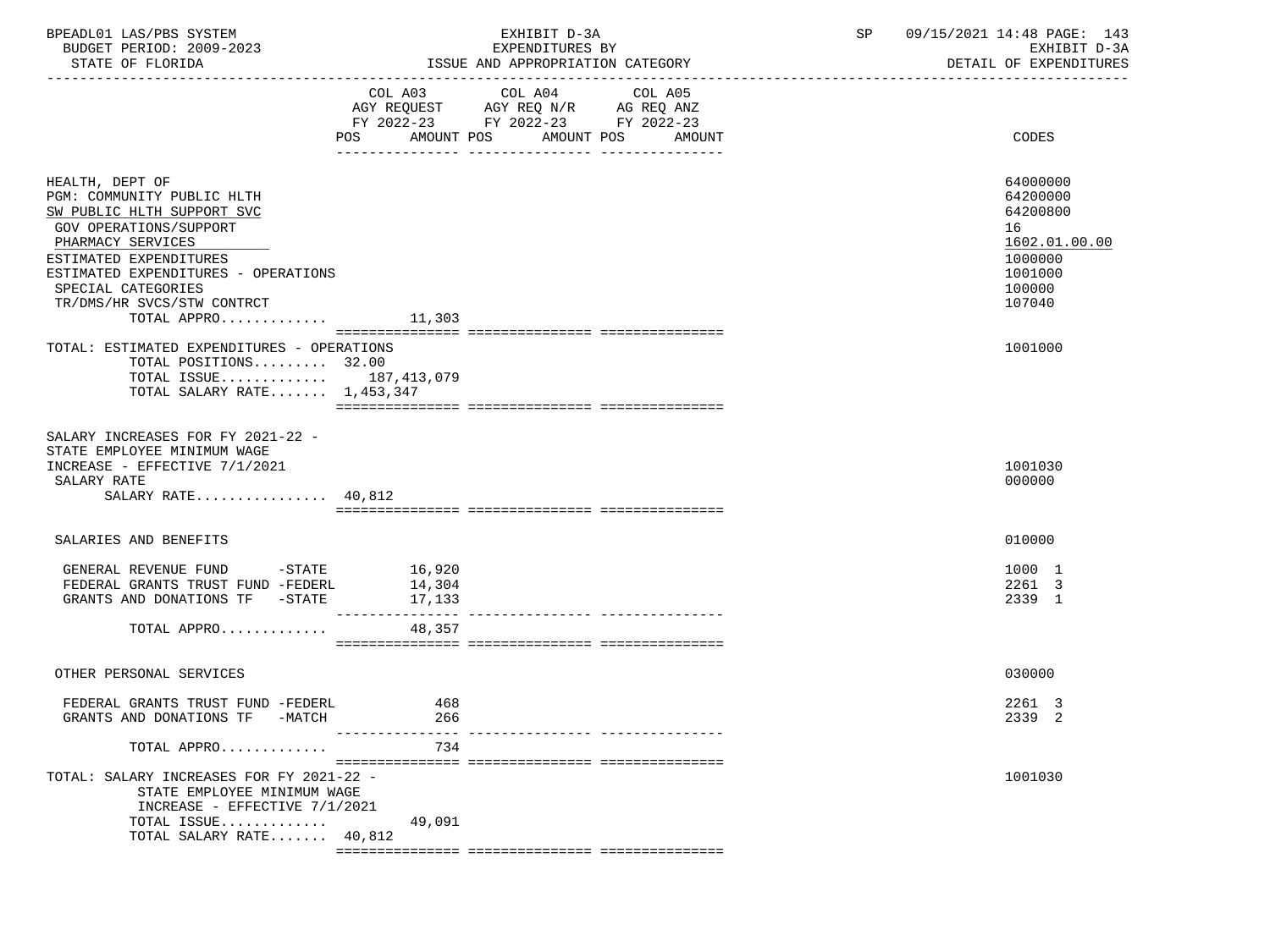| | COL A03 AGY REQUEST FY 2022-23 POS AMOUNT | COL A04 AGY REQ N/R FY 2022-23 POS AMOUNT | COL A05 AG REQ ANZ FY 2022-23 POS AMOUNT | CODES |
|---|---|---|---|---|
| HEALTH, DEPT OF | | | | 64000000 |
| PGM: COMMUNITY PUBLIC HLTH | | | | 64200000 |
| SW PUBLIC HLTH SUPPORT SVC | | | | 64200800 |
| GOV OPERATIONS/SUPPORT | | | | 16 |
| PHARMACY SERVICES | | | | 1602.01.00.00 |
| ESTIMATED EXPENDITURES | | | | 1000000 |
| ESTIMATED EXPENDITURES - OPERATIONS | | | | 1001000 |
| SPECIAL CATEGORIES | | | | 100000 |
| TR/DMS/HR SVCS/STW CONTRCT | | | | 107040 |
| TOTAL APPRO............ | 11,303 | | | |
| TOTAL: ESTIMATED EXPENDITURES - OPERATIONS | | | | 1001000 |
| TOTAL POSITIONS......... | 32.00 | | | |
| TOTAL ISSUE............ | 187,413,079 | | | |
| TOTAL SALARY RATE....... | 1,453,347 | | | |
| SALARY INCREASES FOR FY 2021-22 - STATE EMPLOYEE MINIMUM WAGE INCREASE - EFFECTIVE 7/1/2021 | | | | 1001030 |
| SALARY RATE | | | | 000000 |
| SALARY RATE................ | 40,812 | | | |
| SALARIES AND BENEFITS | | | | 010000 |
| GENERAL REVENUE FUND -STATE | 16,920 | | | 1000 1 |
| FEDERAL GRANTS TRUST FUND -FEDERL | 14,304 | | | 2261 3 |
| GRANTS AND DONATIONS TF -STATE | 17,133 | | | 2339 1 |
| TOTAL APPRO............ | 48,357 | | | |
| OTHER PERSONAL SERVICES | | | | 030000 |
| FEDERAL GRANTS TRUST FUND -FEDERL | 468 | | | 2261 3 |
| GRANTS AND DONATIONS TF -MATCH | 266 | | | 2339 2 |
| TOTAL APPRO............ | 734 | | | |
| TOTAL: SALARY INCREASES FOR FY 2021-22 - STATE EMPLOYEE MINIMUM WAGE INCREASE - EFFECTIVE 7/1/2021 | | | | 1001030 |
| TOTAL ISSUE............ | 49,091 | | | |
| TOTAL SALARY RATE....... | 40,812 | | | |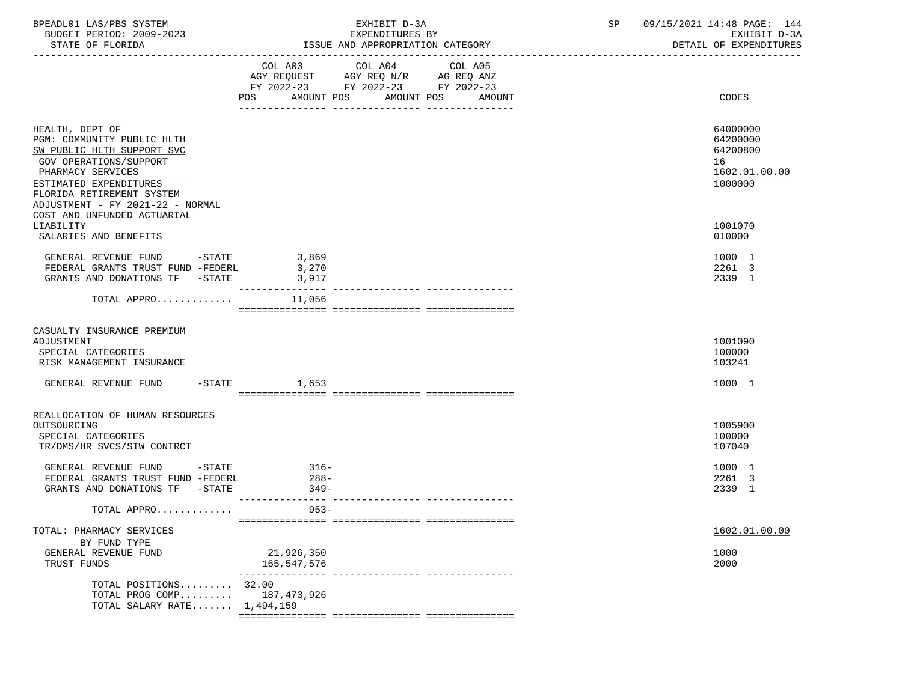BPEADL01 LAS/PBS SYSTEM — EXHIBIT D-3A — EXPENDITURES BY ISSUE AND APPROPRIATION CATEGORY
BUDGET PERIOD: 2009-2023 — STATE OF FLORIDA
SP 09/15/2021 14:48 — EXHIBIT D-3A — DETAIL OF EXPENDITURES

| | COL A03 AGY REQUEST FY 2022-23 POS AMOUNT | COL A04 AGY REQ N/R FY 2022-23 POS AMOUNT | COL A05 AG REQ ANZ FY 2022-23 POS AMOUNT | CODES |
|---|---|---|---|---|
| HEALTH, DEPT OF | | | | 64000000 |
| PGM: COMMUNITY PUBLIC HLTH | | | | 64200000 |
| SW PUBLIC HLTH SUPPORT SVC | | | | 64200800 |
| GOV OPERATIONS/SUPPORT | | | | 16 |
| PHARMACY SERVICES | | | | 1602.01.00.00 |
| ESTIMATED EXPENDITURES | | | | 1000000 |
| FLORIDA RETIREMENT SYSTEM ADJUSTMENT - FY 2021-22 - NORMAL COST AND UNFUNDED ACTUARIAL LIABILITY | | | | 1001070 |
| SALARIES AND BENEFITS | | | | 010000 |
| GENERAL REVENUE FUND -STATE | 3,869 | | | 1000 1 |
| FEDERAL GRANTS TRUST FUND -FEDERL | 3,270 | | | 2261 3 |
| GRANTS AND DONATIONS TF -STATE | 3,917 | | | 2339 1 |
| TOTAL APPRO............. | 11,056 | | | |
| CASUALTY INSURANCE PREMIUM ADJUSTMENT | | | | 1001090 |
| SPECIAL CATEGORIES | | | | 100000 |
| RISK MANAGEMENT INSURANCE | | | | 103241 |
| GENERAL REVENUE FUND -STATE | 1,653 | | | 1000 1 |
| REALLOCATION OF HUMAN RESOURCES OUTSOURCING | | | | 1005900 |
| SPECIAL CATEGORIES | | | | 100000 |
| TR/DMS/HR SVCS/STW CONTRCT | | | | 107040 |
| GENERAL REVENUE FUND -STATE | 316- | | | 1000 1 |
| FEDERAL GRANTS TRUST FUND -FEDERL | 288- | | | 2261 3 |
| GRANTS AND DONATIONS TF -STATE | 349- | | | 2339 1 |
| TOTAL APPRO............. | 953- | | | |
| TOTAL: PHARMACY SERVICES | | | | 1602.01.00.00 |
| BY FUND TYPE | | | | |
| GENERAL REVENUE FUND | 21,926,350 | | | 1000 |
| TRUST FUNDS | 165,547,576 | | | 2000 |
| TOTAL POSITIONS......... | 32.00 | | | |
| TOTAL PROG COMP......... | 187,473,926 | | | |
| TOTAL SALARY RATE....... | 1,494,159 | | | |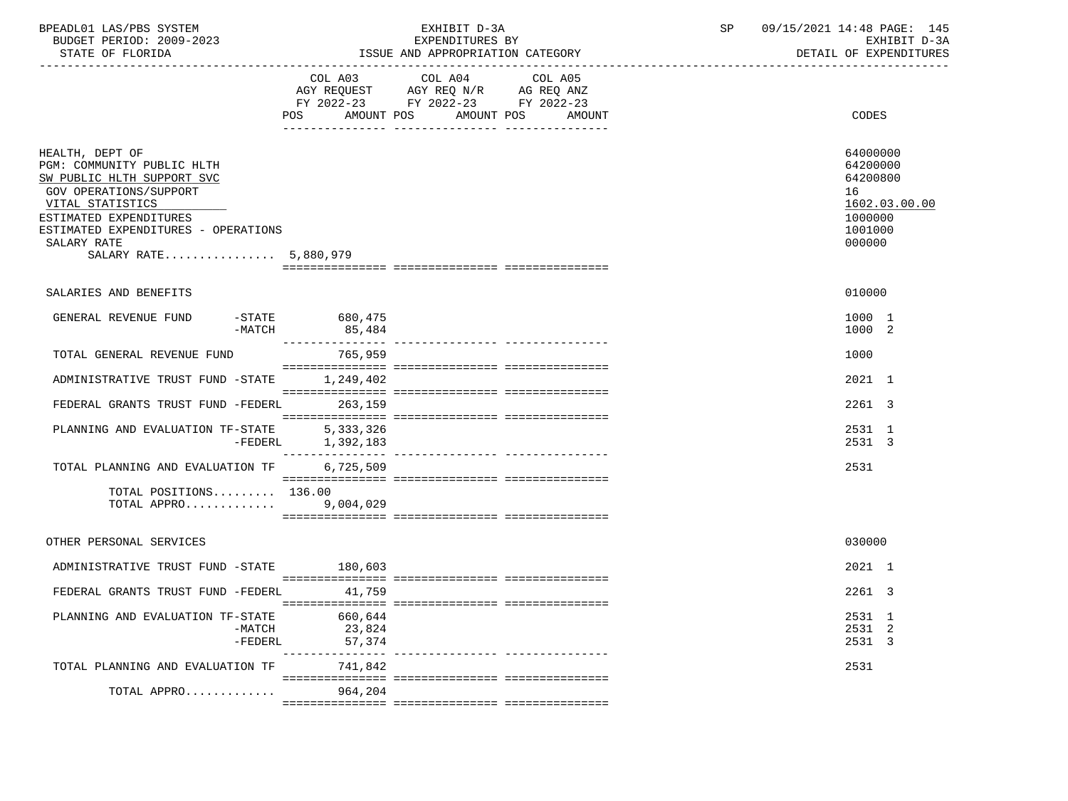BPEADL01 LAS/PBS SYSTEM
BUDGET PERIOD: 2009-2023
STATE OF FLORIDA

EXHIBIT D-3A
EXPENDITURES BY
ISSUE AND APPROPRIATION CATEGORY

SP 09/15/2021 14:48 PAGE: 145
EXHIBIT D-3A
DETAIL OF EXPENDITURES

| | COL A03 AGY REQUEST FY 2022-23 POS AMOUNT | COL A04 AGY REQ N/R FY 2022-23 POS AMOUNT | COL A05 AG REQ ANZ FY 2022-23 POS AMOUNT | CODES |
|---|---|---|---|---|
| HEALTH, DEPT OF | | | | 64000000 |
| PGM: COMMUNITY PUBLIC HLTH | | | | 64200000 |
| SW PUBLIC HLTH SUPPORT SVC | | | | 64200800 |
| GOV OPERATIONS/SUPPORT | | | | 16 |
| VITAL STATISTICS | | | | 1602.03.00.00 |
| ESTIMATED EXPENDITURES | | | | 1000000 |
| ESTIMATED EXPENDITURES - OPERATIONS | | | | 1001000 |
| SALARY RATE | | | | 000000 |
| SALARY RATE................ | 5,880,979 | | | |
| SALARIES AND BENEFITS | | | | 010000 |
| GENERAL REVENUE FUND -STATE | 680,475 | | | 1000 1 |
| -MATCH | 85,484 | | | 1000 2 |
| TOTAL GENERAL REVENUE FUND | 765,959 | | | 1000 |
| ADMINISTRATIVE TRUST FUND -STATE | 1,249,402 | | | 2021 1 |
| FEDERAL GRANTS TRUST FUND -FEDERL | 263,159 | | | 2261 3 |
| PLANNING AND EVALUATION TF-STATE | 5,333,326 | | | 2531 1 |
| -FEDERL | 1,392,183 | | | 2531 3 |
| TOTAL PLANNING AND EVALUATION TF | 6,725,509 | | | 2531 |
| TOTAL POSITIONS......... | 136.00 | | | |
| TOTAL APPRO............. | 9,004,029 | | | |
| OTHER PERSONAL SERVICES | | | | 030000 |
| ADMINISTRATIVE TRUST FUND -STATE | 180,603 | | | 2021 1 |
| FEDERAL GRANTS TRUST FUND -FEDERL | 41,759 | | | 2261 3 |
| PLANNING AND EVALUATION TF-STATE | 660,644 | | | 2531 1 |
| -MATCH | 23,824 | | | 2531 2 |
| -FEDERL | 57,374 | | | 2531 3 |
| TOTAL PLANNING AND EVALUATION TF | 741,842 | | | 2531 |
| TOTAL APPRO............. | 964,204 | | | |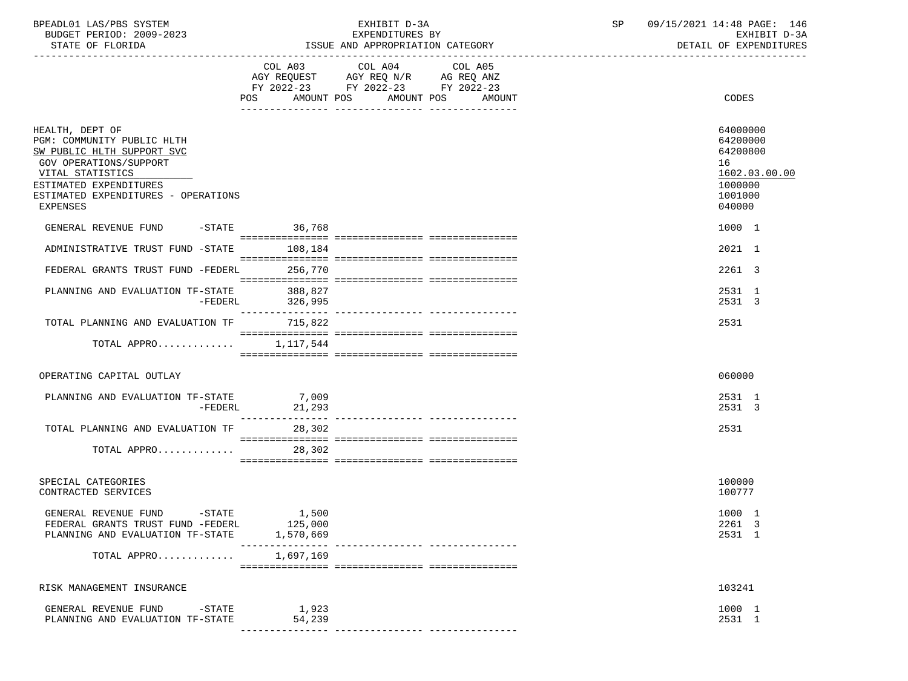BPEADL01 LAS/PBS SYSTEM — EXHIBIT D-3A — EXPENDITURES BY ISSUE AND APPROPRIATION CATEGORY
BUDGET PERIOD: 2009-2023
STATE OF FLORIDA
SP 09/15/2021 14:48 — EXHIBIT D-3A — DETAIL OF EXPENDITURES

| | COL A03 AGY REQUEST FY 2022-23 POS AMOUNT | COL A04 AGY REQ N/R FY 2022-23 POS AMOUNT | COL A05 AG REQ ANZ FY 2022-23 POS AMOUNT | CODES |
|---|---|---|---|---|
| HEALTH, DEPT OF | | | | 64000000 |
| PGM: COMMUNITY PUBLIC HLTH | | | | 64200000 |
| SW PUBLIC HLTH SUPPORT SVC | | | | 64200800 |
| GOV OPERATIONS/SUPPORT | | | | 16 |
| VITAL STATISTICS | | | | 1602.03.00.00 |
| ESTIMATED EXPENDITURES | | | | 1000000 |
| ESTIMATED EXPENDITURES - OPERATIONS | | | | 1001000 |
| EXPENSES | | | | 040000 |
| GENERAL REVENUE FUND -STATE | 36,768 | | | 1000 1 |
| ADMINISTRATIVE TRUST FUND -STATE | 108,184 | | | 2021 1 |
| FEDERAL GRANTS TRUST FUND -FEDERL | 256,770 | | | 2261 3 |
| PLANNING AND EVALUATION TF-STATE | 388,827 | | | 2531 1 |
| -FEDERL | 326,995 | | | 2531 3 |
| TOTAL PLANNING AND EVALUATION TF | 715,822 | | | 2531 |
| TOTAL APPRO............ | 1,117,544 | | | |
| OPERATING CAPITAL OUTLAY | | | | 060000 |
| PLANNING AND EVALUATION TF-STATE | 7,009 | | | 2531 1 |
| -FEDERL | 21,293 | | | 2531 3 |
| TOTAL PLANNING AND EVALUATION TF | 28,302 | | | 2531 |
| TOTAL APPRO............ | 28,302 | | | |
| SPECIAL CATEGORIES | | | | 100000 |
| CONTRACTED SERVICES | | | | 100777 |
| GENERAL REVENUE FUND -STATE | 1,500 | | | 1000 1 |
| FEDERAL GRANTS TRUST FUND -FEDERL | 125,000 | | | 2261 3 |
| PLANNING AND EVALUATION TF-STATE | 1,570,669 | | | 2531 1 |
| TOTAL APPRO............ | 1,697,169 | | | |
| RISK MANAGEMENT INSURANCE | | | | 103241 |
| GENERAL REVENUE FUND -STATE | 1,923 | | | 1000 1 |
| PLANNING AND EVALUATION TF-STATE | 54,239 | | | 2531 1 |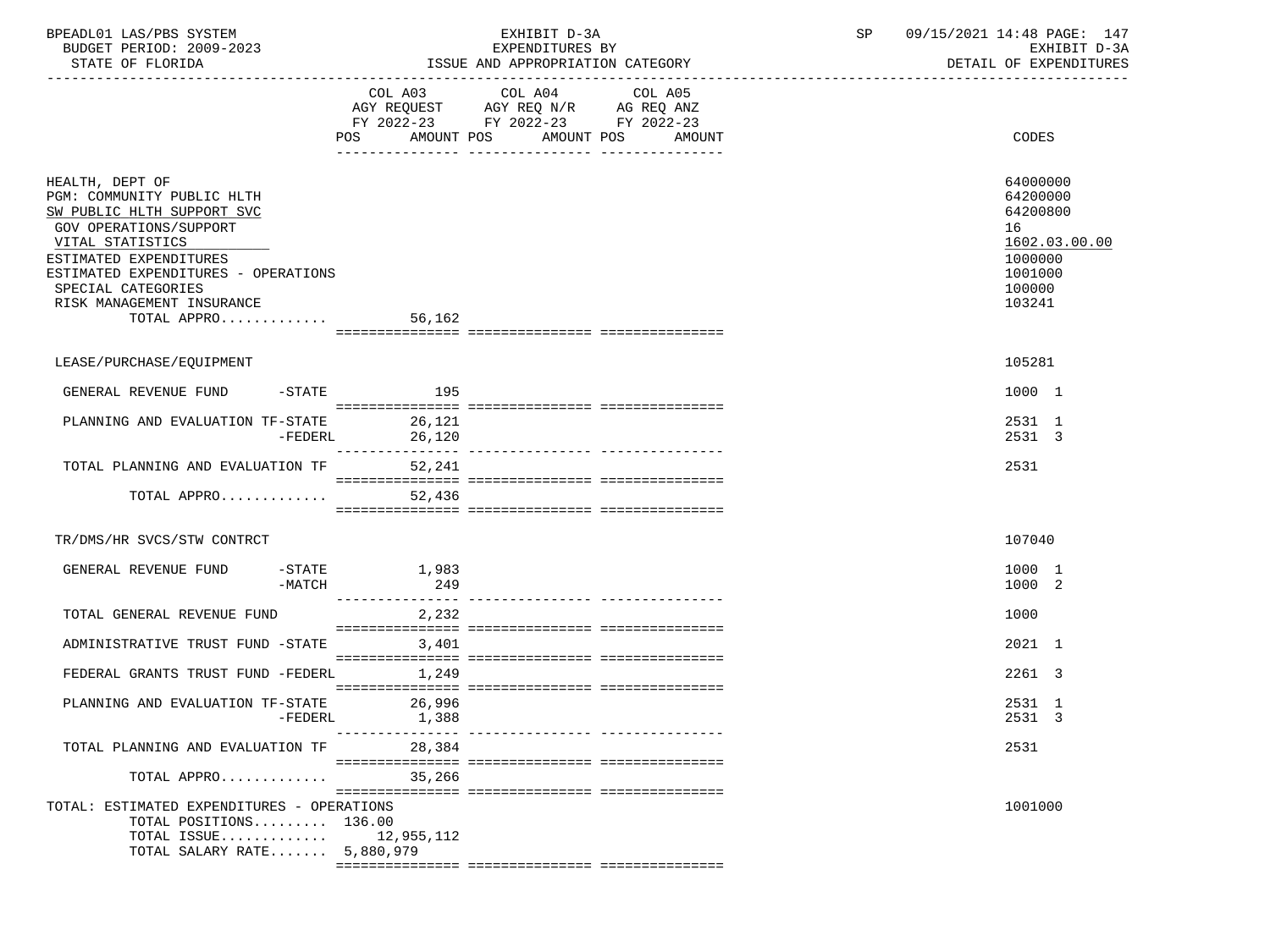BPEADL01 LAS/PBS SYSTEM | EXHIBIT D-3A | SP 09/15/2021 14:48 PAGE: 147
BUDGET PERIOD: 2009-2023 | EXPENDITURES BY | EXHIBIT D-3A
STATE OF FLORIDA | ISSUE AND APPROPRIATION CATEGORY | DETAIL OF EXPENDITURES

| | COL A03 AGY REQUEST FY 2022-23 POS AMOUNT | COL A04 AGY REQ N/R FY 2022-23 POS AMOUNT | COL A05 AG REQ ANZ FY 2022-23 POS AMOUNT | CODES |
|---|---|---|---|---|
| HEALTH, DEPT OF | | | | 64000000 |
| PGM: COMMUNITY PUBLIC HLTH | | | | 64200000 |
| SW PUBLIC HLTH SUPPORT SVC | | | | 64200800 |
| GOV OPERATIONS/SUPPORT | | | | 16 |
| VITAL STATISTICS | | | | 1602.03.00.00 |
| ESTIMATED EXPENDITURES | | | | 1000000 |
| ESTIMATED EXPENDITURES - OPERATIONS | | | | 1001000 |
| SPECIAL CATEGORIES | | | | 100000 |
| RISK MANAGEMENT INSURANCE | | | | 103241 |
| TOTAL APPRO............. | 56,162 | | | |
| LEASE/PURCHASE/EQUIPMENT | | | | 105281 |
| GENERAL REVENUE FUND -STATE | 195 | | | 1000 1 |
| PLANNING AND EVALUATION TF-STATE | 26,121 | | | 2531 1 |
| -FEDERL | 26,120 | | | 2531 3 |
| TOTAL PLANNING AND EVALUATION TF | 52,241 | | | 2531 |
| TOTAL APPRO............. | 52,436 | | | |
| TR/DMS/HR SVCS/STW CONTRCT | | | | 107040 |
| GENERAL REVENUE FUND -STATE | 1,983 | | | 1000 1 |
| -MATCH | 249 | | | 1000 2 |
| TOTAL GENERAL REVENUE FUND | 2,232 | | | 1000 |
| ADMINISTRATIVE TRUST FUND -STATE | 3,401 | | | 2021 1 |
| FEDERAL GRANTS TRUST FUND -FEDERL | 1,249 | | | 2261 3 |
| PLANNING AND EVALUATION TF-STATE | 26,996 | | | 2531 1 |
| -FEDERL | 1,388 | | | 2531 3 |
| TOTAL PLANNING AND EVALUATION TF | 28,384 | | | 2531 |
| TOTAL APPRO............. | 35,266 | | | |
| TOTAL: ESTIMATED EXPENDITURES - OPERATIONS | | | | 1001000 |
| TOTAL POSITIONS......... | 136.00 | | | |
| TOTAL ISSUE............. | 12,955,112 | | | |
| TOTAL SALARY RATE....... | 5,880,979 | | | |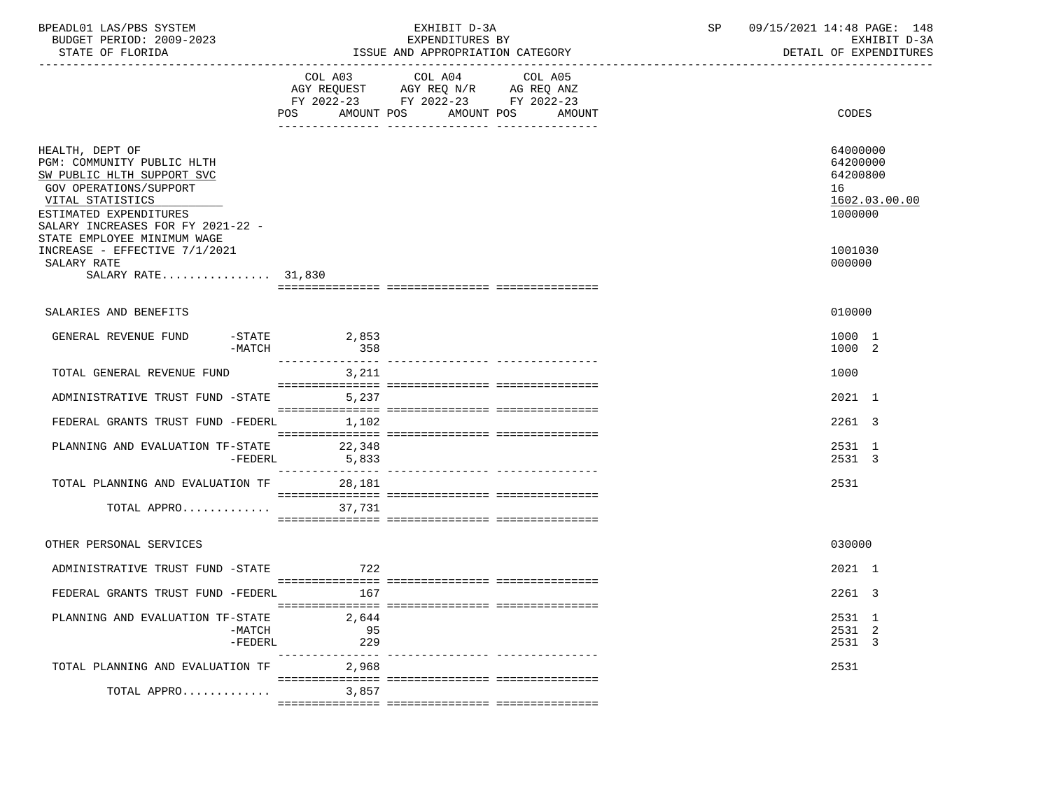BPEADL01 LAS/PBS SYSTEM | EXHIBIT D-3A | SP 09/15/2021 14:48 PAGE: 148
BUDGET PERIOD: 2009-2023 | EXPENDITURES BY | EXHIBIT D-3A
STATE OF FLORIDA | ISSUE AND APPROPRIATION CATEGORY | DETAIL OF EXPENDITURES

| | COL A03 AGY REQUEST FY 2022-23 POS AMOUNT | COL A04 AGY REQ N/R FY 2022-23 POS AMOUNT | COL A05 AG REQ ANZ FY 2022-23 POS AMOUNT | CODES |
|---|---|---|---|---|
| HEALTH, DEPT OF | | | | 64000000 |
| PGM: COMMUNITY PUBLIC HLTH | | | | 64200000 |
| SW PUBLIC HLTH SUPPORT SVC | | | | 64200800 |
| GOV OPERATIONS/SUPPORT | | | | 16 |
| VITAL STATISTICS | | | | 1602.03.00.00 |
| ESTIMATED EXPENDITURES | | | | 1000000 |
| SALARY INCREASES FOR FY 2021-22 - STATE EMPLOYEE MINIMUM WAGE INCREASE - EFFECTIVE 7/1/2021 | | | | 1001030 |
| SALARY RATE | | | | 000000 |
| SALARY RATE................ 31,830 | | | | |
| SALARIES AND BENEFITS | | | | 010000 |
| GENERAL REVENUE FUND -STATE | 2,853 | | | 1000 1 |
| -MATCH | 358 | | | 1000 2 |
| TOTAL GENERAL REVENUE FUND | 3,211 | | | 1000 |
| ADMINISTRATIVE TRUST FUND -STATE | 5,237 | | | 2021 1 |
| FEDERAL GRANTS TRUST FUND -FEDERL | 1,102 | | | 2261 3 |
| PLANNING AND EVALUATION TF-STATE | 22,348 | | | 2531 1 |
| -FEDERL | 5,833 | | | 2531 3 |
| TOTAL PLANNING AND EVALUATION TF | 28,181 | | | 2531 |
| TOTAL APPRO............. | 37,731 | | | |
| OTHER PERSONAL SERVICES | | | | 030000 |
| ADMINISTRATIVE TRUST FUND -STATE | 722 | | | 2021 1 |
| FEDERAL GRANTS TRUST FUND -FEDERL | 167 | | | 2261 3 |
| PLANNING AND EVALUATION TF-STATE | 2,644 | | | 2531 1 |
| -MATCH | 95 | | | 2531 2 |
| -FEDERL | 229 | | | 2531 3 |
| TOTAL PLANNING AND EVALUATION TF | 2,968 | | | 2531 |
| TOTAL APPRO............. | 3,857 | | | |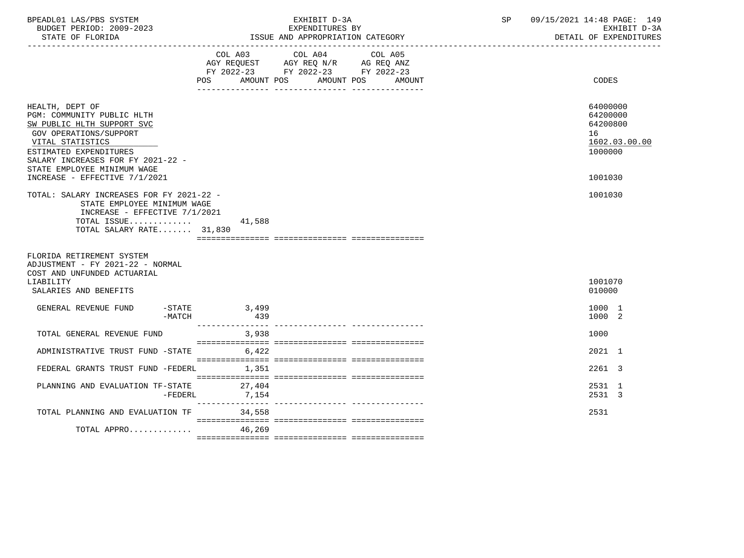| | COL A03 AGY REQUEST FY 2022-23 POS AMOUNT | COL A04 AGY REQ N/R FY 2022-23 POS AMOUNT | COL A05 AG REQ ANZ FY 2022-23 POS AMOUNT | CODES |
|---|---|---|---|---|
| HEALTH, DEPT OF | | | | 64000000 |
| PGM: COMMUNITY PUBLIC HLTH | | | | 64200000 |
| SW PUBLIC HLTH SUPPORT SVC | | | | 64200800 |
| GOV OPERATIONS/SUPPORT | | | | 16 |
| VITAL STATISTICS | | | | 1602.03.00.00 |
| ESTIMATED EXPENDITURES | | | | 1000000 |
| SALARY INCREASES FOR FY 2021-22 - STATE EMPLOYEE MINIMUM WAGE INCREASE - EFFECTIVE 7/1/2021 | | | | 1001030 |
| TOTAL: SALARY INCREASES FOR FY 2021-22 - STATE EMPLOYEE MINIMUM WAGE INCREASE - EFFECTIVE 7/1/2021 | | | | 1001030 |
| TOTAL ISSUE............. | 41,588 | | | |
| TOTAL SALARY RATE....... | 31,830 | | | |
| FLORIDA RETIREMENT SYSTEM ADJUSTMENT - FY 2021-22 - NORMAL COST AND UNFUNDED ACTUARIAL LIABILITY | | | | 1001070 |
| SALARIES AND BENEFITS | | | | 010000 |
| GENERAL REVENUE FUND -STATE | 3,499 | | | 1000 1 |
| -MATCH | 439 | | | 1000 2 |
| TOTAL GENERAL REVENUE FUND | 3,938 | | | 1000 |
| ADMINISTRATIVE TRUST FUND -STATE | 6,422 | | | 2021 1 |
| FEDERAL GRANTS TRUST FUND -FEDERL | 1,351 | | | 2261 3 |
| PLANNING AND EVALUATION TF-STATE | 27,404 | | | 2531 1 |
| -FEDERL | 7,154 | | | 2531 3 |
| TOTAL PLANNING AND EVALUATION TF | 34,558 | | | 2531 |
| TOTAL APPRO............. | 46,269 | | | |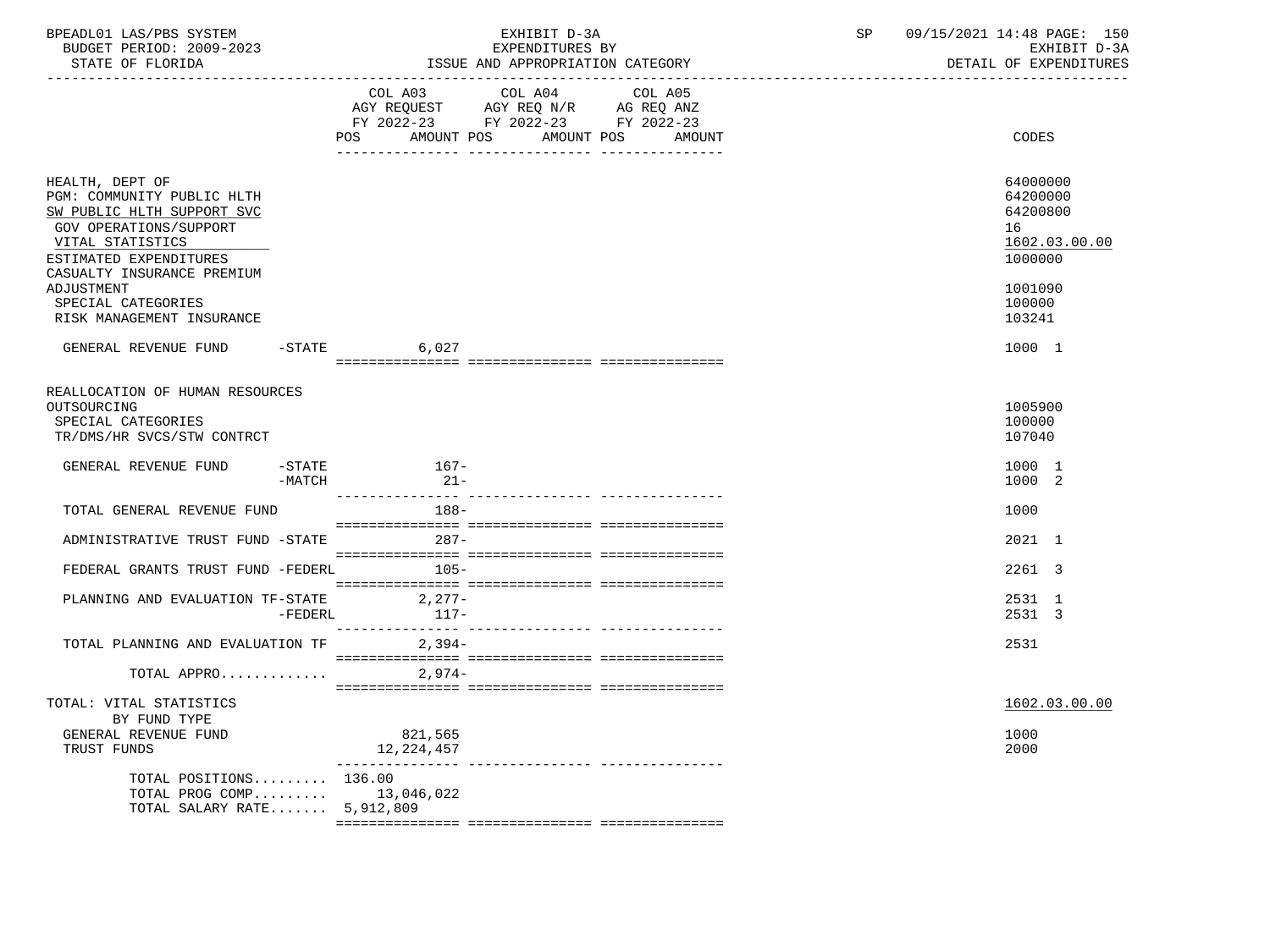BPEADL01 LAS/PBS SYSTEM — BUDGET PERIOD: 2009-2023 — STATE OF FLORIDA

EXHIBIT D-3A — EXPENDITURES BY ISSUE AND APPROPRIATION CATEGORY

SP 09/15/2021 14:48 PAGE: 150 — EXHIBIT D-3A — DETAIL OF EXPENDITURES

| | COL A03 AGY REQUEST FY 2022-23 POS AMOUNT | COL A04 AGY REQ N/R FY 2022-23 POS AMOUNT | COL A05 AG REQ ANZ FY 2022-23 POS AMOUNT | CODES |
|---|---|---|---|---|
| HEALTH, DEPT OF | | | | 64000000 |
| PGM: COMMUNITY PUBLIC HLTH | | | | 64200000 |
| SW PUBLIC HLTH SUPPORT SVC | | | | 64200800 |
| GOV OPERATIONS/SUPPORT | | | | 16 |
| VITAL STATISTICS | | | | 1602.03.00.00 |
| ESTIMATED EXPENDITURES | | | | 1000000 |
| CASUALTY INSURANCE PREMIUM ADJUSTMENT | | | | 1001090 |
| SPECIAL CATEGORIES | | | | 100000 |
| RISK MANAGEMENT INSURANCE | | | | 103241 |
| GENERAL REVENUE FUND -STATE | 6,027 | | | 1000 1 |
| REALLOCATION OF HUMAN RESOURCES OUTSOURCING | | | | 1005900 |
| SPECIAL CATEGORIES | | | | 100000 |
| TR/DMS/HR SVCS/STW CONTRCT | | | | 107040 |
| GENERAL REVENUE FUND -STATE | 167- | | | 1000 1 |
| -MATCH | 21- | | | 1000 2 |
| TOTAL GENERAL REVENUE FUND | 188- | | | 1000 |
| ADMINISTRATIVE TRUST FUND -STATE | 287- | | | 2021 1 |
| FEDERAL GRANTS TRUST FUND -FEDERL | 105- | | | 2261 3 |
| PLANNING AND EVALUATION TF-STATE | 2,277- | | | 2531 1 |
| -FEDERL | 117- | | | 2531 3 |
| TOTAL PLANNING AND EVALUATION TF | 2,394- | | | 2531 |
| TOTAL APPRO............. | 2,974- | | | |
| TOTAL: VITAL STATISTICS | | | | 1602.03.00.00 |
| BY FUND TYPE | | | | |
| GENERAL REVENUE FUND | 821,565 | | | 1000 |
| TRUST FUNDS | 12,224,457 | | | 2000 |
| TOTAL POSITIONS......... | 136.00 | | | |
| TOTAL PROG COMP......... | 13,046,022 | | | |
| TOTAL SALARY RATE....... | 5,912,809 | | | |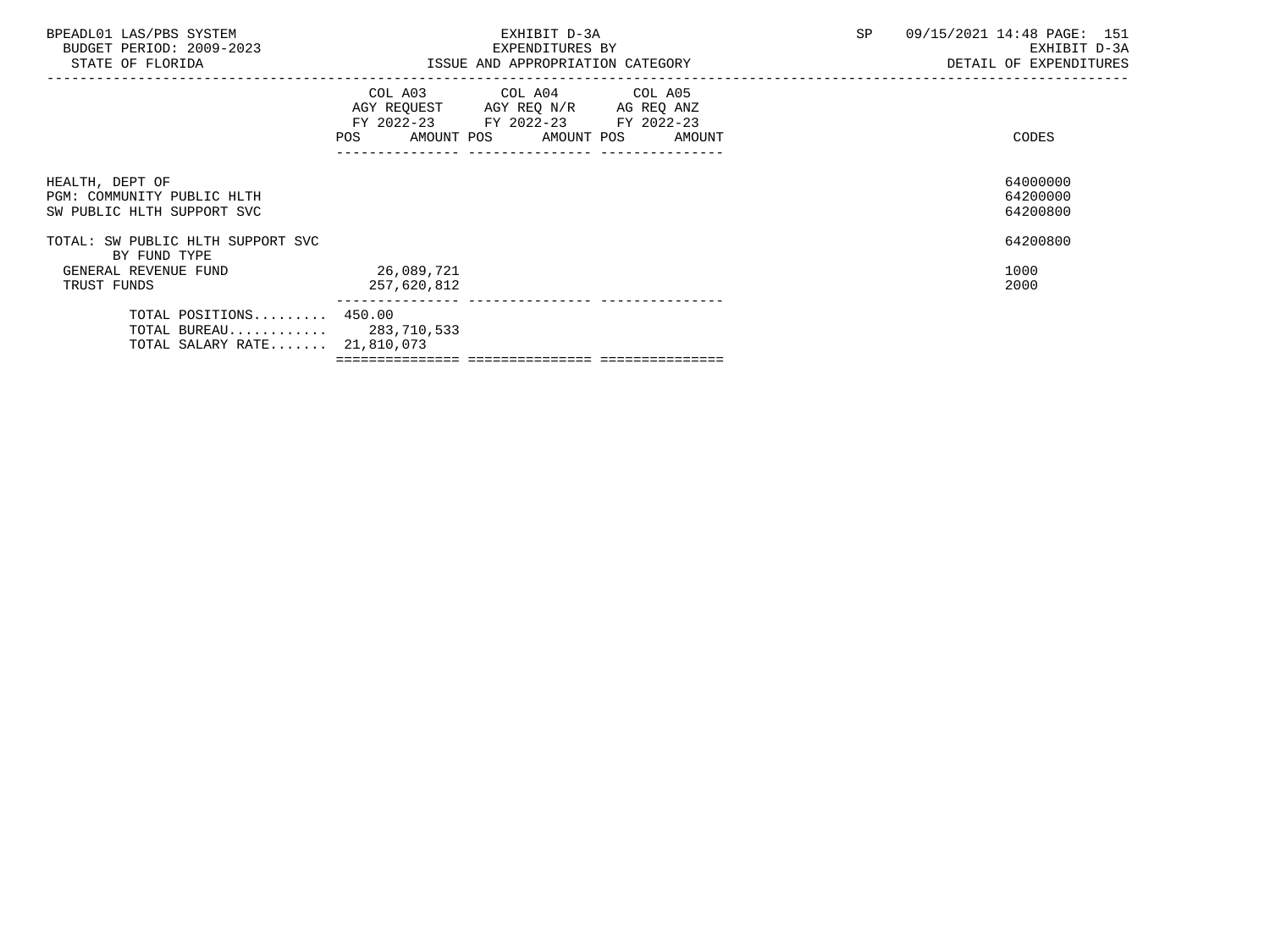| | COL A03 AGY REQUEST FY 2022-23 POS | AMOUNT | COL A04 AGY REQ N/R FY 2022-23 POS | AMOUNT | COL A05 AG REQ ANZ FY 2022-23 POS | AMOUNT | CODES |
|---|---|---|---|---|---|---|---|
| HEALTH, DEPT OF | | | | | | | 64000000 |
| PGM: COMMUNITY PUBLIC HLTH | | | | | | | 64200000 |
| SW PUBLIC HLTH SUPPORT SVC | | | | | | | 64200800 |
| TOTAL: SW PUBLIC HLTH SUPPORT SVC | | | | | | | 64200800 |
| BY FUND TYPE | | | | | | | |
| GENERAL REVENUE FUND | | 26,089,721 | | | | | 1000 |
| TRUST FUNDS | | 257,620,812 | | | | | 2000 |
| TOTAL POSITIONS......... | 450.00 | | | | | | |
| TOTAL BUREAU............ | | 283,710,533 | | | | | |
| TOTAL SALARY RATE....... | | 21,810,073 | | | | | |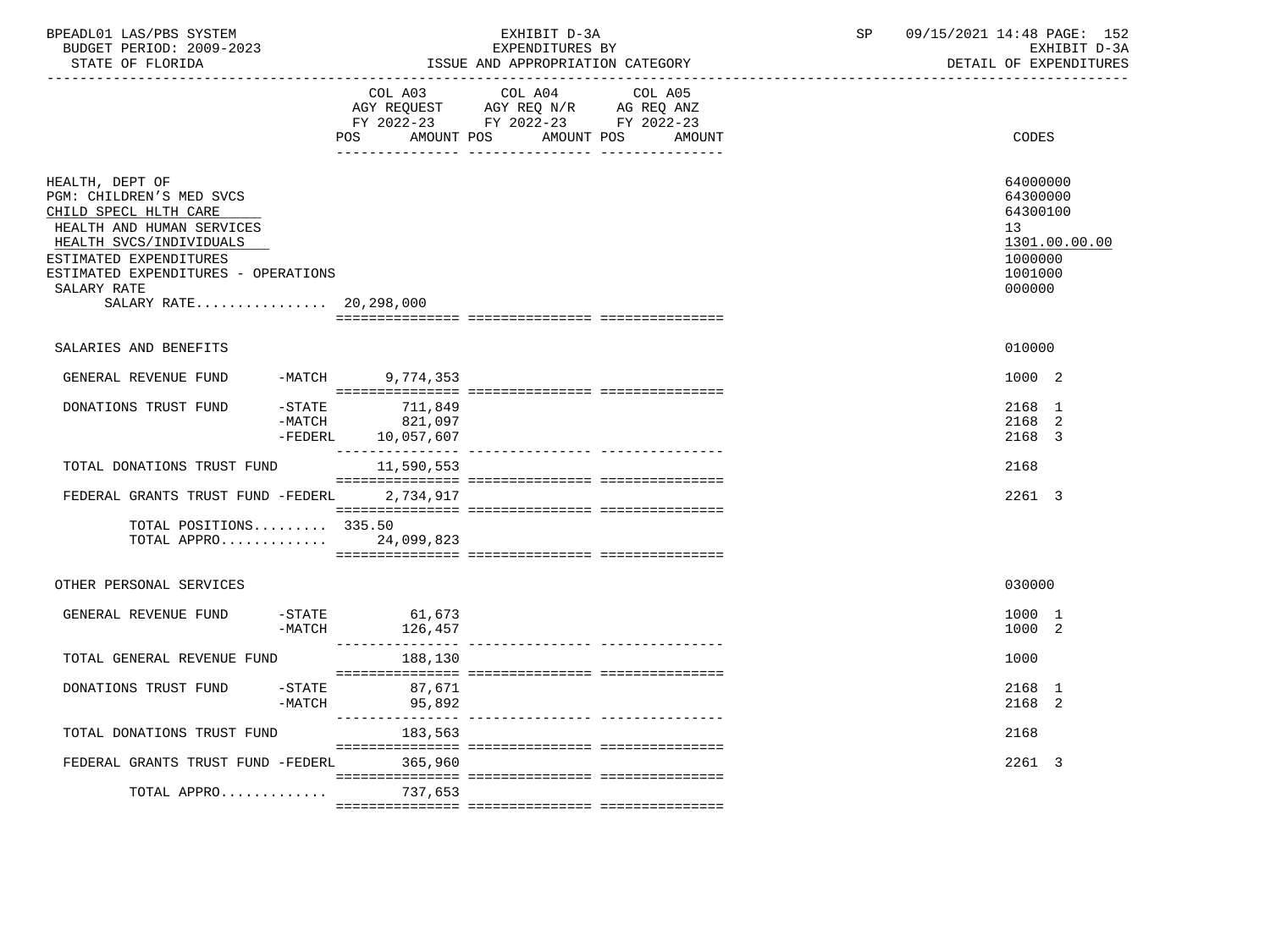BPEADL01 LAS/PBS SYSTEM — EXHIBIT D-3A — EXPENDITURES BY ISSUE AND APPROPRIATION CATEGORY — BUDGET PERIOD: 2009-2023 — STATE OF FLORIDA — SP 09/15/2021 14:48 PAGE: 152 — EXHIBIT D-3A DETAIL OF EXPENDITURES

| | COL A03 AGY REQUEST FY 2022-23 POS AMOUNT | COL A04 AGY REQ N/R FY 2022-23 POS AMOUNT | COL A05 AG REQ ANZ FY 2022-23 POS AMOUNT | CODES |
|---|---|---|---|---|
| HEALTH, DEPT OF | | | | 64000000 |
| PGM: CHILDREN'S MED SVCS | | | | 64300000 |
| CHILD SPECL HLTH CARE | | | | 64300100 |
| HEALTH AND HUMAN SERVICES | | | | 13 |
| HEALTH SVCS/INDIVIDUALS | | | | 1301.00.00.00 |
| ESTIMATED EXPENDITURES | | | | 1000000 |
| ESTIMATED EXPENDITURES - OPERATIONS | | | | 1001000 |
| SALARY RATE | | | | 000000 |
| SALARY RATE................ | 20,298,000 | | | |
| SALARIES AND BENEFITS | | | | 010000 |
| GENERAL REVENUE FUND -MATCH | 9,774,353 | | | 1000 2 |
| DONATIONS TRUST FUND -STATE | 711,849 | | | 2168 1 |
| -MATCH | 821,097 | | | 2168 2 |
| -FEDERL | 10,057,607 | | | 2168 3 |
| TOTAL DONATIONS TRUST FUND | 11,590,553 | | | 2168 |
| FEDERAL GRANTS TRUST FUND -FEDERL | 2,734,917 | | | 2261 3 |
| TOTAL POSITIONS......... | 335.50 | | | |
| TOTAL APPRO............. | 24,099,823 | | | |
| OTHER PERSONAL SERVICES | | | | 030000 |
| GENERAL REVENUE FUND -STATE | 61,673 | | | 1000 1 |
| -MATCH | 126,457 | | | 1000 2 |
| TOTAL GENERAL REVENUE FUND | 188,130 | | | 1000 |
| DONATIONS TRUST FUND -STATE | 87,671 | | | 2168 1 |
| -MATCH | 95,892 | | | 2168 2 |
| TOTAL DONATIONS TRUST FUND | 183,563 | | | 2168 |
| FEDERAL GRANTS TRUST FUND -FEDERL | 365,960 | | | 2261 3 |
| TOTAL APPRO............. | 737,653 | | | |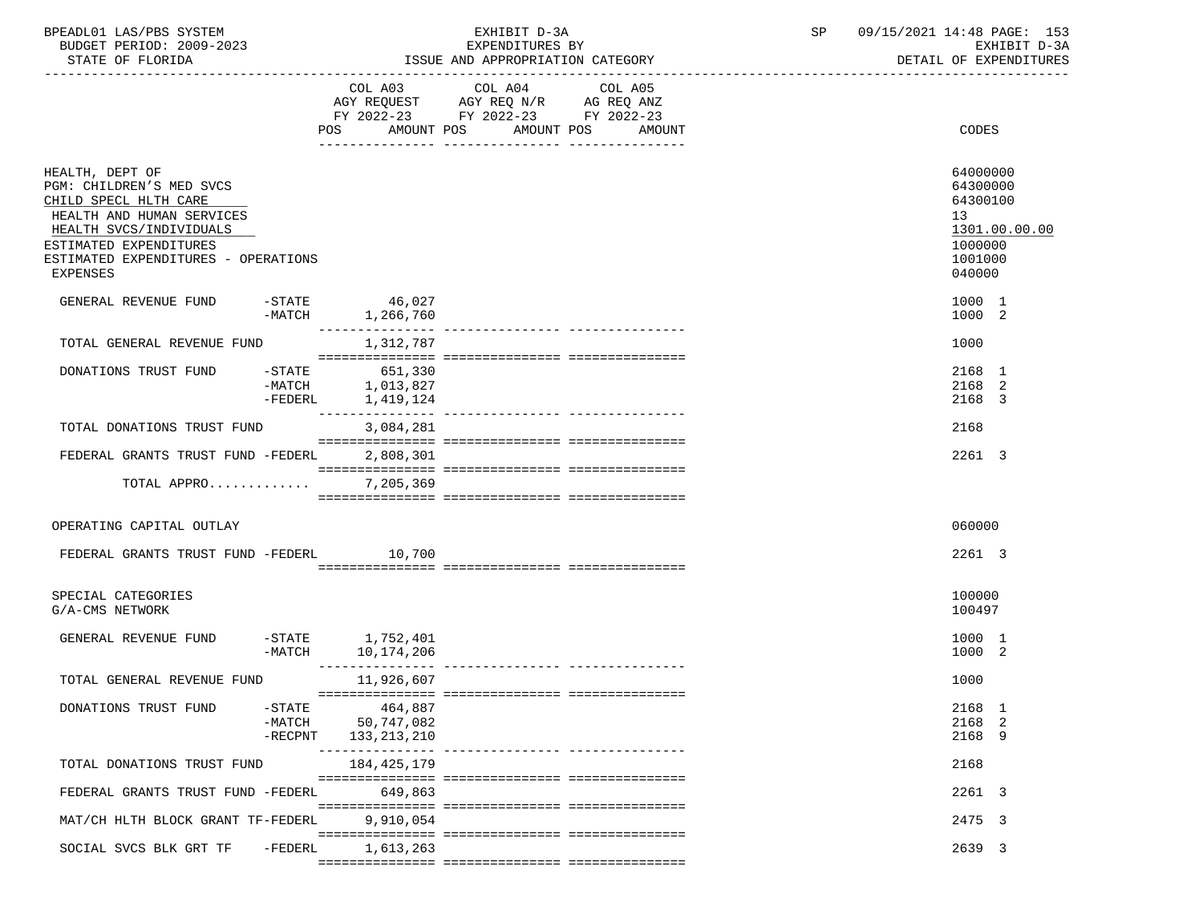| | COL A03 AGY REQUEST FY 2022-23 POS AMOUNT | COL A04 AGY REQ N/R FY 2022-23 POS AMOUNT | COL A05 AG REQ ANZ FY 2022-23 POS AMOUNT | CODES |
|---|---|---|---|---|
| HEALTH, DEPT OF | | | | 64000000 |
| PGM: CHILDREN'S MED SVCS | | | | 64300000 |
| CHILD SPECL HLTH CARE | | | | 64300100 |
| HEALTH AND HUMAN SERVICES | | | | 13 |
| HEALTH SVCS/INDIVIDUALS | | | | 1301.00.00.00 |
| ESTIMATED EXPENDITURES | | | | 1000000 |
| ESTIMATED EXPENDITURES - OPERATIONS | | | | 1001000 |
| EXPENSES | | | | 040000 |
| GENERAL REVENUE FUND -STATE | 46,027 | | | 1000 1 |
| -MATCH | 1,266,760 | | | 1000 2 |
| TOTAL GENERAL REVENUE FUND | 1,312,787 | | | 1000 |
| DONATIONS TRUST FUND -STATE | 651,330 | | | 2168 1 |
| -MATCH | 1,013,827 | | | 2168 2 |
| -FEDERL | 1,419,124 | | | 2168 3 |
| TOTAL DONATIONS TRUST FUND | 3,084,281 | | | 2168 |
| FEDERAL GRANTS TRUST FUND -FEDERL | 2,808,301 | | | 2261 3 |
| TOTAL APPRO............ | 7,205,369 | | | |
| OPERATING CAPITAL OUTLAY | | | | 060000 |
| FEDERAL GRANTS TRUST FUND -FEDERL | 10,700 | | | 2261 3 |
| SPECIAL CATEGORIES | | | | 100000 |
| G/A-CMS NETWORK | | | | 100497 |
| GENERAL REVENUE FUND -STATE | 1,752,401 | | | 1000 1 |
| -MATCH | 10,174,206 | | | 1000 2 |
| TOTAL GENERAL REVENUE FUND | 11,926,607 | | | 1000 |
| DONATIONS TRUST FUND -STATE | 464,887 | | | 2168 1 |
| -MATCH | 50,747,082 | | | 2168 2 |
| -RECPNT | 133,213,210 | | | 2168 9 |
| TOTAL DONATIONS TRUST FUND | 184,425,179 | | | 2168 |
| FEDERAL GRANTS TRUST FUND -FEDERL | 649,863 | | | 2261 3 |
| MAT/CH HLTH BLOCK GRANT TF-FEDERL | 9,910,054 | | | 2475 3 |
| SOCIAL SVCS BLK GRT TF -FEDERL | 1,613,263 | | | 2639 3 |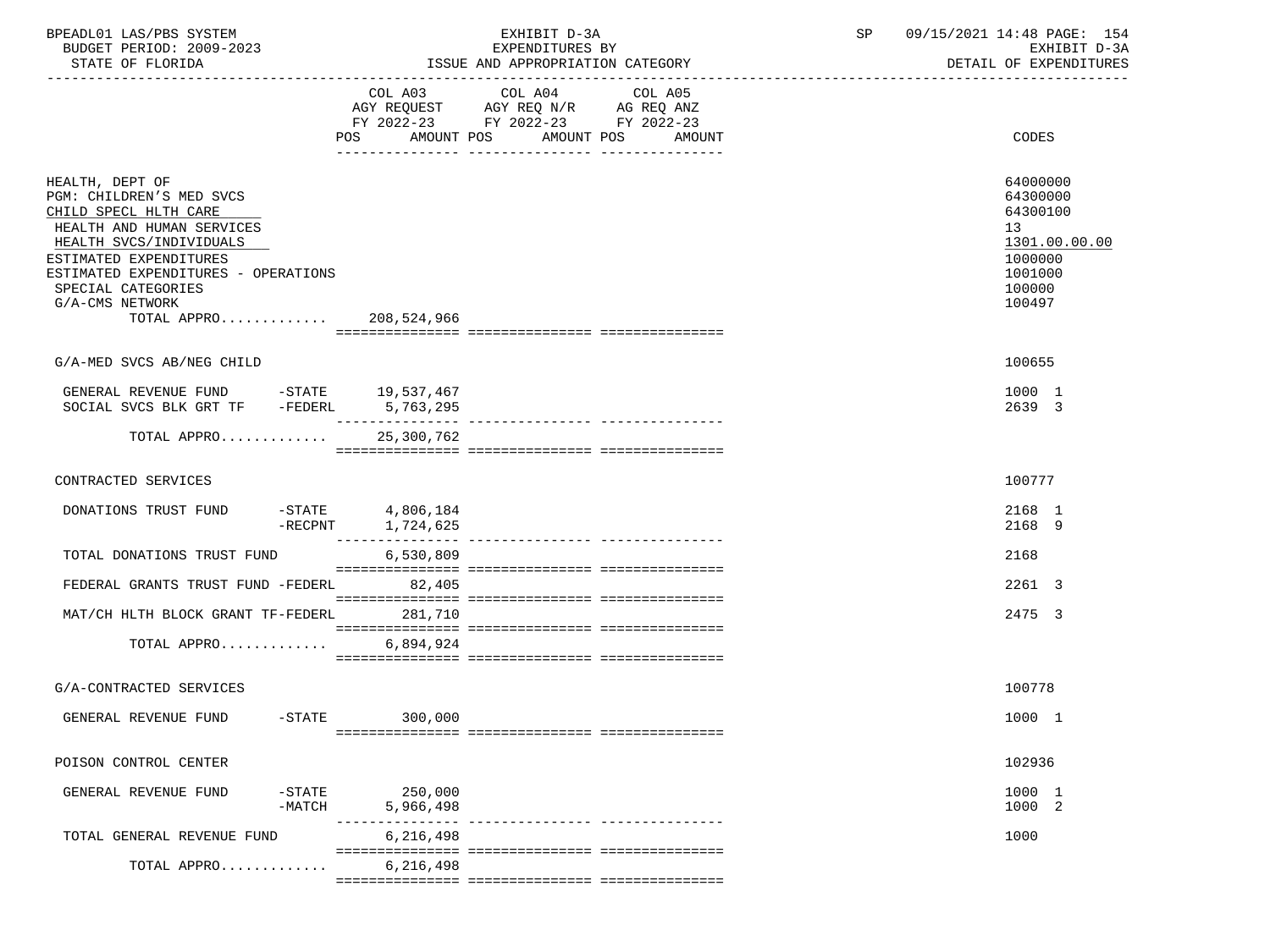BPEADL01 LAS/PBS SYSTEM — EXHIBIT D-3A — EXPENDITURES BY ISSUE AND APPROPRIATION CATEGORY
BUDGET PERIOD: 2009-2023 — STATE OF FLORIDA
SP 09/15/2021 14:48 — EXHIBIT D-3A — DETAIL OF EXPENDITURES

| | COL A03 AGY REQUEST FY 2022-23 POS AMOUNT | COL A04 AGY REQ N/R FY 2022-23 POS AMOUNT | COL A05 AG REQ ANZ FY 2022-23 POS AMOUNT | CODES |
|---|---|---|---|---|
| HEALTH, DEPT OF | | | | 64000000 |
| PGM: CHILDREN'S MED SVCS | | | | 64300000 |
| CHILD SPECL HLTH CARE | | | | 64300100 |
| HEALTH AND HUMAN SERVICES | | | | 13 |
| HEALTH SVCS/INDIVIDUALS | | | | 1301.00.00.00 |
| ESTIMATED EXPENDITURES | | | | 1000000 |
| ESTIMATED EXPENDITURES - OPERATIONS | | | | 1001000 |
| SPECIAL CATEGORIES | | | | 100000 |
| G/A-CMS NETWORK | | | | 100497 |
| TOTAL APPRO............ | 208,524,966 | | | |
| G/A-MED SVCS AB/NEG CHILD | | | | 100655 |
| GENERAL REVENUE FUND -STATE | 19,537,467 | | | 1000 1 |
| SOCIAL SVCS BLK GRT TF -FEDERL | 5,763,295 | | | 2639 3 |
| TOTAL APPRO............ | 25,300,762 | | | |
| CONTRACTED SERVICES | | | | 100777 |
| DONATIONS TRUST FUND -STATE | 4,806,184 | | | 2168 1 |
| -RECPNT | 1,724,625 | | | 2168 9 |
| TOTAL DONATIONS TRUST FUND | 6,530,809 | | | 2168 |
| FEDERAL GRANTS TRUST FUND -FEDERL | 82,405 | | | 2261 3 |
| MAT/CH HLTH BLOCK GRANT TF-FEDERL | 281,710 | | | 2475 3 |
| TOTAL APPRO............ | 6,894,924 | | | |
| G/A-CONTRACTED SERVICES | | | | 100778 |
| GENERAL REVENUE FUND -STATE | 300,000 | | | 1000 1 |
| POISON CONTROL CENTER | | | | 102936 |
| GENERAL REVENUE FUND -STATE | 250,000 | | | 1000 1 |
| -MATCH | 5,966,498 | | | 1000 2 |
| TOTAL GENERAL REVENUE FUND | 6,216,498 | | | 1000 |
| TOTAL APPRO............ | 6,216,498 | | | |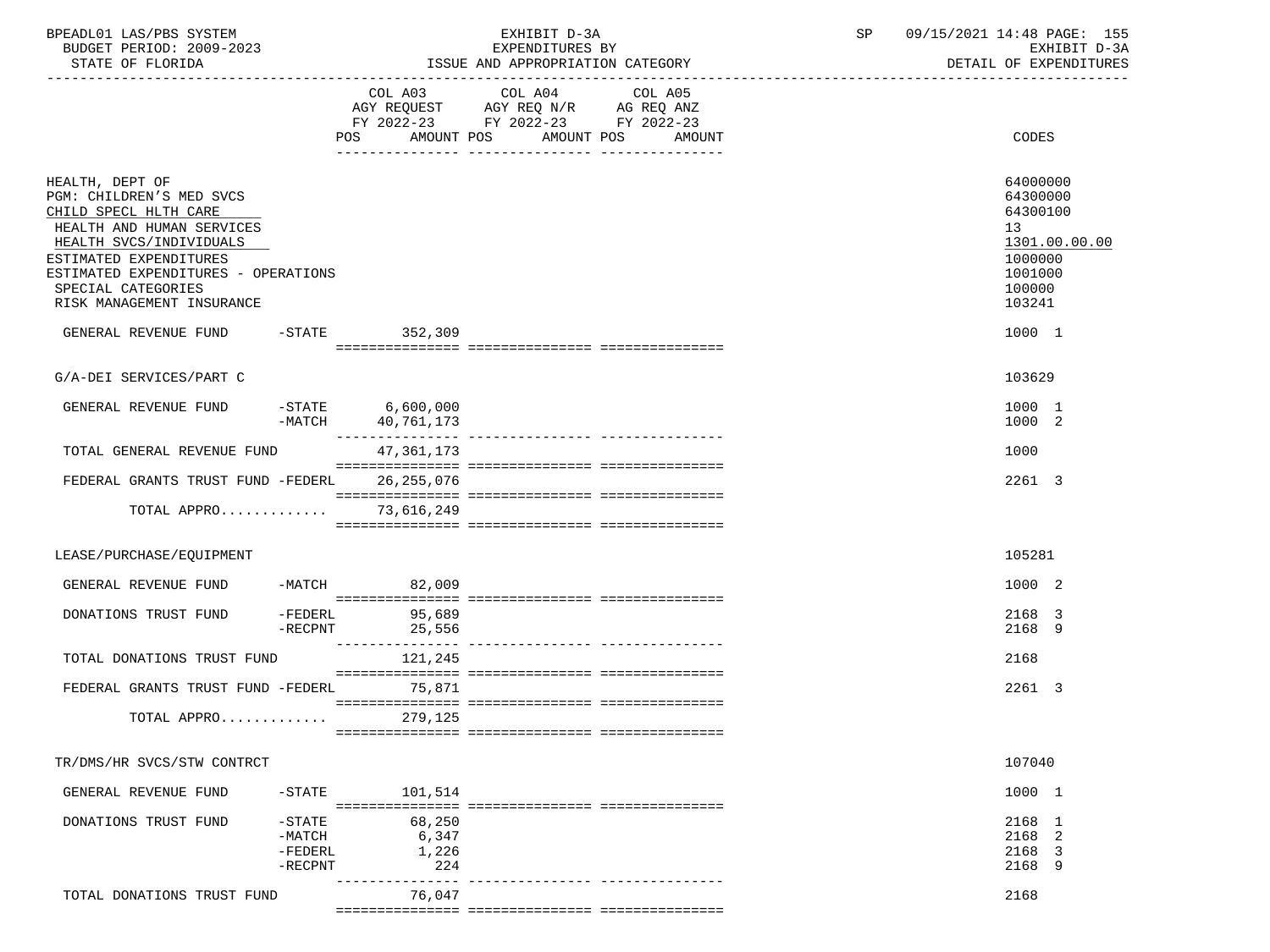BPEADL01 LAS/PBS SYSTEM — EXHIBIT D-3A — SP 09/15/2021 14:48 PAGE: 155
BUDGET PERIOD: 2009-2023 — EXPENDITURES BY — EXHIBIT D-3A
STATE OF FLORIDA — ISSUE AND APPROPRIATION CATEGORY — DETAIL OF EXPENDITURES

| | COL A03 AGY REQUEST FY 2022-23 POS AMOUNT | COL A04 AGY REQ N/R FY 2022-23 POS AMOUNT | COL A05 AG REQ ANZ FY 2022-23 POS AMOUNT | CODES |
|---|---|---|---|---|
| HEALTH, DEPT OF | | | | 64000000 |
| PGM: CHILDREN'S MED SVCS | | | | 64300000 |
| CHILD SPECL HLTH CARE | | | | 64300100 |
| HEALTH AND HUMAN SERVICES | | | | 13 |
| HEALTH SVCS/INDIVIDUALS | | | | 1301.00.00.00 |
| ESTIMATED EXPENDITURES | | | | 1000000 |
| ESTIMATED EXPENDITURES - OPERATIONS | | | | 1001000 |
| SPECIAL CATEGORIES | | | | 100000 |
| RISK MANAGEMENT INSURANCE | | | | 103241 |
| GENERAL REVENUE FUND -STATE | 352,309 | | | 1000 1 |
| G/A-DEI SERVICES/PART C | | | | 103629 |
| GENERAL REVENUE FUND -STATE | 6,600,000 | | | 1000 1 |
| -MATCH | 40,761,173 | | | 1000 2 |
| TOTAL GENERAL REVENUE FUND | 47,361,173 | | | 1000 |
| FEDERAL GRANTS TRUST FUND -FEDERL | 26,255,076 | | | 2261 3 |
| TOTAL APPRO............ | 73,616,249 | | | |
| LEASE/PURCHASE/EQUIPMENT | | | | 105281 |
| GENERAL REVENUE FUND -MATCH | 82,009 | | | 1000 2 |
| DONATIONS TRUST FUND -FEDERL | 95,689 | | | 2168 3 |
| -RECPNT | 25,556 | | | 2168 9 |
| TOTAL DONATIONS TRUST FUND | 121,245 | | | 2168 |
| FEDERAL GRANTS TRUST FUND -FEDERL | 75,871 | | | 2261 3 |
| TOTAL APPRO............ | 279,125 | | | |
| TR/DMS/HR SVCS/STW CONTRCT | | | | 107040 |
| GENERAL REVENUE FUND -STATE | 101,514 | | | 1000 1 |
| DONATIONS TRUST FUND -STATE | 68,250 | | | 2168 1 |
| -MATCH | 6,347 | | | 2168 2 |
| -FEDERL | 1,226 | | | 2168 3 |
| -RECPNT | 224 | | | 2168 9 |
| TOTAL DONATIONS TRUST FUND | 76,047 | | | 2168 |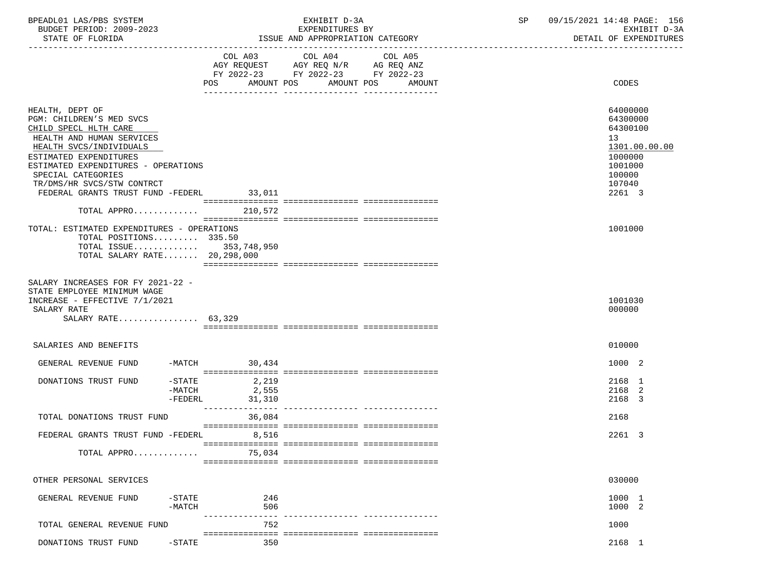BPEADL01 LAS/PBS SYSTEM — EXHIBIT D-3A — EXPENDITURES BY ISSUE AND APPROPRIATION CATEGORY
BUDGET PERIOD: 2009-2023 — STATE OF FLORIDA
SP 09/15/2021 14:48 PAGE: 156 — EXHIBIT D-3A — DETAIL OF EXPENDITURES

| | COL A03 AGY REQUEST FY 2022-23 POS AMOUNT | COL A04 AGY REQ N/R FY 2022-23 POS AMOUNT | COL A05 AG REQ ANZ FY 2022-23 POS AMOUNT | CODES |
|---|---|---|---|---|
| HEALTH, DEPT OF | | | | 64000000 |
| PGM: CHILDREN'S MED SVCS | | | | 64300000 |
| CHILD SPECL HLTH CARE | | | | 64300100 |
| HEALTH AND HUMAN SERVICES | | | | 13 |
| HEALTH SVCS/INDIVIDUALS | | | | 1301.00.00.00 |
| ESTIMATED EXPENDITURES | | | | 1000000 |
| ESTIMATED EXPENDITURES - OPERATIONS | | | | 1001000 |
| SPECIAL CATEGORIES | | | | 100000 |
| TR/DMS/HR SVCS/STW CONTRCT | | | | 107040 |
| FEDERAL GRANTS TRUST FUND -FEDERL | 33,011 | | | 2261 3 |
| TOTAL APPRO............ | 210,572 | | | |
| TOTAL: ESTIMATED EXPENDITURES - OPERATIONS | | | | 1001000 |
| TOTAL POSITIONS......... | 335.50 | | | |
| TOTAL ISSUE............ | 353,748,950 | | | |
| TOTAL SALARY RATE....... | 20,298,000 | | | |
| SALARY INCREASES FOR FY 2021-22 - STATE EMPLOYEE MINIMUM WAGE INCREASE - EFFECTIVE 7/1/2021 | | | | 1001030 |
| SALARY RATE | | | | 000000 |
| SALARY RATE................ | 63,329 | | | |
| SALARIES AND BENEFITS | | | | 010000 |
| GENERAL REVENUE FUND -MATCH | 30,434 | | | 1000 2 |
| DONATIONS TRUST FUND -STATE | 2,219 | | | 2168 1 |
| -MATCH | 2,555 | | | 2168 2 |
| -FEDERL | 31,310 | | | 2168 3 |
| TOTAL DONATIONS TRUST FUND | 36,084 | | | 2168 |
| FEDERAL GRANTS TRUST FUND -FEDERL | 8,516 | | | 2261 3 |
| TOTAL APPRO............ | 75,034 | | | |
| OTHER PERSONAL SERVICES | | | | 030000 |
| GENERAL REVENUE FUND -STATE | 246 | | | 1000 1 |
| -MATCH | 506 | | | 1000 2 |
| TOTAL GENERAL REVENUE FUND | 752 | | | 1000 |
| DONATIONS TRUST FUND -STATE | 350 | | | 2168 1 |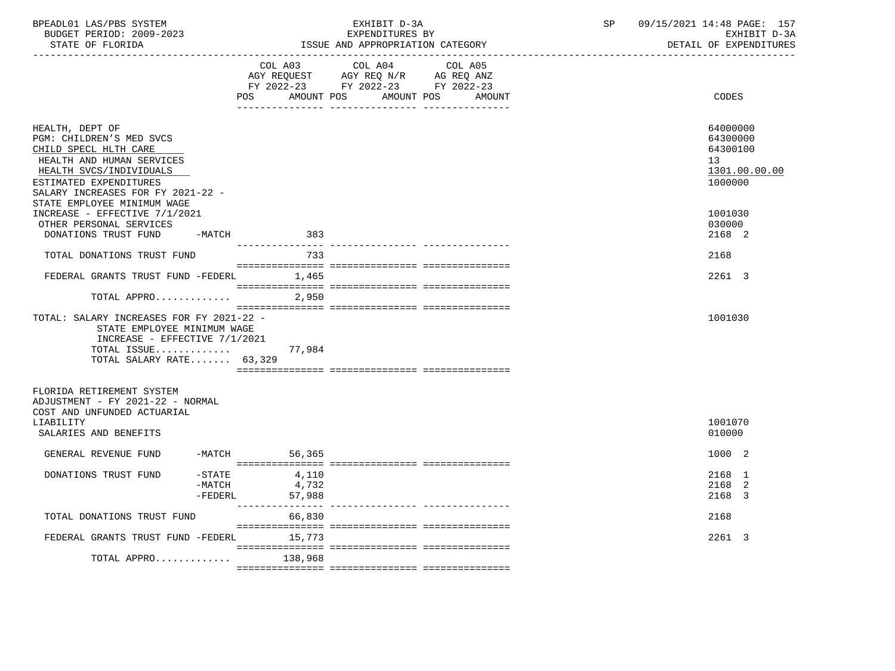BPEADL01 LAS/PBS SYSTEM | EXHIBIT D-3A | SP 09/15/2021 14:48 PAGE: 157
BUDGET PERIOD: 2009-2023 | EXPENDITURES BY | EXHIBIT D-3A
STATE OF FLORIDA | ISSUE AND APPROPRIATION CATEGORY | DETAIL OF EXPENDITURES

| | COL A03 AGY REQUEST FY 2022-23 POS AMOUNT | COL A04 AGY REQ N/R FY 2022-23 POS AMOUNT | COL A05 AG REQ ANZ FY 2022-23 POS AMOUNT | CODES |
|---|---|---|---|---|
| HEALTH, DEPT OF | | | | 64000000 |
| PGM: CHILDREN'S MED SVCS | | | | 64300000 |
| CHILD SPECL HLTH CARE | | | | 64300100 |
| HEALTH AND HUMAN SERVICES | | | | 13 |
| HEALTH SVCS/INDIVIDUALS | | | | 1301.00.00.00 |
| ESTIMATED EXPENDITURES | | | | 1000000 |
| SALARY INCREASES FOR FY 2021-22 - STATE EMPLOYEE MINIMUM WAGE INCREASE - EFFECTIVE 7/1/2021 | | | | 1001030 |
| OTHER PERSONAL SERVICES | | | | 030000 |
| DONATIONS TRUST FUND -MATCH | 383 | | | 2168 2 |
| TOTAL DONATIONS TRUST FUND | 733 | | | 2168 |
| FEDERAL GRANTS TRUST FUND -FEDERL | 1,465 | | | 2261 3 |
| TOTAL APPRO............ | 2,950 | | | |
| TOTAL: SALARY INCREASES FOR FY 2021-22 - STATE EMPLOYEE MINIMUM WAGE INCREASE - EFFECTIVE 7/1/2021 | | | | 1001030 |
| TOTAL ISSUE............ | 77,984 | | | |
| TOTAL SALARY RATE....... 63,329 | | | | |
| FLORIDA RETIREMENT SYSTEM ADJUSTMENT - FY 2021-22 - NORMAL COST AND UNFUNDED ACTUARIAL LIABILITY | | | | 1001070 |
| SALARIES AND BENEFITS | | | | 010000 |
| GENERAL REVENUE FUND -MATCH | 56,365 | | | 1000 2 |
| DONATIONS TRUST FUND -STATE | 4,110 | | | 2168 1 |
| -MATCH | 4,732 | | | 2168 2 |
| -FEDERL | 57,988 | | | 2168 3 |
| TOTAL DONATIONS TRUST FUND | 66,830 | | | 2168 |
| FEDERAL GRANTS TRUST FUND -FEDERL | 15,773 | | | 2261 3 |
| TOTAL APPRO............ | 138,968 | | | |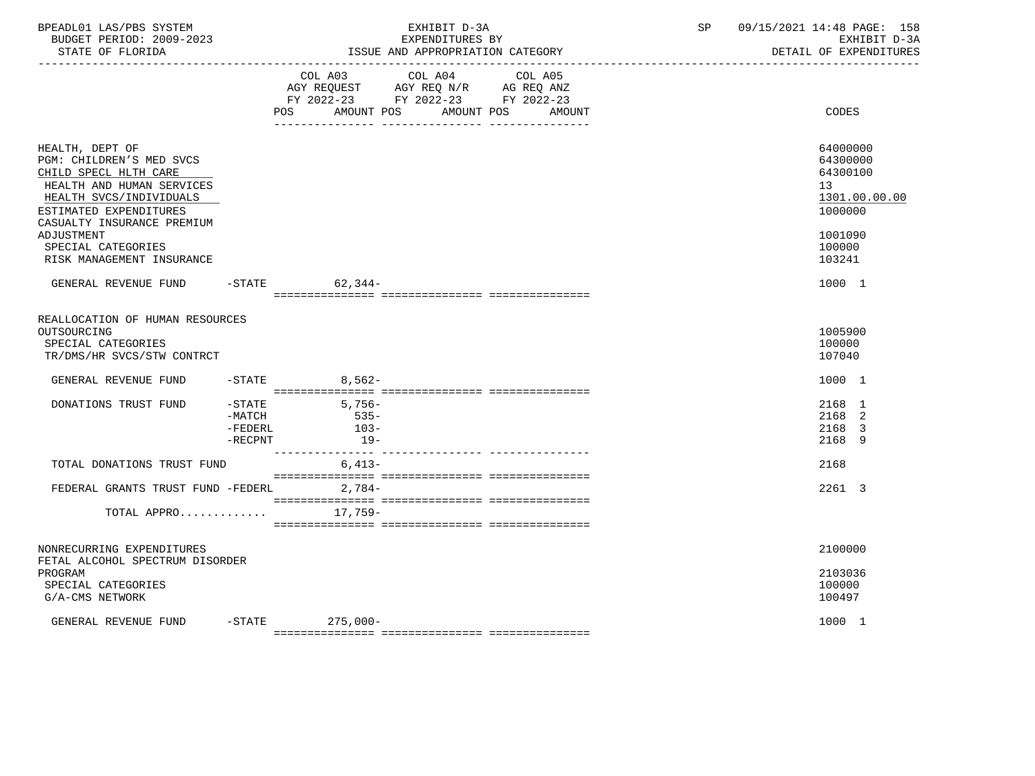BPEADL01 LAS/PBS SYSTEM — EXHIBIT D-3A — EXPENDITURES BY ISSUE AND APPROPRIATION CATEGORY — BUDGET PERIOD: 2009-2023 — STATE OF FLORIDA — SP 09/15/2021 14:48 PAGE: 158 — EXHIBIT D-3A DETAIL OF EXPENDITURES

| | | COL A03 AGY REQUEST FY 2022-23 POS AMOUNT | COL A04 AGY REQ N/R FY 2022-23 POS AMOUNT | COL A05 AG REQ ANZ FY 2022-23 POS AMOUNT | CODES |
|---|---|---|---|---|---|
| HEALTH, DEPT OF | | | | | 64000000 |
| PGM: CHILDREN'S MED SVCS | | | | | 64300000 |
| CHILD SPECL HLTH CARE | | | | | 64300100 |
| HEALTH AND HUMAN SERVICES | | | | | 13 |
| HEALTH SVCS/INDIVIDUALS | | | | | 1301.00.00.00 |
| ESTIMATED EXPENDITURES | | | | | 1000000 |
| CASUALTY INSURANCE PREMIUM ADJUSTMENT | | | | | 1001090 |
| SPECIAL CATEGORIES | | | | | 100000 |
| RISK MANAGEMENT INSURANCE | | | | | 103241 |
| GENERAL REVENUE FUND | -STATE | 62,344- | | | 1000 1 |
| REALLOCATION OF HUMAN RESOURCES OUTSOURCING | | | | | 1005900 |
| SPECIAL CATEGORIES | | | | | 100000 |
| TR/DMS/HR SVCS/STW CONTRCT | | | | | 107040 |
| GENERAL REVENUE FUND | -STATE | 8,562- | | | 1000 1 |
| DONATIONS TRUST FUND | -STATE | 5,756- | | | 2168 1 |
| | -MATCH | 535- | | | 2168 2 |
| | -FEDERL | 103- | | | 2168 3 |
| | -RECPNT | 19- | | | 2168 9 |
| TOTAL DONATIONS TRUST FUND | | 6,413- | | | 2168 |
| FEDERAL GRANTS TRUST FUND | -FEDERL | 2,784- | | | 2261 3 |
| TOTAL APPRO............ | | 17,759- | | | |
| NONRECURRING EXPENDITURES | | | | | 2100000 |
| FETAL ALCOHOL SPECTRUM DISORDER PROGRAM | | | | | 2103036 |
| SPECIAL CATEGORIES | | | | | 100000 |
| G/A-CMS NETWORK | | | | | 100497 |
| GENERAL REVENUE FUND | -STATE | 275,000- | | | 1000 1 |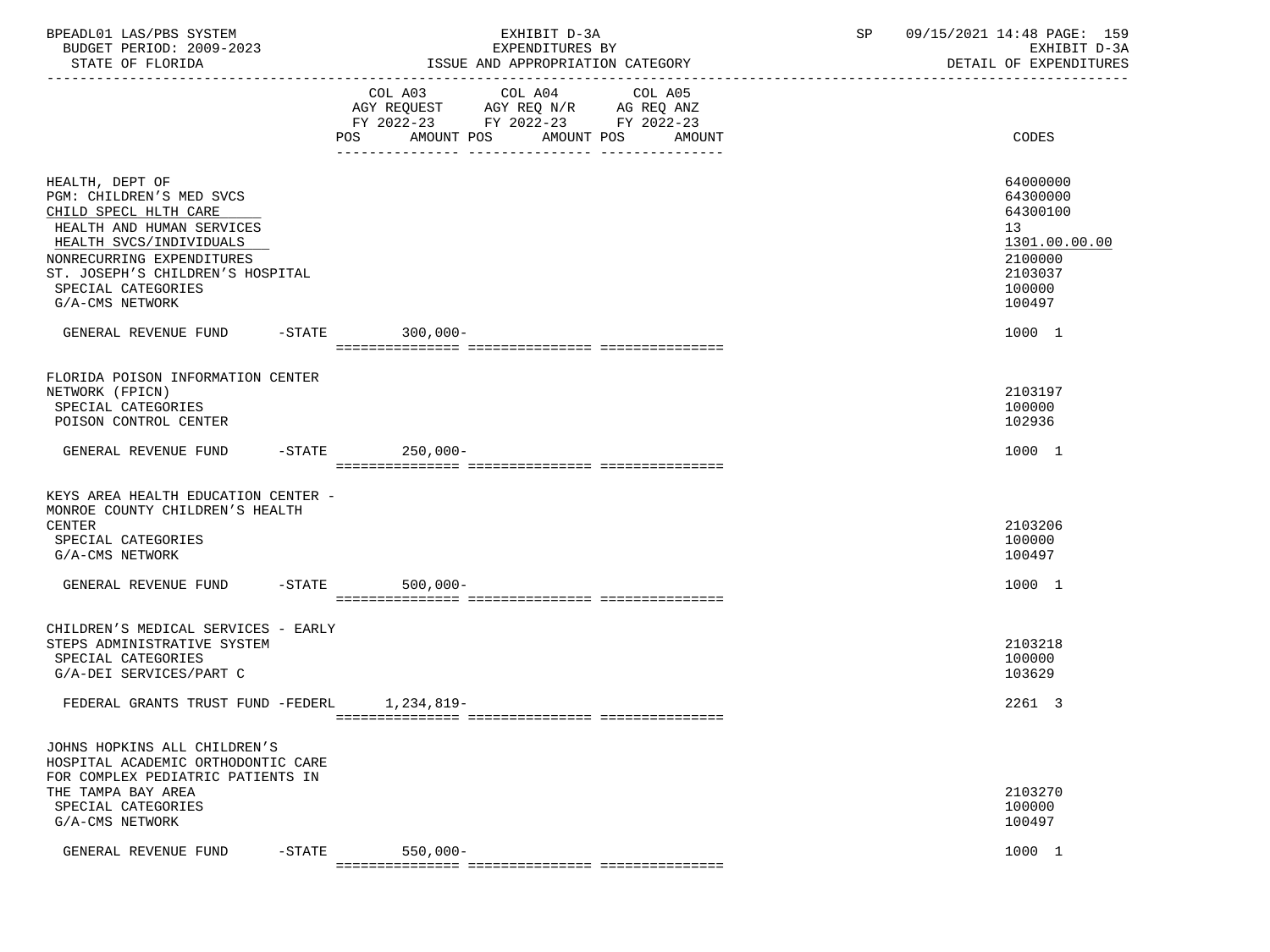| | COL A03 AGY REQUEST FY 2022-23 POS AMOUNT | COL A04 AGY REQ N/R FY 2022-23 POS AMOUNT | COL A05 AG REQ ANZ FY 2022-23 POS AMOUNT | CODES |
|---|---|---|---|---|
| HEALTH, DEPT OF | | | | 64000000 |
| PGM: CHILDREN'S MED SVCS | | | | 64300000 |
| CHILD SPECL HLTH CARE | | | | 64300100 |
| HEALTH AND HUMAN SERVICES | | | | 13 |
| HEALTH SVCS/INDIVIDUALS | | | | 1301.00.00.00 |
| NONRECURRING EXPENDITURES | | | | 2100000 |
| ST. JOSEPH'S CHILDREN'S HOSPITAL | | | | 2103037 |
| SPECIAL CATEGORIES | | | | 100000 |
| G/A-CMS NETWORK | | | | 100497 |
| GENERAL REVENUE FUND -STATE | 300,000- | | | 1000 1 |
| FLORIDA POISON INFORMATION CENTER NETWORK (FPICN) | | | | 2103197 |
| SPECIAL CATEGORIES | | | | 100000 |
| POISON CONTROL CENTER | | | | 102936 |
| GENERAL REVENUE FUND -STATE | 250,000- | | | 1000 1 |
| KEYS AREA HEALTH EDUCATION CENTER - MONROE COUNTY CHILDREN'S HEALTH CENTER | | | | 2103206 |
| SPECIAL CATEGORIES | | | | 100000 |
| G/A-CMS NETWORK | | | | 100497 |
| GENERAL REVENUE FUND -STATE | 500,000- | | | 1000 1 |
| CHILDREN'S MEDICAL SERVICES - EARLY STEPS ADMINISTRATIVE SYSTEM | | | | 2103218 |
| SPECIAL CATEGORIES | | | | 100000 |
| G/A-DEI SERVICES/PART C | | | | 103629 |
| FEDERAL GRANTS TRUST FUND -FEDERL | 1,234,819- | | | 2261 3 |
| JOHNS HOPKINS ALL CHILDREN'S HOSPITAL ACADEMIC ORTHODONTIC CARE FOR COMPLEX PEDIATRIC PATIENTS IN THE TAMPA BAY AREA | | | | 2103270 |
| SPECIAL CATEGORIES | | | | 100000 |
| G/A-CMS NETWORK | | | | 100497 |
| GENERAL REVENUE FUND -STATE | 550,000- | | | 1000 1 |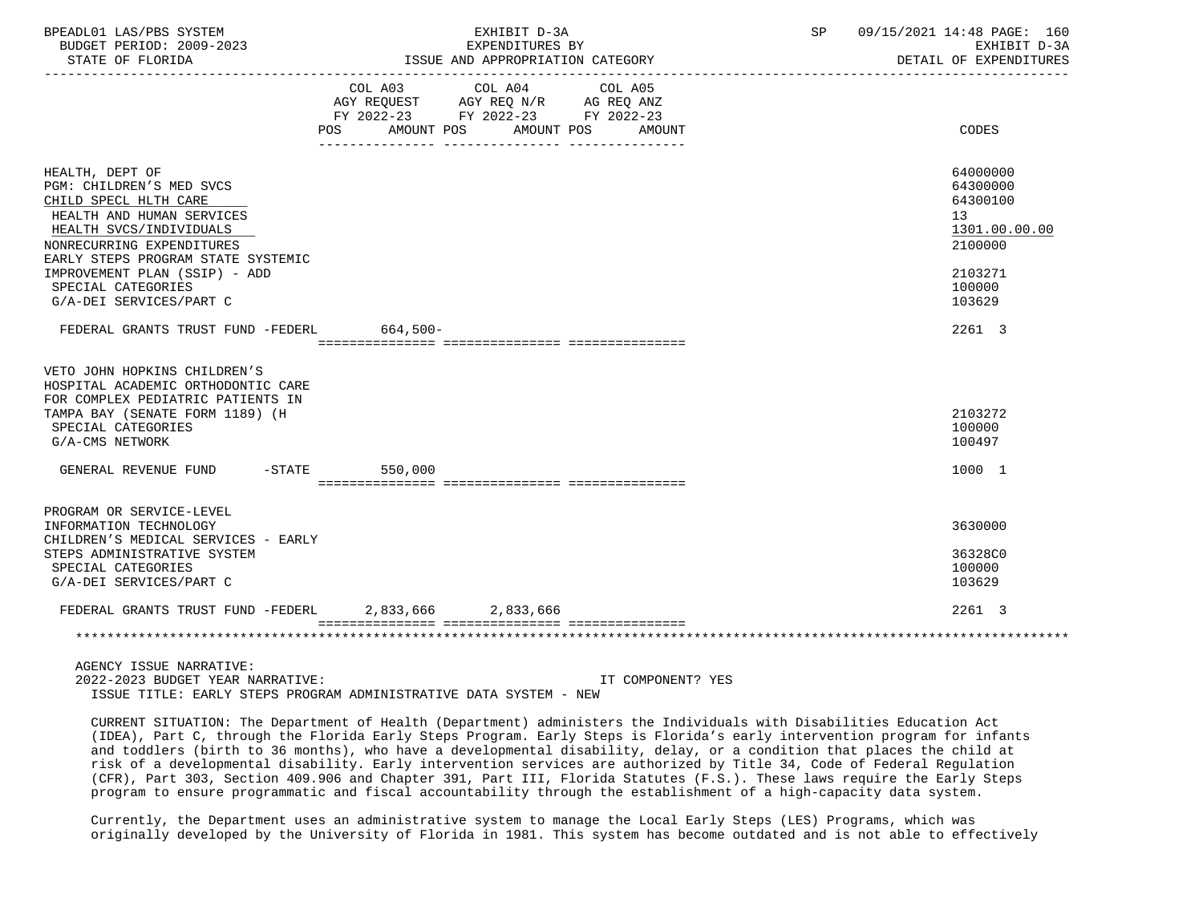| | COL A03 AGY REQUEST FY 2022-23 POS AMOUNT | COL A04 AGY REQ N/R FY 2022-23 POS AMOUNT | COL A05 AG REQ ANZ FY 2022-23 POS AMOUNT | CODES |
|---|---|---|---|---|
| HEALTH, DEPT OF | | | | 64000000 |
| PGM: CHILDREN'S MED SVCS | | | | 64300000 |
| CHILD SPECL HLTH CARE | | | | 64300100 |
| HEALTH AND HUMAN SERVICES | | | | 13 |
| HEALTH SVCS/INDIVIDUALS | | | | 1301.00.00.00 |
| NONRECURRING EXPENDITURES | | | | 2100000 |
| EARLY STEPS PROGRAM STATE SYSTEMIC IMPROVEMENT PLAN (SSIP) - ADD | | | | 2103271 |
| SPECIAL CATEGORIES | | | | 100000 |
| G/A-DEI SERVICES/PART C | | | | 103629 |
| FEDERAL GRANTS TRUST FUND -FEDERL | 664,500- | | | 2261 3 |
| VETO JOHN HOPKINS CHILDREN'S HOSPITAL ACADEMIC ORTHODONTIC CARE FOR COMPLEX PEDIATRIC PATIENTS IN TAMPA BAY (SENATE FORM 1189) (H | | | | 2103272 |
| SPECIAL CATEGORIES | | | | 100000 |
| G/A-CMS NETWORK | | | | 100497 |
| GENERAL REVENUE FUND -STATE | 550,000 | | | 1000 1 |
| PROGRAM OR SERVICE-LEVEL INFORMATION TECHNOLOGY | | | | 3630000 |
| CHILDREN'S MEDICAL SERVICES - EARLY STEPS ADMINISTRATIVE SYSTEM | | | | 36328C0 |
| SPECIAL CATEGORIES | | | | 100000 |
| G/A-DEI SERVICES/PART C | | | | 103629 |
| FEDERAL GRANTS TRUST FUND -FEDERL | 2,833,666 | 2,833,666 | | 2261 3 |

AGENCY ISSUE NARRATIVE:
2022-2023 BUDGET YEAR NARRATIVE: IT COMPONENT? YES
ISSUE TITLE: EARLY STEPS PROGRAM ADMINISTRATIVE DATA SYSTEM - NEW

CURRENT SITUATION: The Department of Health (Department) administers the Individuals with Disabilities Education Act (IDEA), Part C, through the Florida Early Steps Program. Early Steps is Florida's early intervention program for infants and toddlers (birth to 36 months), who have a developmental disability, delay, or a condition that places the child at risk of a developmental disability. Early intervention services are authorized by Title 34, Code of Federal Regulation (CFR), Part 303, Section 409.906 and Chapter 391, Part III, Florida Statutes (F.S.). These laws require the Early Steps program to ensure programmatic and fiscal accountability through the establishment of a high-capacity data system.

Currently, the Department uses an administrative system to manage the Local Early Steps (LES) Programs, which was originally developed by the University of Florida in 1981. This system has become outdated and is not able to effectively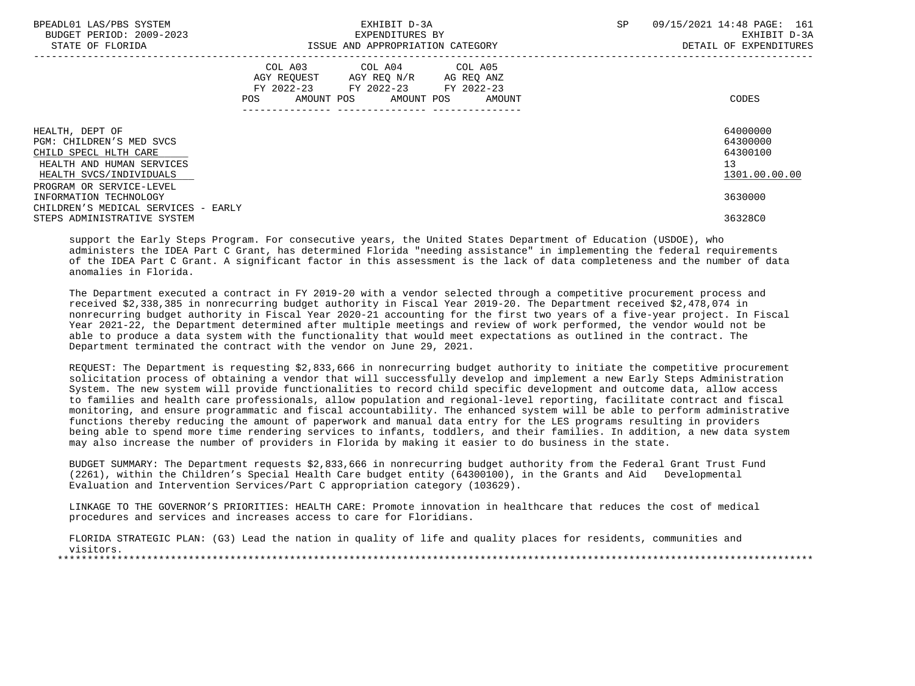| | COL A03 AGY REQUEST FY 2022-23 POS AMOUNT | COL A04 AGY REQ N/R FY 2022-23 POS AMOUNT | COL A05 AG REQ ANZ FY 2022-23 POS AMOUNT | CODES |
|---|---|---|---|---|
| HEALTH, DEPT OF | | | | 64000000 |
| PGM: CHILDREN'S MED SVCS | | | | 64300000 |
| CHILD SPECL HLTH CARE | | | | 64300100 |
| HEALTH AND HUMAN SERVICES | | | | 13 |
| HEALTH SVCS/INDIVIDUALS | | | | 1301.00.00.00 |
| PROGRAM OR SERVICE-LEVEL | | | | |
| INFORMATION TECHNOLOGY | | | | 3630000 |
| CHILDREN'S MEDICAL SERVICES - EARLY STEPS ADMINISTRATIVE SYSTEM | | | | 36328C0 |

support the Early Steps Program. For consecutive years, the United States Department of Education (USDOE), who administers the IDEA Part C Grant, has determined Florida "needing assistance" in implementing the federal requirements of the IDEA Part C Grant. A significant factor in this assessment is the lack of data completeness and the number of data anomalies in Florida.

The Department executed a contract in FY 2019-20 with a vendor selected through a competitive procurement process and received $2,338,385 in nonrecurring budget authority in Fiscal Year 2019-20. The Department received $2,478,074 in nonrecurring budget authority in Fiscal Year 2020-21 accounting for the first two years of a five-year project. In Fiscal Year 2021-22, the Department determined after multiple meetings and review of work performed, the vendor would not be able to produce a data system with the functionality that would meet expectations as outlined in the contract. The Department terminated the contract with the vendor on June 29, 2021.

REQUEST: The Department is requesting $2,833,666 in nonrecurring budget authority to initiate the competitive procurement solicitation process of obtaining a vendor that will successfully develop and implement a new Early Steps Administration System. The new system will provide functionalities to record child specific development and outcome data, allow access to families and health care professionals, allow population and regional-level reporting, facilitate contract and fiscal monitoring, and ensure programmatic and fiscal accountability. The enhanced system will be able to perform administrative functions thereby reducing the amount of paperwork and manual data entry for the LES programs resulting in providers being able to spend more time rendering services to infants, toddlers, and their families. In addition, a new data system may also increase the number of providers in Florida by making it easier to do business in the state.

BUDGET SUMMARY: The Department requests $2,833,666 in nonrecurring budget authority from the Federal Grant Trust Fund (2261), within the Children's Special Health Care budget entity (64300100), in the Grants and Aid Developmental Evaluation and Intervention Services/Part C appropriation category (103629).

LINKAGE TO THE GOVERNOR'S PRIORITIES: HEALTH CARE: Promote innovation in healthcare that reduces the cost of medical procedures and services and increases access to care for Floridians.

FLORIDA STRATEGIC PLAN: (G3) Lead the nation in quality of life and quality places for residents, communities and visitors.

*****************************************************************************************************************************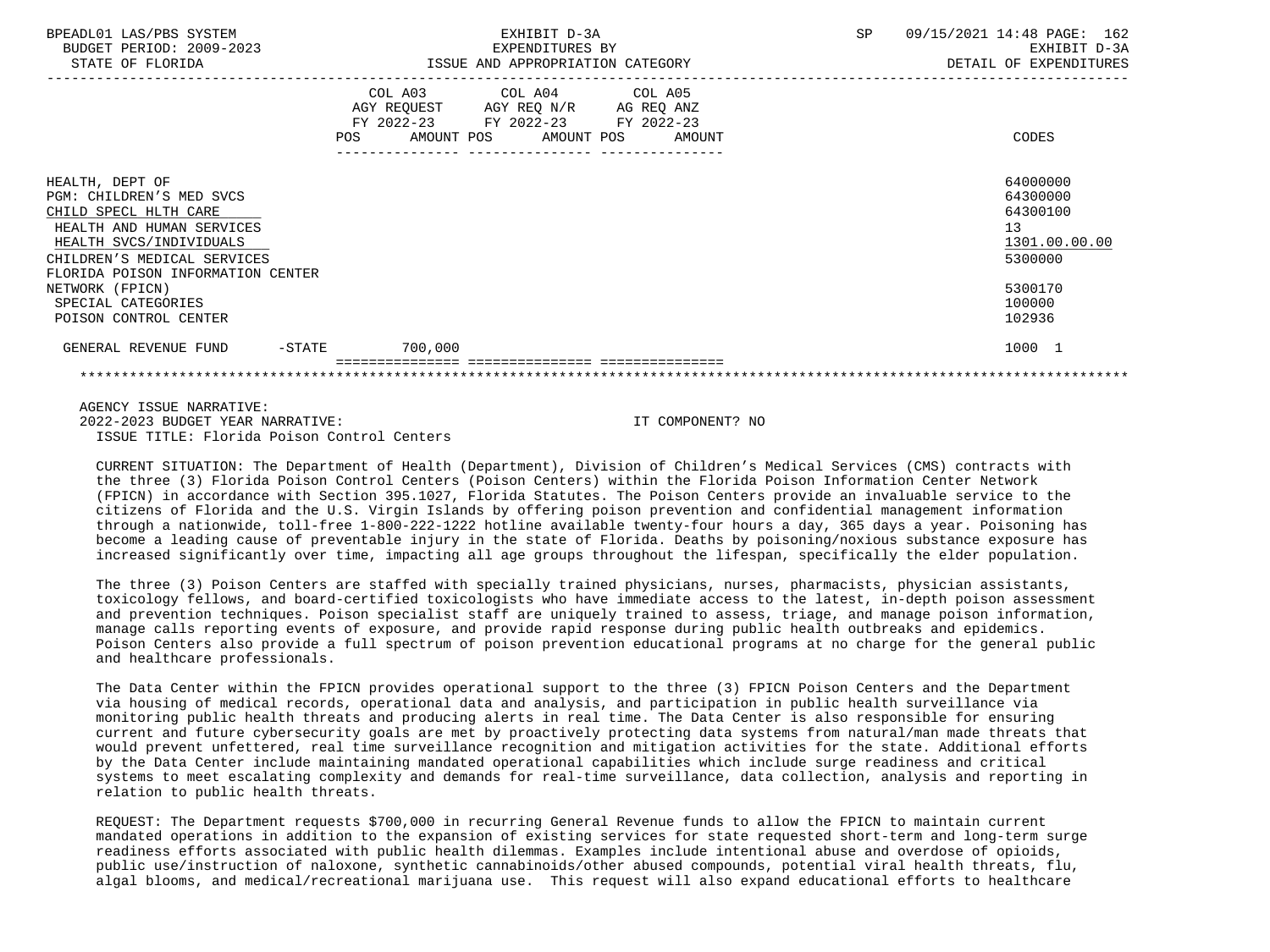| | COL A03 AGY REQUEST FY 2022-23 POS AMOUNT | COL A04 AGY REQ N/R FY 2022-23 POS AMOUNT | COL A05 AG REQ ANZ FY 2022-23 POS AMOUNT | CODES |
|---|---|---|---|---|
| HEALTH, DEPT OF | | | | 64000000 |
| PGM: CHILDREN'S MED SVCS | | | | 64300000 |
| CHILD SPECL HLTH CARE | | | | 64300100 |
| HEALTH AND HUMAN SERVICES | | | | 13 |
| HEALTH SVCS/INDIVIDUALS | | | | 1301.00.00.00 |
| CHILDREN'S MEDICAL SERVICES | | | | 5300000 |
| FLORIDA POISON INFORMATION CENTER NETWORK (FPICN) | | | | 5300170 |
| SPECIAL CATEGORIES | | | | 100000 |
| POISON CONTROL CENTER | | | | 102936 |
| GENERAL REVENUE FUND -STATE | 700,000 | | | 1000 1 |

AGENCY ISSUE NARRATIVE:

2022-2023 BUDGET YEAR NARRATIVE: IT COMPONENT? NO

ISSUE TITLE: Florida Poison Control Centers

CURRENT SITUATION: The Department of Health (Department), Division of Children's Medical Services (CMS) contracts with the three (3) Florida Poison Control Centers (Poison Centers) within the Florida Poison Information Center Network (FPICN) in accordance with Section 395.1027, Florida Statutes. The Poison Centers provide an invaluable service to the citizens of Florida and the U.S. Virgin Islands by offering poison prevention and confidential management information through a nationwide, toll-free 1-800-222-1222 hotline available twenty-four hours a day, 365 days a year. Poisoning has become a leading cause of preventable injury in the state of Florida. Deaths by poisoning/noxious substance exposure has increased significantly over time, impacting all age groups throughout the lifespan, specifically the elder population.

The three (3) Poison Centers are staffed with specially trained physicians, nurses, pharmacists, physician assistants, toxicology fellows, and board-certified toxicologists who have immediate access to the latest, in-depth poison assessment and prevention techniques. Poison specialist staff are uniquely trained to assess, triage, and manage poison information, manage calls reporting events of exposure, and provide rapid response during public health outbreaks and epidemics. Poison Centers also provide a full spectrum of poison prevention educational programs at no charge for the general public and healthcare professionals.

The Data Center within the FPICN provides operational support to the three (3) FPICN Poison Centers and the Department via housing of medical records, operational data and analysis, and participation in public health surveillance via monitoring public health threats and producing alerts in real time. The Data Center is also responsible for ensuring current and future cybersecurity goals are met by proactively protecting data systems from natural/man made threats that would prevent unfettered, real time surveillance recognition and mitigation activities for the state. Additional efforts by the Data Center include maintaining mandated operational capabilities which include surge readiness and critical systems to meet escalating complexity and demands for real-time surveillance, data collection, analysis and reporting in relation to public health threats.

REQUEST: The Department requests $700,000 in recurring General Revenue funds to allow the FPICN to maintain current mandated operations in addition to the expansion of existing services for state requested short-term and long-term surge readiness efforts associated with public health dilemmas. Examples include intentional abuse and overdose of opioids, public use/instruction of naloxone, synthetic cannabinoids/other abused compounds, potential viral health threats, flu, algal blooms, and medical/recreational marijuana use. This request will also expand educational efforts to healthcare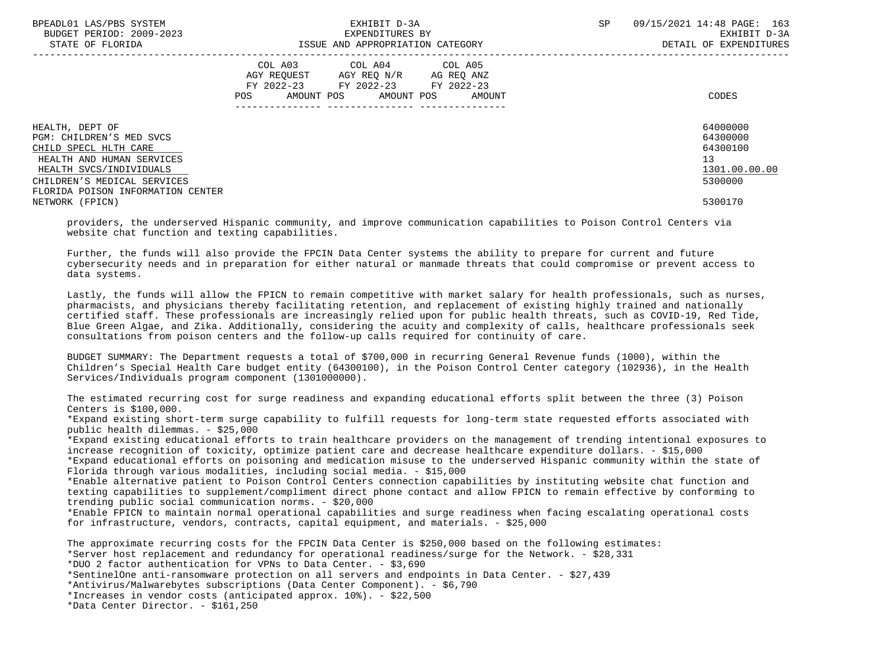HEALTH, DEPT OF 64000000
PGM: CHILDREN'S MED SVCS 64300000
CHILD SPECL HLTH CARE 64300100
HEALTH AND HUMAN SERVICES 13
HEALTH SVCS/INDIVIDUALS 1301.00.00.00
CHILDREN'S MEDICAL SERVICES 5300000
FLORIDA POISON INFORMATION CENTER NETWORK (FPICN) 5300170

| | COL A03 AGY REQUEST FY 2022-23 POS AMOUNT | COL A04 AGY REQ N/R FY 2022-23 POS AMOUNT | COL A05 AG REQ ANZ FY 2022-23 POS AMOUNT | CODES |
|---|---|---|---|---|

providers, the underserved Hispanic community, and improve communication capabilities to Poison Control Centers via website chat function and texting capabilities.

Further, the funds will also provide the FPCIN Data Center systems the ability to prepare for current and future cybersecurity needs and in preparation for either natural or manmade threats that could compromise or prevent access to data systems.

Lastly, the funds will allow the FPICN to remain competitive with market salary for health professionals, such as nurses, pharmacists, and physicians thereby facilitating retention, and replacement of existing highly trained and nationally certified staff. These professionals are increasingly relied upon for public health threats, such as COVID-19, Red Tide, Blue Green Algae, and Zika. Additionally, considering the acuity and complexity of calls, healthcare professionals seek consultations from poison centers and the follow-up calls required for continuity of care.

BUDGET SUMMARY: The Department requests a total of $700,000 in recurring General Revenue funds (1000), within the Children's Special Health Care budget entity (64300100), in the Poison Control Center category (102936), in the Health Services/Individuals program component (1301000000).

The estimated recurring cost for surge readiness and expanding educational efforts split between the three (3) Poison Centers is $100,000.
*Expand existing short-term surge capability to fulfill requests for long-term state requested efforts associated with public health dilemmas. - $25,000
*Expand existing educational efforts to train healthcare providers on the management of trending intentional exposures to increase recognition of toxicity, optimize patient care and decrease healthcare expenditure dollars. - $15,000
*Expand educational efforts on poisoning and medication misuse to the underserved Hispanic community within the state of Florida through various modalities, including social media. - $15,000
*Enable alternative patient to Poison Control Centers connection capabilities by instituting website chat function and texting capabilities to supplement/compliment direct phone contact and allow FPICN to remain effective by conforming to trending public social communication norms. - $20,000
*Enable FPICN to maintain normal operational capabilities and surge readiness when facing escalating operational costs for infrastructure, vendors, contracts, capital equipment, and materials. - $25,000

The approximate recurring costs for the FPCIN Data Center is $250,000 based on the following estimates:
*Server host replacement and redundancy for operational readiness/surge for the Network. - $28,331
*DUO 2 factor authentication for VPNs to Data Center. - $3,690
*SentinelOne anti-ransomware protection on all servers and endpoints in Data Center. - $27,439
*Antivirus/Malwarebytes subscriptions (Data Center Component). - $6,790
*Increases in vendor costs (anticipated approx. 10%). - $22,500
*Data Center Director. - $161,250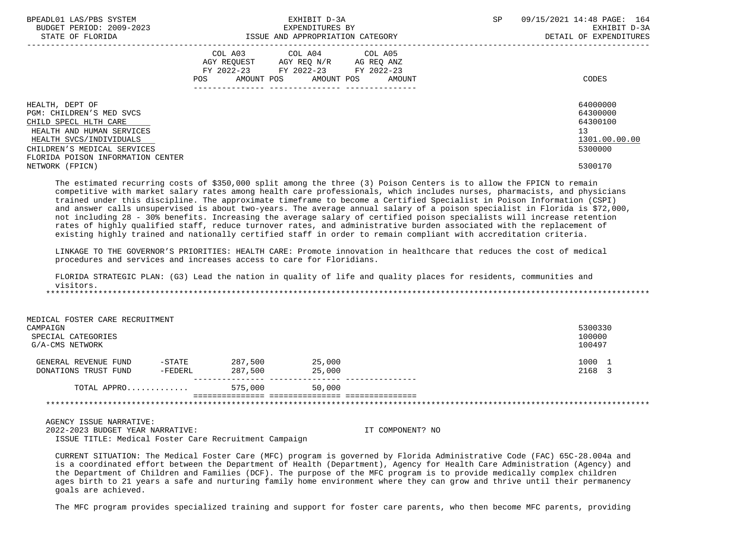| | COL A03 AGY REQUEST FY 2022-23 POS AMOUNT | COL A04 AGY REQ N/R FY 2022-23 POS AMOUNT | COL A05 AG REQ ANZ FY 2022-23 POS AMOUNT | CODES |
|---|---|---|---|---|
| HEALTH, DEPT OF | | | | 64000000 |
| PGM: CHILDREN'S MED SVCS | | | | 64300000 |
| CHILD SPECL HLTH CARE | | | | 64300100 |
| HEALTH AND HUMAN SERVICES | | | | 13 |
| HEALTH SVCS/INDIVIDUALS | | | | 1301.00.00.00 |
| CHILDREN'S MEDICAL SERVICES | | | | 5300000 |
| FLORIDA POISON INFORMATION CENTER NETWORK (FPICN) | | | | 5300170 |

The estimated recurring costs of $350,000 split among the three (3) Poison Centers is to allow the FPICN to remain competitive with market salary rates among health care professionals, which includes nurses, pharmacists, and physicians trained under this discipline. The approximate timeframe to become a Certified Specialist in Poison Information (CSPI) and answer calls unsupervised is about two-years. The average annual salary of a poison specialist in Florida is $72,000, not including 28 - 30% benefits. Increasing the average salary of certified poison specialists will increase retention rates of highly qualified staff, reduce turnover rates, and administrative burden associated with the replacement of existing highly trained and nationally certified staff in order to remain compliant with accreditation criteria.

LINKAGE TO THE GOVERNOR'S PRIORITIES: HEALTH CARE: Promote innovation in healthcare that reduces the cost of medical procedures and services and increases access to care for Floridians.

FLORIDA STRATEGIC PLAN: (G3) Lead the nation in quality of life and quality places for residents, communities and visitors.

*******************************************************************************************************************

| | COL A03 | COL A04 | COL A05 | CODES |
|---|---|---|---|---|
| MEDICAL FOSTER CARE RECRUITMENT CAMPAIGN | | | | 5300330 |
| SPECIAL CATEGORIES | | | | 100000 |
| G/A-CMS NETWORK | | | | 100497 |
| GENERAL REVENUE FUND -STATE | 287,500 | 25,000 | | 1000 1 |
| DONATIONS TRUST FUND -FEDERL | 287,500 | 25,000 | | 2168 3 |
| TOTAL APPRO............ | 575,000 | 50,000 | | |

*******************************************************************************************************************

AGENCY ISSUE NARRATIVE:
2022-2023 BUDGET YEAR NARRATIVE: IT COMPONENT? NO
ISSUE TITLE: Medical Foster Care Recruitment Campaign

CURRENT SITUATION: The Medical Foster Care (MFC) program is governed by Florida Administrative Code (FAC) 65C-28.004a and is a coordinated effort between the Department of Health (Department), Agency for Health Care Administration (Agency) and the Department of Children and Families (DCF). The purpose of the MFC program is to provide medically complex children ages birth to 21 years a safe and nurturing family home environment where they can grow and thrive until their permanency goals are achieved.

The MFC program provides specialized training and support for foster care parents, who then become MFC parents, providing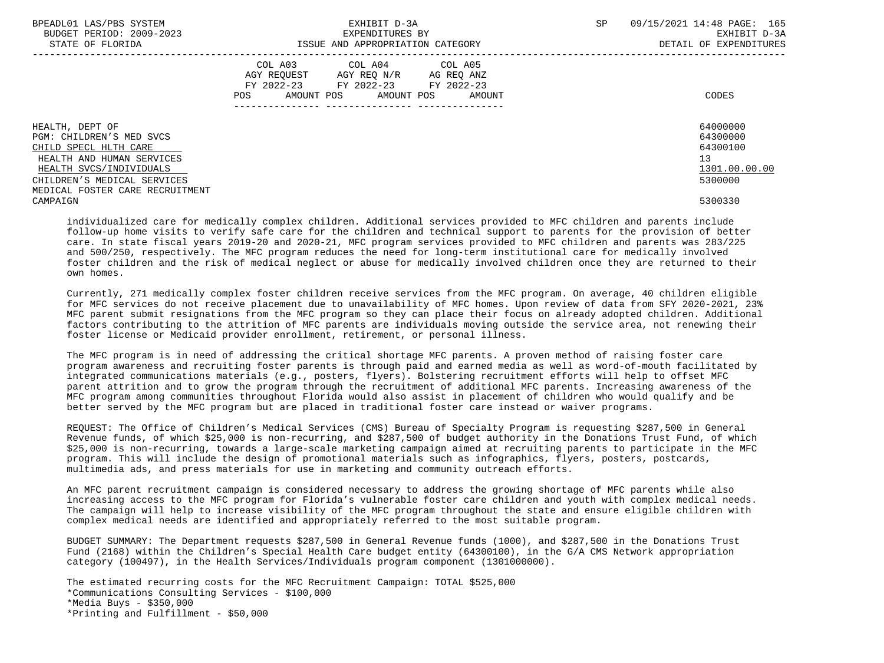| | COL A03 AGY REQUEST FY 2022-23 POS AMOUNT | COL A04 AGY REQ N/R FY 2022-23 POS AMOUNT | COL A05 AG REQ ANZ FY 2022-23 POS AMOUNT | CODES |
|---|---|---|---|---|
| HEALTH, DEPT OF | | | | 64000000 |
| PGM: CHILDREN'S MED SVCS | | | | 64300000 |
| CHILD SPECL HLTH CARE | | | | 64300100 |
| HEALTH AND HUMAN SERVICES | | | | 13 |
| HEALTH SVCS/INDIVIDUALS | | | | 1301.00.00.00 |
| CHILDREN'S MEDICAL SERVICES | | | | 5300000 |
| MEDICAL FOSTER CARE RECRUITMENT CAMPAIGN | | | | 5300330 |

individualized care for medically complex children. Additional services provided to MFC children and parents include follow-up home visits to verify safe care for the children and technical support to parents for the provision of better care. In state fiscal years 2019-20 and 2020-21, MFC program services provided to MFC children and parents was 283/225 and 500/250, respectively. The MFC program reduces the need for long-term institutional care for medically involved foster children and the risk of medical neglect or abuse for medically involved children once they are returned to their own homes.

Currently, 271 medically complex foster children receive services from the MFC program. On average, 40 children eligible for MFC services do not receive placement due to unavailability of MFC homes. Upon review of data from SFY 2020-2021, 23% MFC parent submit resignations from the MFC program so they can place their focus on already adopted children. Additional factors contributing to the attrition of MFC parents are individuals moving outside the service area, not renewing their foster license or Medicaid provider enrollment, retirement, or personal illness.

The MFC program is in need of addressing the critical shortage MFC parents. A proven method of raising foster care program awareness and recruiting foster parents is through paid and earned media as well as word-of-mouth facilitated by integrated communications materials (e.g., posters, flyers). Bolstering recruitment efforts will help to offset MFC parent attrition and to grow the program through the recruitment of additional MFC parents. Increasing awareness of the MFC program among communities throughout Florida would also assist in placement of children who would qualify and be better served by the MFC program but are placed in traditional foster care instead or waiver programs.

REQUEST: The Office of Children's Medical Services (CMS) Bureau of Specialty Program is requesting $287,500 in General Revenue funds, of which $25,000 is non-recurring, and $287,500 of budget authority in the Donations Trust Fund, of which $25,000 is non-recurring, towards a large-scale marketing campaign aimed at recruiting parents to participate in the MFC program. This will include the design of promotional materials such as infographics, flyers, posters, postcards, multimedia ads, and press materials for use in marketing and community outreach efforts.

An MFC parent recruitment campaign is considered necessary to address the growing shortage of MFC parents while also increasing access to the MFC program for Florida's vulnerable foster care children and youth with complex medical needs. The campaign will help to increase visibility of the MFC program throughout the state and ensure eligible children with complex medical needs are identified and appropriately referred to the most suitable program.

BUDGET SUMMARY: The Department requests $287,500 in General Revenue funds (1000), and $287,500 in the Donations Trust Fund (2168) within the Children's Special Health Care budget entity (64300100), in the G/A CMS Network appropriation category (100497), in the Health Services/Individuals program component (1301000000).

The estimated recurring costs for the MFC Recruitment Campaign: TOTAL $525,000
*Communications Consulting Services - $100,000
*Media Buys - $350,000
*Printing and Fulfillment - $50,000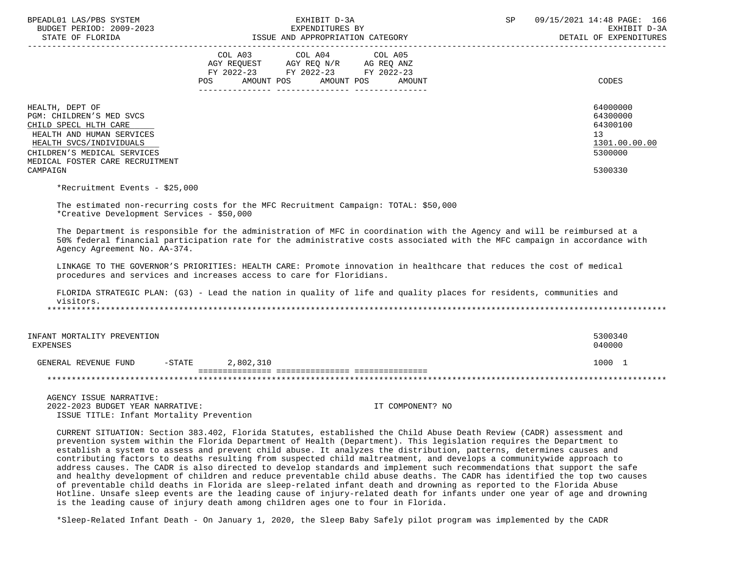| | COL A03 AGY REQUEST FY 2022-23 POS AMOUNT | COL A04 AGY REQ N/R FY 2022-23 POS AMOUNT | COL A05 AG REQ ANZ FY 2022-23 POS AMOUNT | CODES |
|---|---|---|---|---|
| HEALTH, DEPT OF | | | | 64000000 |
| PGM: CHILDREN'S MED SVCS | | | | 64300000 |
| CHILD SPECL HLTH CARE | | | | 64300100 |
| HEALTH AND HUMAN SERVICES | | | | 13 |
| HEALTH SVCS/INDIVIDUALS | | | | 1301.00.00.00 |
| CHILDREN'S MEDICAL SERVICES | | | | 5300000 |
| MEDICAL FOSTER CARE RECRUITMENT CAMPAIGN | | | | 5300330 |

*Recruitment Events - $25,000

The estimated non-recurring costs for the MFC Recruitment Campaign: TOTAL: $50,000
*Creative Development Services - $50,000

The Department is responsible for the administration of MFC in coordination with the Agency and will be reimbursed at a 50% federal financial participation rate for the administrative costs associated with the MFC campaign in accordance with Agency Agreement No. AA-374.

LINKAGE TO THE GOVERNOR'S PRIORITIES: HEALTH CARE: Promote innovation in healthcare that reduces the cost of medical procedures and services and increases access to care for Floridians.

FLORIDA STRATEGIC PLAN: (G3) - Lead the nation in quality of life and quality places for residents, communities and visitors.

| | COL A03 | COL A04 | COL A05 | CODES |
|---|---|---|---|---|
| INFANT MORTALITY PREVENTION | | | | 5300340 |
| EXPENSES | | | | 040000 |
| GENERAL REVENUE FUND -STATE | 2,802,310 | | | 1000 1 |

AGENCY ISSUE NARRATIVE:
2022-2023 BUDGET YEAR NARRATIVE: IT COMPONENT? NO
ISSUE TITLE: Infant Mortality Prevention

CURRENT SITUATION: Section 383.402, Florida Statutes, established the Child Abuse Death Review (CADR) assessment and prevention system within the Florida Department of Health (Department). This legislation requires the Department to establish a system to assess and prevent child abuse. It analyzes the distribution, patterns, determines causes and contributing factors to deaths resulting from suspected child maltreatment, and develops a communitywide approach to address causes. The CADR is also directed to develop standards and implement such recommendations that support the safe and healthy development of children and reduce preventable child abuse deaths. The CADR has identified the top two causes of preventable child deaths in Florida are sleep-related infant death and drowning as reported to the Florida Abuse Hotline. Unsafe sleep events are the leading cause of injury-related death for infants under one year of age and drowning is the leading cause of injury death among children ages one to four in Florida.

*Sleep-Related Infant Death - On January 1, 2020, the Sleep Baby Safely pilot program was implemented by the CADR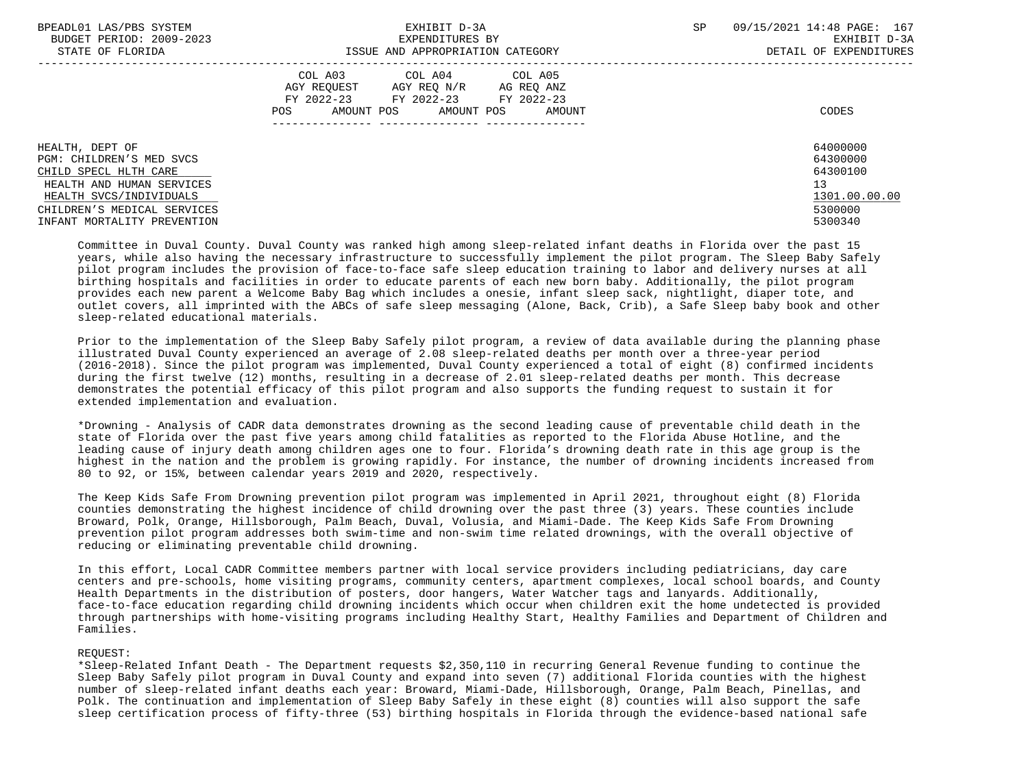| | COL A03 AGY REQUEST FY 2022-23 POS AMOUNT | COL A04 AGY REQ N/R FY 2022-23 POS AMOUNT | COL A05 AG REQ ANZ FY 2022-23 POS AMOUNT | CODES |
|---|---|---|---|---|
| HEALTH, DEPT OF | | | | 64000000 |
| PGM: CHILDREN'S MED SVCS | | | | 64300000 |
| CHILD SPECL HLTH CARE | | | | 64300100 |
| HEALTH AND HUMAN SERVICES | | | | 13 |
| HEALTH SVCS/INDIVIDUALS | | | | 1301.00.00.00 |
| CHILDREN'S MEDICAL SERVICES | | | | 5300000 |
| INFANT MORTALITY PREVENTION | | | | 5300340 |

Committee in Duval County. Duval County was ranked high among sleep-related infant deaths in Florida over the past 15 years, while also having the necessary infrastructure to successfully implement the pilot program. The Sleep Baby Safely pilot program includes the provision of face-to-face safe sleep education training to labor and delivery nurses at all birthing hospitals and facilities in order to educate parents of each new born baby. Additionally, the pilot program provides each new parent a Welcome Baby Bag which includes a onesie, infant sleep sack, nightlight, diaper tote, and outlet covers, all imprinted with the ABCs of safe sleep messaging (Alone, Back, Crib), a Safe Sleep baby book and other sleep-related educational materials.

Prior to the implementation of the Sleep Baby Safely pilot program, a review of data available during the planning phase illustrated Duval County experienced an average of 2.08 sleep-related deaths per month over a three-year period (2016-2018). Since the pilot program was implemented, Duval County experienced a total of eight (8) confirmed incidents during the first twelve (12) months, resulting in a decrease of 2.01 sleep-related deaths per month. This decrease demonstrates the potential efficacy of this pilot program and also supports the funding request to sustain it for extended implementation and evaluation.

*Drowning - Analysis of CADR data demonstrates drowning as the second leading cause of preventable child death in the state of Florida over the past five years among child fatalities as reported to the Florida Abuse Hotline, and the leading cause of injury death among children ages one to four. Florida's drowning death rate in this age group is the highest in the nation and the problem is growing rapidly. For instance, the number of drowning incidents increased from 80 to 92, or 15%, between calendar years 2019 and 2020, respectively.

The Keep Kids Safe From Drowning prevention pilot program was implemented in April 2021, throughout eight (8) Florida counties demonstrating the highest incidence of child drowning over the past three (3) years. These counties include Broward, Polk, Orange, Hillsborough, Palm Beach, Duval, Volusia, and Miami-Dade. The Keep Kids Safe From Drowning prevention pilot program addresses both swim-time and non-swim time related drownings, with the overall objective of reducing or eliminating preventable child drowning.

In this effort, Local CADR Committee members partner with local service providers including pediatricians, day care centers and pre-schools, home visiting programs, community centers, apartment complexes, local school boards, and County Health Departments in the distribution of posters, door hangers, Water Watcher tags and lanyards. Additionally, face-to-face education regarding child drowning incidents which occur when children exit the home undetected is provided through partnerships with home-visiting programs including Healthy Start, Healthy Families and Department of Children and Families.

REQUEST:
*Sleep-Related Infant Death - The Department requests $2,350,110 in recurring General Revenue funding to continue the Sleep Baby Safely pilot program in Duval County and expand into seven (7) additional Florida counties with the highest number of sleep-related infant deaths each year: Broward, Miami-Dade, Hillsborough, Orange, Palm Beach, Pinellas, and Polk. The continuation and implementation of Sleep Baby Safely in these eight (8) counties will also support the safe sleep certification process of fifty-three (53) birthing hospitals in Florida through the evidence-based national safe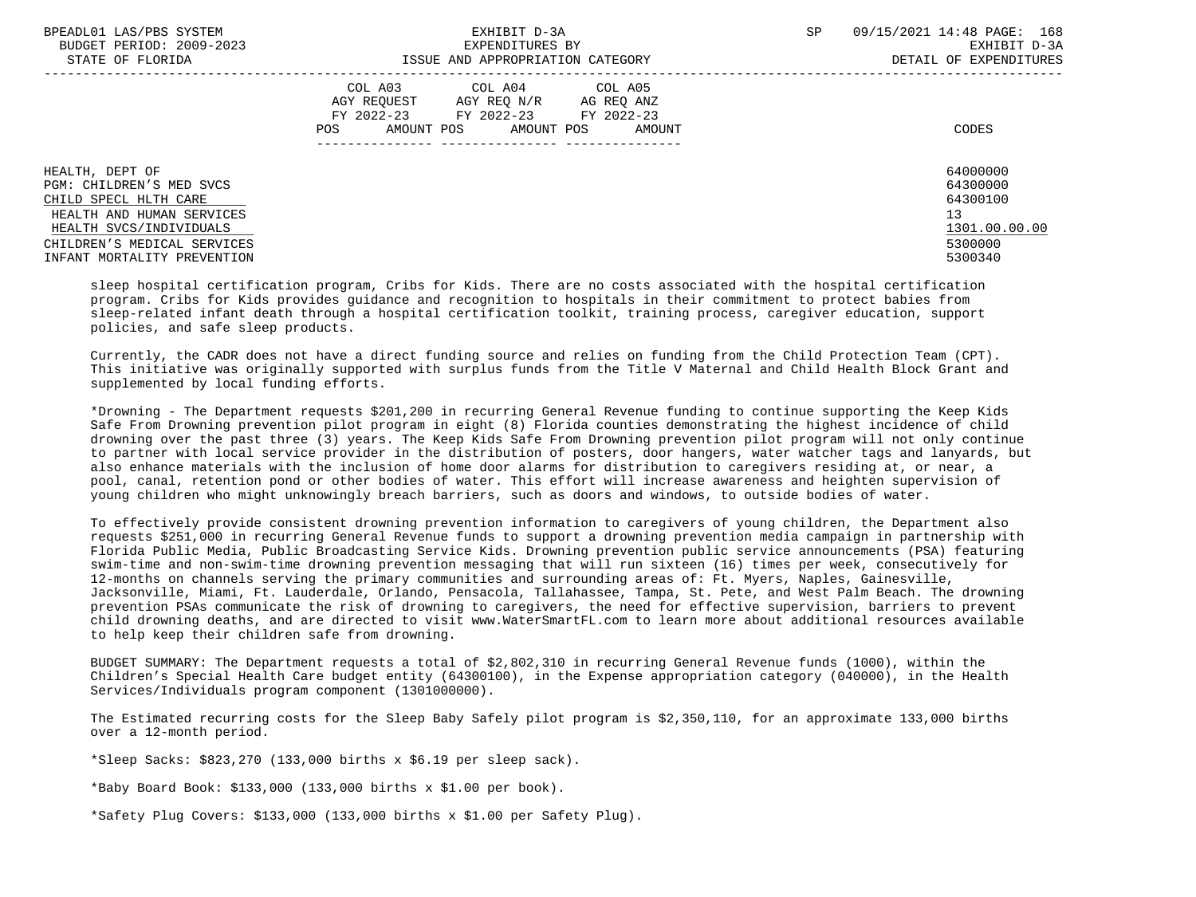| | COL A03 AGY REQUEST FY 2022-23 POS AMOUNT | COL A04 AGY REQ N/R FY 2022-23 POS AMOUNT | COL A05 AG REQ ANZ FY 2022-23 POS AMOUNT | CODES |
|---|---|---|---|---|
| HEALTH, DEPT OF | | | | 64000000 |
| PGM: CHILDREN'S MED SVCS | | | | 64300000 |
| CHILD SPECL HLTH CARE | | | | 64300100 |
| HEALTH AND HUMAN SERVICES | | | | 13 |
| HEALTH SVCS/INDIVIDUALS | | | | 1301.00.00.00 |
| CHILDREN'S MEDICAL SERVICES | | | | 5300000 |
| INFANT MORTALITY PREVENTION | | | | 5300340 |

sleep hospital certification program, Cribs for Kids. There are no costs associated with the hospital certification program. Cribs for Kids provides guidance and recognition to hospitals in their commitment to protect babies from sleep-related infant death through a hospital certification toolkit, training process, caregiver education, support policies, and safe sleep products.

Currently, the CADR does not have a direct funding source and relies on funding from the Child Protection Team (CPT). This initiative was originally supported with surplus funds from the Title V Maternal and Child Health Block Grant and supplemented by local funding efforts.

*Drowning - The Department requests $201,200 in recurring General Revenue funding to continue supporting the Keep Kids Safe From Drowning prevention pilot program in eight (8) Florida counties demonstrating the highest incidence of child drowning over the past three (3) years. The Keep Kids Safe From Drowning prevention pilot program will not only continue to partner with local service provider in the distribution of posters, door hangers, water watcher tags and lanyards, but also enhance materials with the inclusion of home door alarms for distribution to caregivers residing at, or near, a pool, canal, retention pond or other bodies of water. This effort will increase awareness and heighten supervision of young children who might unknowingly breach barriers, such as doors and windows, to outside bodies of water.

To effectively provide consistent drowning prevention information to caregivers of young children, the Department also requests $251,000 in recurring General Revenue funds to support a drowning prevention media campaign in partnership with Florida Public Media, Public Broadcasting Service Kids. Drowning prevention public service announcements (PSA) featuring swim-time and non-swim-time drowning prevention messaging that will run sixteen (16) times per week, consecutively for 12-months on channels serving the primary communities and surrounding areas of: Ft. Myers, Naples, Gainesville, Jacksonville, Miami, Ft. Lauderdale, Orlando, Pensacola, Tallahassee, Tampa, St. Pete, and West Palm Beach. The drowning prevention PSAs communicate the risk of drowning to caregivers, the need for effective supervision, barriers to prevent child drowning deaths, and are directed to visit www.WaterSmartFL.com to learn more about additional resources available to help keep their children safe from drowning.

BUDGET SUMMARY: The Department requests a total of $2,802,310 in recurring General Revenue funds (1000), within the Children's Special Health Care budget entity (64300100), in the Expense appropriation category (040000), in the Health Services/Individuals program component (1301000000).

The Estimated recurring costs for the Sleep Baby Safely pilot program is $2,350,110, for an approximate 133,000 births over a 12-month period.

*Sleep Sacks: $823,270 (133,000 births x $6.19 per sleep sack).

*Baby Board Book: $133,000 (133,000 births x $1.00 per book).

*Safety Plug Covers: $133,000 (133,000 births x $1.00 per Safety Plug).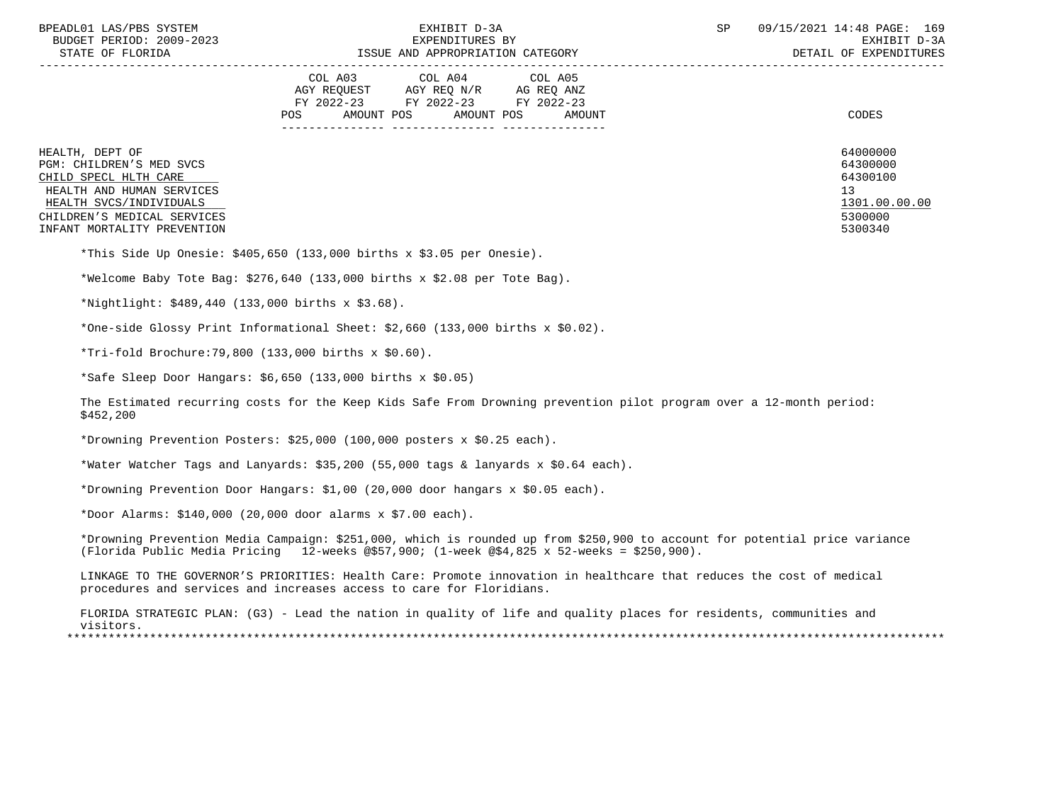| | COL A03 AGY REQUEST FY 2022-23 POS AMOUNT | COL A04 AGY REQ N/R FY 2022-23 POS AMOUNT | COL A05 AG REQ ANZ FY 2022-23 POS AMOUNT | CODES |
|---|---|---|---|---|
| HEALTH, DEPT OF | | | | 64000000 |
| PGM: CHILDREN'S MED SVCS | | | | 64300000 |
| CHILD SPECL HLTH CARE | | | | 64300100 |
| HEALTH AND HUMAN SERVICES | | | | 13 |
| HEALTH SVCS/INDIVIDUALS | | | | 1301.00.00.00 |
| CHILDREN'S MEDICAL SERVICES | | | | 5300000 |
| INFANT MORTALITY PREVENTION | | | | 5300340 |

*This Side Up Onesie: $405,650 (133,000 births x $3.05 per Onesie).

*Welcome Baby Tote Bag: $276,640 (133,000 births x $2.08 per Tote Bag).

*Nightlight: $489,440 (133,000 births x $3.68).

*One-side Glossy Print Informational Sheet: $2,660 (133,000 births x $0.02).

*Tri-fold Brochure:79,800 (133,000 births x $0.60).

*Safe Sleep Door Hangars: $6,650 (133,000 births x $0.05)

The Estimated recurring costs for the Keep Kids Safe From Drowning prevention pilot program over a 12-month period: $452,200

*Drowning Prevention Posters: $25,000 (100,000 posters x $0.25 each).

*Water Watcher Tags and Lanyards: $35,200 (55,000 tags & lanyards x $0.64 each).

*Drowning Prevention Door Hangars: $1,00 (20,000 door hangars x $0.05 each).

*Door Alarms: $140,000 (20,000 door alarms x $7.00 each).

*Drowning Prevention Media Campaign: $251,000, which is rounded up from $250,900 to account for potential price variance (Florida Public Media Pricing 12-weeks @$57,900; (1-week @$4,825 x 52-weeks = $250,900).

LINKAGE TO THE GOVERNOR'S PRIORITIES: Health Care: Promote innovation in healthcare that reduces the cost of medical procedures and services and increases access to care for Floridians.

FLORIDA STRATEGIC PLAN: (G3) - Lead the nation in quality of life and quality places for residents, communities and visitors.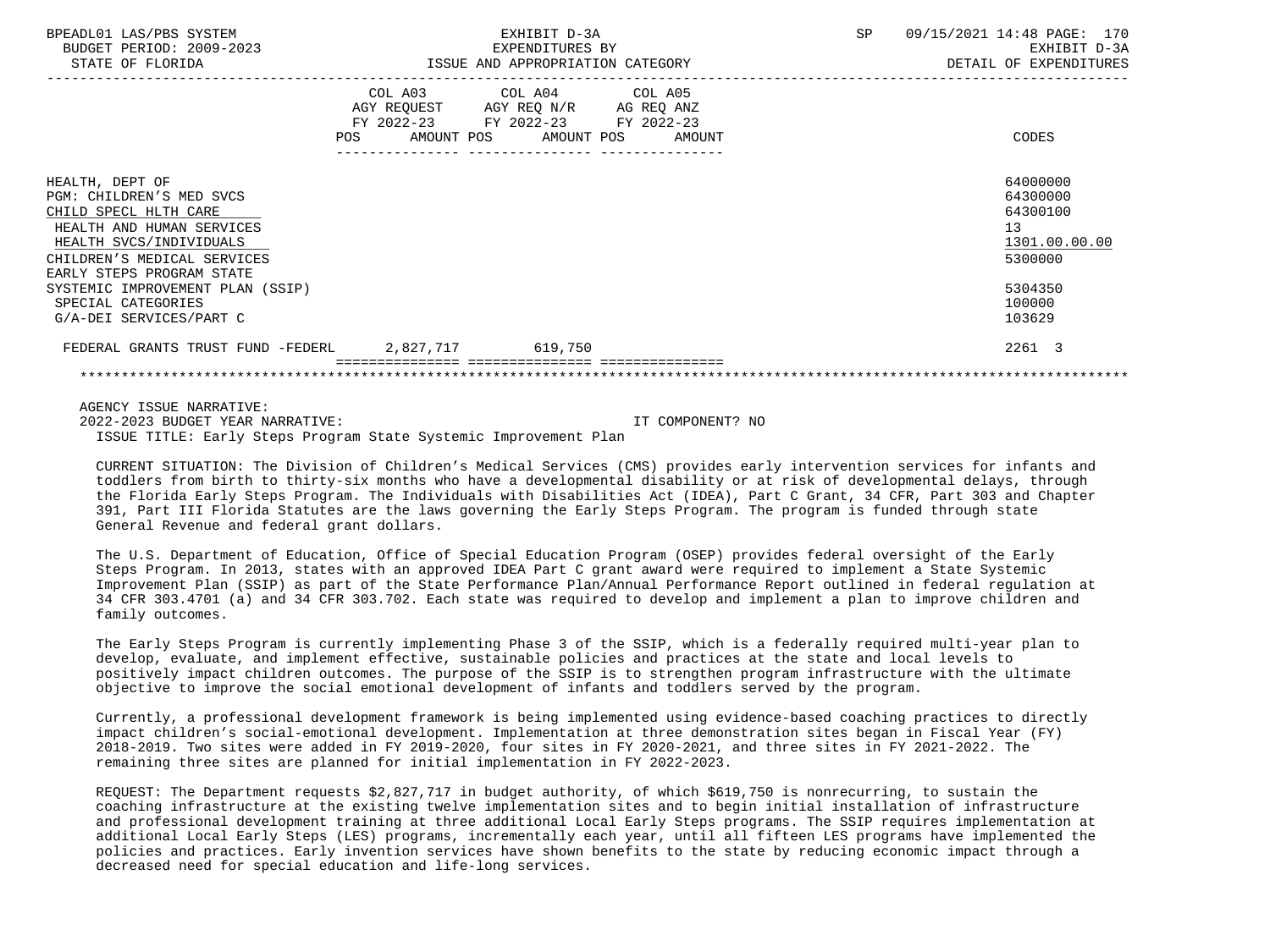| | COL A03 AGY REQUEST FY 2022-23 POS AMOUNT | COL A04 AGY REQ N/R FY 2022-23 POS AMOUNT | COL A05 AG REQ ANZ FY 2022-23 POS AMOUNT | CODES |
|---|---|---|---|---|
| HEALTH, DEPT OF | | | | 64000000 |
| PGM: CHILDREN'S MED SVCS | | | | 64300000 |
| CHILD SPECL HLTH CARE | | | | 64300100 |
| HEALTH AND HUMAN SERVICES | | | | 13 |
| HEALTH SVCS/INDIVIDUALS | | | | 1301.00.00.00 |
| CHILDREN'S MEDICAL SERVICES | | | | 5300000 |
| EARLY STEPS PROGRAM STATE SYSTEMIC IMPROVEMENT PLAN (SSIP) | | | | 5304350 |
| SPECIAL CATEGORIES | | | | 100000 |
| G/A-DEI SERVICES/PART C | | | | 103629 |
| FEDERAL GRANTS TRUST FUND -FEDERL | 2,827,717 | 619,750 | | 2261 3 |

AGENCY ISSUE NARRATIVE:

2022-2023 BUDGET YEAR NARRATIVE: IT COMPONENT? NO

ISSUE TITLE: Early Steps Program State Systemic Improvement Plan

CURRENT SITUATION: The Division of Children's Medical Services (CMS) provides early intervention services for infants and toddlers from birth to thirty-six months who have a developmental disability or at risk of developmental delays, through the Florida Early Steps Program. The Individuals with Disabilities Act (IDEA), Part C Grant, 34 CFR, Part 303 and Chapter 391, Part III Florida Statutes are the laws governing the Early Steps Program. The program is funded through state General Revenue and federal grant dollars.

The U.S. Department of Education, Office of Special Education Program (OSEP) provides federal oversight of the Early Steps Program. In 2013, states with an approved IDEA Part C grant award were required to implement a State Systemic Improvement Plan (SSIP) as part of the State Performance Plan/Annual Performance Report outlined in federal regulation at 34 CFR 303.4701 (a) and 34 CFR 303.702. Each state was required to develop and implement a plan to improve children and family outcomes.

The Early Steps Program is currently implementing Phase 3 of the SSIP, which is a federally required multi-year plan to develop, evaluate, and implement effective, sustainable policies and practices at the state and local levels to positively impact children outcomes. The purpose of the SSIP is to strengthen program infrastructure with the ultimate objective to improve the social emotional development of infants and toddlers served by the program.

Currently, a professional development framework is being implemented using evidence-based coaching practices to directly impact children's social-emotional development. Implementation at three demonstration sites began in Fiscal Year (FY) 2018-2019. Two sites were added in FY 2019-2020, four sites in FY 2020-2021, and three sites in FY 2021-2022. The remaining three sites are planned for initial implementation in FY 2022-2023.

REQUEST: The Department requests $2,827,717 in budget authority, of which $619,750 is nonrecurring, to sustain the coaching infrastructure at the existing twelve implementation sites and to begin initial installation of infrastructure and professional development training at three additional Local Early Steps programs. The SSIP requires implementation at additional Local Early Steps (LES) programs, incrementally each year, until all fifteen LES programs have implemented the policies and practices. Early invention services have shown benefits to the state by reducing economic impact through a decreased need for special education and life-long services.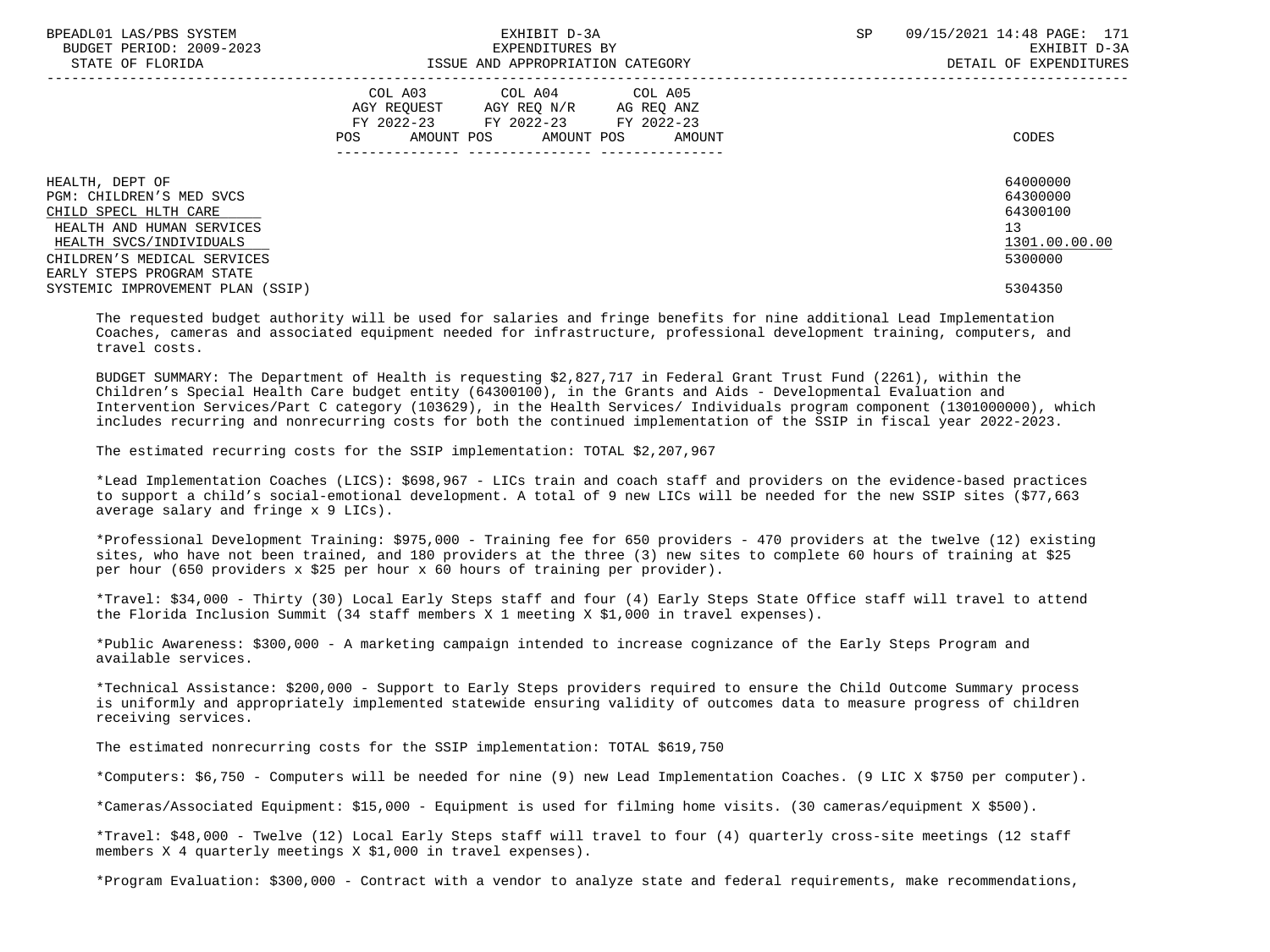| | COL A03 AGY REQUEST FY 2022-23 POS AMOUNT | COL A04 AGY REQ N/R FY 2022-23 POS AMOUNT | COL A05 AG REQ ANZ FY 2022-23 POS AMOUNT | CODES |
|---|---|---|---|---|
| HEALTH, DEPT OF | | | | 64000000 |
| PGM: CHILDREN'S MED SVCS | | | | 64300000 |
| CHILD SPECL HLTH CARE | | | | 64300100 |
| HEALTH AND HUMAN SERVICES | | | | 13 |
| HEALTH SVCS/INDIVIDUALS | | | | 1301.00.00.00 |
| CHILDREN'S MEDICAL SERVICES | | | | 5300000 |
| EARLY STEPS PROGRAM STATE SYSTEMIC IMPROVEMENT PLAN (SSIP) | | | | 5304350 |

The requested budget authority will be used for salaries and fringe benefits for nine additional Lead Implementation Coaches, cameras and associated equipment needed for infrastructure, professional development training, computers, and travel costs.

BUDGET SUMMARY: The Department of Health is requesting $2,827,717 in Federal Grant Trust Fund (2261), within the Children's Special Health Care budget entity (64300100), in the Grants and Aids - Developmental Evaluation and Intervention Services/Part C category (103629), in the Health Services/ Individuals program component (1301000000), which includes recurring and nonrecurring costs for both the continued implementation of the SSIP in fiscal year 2022-2023.

The estimated recurring costs for the SSIP implementation: TOTAL $2,207,967

*Lead Implementation Coaches (LICS): $698,967 - LICs train and coach staff and providers on the evidence-based practices to support a child's social-emotional development. A total of 9 new LICs will be needed for the new SSIP sites ($77,663 average salary and fringe x 9 LICs).

*Professional Development Training: $975,000 - Training fee for 650 providers - 470 providers at the twelve (12) existing sites, who have not been trained, and 180 providers at the three (3) new sites to complete 60 hours of training at $25 per hour (650 providers x $25 per hour x 60 hours of training per provider).

*Travel: $34,000 - Thirty (30) Local Early Steps staff and four (4) Early Steps State Office staff will travel to attend the Florida Inclusion Summit (34 staff members X 1 meeting X $1,000 in travel expenses).

*Public Awareness: $300,000 - A marketing campaign intended to increase cognizance of the Early Steps Program and available services.

*Technical Assistance: $200,000 - Support to Early Steps providers required to ensure the Child Outcome Summary process is uniformly and appropriately implemented statewide ensuring validity of outcomes data to measure progress of children receiving services.

The estimated nonrecurring costs for the SSIP implementation: TOTAL $619,750

*Computers: $6,750 - Computers will be needed for nine (9) new Lead Implementation Coaches. (9 LIC X $750 per computer).

*Cameras/Associated Equipment: $15,000 - Equipment is used for filming home visits. (30 cameras/equipment X $500).

*Travel: $48,000 - Twelve (12) Local Early Steps staff will travel to four (4) quarterly cross-site meetings (12 staff members X 4 quarterly meetings X $1,000 in travel expenses).

*Program Evaluation: $300,000 - Contract with a vendor to analyze state and federal requirements, make recommendations,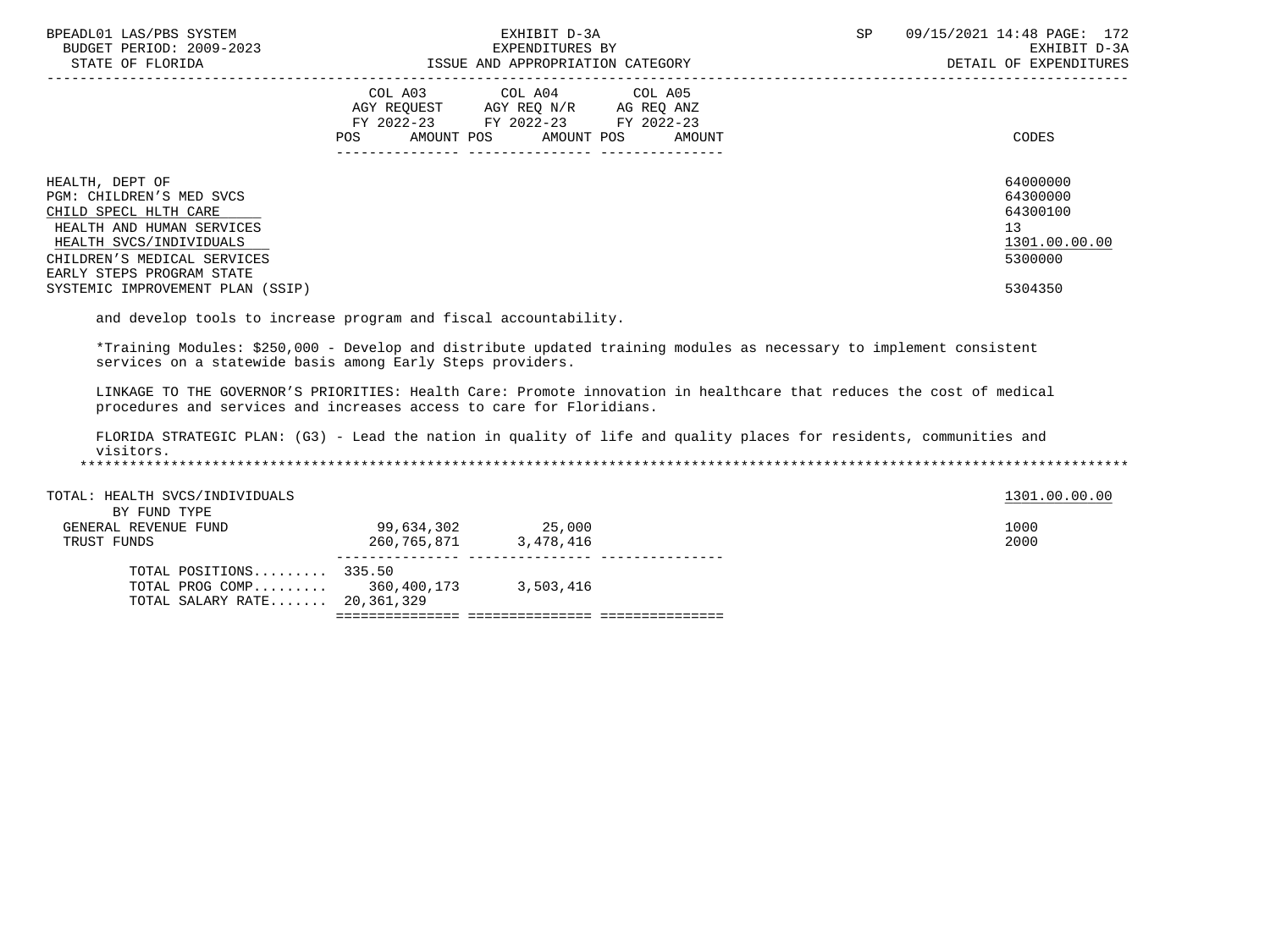| | COL A03 AGY REQUEST FY 2022-23 POS AMOUNT | COL A04 AGY REQ N/R FY 2022-23 POS AMOUNT | COL A05 AG REQ ANZ FY 2022-23 POS AMOUNT | CODES |
|---|---|---|---|---|
| HEALTH, DEPT OF | | | | 64000000 |
| PGM: CHILDREN'S MED SVCS | | | | 64300000 |
| CHILD SPECL HLTH CARE | | | | 64300100 |
| HEALTH AND HUMAN SERVICES | | | | 13 |
| HEALTH SVCS/INDIVIDUALS | | | | 1301.00.00.00 |
| CHILDREN'S MEDICAL SERVICES | | | | 5300000 |
| EARLY STEPS PROGRAM STATE SYSTEMIC IMPROVEMENT PLAN (SSIP) | | | | 5304350 |

and develop tools to increase program and fiscal accountability.

*Training Modules: $250,000 - Develop and distribute updated training modules as necessary to implement consistent services on a statewide basis among Early Steps providers.

LINKAGE TO THE GOVERNOR'S PRIORITIES: Health Care: Promote innovation in healthcare that reduces the cost of medical procedures and services and increases access to care for Floridians.

FLORIDA STRATEGIC PLAN: (G3) - Lead the nation in quality of life and quality places for residents, communities and visitors.

*****************************************************************************************************************************

| | COL A03 | COL A04 | COL A05 | CODES |
|---|---|---|---|---|
| TOTAL: HEALTH SVCS/INDIVIDUALS | | | | 1301.00.00.00 |
| BY FUND TYPE | | | | |
| GENERAL REVENUE FUND | 99,634,302 | 25,000 | | 1000 |
| TRUST FUNDS | 260,765,871 | 3,478,416 | | 2000 |
| TOTAL POSITIONS......... | 335.50 | | | |
| TOTAL PROG COMP......... | 360,400,173 | 3,503,416 | | |
| TOTAL SALARY RATE....... | 20,361,329 | | | |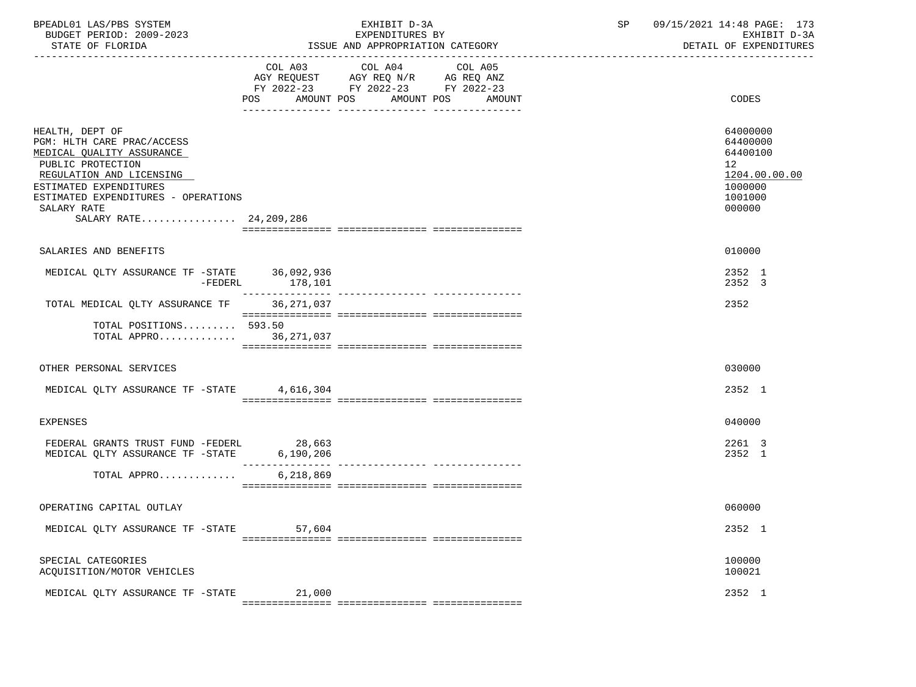| | COL A03 AGY REQUEST FY 2022-23 POS AMOUNT | COL A04 AGY REQ N/R FY 2022-23 POS AMOUNT | COL A05 AG REQ ANZ FY 2022-23 POS AMOUNT | CODES |
|---|---|---|---|---|
| HEALTH, DEPT OF | | | | 64000000 |
| PGM: HLTH CARE PRAC/ACCESS | | | | 64400000 |
| MEDICAL QUALITY ASSURANCE | | | | 64400100 |
| PUBLIC PROTECTION | | | | 12 |
| REGULATION AND LICENSING | | | | 1204.00.00.00 |
| ESTIMATED EXPENDITURES | | | | 1000000 |
| ESTIMATED EXPENDITURES - OPERATIONS | | | | 1001000 |
| SALARY RATE | | | | 000000 |
| SALARY RATE................ | 24,209,286 | | | |
| SALARIES AND BENEFITS | | | | 010000 |
| MEDICAL QLTY ASSURANCE TF -STATE | 36,092,936 | | | 2352 1 |
| -FEDERL | 178,101 | | | 2352 3 |
| TOTAL MEDICAL QLTY ASSURANCE TF | 36,271,037 | | | 2352 |
| TOTAL POSITIONS......... | 593.50 | | | |
| TOTAL APPRO............. | 36,271,037 | | | |
| OTHER PERSONAL SERVICES | | | | 030000 |
| MEDICAL QLTY ASSURANCE TF -STATE | 4,616,304 | | | 2352 1 |
| EXPENSES | | | | 040000 |
| FEDERAL GRANTS TRUST FUND -FEDERL | 28,663 | | | 2261 3 |
| MEDICAL QLTY ASSURANCE TF -STATE | 6,190,206 | | | 2352 1 |
| TOTAL APPRO............. | 6,218,869 | | | |
| OPERATING CAPITAL OUTLAY | | | | 060000 |
| MEDICAL QLTY ASSURANCE TF -STATE | 57,604 | | | 2352 1 |
| SPECIAL CATEGORIES | | | | 100000 |
| ACQUISITION/MOTOR VEHICLES | | | | 100021 |
| MEDICAL QLTY ASSURANCE TF -STATE | 21,000 | | | 2352 1 |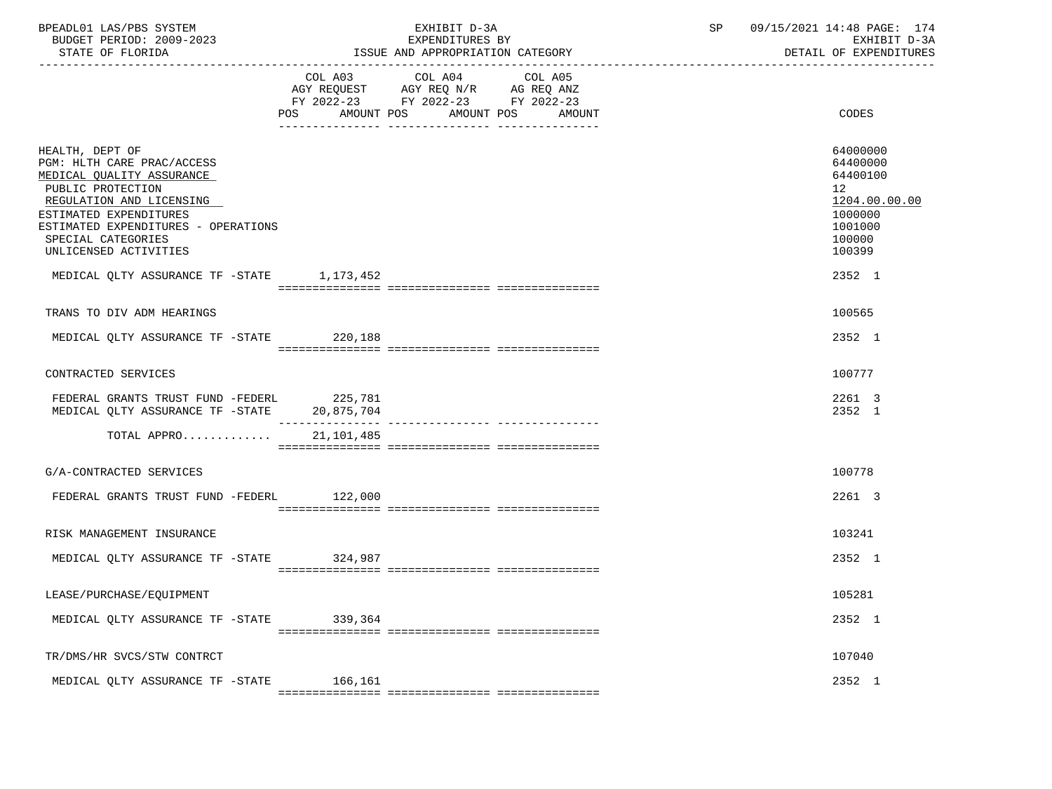| | COL A03 AGY REQUEST FY 2022-23 POS AMOUNT | COL A04 AGY REQ N/R FY 2022-23 POS AMOUNT | COL A05 AG REQ ANZ FY 2022-23 POS AMOUNT | CODES |
|---|---|---|---|---|
| HEALTH, DEPT OF | | | | 64000000 |
| PGM: HLTH CARE PRAC/ACCESS | | | | 64400000 |
| MEDICAL QUALITY ASSURANCE | | | | 64400100 |
| PUBLIC PROTECTION | | | | 12 |
| REGULATION AND LICENSING | | | | 1204.00.00.00 |
| ESTIMATED EXPENDITURES | | | | 1000000 |
| ESTIMATED EXPENDITURES - OPERATIONS | | | | 1001000 |
| SPECIAL CATEGORIES | | | | 100000 |
| UNLICENSED ACTIVITIES | | | | 100399 |
| MEDICAL QLTY ASSURANCE TF -STATE | 1,173,452 | | | 2352 1 |
| TRANS TO DIV ADM HEARINGS | | | | 100565 |
| MEDICAL QLTY ASSURANCE TF -STATE | 220,188 | | | 2352 1 |
| CONTRACTED SERVICES | | | | 100777 |
| FEDERAL GRANTS TRUST FUND -FEDERL | 225,781 | | | 2261 3 |
| MEDICAL QLTY ASSURANCE TF -STATE | 20,875,704 | | | 2352 1 |
| TOTAL APPRO............. | 21,101,485 | | | |
| G/A-CONTRACTED SERVICES | | | | 100778 |
| FEDERAL GRANTS TRUST FUND -FEDERL | 122,000 | | | 2261 3 |
| RISK MANAGEMENT INSURANCE | | | | 103241 |
| MEDICAL QLTY ASSURANCE TF -STATE | 324,987 | | | 2352 1 |
| LEASE/PURCHASE/EQUIPMENT | | | | 105281 |
| MEDICAL QLTY ASSURANCE TF -STATE | 339,364 | | | 2352 1 |
| TR/DMS/HR SVCS/STW CONTRCT | | | | 107040 |
| MEDICAL QLTY ASSURANCE TF -STATE | 166,161 | | | 2352 1 |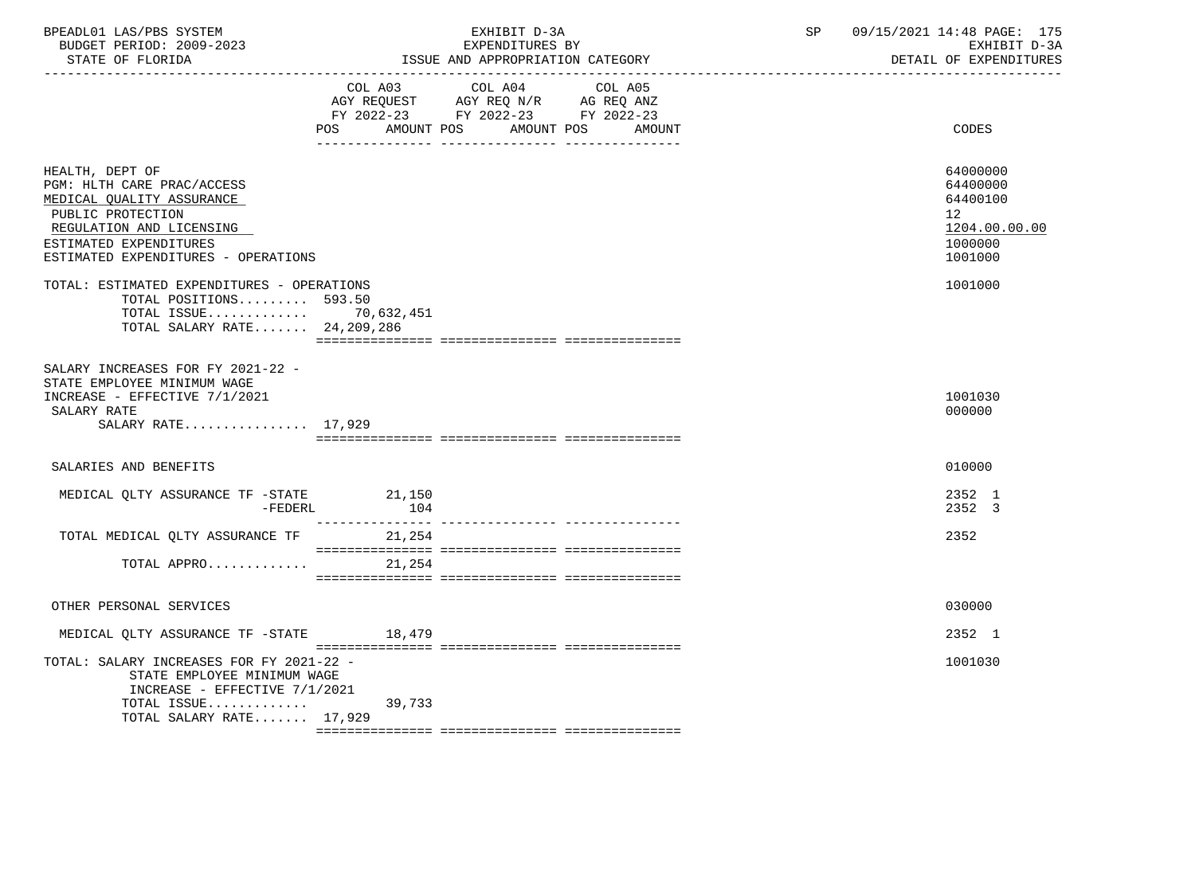| | COL A03 AGY REQUEST FY 2022-23 POS | AMOUNT | COL A04 AGY REQ N/R FY 2022-23 POS | AMOUNT | COL A05 AG REQ ANZ FY 2022-23 POS | AMOUNT | CODES |
|---|---|---|---|---|---|---|---|
| HEALTH, DEPT OF | | | | | | | 64000000 |
| PGM: HLTH CARE PRAC/ACCESS | | | | | | | 64400000 |
| MEDICAL QUALITY ASSURANCE | | | | | | | 64400100 |
| PUBLIC PROTECTION | | | | | | | 12 |
| REGULATION AND LICENSING | | | | | | | 1204.00.00.00 |
| ESTIMATED EXPENDITURES | | | | | | | 1000000 |
| ESTIMATED EXPENDITURES - OPERATIONS | | | | | | | 1001000 |
| TOTAL: ESTIMATED EXPENDITURES - OPERATIONS | | | | | | | 1001000 |
| TOTAL POSITIONS......... | 593.50 | | | | | | |
| TOTAL ISSUE............ | | 70,632,451 | | | | | |
| TOTAL SALARY RATE....... | | 24,209,286 | | | | | |
| SALARY INCREASES FOR FY 2021-22 - STATE EMPLOYEE MINIMUM WAGE INCREASE - EFFECTIVE 7/1/2021 | | | | | | | 1001030 |
| SALARY RATE | | | | | | | 000000 |
| SALARY RATE................ | | 17,929 | | | | | |
| SALARIES AND BENEFITS | | | | | | | 010000 |
| MEDICAL QLTY ASSURANCE TF -STATE | | 21,150 | | | | | 2352 1 |
| -FEDERL | | 104 | | | | | 2352 3 |
| TOTAL MEDICAL QLTY ASSURANCE TF | | 21,254 | | | | | 2352 |
| TOTAL APPRO............ | | 21,254 | | | | | |
| OTHER PERSONAL SERVICES | | | | | | | 030000 |
| MEDICAL QLTY ASSURANCE TF -STATE | | 18,479 | | | | | 2352 1 |
| TOTAL: SALARY INCREASES FOR FY 2021-22 - STATE EMPLOYEE MINIMUM WAGE INCREASE - EFFECTIVE 7/1/2021 | | | | | | | 1001030 |
| TOTAL ISSUE............ | | 39,733 | | | | | |
| TOTAL SALARY RATE....... | | 17,929 | | | | | |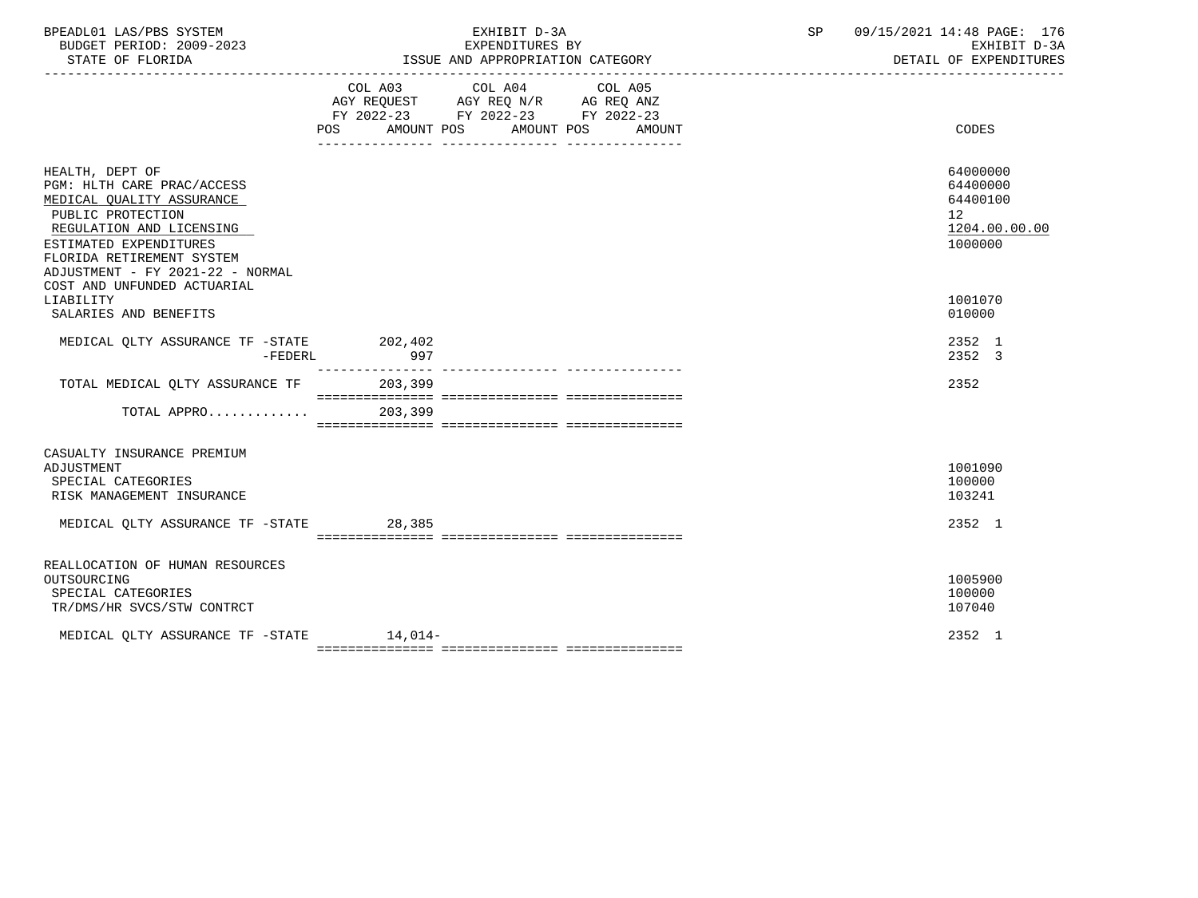BPEADL01 LAS/PBS SYSTEM — EXHIBIT D-3A — EXPENDITURES BY ISSUE AND APPROPRIATION CATEGORY
BUDGET PERIOD: 2009-2023 — STATE OF FLORIDA — SP 09/15/2021 14:48 — EXHIBIT D-3A DETAIL OF EXPENDITURES

| | COL A03 AGY REQUEST FY 2022-23 POS AMOUNT | COL A04 AGY REQ N/R FY 2022-23 POS AMOUNT | COL A05 AG REQ ANZ FY 2022-23 POS AMOUNT | CODES |
|---|---|---|---|---|
| HEALTH, DEPT OF | | | | 64000000 |
| PGM: HLTH CARE PRAC/ACCESS | | | | 64400000 |
| MEDICAL QUALITY ASSURANCE | | | | 64400100 |
| PUBLIC PROTECTION | | | | 12 |
| REGULATION AND LICENSING | | | | 1204.00.00.00 |
| ESTIMATED EXPENDITURES | | | | 1000000 |
| FLORIDA RETIREMENT SYSTEM ADJUSTMENT - FY 2021-22 - NORMAL COST AND UNFUNDED ACTUARIAL LIABILITY | | | | 1001070 |
| SALARIES AND BENEFITS | | | | 010000 |
| MEDICAL QLTY ASSURANCE TF -STATE | 202,402 | | | 2352 1 |
| -FEDERL | 997 | | | 2352 3 |
| TOTAL MEDICAL QLTY ASSURANCE TF | 203,399 | | | 2352 |
| TOTAL APPRO............ | 203,399 | | | |
| CASUALTY INSURANCE PREMIUM ADJUSTMENT | | | | 1001090 |
| SPECIAL CATEGORIES | | | | 100000 |
| RISK MANAGEMENT INSURANCE | | | | 103241 |
| MEDICAL QLTY ASSURANCE TF -STATE | 28,385 | | | 2352 1 |
| REALLOCATION OF HUMAN RESOURCES OUTSOURCING | | | | 1005900 |
| SPECIAL CATEGORIES | | | | 100000 |
| TR/DMS/HR SVCS/STW CONTRCT | | | | 107040 |
| MEDICAL QLTY ASSURANCE TF -STATE | 14,014- | | | 2352 1 |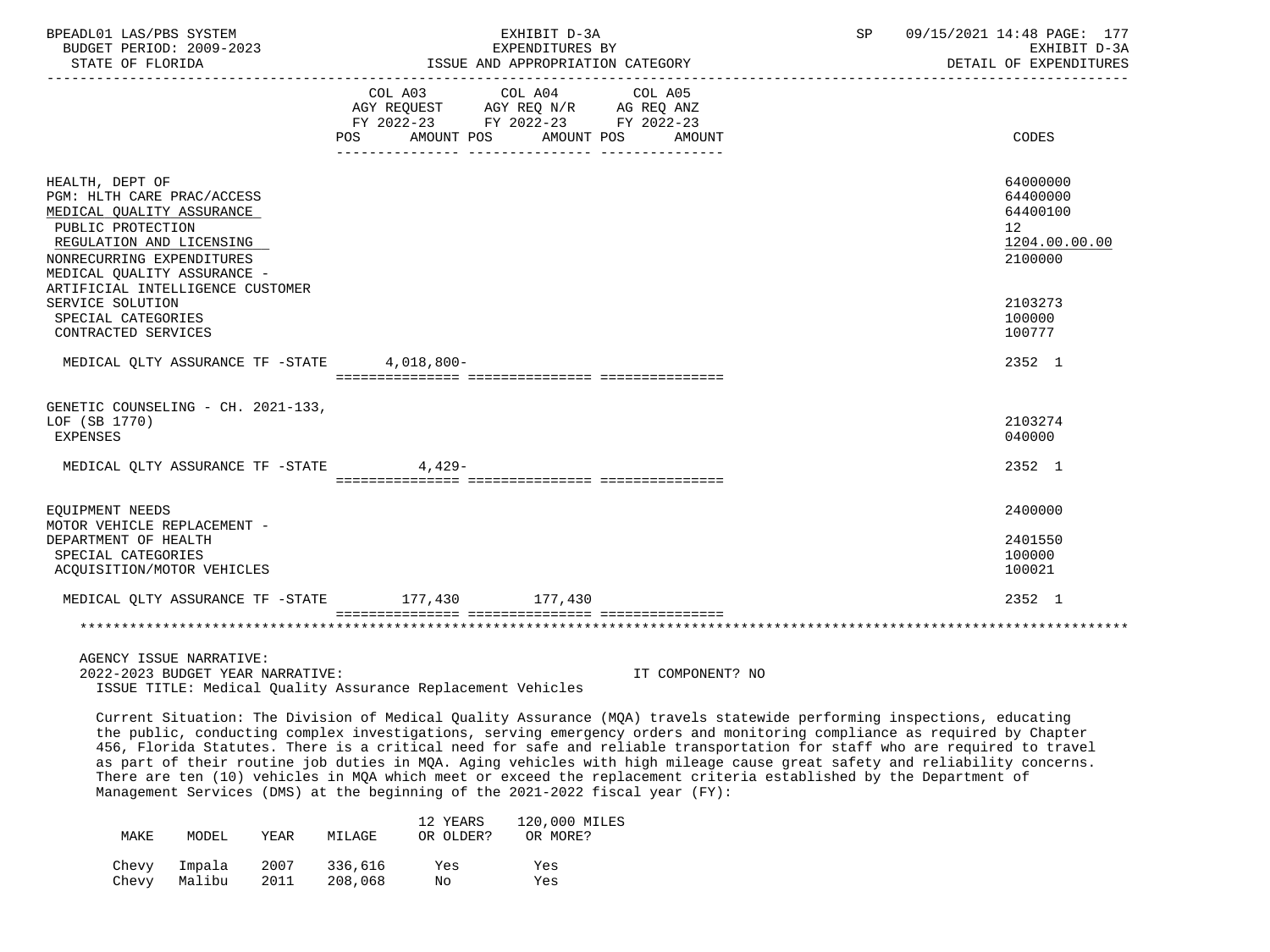| | COL A03 AGY REQUEST FY 2022-23 POS AMOUNT | COL A04 AGY REQ N/R FY 2022-23 POS AMOUNT | COL A05 AG REQ ANZ FY 2022-23 POS AMOUNT | CODES |
|---|---|---|---|---|
| HEALTH, DEPT OF | | | | 64000000 |
| PGM: HLTH CARE PRAC/ACCESS | | | | 64400000 |
| MEDICAL QUALITY ASSURANCE | | | | 64400100 |
| PUBLIC PROTECTION | | | | 12 |
| REGULATION AND LICENSING | | | | 1204.00.00.00 |
| NONRECURRING EXPENDITURES | | | | 2100000 |
| MEDICAL QUALITY ASSURANCE - ARTIFICIAL INTELLIGENCE CUSTOMER SERVICE SOLUTION | | | | 2103273 |
| SPECIAL CATEGORIES | | | | 100000 |
| CONTRACTED SERVICES | | | | 100777 |
| MEDICAL QLTY ASSURANCE TF -STATE | 4,018,800- | | | 2352 1 |
| GENETIC COUNSELING - CH. 2021-133, LOF (SB 1770) | | | | 2103274 |
| EXPENSES | | | | 040000 |
| MEDICAL QLTY ASSURANCE TF -STATE | 4,429- | | | 2352 1 |
| EQUIPMENT NEEDS | | | | 2400000 |
| MOTOR VEHICLE REPLACEMENT - DEPARTMENT OF HEALTH | | | | 2401550 |
| SPECIAL CATEGORIES | | | | 100000 |
| ACQUISITION/MOTOR VEHICLES | | | | 100021 |
| MEDICAL QLTY ASSURANCE TF -STATE | 177,430 | 177,430 | | 2352 1 |

AGENCY ISSUE NARRATIVE:
2022-2023 BUDGET YEAR NARRATIVE: IT COMPONENT? NO
ISSUE TITLE: Medical Quality Assurance Replacement Vehicles

Current Situation: The Division of Medical Quality Assurance (MQA) travels statewide performing inspections, educating the public, conducting complex investigations, serving emergency orders and monitoring compliance as required by Chapter 456, Florida Statutes. There is a critical need for safe and reliable transportation for staff who are required to travel as part of their routine job duties in MQA. Aging vehicles with high mileage cause great safety and reliability concerns. There are ten (10) vehicles in MQA which meet or exceed the replacement criteria established by the Department of Management Services (DMS) at the beginning of the 2021-2022 fiscal year (FY):

| MAKE | MODEL | YEAR | MILAGE | 12 YEARS OR OLDER? | 120,000 MILES OR MORE? |
|---|---|---|---|---|---|
| Chevy | Impala | 2007 | 336,616 | Yes | Yes |
| Chevy | Malibu | 2011 | 208,068 | No | Yes |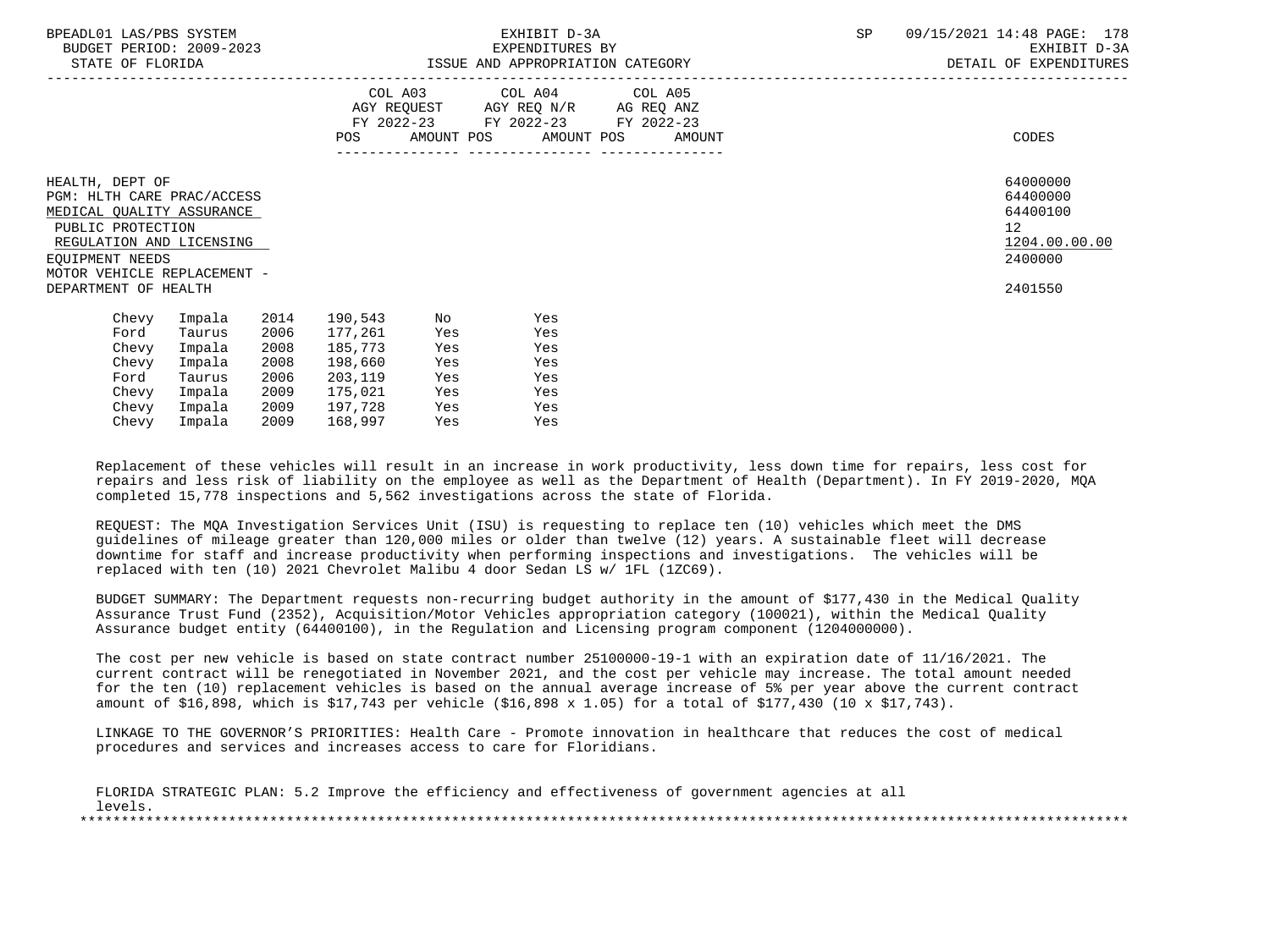| | COL A03 AGY REQUEST FY 2022-23 POS AMOUNT | COL A04 AGY REQ N/R FY 2022-23 POS AMOUNT | COL A05 AG REQ ANZ FY 2022-23 POS AMOUNT | CODES |
|---|---|---|---|---|
| HEALTH, DEPT OF | | | | 64000000 |
| PGM: HLTH CARE PRAC/ACCESS | | | | 64400000 |
| MEDICAL QUALITY ASSURANCE | | | | 64400100 |
| PUBLIC PROTECTION | | | | 12 |
| REGULATION AND LICENSING | | | | 1204.00.00.00 |
| EQUIPMENT NEEDS | | | | 2400000 |
| MOTOR VEHICLE REPLACEMENT - DEPARTMENT OF HEALTH | | | | 2401550 |

| | | | | | |
|---|---|---|---|---|---|
| Chevy | Impala | 2014 | 190,543 | No | Yes |
| Ford | Taurus | 2006 | 177,261 | Yes | Yes |
| Chevy | Impala | 2008 | 185,773 | Yes | Yes |
| Chevy | Impala | 2008 | 198,660 | Yes | Yes |
| Ford | Taurus | 2006 | 203,119 | Yes | Yes |
| Chevy | Impala | 2009 | 175,021 | Yes | Yes |
| Chevy | Impala | 2009 | 197,728 | Yes | Yes |
| Chevy | Impala | 2009 | 168,997 | Yes | Yes |

Replacement of these vehicles will result in an increase in work productivity, less down time for repairs, less cost for repairs and less risk of liability on the employee as well as the Department of Health (Department). In FY 2019-2020, MQA completed 15,778 inspections and 5,562 investigations across the state of Florida.

REQUEST: The MQA Investigation Services Unit (ISU) is requesting to replace ten (10) vehicles which meet the DMS guidelines of mileage greater than 120,000 miles or older than twelve (12) years. A sustainable fleet will decrease downtime for staff and increase productivity when performing inspections and investigations. The vehicles will be replaced with ten (10) 2021 Chevrolet Malibu 4 door Sedan LS w/ 1FL (1ZC69).

BUDGET SUMMARY: The Department requests non-recurring budget authority in the amount of $177,430 in the Medical Quality Assurance Trust Fund (2352), Acquisition/Motor Vehicles appropriation category (100021), within the Medical Quality Assurance budget entity (64400100), in the Regulation and Licensing program component (1204000000).

The cost per new vehicle is based on state contract number 25100000-19-1 with an expiration date of 11/16/2021. The current contract will be renegotiated in November 2021, and the cost per vehicle may increase. The total amount needed for the ten (10) replacement vehicles is based on the annual average increase of 5% per year above the current contract amount of $16,898, which is $17,743 per vehicle ($16,898 x 1.05) for a total of $177,430 (10 x $17,743).

LINKAGE TO THE GOVERNOR'S PRIORITIES: Health Care - Promote innovation in healthcare that reduces the cost of medical procedures and services and increases access to care for Floridians.

FLORIDA STRATEGIC PLAN: 5.2 Improve the efficiency and effectiveness of government agencies at all levels.

*******************************************************************************************************************************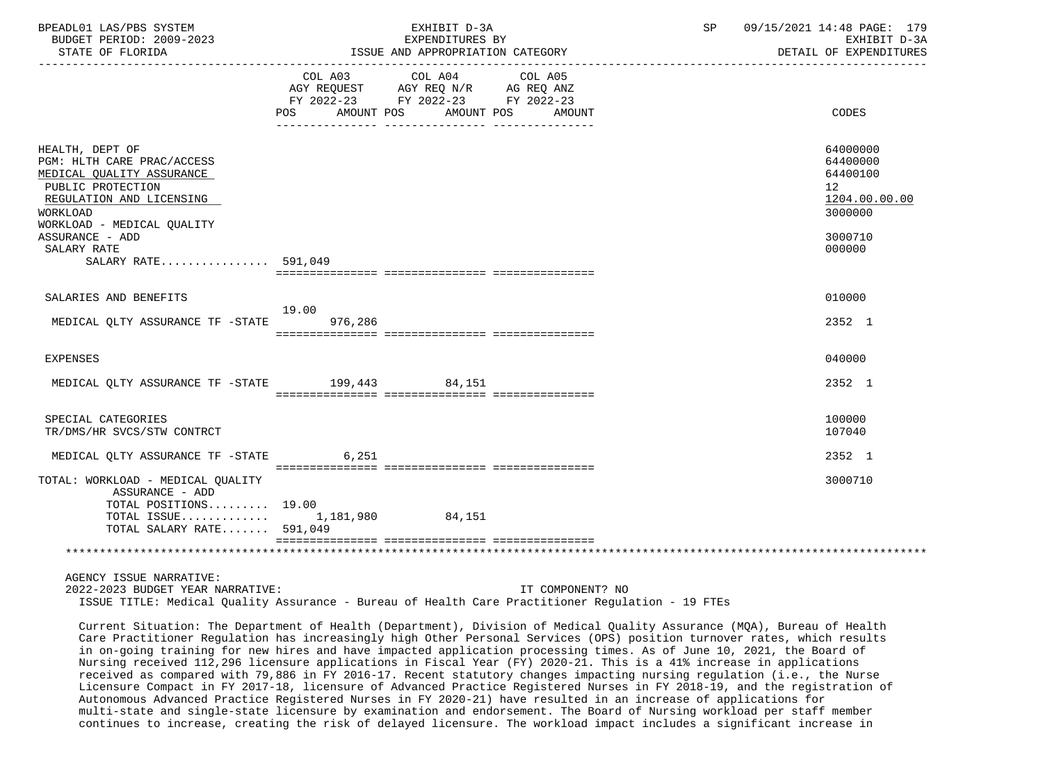| | COL A03 AGY REQUEST FY 2022-23 POS | AMOUNT | COL A04 AGY REQ N/R FY 2022-23 POS | AMOUNT | COL A05 AG REQ ANZ FY 2022-23 POS | AMOUNT | CODES |
|---|---|---|---|---|---|---|---|
| HEALTH, DEPT OF | | | | | | | 64000000 |
| PGM: HLTH CARE PRAC/ACCESS | | | | | | | 64400000 |
| MEDICAL QUALITY ASSURANCE | | | | | | | 64400100 |
| PUBLIC PROTECTION | | | | | | | 12 |
| REGULATION AND LICENSING | | | | | | | 1204.00.00.00 |
| WORKLOAD | | | | | | | 3000000 |
| WORKLOAD - MEDICAL QUALITY ASSURANCE - ADD | | | | | | | 3000710 |
| SALARY RATE | | | | | | | 000000 |
| SALARY RATE................ | 591,049 | | | | | | |
| SALARIES AND BENEFITS | | | | | | | 010000 |
| MEDICAL QLTY ASSURANCE TF -STATE | 19.00 | 976,286 | | | | | 2352 1 |
| EXPENSES | | | | | | | 040000 |
| MEDICAL QLTY ASSURANCE TF -STATE | | 199,443 | | 84,151 | | | 2352 1 |
| SPECIAL CATEGORIES | | | | | | | 100000 |
| TR/DMS/HR SVCS/STW CONTRCT | | | | | | | 107040 |
| MEDICAL QLTY ASSURANCE TF -STATE | | 6,251 | | | | | 2352 1 |
| TOTAL: WORKLOAD - MEDICAL QUALITY ASSURANCE - ADD | | | | | | | 3000710 |
| TOTAL POSITIONS......... | 19.00 | | | | | | |
| TOTAL ISSUE............ | | 1,181,980 | | 84,151 | | | |
| TOTAL SALARY RATE....... | 591,049 | | | | | | |

AGENCY ISSUE NARRATIVE:

2022-2023 BUDGET YEAR NARRATIVE: IT COMPONENT? NO

ISSUE TITLE: Medical Quality Assurance - Bureau of Health Care Practitioner Regulation - 19 FTEs

Current Situation: The Department of Health (Department), Division of Medical Quality Assurance (MQA), Bureau of Health Care Practitioner Regulation has increasingly high Other Personal Services (OPS) position turnover rates, which results in on-going training for new hires and have impacted application processing times. As of June 10, 2021, the Board of Nursing received 112,296 licensure applications in Fiscal Year (FY) 2020-21. This is a 41% increase in applications received as compared with 79,886 in FY 2016-17. Recent statutory changes impacting nursing regulation (i.e., the Nurse Licensure Compact in FY 2017-18, licensure of Advanced Practice Registered Nurses in FY 2018-19, and the registration of Autonomous Advanced Practice Registered Nurses in FY 2020-21) have resulted in an increase of applications for multi-state and single-state licensure by examination and endorsement. The Board of Nursing workload per staff member continues to increase, creating the risk of delayed licensure. The workload impact includes a significant increase in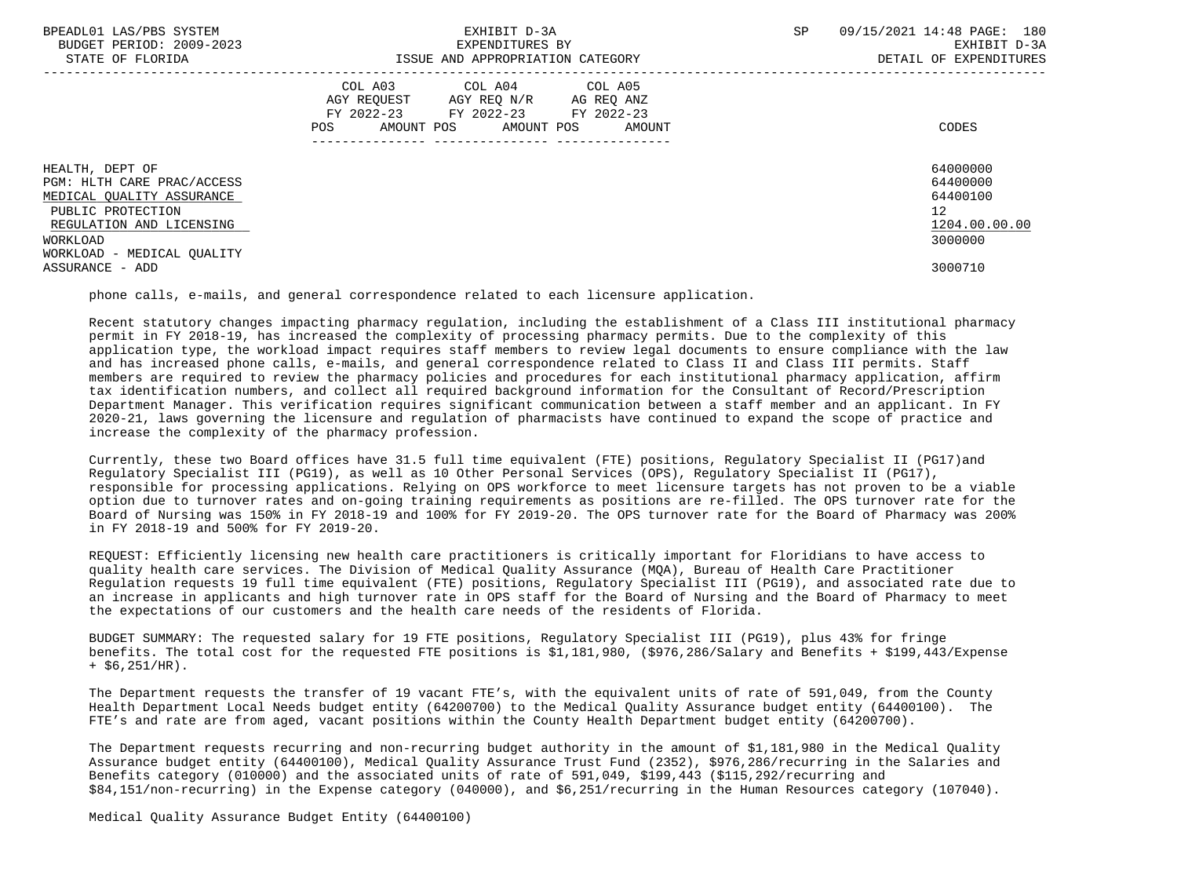| | COL A03 AGY REQUEST FY 2022-23 POS AMOUNT | COL A04 AGY REQ N/R FY 2022-23 POS AMOUNT | COL A05 AG REQ ANZ FY 2022-23 POS AMOUNT | CODES |
|---|---|---|---|---|
| HEALTH, DEPT OF | | | | 64000000 |
| PGM: HLTH CARE PRAC/ACCESS | | | | 64400000 |
| MEDICAL QUALITY ASSURANCE | | | | 64400100 |
| PUBLIC PROTECTION | | | | 12 |
| REGULATION AND LICENSING | | | | 1204.00.00.00 |
| WORKLOAD | | | | 3000000 |
| WORKLOAD - MEDICAL QUALITY ASSURANCE - ADD | | | | 3000710 |

phone calls, e-mails, and general correspondence related to each licensure application.

Recent statutory changes impacting pharmacy regulation, including the establishment of a Class III institutional pharmacy permit in FY 2018-19, has increased the complexity of processing pharmacy permits. Due to the complexity of this application type, the workload impact requires staff members to review legal documents to ensure compliance with the law and has increased phone calls, e-mails, and general correspondence related to Class II and Class III permits. Staff members are required to review the pharmacy policies and procedures for each institutional pharmacy application, affirm tax identification numbers, and collect all required background information for the Consultant of Record/Prescription Department Manager. This verification requires significant communication between a staff member and an applicant. In FY 2020-21, laws governing the licensure and regulation of pharmacists have continued to expand the scope of practice and increase the complexity of the pharmacy profession.

Currently, these two Board offices have 31.5 full time equivalent (FTE) positions, Regulatory Specialist II (PG17)and Regulatory Specialist III (PG19), as well as 10 Other Personal Services (OPS), Regulatory Specialist II (PG17), responsible for processing applications. Relying on OPS workforce to meet licensure targets has not proven to be a viable option due to turnover rates and on-going training requirements as positions are re-filled. The OPS turnover rate for the Board of Nursing was 150% in FY 2018-19 and 100% for FY 2019-20. The OPS turnover rate for the Board of Pharmacy was 200% in FY 2018-19 and 500% for FY 2019-20.

REQUEST: Efficiently licensing new health care practitioners is critically important for Floridians to have access to quality health care services. The Division of Medical Quality Assurance (MQA), Bureau of Health Care Practitioner Regulation requests 19 full time equivalent (FTE) positions, Regulatory Specialist III (PG19), and associated rate due to an increase in applicants and high turnover rate in OPS staff for the Board of Nursing and the Board of Pharmacy to meet the expectations of our customers and the health care needs of the residents of Florida.

BUDGET SUMMARY: The requested salary for 19 FTE positions, Regulatory Specialist III (PG19), plus 43% for fringe benefits. The total cost for the requested FTE positions is $1,181,980, ($976,286/Salary and Benefits + $199,443/Expense + $6,251/HR).

The Department requests the transfer of 19 vacant FTE's, with the equivalent units of rate of 591,049, from the County Health Department Local Needs budget entity (64200700) to the Medical Quality Assurance budget entity (64400100). The FTE's and rate are from aged, vacant positions within the County Health Department budget entity (64200700).

The Department requests recurring and non-recurring budget authority in the amount of $1,181,980 in the Medical Quality Assurance budget entity (64400100), Medical Quality Assurance Trust Fund (2352), $976,286/recurring in the Salaries and Benefits category (010000) and the associated units of rate of 591,049, $199,443 ($115,292/recurring and $84,151/non-recurring) in the Expense category (040000), and $6,251/recurring in the Human Resources category (107040).

Medical Quality Assurance Budget Entity (64400100)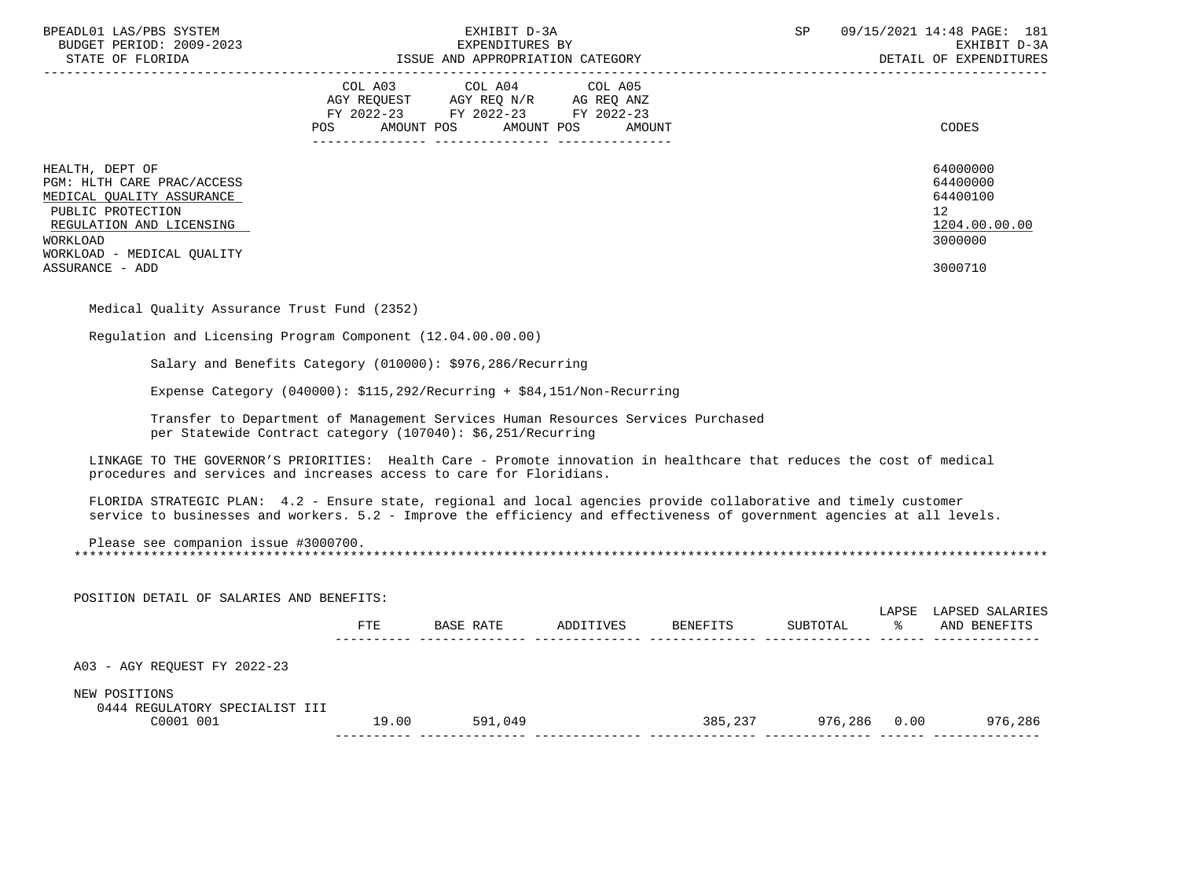BPEADL01 LAS/PBS SYSTEM | EXHIBIT D-3A | SP 09/15/2021 14:48
BUDGET PERIOD: 2009-2023 | EXPENDITURES BY | EXHIBIT D-3A
STATE OF FLORIDA | ISSUE AND APPROPRIATION CATEGORY | DETAIL OF EXPENDITURES

| | COL A03 AGY REQUEST FY 2022-23 POS AMOUNT | COL A04 AGY REQ N/R FY 2022-23 POS AMOUNT | COL A05 AG REQ ANZ FY 2022-23 POS AMOUNT | CODES |
|---|---|---|---|---|
| HEALTH, DEPT OF | | | | 64000000 |
| PGM: HLTH CARE PRAC/ACCESS | | | | 64400000 |
| MEDICAL QUALITY ASSURANCE | | | | 64400100 |
| PUBLIC PROTECTION | | | | 12 |
| REGULATION AND LICENSING | | | | 1204.00.00.00 |
| WORKLOAD | | | | 3000000 |
| WORKLOAD - MEDICAL QUALITY ASSURANCE - ADD | | | | 3000710 |

Medical Quality Assurance Trust Fund (2352)

Regulation and Licensing Program Component (12.04.00.00.00)

Salary and Benefits Category (010000): $976,286/Recurring

Expense Category (040000): $115,292/Recurring + $84,151/Non-Recurring

Transfer to Department of Management Services Human Resources Services Purchased per Statewide Contract category (107040): $6,251/Recurring

LINKAGE TO THE GOVERNOR'S PRIORITIES: Health Care - Promote innovation in healthcare that reduces the cost of medical procedures and services and increases access to care for Floridians.

FLORIDA STRATEGIC PLAN: 4.2 - Ensure state, regional and local agencies provide collaborative and timely customer service to businesses and workers. 5.2 - Improve the efficiency and effectiveness of government agencies at all levels.

Please see companion issue #3000700.

***************************************************************************************************************

POSITION DETAIL OF SALARIES AND BENEFITS:

| | FTE | BASE RATE | ADDITIVES | BENEFITS | SUBTOTAL | LAPSE % | LAPSED SALARIES AND BENEFITS |
|---|---|---|---|---|---|---|---|
| A03 - AGY REQUEST FY 2022-23 | | | | | | | |
| NEW POSITIONS | | | | | | | |
| 0444 REGULATORY SPECIALIST III C0001 001 | 19.00 | 591,049 | | 385,237 | 976,286 | 0.00 | 976,286 |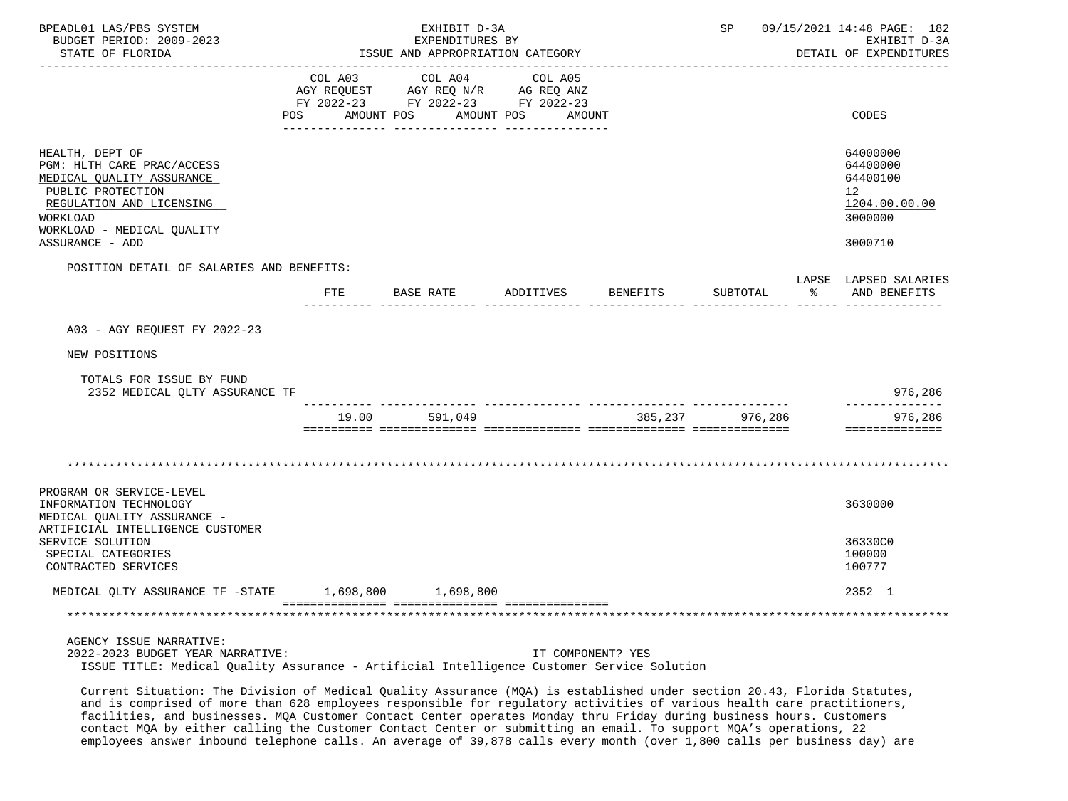| | COL A03 AGY REQUEST FY 2022-23 POS AMOUNT | COL A04 AGY REQ N/R FY 2022-23 POS AMOUNT | COL A05 AG REQ ANZ FY 2022-23 POS AMOUNT | CODES |
|---|---|---|---|---|
| HEALTH, DEPT OF | | | | 64000000 |
| PGM: HLTH CARE PRAC/ACCESS | | | | 64400000 |
| MEDICAL QUALITY ASSURANCE | | | | 64400100 |
| PUBLIC PROTECTION | | | | 12 |
| REGULATION AND LICENSING | | | | 1204.00.00.00 |
| WORKLOAD | | | | 3000000 |
| WORKLOAD - MEDICAL QUALITY ASSURANCE - ADD | | | | 3000710 |

POSITION DETAIL OF SALARIES AND BENEFITS:

| | FTE | BASE RATE | ADDITIVES | BENEFITS | SUBTOTAL | LAPSE % | LAPSED SALARIES AND BENEFITS |
|---|---|---|---|---|---|---|---|
| A03 - AGY REQUEST FY 2022-23 | | | | | | | |
| NEW POSITIONS | | | | | | | |
| TOTALS FOR ISSUE BY FUND | | | | | | | |
| 2352 MEDICAL QLTY ASSURANCE TF | | | | | | | 976,286 |
| | 19.00 | 591,049 | | 385,237 | 976,286 | | 976,286 |

*******************************************************************************************************************

| | COL A03 | COL A04 | COL A05 | CODES |
|---|---|---|---|---|
| PROGRAM OR SERVICE-LEVEL INFORMATION TECHNOLOGY | | | | 3630000 |
| MEDICAL QUALITY ASSURANCE - ARTIFICIAL INTELLIGENCE CUSTOMER SERVICE SOLUTION | | | | 36330C0 |
| SPECIAL CATEGORIES | | | | 100000 |
| CONTRACTED SERVICES | | | | 100777 |
| MEDICAL QLTY ASSURANCE TF -STATE | 1,698,800 | 1,698,800 | | 2352 1 |

*******************************************************************************************************************

AGENCY ISSUE NARRATIVE:

2022-2023 BUDGET YEAR NARRATIVE: IT COMPONENT? YES

ISSUE TITLE: Medical Quality Assurance - Artificial Intelligence Customer Service Solution

Current Situation: The Division of Medical Quality Assurance (MQA) is established under section 20.43, Florida Statutes, and is comprised of more than 628 employees responsible for regulatory activities of various health care practitioners, facilities, and businesses. MQA Customer Contact Center operates Monday thru Friday during business hours. Customers contact MQA by either calling the Customer Contact Center or submitting an email. To support MQA's operations, 22 employees answer inbound telephone calls. An average of 39,878 calls every month (over 1,800 calls per business day) are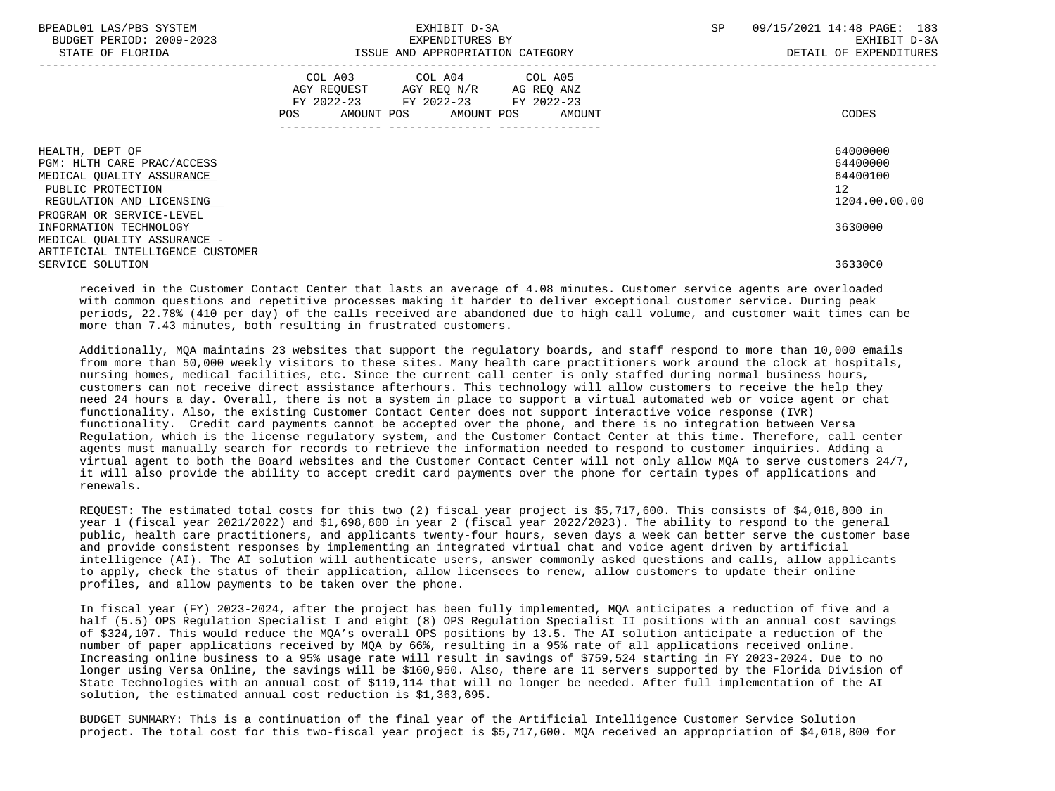| | COL A03 AGY REQUEST FY 2022-23 POS AMOUNT | COL A04 AGY REQ N/R FY 2022-23 POS AMOUNT | COL A05 AG REQ ANZ FY 2022-23 POS AMOUNT | CODES |
|---|---|---|---|---|
| HEALTH, DEPT OF | | | | 64000000 |
| PGM: HLTH CARE PRAC/ACCESS | | | | 64400000 |
| MEDICAL QUALITY ASSURANCE | | | | 64400100 |
| PUBLIC PROTECTION | | | | 12 |
| REGULATION AND LICENSING | | | | 1204.00.00.00 |
| PROGRAM OR SERVICE-LEVEL | | | | |
| INFORMATION TECHNOLOGY | | | | 3630000 |
| MEDICAL QUALITY ASSURANCE - ARTIFICIAL INTELLIGENCE CUSTOMER SERVICE SOLUTION | | | | 36330C0 |

received in the Customer Contact Center that lasts an average of 4.08 minutes. Customer service agents are overloaded with common questions and repetitive processes making it harder to deliver exceptional customer service. During peak periods, 22.78% (410 per day) of the calls received are abandoned due to high call volume, and customer wait times can be more than 7.43 minutes, both resulting in frustrated customers.

Additionally, MQA maintains 23 websites that support the regulatory boards, and staff respond to more than 10,000 emails from more than 50,000 weekly visitors to these sites. Many health care practitioners work around the clock at hospitals, nursing homes, medical facilities, etc. Since the current call center is only staffed during normal business hours, customers can not receive direct assistance afterhours. This technology will allow customers to receive the help they need 24 hours a day. Overall, there is not a system in place to support a virtual automated web or voice agent or chat functionality. Also, the existing Customer Contact Center does not support interactive voice response (IVR) functionality. Credit card payments cannot be accepted over the phone, and there is no integration between Versa Regulation, which is the license regulatory system, and the Customer Contact Center at this time. Therefore, call center agents must manually search for records to retrieve the information needed to respond to customer inquiries. Adding a virtual agent to both the Board websites and the Customer Contact Center will not only allow MQA to serve customers 24/7, it will also provide the ability to accept credit card payments over the phone for certain types of applications and renewals.

REQUEST: The estimated total costs for this two (2) fiscal year project is $5,717,600. This consists of $4,018,800 in year 1 (fiscal year 2021/2022) and $1,698,800 in year 2 (fiscal year 2022/2023). The ability to respond to the general public, health care practitioners, and applicants twenty-four hours, seven days a week can better serve the customer base and provide consistent responses by implementing an integrated virtual chat and voice agent driven by artificial intelligence (AI). The AI solution will authenticate users, answer commonly asked questions and calls, allow applicants to apply, check the status of their application, allow licensees to renew, allow customers to update their online profiles, and allow payments to be taken over the phone.

In fiscal year (FY) 2023-2024, after the project has been fully implemented, MQA anticipates a reduction of five and a half (5.5) OPS Regulation Specialist I and eight (8) OPS Regulation Specialist II positions with an annual cost savings of $324,107. This would reduce the MQA's overall OPS positions by 13.5. The AI solution anticipate a reduction of the number of paper applications received by MQA by 66%, resulting in a 95% rate of all applications received online. Increasing online business to a 95% usage rate will result in savings of $759,524 starting in FY 2023-2024. Due to no longer using Versa Online, the savings will be $160,950. Also, there are 11 servers supported by the Florida Division of State Technologies with an annual cost of $119,114 that will no longer be needed. After full implementation of the AI solution, the estimated annual cost reduction is $1,363,695.

BUDGET SUMMARY: This is a continuation of the final year of the Artificial Intelligence Customer Service Solution project. The total cost for this two-fiscal year project is $5,717,600. MQA received an appropriation of $4,018,800 for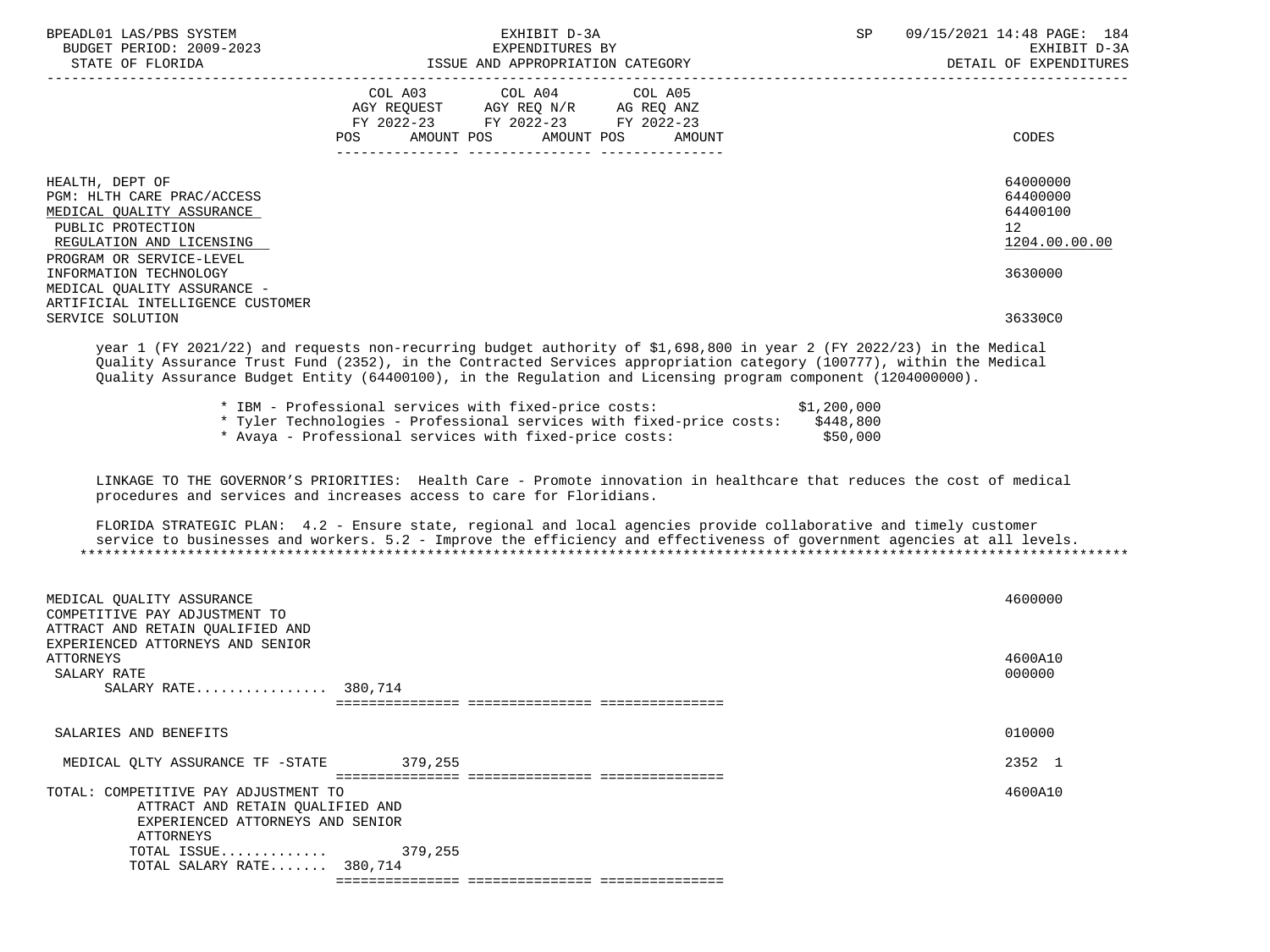| | COL A03 AGY REQUEST FY 2022-23 POS AMOUNT | COL A04 AGY REQ N/R FY 2022-23 POS AMOUNT | COL A05 AG REQ ANZ FY 2022-23 POS AMOUNT | CODES |
|---|---|---|---|---|
| HEALTH, DEPT OF | | | | 64000000 |
| PGM: HLTH CARE PRAC/ACCESS | | | | 64400000 |
| MEDICAL QUALITY ASSURANCE | | | | 64400100 |
| PUBLIC PROTECTION | | | | 12 |
| REGULATION AND LICENSING | | | | 1204.00.00.00 |
| PROGRAM OR SERVICE-LEVEL | | | | |
| INFORMATION TECHNOLOGY | | | | 3630000 |
| MEDICAL QUALITY ASSURANCE - ARTIFICIAL INTELLIGENCE CUSTOMER SERVICE SOLUTION | | | | 36330C0 |

year 1 (FY 2021/22) and requests non-recurring budget authority of $1,698,800 in year 2 (FY 2022/23) in the Medical Quality Assurance Trust Fund (2352), in the Contracted Services appropriation category (100777), within the Medical Quality Assurance Budget Entity (64400100), in the Regulation and Licensing program component (1204000000).

* IBM - Professional services with fixed-price costs: $1,200,000
* Tyler Technologies - Professional services with fixed-price costs: $448,800
* Avaya - Professional services with fixed-price costs: $50,000

LINKAGE TO THE GOVERNOR'S PRIORITIES: Health Care - Promote innovation in healthcare that reduces the cost of medical procedures and services and increases access to care for Floridians.

FLORIDA STRATEGIC PLAN: 4.2 - Ensure state, regional and local agencies provide collaborative and timely customer service to businesses and workers. 5.2 - Improve the efficiency and effectiveness of government agencies at all levels.

*******************************************************************************************************************************

| | COL A03 | COL A04 | COL A05 | CODES |
|---|---|---|---|---|
| MEDICAL QUALITY ASSURANCE | | | | 4600000 |
| COMPETITIVE PAY ADJUSTMENT TO ATTRACT AND RETAIN QUALIFIED AND EXPERIENCED ATTORNEYS AND SENIOR ATTORNEYS | | | | 4600A10 |
| SALARY RATE | | | | 000000 |
| SALARY RATE................ | 380,714 | | | |
| SALARIES AND BENEFITS | | | | 010000 |
| MEDICAL QLTY ASSURANCE TF -STATE | 379,255 | | | 2352 1 |
| TOTAL: COMPETITIVE PAY ADJUSTMENT TO ATTRACT AND RETAIN QUALIFIED AND EXPERIENCED ATTORNEYS AND SENIOR ATTORNEYS | | | | 4600A10 |
| TOTAL ISSUE............. | 379,255 | | | |
| TOTAL SALARY RATE....... | 380,714 | | | |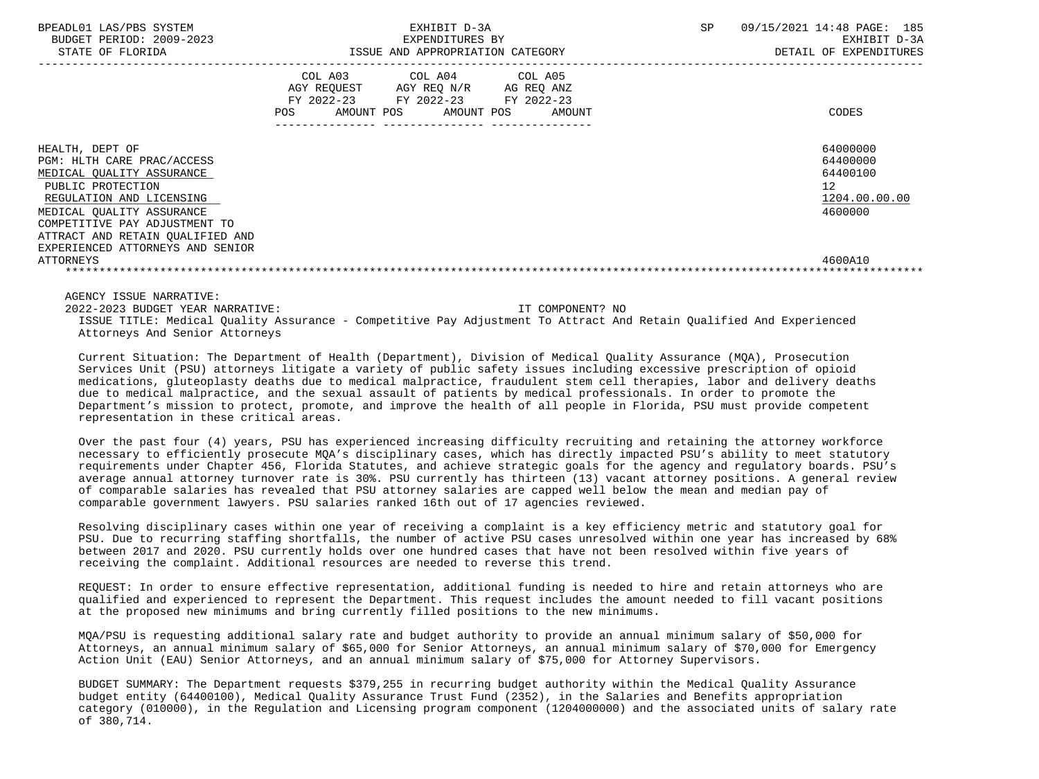| | COL A03 AGY REQUEST FY 2022-23 POS AMOUNT | COL A04 AGY REQ N/R FY 2022-23 POS AMOUNT | COL A05 AG REQ ANZ FY 2022-23 POS AMOUNT | CODES |
|---|---|---|---|---|
| HEALTH, DEPT OF | | | | 64000000 |
| PGM: HLTH CARE PRAC/ACCESS | | | | 64400000 |
| MEDICAL QUALITY ASSURANCE | | | | 64400100 |
| PUBLIC PROTECTION | | | | 12 |
| REGULATION AND LICENSING | | | | 1204.00.00.00 |
| MEDICAL QUALITY ASSURANCE | | | | 4600000 |
| COMPETITIVE PAY ADJUSTMENT TO ATTRACT AND RETAIN QUALIFIED AND EXPERIENCED ATTORNEYS AND SENIOR ATTORNEYS | | | | 4600A10 |

AGENCY ISSUE NARRATIVE:

2022-2023 BUDGET YEAR NARRATIVE: IT COMPONENT? NO

ISSUE TITLE: Medical Quality Assurance - Competitive Pay Adjustment To Attract And Retain Qualified And Experienced Attorneys And Senior Attorneys

Current Situation: The Department of Health (Department), Division of Medical Quality Assurance (MQA), Prosecution Services Unit (PSU) attorneys litigate a variety of public safety issues including excessive prescription of opioid medications, gluteoplasty deaths due to medical malpractice, fraudulent stem cell therapies, labor and delivery deaths due to medical malpractice, and the sexual assault of patients by medical professionals. In order to promote the Department's mission to protect, promote, and improve the health of all people in Florida, PSU must provide competent representation in these critical areas.

Over the past four (4) years, PSU has experienced increasing difficulty recruiting and retaining the attorney workforce necessary to efficiently prosecute MQA's disciplinary cases, which has directly impacted PSU's ability to meet statutory requirements under Chapter 456, Florida Statutes, and achieve strategic goals for the agency and regulatory boards. PSU's average annual attorney turnover rate is 30%. PSU currently has thirteen (13) vacant attorney positions. A general review of comparable salaries has revealed that PSU attorney salaries are capped well below the mean and median pay of comparable government lawyers. PSU salaries ranked 16th out of 17 agencies reviewed.

Resolving disciplinary cases within one year of receiving a complaint is a key efficiency metric and statutory goal for PSU. Due to recurring staffing shortfalls, the number of active PSU cases unresolved within one year has increased by 68% between 2017 and 2020. PSU currently holds over one hundred cases that have not been resolved within five years of receiving the complaint. Additional resources are needed to reverse this trend.

REQUEST: In order to ensure effective representation, additional funding is needed to hire and retain attorneys who are qualified and experienced to represent the Department. This request includes the amount needed to fill vacant positions at the proposed new minimums and bring currently filled positions to the new minimums.

MQA/PSU is requesting additional salary rate and budget authority to provide an annual minimum salary of $50,000 for Attorneys, an annual minimum salary of $65,000 for Senior Attorneys, an annual minimum salary of $70,000 for Emergency Action Unit (EAU) Senior Attorneys, and an annual minimum salary of $75,000 for Attorney Supervisors.

BUDGET SUMMARY: The Department requests $379,255 in recurring budget authority within the Medical Quality Assurance budget entity (64400100), Medical Quality Assurance Trust Fund (2352), in the Salaries and Benefits appropriation category (010000), in the Regulation and Licensing program component (1204000000) and the associated units of salary rate of 380,714.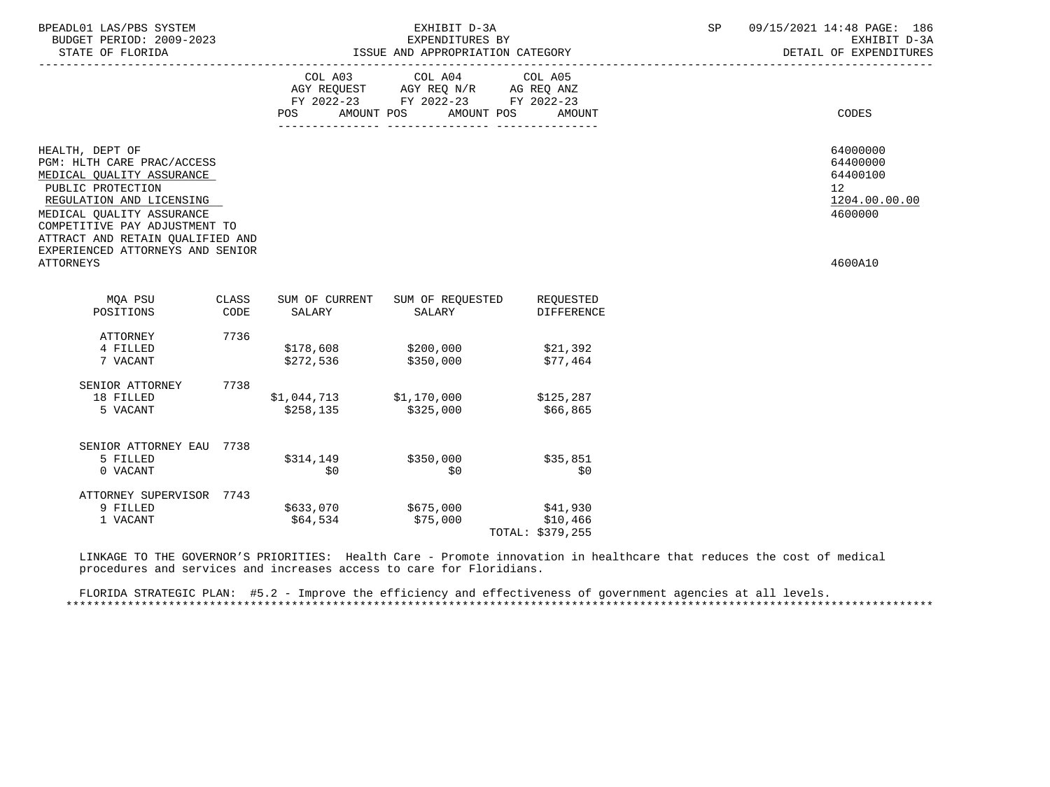BPEADL01 LAS/PBS SYSTEM — EXHIBIT D-3A — EXPENDITURES BY ISSUE AND APPROPRIATION CATEGORY — DETAIL OF EXPENDITURES
BUDGET PERIOD: 2009-2023
STATE OF FLORIDA
SP 09/15/2021 14:48

| | COL A03 AGY REQUEST FY 2022-23 POS AMOUNT | COL A04 AGY REQ N/R FY 2022-23 POS AMOUNT | COL A05 AG REQ ANZ FY 2022-23 POS AMOUNT | CODES |
|---|---|---|---|---|
| HEALTH, DEPT OF | | | | 64000000 |
| PGM: HLTH CARE PRAC/ACCESS | | | | 64400000 |
| MEDICAL QUALITY ASSURANCE | | | | 64400100 |
| PUBLIC PROTECTION | | | | 12 |
| REGULATION AND LICENSING | | | | 1204.00.00.00 |
| MEDICAL QUALITY ASSURANCE | | | | 4600000 |
| COMPETITIVE PAY ADJUSTMENT TO ATTRACT AND RETAIN QUALIFIED AND EXPERIENCED ATTORNEYS AND SENIOR ATTORNEYS | | | | 4600A10 |

| MQA PSU POSITIONS | CLASS CODE | SUM OF CURRENT SALARY | SUM OF REQUESTED SALARY | REQUESTED DIFFERENCE |
|---|---|---|---|---|
| ATTORNEY | 7736 | | | |
| 4 FILLED | | $178,608 | $200,000 | $21,392 |
| 7 VACANT | | $272,536 | $350,000 | $77,464 |
| SENIOR ATTORNEY | 7738 | | | |
| 18 FILLED | | $1,044,713 | $1,170,000 | $125,287 |
| 5 VACANT | | $258,135 | $325,000 | $66,865 |
| SENIOR ATTORNEY EAU | 7738 | | | |
| 5 FILLED | | $314,149 | $350,000 | $35,851 |
| 0 VACANT | | $0 | $0 | $0 |
| ATTORNEY SUPERVISOR | 7743 | | | |
| 9 FILLED | | $633,070 | $675,000 | $41,930 |
| 1 VACANT | | $64,534 | $75,000 | $10,466 |
| | | | | TOTAL: $379,255 |

LINKAGE TO THE GOVERNOR'S PRIORITIES: Health Care - Promote innovation in healthcare that reduces the cost of medical procedures and services and increases access to care for Floridians.

FLORIDA STRATEGIC PLAN: #5.2 - Improve the efficiency and effectiveness of government agencies at all levels.

*******************************************************************************************************************************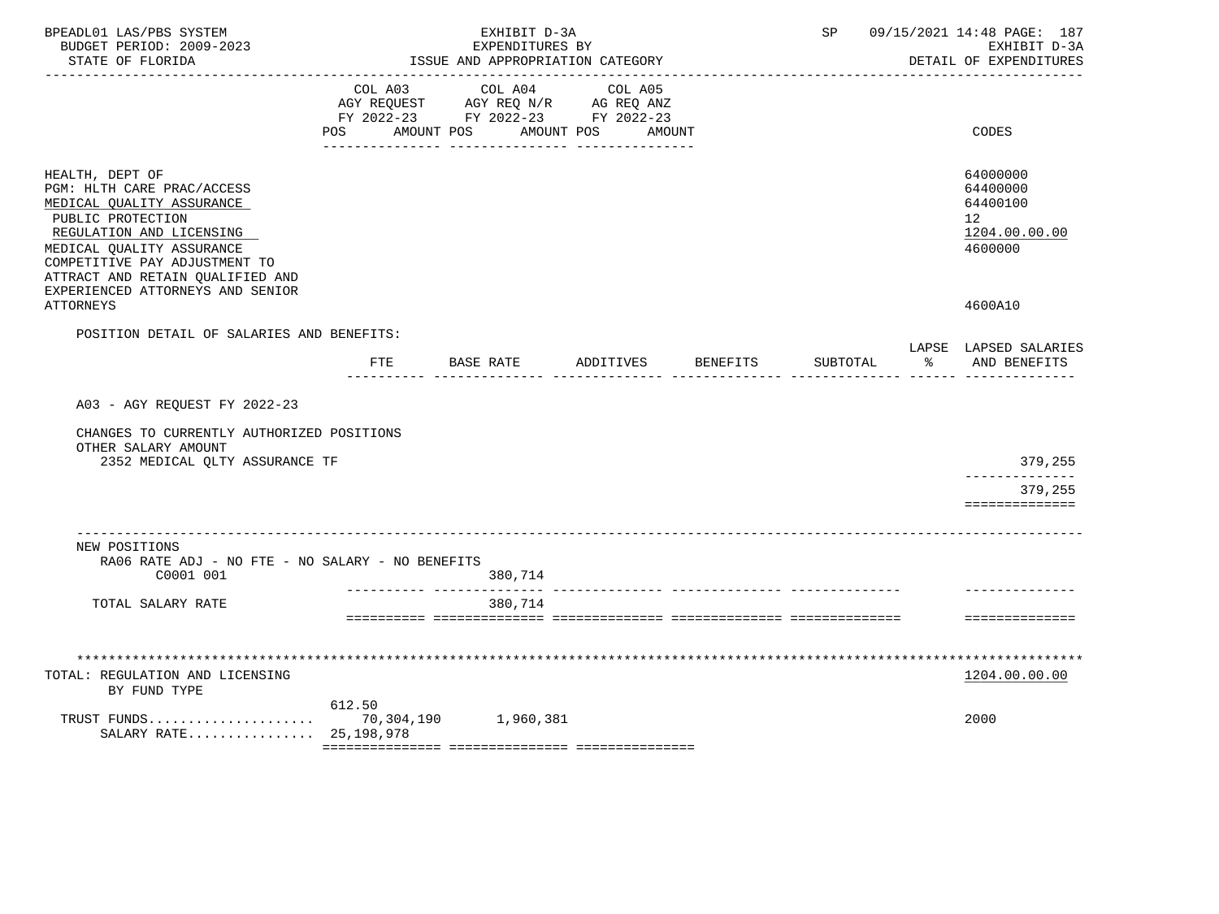BPEADL01 LAS/PBS SYSTEM — EXHIBIT D-3A — EXPENDITURES BY ISSUE AND APPROPRIATION CATEGORY — SP 09/15/2021 14:48 PAGE: 187
BUDGET PERIOD: 2009-2023 — STATE OF FLORIDA — EXHIBIT D-3A DETAIL OF EXPENDITURES

| | COL A03 AGY REQUEST FY 2022-23 POS AMOUNT | COL A04 AGY REQ N/R FY 2022-23 POS AMOUNT | COL A05 AG REQ ANZ FY 2022-23 POS AMOUNT | CODES |
|---|---|---|---|---|
| HEALTH, DEPT OF | | | | 64000000 |
| PGM: HLTH CARE PRAC/ACCESS | | | | 64400000 |
| MEDICAL QUALITY ASSURANCE | | | | 64400100 |
| PUBLIC PROTECTION | | | | 12 |
| REGULATION AND LICENSING | | | | 1204.00.00.00 |
| MEDICAL QUALITY ASSURANCE | | | | 4600000 |
| COMPETITIVE PAY ADJUSTMENT TO ATTRACT AND RETAIN QUALIFIED AND EXPERIENCED ATTORNEYS AND SENIOR ATTORNEYS | | | | 4600A10 |

POSITION DETAIL OF SALARIES AND BENEFITS:

| | FTE | BASE RATE | ADDITIVES | BENEFITS | SUBTOTAL | LAPSE % | LAPSED SALARIES AND BENEFITS |
|---|---|---|---|---|---|---|---|
| A03 - AGY REQUEST FY 2022-23 | | | | | | | |
| CHANGES TO CURRENTLY AUTHORIZED POSITIONS | | | | | | | |
| OTHER SALARY AMOUNT | | | | | | | |
| 2352 MEDICAL QLTY ASSURANCE TF | | | | | | | 379,255 |
| | | | | | | | 379,255 |
| NEW POSITIONS | | | | | | | |
| RA06 RATE ADJ - NO FTE - NO SALARY - NO BENEFITS | | | | | | | |
| C0001 001 | | 380,714 | | | | | |
| TOTAL SALARY RATE | | 380,714 | | | | | |

| TOTAL: REGULATION AND LICENSING BY FUND TYPE | COL A03 | COL A04 | COL A05 | 1204.00.00.00 |
|---|---|---|---|---|
| | 612.50 | | | |
| TRUST FUNDS | 70,304,190 | 1,960,381 | | 2000 |
| SALARY RATE | 25,198,978 | | | |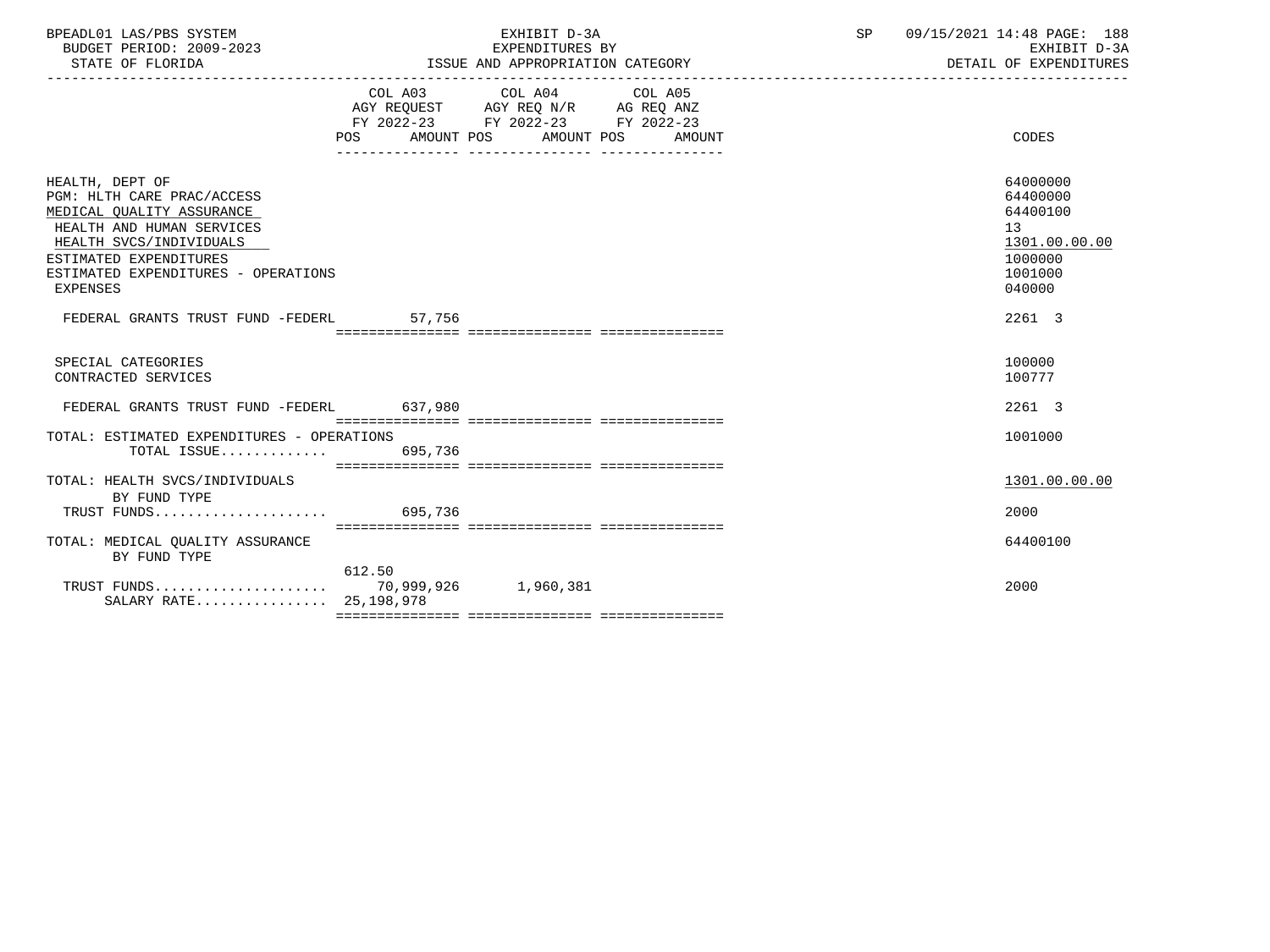| | COL A03 AGY REQUEST FY 2022-23 POS AMOUNT | COL A04 AGY REQ N/R FY 2022-23 POS AMOUNT | COL A05 AG REQ ANZ FY 2022-23 POS AMOUNT | CODES |
|---|---|---|---|---|
| HEALTH, DEPT OF | | | | 64000000 |
| PGM: HLTH CARE PRAC/ACCESS | | | | 64400000 |
| MEDICAL QUALITY ASSURANCE | | | | 64400100 |
| HEALTH AND HUMAN SERVICES | | | | 13 |
| HEALTH SVCS/INDIVIDUALS | | | | 1301.00.00.00 |
| ESTIMATED EXPENDITURES | | | | 1000000 |
| ESTIMATED EXPENDITURES - OPERATIONS | | | | 1001000 |
| EXPENSES | | | | 040000 |
| FEDERAL GRANTS TRUST FUND -FEDERL | 57,756 | | | 2261 3 |
| SPECIAL CATEGORIES | | | | 100000 |
| CONTRACTED SERVICES | | | | 100777 |
| FEDERAL GRANTS TRUST FUND -FEDERL | 637,980 | | | 2261 3 |
| TOTAL: ESTIMATED EXPENDITURES - OPERATIONS | | | | 1001000 |
| TOTAL ISSUE............. | 695,736 | | | |
| TOTAL: HEALTH SVCS/INDIVIDUALS | | | | 1301.00.00.00 |
| BY FUND TYPE | | | | |
| TRUST FUNDS..................... | 695,736 | | | 2000 |
| TOTAL: MEDICAL QUALITY ASSURANCE | | | | 64400100 |
| BY FUND TYPE | | | | |
| | 612.50 | | | |
| TRUST FUNDS..................... | 70,999,926 | 1,960,381 | | 2000 |
| SALARY RATE................ | 25,198,978 | | | |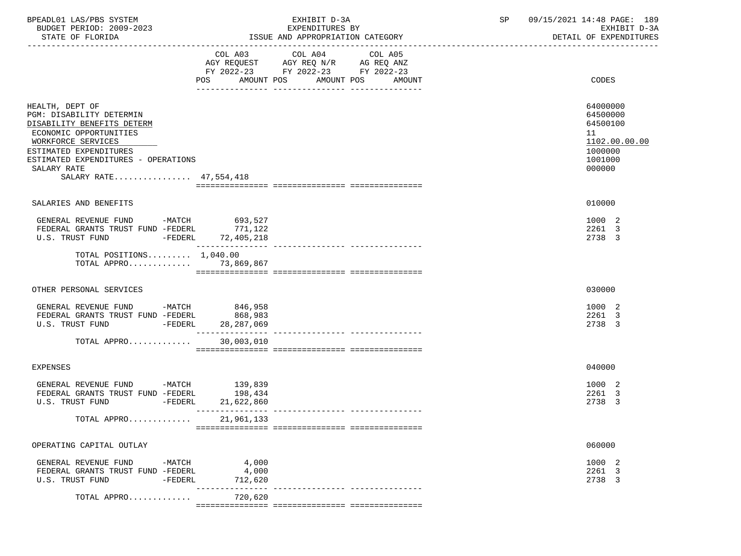BPEADL01 LAS/PBS SYSTEM — EXHIBIT D-3A — SP 09/15/2021 14:48 PAGE: 189
BUDGET PERIOD: 2009-2023 — EXPENDITURES BY — EXHIBIT D-3A
STATE OF FLORIDA — ISSUE AND APPROPRIATION CATEGORY — DETAIL OF EXPENDITURES

| | COL A03 AGY REQUEST FY 2022-23 POS AMOUNT | COL A04 AGY REQ N/R FY 2022-23 POS AMOUNT | COL A05 AG REQ ANZ FY 2022-23 POS AMOUNT | CODES |
|---|---|---|---|---|
| HEALTH, DEPT OF | | | | 64000000 |
| PGM: DISABILITY DETERMIN | | | | 64500000 |
| DISABILITY BENEFITS DETERM | | | | 64500100 |
| ECONOMIC OPPORTUNITIES | | | | 11 |
| WORKFORCE SERVICES | | | | 1102.00.00.00 |
| ESTIMATED EXPENDITURES | | | | 1000000 |
| ESTIMATED EXPENDITURES - OPERATIONS | | | | 1001000 |
| SALARY RATE | | | | 000000 |
| SALARY RATE................ | 47,554,418 | | | |
| SALARIES AND BENEFITS | | | | 010000 |
| GENERAL REVENUE FUND -MATCH | 693,527 | | | 1000 2 |
| FEDERAL GRANTS TRUST FUND -FEDERL | 771,122 | | | 2261 3 |
| U.S. TRUST FUND -FEDERL | 72,405,218 | | | 2738 3 |
| TOTAL POSITIONS......... | 1,040.00 | | | |
| TOTAL APPRO............. | 73,869,867 | | | |
| OTHER PERSONAL SERVICES | | | | 030000 |
| GENERAL REVENUE FUND -MATCH | 846,958 | | | 1000 2 |
| FEDERAL GRANTS TRUST FUND -FEDERL | 868,983 | | | 2261 3 |
| U.S. TRUST FUND -FEDERL | 28,287,069 | | | 2738 3 |
| TOTAL APPRO............. | 30,003,010 | | | |
| EXPENSES | | | | 040000 |
| GENERAL REVENUE FUND -MATCH | 139,839 | | | 1000 2 |
| FEDERAL GRANTS TRUST FUND -FEDERL | 198,434 | | | 2261 3 |
| U.S. TRUST FUND -FEDERL | 21,622,860 | | | 2738 3 |
| TOTAL APPRO............. | 21,961,133 | | | |
| OPERATING CAPITAL OUTLAY | | | | 060000 |
| GENERAL REVENUE FUND -MATCH | 4,000 | | | 1000 2 |
| FEDERAL GRANTS TRUST FUND -FEDERL | 4,000 | | | 2261 3 |
| U.S. TRUST FUND -FEDERL | 712,620 | | | 2738 3 |
| TOTAL APPRO............. | 720,620 | | | |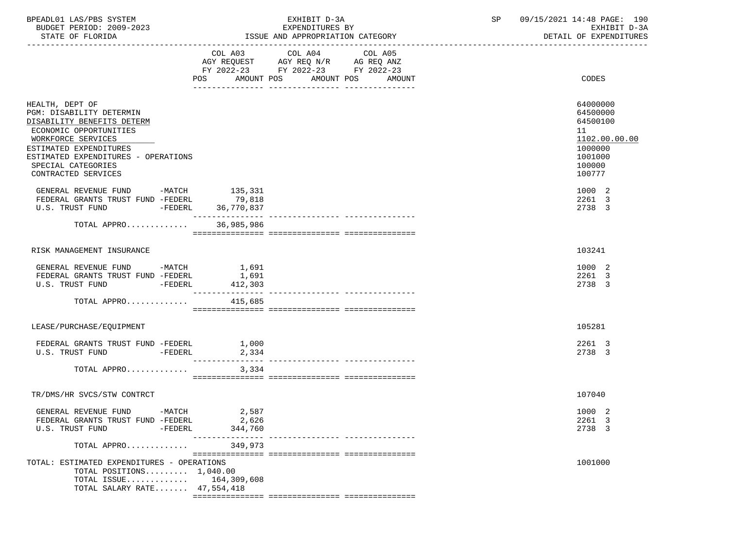| | COL A03 AGY REQUEST FY 2022-23 POS AMOUNT | COL A04 AGY REQ N/R FY 2022-23 POS AMOUNT | COL A05 AG REQ ANZ FY 2022-23 POS AMOUNT | CODES |
|---|---|---|---|---|
| HEALTH, DEPT OF | | | | 64000000 |
| PGM: DISABILITY DETERMIN | | | | 64500000 |
| DISABILITY BENEFITS DETERM | | | | 64500100 |
| ECONOMIC OPPORTUNITIES | | | | 11 |
| WORKFORCE SERVICES | | | | 1102.00.00.00 |
| ESTIMATED EXPENDITURES | | | | 1000000 |
| ESTIMATED EXPENDITURES - OPERATIONS | | | | 1001000 |
| SPECIAL CATEGORIES | | | | 100000 |
| CONTRACTED SERVICES | | | | 100777 |
| GENERAL REVENUE FUND -MATCH | 135,331 | | | 1000 2 |
| FEDERAL GRANTS TRUST FUND -FEDERL | 79,818 | | | 2261 3 |
| U.S. TRUST FUND -FEDERL | 36,770,837 | | | 2738 3 |
| TOTAL APPRO............. | 36,985,986 | | | |
| RISK MANAGEMENT INSURANCE | | | | 103241 |
| GENERAL REVENUE FUND -MATCH | 1,691 | | | 1000 2 |
| FEDERAL GRANTS TRUST FUND -FEDERL | 1,691 | | | 2261 3 |
| U.S. TRUST FUND -FEDERL | 412,303 | | | 2738 3 |
| TOTAL APPRO............. | 415,685 | | | |
| LEASE/PURCHASE/EQUIPMENT | | | | 105281 |
| FEDERAL GRANTS TRUST FUND -FEDERL | 1,000 | | | 2261 3 |
| U.S. TRUST FUND -FEDERL | 2,334 | | | 2738 3 |
| TOTAL APPRO............. | 3,334 | | | |
| TR/DMS/HR SVCS/STW CONTRCT | | | | 107040 |
| GENERAL REVENUE FUND -MATCH | 2,587 | | | 1000 2 |
| FEDERAL GRANTS TRUST FUND -FEDERL | 2,626 | | | 2261 3 |
| U.S. TRUST FUND -FEDERL | 344,760 | | | 2738 3 |
| TOTAL APPRO............. | 349,973 | | | |
| TOTAL: ESTIMATED EXPENDITURES - OPERATIONS | | | | 1001000 |
| TOTAL POSITIONS......... | 1,040.00 | | | |
| TOTAL ISSUE............. | 164,309,608 | | | |
| TOTAL SALARY RATE....... | 47,554,418 | | | |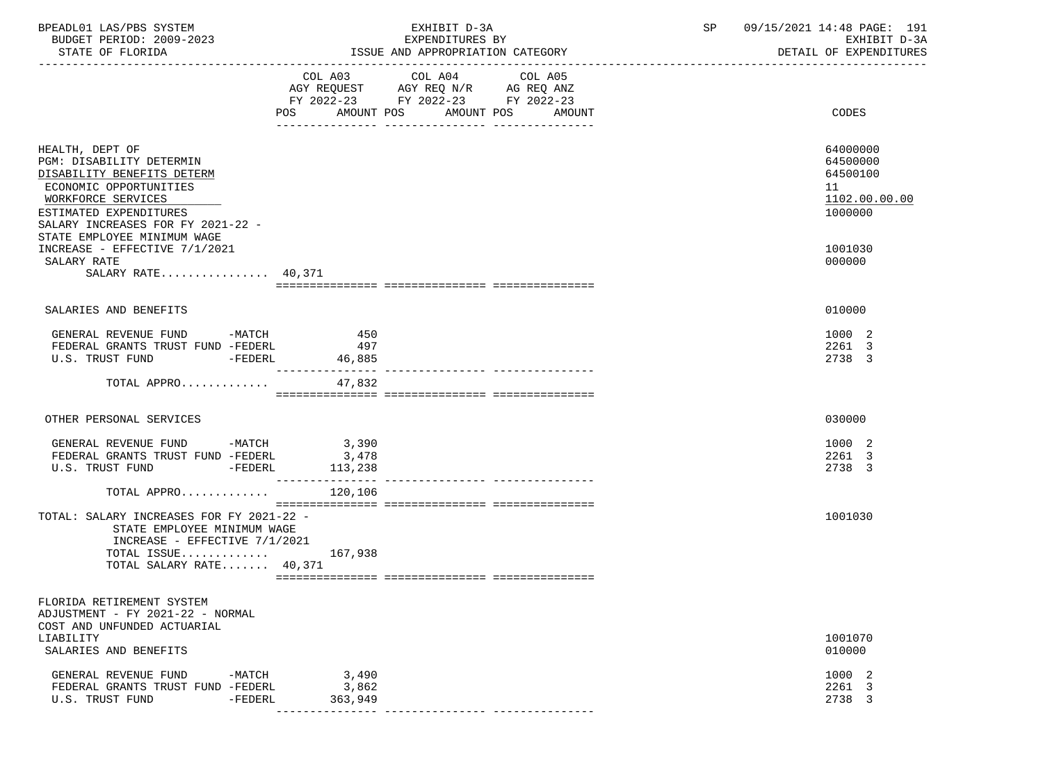| | COL A03 AGY REQUEST FY 2022-23 POS AMOUNT | COL A04 AGY REQ N/R FY 2022-23 POS AMOUNT | COL A05 AG REQ ANZ FY 2022-23 POS AMOUNT | CODES |
|---|---|---|---|---|
| HEALTH, DEPT OF | | | | 64000000 |
| PGM: DISABILITY DETERMIN | | | | 64500000 |
| DISABILITY BENEFITS DETERM | | | | 64500100 |
| ECONOMIC OPPORTUNITIES | | | | 11 |
| WORKFORCE SERVICES | | | | 1102.00.00.00 |
| ESTIMATED EXPENDITURES | | | | 1000000 |
| SALARY INCREASES FOR FY 2021-22 - STATE EMPLOYEE MINIMUM WAGE INCREASE - EFFECTIVE 7/1/2021 | | | | 1001030 |
| SALARY RATE | | | | 000000 |
| SALARY RATE................ 40,371 | | | | |
| SALARIES AND BENEFITS | | | | 010000 |
| GENERAL REVENUE FUND -MATCH | 450 | | | 1000 2 |
| FEDERAL GRANTS TRUST FUND -FEDERL | 497 | | | 2261 3 |
| U.S. TRUST FUND -FEDERL | 46,885 | | | 2738 3 |
| TOTAL APPRO............. | 47,832 | | | |
| OTHER PERSONAL SERVICES | | | | 030000 |
| GENERAL REVENUE FUND -MATCH | 3,390 | | | 1000 2 |
| FEDERAL GRANTS TRUST FUND -FEDERL | 3,478 | | | 2261 3 |
| U.S. TRUST FUND -FEDERL | 113,238 | | | 2738 3 |
| TOTAL APPRO............. | 120,106 | | | |
| TOTAL: SALARY INCREASES FOR FY 2021-22 - STATE EMPLOYEE MINIMUM WAGE INCREASE - EFFECTIVE 7/1/2021 | | | | 1001030 |
| TOTAL ISSUE............. | 167,938 | | | |
| TOTAL SALARY RATE....... 40,371 | | | | |
| FLORIDA RETIREMENT SYSTEM ADJUSTMENT - FY 2021-22 - NORMAL COST AND UNFUNDED ACTUARIAL LIABILITY | | | | 1001070 |
| SALARIES AND BENEFITS | | | | 010000 |
| GENERAL REVENUE FUND -MATCH | 3,490 | | | 1000 2 |
| FEDERAL GRANTS TRUST FUND -FEDERL | 3,862 | | | 2261 3 |
| U.S. TRUST FUND -FEDERL | 363,949 | | | 2738 3 |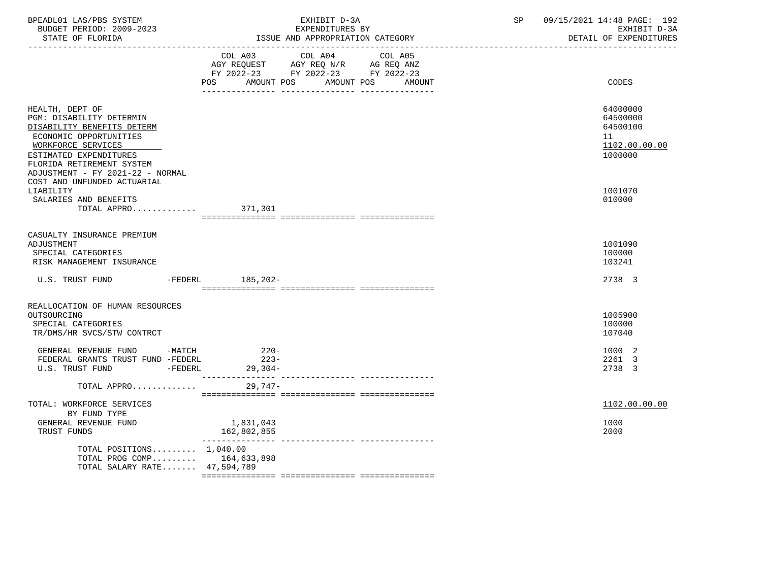| | COL A03 AGY REQUEST FY 2022-23 POS | AMOUNT | COL A04 AGY REQ N/R FY 2022-23 POS | AMOUNT | COL A05 AG REQ ANZ FY 2022-23 POS | AMOUNT | CODES |
|---|---|---|---|---|---|---|---|
| HEALTH, DEPT OF | | | | | | | 64000000 |
| PGM: DISABILITY DETERMIN | | | | | | | 64500000 |
| DISABILITY BENEFITS DETERM | | | | | | | 64500100 |
| ECONOMIC OPPORTUNITIES | | | | | | | 11 |
| WORKFORCE SERVICES | | | | | | | 1102.00.00.00 |
| ESTIMATED EXPENDITURES | | | | | | | 1000000 |
| FLORIDA RETIREMENT SYSTEM ADJUSTMENT - FY 2021-22 - NORMAL COST AND UNFUNDED ACTUARIAL LIABILITY | | | | | | | 1001070 |
| SALARIES AND BENEFITS | | | | | | | 010000 |
| TOTAL APPRO............. | | 371,301 | | | | | |
| CASUALTY INSURANCE PREMIUM ADJUSTMENT | | | | | | | 1001090 |
| SPECIAL CATEGORIES | | | | | | | 100000 |
| RISK MANAGEMENT INSURANCE | | | | | | | 103241 |
| U.S. TRUST FUND -FEDERL | | 185,202- | | | | | 2738 3 |
| REALLOCATION OF HUMAN RESOURCES OUTSOURCING | | | | | | | 1005900 |
| SPECIAL CATEGORIES | | | | | | | 100000 |
| TR/DMS/HR SVCS/STW CONTRCT | | | | | | | 107040 |
| GENERAL REVENUE FUND -MATCH | | 220- | | | | | 1000 2 |
| FEDERAL GRANTS TRUST FUND -FEDERL | | 223- | | | | | 2261 3 |
| U.S. TRUST FUND -FEDERL | | 29,304- | | | | | 2738 3 |
| TOTAL APPRO............. | | 29,747- | | | | | |
| TOTAL: WORKFORCE SERVICES | | | | | | | 1102.00.00.00 |
| BY FUND TYPE | | | | | | | |
| GENERAL REVENUE FUND | | 1,831,043 | | | | | 1000 |
| TRUST FUNDS | | 162,802,855 | | | | | 2000 |
| TOTAL POSITIONS......... | 1,040.00 | | | | | | |
| TOTAL PROG COMP......... | | 164,633,898 | | | | | |
| TOTAL SALARY RATE....... | | 47,594,789 | | | | | |